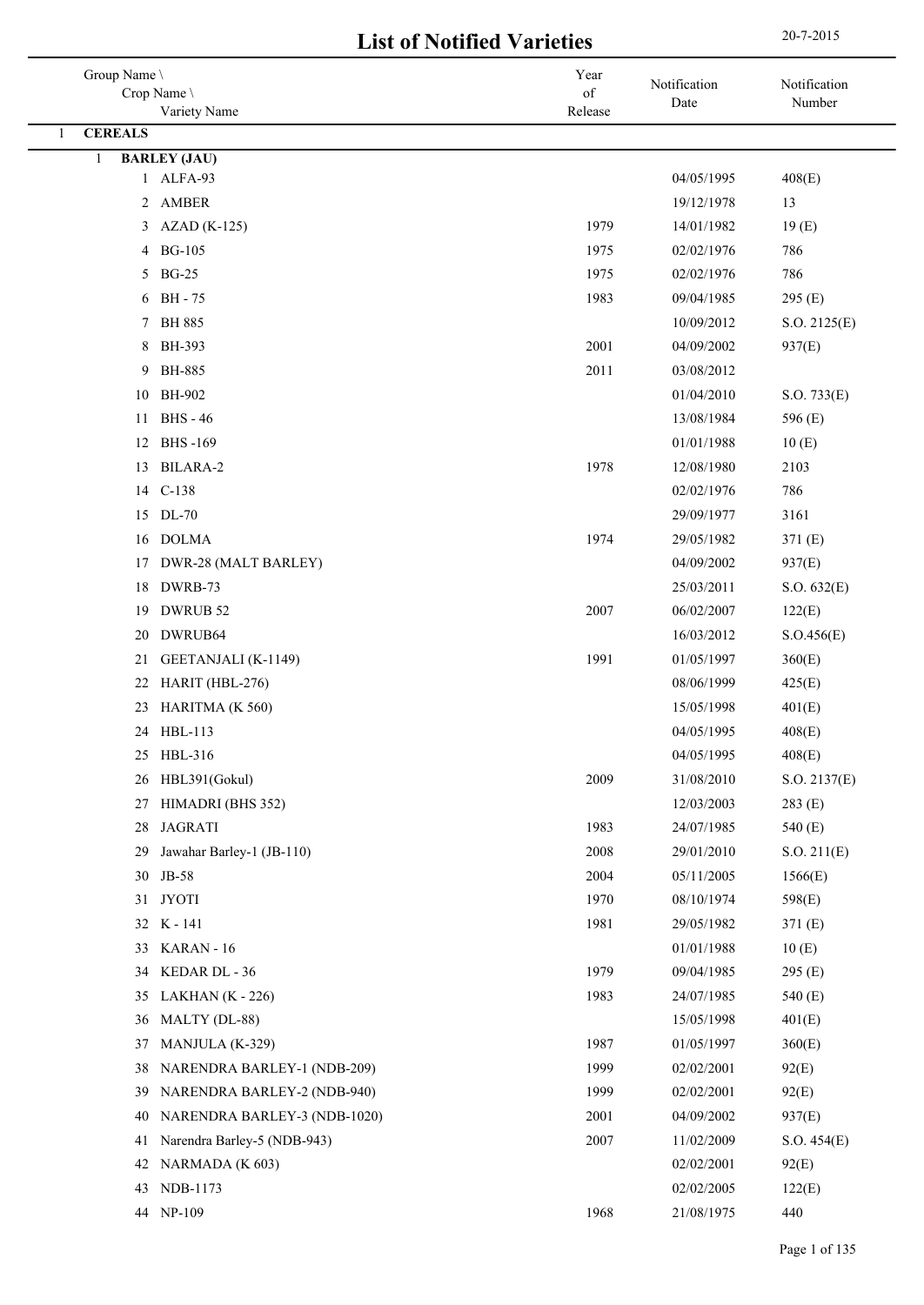# List of Notified Varieties

20-7-2015

| Group Name \ Crop Name \ Variety Name | Year of Release | Notification Date | Notification Number |
|---|---|---|---|
| 1 **CEREALS** | | | |
| 1 **BARLEY (JAU)** | | | |
| 1 ALFA-93 | | 04/05/1995 | 408(E) |
| 2 AMBER | | 19/12/1978 | 13 |
| 3 AZAD (K-125) | 1979 | 14/01/1982 | 19 (E) |
| 4 BG-105 | 1975 | 02/02/1976 | 786 |
| 5 BG-25 | 1975 | 02/02/1976 | 786 |
| 6 BH - 75 | 1983 | 09/04/1985 | 295 (E) |
| 7 BH 885 | | 10/09/2012 | S.O. 2125(E) |
| 8 BH-393 | 2001 | 04/09/2002 | 937(E) |
| 9 BH-885 | 2011 | 03/08/2012 | |
| 10 BH-902 | | 01/04/2010 | S.O. 733(E) |
| 11 BHS - 46 | | 13/08/1984 | 596 (E) |
| 12 BHS -169 | | 01/01/1988 | 10 (E) |
| 13 BILARA-2 | 1978 | 12/08/1980 | 2103 |
| 14 C-138 | | 02/02/1976 | 786 |
| 15 DL-70 | | 29/09/1977 | 3161 |
| 16 DOLMA | 1974 | 29/05/1982 | 371 (E) |
| 17 DWR-28 (MALT BARLEY) | | 04/09/2002 | 937(E) |
| 18 DWRB-73 | | 25/03/2011 | S.O. 632(E) |
| 19 DWRUB 52 | 2007 | 06/02/2007 | 122(E) |
| 20 DWRUB64 | | 16/03/2012 | S.O.456(E) |
| 21 GEETANJALI (K-1149) | 1991 | 01/05/1997 | 360(E) |
| 22 HARIT (HBL-276) | | 08/06/1999 | 425(E) |
| 23 HARITMA (K 560) | | 15/05/1998 | 401(E) |
| 24 HBL-113 | | 04/05/1995 | 408(E) |
| 25 HBL-316 | | 04/05/1995 | 408(E) |
| 26 HBL391(Gokul) | 2009 | 31/08/2010 | S.O. 2137(E) |
| 27 HIMADRI (BHS 352) | | 12/03/2003 | 283 (E) |
| 28 JAGRATI | 1983 | 24/07/1985 | 540 (E) |
| 29 Jawahar Barley-1 (JB-110) | 2008 | 29/01/2010 | S.O. 211(E) |
| 30 JB-58 | 2004 | 05/11/2005 | 1566(E) |
| 31 JYOTI | 1970 | 08/10/1974 | 598(E) |
| 32 K - 141 | 1981 | 29/05/1982 | 371 (E) |
| 33 KARAN - 16 | | 01/01/1988 | 10 (E) |
| 34 KEDAR DL - 36 | 1979 | 09/04/1985 | 295 (E) |
| 35 LAKHAN (K - 226) | 1983 | 24/07/1985 | 540 (E) |
| 36 MALTY (DL-88) | | 15/05/1998 | 401(E) |
| 37 MANJULA (K-329) | 1987 | 01/05/1997 | 360(E) |
| 38 NARENDRA BARLEY-1 (NDB-209) | 1999 | 02/02/2001 | 92(E) |
| 39 NARENDRA BARLEY-2 (NDB-940) | 1999 | 02/02/2001 | 92(E) |
| 40 NARENDRA BARLEY-3 (NDB-1020) | 2001 | 04/09/2002 | 937(E) |
| 41 Narendra Barley-5 (NDB-943) | 2007 | 11/02/2009 | S.O. 454(E) |
| 42 NARMADA (K 603) | | 02/02/2001 | 92(E) |
| 43 NDB-1173 | | 02/02/2005 | 122(E) |
| 44 NP-109 | 1968 | 21/08/1975 | 440 |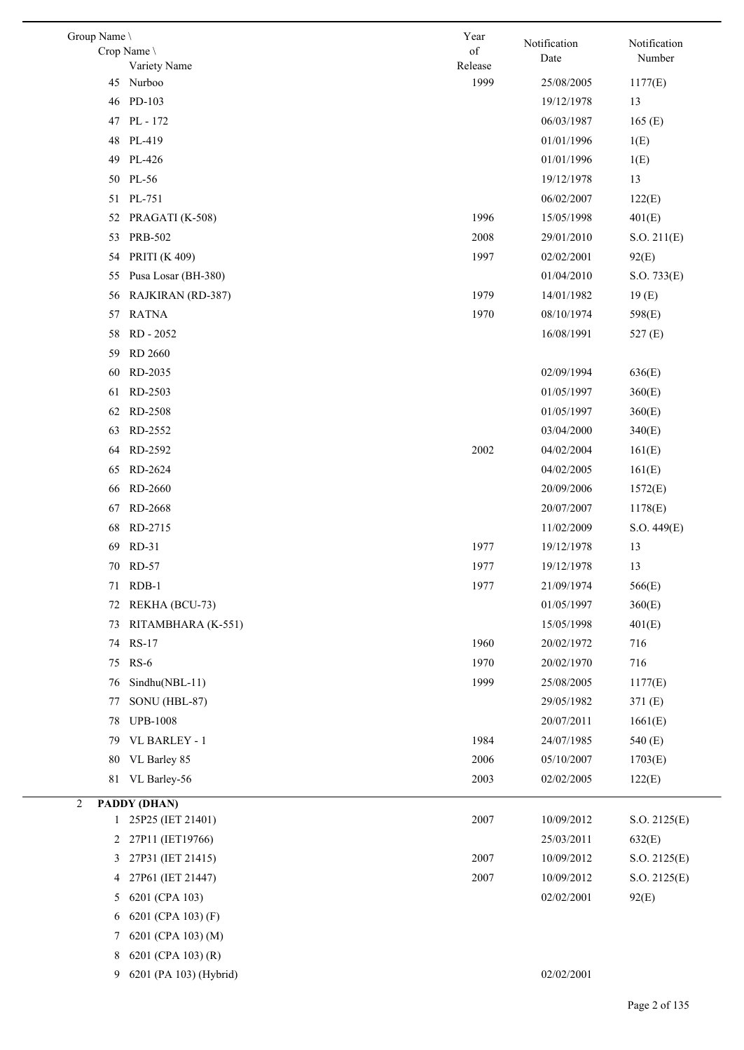| Group Name \ Crop Name \ Variety Name | Year of Release | Notification Date | Notification Number |
|---|---|---|---|
| 45 Nurboo | 1999 | 25/08/2005 | 1177(E) |
| 46 PD-103 | | 19/12/1978 | 13 |
| 47 PL - 172 | | 06/03/1987 | 165 (E) |
| 48 PL-419 | | 01/01/1996 | 1(E) |
| 49 PL-426 | | 01/01/1996 | 1(E) |
| 50 PL-56 | | 19/12/1978 | 13 |
| 51 PL-751 | | 06/02/2007 | 122(E) |
| 52 PRAGATI (K-508) | 1996 | 15/05/1998 | 401(E) |
| 53 PRB-502 | 2008 | 29/01/2010 | S.O. 211(E) |
| 54 PRITI (K 409) | 1997 | 02/02/2001 | 92(E) |
| 55 Pusa Losar (BH-380) | | 01/04/2010 | S.O. 733(E) |
| 56 RAJKIRAN (RD-387) | 1979 | 14/01/1982 | 19 (E) |
| 57 RATNA | 1970 | 08/10/1974 | 598(E) |
| 58 RD - 2052 | | 16/08/1991 | 527 (E) |
| 59 RD 2660 | | | |
| 60 RD-2035 | | 02/09/1994 | 636(E) |
| 61 RD-2503 | | 01/05/1997 | 360(E) |
| 62 RD-2508 | | 01/05/1997 | 360(E) |
| 63 RD-2552 | | 03/04/2000 | 340(E) |
| 64 RD-2592 | 2002 | 04/02/2004 | 161(E) |
| 65 RD-2624 | | 04/02/2005 | 161(E) |
| 66 RD-2660 | | 20/09/2006 | 1572(E) |
| 67 RD-2668 | | 20/07/2007 | 1178(E) |
| 68 RD-2715 | | 11/02/2009 | S.O. 449(E) |
| 69 RD-31 | 1977 | 19/12/1978 | 13 |
| 70 RD-57 | 1977 | 19/12/1978 | 13 |
| 71 RDB-1 | 1977 | 21/09/1974 | 566(E) |
| 72 REKHA (BCU-73) | | 01/05/1997 | 360(E) |
| 73 RITAMBHARA (K-551) | | 15/05/1998 | 401(E) |
| 74 RS-17 | 1960 | 20/02/1972 | 716 |
| 75 RS-6 | 1970 | 20/02/1970 | 716 |
| 76 Sindhu(NBL-11) | 1999 | 25/08/2005 | 1177(E) |
| 77 SONU (HBL-87) | | 29/05/1982 | 371 (E) |
| 78 UPB-1008 | | 20/07/2011 | 1661(E) |
| 79 VL BARLEY - 1 | 1984 | 24/07/1985 | 540 (E) |
| 80 VL Barley 85 | 2006 | 05/10/2007 | 1703(E) |
| 81 VL Barley-56 | 2003 | 02/02/2005 | 122(E) |
| 2 **PADDY (DHAN)** | | | |
| 1 25P25 (IET 21401) | 2007 | 10/09/2012 | S.O. 2125(E) |
| 2 27P11 (IET19766) | | 25/03/2011 | 632(E) |
| 3 27P31 (IET 21415) | 2007 | 10/09/2012 | S.O. 2125(E) |
| 4 27P61 (IET 21447) | 2007 | 10/09/2012 | S.O. 2125(E) |
| 5 6201 (CPA 103) | | 02/02/2001 | 92(E) |
| 6 6201 (CPA 103) (F) | | | |
| 7 6201 (CPA 103) (M) | | | |
| 8 6201 (CPA 103) (R) | | | |
| 9 6201 (PA 103) (Hybrid) | | 02/02/2001 | |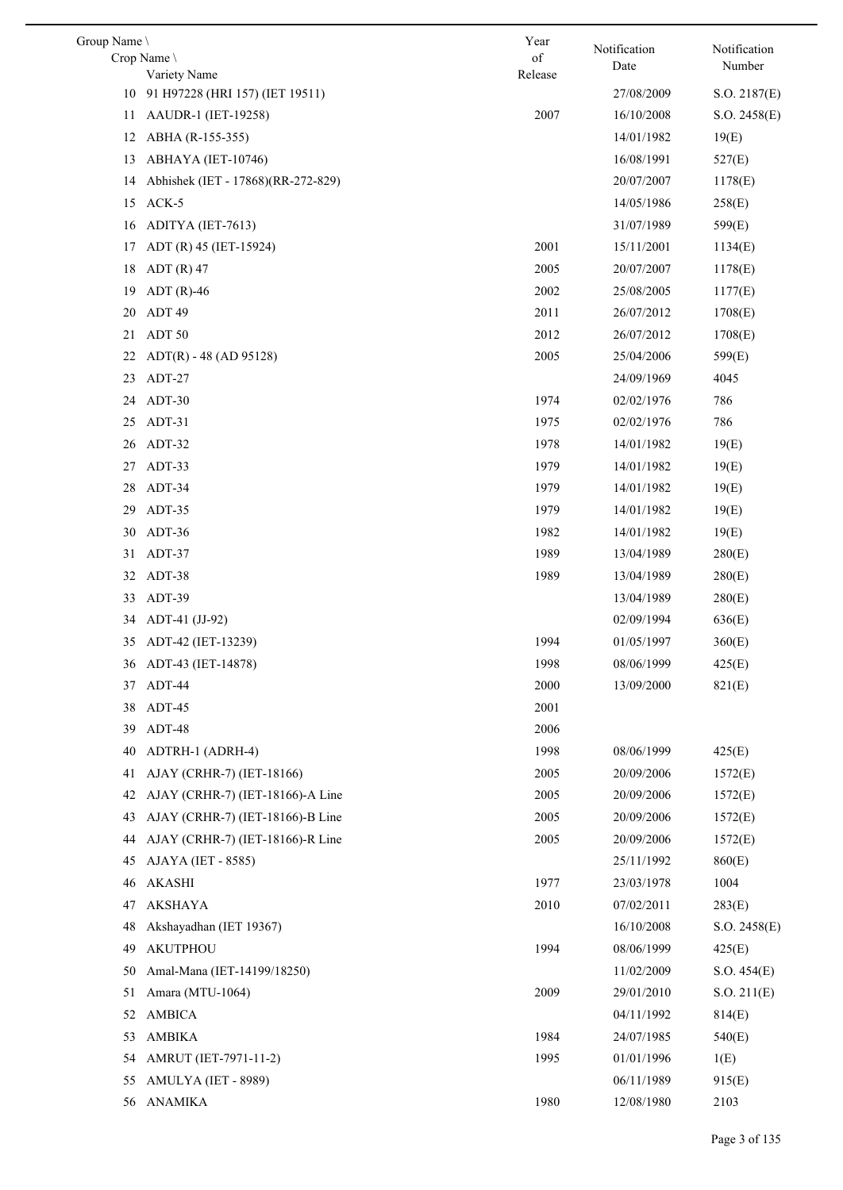| Group Name \ Crop Name \ Variety Name | | Year of Release | Notification Date | Notification Number |
|---|---|---|---|---|
| 10 | 91 H97228 (HRI 157) (IET 19511) | | 27/08/2009 | S.O. 2187(E) |
| 11 | AAUDR-1 (IET-19258) | 2007 | 16/10/2008 | S.O. 2458(E) |
| 12 | ABHA (R-155-355) | | 14/01/1982 | 19(E) |
| 13 | ABHAYA (IET-10746) | | 16/08/1991 | 527(E) |
| 14 | Abhishek (IET - 17868)(RR-272-829) | | 20/07/2007 | 1178(E) |
| 15 | ACK-5 | | 14/05/1986 | 258(E) |
| 16 | ADITYA (IET-7613) | | 31/07/1989 | 599(E) |
| 17 | ADT (R) 45 (IET-15924) | 2001 | 15/11/2001 | 1134(E) |
| 18 | ADT (R) 47 | 2005 | 20/07/2007 | 1178(E) |
| 19 | ADT (R)-46 | 2002 | 25/08/2005 | 1177(E) |
| 20 | ADT 49 | 2011 | 26/07/2012 | 1708(E) |
| 21 | ADT 50 | 2012 | 26/07/2012 | 1708(E) |
| 22 | ADT(R) - 48 (AD 95128) | 2005 | 25/04/2006 | 599(E) |
| 23 | ADT-27 | | 24/09/1969 | 4045 |
| 24 | ADT-30 | 1974 | 02/02/1976 | 786 |
| 25 | ADT-31 | 1975 | 02/02/1976 | 786 |
| 26 | ADT-32 | 1978 | 14/01/1982 | 19(E) |
| 27 | ADT-33 | 1979 | 14/01/1982 | 19(E) |
| 28 | ADT-34 | 1979 | 14/01/1982 | 19(E) |
| 29 | ADT-35 | 1979 | 14/01/1982 | 19(E) |
| 30 | ADT-36 | 1982 | 14/01/1982 | 19(E) |
| 31 | ADT-37 | 1989 | 13/04/1989 | 280(E) |
| 32 | ADT-38 | 1989 | 13/04/1989 | 280(E) |
| 33 | ADT-39 | | 13/04/1989 | 280(E) |
| 34 | ADT-41 (JJ-92) | | 02/09/1994 | 636(E) |
| 35 | ADT-42 (IET-13239) | 1994 | 01/05/1997 | 360(E) |
| 36 | ADT-43 (IET-14878) | 1998 | 08/06/1999 | 425(E) |
| 37 | ADT-44 | 2000 | 13/09/2000 | 821(E) |
| 38 | ADT-45 | 2001 | | |
| 39 | ADT-48 | 2006 | | |
| 40 | ADTRH-1 (ADRH-4) | 1998 | 08/06/1999 | 425(E) |
| 41 | AJAY (CRHR-7) (IET-18166) | 2005 | 20/09/2006 | 1572(E) |
| 42 | AJAY (CRHR-7) (IET-18166)-A Line | 2005 | 20/09/2006 | 1572(E) |
| 43 | AJAY (CRHR-7) (IET-18166)-B Line | 2005 | 20/09/2006 | 1572(E) |
| 44 | AJAY (CRHR-7) (IET-18166)-R Line | 2005 | 20/09/2006 | 1572(E) |
| 45 | AJAYA (IET - 8585) | | 25/11/1992 | 860(E) |
| 46 | AKASHI | 1977 | 23/03/1978 | 1004 |
| 47 | AKSHAYA | 2010 | 07/02/2011 | 283(E) |
| 48 | Akshayadhan (IET 19367) | | 16/10/2008 | S.O. 2458(E) |
| 49 | AKUTPHOU | 1994 | 08/06/1999 | 425(E) |
| 50 | Amal-Mana (IET-14199/18250) | | 11/02/2009 | S.O. 454(E) |
| 51 | Amara (MTU-1064) | 2009 | 29/01/2010 | S.O. 211(E) |
| 52 | AMBICA | | 04/11/1992 | 814(E) |
| 53 | AMBIKA | 1984 | 24/07/1985 | 540(E) |
| 54 | AMRUT (IET-7971-11-2) | 1995 | 01/01/1996 | 1(E) |
| 55 | AMULYA (IET - 8989) | | 06/11/1989 | 915(E) |
| 56 | ANAMIKA | 1980 | 12/08/1980 | 2103 |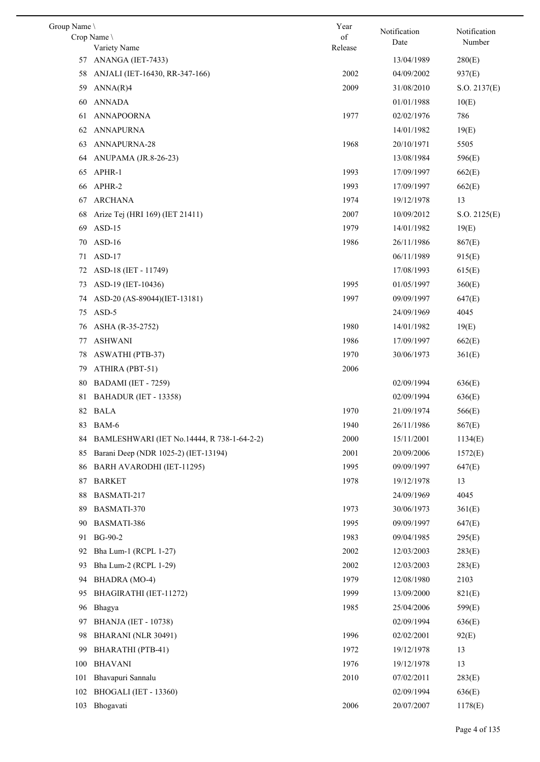| Group Name \ Crop Name \ Variety Name | | Year of Release | Notification Date | Notification Number |
|---|---|---|---|---|
| 57 | ANANGA (IET-7433) | | 13/04/1989 | 280(E) |
| 58 | ANJALI (IET-16430, RR-347-166) | 2002 | 04/09/2002 | 937(E) |
| 59 | ANNA(R)4 | 2009 | 31/08/2010 | S.O. 2137(E) |
| 60 | ANNADA | | 01/01/1988 | 10(E) |
| 61 | ANNAPOORNA | 1977 | 02/02/1976 | 786 |
| 62 | ANNAPURNA | | 14/01/1982 | 19(E) |
| 63 | ANNAPURNA-28 | 1968 | 20/10/1971 | 5505 |
| 64 | ANUPAMA (JR.8-26-23) | | 13/08/1984 | 596(E) |
| 65 | APHR-1 | 1993 | 17/09/1997 | 662(E) |
| 66 | APHR-2 | 1993 | 17/09/1997 | 662(E) |
| 67 | ARCHANA | 1974 | 19/12/1978 | 13 |
| 68 | Arize Tej (HRI 169) (IET 21411) | 2007 | 10/09/2012 | S.O. 2125(E) |
| 69 | ASD-15 | 1979 | 14/01/1982 | 19(E) |
| 70 | ASD-16 | 1986 | 26/11/1986 | 867(E) |
| 71 | ASD-17 | | 06/11/1989 | 915(E) |
| 72 | ASD-18 (IET - 11749) | | 17/08/1993 | 615(E) |
| 73 | ASD-19 (IET-10436) | 1995 | 01/05/1997 | 360(E) |
| 74 | ASD-20 (AS-89044)(IET-13181) | 1997 | 09/09/1997 | 647(E) |
| 75 | ASD-5 | | 24/09/1969 | 4045 |
| 76 | ASHA (R-35-2752) | 1980 | 14/01/1982 | 19(E) |
| 77 | ASHWANI | 1986 | 17/09/1997 | 662(E) |
| 78 | ASWATHI (PTB-37) | 1970 | 30/06/1973 | 361(E) |
| 79 | ATHIRA (PBT-51) | 2006 | | |
| 80 | BADAMI (IET - 7259) | | 02/09/1994 | 636(E) |
| 81 | BAHADUR (IET - 13358) | | 02/09/1994 | 636(E) |
| 82 | BALA | 1970 | 21/09/1974 | 566(E) |
| 83 | BAM-6 | 1940 | 26/11/1986 | 867(E) |
| 84 | BAMLESHWARI (IET No.14444, R 738-1-64-2-2) | 2000 | 15/11/2001 | 1134(E) |
| 85 | Barani Deep (NDR 1025-2) (IET-13194) | 2001 | 20/09/2006 | 1572(E) |
| 86 | BARH AVARODHI (IET-11295) | 1995 | 09/09/1997 | 647(E) |
| 87 | BARKET | 1978 | 19/12/1978 | 13 |
| 88 | BASMATI-217 | | 24/09/1969 | 4045 |
| 89 | BASMATI-370 | 1973 | 30/06/1973 | 361(E) |
| 90 | BASMATI-386 | 1995 | 09/09/1997 | 647(E) |
| 91 | BG-90-2 | 1983 | 09/04/1985 | 295(E) |
| 92 | Bha Lum-1 (RCPL 1-27) | 2002 | 12/03/2003 | 283(E) |
| 93 | Bha Lum-2 (RCPL 1-29) | 2002 | 12/03/2003 | 283(E) |
| 94 | BHADRA (MO-4) | 1979 | 12/08/1980 | 2103 |
| 95 | BHAGIRATHI (IET-11272) | 1999 | 13/09/2000 | 821(E) |
| 96 | Bhagya | 1985 | 25/04/2006 | 599(E) |
| 97 | BHANJA (IET - 10738) | | 02/09/1994 | 636(E) |
| 98 | BHARANI (NLR 30491) | 1996 | 02/02/2001 | 92(E) |
| 99 | BHARATHI (PTB-41) | 1972 | 19/12/1978 | 13 |
| 100 | BHAVANI | 1976 | 19/12/1978 | 13 |
| 101 | Bhavapuri Sannalu | 2010 | 07/02/2011 | 283(E) |
| 102 | BHOGALI (IET - 13360) | | 02/09/1994 | 636(E) |
| 103 | Bhogavati | 2006 | 20/07/2007 | 1178(E) |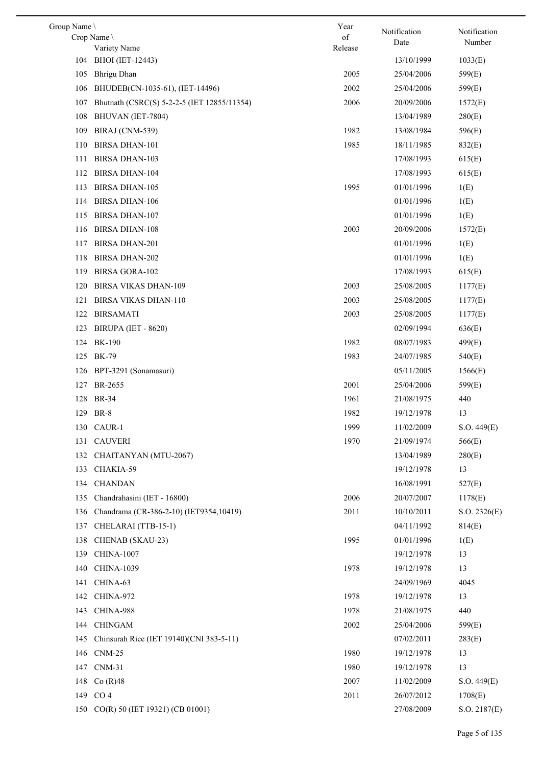| Group Name \ Crop Name \ Variety Name | | Year of Release | Notification Date | Notification Number |
|---|---|---|---|---|
| 104 | BHOI (IET-12443) | | 13/10/1999 | 1033(E) |
| 105 | Bhrigu Dhan | 2005 | 25/04/2006 | 599(E) |
| 106 | BHUDEB(CN-1035-61), (IET-14496) | 2002 | 25/04/2006 | 599(E) |
| 107 | Bhutnath (CSRC(S) 5-2-2-5 (IET 12855/11354) | 2006 | 20/09/2006 | 1572(E) |
| 108 | BHUVAN (IET-7804) | | 13/04/1989 | 280(E) |
| 109 | BIRAJ (CNM-539) | 1982 | 13/08/1984 | 596(E) |
| 110 | BIRSA DHAN-101 | 1985 | 18/11/1985 | 832(E) |
| 111 | BIRSA DHAN-103 | | 17/08/1993 | 615(E) |
| 112 | BIRSA DHAN-104 | | 17/08/1993 | 615(E) |
| 113 | BIRSA DHAN-105 | 1995 | 01/01/1996 | 1(E) |
| 114 | BIRSA DHAN-106 | | 01/01/1996 | 1(E) |
| 115 | BIRSA DHAN-107 | | 01/01/1996 | 1(E) |
| 116 | BIRSA DHAN-108 | 2003 | 20/09/2006 | 1572(E) |
| 117 | BIRSA DHAN-201 | | 01/01/1996 | 1(E) |
| 118 | BIRSA DHAN-202 | | 01/01/1996 | 1(E) |
| 119 | BIRSA GORA-102 | | 17/08/1993 | 615(E) |
| 120 | BIRSA VIKAS DHAN-109 | 2003 | 25/08/2005 | 1177(E) |
| 121 | BIRSA VIKAS DHAN-110 | 2003 | 25/08/2005 | 1177(E) |
| 122 | BIRSAMATI | 2003 | 25/08/2005 | 1177(E) |
| 123 | BIRUPA (IET - 8620) | | 02/09/1994 | 636(E) |
| 124 | BK-190 | 1982 | 08/07/1983 | 499(E) |
| 125 | BK-79 | 1983 | 24/07/1985 | 540(E) |
| 126 | BPT-3291 (Sonamasuri) | | 05/11/2005 | 1566(E) |
| 127 | BR-2655 | 2001 | 25/04/2006 | 599(E) |
| 128 | BR-34 | 1961 | 21/08/1975 | 440 |
| 129 | BR-8 | 1982 | 19/12/1978 | 13 |
| 130 | CAUR-1 | 1999 | 11/02/2009 | S.O. 449(E) |
| 131 | CAUVERI | 1970 | 21/09/1974 | 566(E) |
| 132 | CHAITANYAN (MTU-2067) | | 13/04/1989 | 280(E) |
| 133 | CHAKIA-59 | | 19/12/1978 | 13 |
| 134 | CHANDAN | | 16/08/1991 | 527(E) |
| 135 | Chandrahasini (IET - 16800) | 2006 | 20/07/2007 | 1178(E) |
| 136 | Chandrama (CR-386-2-10) (IET9354,10419) | 2011 | 10/10/2011 | S.O. 2326(E) |
| 137 | CHELARAI (TTB-15-1) | | 04/11/1992 | 814(E) |
| 138 | CHENAB (SKAU-23) | 1995 | 01/01/1996 | 1(E) |
| 139 | CHINA-1007 | | 19/12/1978 | 13 |
| 140 | CHINA-1039 | 1978 | 19/12/1978 | 13 |
| 141 | CHINA-63 | | 24/09/1969 | 4045 |
| 142 | CHINA-972 | 1978 | 19/12/1978 | 13 |
| 143 | CHINA-988 | 1978 | 21/08/1975 | 440 |
| 144 | CHINGAM | 2002 | 25/04/2006 | 599(E) |
| 145 | Chinsurah Rice (IET 19140)(CNI 383-5-11) | | 07/02/2011 | 283(E) |
| 146 | CNM-25 | 1980 | 19/12/1978 | 13 |
| 147 | CNM-31 | 1980 | 19/12/1978 | 13 |
| 148 | Co (R)48 | 2007 | 11/02/2009 | S.O. 449(E) |
| 149 | CO 4 | 2011 | 26/07/2012 | 1708(E) |
| 150 | CO(R) 50 (IET 19321) (CB 01001) | | 27/08/2009 | S.O. 2187(E) |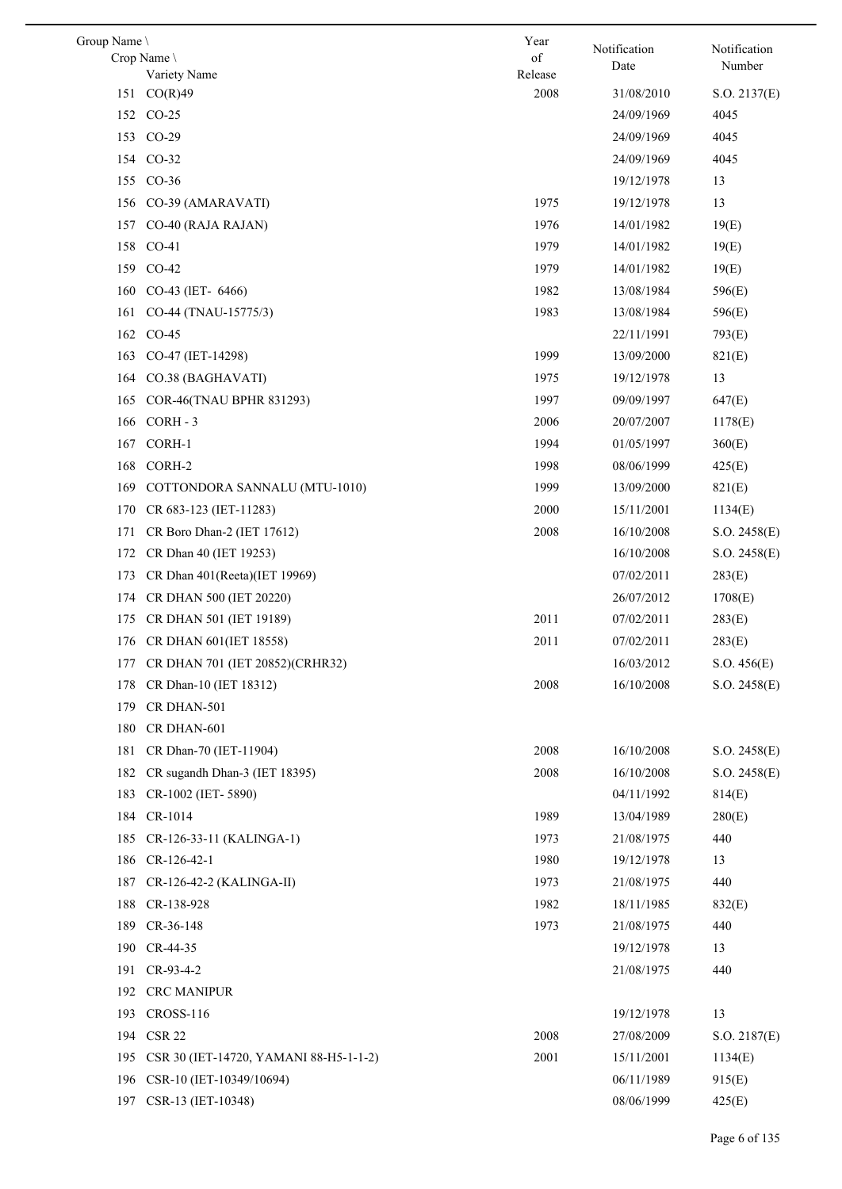| Group Name \ Crop Name \ Variety Name | Year of Release | Notification Date | Notification Number |
|---|---|---|---|
| 151 CO(R)49 | 2008 | 31/08/2010 | S.O. 2137(E) |
| 152 CO-25 | | 24/09/1969 | 4045 |
| 153 CO-29 | | 24/09/1969 | 4045 |
| 154 CO-32 | | 24/09/1969 | 4045 |
| 155 CO-36 | | 19/12/1978 | 13 |
| 156 CO-39 (AMARAVATI) | 1975 | 19/12/1978 | 13 |
| 157 CO-40 (RAJA RAJAN) | 1976 | 14/01/1982 | 19(E) |
| 158 CO-41 | 1979 | 14/01/1982 | 19(E) |
| 159 CO-42 | 1979 | 14/01/1982 | 19(E) |
| 160 CO-43 (lET- 6466) | 1982 | 13/08/1984 | 596(E) |
| 161 CO-44 (TNAU-15775/3) | 1983 | 13/08/1984 | 596(E) |
| 162 CO-45 | | 22/11/1991 | 793(E) |
| 163 CO-47 (IET-14298) | 1999 | 13/09/2000 | 821(E) |
| 164 CO.38 (BAGHAVATI) | 1975 | 19/12/1978 | 13 |
| 165 COR-46(TNAU BPHR 831293) | 1997 | 09/09/1997 | 647(E) |
| 166 CORH - 3 | 2006 | 20/07/2007 | 1178(E) |
| 167 CORH-1 | 1994 | 01/05/1997 | 360(E) |
| 168 CORH-2 | 1998 | 08/06/1999 | 425(E) |
| 169 COTTONDORA SANNALU (MTU-1010) | 1999 | 13/09/2000 | 821(E) |
| 170 CR 683-123 (IET-11283) | 2000 | 15/11/2001 | 1134(E) |
| 171 CR Boro Dhan-2 (IET 17612) | 2008 | 16/10/2008 | S.O. 2458(E) |
| 172 CR Dhan 40 (IET 19253) | | 16/10/2008 | S.O. 2458(E) |
| 173 CR Dhan 401(Reeta)(IET 19969) | | 07/02/2011 | 283(E) |
| 174 CR DHAN 500 (IET 20220) | | 26/07/2012 | 1708(E) |
| 175 CR DHAN 501 (IET 19189) | 2011 | 07/02/2011 | 283(E) |
| 176 CR DHAN 601(IET 18558) | 2011 | 07/02/2011 | 283(E) |
| 177 CR DHAN 701 (IET 20852)(CRHR32) | | 16/03/2012 | S.O. 456(E) |
| 178 CR Dhan-10 (IET 18312) | 2008 | 16/10/2008 | S.O. 2458(E) |
| 179 CR DHAN-501 | | | |
| 180 CR DHAN-601 | | | |
| 181 CR Dhan-70 (IET-11904) | 2008 | 16/10/2008 | S.O. 2458(E) |
| 182 CR sugandh Dhan-3 (IET 18395) | 2008 | 16/10/2008 | S.O. 2458(E) |
| 183 CR-1002 (IET- 5890) | | 04/11/1992 | 814(E) |
| 184 CR-1014 | 1989 | 13/04/1989 | 280(E) |
| 185 CR-126-33-11 (KALINGA-1) | 1973 | 21/08/1975 | 440 |
| 186 CR-126-42-1 | 1980 | 19/12/1978 | 13 |
| 187 CR-126-42-2 (KALINGA-II) | 1973 | 21/08/1975 | 440 |
| 188 CR-138-928 | 1982 | 18/11/1985 | 832(E) |
| 189 CR-36-148 | 1973 | 21/08/1975 | 440 |
| 190 CR-44-35 | | 19/12/1978 | 13 |
| 191 CR-93-4-2 | | 21/08/1975 | 440 |
| 192 CRC MANIPUR | | | |
| 193 CROSS-116 | | 19/12/1978 | 13 |
| 194 CSR 22 | 2008 | 27/08/2009 | S.O. 2187(E) |
| 195 CSR 30 (IET-14720, YAMANI 88-H5-1-1-2) | 2001 | 15/11/2001 | 1134(E) |
| 196 CSR-10 (IET-10349/10694) | | 06/11/1989 | 915(E) |
| 197 CSR-13 (IET-10348) | | 08/06/1999 | 425(E) |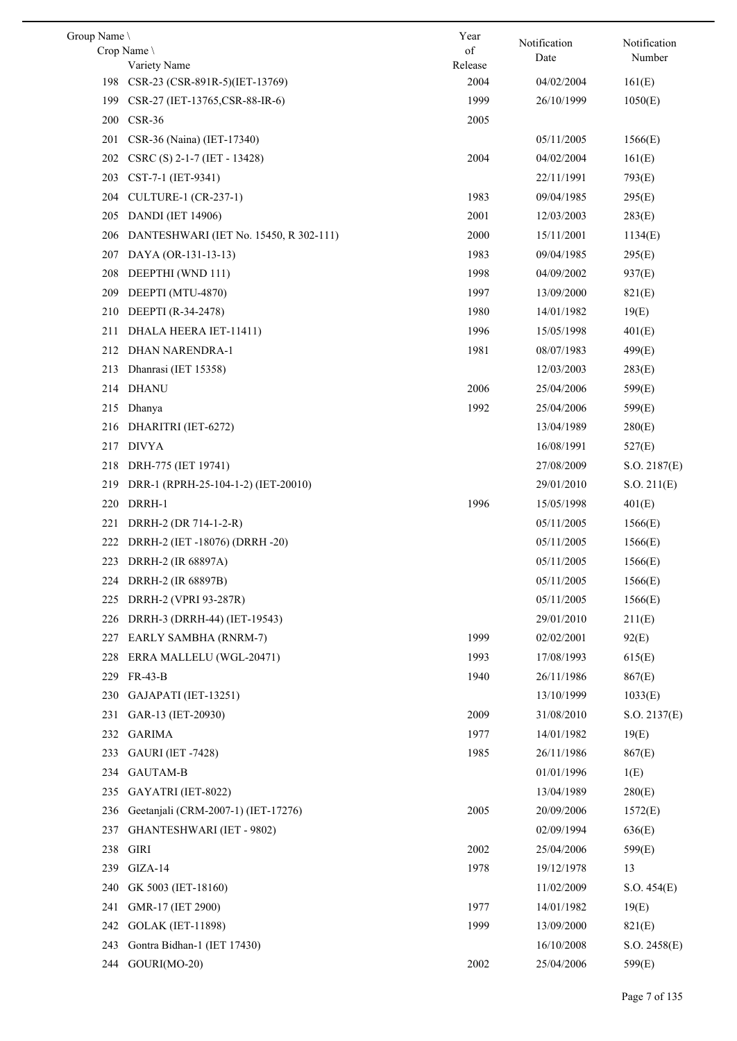| Group Name \ Crop Name \ Variety Name | Year of Release | Notification Date | Notification Number |
|---|---|---|---|
| 198 CSR-23 (CSR-891R-5)(IET-13769) | 2004 | 04/02/2004 | 161(E) |
| 199 CSR-27 (IET-13765,CSR-88-IR-6) | 1999 | 26/10/1999 | 1050(E) |
| 200 CSR-36 | 2005 | | |
| 201 CSR-36 (Naina) (IET-17340) | | 05/11/2005 | 1566(E) |
| 202 CSRC (S) 2-1-7 (IET - 13428) | 2004 | 04/02/2004 | 161(E) |
| 203 CST-7-1 (IET-9341) | | 22/11/1991 | 793(E) |
| 204 CULTURE-1 (CR-237-1) | 1983 | 09/04/1985 | 295(E) |
| 205 DANDI (IET 14906) | 2001 | 12/03/2003 | 283(E) |
| 206 DANTESHWARI (IET No. 15450, R 302-111) | 2000 | 15/11/2001 | 1134(E) |
| 207 DAYA (OR-131-13-13) | 1983 | 09/04/1985 | 295(E) |
| 208 DEEPTHI (WND 111) | 1998 | 04/09/2002 | 937(E) |
| 209 DEEPTI (MTU-4870) | 1997 | 13/09/2000 | 821(E) |
| 210 DEEPTI (R-34-2478) | 1980 | 14/01/1982 | 19(E) |
| 211 DHALA HEERA IET-11411) | 1996 | 15/05/1998 | 401(E) |
| 212 DHAN NARENDRA-1 | 1981 | 08/07/1983 | 499(E) |
| 213 Dhanrasi (IET 15358) | | 12/03/2003 | 283(E) |
| 214 DHANU | 2006 | 25/04/2006 | 599(E) |
| 215 Dhanya | 1992 | 25/04/2006 | 599(E) |
| 216 DHARITRI (IET-6272) | | 13/04/1989 | 280(E) |
| 217 DIVYA | | 16/08/1991 | 527(E) |
| 218 DRH-775 (IET 19741) | | 27/08/2009 | S.O. 2187(E) |
| 219 DRR-1 (RPRH-25-104-1-2) (IET-20010) | | 29/01/2010 | S.O. 211(E) |
| 220 DRRH-1 | 1996 | 15/05/1998 | 401(E) |
| 221 DRRH-2 (DR 714-1-2-R) | | 05/11/2005 | 1566(E) |
| 222 DRRH-2 (IET -18076) (DRRH -20) | | 05/11/2005 | 1566(E) |
| 223 DRRH-2 (IR 68897A) | | 05/11/2005 | 1566(E) |
| 224 DRRH-2 (IR 68897B) | | 05/11/2005 | 1566(E) |
| 225 DRRH-2 (VPRI 93-287R) | | 05/11/2005 | 1566(E) |
| 226 DRRH-3 (DRRH-44) (IET-19543) | | 29/01/2010 | 211(E) |
| 227 EARLY SAMBHA (RNRM-7) | 1999 | 02/02/2001 | 92(E) |
| 228 ERRA MALLELU (WGL-20471) | 1993 | 17/08/1993 | 615(E) |
| 229 FR-43-B | 1940 | 26/11/1986 | 867(E) |
| 230 GAJAPATI (IET-13251) | | 13/10/1999 | 1033(E) |
| 231 GAR-13 (IET-20930) | 2009 | 31/08/2010 | S.O. 2137(E) |
| 232 GARIMA | 1977 | 14/01/1982 | 19(E) |
| 233 GAURI (lET -7428) | 1985 | 26/11/1986 | 867(E) |
| 234 GAUTAM-B | | 01/01/1996 | 1(E) |
| 235 GAYATRI (IET-8022) | | 13/04/1989 | 280(E) |
| 236 Geetanjali (CRM-2007-1) (IET-17276) | 2005 | 20/09/2006 | 1572(E) |
| 237 GHANTESHWARI (IET - 9802) | | 02/09/1994 | 636(E) |
| 238 GIRI | 2002 | 25/04/2006 | 599(E) |
| 239 GIZA-14 | 1978 | 19/12/1978 | 13 |
| 240 GK 5003 (IET-18160) | | 11/02/2009 | S.O. 454(E) |
| 241 GMR-17 (IET 2900) | 1977 | 14/01/1982 | 19(E) |
| 242 GOLAK (IET-11898) | 1999 | 13/09/2000 | 821(E) |
| 243 Gontra Bidhan-1 (IET 17430) | | 16/10/2008 | S.O. 2458(E) |
| 244 GOURI(MO-20) | 2002 | 25/04/2006 | 599(E) |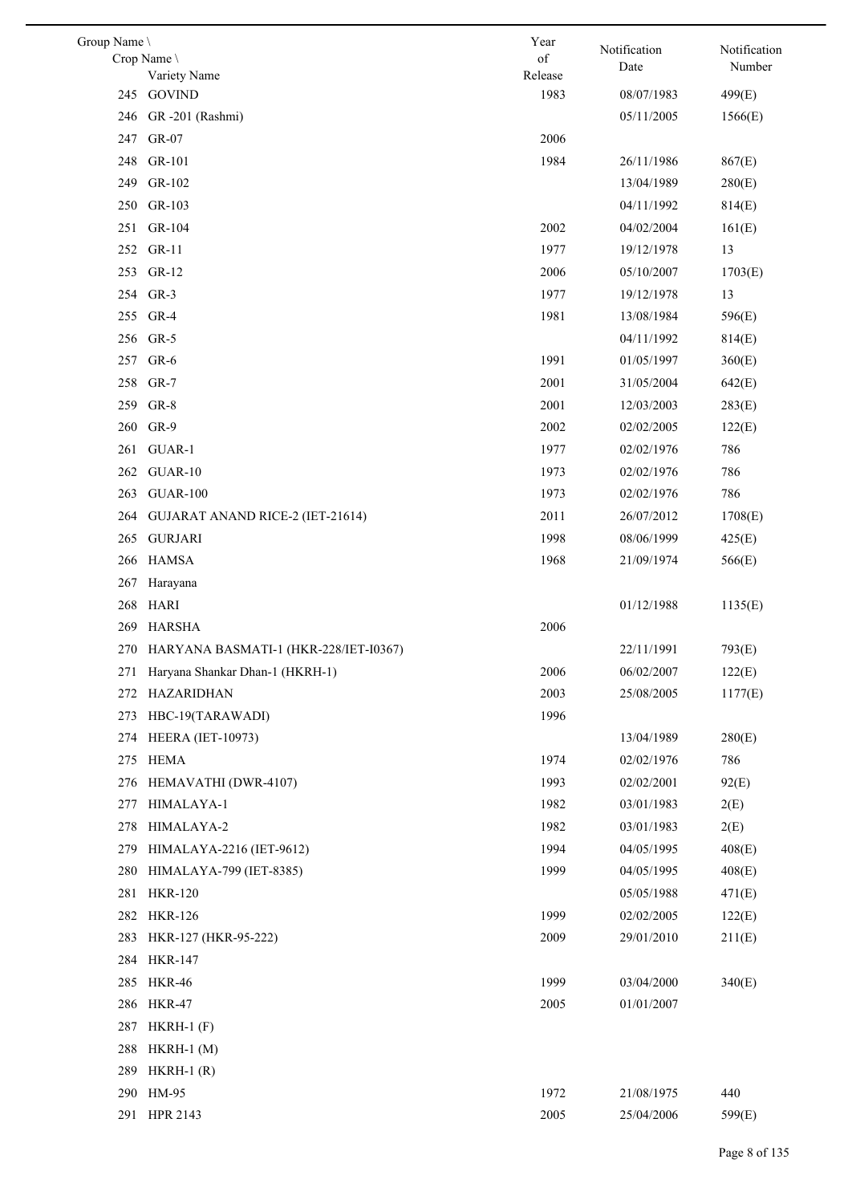| Group Name \ Crop Name \ Variety Name | | Year of Release | Notification Date | Notification Number |
|---|---|---|---|---|
| 245 | GOVIND | 1983 | 08/07/1983 | 499(E) |
| 246 | GR -201 (Rashmi) | | 05/11/2005 | 1566(E) |
| 247 | GR-07 | 2006 | | |
| 248 | GR-101 | 1984 | 26/11/1986 | 867(E) |
| 249 | GR-102 | | 13/04/1989 | 280(E) |
| 250 | GR-103 | | 04/11/1992 | 814(E) |
| 251 | GR-104 | 2002 | 04/02/2004 | 161(E) |
| 252 | GR-11 | 1977 | 19/12/1978 | 13 |
| 253 | GR-12 | 2006 | 05/10/2007 | 1703(E) |
| 254 | GR-3 | 1977 | 19/12/1978 | 13 |
| 255 | GR-4 | 1981 | 13/08/1984 | 596(E) |
| 256 | GR-5 | | 04/11/1992 | 814(E) |
| 257 | GR-6 | 1991 | 01/05/1997 | 360(E) |
| 258 | GR-7 | 2001 | 31/05/2004 | 642(E) |
| 259 | GR-8 | 2001 | 12/03/2003 | 283(E) |
| 260 | GR-9 | 2002 | 02/02/2005 | 122(E) |
| 261 | GUAR-1 | 1977 | 02/02/1976 | 786 |
| 262 | GUAR-10 | 1973 | 02/02/1976 | 786 |
| 263 | GUAR-100 | 1973 | 02/02/1976 | 786 |
| 264 | GUJARAT ANAND RICE-2 (IET-21614) | 2011 | 26/07/2012 | 1708(E) |
| 265 | GURJARI | 1998 | 08/06/1999 | 425(E) |
| 266 | HAMSA | 1968 | 21/09/1974 | 566(E) |
| 267 | Harayana | | | |
| 268 | HARI | | 01/12/1988 | 1135(E) |
| 269 | HARSHA | 2006 | | |
| 270 | HARYANA BASMATI-1 (HKR-228/IET-I0367) | | 22/11/1991 | 793(E) |
| 271 | Haryana Shankar Dhan-1 (HKRH-1) | 2006 | 06/02/2007 | 122(E) |
| 272 | HAZARIDHAN | 2003 | 25/08/2005 | 1177(E) |
| 273 | HBC-19(TARAWADI) | 1996 | | |
| 274 | HEERA (IET-10973) | | 13/04/1989 | 280(E) |
| 275 | HEMA | 1974 | 02/02/1976 | 786 |
| 276 | HEMAVATHI (DWR-4107) | 1993 | 02/02/2001 | 92(E) |
| 277 | HIMALAYA-1 | 1982 | 03/01/1983 | 2(E) |
| 278 | HIMALAYA-2 | 1982 | 03/01/1983 | 2(E) |
| 279 | HIMALAYA-2216 (IET-9612) | 1994 | 04/05/1995 | 408(E) |
| 280 | HIMALAYA-799 (IET-8385) | 1999 | 04/05/1995 | 408(E) |
| 281 | HKR-120 | | 05/05/1988 | 471(E) |
| 282 | HKR-126 | 1999 | 02/02/2005 | 122(E) |
| 283 | HKR-127 (HKR-95-222) | 2009 | 29/01/2010 | 211(E) |
| 284 | HKR-147 | | | |
| 285 | HKR-46 | 1999 | 03/04/2000 | 340(E) |
| 286 | HKR-47 | 2005 | 01/01/2007 | |
| 287 | HKRH-1 (F) | | | |
| 288 | HKRH-1 (M) | | | |
| 289 | HKRH-1 (R) | | | |
| 290 | HM-95 | 1972 | 21/08/1975 | 440 |
| 291 | HPR 2143 | 2005 | 25/04/2006 | 599(E) |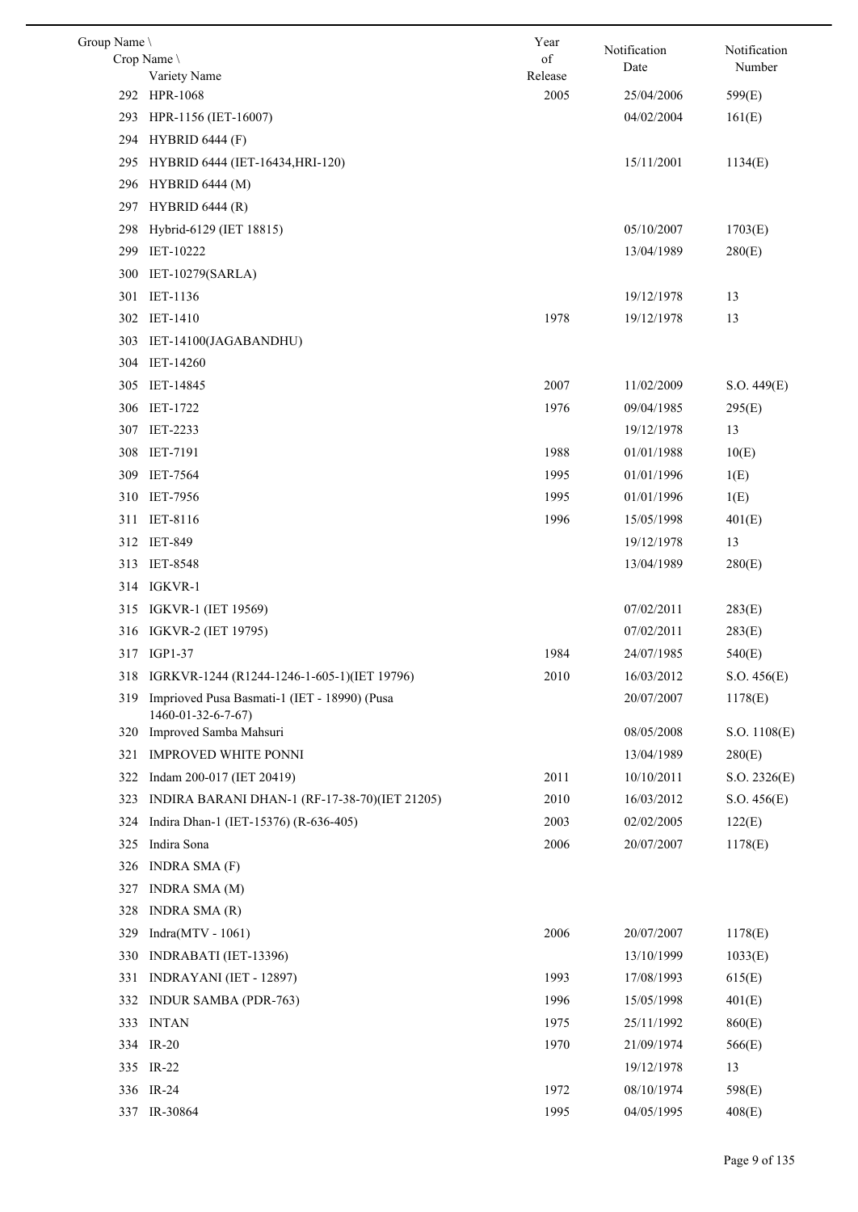| Group Name \ Crop Name \ Variety Name | Year of Release | Notification Date | Notification Number |
|---|---|---|---|
| 292 HPR-1068 | 2005 | 25/04/2006 | 599(E) |
| 293 HPR-1156 (IET-16007) | | 04/02/2004 | 161(E) |
| 294 HYBRID 6444 (F) | | | |
| 295 HYBRID 6444 (IET-16434,HRI-120) | | 15/11/2001 | 1134(E) |
| 296 HYBRID 6444 (M) | | | |
| 297 HYBRID 6444 (R) | | | |
| 298 Hybrid-6129 (IET 18815) | | 05/10/2007 | 1703(E) |
| 299 IET-10222 | | 13/04/1989 | 280(E) |
| 300 IET-10279(SARLA) | | | |
| 301 IET-1136 | | 19/12/1978 | 13 |
| 302 IET-1410 | 1978 | 19/12/1978 | 13 |
| 303 IET-14100(JAGABANDHU) | | | |
| 304 IET-14260 | | | |
| 305 IET-14845 | 2007 | 11/02/2009 | S.O. 449(E) |
| 306 IET-1722 | 1976 | 09/04/1985 | 295(E) |
| 307 IET-2233 | | 19/12/1978 | 13 |
| 308 IET-7191 | 1988 | 01/01/1988 | 10(E) |
| 309 IET-7564 | 1995 | 01/01/1996 | 1(E) |
| 310 IET-7956 | 1995 | 01/01/1996 | 1(E) |
| 311 IET-8116 | 1996 | 15/05/1998 | 401(E) |
| 312 IET-849 | | 19/12/1978 | 13 |
| 313 IET-8548 | | 13/04/1989 | 280(E) |
| 314 IGKVR-1 | | | |
| 315 IGKVR-1 (IET 19569) | | 07/02/2011 | 283(E) |
| 316 IGKVR-2 (IET 19795) | | 07/02/2011 | 283(E) |
| 317 IGP1-37 | 1984 | 24/07/1985 | 540(E) |
| 318 IGRKVR-1244 (R1244-1246-1-605-1)(IET 19796) | 2010 | 16/03/2012 | S.O. 456(E) |
| 319 Imprioved Pusa Basmati-1 (IET - 18990) (Pusa 1460-01-32-6-7-67) | | 20/07/2007 | 1178(E) |
| 320 Improved Samba Mahsuri | | 08/05/2008 | S.O. 1108(E) |
| 321 IMPROVED WHITE PONNI | | 13/04/1989 | 280(E) |
| 322 Indam 200-017 (IET 20419) | 2011 | 10/10/2011 | S.O. 2326(E) |
| 323 INDIRA BARANI DHAN-1 (RF-17-38-70)(IET 21205) | 2010 | 16/03/2012 | S.O. 456(E) |
| 324 Indira Dhan-1 (IET-15376) (R-636-405) | 2003 | 02/02/2005 | 122(E) |
| 325 Indira Sona | 2006 | 20/07/2007 | 1178(E) |
| 326 INDRA SMA (F) | | | |
| 327 INDRA SMA (M) | | | |
| 328 INDRA SMA (R) | | | |
| 329 Indra(MTV - 1061) | 2006 | 20/07/2007 | 1178(E) |
| 330 INDRABATI (IET-13396) | | 13/10/1999 | 1033(E) |
| 331 INDRAYANI (IET - 12897) | 1993 | 17/08/1993 | 615(E) |
| 332 INDUR SAMBA (PDR-763) | 1996 | 15/05/1998 | 401(E) |
| 333 INTAN | 1975 | 25/11/1992 | 860(E) |
| 334 IR-20 | 1970 | 21/09/1974 | 566(E) |
| 335 IR-22 | | 19/12/1978 | 13 |
| 336 IR-24 | 1972 | 08/10/1974 | 598(E) |
| 337 IR-30864 | 1995 | 04/05/1995 | 408(E) |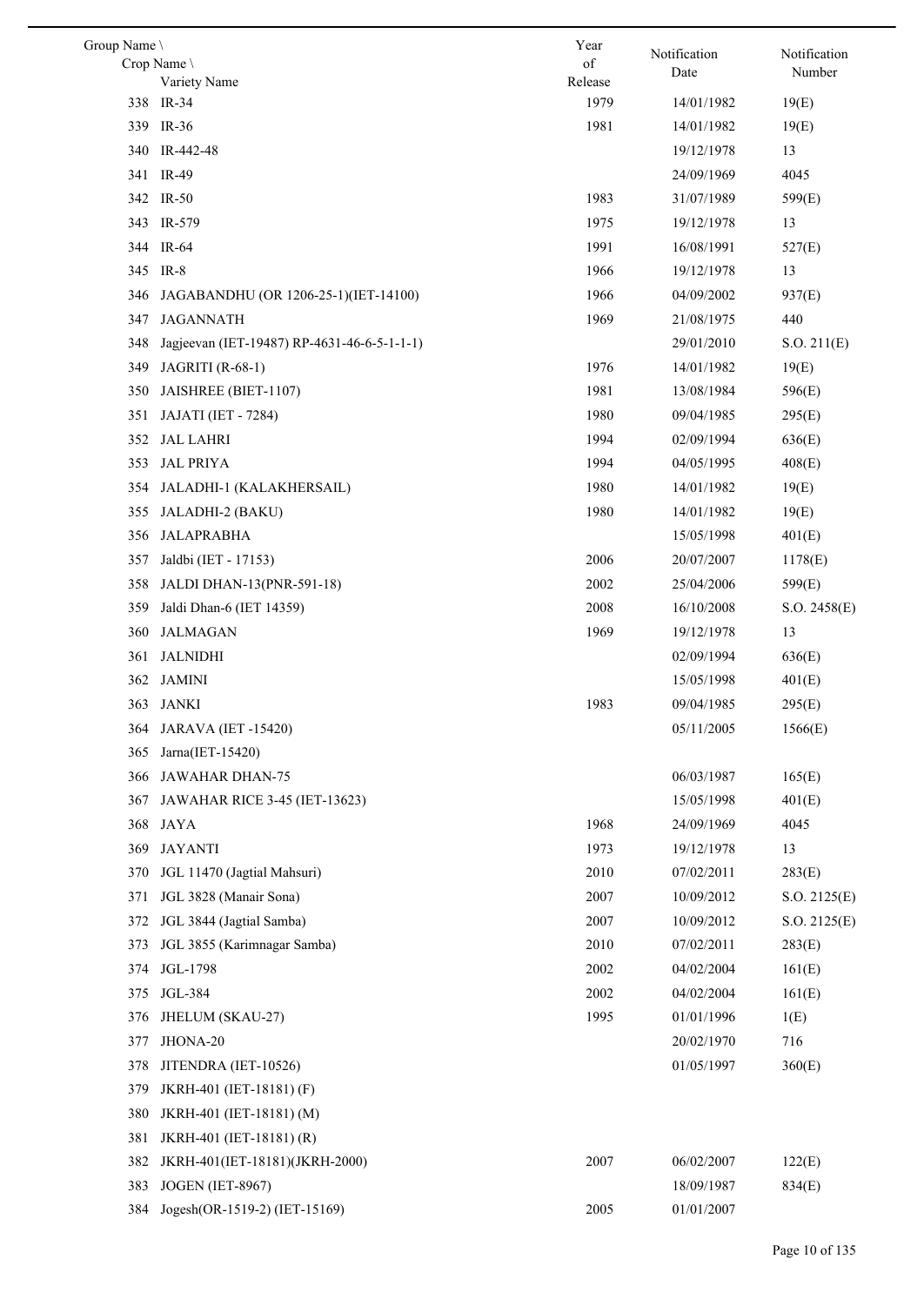| Group Name \ Crop Name \ Variety Name | Year of Release | Notification Date | Notification Number |
|---|---|---|---|
| 338 IR-34 | 1979 | 14/01/1982 | 19(E) |
| 339 IR-36 | 1981 | 14/01/1982 | 19(E) |
| 340 IR-442-48 | | 19/12/1978 | 13 |
| 341 IR-49 | | 24/09/1969 | 4045 |
| 342 IR-50 | 1983 | 31/07/1989 | 599(E) |
| 343 IR-579 | 1975 | 19/12/1978 | 13 |
| 344 IR-64 | 1991 | 16/08/1991 | 527(E) |
| 345 IR-8 | 1966 | 19/12/1978 | 13 |
| 346 JAGABANDHU (OR 1206-25-1)(IET-14100) | 1966 | 04/09/2002 | 937(E) |
| 347 JAGANNATH | 1969 | 21/08/1975 | 440 |
| 348 Jagjeevan (IET-19487) RP-4631-46-6-5-1-1-1) | | 29/01/2010 | S.O. 211(E) |
| 349 JAGRITI (R-68-1) | 1976 | 14/01/1982 | 19(E) |
| 350 JAISHREE (BIET-1107) | 1981 | 13/08/1984 | 596(E) |
| 351 JAJATI (IET - 7284) | 1980 | 09/04/1985 | 295(E) |
| 352 JAL LAHRI | 1994 | 02/09/1994 | 636(E) |
| 353 JAL PRIYA | 1994 | 04/05/1995 | 408(E) |
| 354 JALADHI-1 (KALAKHERSAIL) | 1980 | 14/01/1982 | 19(E) |
| 355 JALADHI-2 (BAKU) | 1980 | 14/01/1982 | 19(E) |
| 356 JALAPRABHA | | 15/05/1998 | 401(E) |
| 357 Jaldbi (IET - 17153) | 2006 | 20/07/2007 | 1178(E) |
| 358 JALDI DHAN-13(PNR-591-18) | 2002 | 25/04/2006 | 599(E) |
| 359 Jaldi Dhan-6 (IET 14359) | 2008 | 16/10/2008 | S.O. 2458(E) |
| 360 JALMAGAN | 1969 | 19/12/1978 | 13 |
| 361 JALNIDHI | | 02/09/1994 | 636(E) |
| 362 JAMINI | | 15/05/1998 | 401(E) |
| 363 JANKI | 1983 | 09/04/1985 | 295(E) |
| 364 JARAVA (IET -15420) | | 05/11/2005 | 1566(E) |
| 365 Jarna(IET-15420) | | | |
| 366 JAWAHAR DHAN-75 | | 06/03/1987 | 165(E) |
| 367 JAWAHAR RICE 3-45 (IET-13623) | | 15/05/1998 | 401(E) |
| 368 JAYA | 1968 | 24/09/1969 | 4045 |
| 369 JAYANTI | 1973 | 19/12/1978 | 13 |
| 370 JGL 11470 (Jagtial Mahsuri) | 2010 | 07/02/2011 | 283(E) |
| 371 JGL 3828 (Manair Sona) | 2007 | 10/09/2012 | S.O. 2125(E) |
| 372 JGL 3844 (Jagtial Samba) | 2007 | 10/09/2012 | S.O. 2125(E) |
| 373 JGL 3855 (Karimnagar Samba) | 2010 | 07/02/2011 | 283(E) |
| 374 JGL-1798 | 2002 | 04/02/2004 | 161(E) |
| 375 JGL-384 | 2002 | 04/02/2004 | 161(E) |
| 376 JHELUM (SKAU-27) | 1995 | 01/01/1996 | 1(E) |
| 377 JHONA-20 | | 20/02/1970 | 716 |
| 378 JITENDRA (IET-10526) | | 01/05/1997 | 360(E) |
| 379 JKRH-401 (IET-18181) (F) | | | |
| 380 JKRH-401 (IET-18181) (M) | | | |
| 381 JKRH-401 (IET-18181) (R) | | | |
| 382 JKRH-401(IET-18181)(JKRH-2000) | 2007 | 06/02/2007 | 122(E) |
| 383 JOGEN (IET-8967) | | 18/09/1987 | 834(E) |
| 384 Jogesh(OR-1519-2) (IET-15169) | 2005 | 01/01/2007 | |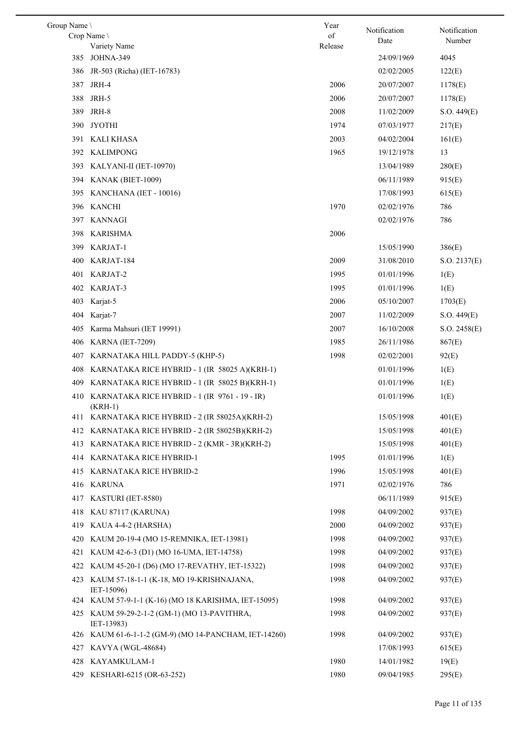| Group Name \ Crop Name \ Variety Name | Year of Release | Notification Date | Notification Number |
|---|---|---|---|
| 385 JOHNA-349 | | 24/09/1969 | 4045 |
| 386 JR-503 (Richa) (IET-16783) | | 02/02/2005 | 122(E) |
| 387 JRH-4 | 2006 | 20/07/2007 | 1178(E) |
| 388 JRH-5 | 2006 | 20/07/2007 | 1178(E) |
| 389 JRH-8 | 2008 | 11/02/2009 | S.O. 449(E) |
| 390 JYOTHI | 1974 | 07/03/1977 | 217(E) |
| 391 KALI KHASA | 2003 | 04/02/2004 | 161(E) |
| 392 KALIMPONG | 1965 | 19/12/1978 | 13 |
| 393 KALYANI-II (IET-10970) | | 13/04/1989 | 280(E) |
| 394 KANAK (BIET-1009) | | 06/11/1989 | 915(E) |
| 395 KANCHANA (IET - 10016) | | 17/08/1993 | 615(E) |
| 396 KANCHI | 1970 | 02/02/1976 | 786 |
| 397 KANNAGI | | 02/02/1976 | 786 |
| 398 KARISHMA | 2006 | | |
| 399 KARJAT-1 | | 15/05/1990 | 386(E) |
| 400 KARJAT-184 | 2009 | 31/08/2010 | S.O. 2137(E) |
| 401 KARJAT-2 | 1995 | 01/01/1996 | 1(E) |
| 402 KARJAT-3 | 1995 | 01/01/1996 | 1(E) |
| 403 Karjat-5 | 2006 | 05/10/2007 | 1703(E) |
| 404 Karjat-7 | 2007 | 11/02/2009 | S.O. 449(E) |
| 405 Karma Mahsuri (IET 19991) | 2007 | 16/10/2008 | S.O. 2458(E) |
| 406 KARNA (IET-7209) | 1985 | 26/11/1986 | 867(E) |
| 407 KARNATAKA HILL PADDY-5 (KHP-5) | 1998 | 02/02/2001 | 92(E) |
| 408 KARNATAKA RICE HYBRID - 1 (IR 58025 A)(KRH-1) | | 01/01/1996 | 1(E) |
| 409 KARNATAKA RICE HYBRID - 1 (IR 58025 B)(KRH-1) | | 01/01/1996 | 1(E) |
| 410 KARNATAKA RICE HYBRID - 1 (IR 9761 - 19 - IR)(KRH-1) | | 01/01/1996 | 1(E) |
| 411 KARNATAKA RICE HYBRID - 2 (IR 58025A)(KRH-2) | | 15/05/1998 | 401(E) |
| 412 KARNATAKA RICE HYBRID - 2 (IR 58025B)(KRH-2) | | 15/05/1998 | 401(E) |
| 413 KARNATAKA RICE HYBRID - 2 (KMR - 3R)(KRH-2) | | 15/05/1998 | 401(E) |
| 414 KARNATAKA RICE HYBRID-1 | 1995 | 01/01/1996 | 1(E) |
| 415 KARNATAKA RICE HYBRID-2 | 1996 | 15/05/1998 | 401(E) |
| 416 KARUNA | 1971 | 02/02/1976 | 786 |
| 417 KASTURI (IET-8580) | | 06/11/1989 | 915(E) |
| 418 KAU 87117 (KARUNA) | 1998 | 04/09/2002 | 937(E) |
| 419 KAUA 4-4-2 (HARSHA) | 2000 | 04/09/2002 | 937(E) |
| 420 KAUM 20-19-4 (MO 15-REMNIKA, IET-13981) | 1998 | 04/09/2002 | 937(E) |
| 421 KAUM 42-6-3 (D1) (MO 16-UMA, IET-14758) | 1998 | 04/09/2002 | 937(E) |
| 422 KAUM 45-20-1 (D6) (MO 17-REVATHY, IET-15322) | 1998 | 04/09/2002 | 937(E) |
| 423 KAUM 57-18-1-1 (K-18, MO 19-KRISHNAJANA, IET-15096) | 1998 | 04/09/2002 | 937(E) |
| 424 KAUM 57-9-1-1 (K-16) (MO 18 KARISHMA, IET-15095) | 1998 | 04/09/2002 | 937(E) |
| 425 KAUM 59-29-2-1-2 (GM-1) (MO 13-PAVITHRA, IET-13983) | 1998 | 04/09/2002 | 937(E) |
| 426 KAUM 61-6-1-1-2 (GM-9) (MO 14-PANCHAM, IET-14260) | 1998 | 04/09/2002 | 937(E) |
| 427 KAVYA (WGL-48684) | | 17/08/1993 | 615(E) |
| 428 KAYAMKULAM-1 | 1980 | 14/01/1982 | 19(E) |
| 429 KESHARI-6215 (OR-63-252) | 1980 | 09/04/1985 | 295(E) |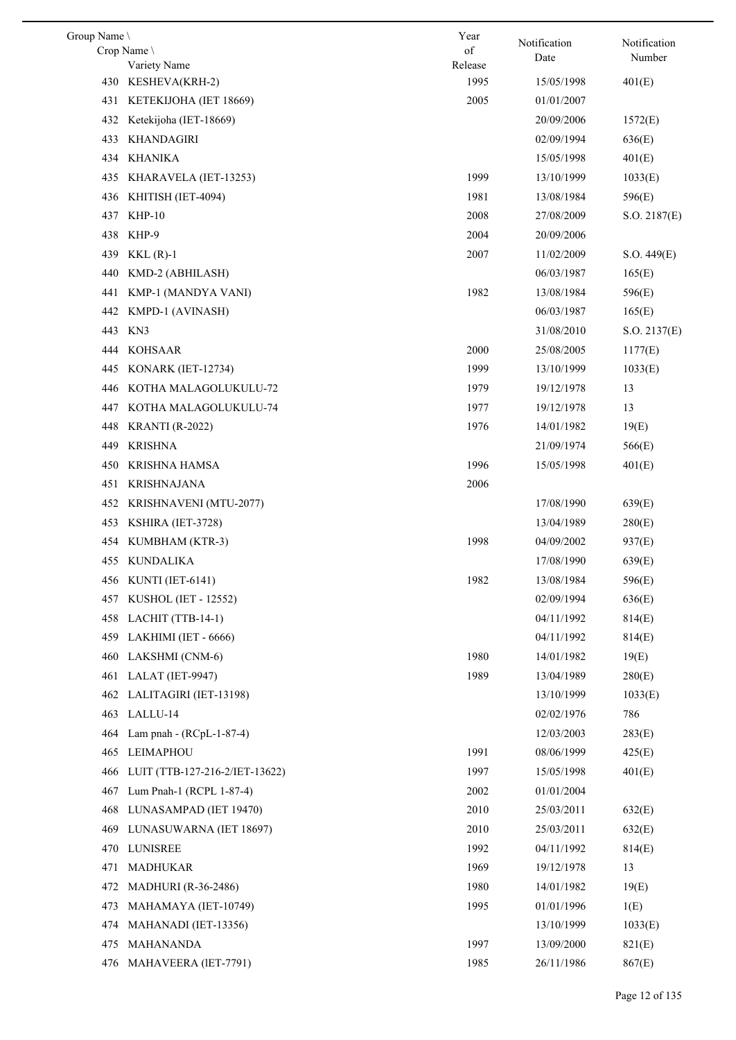| Group Name \ Crop Name \ Variety Name | Year of Release | Notification Date | Notification Number |
|---|---|---|---|
| 430 KESHEVA(KRH-2) | 1995 | 15/05/1998 | 401(E) |
| 431 KETEKIJOHA (IET 18669) | 2005 | 01/01/2007 | |
| 432 Ketekijoha (IET-18669) | | 20/09/2006 | 1572(E) |
| 433 KHANDAGIRI | | 02/09/1994 | 636(E) |
| 434 KHANIKA | | 15/05/1998 | 401(E) |
| 435 KHARAVELA (IET-13253) | 1999 | 13/10/1999 | 1033(E) |
| 436 KHITISH (IET-4094) | 1981 | 13/08/1984 | 596(E) |
| 437 KHP-10 | 2008 | 27/08/2009 | S.O. 2187(E) |
| 438 KHP-9 | 2004 | 20/09/2006 | |
| 439 KKL (R)-1 | 2007 | 11/02/2009 | S.O. 449(E) |
| 440 KMD-2 (ABHILASH) | | 06/03/1987 | 165(E) |
| 441 KMP-1 (MANDYA VANI) | 1982 | 13/08/1984 | 596(E) |
| 442 KMPD-1 (AVINASH) | | 06/03/1987 | 165(E) |
| 443 KN3 | | 31/08/2010 | S.O. 2137(E) |
| 444 KOHSAAR | 2000 | 25/08/2005 | 1177(E) |
| 445 KONARK (IET-12734) | 1999 | 13/10/1999 | 1033(E) |
| 446 KOTHA MALAGOLUKULU-72 | 1979 | 19/12/1978 | 13 |
| 447 KOTHA MALAGOLUKULU-74 | 1977 | 19/12/1978 | 13 |
| 448 KRANTI (R-2022) | 1976 | 14/01/1982 | 19(E) |
| 449 KRISHNA | | 21/09/1974 | 566(E) |
| 450 KRISHNA HAMSA | 1996 | 15/05/1998 | 401(E) |
| 451 KRISHNAJANA | 2006 | | |
| 452 KRISHNAVENI (MTU-2077) | | 17/08/1990 | 639(E) |
| 453 KSHIRA (IET-3728) | | 13/04/1989 | 280(E) |
| 454 KUMBHAM (KTR-3) | 1998 | 04/09/2002 | 937(E) |
| 455 KUNDALIKA | | 17/08/1990 | 639(E) |
| 456 KUNTI (IET-6141) | 1982 | 13/08/1984 | 596(E) |
| 457 KUSHOL (IET - 12552) | | 02/09/1994 | 636(E) |
| 458 LACHIT (TTB-14-1) | | 04/11/1992 | 814(E) |
| 459 LAKHIMI (IET - 6666) | | 04/11/1992 | 814(E) |
| 460 LAKSHMI (CNM-6) | 1980 | 14/01/1982 | 19(E) |
| 461 LALAT (IET-9947) | 1989 | 13/04/1989 | 280(E) |
| 462 LALITAGIRI (IET-13198) | | 13/10/1999 | 1033(E) |
| 463 LALLU-14 | | 02/02/1976 | 786 |
| 464 Lam pnah - (RCpL-1-87-4) | | 12/03/2003 | 283(E) |
| 465 LEIMAPHOU | 1991 | 08/06/1999 | 425(E) |
| 466 LUIT (TTB-127-216-2/IET-13622) | 1997 | 15/05/1998 | 401(E) |
| 467 Lum Pnah-1 (RCPL 1-87-4) | 2002 | 01/01/2004 | |
| 468 LUNASAMPAD (IET 19470) | 2010 | 25/03/2011 | 632(E) |
| 469 LUNASUWARNA (IET 18697) | 2010 | 25/03/2011 | 632(E) |
| 470 LUNISREE | 1992 | 04/11/1992 | 814(E) |
| 471 MADHUKAR | 1969 | 19/12/1978 | 13 |
| 472 MADHURI (R-36-2486) | 1980 | 14/01/1982 | 19(E) |
| 473 MAHAMAYA (IET-10749) | 1995 | 01/01/1996 | 1(E) |
| 474 MAHANADI (IET-13356) | | 13/10/1999 | 1033(E) |
| 475 MAHANANDA | 1997 | 13/09/2000 | 821(E) |
| 476 MAHAVEERA (IET-7791) | 1985 | 26/11/1986 | 867(E) |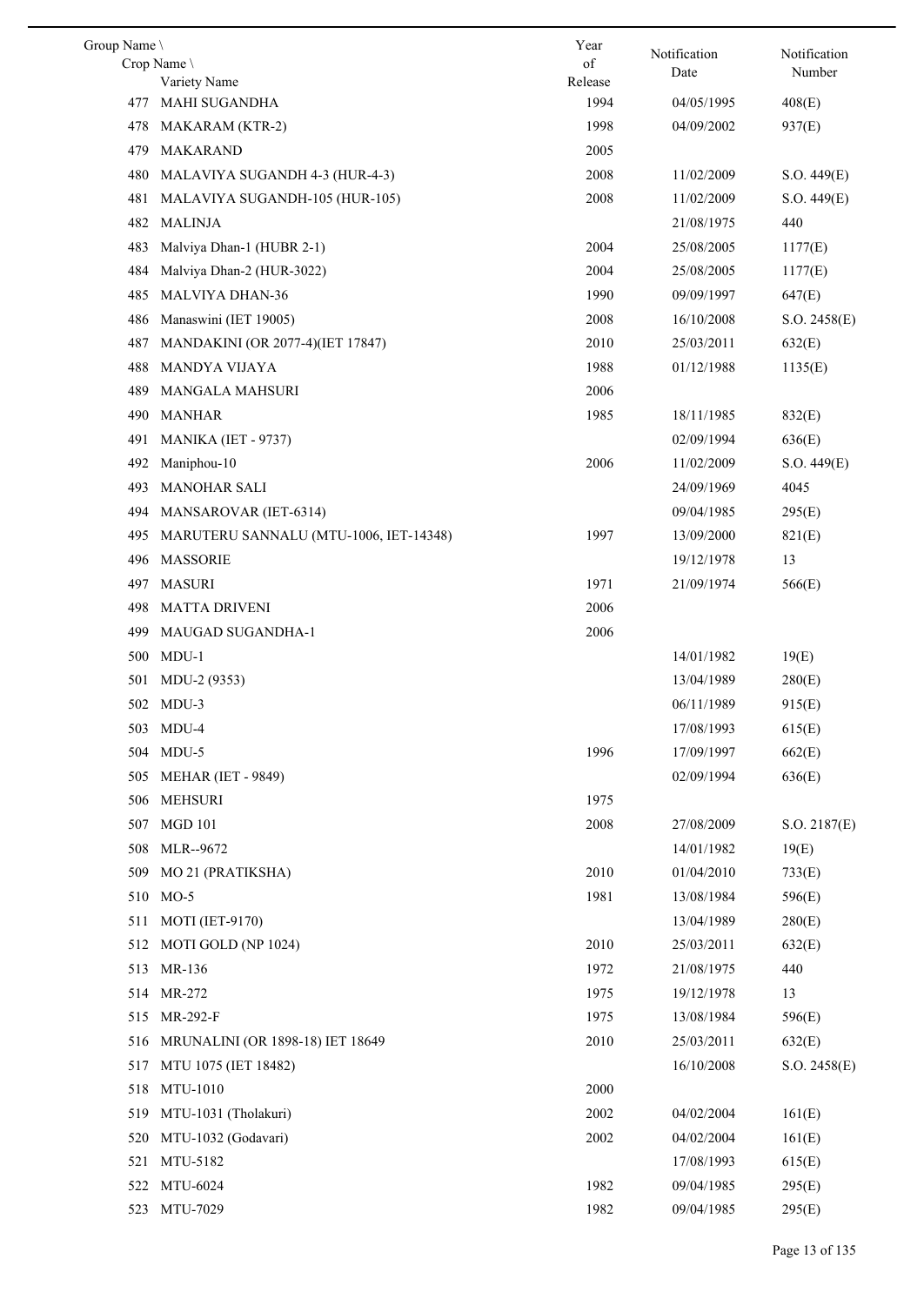| Group Name \ Crop Name \ Variety Name | | Year of Release | Notification Date | Notification Number |
|---|---|---|---|---|
| 477 | MAHI SUGANDHA | 1994 | 04/05/1995 | 408(E) |
| 478 | MAKARAM (KTR-2) | 1998 | 04/09/2002 | 937(E) |
| 479 | MAKARAND | 2005 | | |
| 480 | MALAVIYA SUGANDH 4-3 (HUR-4-3) | 2008 | 11/02/2009 | S.O. 449(E) |
| 481 | MALAVIYA SUGANDH-105 (HUR-105) | 2008 | 11/02/2009 | S.O. 449(E) |
| 482 | MALINJA | | 21/08/1975 | 440 |
| 483 | Malviya Dhan-1 (HUBR 2-1) | 2004 | 25/08/2005 | 1177(E) |
| 484 | Malviya Dhan-2 (HUR-3022) | 2004 | 25/08/2005 | 1177(E) |
| 485 | MALVIYA DHAN-36 | 1990 | 09/09/1997 | 647(E) |
| 486 | Manaswini (IET 19005) | 2008 | 16/10/2008 | S.O. 2458(E) |
| 487 | MANDAKINI (OR 2077-4)(IET 17847) | 2010 | 25/03/2011 | 632(E) |
| 488 | MANDYA VIJAYA | 1988 | 01/12/1988 | 1135(E) |
| 489 | MANGALA MAHSURI | 2006 | | |
| 490 | MANHAR | 1985 | 18/11/1985 | 832(E) |
| 491 | MANIKA (IET - 9737) | | 02/09/1994 | 636(E) |
| 492 | Maniphou-10 | 2006 | 11/02/2009 | S.O. 449(E) |
| 493 | MANOHAR SALI | | 24/09/1969 | 4045 |
| 494 | MANSAROVAR (IET-6314) | | 09/04/1985 | 295(E) |
| 495 | MARUTERU SANNALU (MTU-1006, IET-14348) | 1997 | 13/09/2000 | 821(E) |
| 496 | MASSORIE | | 19/12/1978 | 13 |
| 497 | MASURI | 1971 | 21/09/1974 | 566(E) |
| 498 | MATTA DRIVENI | 2006 | | |
| 499 | MAUGAD SUGANDHA-1 | 2006 | | |
| 500 | MDU-1 | | 14/01/1982 | 19(E) |
| 501 | MDU-2 (9353) | | 13/04/1989 | 280(E) |
| 502 | MDU-3 | | 06/11/1989 | 915(E) |
| 503 | MDU-4 | | 17/08/1993 | 615(E) |
| 504 | MDU-5 | 1996 | 17/09/1997 | 662(E) |
| 505 | MEHAR (IET - 9849) | | 02/09/1994 | 636(E) |
| 506 | MEHSURI | 1975 | | |
| 507 | MGD 101 | 2008 | 27/08/2009 | S.O. 2187(E) |
| 508 | MLR--9672 | | 14/01/1982 | 19(E) |
| 509 | MO 21 (PRATIKSHA) | 2010 | 01/04/2010 | 733(E) |
| 510 | MO-5 | 1981 | 13/08/1984 | 596(E) |
| 511 | MOTI (IET-9170) | | 13/04/1989 | 280(E) |
| 512 | MOTI GOLD (NP 1024) | 2010 | 25/03/2011 | 632(E) |
| 513 | MR-136 | 1972 | 21/08/1975 | 440 |
| 514 | MR-272 | 1975 | 19/12/1978 | 13 |
| 515 | MR-292-F | 1975 | 13/08/1984 | 596(E) |
| 516 | MRUNALINI (OR 1898-18) IET 18649 | 2010 | 25/03/2011 | 632(E) |
| 517 | MTU 1075 (IET 18482) | | 16/10/2008 | S.O. 2458(E) |
| 518 | MTU-1010 | 2000 | | |
| 519 | MTU-1031 (Tholakuri) | 2002 | 04/02/2004 | 161(E) |
| 520 | MTU-1032 (Godavari) | 2002 | 04/02/2004 | 161(E) |
| 521 | MTU-5182 | | 17/08/1993 | 615(E) |
| 522 | MTU-6024 | 1982 | 09/04/1985 | 295(E) |
| 523 | MTU-7029 | 1982 | 09/04/1985 | 295(E) |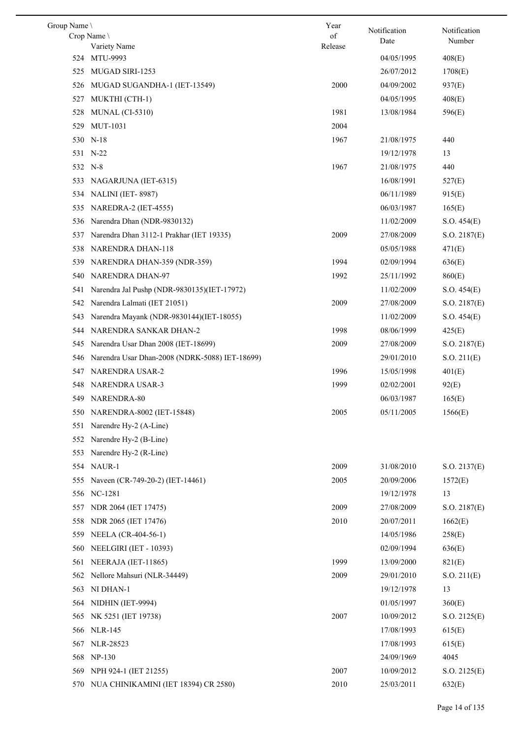| Group Name \ Crop Name \ Variety Name | Year of Release | Notification Date | Notification Number |
|---|---|---|---|
| 524 MTU-9993 | | 04/05/1995 | 408(E) |
| 525 MUGAD SIRI-1253 | | 26/07/2012 | 1708(E) |
| 526 MUGAD SUGANDHA-1 (IET-13549) | 2000 | 04/09/2002 | 937(E) |
| 527 MUKTHI (CTH-1) | | 04/05/1995 | 408(E) |
| 528 MUNAL (CI-5310) | 1981 | 13/08/1984 | 596(E) |
| 529 MUT-1031 | 2004 | | |
| 530 N-18 | 1967 | 21/08/1975 | 440 |
| 531 N-22 | | 19/12/1978 | 13 |
| 532 N-8 | 1967 | 21/08/1975 | 440 |
| 533 NAGARJUNA (IET-6315) | | 16/08/1991 | 527(E) |
| 534 NALINI (IET- 8987) | | 06/11/1989 | 915(E) |
| 535 NAREDRA-2 (IET-4555) | | 06/03/1987 | 165(E) |
| 536 Narendra Dhan (NDR-9830132) | | 11/02/2009 | S.O. 454(E) |
| 537 Narendra Dhan 3112-1 Prakhar (IET 19335) | 2009 | 27/08/2009 | S.O. 2187(E) |
| 538 NARENDRA DHAN-118 | | 05/05/1988 | 471(E) |
| 539 NARENDRA DHAN-359 (NDR-359) | 1994 | 02/09/1994 | 636(E) |
| 540 NARENDRA DHAN-97 | 1992 | 25/11/1992 | 860(E) |
| 541 Narendra Jal Pushp (NDR-9830135)(IET-17972) | | 11/02/2009 | S.O. 454(E) |
| 542 Narendra Lalmati (IET 21051) | 2009 | 27/08/2009 | S.O. 2187(E) |
| 543 Narendra Mayank (NDR-9830144)(IET-18055) | | 11/02/2009 | S.O. 454(E) |
| 544 NARENDRA SANKAR DHAN-2 | 1998 | 08/06/1999 | 425(E) |
| 545 Narendra Usar Dhan 2008 (IET-18699) | 2009 | 27/08/2009 | S.O. 2187(E) |
| 546 Narendra Usar Dhan-2008 (NDRK-5088) IET-18699) | | 29/01/2010 | S.O. 211(E) |
| 547 NARENDRA USAR-2 | 1996 | 15/05/1998 | 401(E) |
| 548 NARENDRA USAR-3 | 1999 | 02/02/2001 | 92(E) |
| 549 NARENDRA-80 | | 06/03/1987 | 165(E) |
| 550 NARENDRA-8002 (IET-15848) | 2005 | 05/11/2005 | 1566(E) |
| 551 Narendre Hy-2 (A-Line) | | | |
| 552 Narendre Hy-2 (B-Line) | | | |
| 553 Narendre Hy-2 (R-Line) | | | |
| 554 NAUR-1 | 2009 | 31/08/2010 | S.O. 2137(E) |
| 555 Naveen (CR-749-20-2) (IET-14461) | 2005 | 20/09/2006 | 1572(E) |
| 556 NC-1281 | | 19/12/1978 | 13 |
| 557 NDR 2064 (IET 17475) | 2009 | 27/08/2009 | S.O. 2187(E) |
| 558 NDR 2065 (IET 17476) | 2010 | 20/07/2011 | 1662(E) |
| 559 NEELA (CR-404-56-1) | | 14/05/1986 | 258(E) |
| 560 NEELGIRI (IET - 10393) | | 02/09/1994 | 636(E) |
| 561 NEERAJA (IET-11865) | 1999 | 13/09/2000 | 821(E) |
| 562 Nellore Mahsuri (NLR-34449) | 2009 | 29/01/2010 | S.O. 211(E) |
| 563 NI DHAN-1 | | 19/12/1978 | 13 |
| 564 NIDHIN (IET-9994) | | 01/05/1997 | 360(E) |
| 565 NK 5251 (IET 19738) | 2007 | 10/09/2012 | S.O. 2125(E) |
| 566 NLR-145 | | 17/08/1993 | 615(E) |
| 567 NLR-28523 | | 17/08/1993 | 615(E) |
| 568 NP-130 | | 24/09/1969 | 4045 |
| 569 NPH 924-1 (IET 21255) | 2007 | 10/09/2012 | S.O. 2125(E) |
| 570 NUA CHINIKAMINI (IET 18394) CR 2580) | 2010 | 25/03/2011 | 632(E) |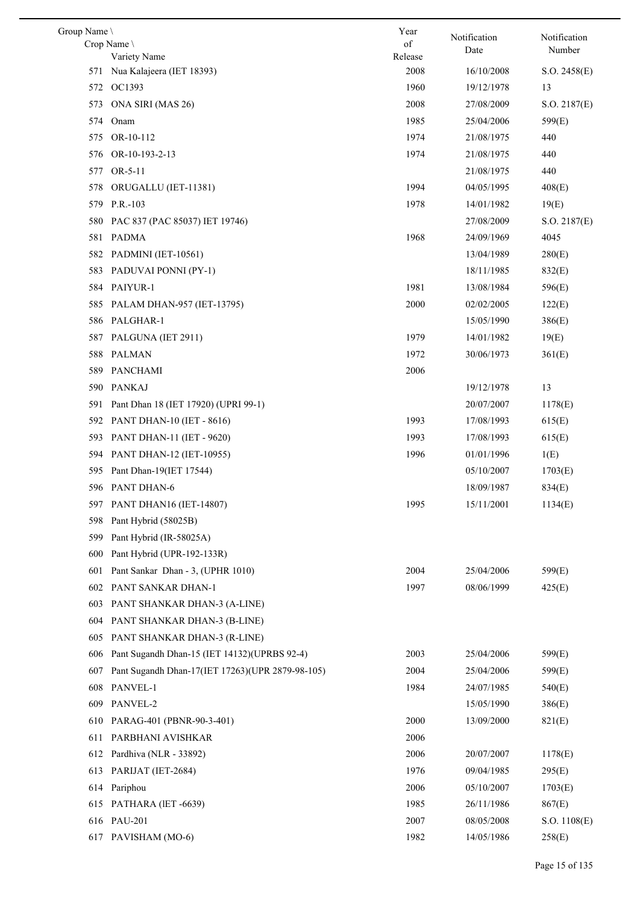| Group Name \ Crop Name \ Variety Name | Year of Release | Notification Date | Notification Number |
|---|---|---|---|
| 571 Nua Kalajeera (IET 18393) | 2008 | 16/10/2008 | S.O. 2458(E) |
| 572 OC1393 | 1960 | 19/12/1978 | 13 |
| 573 ONA SIRI (MAS 26) | 2008 | 27/08/2009 | S.O. 2187(E) |
| 574 Onam | 1985 | 25/04/2006 | 599(E) |
| 575 OR-10-112 | 1974 | 21/08/1975 | 440 |
| 576 OR-10-193-2-13 | 1974 | 21/08/1975 | 440 |
| 577 OR-5-11 | | 21/08/1975 | 440 |
| 578 ORUGALLU (IET-11381) | 1994 | 04/05/1995 | 408(E) |
| 579 P.R.-103 | 1978 | 14/01/1982 | 19(E) |
| 580 PAC 837 (PAC 85037) IET 19746) | | 27/08/2009 | S.O. 2187(E) |
| 581 PADMA | 1968 | 24/09/1969 | 4045 |
| 582 PADMINI (IET-10561) | | 13/04/1989 | 280(E) |
| 583 PADUVAI PONNI (PY-1) | | 18/11/1985 | 832(E) |
| 584 PAIYUR-1 | 1981 | 13/08/1984 | 596(E) |
| 585 PALAM DHAN-957 (IET-13795) | 2000 | 02/02/2005 | 122(E) |
| 586 PALGHAR-1 | | 15/05/1990 | 386(E) |
| 587 PALGUNA (IET 2911) | 1979 | 14/01/1982 | 19(E) |
| 588 PALMAN | 1972 | 30/06/1973 | 361(E) |
| 589 PANCHAMI | 2006 | | |
| 590 PANKAJ | | 19/12/1978 | 13 |
| 591 Pant Dhan 18 (IET 17920) (UPRI 99-1) | | 20/07/2007 | 1178(E) |
| 592 PANT DHAN-10 (IET - 8616) | 1993 | 17/08/1993 | 615(E) |
| 593 PANT DHAN-11 (IET - 9620) | 1993 | 17/08/1993 | 615(E) |
| 594 PANT DHAN-12 (IET-10955) | 1996 | 01/01/1996 | 1(E) |
| 595 Pant Dhan-19(IET 17544) | | 05/10/2007 | 1703(E) |
| 596 PANT DHAN-6 | | 18/09/1987 | 834(E) |
| 597 PANT DHAN16 (IET-14807) | 1995 | 15/11/2001 | 1134(E) |
| 598 Pant Hybrid (58025B) | | | |
| 599 Pant Hybrid (IR-58025A) | | | |
| 600 Pant Hybrid (UPR-192-133R) | | | |
| 601 Pant Sankar Dhan - 3, (UPHR 1010) | 2004 | 25/04/2006 | 599(E) |
| 602 PANT SANKAR DHAN-1 | 1997 | 08/06/1999 | 425(E) |
| 603 PANT SHANKAR DHAN-3 (A-LINE) | | | |
| 604 PANT SHANKAR DHAN-3 (B-LINE) | | | |
| 605 PANT SHANKAR DHAN-3 (R-LINE) | | | |
| 606 Pant Sugandh Dhan-15 (IET 14132)(UPRBS 92-4) | 2003 | 25/04/2006 | 599(E) |
| 607 Pant Sugandh Dhan-17(IET 17263)(UPR 2879-98-105) | 2004 | 25/04/2006 | 599(E) |
| 608 PANVEL-1 | 1984 | 24/07/1985 | 540(E) |
| 609 PANVEL-2 | | 15/05/1990 | 386(E) |
| 610 PARAG-401 (PBNR-90-3-401) | 2000 | 13/09/2000 | 821(E) |
| 611 PARBHANI AVISHKAR | 2006 | | |
| 612 Pardhiva (NLR - 33892) | 2006 | 20/07/2007 | 1178(E) |
| 613 PARIJAT (IET-2684) | 1976 | 09/04/1985 | 295(E) |
| 614 Pariphou | 2006 | 05/10/2007 | 1703(E) |
| 615 PATHARA (IET -6639) | 1985 | 26/11/1986 | 867(E) |
| 616 PAU-201 | 2007 | 08/05/2008 | S.O. 1108(E) |
| 617 PAVISHAM (MO-6) | 1982 | 14/05/1986 | 258(E) |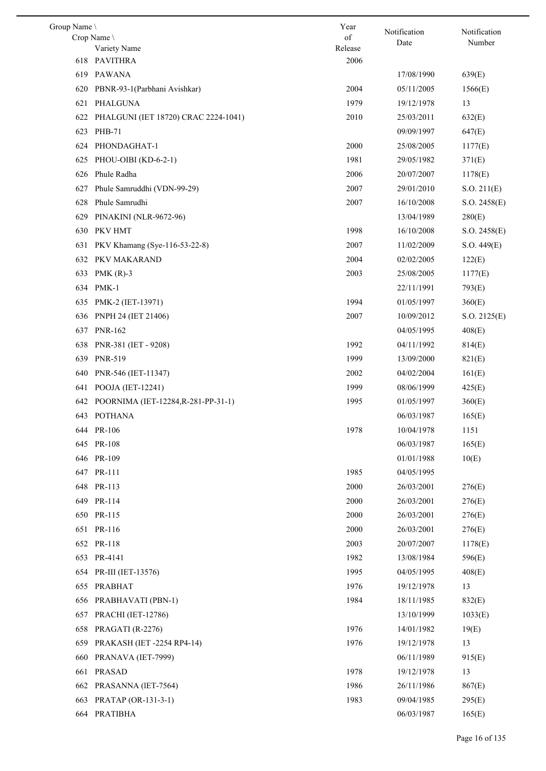| Group Name \ Crop Name \ Variety Name | Year of Release | Notification Date | Notification Number |
|---|---|---|---|
| 618 PAVITHRA | 2006 | | |
| 619 PAWANA | | 17/08/1990 | 639(E) |
| 620 PBNR-93-1(Parbhani Avishkar) | 2004 | 05/11/2005 | 1566(E) |
| 621 PHALGUNA | 1979 | 19/12/1978 | 13 |
| 622 PHALGUNI (IET 18720) CRAC 2224-1041) | 2010 | 25/03/2011 | 632(E) |
| 623 PHB-71 | | 09/09/1997 | 647(E) |
| 624 PHONDAGHAT-1 | 2000 | 25/08/2005 | 1177(E) |
| 625 PHOU-OIBI (KD-6-2-1) | 1981 | 29/05/1982 | 371(E) |
| 626 Phule Radha | 2006 | 20/07/2007 | 1178(E) |
| 627 Phule Samruddhi (VDN-99-29) | 2007 | 29/01/2010 | S.O. 211(E) |
| 628 Phule Samrudhi | 2007 | 16/10/2008 | S.O. 2458(E) |
| 629 PINAKINI (NLR-9672-96) | | 13/04/1989 | 280(E) |
| 630 PKV HMT | 1998 | 16/10/2008 | S.O. 2458(E) |
| 631 PKV Khamang (Sye-116-53-22-8) | 2007 | 11/02/2009 | S.O. 449(E) |
| 632 PKV MAKARAND | 2004 | 02/02/2005 | 122(E) |
| 633 PMK (R)-3 | 2003 | 25/08/2005 | 1177(E) |
| 634 PMK-1 | | 22/11/1991 | 793(E) |
| 635 PMK-2 (IET-13971) | 1994 | 01/05/1997 | 360(E) |
| 636 PNPH 24 (IET 21406) | 2007 | 10/09/2012 | S.O. 2125(E) |
| 637 PNR-162 | | 04/05/1995 | 408(E) |
| 638 PNR-381 (IET - 9208) | 1992 | 04/11/1992 | 814(E) |
| 639 PNR-519 | 1999 | 13/09/2000 | 821(E) |
| 640 PNR-546 (IET-11347) | 2002 | 04/02/2004 | 161(E) |
| 641 POOJA (IET-12241) | 1999 | 08/06/1999 | 425(E) |
| 642 POORNIMA (IET-12284,R-281-PP-31-1) | 1995 | 01/05/1997 | 360(E) |
| 643 POTHANA | | 06/03/1987 | 165(E) |
| 644 PR-106 | 1978 | 10/04/1978 | 1151 |
| 645 PR-108 | | 06/03/1987 | 165(E) |
| 646 PR-109 | | 01/01/1988 | 10(E) |
| 647 PR-111 | 1985 | 04/05/1995 | |
| 648 PR-113 | 2000 | 26/03/2001 | 276(E) |
| 649 PR-114 | 2000 | 26/03/2001 | 276(E) |
| 650 PR-115 | 2000 | 26/03/2001 | 276(E) |
| 651 PR-116 | 2000 | 26/03/2001 | 276(E) |
| 652 PR-118 | 2003 | 20/07/2007 | 1178(E) |
| 653 PR-4141 | 1982 | 13/08/1984 | 596(E) |
| 654 PR-III (IET-13576) | 1995 | 04/05/1995 | 408(E) |
| 655 PRABHAT | 1976 | 19/12/1978 | 13 |
| 656 PRABHAVATI (PBN-1) | 1984 | 18/11/1985 | 832(E) |
| 657 PRACHI (IET-12786) | | 13/10/1999 | 1033(E) |
| 658 PRAGATI (R-2276) | 1976 | 14/01/1982 | 19(E) |
| 659 PRAKASH (IET -2254 RP4-14) | 1976 | 19/12/1978 | 13 |
| 660 PRANAVA (IET-7999) | | 06/11/1989 | 915(E) |
| 661 PRASAD | 1978 | 19/12/1978 | 13 |
| 662 PRASANNA (lET-7564) | 1986 | 26/11/1986 | 867(E) |
| 663 PRATAP (OR-131-3-1) | 1983 | 09/04/1985 | 295(E) |
| 664 PRATIBHA | | 06/03/1987 | 165(E) |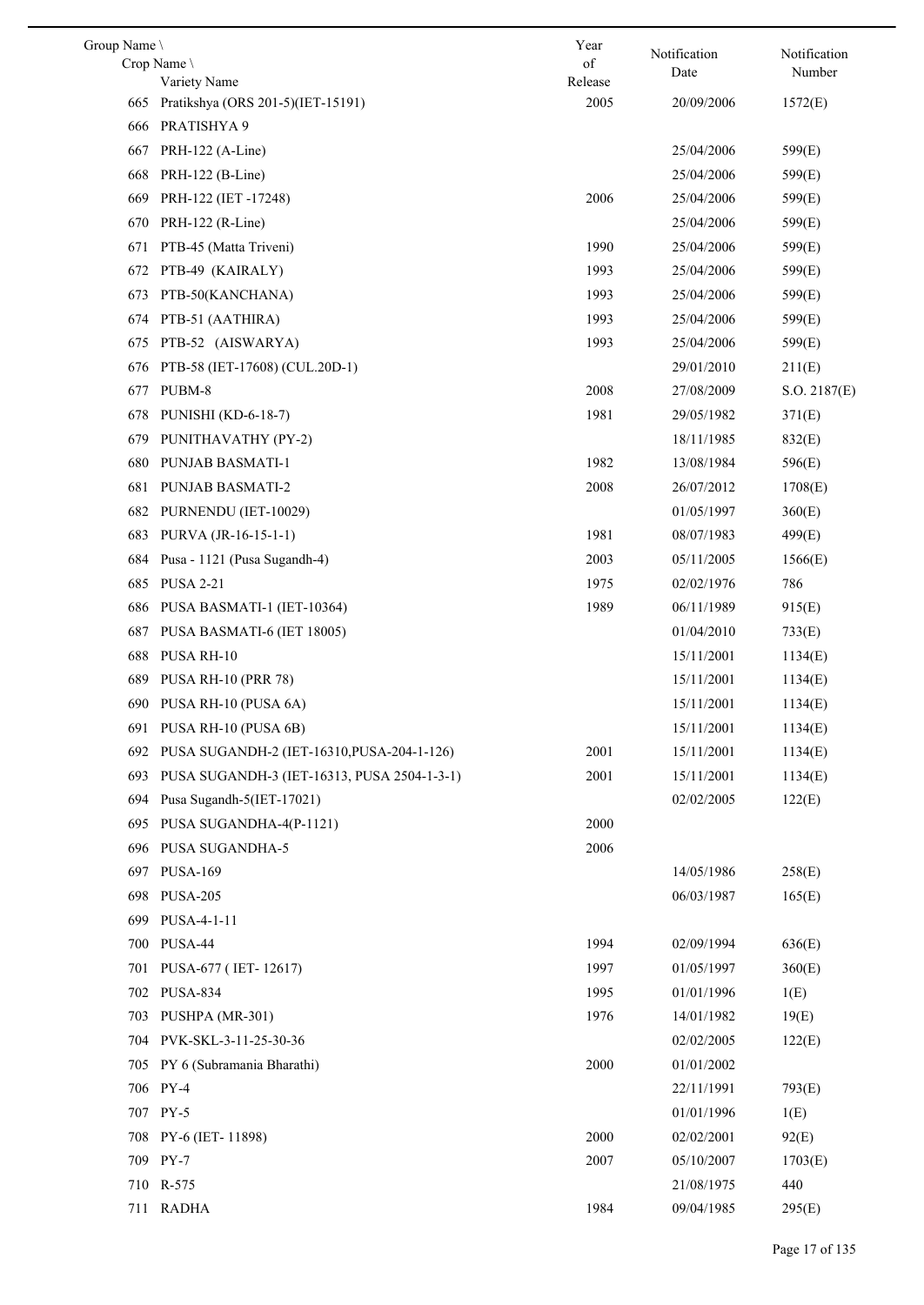| Group Name \ Crop Name \ Variety Name | Year of Release | Notification Date | Notification Number |
|---|---|---|---|
| 665 Pratikshya (ORS 201-5)(IET-15191) | 2005 | 20/09/2006 | 1572(E) |
| 666 PRATISHYA 9 | | | |
| 667 PRH-122 (A-Line) | | 25/04/2006 | 599(E) |
| 668 PRH-122 (B-Line) | | 25/04/2006 | 599(E) |
| 669 PRH-122 (IET -17248) | 2006 | 25/04/2006 | 599(E) |
| 670 PRH-122 (R-Line) | | 25/04/2006 | 599(E) |
| 671 PTB-45 (Matta Triveni) | 1990 | 25/04/2006 | 599(E) |
| 672 PTB-49 (KAIRALY) | 1993 | 25/04/2006 | 599(E) |
| 673 PTB-50(KANCHANA) | 1993 | 25/04/2006 | 599(E) |
| 674 PTB-51 (AATHIRA) | 1993 | 25/04/2006 | 599(E) |
| 675 PTB-52 (AISWARYA) | 1993 | 25/04/2006 | 599(E) |
| 676 PTB-58 (IET-17608) (CUL.20D-1) | | 29/01/2010 | 211(E) |
| 677 PUBM-8 | 2008 | 27/08/2009 | S.O. 2187(E) |
| 678 PUNISHI (KD-6-18-7) | 1981 | 29/05/1982 | 371(E) |
| 679 PUNITHAVATHY (PY-2) | | 18/11/1985 | 832(E) |
| 680 PUNJAB BASMATI-1 | 1982 | 13/08/1984 | 596(E) |
| 681 PUNJAB BASMATI-2 | 2008 | 26/07/2012 | 1708(E) |
| 682 PURNENDU (IET-10029) | | 01/05/1997 | 360(E) |
| 683 PURVA (JR-16-15-1-1) | 1981 | 08/07/1983 | 499(E) |
| 684 Pusa - 1121 (Pusa Sugandh-4) | 2003 | 05/11/2005 | 1566(E) |
| 685 PUSA 2-21 | 1975 | 02/02/1976 | 786 |
| 686 PUSA BASMATI-1 (IET-10364) | 1989 | 06/11/1989 | 915(E) |
| 687 PUSA BASMATI-6 (IET 18005) | | 01/04/2010 | 733(E) |
| 688 PUSA RH-10 | | 15/11/2001 | 1134(E) |
| 689 PUSA RH-10 (PRR 78) | | 15/11/2001 | 1134(E) |
| 690 PUSA RH-10 (PUSA 6A) | | 15/11/2001 | 1134(E) |
| 691 PUSA RH-10 (PUSA 6B) | | 15/11/2001 | 1134(E) |
| 692 PUSA SUGANDH-2 (IET-16310,PUSA-204-1-126) | 2001 | 15/11/2001 | 1134(E) |
| 693 PUSA SUGANDH-3 (IET-16313, PUSA 2504-1-3-1) | 2001 | 15/11/2001 | 1134(E) |
| 694 Pusa Sugandh-5(IET-17021) | | 02/02/2005 | 122(E) |
| 695 PUSA SUGANDHA-4(P-1121) | 2000 | | |
| 696 PUSA SUGANDHA-5 | 2006 | | |
| 697 PUSA-169 | | 14/05/1986 | 258(E) |
| 698 PUSA-205 | | 06/03/1987 | 165(E) |
| 699 PUSA-4-1-11 | | | |
| 700 PUSA-44 | 1994 | 02/09/1994 | 636(E) |
| 701 PUSA-677 ( IET- 12617) | 1997 | 01/05/1997 | 360(E) |
| 702 PUSA-834 | 1995 | 01/01/1996 | 1(E) |
| 703 PUSHPA (MR-301) | 1976 | 14/01/1982 | 19(E) |
| 704 PVK-SKL-3-11-25-30-36 | | 02/02/2005 | 122(E) |
| 705 PY 6 (Subramania Bharathi) | 2000 | 01/01/2002 | |
| 706 PY-4 | | 22/11/1991 | 793(E) |
| 707 PY-5 | | 01/01/1996 | 1(E) |
| 708 PY-6 (IET- 11898) | 2000 | 02/02/2001 | 92(E) |
| 709 PY-7 | 2007 | 05/10/2007 | 1703(E) |
| 710 R-575 | | 21/08/1975 | 440 |
| 711 RADHA | 1984 | 09/04/1985 | 295(E) |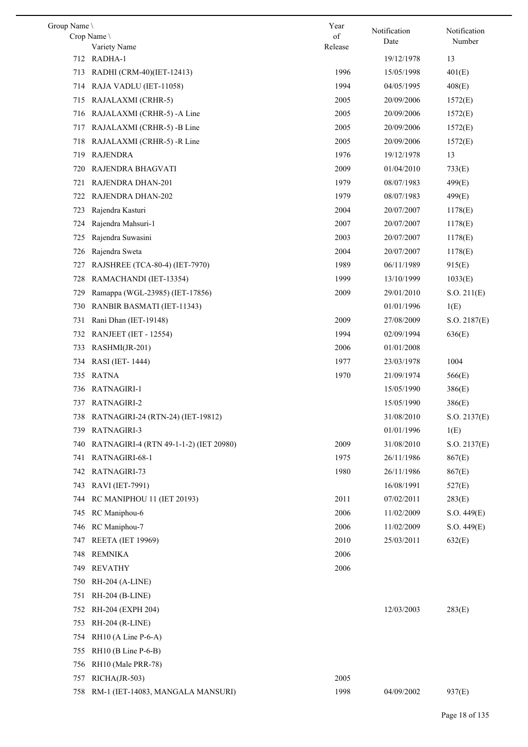| Group Name \ Crop Name \ Variety Name | Year of Release | Notification Date | Notification Number |
|---|---|---|---|
| 712 RADHA-1 | | 19/12/1978 | 13 |
| 713 RADHI (CRM-40)(IET-12413) | 1996 | 15/05/1998 | 401(E) |
| 714 RAJA VADLU (IET-11058) | 1994 | 04/05/1995 | 408(E) |
| 715 RAJALAXMI (CRHR-5) | 2005 | 20/09/2006 | 1572(E) |
| 716 RAJALAXMI (CRHR-5) -A Line | 2005 | 20/09/2006 | 1572(E) |
| 717 RAJALAXMI (CRHR-5) -B Line | 2005 | 20/09/2006 | 1572(E) |
| 718 RAJALAXMI (CRHR-5) -R Line | 2005 | 20/09/2006 | 1572(E) |
| 719 RAJENDRA | 1976 | 19/12/1978 | 13 |
| 720 RAJENDRA BHAGVATI | 2009 | 01/04/2010 | 733(E) |
| 721 RAJENDRA DHAN-201 | 1979 | 08/07/1983 | 499(E) |
| 722 RAJENDRA DHAN-202 | 1979 | 08/07/1983 | 499(E) |
| 723 Rajendra Kasturi | 2004 | 20/07/2007 | 1178(E) |
| 724 Rajendra Mahsuri-1 | 2007 | 20/07/2007 | 1178(E) |
| 725 Rajendra Suwasini | 2003 | 20/07/2007 | 1178(E) |
| 726 Rajendra Sweta | 2004 | 20/07/2007 | 1178(E) |
| 727 RAJSHREE (TCA-80-4) (IET-7970) | 1989 | 06/11/1989 | 915(E) |
| 728 RAMACHANDI (IET-13354) | 1999 | 13/10/1999 | 1033(E) |
| 729 Ramappa (WGL-23985) (IET-17856) | 2009 | 29/01/2010 | S.O. 211(E) |
| 730 RANBIR BASMATI (IET-11343) | | 01/01/1996 | 1(E) |
| 731 Rani Dhan (IET-19148) | 2009 | 27/08/2009 | S.O. 2187(E) |
| 732 RANJEET (IET - 12554) | 1994 | 02/09/1994 | 636(E) |
| 733 RASHMI(JR-201) | 2006 | 01/01/2008 | |
| 734 RASI (IET- 1444) | 1977 | 23/03/1978 | 1004 |
| 735 RATNA | 1970 | 21/09/1974 | 566(E) |
| 736 RATNAGIRI-1 | | 15/05/1990 | 386(E) |
| 737 RATNAGIRI-2 | | 15/05/1990 | 386(E) |
| 738 RATNAGIRI-24 (RTN-24) (IET-19812) | | 31/08/2010 | S.O. 2137(E) |
| 739 RATNAGIRI-3 | | 01/01/1996 | 1(E) |
| 740 RATNAGIRI-4 (RTN 49-1-1-2) (IET 20980) | 2009 | 31/08/2010 | S.O. 2137(E) |
| 741 RATNAGIRI-68-1 | 1975 | 26/11/1986 | 867(E) |
| 742 RATNAGIRI-73 | 1980 | 26/11/1986 | 867(E) |
| 743 RAVI (IET-7991) | | 16/08/1991 | 527(E) |
| 744 RC MANIPHOU 11 (IET 20193) | 2011 | 07/02/2011 | 283(E) |
| 745 RC Maniphou-6 | 2006 | 11/02/2009 | S.O. 449(E) |
| 746 RC Maniphou-7 | 2006 | 11/02/2009 | S.O. 449(E) |
| 747 REETA (IET 19969) | 2010 | 25/03/2011 | 632(E) |
| 748 REMNIKA | 2006 | | |
| 749 REVATHY | 2006 | | |
| 750 RH-204 (A-LINE) | | | |
| 751 RH-204 (B-LINE) | | | |
| 752 RH-204 (EXPH 204) | | 12/03/2003 | 283(E) |
| 753 RH-204 (R-LINE) | | | |
| 754 RH10 (A Line P-6-A) | | | |
| 755 RH10 (B Line P-6-B) | | | |
| 756 RH10 (Male PRR-78) | | | |
| 757 RICHA(JR-503) | 2005 | | |
| 758 RM-1 (IET-14083, MANGALA MANSURI) | 1998 | 04/09/2002 | 937(E) |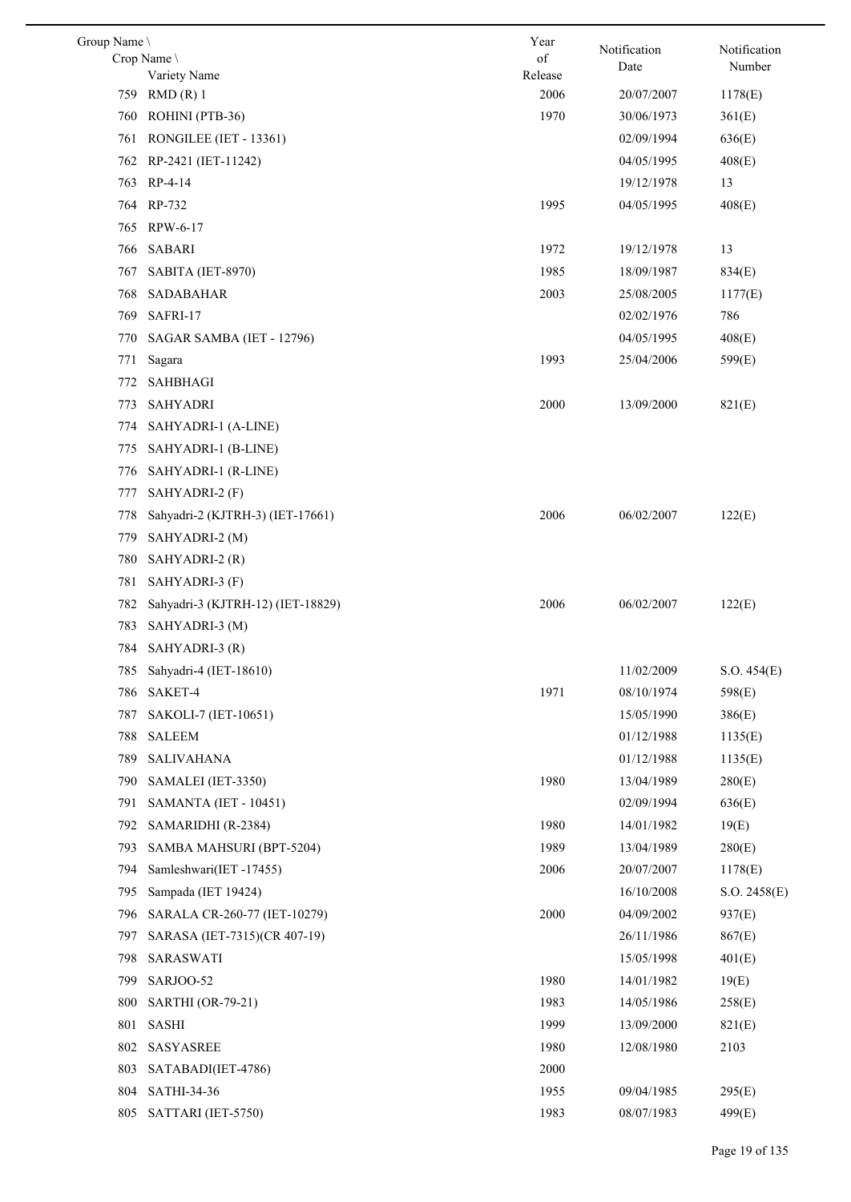| Group Name \ Crop Name \ Variety Name | Year of Release | Notification Date | Notification Number |
|---|---|---|---|
| 759 RMD (R) 1 | 2006 | 20/07/2007 | 1178(E) |
| 760 ROHINI (PTB-36) | 1970 | 30/06/1973 | 361(E) |
| 761 RONGILEE (IET - 13361) | | 02/09/1994 | 636(E) |
| 762 RP-2421 (IET-11242) | | 04/05/1995 | 408(E) |
| 763 RP-4-14 | | 19/12/1978 | 13 |
| 764 RP-732 | 1995 | 04/05/1995 | 408(E) |
| 765 RPW-6-17 | | | |
| 766 SABARI | 1972 | 19/12/1978 | 13 |
| 767 SABITA (IET-8970) | 1985 | 18/09/1987 | 834(E) |
| 768 SADABAHAR | 2003 | 25/08/2005 | 1177(E) |
| 769 SAFRI-17 | | 02/02/1976 | 786 |
| 770 SAGAR SAMBA (IET - 12796) | | 04/05/1995 | 408(E) |
| 771 Sagara | 1993 | 25/04/2006 | 599(E) |
| 772 SAHBHAGI | | | |
| 773 SAHYADRI | 2000 | 13/09/2000 | 821(E) |
| 774 SAHYADRI-1 (A-LINE) | | | |
| 775 SAHYADRI-1 (B-LINE) | | | |
| 776 SAHYADRI-1 (R-LINE) | | | |
| 777 SAHYADRI-2 (F) | | | |
| 778 Sahyadri-2 (KJTRH-3) (IET-17661) | 2006 | 06/02/2007 | 122(E) |
| 779 SAHYADRI-2 (M) | | | |
| 780 SAHYADRI-2 (R) | | | |
| 781 SAHYADRI-3 (F) | | | |
| 782 Sahyadri-3 (KJTRH-12) (IET-18829) | 2006 | 06/02/2007 | 122(E) |
| 783 SAHYADRI-3 (M) | | | |
| 784 SAHYADRI-3 (R) | | | |
| 785 Sahyadri-4 (IET-18610) | | 11/02/2009 | S.O. 454(E) |
| 786 SAKET-4 | 1971 | 08/10/1974 | 598(E) |
| 787 SAKOLI-7 (IET-10651) | | 15/05/1990 | 386(E) |
| 788 SALEEM | | 01/12/1988 | 1135(E) |
| 789 SALIVAHANA | | 01/12/1988 | 1135(E) |
| 790 SAMALEI (IET-3350) | 1980 | 13/04/1989 | 280(E) |
| 791 SAMANTA (IET - 10451) | | 02/09/1994 | 636(E) |
| 792 SAMARIDHI (R-2384) | 1980 | 14/01/1982 | 19(E) |
| 793 SAMBA MAHSURI (BPT-5204) | 1989 | 13/04/1989 | 280(E) |
| 794 Samleshwari(IET -17455) | 2006 | 20/07/2007 | 1178(E) |
| 795 Sampada (IET 19424) | | 16/10/2008 | S.O. 2458(E) |
| 796 SARALA CR-260-77 (IET-10279) | 2000 | 04/09/2002 | 937(E) |
| 797 SARASA (IET-7315)(CR 407-19) | | 26/11/1986 | 867(E) |
| 798 SARASWATI | | 15/05/1998 | 401(E) |
| 799 SARJOO-52 | 1980 | 14/01/1982 | 19(E) |
| 800 SARTHI (OR-79-21) | 1983 | 14/05/1986 | 258(E) |
| 801 SASHI | 1999 | 13/09/2000 | 821(E) |
| 802 SASYASREE | 1980 | 12/08/1980 | 2103 |
| 803 SATABADI(IET-4786) | 2000 | | |
| 804 SATHI-34-36 | 1955 | 09/04/1985 | 295(E) |
| 805 SATTARI (IET-5750) | 1983 | 08/07/1983 | 499(E) |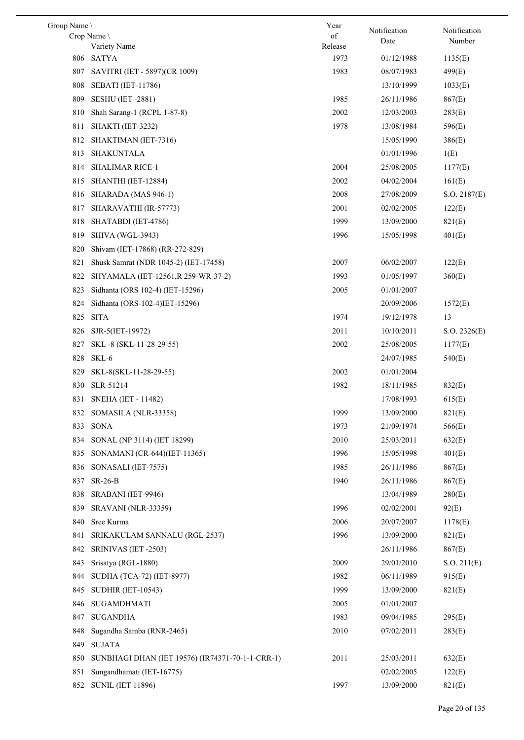| Group Name \ Crop Name \ Variety Name | Year of Release | Notification Date | Notification Number |
|---|---|---|---|
| 806 SATYA | 1973 | 01/12/1988 | 1135(E) |
| 807 SAVITRI (IET - 5897)(CR 1009) | 1983 | 08/07/1983 | 499(E) |
| 808 SEBATI (IET-11786) | | 13/10/1999 | 1033(E) |
| 809 SESHU (lET -2881) | 1985 | 26/11/1986 | 867(E) |
| 810 Shah Sarang-1 (RCPL 1-87-8) | 2002 | 12/03/2003 | 283(E) |
| 811 SHAKTI (IET-3232) | 1978 | 13/08/1984 | 596(E) |
| 812 SHAKTIMAN (IET-7316) | | 15/05/1990 | 386(E) |
| 813 SHAKUNTALA | | 01/01/1996 | 1(E) |
| 814 SHALIMAR RICE-1 | 2004 | 25/08/2005 | 1177(E) |
| 815 SHANTHI (IET-12884) | 2002 | 04/02/2004 | 161(E) |
| 816 SHARADA (MAS 946-1) | 2008 | 27/08/2009 | S.O. 2187(E) |
| 817 SHARAVATHI (IR-57773) | 2001 | 02/02/2005 | 122(E) |
| 818 SHATABDI (IET-4786) | 1999 | 13/09/2000 | 821(E) |
| 819 SHIVA (WGL-3943) | 1996 | 15/05/1998 | 401(E) |
| 820 Shivam (IET-17868) (RR-272-829) | | | |
| 821 Shusk Samrat (NDR 1045-2) (IET-17458) | 2007 | 06/02/2007 | 122(E) |
| 822 SHYAMALA (IET-12561,R 259-WR-37-2) | 1993 | 01/05/1997 | 360(E) |
| 823 Sidhanta (ORS 102-4) (IET-15296) | 2005 | 01/01/2007 | |
| 824 Sidhanta (ORS-102-4)IET-15296) | | 20/09/2006 | 1572(E) |
| 825 SITA | 1974 | 19/12/1978 | 13 |
| 826 SJR-5(IET-19972) | 2011 | 10/10/2011 | S.O. 2326(E) |
| 827 SKL -8 (SKL-11-28-29-55) | 2002 | 25/08/2005 | 1177(E) |
| 828 SKL-6 | | 24/07/1985 | 540(E) |
| 829 SKL-8(SKL-11-28-29-55) | 2002 | 01/01/2004 | |
| 830 SLR-51214 | 1982 | 18/11/1985 | 832(E) |
| 831 SNEHA (IET - 11482) | | 17/08/1993 | 615(E) |
| 832 SOMASILA (NLR-33358) | 1999 | 13/09/2000 | 821(E) |
| 833 SONA | 1973 | 21/09/1974 | 566(E) |
| 834 SONAL (NP 3114) (IET 18299) | 2010 | 25/03/2011 | 632(E) |
| 835 SONAMANI (CR-644)(IET-11365) | 1996 | 15/05/1998 | 401(E) |
| 836 SONASALI (lET-7575) | 1985 | 26/11/1986 | 867(E) |
| 837 SR-26-B | 1940 | 26/11/1986 | 867(E) |
| 838 SRABANI (IET-9946) | | 13/04/1989 | 280(E) |
| 839 SRAVANI (NLR-33359) | 1996 | 02/02/2001 | 92(E) |
| 840 Sree Kurma | 2006 | 20/07/2007 | 1178(E) |
| 841 SRIKAKULAM SANNALU (RGL-2537) | 1996 | 13/09/2000 | 821(E) |
| 842 SRINIVAS (lET -2503) | | 26/11/1986 | 867(E) |
| 843 Srisatya (RGL-1880) | 2009 | 29/01/2010 | S.O. 211(E) |
| 844 SUDHA (TCA-72) (IET-8977) | 1982 | 06/11/1989 | 915(E) |
| 845 SUDHIR (IET-10543) | 1999 | 13/09/2000 | 821(E) |
| 846 SUGAMDHMATI | 2005 | 01/01/2007 | |
| 847 SUGANDHA | 1983 | 09/04/1985 | 295(E) |
| 848 Sugandha Samba (RNR-2465) | 2010 | 07/02/2011 | 283(E) |
| 849 SUJATA | | | |
| 850 SUNBHAGI DHAN (IET 19576) (IR74371-70-1-1-CRR-1) | 2011 | 25/03/2011 | 632(E) |
| 851 Sungandhamati (IET-16775) | | 02/02/2005 | 122(E) |
| 852 SUNIL (IET 11896) | 1997 | 13/09/2000 | 821(E) |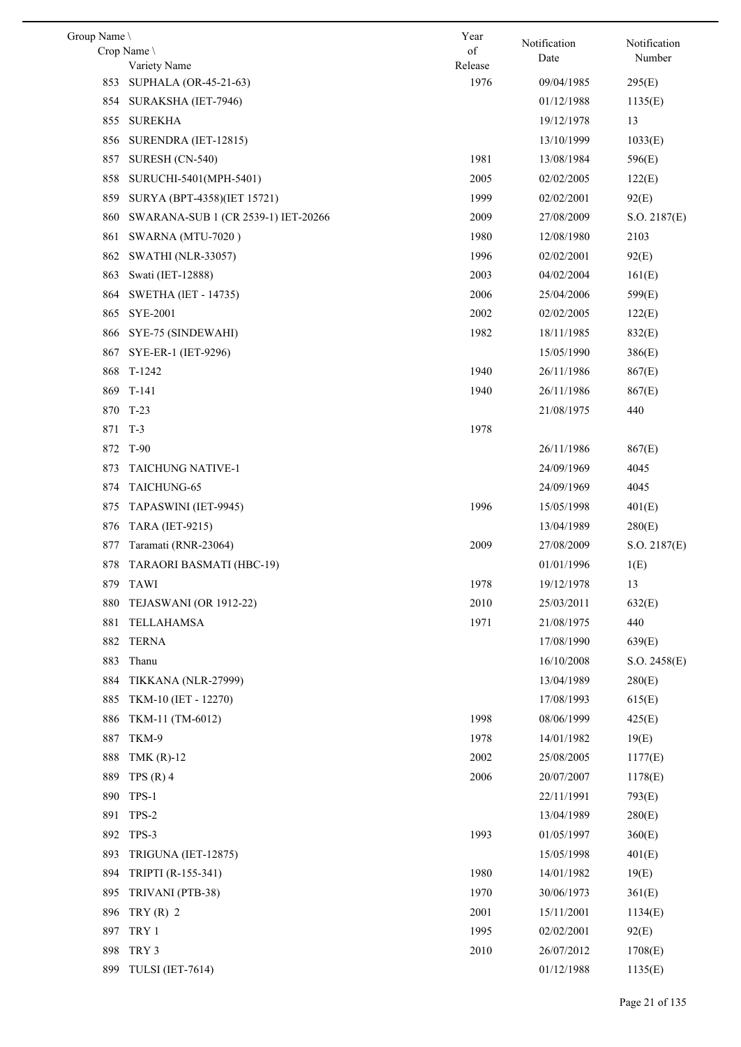| Group Name \ Crop Name \ Variety Name | Year of Release | Notification Date | Notification Number |
|---|---|---|---|
| 853 SUPHALA (OR-45-21-63) | 1976 | 09/04/1985 | 295(E) |
| 854 SURAKSHA (IET-7946) | | 01/12/1988 | 1135(E) |
| 855 SUREKHA | | 19/12/1978 | 13 |
| 856 SURENDRA (IET-12815) | | 13/10/1999 | 1033(E) |
| 857 SURESH (CN-540) | 1981 | 13/08/1984 | 596(E) |
| 858 SURUCHI-5401(MPH-5401) | 2005 | 02/02/2005 | 122(E) |
| 859 SURYA (BPT-4358)(IET 15721) | 1999 | 02/02/2001 | 92(E) |
| 860 SWARANA-SUB 1 (CR 2539-1) IET-20266 | 2009 | 27/08/2009 | S.O. 2187(E) |
| 861 SWARNA (MTU-7020 ) | 1980 | 12/08/1980 | 2103 |
| 862 SWATHI (NLR-33057) | 1996 | 02/02/2001 | 92(E) |
| 863 Swati (IET-12888) | 2003 | 04/02/2004 | 161(E) |
| 864 SWETHA (lET - 14735) | 2006 | 25/04/2006 | 599(E) |
| 865 SYE-2001 | 2002 | 02/02/2005 | 122(E) |
| 866 SYE-75 (SINDEWAHI) | 1982 | 18/11/1985 | 832(E) |
| 867 SYE-ER-1 (IET-9296) | | 15/05/1990 | 386(E) |
| 868 T-1242 | 1940 | 26/11/1986 | 867(E) |
| 869 T-141 | 1940 | 26/11/1986 | 867(E) |
| 870 T-23 | | 21/08/1975 | 440 |
| 871 T-3 | 1978 | | |
| 872 T-90 | | 26/11/1986 | 867(E) |
| 873 TAICHUNG NATIVE-1 | | 24/09/1969 | 4045 |
| 874 TAICHUNG-65 | | 24/09/1969 | 4045 |
| 875 TAPASWINI (IET-9945) | 1996 | 15/05/1998 | 401(E) |
| 876 TARA (IET-9215) | | 13/04/1989 | 280(E) |
| 877 Taramati (RNR-23064) | 2009 | 27/08/2009 | S.O. 2187(E) |
| 878 TARAORI BASMATI (HBC-19) | | 01/01/1996 | 1(E) |
| 879 TAWI | 1978 | 19/12/1978 | 13 |
| 880 TEJASWANI (OR 1912-22) | 2010 | 25/03/2011 | 632(E) |
| 881 TELLAHAMSA | 1971 | 21/08/1975 | 440 |
| 882 TERNA | | 17/08/1990 | 639(E) |
| 883 Thanu | | 16/10/2008 | S.O. 2458(E) |
| 884 TIKKANA (NLR-27999) | | 13/04/1989 | 280(E) |
| 885 TKM-10 (IET - 12270) | | 17/08/1993 | 615(E) |
| 886 TKM-11 (TM-6012) | 1998 | 08/06/1999 | 425(E) |
| 887 TKM-9 | 1978 | 14/01/1982 | 19(E) |
| 888 TMK (R)-12 | 2002 | 25/08/2005 | 1177(E) |
| 889 TPS (R) 4 | 2006 | 20/07/2007 | 1178(E) |
| 890 TPS-1 | | 22/11/1991 | 793(E) |
| 891 TPS-2 | | 13/04/1989 | 280(E) |
| 892 TPS-3 | 1993 | 01/05/1997 | 360(E) |
| 893 TRIGUNA (IET-12875) | | 15/05/1998 | 401(E) |
| 894 TRIPTI (R-155-341) | 1980 | 14/01/1982 | 19(E) |
| 895 TRIVANI (PTB-38) | 1970 | 30/06/1973 | 361(E) |
| 896 TRY (R) 2 | 2001 | 15/11/2001 | 1134(E) |
| 897 TRY 1 | 1995 | 02/02/2001 | 92(E) |
| 898 TRY 3 | 2010 | 26/07/2012 | 1708(E) |
| 899 TULSI (IET-7614) | | 01/12/1988 | 1135(E) |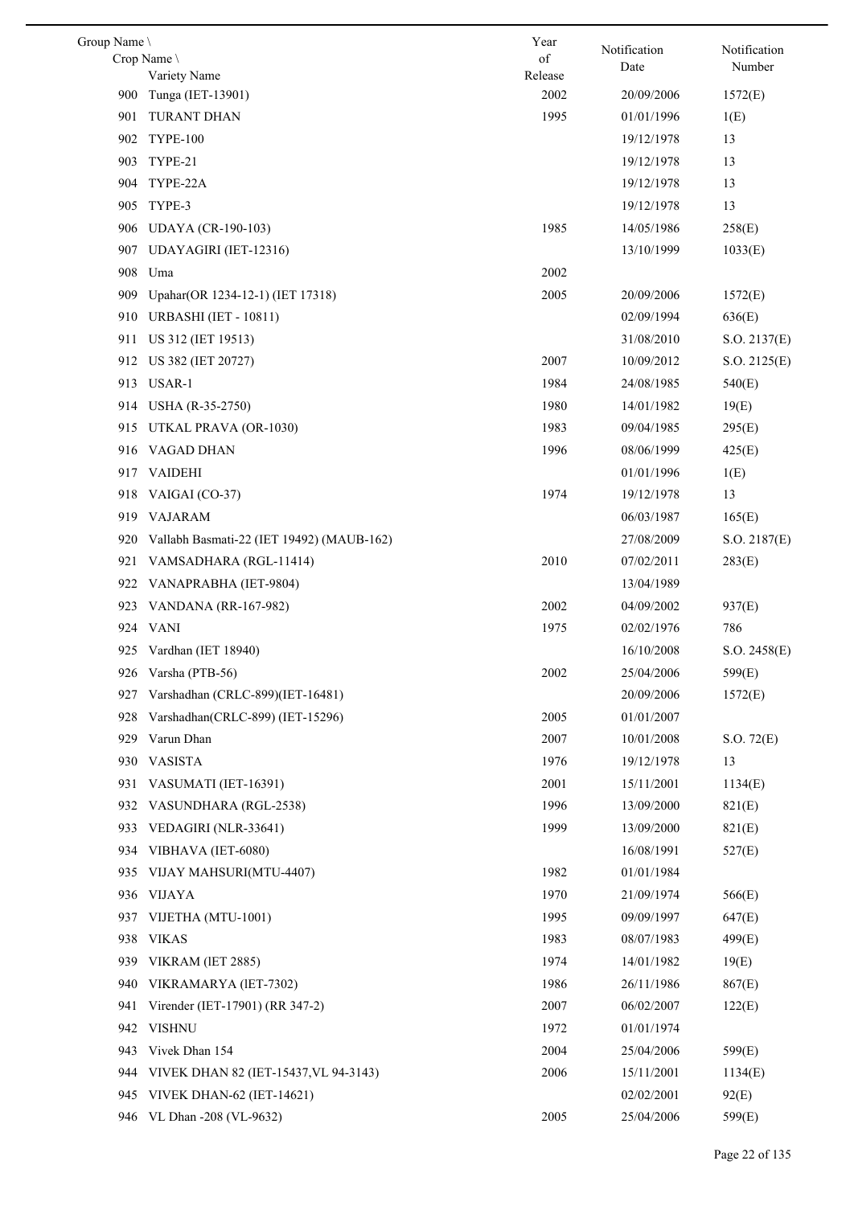| Group Name \ Crop Name \ Variety Name | Year of Release | Notification Date | Notification Number |
|---|---|---|---|
| 900 Tunga (IET-13901) | 2002 | 20/09/2006 | 1572(E) |
| 901 TURANT DHAN | 1995 | 01/01/1996 | 1(E) |
| 902 TYPE-100 | | 19/12/1978 | 13 |
| 903 TYPE-21 | | 19/12/1978 | 13 |
| 904 TYPE-22A | | 19/12/1978 | 13 |
| 905 TYPE-3 | | 19/12/1978 | 13 |
| 906 UDAYA (CR-190-103) | 1985 | 14/05/1986 | 258(E) |
| 907 UDAYAGIRI (IET-12316) | | 13/10/1999 | 1033(E) |
| 908 Uma | 2002 | | |
| 909 Upahar(OR 1234-12-1) (IET 17318) | 2005 | 20/09/2006 | 1572(E) |
| 910 URBASHI (IET - 10811) | | 02/09/1994 | 636(E) |
| 911 US 312 (IET 19513) | | 31/08/2010 | S.O. 2137(E) |
| 912 US 382 (IET 20727) | 2007 | 10/09/2012 | S.O. 2125(E) |
| 913 USAR-1 | 1984 | 24/08/1985 | 540(E) |
| 914 USHA (R-35-2750) | 1980 | 14/01/1982 | 19(E) |
| 915 UTKAL PRAVA (OR-1030) | 1983 | 09/04/1985 | 295(E) |
| 916 VAGAD DHAN | 1996 | 08/06/1999 | 425(E) |
| 917 VAIDEHI | | 01/01/1996 | 1(E) |
| 918 VAIGAI (CO-37) | 1974 | 19/12/1978 | 13 |
| 919 VAJARAM | | 06/03/1987 | 165(E) |
| 920 Vallabh Basmati-22 (IET 19492) (MAUB-162) | | 27/08/2009 | S.O. 2187(E) |
| 921 VAMSADHARA (RGL-11414) | 2010 | 07/02/2011 | 283(E) |
| 922 VANAPRABHA (IET-9804) | | 13/04/1989 | |
| 923 VANDANA (RR-167-982) | 2002 | 04/09/2002 | 937(E) |
| 924 VANI | 1975 | 02/02/1976 | 786 |
| 925 Vardhan (IET 18940) | | 16/10/2008 | S.O. 2458(E) |
| 926 Varsha (PTB-56) | 2002 | 25/04/2006 | 599(E) |
| 927 Varshadhan (CRLC-899)(IET-16481) | | 20/09/2006 | 1572(E) |
| 928 Varshadhan(CRLC-899) (IET-15296) | 2005 | 01/01/2007 | |
| 929 Varun Dhan | 2007 | 10/01/2008 | S.O. 72(E) |
| 930 VASISTA | 1976 | 19/12/1978 | 13 |
| 931 VASUMATI (IET-16391) | 2001 | 15/11/2001 | 1134(E) |
| 932 VASUNDHARA (RGL-2538) | 1996 | 13/09/2000 | 821(E) |
| 933 VEDAGIRI (NLR-33641) | 1999 | 13/09/2000 | 821(E) |
| 934 VIBHAVA (IET-6080) | | 16/08/1991 | 527(E) |
| 935 VIJAY MAHSURI(MTU-4407) | 1982 | 01/01/1984 | |
| 936 VIJAYA | 1970 | 21/09/1974 | 566(E) |
| 937 VIJETHA (MTU-1001) | 1995 | 09/09/1997 | 647(E) |
| 938 VIKAS | 1983 | 08/07/1983 | 499(E) |
| 939 VIKRAM (IET 2885) | 1974 | 14/01/1982 | 19(E) |
| 940 VIKRAMARYA (IET-7302) | 1986 | 26/11/1986 | 867(E) |
| 941 Virender (IET-17901) (RR 347-2) | 2007 | 06/02/2007 | 122(E) |
| 942 VISHNU | 1972 | 01/01/1974 | |
| 943 Vivek Dhan 154 | 2004 | 25/04/2006 | 599(E) |
| 944 VIVEK DHAN 82 (IET-15437,VL 94-3143) | 2006 | 15/11/2001 | 1134(E) |
| 945 VIVEK DHAN-62 (IET-14621) | | 02/02/2001 | 92(E) |
| 946 VL Dhan -208 (VL-9632) | 2005 | 25/04/2006 | 599(E) |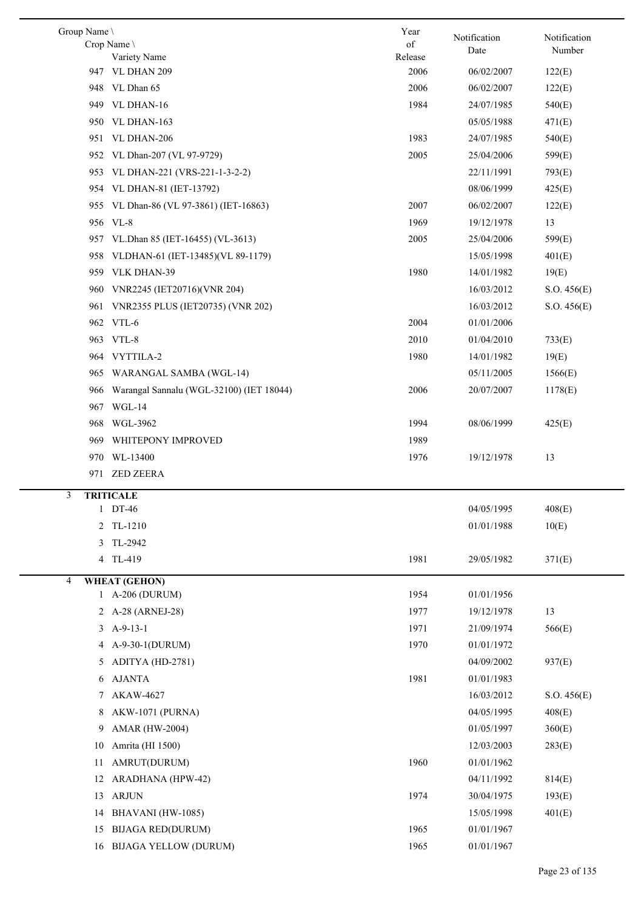| Group Name \ Crop Name \ Variety Name | Year of Release | Notification Date | Notification Number |
|---|---|---|---|
| 947 VL DHAN 209 | 2006 | 06/02/2007 | 122(E) |
| 948 VL Dhan 65 | 2006 | 06/02/2007 | 122(E) |
| 949 VL DHAN-16 | 1984 | 24/07/1985 | 540(E) |
| 950 VL DHAN-163 | | 05/05/1988 | 471(E) |
| 951 VL DHAN-206 | 1983 | 24/07/1985 | 540(E) |
| 952 VL Dhan-207 (VL 97-9729) | 2005 | 25/04/2006 | 599(E) |
| 953 VL DHAN-221 (VRS-221-1-3-2-2) | | 22/11/1991 | 793(E) |
| 954 VL DHAN-81 (IET-13792) | | 08/06/1999 | 425(E) |
| 955 VL Dhan-86 (VL 97-3861) (IET-16863) | 2007 | 06/02/2007 | 122(E) |
| 956 VL-8 | 1969 | 19/12/1978 | 13 |
| 957 VL.Dhan 85 (IET-16455) (VL-3613) | 2005 | 25/04/2006 | 599(E) |
| 958 VLDHAN-61 (IET-13485)(VL 89-1179) | | 15/05/1998 | 401(E) |
| 959 VLK DHAN-39 | 1980 | 14/01/1982 | 19(E) |
| 960 VNR2245 (IET20716)(VNR 204) | | 16/03/2012 | S.O. 456(E) |
| 961 VNR2355 PLUS (IET20735) (VNR 202) | | 16/03/2012 | S.O. 456(E) |
| 962 VTL-6 | 2004 | 01/01/2006 | |
| 963 VTL-8 | 2010 | 01/04/2010 | 733(E) |
| 964 VYTTILA-2 | 1980 | 14/01/1982 | 19(E) |
| 965 WARANGAL SAMBA (WGL-14) | | 05/11/2005 | 1566(E) |
| 966 Warangal Sannalu (WGL-32100) (IET 18044) | 2006 | 20/07/2007 | 1178(E) |
| 967 WGL-14 | | | |
| 968 WGL-3962 | 1994 | 08/06/1999 | 425(E) |
| 969 WHITEPONY IMPROVED | 1989 | | |
| 970 WL-13400 | 1976 | 19/12/1978 | 13 |
| 971 ZED ZEERA | | | |
| **3 TRITICALE** | | | |
| 1 DT-46 | | 04/05/1995 | 408(E) |
| 2 TL-1210 | | 01/01/1988 | 10(E) |
| 3 TL-2942 | | | |
| 4 TL-419 | 1981 | 29/05/1982 | 371(E) |
| **4 WHEAT (GEHON)** | | | |
| 1 A-206 (DURUM) | 1954 | 01/01/1956 | |
| 2 A-28 (ARNEJ-28) | 1977 | 19/12/1978 | 13 |
| 3 A-9-13-1 | 1971 | 21/09/1974 | 566(E) |
| 4 A-9-30-1(DURUM) | 1970 | 01/01/1972 | |
| 5 ADITYA (HD-2781) | | 04/09/2002 | 937(E) |
| 6 AJANTA | 1981 | 01/01/1983 | |
| 7 AKAW-4627 | | 16/03/2012 | S.O. 456(E) |
| 8 AKW-1071 (PURNA) | | 04/05/1995 | 408(E) |
| 9 AMAR (HW-2004) | | 01/05/1997 | 360(E) |
| 10 Amrita (HI 1500) | | 12/03/2003 | 283(E) |
| 11 AMRUT(DURUM) | 1960 | 01/01/1962 | |
| 12 ARADHANA (HPW-42) | | 04/11/1992 | 814(E) |
| 13 ARJUN | 1974 | 30/04/1975 | 193(E) |
| 14 BHAVANI (HW-1085) | | 15/05/1998 | 401(E) |
| 15 BIJAGA RED(DURUM) | 1965 | 01/01/1967 | |
| 16 BIJAGA YELLOW (DURUM) | 1965 | 01/01/1967 | |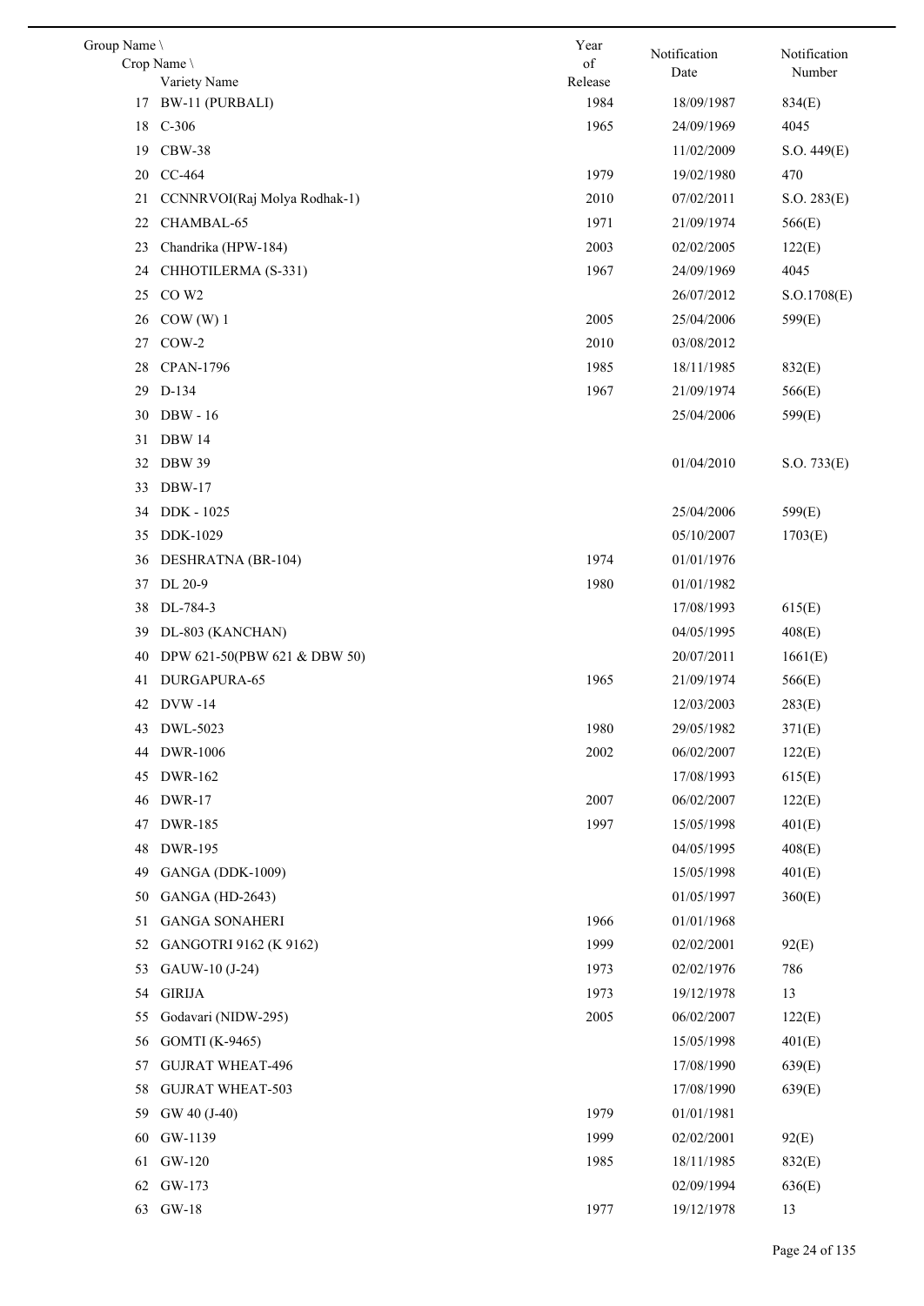| Group Name \ Crop Name \ Variety Name | Year of Release | Notification Date | Notification Number |
|---|---|---|---|
| 17 BW-11 (PURBALI) | 1984 | 18/09/1987 | 834(E) |
| 18 C-306 | 1965 | 24/09/1969 | 4045 |
| 19 CBW-38 | | 11/02/2009 | S.O. 449(E) |
| 20 CC-464 | 1979 | 19/02/1980 | 470 |
| 21 CCNNRVOI(Raj Molya Rodhak-1) | 2010 | 07/02/2011 | S.O. 283(E) |
| 22 CHAMBAL-65 | 1971 | 21/09/1974 | 566(E) |
| 23 Chandrika (HPW-184) | 2003 | 02/02/2005 | 122(E) |
| 24 CHHOTILERMA (S-331) | 1967 | 24/09/1969 | 4045 |
| 25 CO W2 | | 26/07/2012 | S.O.1708(E) |
| 26 COW (W) 1 | 2005 | 25/04/2006 | 599(E) |
| 27 COW-2 | 2010 | 03/08/2012 | |
| 28 CPAN-1796 | 1985 | 18/11/1985 | 832(E) |
| 29 D-134 | 1967 | 21/09/1974 | 566(E) |
| 30 DBW - 16 | | 25/04/2006 | 599(E) |
| 31 DBW 14 | | | |
| 32 DBW 39 | | 01/04/2010 | S.O. 733(E) |
| 33 DBW-17 | | | |
| 34 DDK - 1025 | | 25/04/2006 | 599(E) |
| 35 DDK-1029 | | 05/10/2007 | 1703(E) |
| 36 DESHRATNA (BR-104) | 1974 | 01/01/1976 | |
| 37 DL 20-9 | 1980 | 01/01/1982 | |
| 38 DL-784-3 | | 17/08/1993 | 615(E) |
| 39 DL-803 (KANCHAN) | | 04/05/1995 | 408(E) |
| 40 DPW 621-50(PBW 621 & DBW 50) | | 20/07/2011 | 1661(E) |
| 41 DURGAPURA-65 | 1965 | 21/09/1974 | 566(E) |
| 42 DVW -14 | | 12/03/2003 | 283(E) |
| 43 DWL-5023 | 1980 | 29/05/1982 | 371(E) |
| 44 DWR-1006 | 2002 | 06/02/2007 | 122(E) |
| 45 DWR-162 | | 17/08/1993 | 615(E) |
| 46 DWR-17 | 2007 | 06/02/2007 | 122(E) |
| 47 DWR-185 | 1997 | 15/05/1998 | 401(E) |
| 48 DWR-195 | | 04/05/1995 | 408(E) |
| 49 GANGA (DDK-1009) | | 15/05/1998 | 401(E) |
| 50 GANGA (HD-2643) | | 01/05/1997 | 360(E) |
| 51 GANGA SONAHERI | 1966 | 01/01/1968 | |
| 52 GANGOTRI 9162 (K 9162) | 1999 | 02/02/2001 | 92(E) |
| 53 GAUW-10 (J-24) | 1973 | 02/02/1976 | 786 |
| 54 GIRIJA | 1973 | 19/12/1978 | 13 |
| 55 Godavari (NIDW-295) | 2005 | 06/02/2007 | 122(E) |
| 56 GOMTI (K-9465) | | 15/05/1998 | 401(E) |
| 57 GUJRAT WHEAT-496 | | 17/08/1990 | 639(E) |
| 58 GUJRAT WHEAT-503 | | 17/08/1990 | 639(E) |
| 59 GW 40 (J-40) | 1979 | 01/01/1981 | |
| 60 GW-1139 | 1999 | 02/02/2001 | 92(E) |
| 61 GW-120 | 1985 | 18/11/1985 | 832(E) |
| 62 GW-173 | | 02/09/1994 | 636(E) |
| 63 GW-18 | 1977 | 19/12/1978 | 13 |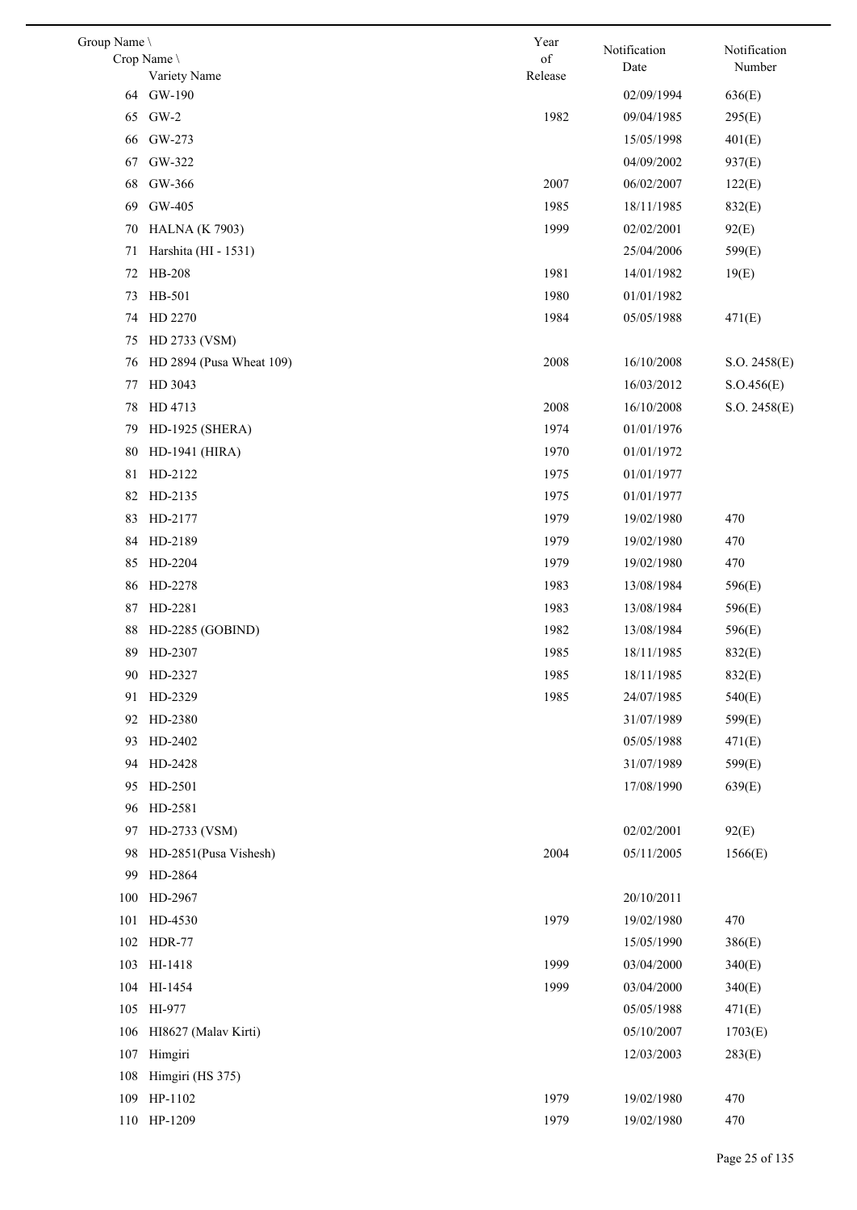| Group Name \ Crop Name \ Variety Name | | Year of Release | Notification Date | Notification Number |
|---|---|---|---|---|
| 64 | GW-190 | | 02/09/1994 | 636(E) |
| 65 | GW-2 | 1982 | 09/04/1985 | 295(E) |
| 66 | GW-273 | | 15/05/1998 | 401(E) |
| 67 | GW-322 | | 04/09/2002 | 937(E) |
| 68 | GW-366 | 2007 | 06/02/2007 | 122(E) |
| 69 | GW-405 | 1985 | 18/11/1985 | 832(E) |
| 70 | HALNA (K 7903) | 1999 | 02/02/2001 | 92(E) |
| 71 | Harshita (HI - 1531) | | 25/04/2006 | 599(E) |
| 72 | HB-208 | 1981 | 14/01/1982 | 19(E) |
| 73 | HB-501 | 1980 | 01/01/1982 | |
| 74 | HD 2270 | 1984 | 05/05/1988 | 471(E) |
| 75 | HD 2733 (VSM) | | | |
| 76 | HD 2894 (Pusa Wheat 109) | 2008 | 16/10/2008 | S.O. 2458(E) |
| 77 | HD 3043 | | 16/03/2012 | S.O.456(E) |
| 78 | HD 4713 | 2008 | 16/10/2008 | S.O. 2458(E) |
| 79 | HD-1925 (SHERA) | 1974 | 01/01/1976 | |
| 80 | HD-1941 (HIRA) | 1970 | 01/01/1972 | |
| 81 | HD-2122 | 1975 | 01/01/1977 | |
| 82 | HD-2135 | 1975 | 01/01/1977 | |
| 83 | HD-2177 | 1979 | 19/02/1980 | 470 |
| 84 | HD-2189 | 1979 | 19/02/1980 | 470 |
| 85 | HD-2204 | 1979 | 19/02/1980 | 470 |
| 86 | HD-2278 | 1983 | 13/08/1984 | 596(E) |
| 87 | HD-2281 | 1983 | 13/08/1984 | 596(E) |
| 88 | HD-2285 (GOBIND) | 1982 | 13/08/1984 | 596(E) |
| 89 | HD-2307 | 1985 | 18/11/1985 | 832(E) |
| 90 | HD-2327 | 1985 | 18/11/1985 | 832(E) |
| 91 | HD-2329 | 1985 | 24/07/1985 | 540(E) |
| 92 | HD-2380 | | 31/07/1989 | 599(E) |
| 93 | HD-2402 | | 05/05/1988 | 471(E) |
| 94 | HD-2428 | | 31/07/1989 | 599(E) |
| 95 | HD-2501 | | 17/08/1990 | 639(E) |
| 96 | HD-2581 | | | |
| 97 | HD-2733 (VSM) | | 02/02/2001 | 92(E) |
| 98 | HD-2851(Pusa Vishesh) | 2004 | 05/11/2005 | 1566(E) |
| 99 | HD-2864 | | | |
| 100 | HD-2967 | | 20/10/2011 | |
| 101 | HD-4530 | 1979 | 19/02/1980 | 470 |
| 102 | HDR-77 | | 15/05/1990 | 386(E) |
| 103 | HI-1418 | 1999 | 03/04/2000 | 340(E) |
| 104 | HI-1454 | 1999 | 03/04/2000 | 340(E) |
| 105 | HI-977 | | 05/05/1988 | 471(E) |
| 106 | HI8627 (Malav Kirti) | | 05/10/2007 | 1703(E) |
| 107 | Himgiri | | 12/03/2003 | 283(E) |
| 108 | Himgiri (HS 375) | | | |
| 109 | HP-1102 | 1979 | 19/02/1980 | 470 |
| 110 | HP-1209 | 1979 | 19/02/1980 | 470 |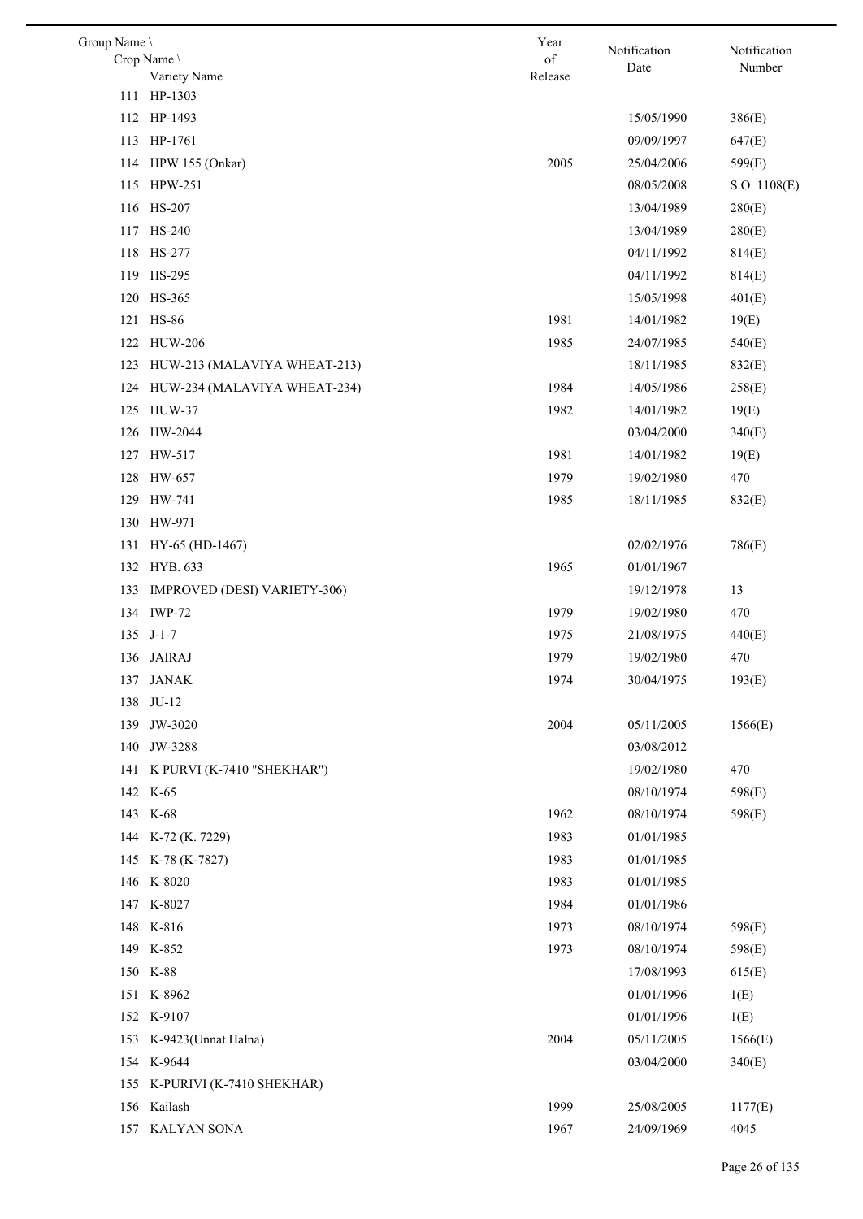| Group Name \ Crop Name \ Variety Name | | Year of Release | Notification Date | Notification Number |
|---|---|---|---|---|
| 111 | HP-1303 | | | |
| 112 | HP-1493 | | 15/05/1990 | 386(E) |
| 113 | HP-1761 | | 09/09/1997 | 647(E) |
| 114 | HPW 155 (Onkar) | 2005 | 25/04/2006 | 599(E) |
| 115 | HPW-251 | | 08/05/2008 | S.O. 1108(E) |
| 116 | HS-207 | | 13/04/1989 | 280(E) |
| 117 | HS-240 | | 13/04/1989 | 280(E) |
| 118 | HS-277 | | 04/11/1992 | 814(E) |
| 119 | HS-295 | | 04/11/1992 | 814(E) |
| 120 | HS-365 | | 15/05/1998 | 401(E) |
| 121 | HS-86 | 1981 | 14/01/1982 | 19(E) |
| 122 | HUW-206 | 1985 | 24/07/1985 | 540(E) |
| 123 | HUW-213 (MALAVIYA WHEAT-213) | | 18/11/1985 | 832(E) |
| 124 | HUW-234 (MALAVIYA WHEAT-234) | 1984 | 14/05/1986 | 258(E) |
| 125 | HUW-37 | 1982 | 14/01/1982 | 19(E) |
| 126 | HW-2044 | | 03/04/2000 | 340(E) |
| 127 | HW-517 | 1981 | 14/01/1982 | 19(E) |
| 128 | HW-657 | 1979 | 19/02/1980 | 470 |
| 129 | HW-741 | 1985 | 18/11/1985 | 832(E) |
| 130 | HW-971 | | | |
| 131 | HY-65 (HD-1467) | | 02/02/1976 | 786(E) |
| 132 | HYB. 633 | 1965 | 01/01/1967 | |
| 133 | IMPROVED (DESI) VARIETY-306) | | 19/12/1978 | 13 |
| 134 | IWP-72 | 1979 | 19/02/1980 | 470 |
| 135 | J-1-7 | 1975 | 21/08/1975 | 440(E) |
| 136 | JAIRAJ | 1979 | 19/02/1980 | 470 |
| 137 | JANAK | 1974 | 30/04/1975 | 193(E) |
| 138 | JU-12 | | | |
| 139 | JW-3020 | 2004 | 05/11/2005 | 1566(E) |
| 140 | JW-3288 | | 03/08/2012 | |
| 141 | K PURVI (K-7410 "SHEKHAR") | | 19/02/1980 | 470 |
| 142 | K-65 | | 08/10/1974 | 598(E) |
| 143 | K-68 | 1962 | 08/10/1974 | 598(E) |
| 144 | K-72 (K. 7229) | 1983 | 01/01/1985 | |
| 145 | K-78 (K-7827) | 1983 | 01/01/1985 | |
| 146 | K-8020 | 1983 | 01/01/1985 | |
| 147 | K-8027 | 1984 | 01/01/1986 | |
| 148 | K-816 | 1973 | 08/10/1974 | 598(E) |
| 149 | K-852 | 1973 | 08/10/1974 | 598(E) |
| 150 | K-88 | | 17/08/1993 | 615(E) |
| 151 | K-8962 | | 01/01/1996 | 1(E) |
| 152 | K-9107 | | 01/01/1996 | 1(E) |
| 153 | K-9423(Unnat Halna) | 2004 | 05/11/2005 | 1566(E) |
| 154 | K-9644 | | 03/04/2000 | 340(E) |
| 155 | K-PURIVI (K-7410 SHEKHAR) | | | |
| 156 | Kailash | 1999 | 25/08/2005 | 1177(E) |
| 157 | KALYAN SONA | 1967 | 24/09/1969 | 4045 |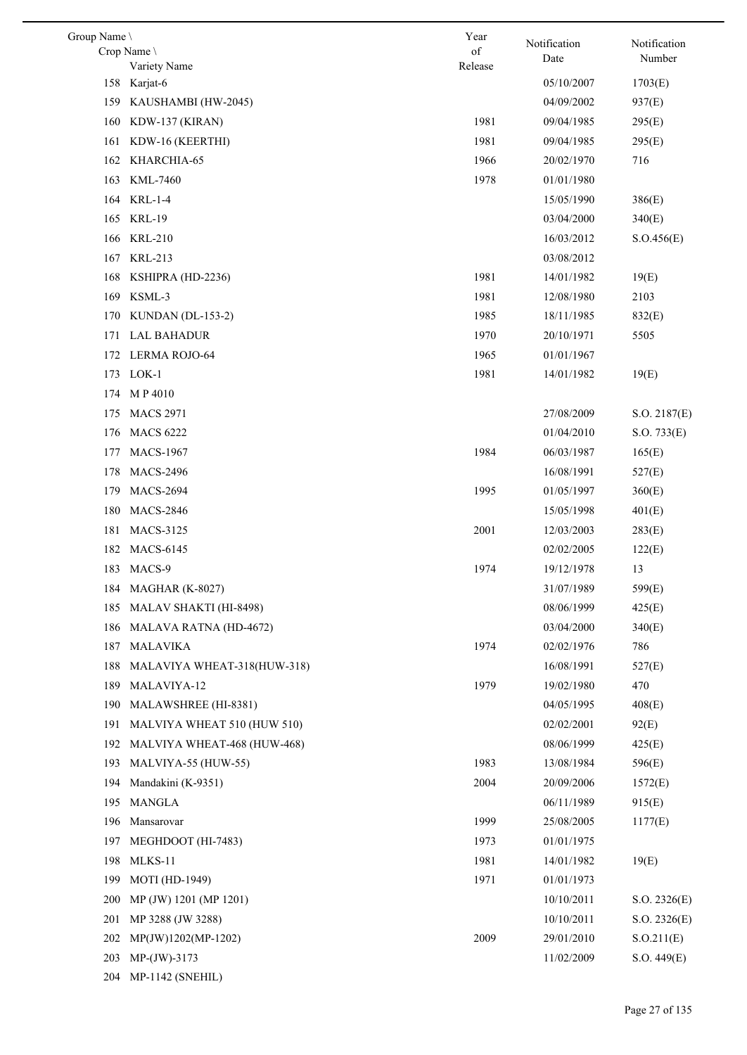| Group Name \ Crop Name \ Variety Name | | Year of Release | Notification Date | Notification Number |
|---|---|---|---|---|
| 158 | Karjat-6 | | 05/10/2007 | 1703(E) |
| 159 | KAUSHAMBI (HW-2045) | | 04/09/2002 | 937(E) |
| 160 | KDW-137 (KIRAN) | 1981 | 09/04/1985 | 295(E) |
| 161 | KDW-16 (KEERTHI) | 1981 | 09/04/1985 | 295(E) |
| 162 | KHARCHIA-65 | 1966 | 20/02/1970 | 716 |
| 163 | KML-7460 | 1978 | 01/01/1980 | |
| 164 | KRL-1-4 | | 15/05/1990 | 386(E) |
| 165 | KRL-19 | | 03/04/2000 | 340(E) |
| 166 | KRL-210 | | 16/03/2012 | S.O.456(E) |
| 167 | KRL-213 | | 03/08/2012 | |
| 168 | KSHIPRA (HD-2236) | 1981 | 14/01/1982 | 19(E) |
| 169 | KSML-3 | 1981 | 12/08/1980 | 2103 |
| 170 | KUNDAN (DL-153-2) | 1985 | 18/11/1985 | 832(E) |
| 171 | LAL BAHADUR | 1970 | 20/10/1971 | 5505 |
| 172 | LERMA ROJO-64 | 1965 | 01/01/1967 | |
| 173 | LOK-1 | 1981 | 14/01/1982 | 19(E) |
| 174 | M P 4010 | | | |
| 175 | MACS 2971 | | 27/08/2009 | S.O. 2187(E) |
| 176 | MACS 6222 | | 01/04/2010 | S.O. 733(E) |
| 177 | MACS-1967 | 1984 | 06/03/1987 | 165(E) |
| 178 | MACS-2496 | | 16/08/1991 | 527(E) |
| 179 | MACS-2694 | 1995 | 01/05/1997 | 360(E) |
| 180 | MACS-2846 | | 15/05/1998 | 401(E) |
| 181 | MACS-3125 | 2001 | 12/03/2003 | 283(E) |
| 182 | MACS-6145 | | 02/02/2005 | 122(E) |
| 183 | MACS-9 | 1974 | 19/12/1978 | 13 |
| 184 | MAGHAR (K-8027) | | 31/07/1989 | 599(E) |
| 185 | MALAV SHAKTI (HI-8498) | | 08/06/1999 | 425(E) |
| 186 | MALAVA RATNA (HD-4672) | | 03/04/2000 | 340(E) |
| 187 | MALAVIKA | 1974 | 02/02/1976 | 786 |
| 188 | MALAVIYA WHEAT-318(HUW-318) | | 16/08/1991 | 527(E) |
| 189 | MALAVIYA-12 | 1979 | 19/02/1980 | 470 |
| 190 | MALAWSHREE (HI-8381) | | 04/05/1995 | 408(E) |
| 191 | MALVIYA WHEAT 510 (HUW 510) | | 02/02/2001 | 92(E) |
| 192 | MALVIYA WHEAT-468 (HUW-468) | | 08/06/1999 | 425(E) |
| 193 | MALVIYA-55 (HUW-55) | 1983 | 13/08/1984 | 596(E) |
| 194 | Mandakini (K-9351) | 2004 | 20/09/2006 | 1572(E) |
| 195 | MANGLA | | 06/11/1989 | 915(E) |
| 196 | Mansarovar | 1999 | 25/08/2005 | 1177(E) |
| 197 | MEGHDOOT (HI-7483) | 1973 | 01/01/1975 | |
| 198 | MLKS-11 | 1981 | 14/01/1982 | 19(E) |
| 199 | MOTI (HD-1949) | 1971 | 01/01/1973 | |
| 200 | MP (JW) 1201 (MP 1201) | | 10/10/2011 | S.O. 2326(E) |
| 201 | MP 3288 (JW 3288) | | 10/10/2011 | S.O. 2326(E) |
| 202 | MP(JW)1202(MP-1202) | 2009 | 29/01/2010 | S.O.211(E) |
| 203 | MP-(JW)-3173 | | 11/02/2009 | S.O. 449(E) |
| 204 | MP-1142 (SNEHIL) | | | |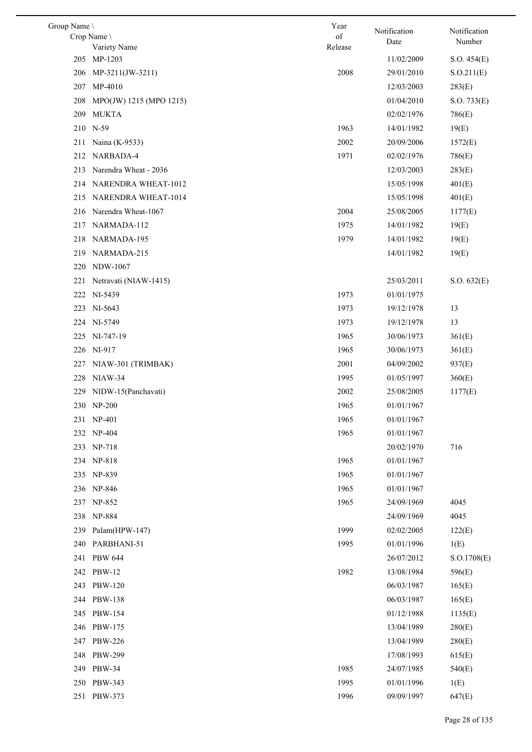| Group Name \ Crop Name \ Variety Name | Year of Release | Notification Date | Notification Number |
|---|---|---|---|
| 205 MP-1203 | | 11/02/2009 | S.O. 454(E) |
| 206 MP-3211(JW-3211) | 2008 | 29/01/2010 | S.O.211(E) |
| 207 MP-4010 | | 12/03/2003 | 283(E) |
| 208 MPO(JW) 1215 (MPO 1215) | | 01/04/2010 | S.O. 733(E) |
| 209 MUKTA | | 02/02/1976 | 786(E) |
| 210 N-59 | 1963 | 14/01/1982 | 19(E) |
| 211 Naina (K-9533) | 2002 | 20/09/2006 | 1572(E) |
| 212 NARBADA-4 | 1971 | 02/02/1976 | 786(E) |
| 213 Narendra Wheat - 2036 | | 12/03/2003 | 283(E) |
| 214 NARENDRA WHEAT-1012 | | 15/05/1998 | 401(E) |
| 215 NARENDRA WHEAT-1014 | | 15/05/1998 | 401(E) |
| 216 Narendra Wheat-1067 | 2004 | 25/08/2005 | 1177(E) |
| 217 NARMADA-112 | 1975 | 14/01/1982 | 19(E) |
| 218 NARMADA-195 | 1979 | 14/01/1982 | 19(E) |
| 219 NARMADA-215 | | 14/01/1982 | 19(E) |
| 220 NDW-1067 | | | |
| 221 Netravati (NIAW-1415) | | 25/03/2011 | S.O. 632(E) |
| 222 NI-5439 | 1973 | 01/01/1975 | |
| 223 NI-5643 | 1973 | 19/12/1978 | 13 |
| 224 NI-5749 | 1973 | 19/12/1978 | 13 |
| 225 NI-747-19 | 1965 | 30/06/1973 | 361(E) |
| 226 NI-917 | 1965 | 30/06/1973 | 361(E) |
| 227 NIAW-301 (TRIMBAK) | 2001 | 04/09/2002 | 937(E) |
| 228 NIAW-34 | 1995 | 01/05/1997 | 360(E) |
| 229 NIDW-15(Panchavati) | 2002 | 25/08/2005 | 1177(E) |
| 230 NP-200 | 1965 | 01/01/1967 | |
| 231 NP-401 | 1965 | 01/01/1967 | |
| 232 NP-404 | 1965 | 01/01/1967 | |
| 233 NP-718 | | 20/02/1970 | 716 |
| 234 NP-818 | 1965 | 01/01/1967 | |
| 235 NP-839 | 1965 | 01/01/1967 | |
| 236 NP-846 | 1965 | 01/01/1967 | |
| 237 NP-852 | 1965 | 24/09/1969 | 4045 |
| 238 NP-884 | | 24/09/1969 | 4045 |
| 239 Palam(HPW-147) | 1999 | 02/02/2005 | 122(E) |
| 240 PARBHANI-51 | 1995 | 01/01/1996 | 1(E) |
| 241 PBW 644 | | 26/07/2012 | S.O.1708(E) |
| 242 PBW-12 | 1982 | 13/08/1984 | 596(E) |
| 243 PBW-120 | | 06/03/1987 | 165(E) |
| 244 PBW-138 | | 06/03/1987 | 165(E) |
| 245 PBW-154 | | 01/12/1988 | 1135(E) |
| 246 PBW-175 | | 13/04/1989 | 280(E) |
| 247 PBW-226 | | 13/04/1989 | 280(E) |
| 248 PBW-299 | | 17/08/1993 | 615(E) |
| 249 PBW-34 | 1985 | 24/07/1985 | 540(E) |
| 250 PBW-343 | 1995 | 01/01/1996 | 1(E) |
| 251 PBW-373 | 1996 | 09/09/1997 | 647(E) |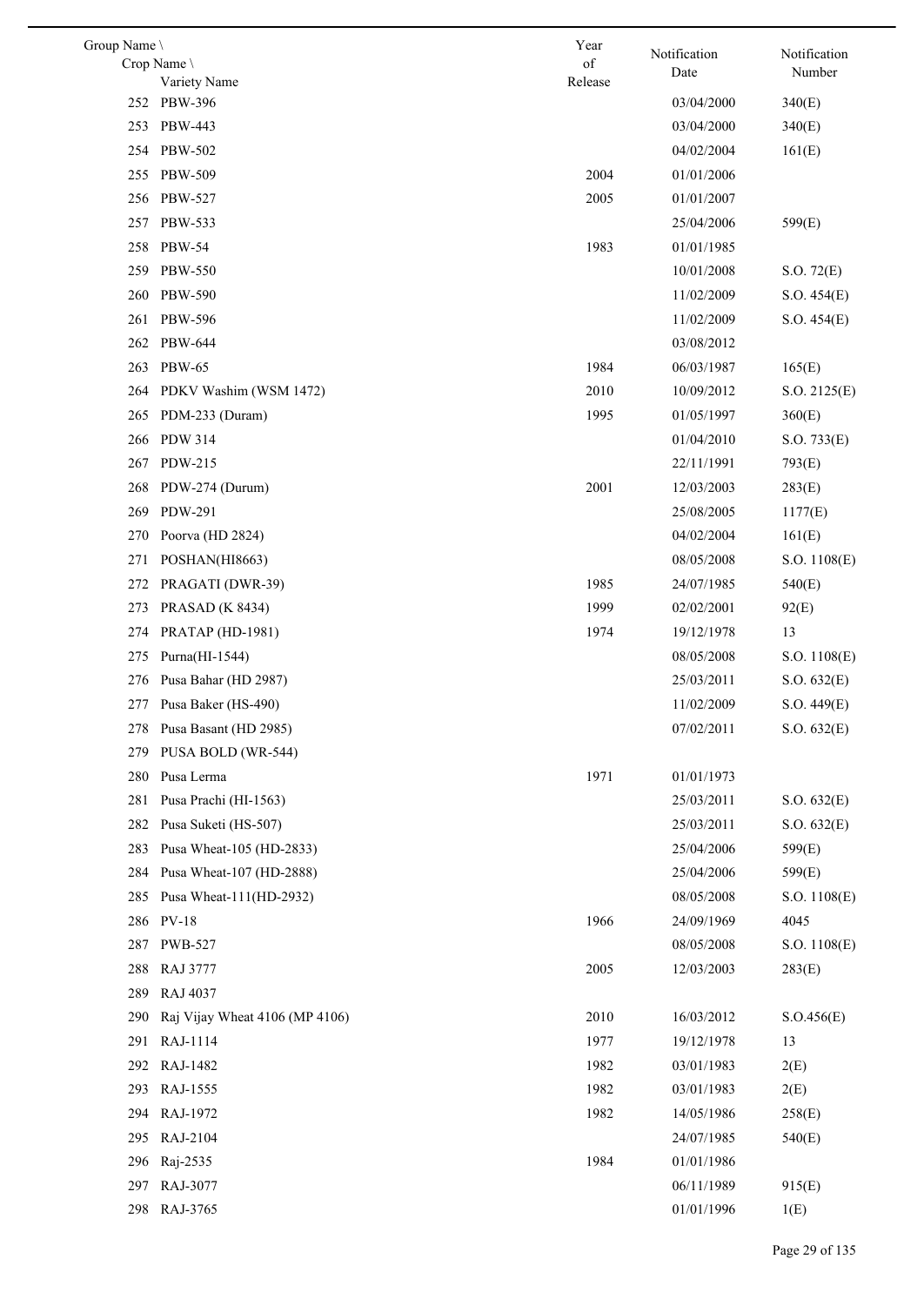| Group Name \ Crop Name \ Variety Name | Year of Release | Notification Date | Notification Number |
|---|---|---|---|
| 252 PBW-396 | | 03/04/2000 | 340(E) |
| 253 PBW-443 | | 03/04/2000 | 340(E) |
| 254 PBW-502 | | 04/02/2004 | 161(E) |
| 255 PBW-509 | 2004 | 01/01/2006 | |
| 256 PBW-527 | 2005 | 01/01/2007 | |
| 257 PBW-533 | | 25/04/2006 | 599(E) |
| 258 PBW-54 | 1983 | 01/01/1985 | |
| 259 PBW-550 | | 10/01/2008 | S.O. 72(E) |
| 260 PBW-590 | | 11/02/2009 | S.O. 454(E) |
| 261 PBW-596 | | 11/02/2009 | S.O. 454(E) |
| 262 PBW-644 | | 03/08/2012 | |
| 263 PBW-65 | 1984 | 06/03/1987 | 165(E) |
| 264 PDKV Washim (WSM 1472) | 2010 | 10/09/2012 | S.O. 2125(E) |
| 265 PDM-233 (Duram) | 1995 | 01/05/1997 | 360(E) |
| 266 PDW 314 | | 01/04/2010 | S.O. 733(E) |
| 267 PDW-215 | | 22/11/1991 | 793(E) |
| 268 PDW-274 (Durum) | 2001 | 12/03/2003 | 283(E) |
| 269 PDW-291 | | 25/08/2005 | 1177(E) |
| 270 Poorva (HD 2824) | | 04/02/2004 | 161(E) |
| 271 POSHAN(HI8663) | | 08/05/2008 | S.O. 1108(E) |
| 272 PRAGATI (DWR-39) | 1985 | 24/07/1985 | 540(E) |
| 273 PRASAD (K 8434) | 1999 | 02/02/2001 | 92(E) |
| 274 PRATAP (HD-1981) | 1974 | 19/12/1978 | 13 |
| 275 Purna(HI-1544) | | 08/05/2008 | S.O. 1108(E) |
| 276 Pusa Bahar (HD 2987) | | 25/03/2011 | S.O. 632(E) |
| 277 Pusa Baker (HS-490) | | 11/02/2009 | S.O. 449(E) |
| 278 Pusa Basant (HD 2985) | | 07/02/2011 | S.O. 632(E) |
| 279 PUSA BOLD (WR-544) | | | |
| 280 Pusa Lerma | 1971 | 01/01/1973 | |
| 281 Pusa Prachi (HI-1563) | | 25/03/2011 | S.O. 632(E) |
| 282 Pusa Suketi (HS-507) | | 25/03/2011 | S.O. 632(E) |
| 283 Pusa Wheat-105 (HD-2833) | | 25/04/2006 | 599(E) |
| 284 Pusa Wheat-107 (HD-2888) | | 25/04/2006 | 599(E) |
| 285 Pusa Wheat-111(HD-2932) | | 08/05/2008 | S.O. 1108(E) |
| 286 PV-18 | 1966 | 24/09/1969 | 4045 |
| 287 PWB-527 | | 08/05/2008 | S.O. 1108(E) |
| 288 RAJ 3777 | 2005 | 12/03/2003 | 283(E) |
| 289 RAJ 4037 | | | |
| 290 Raj Vijay Wheat 4106 (MP 4106) | 2010 | 16/03/2012 | S.O.456(E) |
| 291 RAJ-1114 | 1977 | 19/12/1978 | 13 |
| 292 RAJ-1482 | 1982 | 03/01/1983 | 2(E) |
| 293 RAJ-1555 | 1982 | 03/01/1983 | 2(E) |
| 294 RAJ-1972 | 1982 | 14/05/1986 | 258(E) |
| 295 RAJ-2104 | | 24/07/1985 | 540(E) |
| 296 Raj-2535 | 1984 | 01/01/1986 | |
| 297 RAJ-3077 | | 06/11/1989 | 915(E) |
| 298 RAJ-3765 | | 01/01/1996 | 1(E) |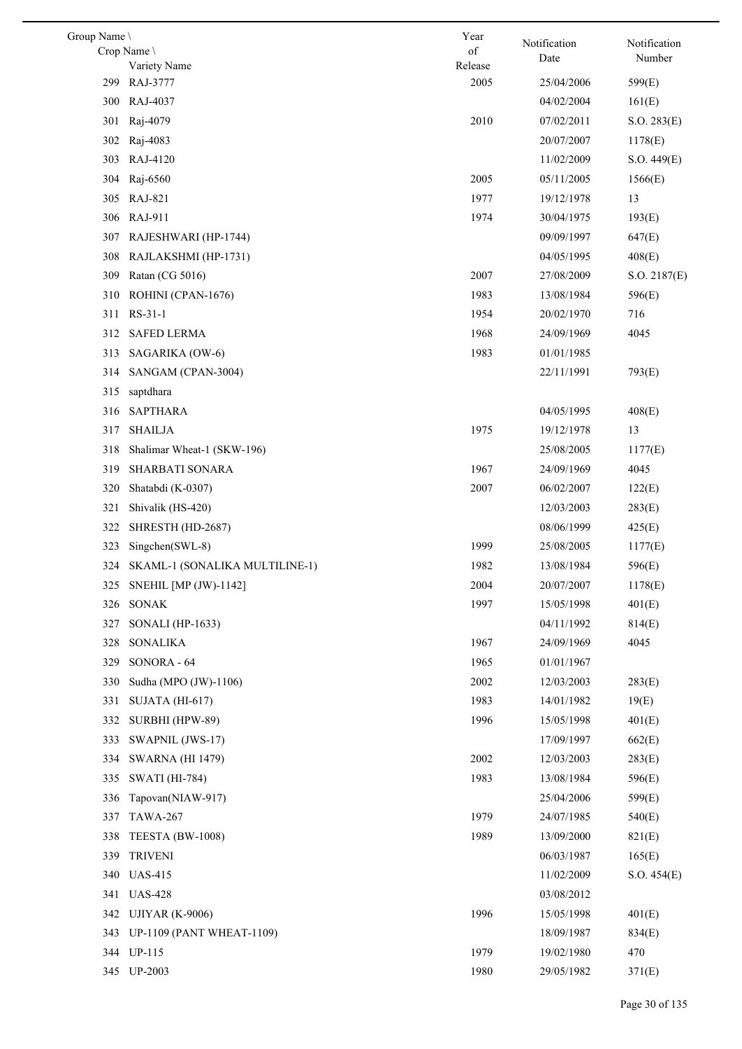| Group Name \ Crop Name \ Variety Name | Year of Release | Notification Date | Notification Number |
|---|---|---|---|
| 299 RAJ-3777 | 2005 | 25/04/2006 | 599(E) |
| 300 RAJ-4037 | | 04/02/2004 | 161(E) |
| 301 Raj-4079 | 2010 | 07/02/2011 | S.O. 283(E) |
| 302 Raj-4083 | | 20/07/2007 | 1178(E) |
| 303 RAJ-4120 | | 11/02/2009 | S.O. 449(E) |
| 304 Raj-6560 | 2005 | 05/11/2005 | 1566(E) |
| 305 RAJ-821 | 1977 | 19/12/1978 | 13 |
| 306 RAJ-911 | 1974 | 30/04/1975 | 193(E) |
| 307 RAJESHWARI (HP-1744) | | 09/09/1997 | 647(E) |
| 308 RAJLAKSHMI (HP-1731) | | 04/05/1995 | 408(E) |
| 309 Ratan (CG 5016) | 2007 | 27/08/2009 | S.O. 2187(E) |
| 310 ROHINI (CPAN-1676) | 1983 | 13/08/1984 | 596(E) |
| 311 RS-31-1 | 1954 | 20/02/1970 | 716 |
| 312 SAFED LERMA | 1968 | 24/09/1969 | 4045 |
| 313 SAGARIKA (OW-6) | 1983 | 01/01/1985 | |
| 314 SANGAM (CPAN-3004) | | 22/11/1991 | 793(E) |
| 315 saptdhara | | | |
| 316 SAPTHARA | | 04/05/1995 | 408(E) |
| 317 SHAILJA | 1975 | 19/12/1978 | 13 |
| 318 Shalimar Wheat-1 (SKW-196) | | 25/08/2005 | 1177(E) |
| 319 SHARBATI SONARA | 1967 | 24/09/1969 | 4045 |
| 320 Shatabdi (K-0307) | 2007 | 06/02/2007 | 122(E) |
| 321 Shivalik (HS-420) | | 12/03/2003 | 283(E) |
| 322 SHRESTH (HD-2687) | | 08/06/1999 | 425(E) |
| 323 Singchen(SWL-8) | 1999 | 25/08/2005 | 1177(E) |
| 324 SKAML-1 (SONALIKA MULTILINE-1) | 1982 | 13/08/1984 | 596(E) |
| 325 SNEHIL [MP (JW)-1142] | 2004 | 20/07/2007 | 1178(E) |
| 326 SONAK | 1997 | 15/05/1998 | 401(E) |
| 327 SONALI (HP-1633) | | 04/11/1992 | 814(E) |
| 328 SONALIKA | 1967 | 24/09/1969 | 4045 |
| 329 SONORA - 64 | 1965 | 01/01/1967 | |
| 330 Sudha (MPO (JW)-1106) | 2002 | 12/03/2003 | 283(E) |
| 331 SUJATA (HI-617) | 1983 | 14/01/1982 | 19(E) |
| 332 SURBHI (HPW-89) | 1996 | 15/05/1998 | 401(E) |
| 333 SWAPNIL (JWS-17) | | 17/09/1997 | 662(E) |
| 334 SWARNA (HI 1479) | 2002 | 12/03/2003 | 283(E) |
| 335 SWATI (HI-784) | 1983 | 13/08/1984 | 596(E) |
| 336 Tapovan(NIAW-917) | | 25/04/2006 | 599(E) |
| 337 TAWA-267 | 1979 | 24/07/1985 | 540(E) |
| 338 TEESTA (BW-1008) | 1989 | 13/09/2000 | 821(E) |
| 339 TRIVENI | | 06/03/1987 | 165(E) |
| 340 UAS-415 | | 11/02/2009 | S.O. 454(E) |
| 341 UAS-428 | | 03/08/2012 | |
| 342 UJIYAR (K-9006) | 1996 | 15/05/1998 | 401(E) |
| 343 UP-1109 (PANT WHEAT-1109) | | 18/09/1987 | 834(E) |
| 344 UP-115 | 1979 | 19/02/1980 | 470 |
| 345 UP-2003 | 1980 | 29/05/1982 | 371(E) |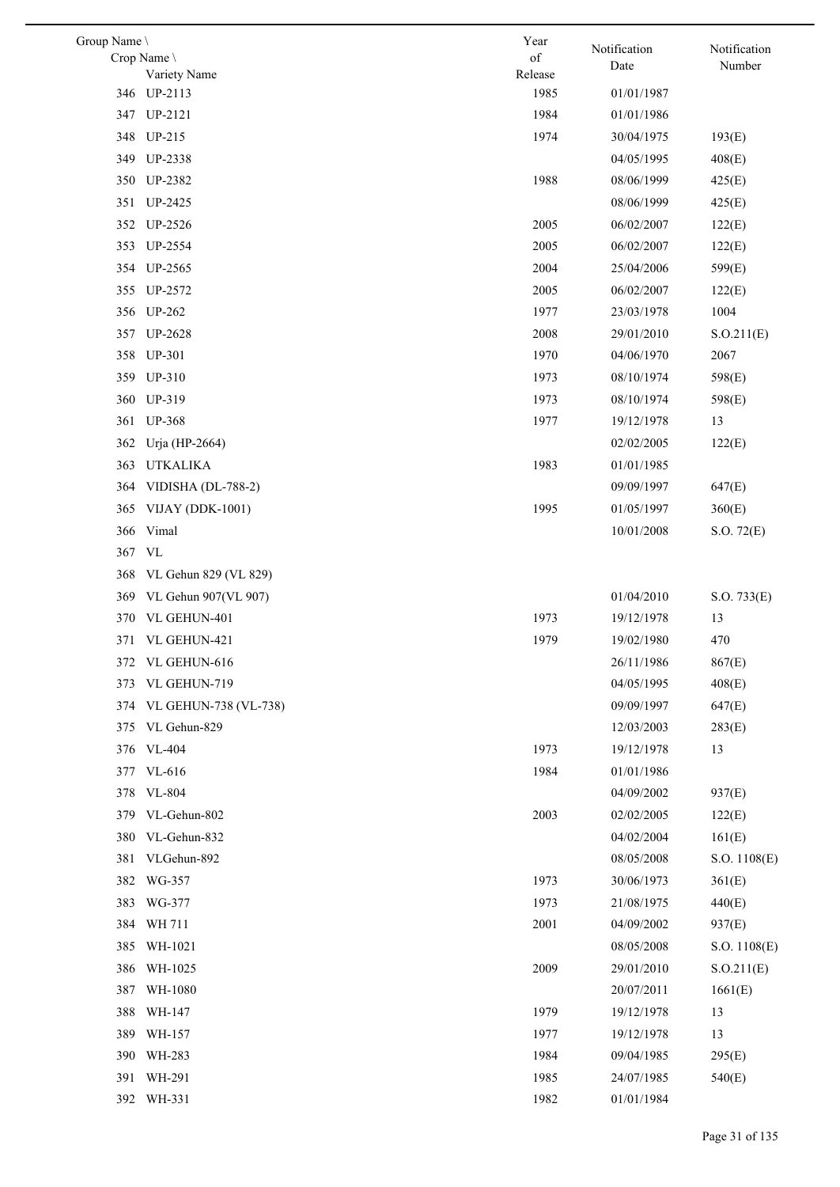| Group Name \ Crop Name \ Variety Name | Year of Release | Notification Date | Notification Number |
|---|---|---|---|
| 346 UP-2113 | 1985 | 01/01/1987 | |
| 347 UP-2121 | 1984 | 01/01/1986 | |
| 348 UP-215 | 1974 | 30/04/1975 | 193(E) |
| 349 UP-2338 | | 04/05/1995 | 408(E) |
| 350 UP-2382 | 1988 | 08/06/1999 | 425(E) |
| 351 UP-2425 | | 08/06/1999 | 425(E) |
| 352 UP-2526 | 2005 | 06/02/2007 | 122(E) |
| 353 UP-2554 | 2005 | 06/02/2007 | 122(E) |
| 354 UP-2565 | 2004 | 25/04/2006 | 599(E) |
| 355 UP-2572 | 2005 | 06/02/2007 | 122(E) |
| 356 UP-262 | 1977 | 23/03/1978 | 1004 |
| 357 UP-2628 | 2008 | 29/01/2010 | S.O.211(E) |
| 358 UP-301 | 1970 | 04/06/1970 | 2067 |
| 359 UP-310 | 1973 | 08/10/1974 | 598(E) |
| 360 UP-319 | 1973 | 08/10/1974 | 598(E) |
| 361 UP-368 | 1977 | 19/12/1978 | 13 |
| 362 Urja (HP-2664) | | 02/02/2005 | 122(E) |
| 363 UTKALIKA | 1983 | 01/01/1985 | |
| 364 VIDISHA (DL-788-2) | | 09/09/1997 | 647(E) |
| 365 VIJAY (DDK-1001) | 1995 | 01/05/1997 | 360(E) |
| 366 Vimal | | 10/01/2008 | S.O. 72(E) |
| 367 VL | | | |
| 368 VL Gehun 829 (VL 829) | | | |
| 369 VL Gehun 907(VL 907) | | 01/04/2010 | S.O. 733(E) |
| 370 VL GEHUN-401 | 1973 | 19/12/1978 | 13 |
| 371 VL GEHUN-421 | 1979 | 19/02/1980 | 470 |
| 372 VL GEHUN-616 | | 26/11/1986 | 867(E) |
| 373 VL GEHUN-719 | | 04/05/1995 | 408(E) |
| 374 VL GEHUN-738 (VL-738) | | 09/09/1997 | 647(E) |
| 375 VL Gehun-829 | | 12/03/2003 | 283(E) |
| 376 VL-404 | 1973 | 19/12/1978 | 13 |
| 377 VL-616 | 1984 | 01/01/1986 | |
| 378 VL-804 | | 04/09/2002 | 937(E) |
| 379 VL-Gehun-802 | 2003 | 02/02/2005 | 122(E) |
| 380 VL-Gehun-832 | | 04/02/2004 | 161(E) |
| 381 VLGehun-892 | | 08/05/2008 | S.O. 1108(E) |
| 382 WG-357 | 1973 | 30/06/1973 | 361(E) |
| 383 WG-377 | 1973 | 21/08/1975 | 440(E) |
| 384 WH 711 | 2001 | 04/09/2002 | 937(E) |
| 385 WH-1021 | | 08/05/2008 | S.O. 1108(E) |
| 386 WH-1025 | 2009 | 29/01/2010 | S.O.211(E) |
| 387 WH-1080 | | 20/07/2011 | 1661(E) |
| 388 WH-147 | 1979 | 19/12/1978 | 13 |
| 389 WH-157 | 1977 | 19/12/1978 | 13 |
| 390 WH-283 | 1984 | 09/04/1985 | 295(E) |
| 391 WH-291 | 1985 | 24/07/1985 | 540(E) |
| 392 WH-331 | 1982 | 01/01/1984 | |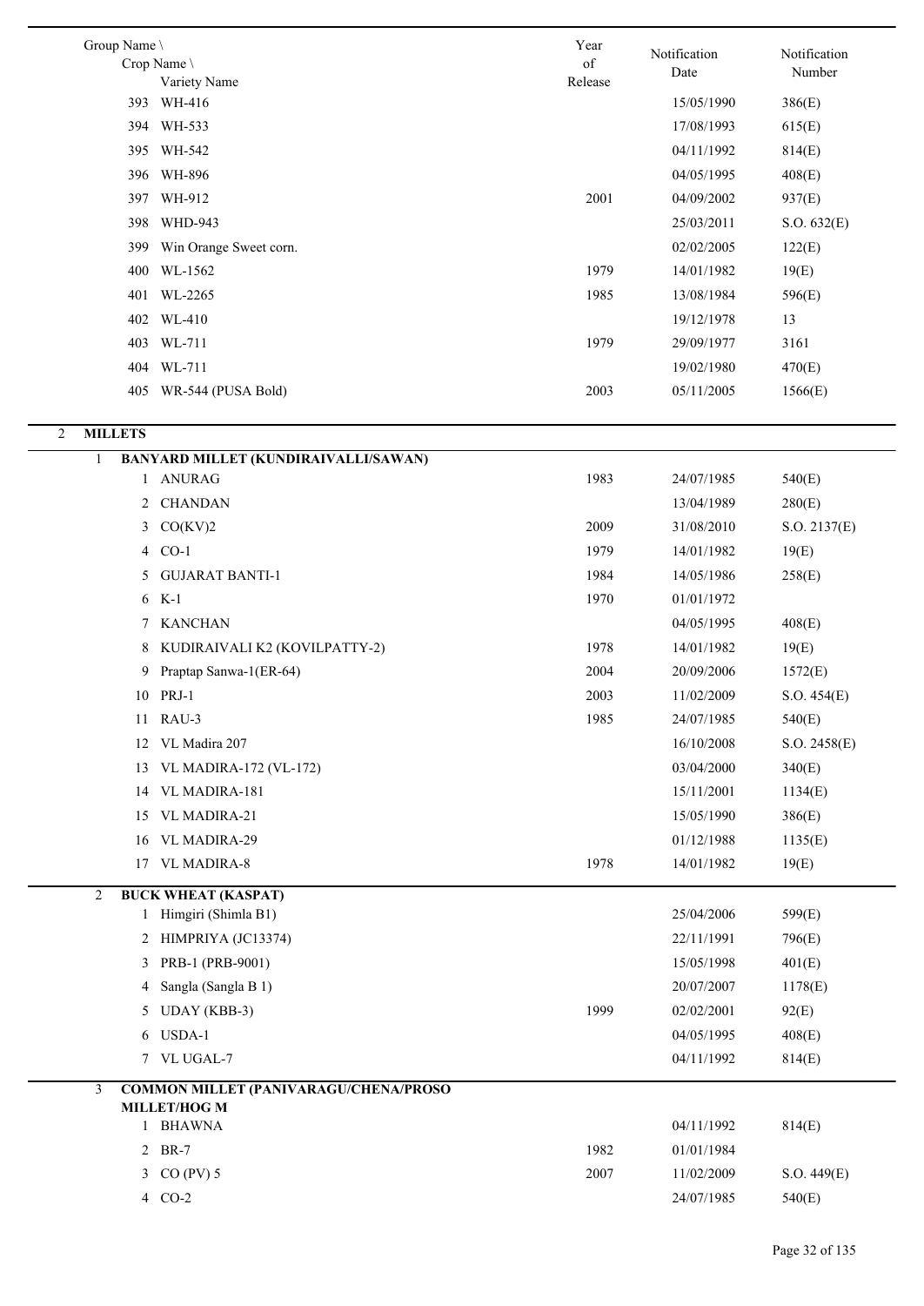| Group Name \ Crop Name \ Variety Name | Year of Release | Notification Date | Notification Number |
|---|---|---|---|
| 393 WH-416 | | 15/05/1990 | 386(E) |
| 394 WH-533 | | 17/08/1993 | 615(E) |
| 395 WH-542 | | 04/11/1992 | 814(E) |
| 396 WH-896 | | 04/05/1995 | 408(E) |
| 397 WH-912 | 2001 | 04/09/2002 | 937(E) |
| 398 WHD-943 | | 25/03/2011 | S.O. 632(E) |
| 399 Win Orange Sweet corn. | | 02/02/2005 | 122(E) |
| 400 WL-1562 | 1979 | 14/01/1982 | 19(E) |
| 401 WL-2265 | 1985 | 13/08/1984 | 596(E) |
| 402 WL-410 | | 19/12/1978 | 13 |
| 403 WL-711 | 1979 | 29/09/1977 | 3161 |
| 404 WL-711 | | 19/02/1980 | 470(E) |
| 405 WR-544 (PUSA Bold) | 2003 | 05/11/2005 | 1566(E) |
| **2 MILLETS** | | | |
| **1 BANYARD MILLET (KUNDIRAIVALLI/SAWAN)** | | | |
| 1 ANURAG | 1983 | 24/07/1985 | 540(E) |
| 2 CHANDAN | | 13/04/1989 | 280(E) |
| 3 CO(KV)2 | 2009 | 31/08/2010 | S.O. 2137(E) |
| 4 CO-1 | 1979 | 14/01/1982 | 19(E) |
| 5 GUJARAT BANTI-1 | 1984 | 14/05/1986 | 258(E) |
| 6 K-1 | 1970 | 01/01/1972 | |
| 7 KANCHAN | | 04/05/1995 | 408(E) |
| 8 KUDIRAIVALI K2 (KOVILPATTY-2) | 1978 | 14/01/1982 | 19(E) |
| 9 Praptap Sanwa-1(ER-64) | 2004 | 20/09/2006 | 1572(E) |
| 10 PRJ-1 | 2003 | 11/02/2009 | S.O. 454(E) |
| 11 RAU-3 | 1985 | 24/07/1985 | 540(E) |
| 12 VL Madira 207 | | 16/10/2008 | S.O. 2458(E) |
| 13 VL MADIRA-172 (VL-172) | | 03/04/2000 | 340(E) |
| 14 VL MADIRA-181 | | 15/11/2001 | 1134(E) |
| 15 VL MADIRA-21 | | 15/05/1990 | 386(E) |
| 16 VL MADIRA-29 | | 01/12/1988 | 1135(E) |
| 17 VL MADIRA-8 | 1978 | 14/01/1982 | 19(E) |
| **2 BUCK WHEAT (KASPAT)** | | | |
| 1 Himgiri (Shimla B1) | | 25/04/2006 | 599(E) |
| 2 HIMPRIYA (JC13374) | | 22/11/1991 | 796(E) |
| 3 PRB-1 (PRB-9001) | | 15/05/1998 | 401(E) |
| 4 Sangla (Sangla B 1) | | 20/07/2007 | 1178(E) |
| 5 UDAY (KBB-3) | 1999 | 02/02/2001 | 92(E) |
| 6 USDA-1 | | 04/05/1995 | 408(E) |
| 7 VL UGAL-7 | | 04/11/1992 | 814(E) |
| **3 COMMON MILLET (PANIVARAGU/CHENA/PROSO MILLET/HOG M** | | | |
| 1 BHAWNA | | 04/11/1992 | 814(E) |
| 2 BR-7 | 1982 | 01/01/1984 | |
| 3 CO (PV) 5 | 2007 | 11/02/2009 | S.O. 449(E) |
| 4 CO-2 | | 24/07/1985 | 540(E) |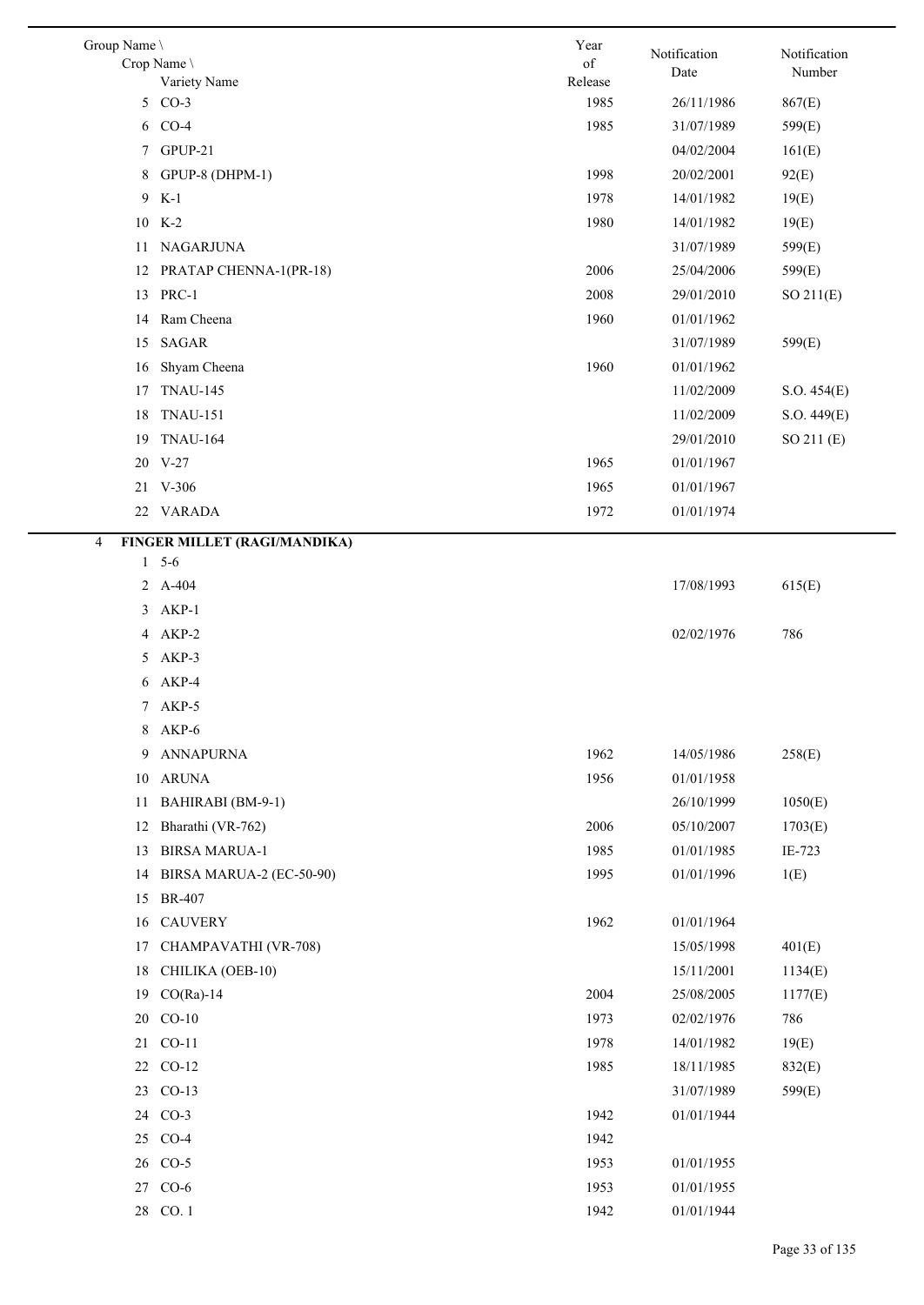| Group Name \ Crop Name \ Variety Name | Year of Release | Notification Date | Notification Number |
|---|---|---|---|
| 5 CO-3 | 1985 | 26/11/1986 | 867(E) |
| 6 CO-4 | 1985 | 31/07/1989 | 599(E) |
| 7 GPUP-21 | | 04/02/2004 | 161(E) |
| 8 GPUP-8 (DHPM-1) | 1998 | 20/02/2001 | 92(E) |
| 9 K-1 | 1978 | 14/01/1982 | 19(E) |
| 10 K-2 | 1980 | 14/01/1982 | 19(E) |
| 11 NAGARJUNA | | 31/07/1989 | 599(E) |
| 12 PRATAP CHENNA-1(PR-18) | 2006 | 25/04/2006 | 599(E) |
| 13 PRC-1 | 2008 | 29/01/2010 | SO 211(E) |
| 14 Ram Cheena | 1960 | 01/01/1962 | |
| 15 SAGAR | | 31/07/1989 | 599(E) |
| 16 Shyam Cheena | 1960 | 01/01/1962 | |
| 17 TNAU-145 | | 11/02/2009 | S.O. 454(E) |
| 18 TNAU-151 | | 11/02/2009 | S.O. 449(E) |
| 19 TNAU-164 | | 29/01/2010 | SO 211 (E) |
| 20 V-27 | 1965 | 01/01/1967 | |
| 21 V-306 | 1965 | 01/01/1967 | |
| 22 VARADA | 1972 | 01/01/1974 | |
| **4 FINGER MILLET (RAGI/MANDIKA)** | | | |
| 1 5-6 | | | |
| 2 A-404 | | 17/08/1993 | 615(E) |
| 3 AKP-1 | | | |
| 4 AKP-2 | | 02/02/1976 | 786 |
| 5 AKP-3 | | | |
| 6 AKP-4 | | | |
| 7 AKP-5 | | | |
| 8 AKP-6 | | | |
| 9 ANNAPURNA | 1962 | 14/05/1986 | 258(E) |
| 10 ARUNA | 1956 | 01/01/1958 | |
| 11 BAHIRABI (BM-9-1) | | 26/10/1999 | 1050(E) |
| 12 Bharathi (VR-762) | 2006 | 05/10/2007 | 1703(E) |
| 13 BIRSA MARUA-1 | 1985 | 01/01/1985 | IE-723 |
| 14 BIRSA MARUA-2 (EC-50-90) | 1995 | 01/01/1996 | 1(E) |
| 15 BR-407 | | | |
| 16 CAUVERY | 1962 | 01/01/1964 | |
| 17 CHAMPAVATHI (VR-708) | | 15/05/1998 | 401(E) |
| 18 CHILIKA (OEB-10) | | 15/11/2001 | 1134(E) |
| 19 CO(Ra)-14 | 2004 | 25/08/2005 | 1177(E) |
| 20 CO-10 | 1973 | 02/02/1976 | 786 |
| 21 CO-11 | 1978 | 14/01/1982 | 19(E) |
| 22 CO-12 | 1985 | 18/11/1985 | 832(E) |
| 23 CO-13 | | 31/07/1989 | 599(E) |
| 24 CO-3 | 1942 | 01/01/1944 | |
| 25 CO-4 | 1942 | | |
| 26 CO-5 | 1953 | 01/01/1955 | |
| 27 CO-6 | 1953 | 01/01/1955 | |
| 28 CO. 1 | 1942 | 01/01/1944 | |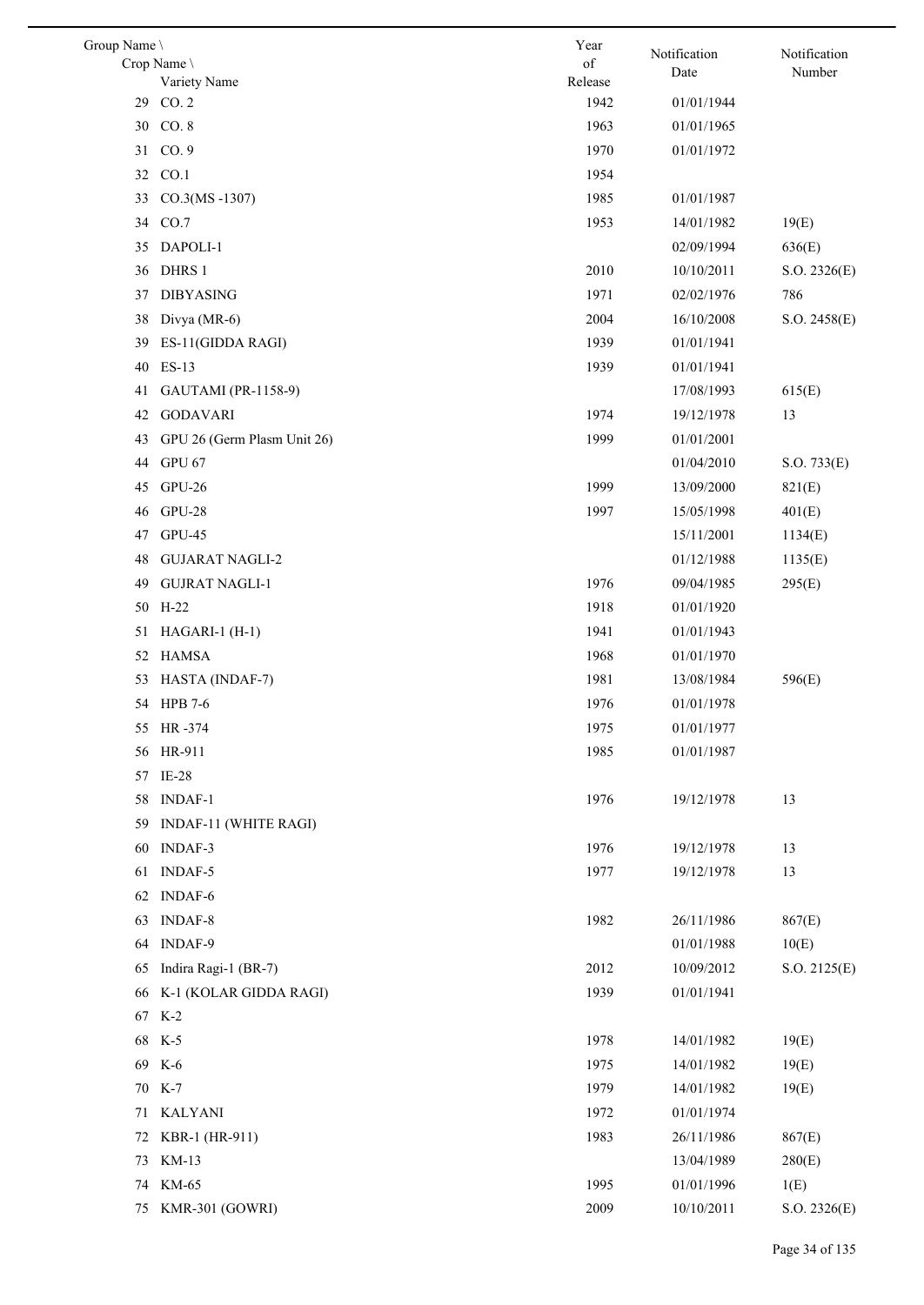| Group Name \ Crop Name \ Variety Name | Year of Release | Notification Date | Notification Number |
|---|---|---|---|
| 29 CO. 2 | 1942 | 01/01/1944 | |
| 30 CO. 8 | 1963 | 01/01/1965 | |
| 31 CO. 9 | 1970 | 01/01/1972 | |
| 32 CO.1 | 1954 | | |
| 33 CO.3(MS -1307) | 1985 | 01/01/1987 | |
| 34 CO.7 | 1953 | 14/01/1982 | 19(E) |
| 35 DAPOLI-1 | | 02/09/1994 | 636(E) |
| 36 DHRS 1 | 2010 | 10/10/2011 | S.O. 2326(E) |
| 37 DIBYASING | 1971 | 02/02/1976 | 786 |
| 38 Divya (MR-6) | 2004 | 16/10/2008 | S.O. 2458(E) |
| 39 ES-11(GIDDA RAGI) | 1939 | 01/01/1941 | |
| 40 ES-13 | 1939 | 01/01/1941 | |
| 41 GAUTAMI (PR-1158-9) | | 17/08/1993 | 615(E) |
| 42 GODAVARI | 1974 | 19/12/1978 | 13 |
| 43 GPU 26 (Germ Plasm Unit 26) | 1999 | 01/01/2001 | |
| 44 GPU 67 | | 01/04/2010 | S.O. 733(E) |
| 45 GPU-26 | 1999 | 13/09/2000 | 821(E) |
| 46 GPU-28 | 1997 | 15/05/1998 | 401(E) |
| 47 GPU-45 | | 15/11/2001 | 1134(E) |
| 48 GUJARAT NAGLI-2 | | 01/12/1988 | 1135(E) |
| 49 GUJRAT NAGLI-1 | 1976 | 09/04/1985 | 295(E) |
| 50 H-22 | 1918 | 01/01/1920 | |
| 51 HAGARI-1 (H-1) | 1941 | 01/01/1943 | |
| 52 HAMSA | 1968 | 01/01/1970 | |
| 53 HASTA (INDAF-7) | 1981 | 13/08/1984 | 596(E) |
| 54 HPB 7-6 | 1976 | 01/01/1978 | |
| 55 HR -374 | 1975 | 01/01/1977 | |
| 56 HR-911 | 1985 | 01/01/1987 | |
| 57 IE-28 | | | |
| 58 INDAF-1 | 1976 | 19/12/1978 | 13 |
| 59 INDAF-11 (WHITE RAGI) | | | |
| 60 INDAF-3 | 1976 | 19/12/1978 | 13 |
| 61 INDAF-5 | 1977 | 19/12/1978 | 13 |
| 62 INDAF-6 | | | |
| 63 INDAF-8 | 1982 | 26/11/1986 | 867(E) |
| 64 INDAF-9 | | 01/01/1988 | 10(E) |
| 65 Indira Ragi-1 (BR-7) | 2012 | 10/09/2012 | S.O. 2125(E) |
| 66 K-1 (KOLAR GIDDA RAGI) | 1939 | 01/01/1941 | |
| 67 K-2 | | | |
| 68 K-5 | 1978 | 14/01/1982 | 19(E) |
| 69 K-6 | 1975 | 14/01/1982 | 19(E) |
| 70 K-7 | 1979 | 14/01/1982 | 19(E) |
| 71 KALYANI | 1972 | 01/01/1974 | |
| 72 KBR-1 (HR-911) | 1983 | 26/11/1986 | 867(E) |
| 73 KM-13 | | 13/04/1989 | 280(E) |
| 74 KM-65 | 1995 | 01/01/1996 | 1(E) |
| 75 KMR-301 (GOWRI) | 2009 | 10/10/2011 | S.O. 2326(E) |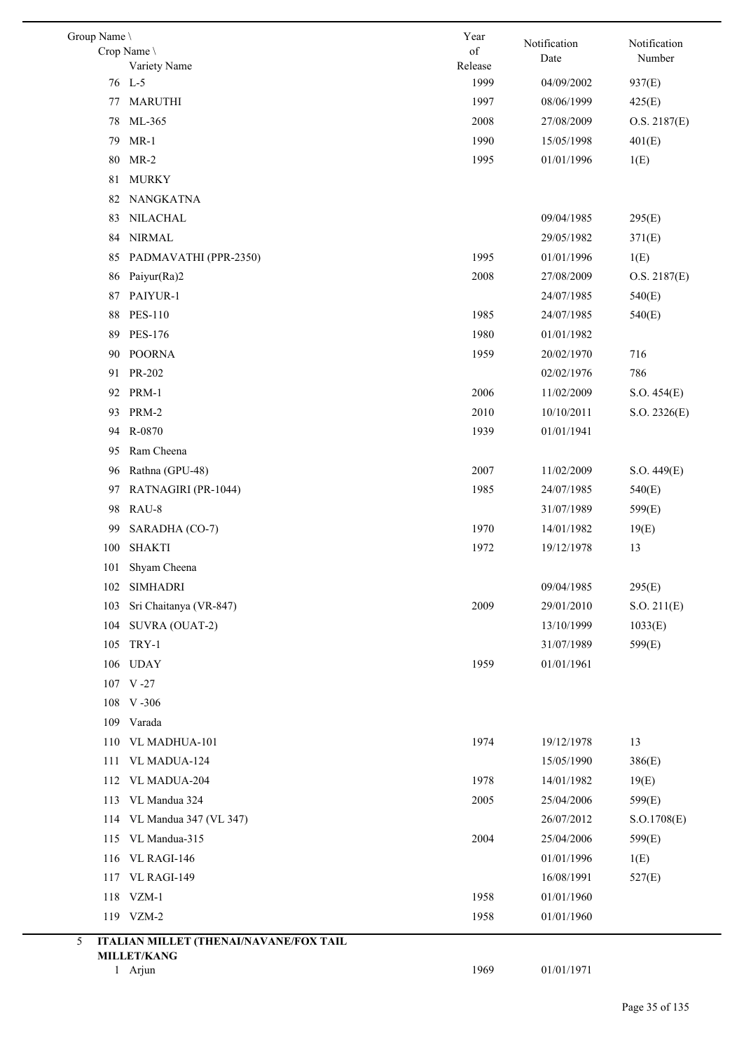| Group Name \ Crop Name \ Variety Name | Year of Release | Notification Date | Notification Number |
|---|---|---|---|
| 76 L-5 | 1999 | 04/09/2002 | 937(E) |
| 77 MARUTHI | 1997 | 08/06/1999 | 425(E) |
| 78 ML-365 | 2008 | 27/08/2009 | O.S. 2187(E) |
| 79 MR-1 | 1990 | 15/05/1998 | 401(E) |
| 80 MR-2 | 1995 | 01/01/1996 | 1(E) |
| 81 MURKY | | | |
| 82 NANGKATNA | | | |
| 83 NILACHAL | | 09/04/1985 | 295(E) |
| 84 NIRMAL | | 29/05/1982 | 371(E) |
| 85 PADMAVATHI (PPR-2350) | 1995 | 01/01/1996 | 1(E) |
| 86 Paiyur(Ra)2 | 2008 | 27/08/2009 | O.S. 2187(E) |
| 87 PAIYUR-1 | | 24/07/1985 | 540(E) |
| 88 PES-110 | 1985 | 24/07/1985 | 540(E) |
| 89 PES-176 | 1980 | 01/01/1982 | |
| 90 POORNA | 1959 | 20/02/1970 | 716 |
| 91 PR-202 | | 02/02/1976 | 786 |
| 92 PRM-1 | 2006 | 11/02/2009 | S.O. 454(E) |
| 93 PRM-2 | 2010 | 10/10/2011 | S.O. 2326(E) |
| 94 R-0870 | 1939 | 01/01/1941 | |
| 95 Ram Cheena | | | |
| 96 Rathna (GPU-48) | 2007 | 11/02/2009 | S.O. 449(E) |
| 97 RATNAGIRI (PR-1044) | 1985 | 24/07/1985 | 540(E) |
| 98 RAU-8 | | 31/07/1989 | 599(E) |
| 99 SARADHA (CO-7) | 1970 | 14/01/1982 | 19(E) |
| 100 SHAKTI | 1972 | 19/12/1978 | 13 |
| 101 Shyam Cheena | | | |
| 102 SIMHADRI | | 09/04/1985 | 295(E) |
| 103 Sri Chaitanya (VR-847) | 2009 | 29/01/2010 | S.O. 211(E) |
| 104 SUVRA (OUAT-2) | | 13/10/1999 | 1033(E) |
| 105 TRY-1 | | 31/07/1989 | 599(E) |
| 106 UDAY | 1959 | 01/01/1961 | |
| 107 V -27 | | | |
| 108 V -306 | | | |
| 109 Varada | | | |
| 110 VL MADHUA-101 | 1974 | 19/12/1978 | 13 |
| 111 VL MADUA-124 | | 15/05/1990 | 386(E) |
| 112 VL MADUA-204 | 1978 | 14/01/1982 | 19(E) |
| 113 VL Mandua 324 | 2005 | 25/04/2006 | 599(E) |
| 114 VL Mandua 347 (VL 347) | | 26/07/2012 | S.O.1708(E) |
| 115 VL Mandua-315 | 2004 | 25/04/2006 | 599(E) |
| 116 VL RAGI-146 | | 01/01/1996 | 1(E) |
| 117 VL RAGI-149 | | 16/08/1991 | 527(E) |
| 118 VZM-1 | 1958 | 01/01/1960 | |
| 119 VZM-2 | 1958 | 01/01/1960 | |
| **5 ITALIAN MILLET (THENAI/NAVANE/FOX TAIL MILLET/KANG** | | | |
| 1 Arjun | 1969 | 01/01/1971 | |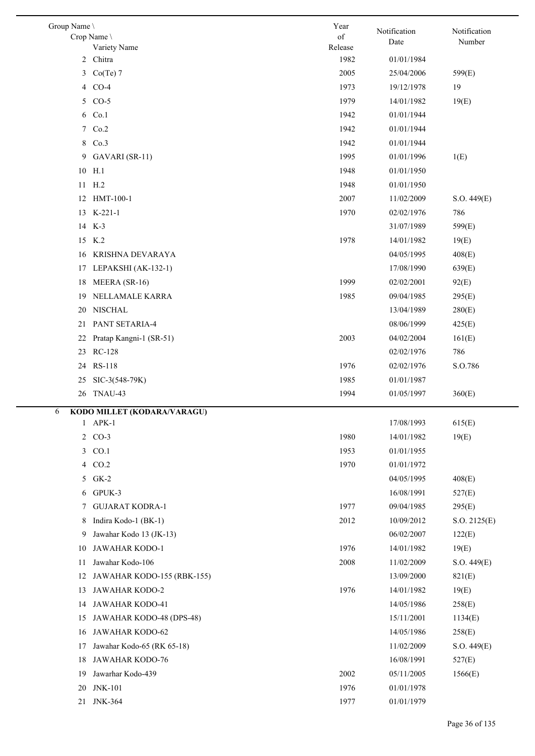| Group Name \ Crop Name \ Variety Name | Year of Release | Notification Date | Notification Number |
|---|---|---|---|
| 2 Chitra | 1982 | 01/01/1984 | |
| 3 Co(Te) 7 | 2005 | 25/04/2006 | 599(E) |
| 4 CO-4 | 1973 | 19/12/1978 | 19 |
| 5 CO-5 | 1979 | 14/01/1982 | 19(E) |
| 6 Co.1 | 1942 | 01/01/1944 | |
| 7 Co.2 | 1942 | 01/01/1944 | |
| 8 Co.3 | 1942 | 01/01/1944 | |
| 9 GAVARI (SR-11) | 1995 | 01/01/1996 | 1(E) |
| 10 H.1 | 1948 | 01/01/1950 | |
| 11 H.2 | 1948 | 01/01/1950 | |
| 12 HMT-100-1 | 2007 | 11/02/2009 | S.O. 449(E) |
| 13 K-221-1 | 1970 | 02/02/1976 | 786 |
| 14 K-3 | | 31/07/1989 | 599(E) |
| 15 K.2 | 1978 | 14/01/1982 | 19(E) |
| 16 KRISHNA DEVARAYA | | 04/05/1995 | 408(E) |
| 17 LEPAKSHI (AK-132-1) | | 17/08/1990 | 639(E) |
| 18 MEERA (SR-16) | 1999 | 02/02/2001 | 92(E) |
| 19 NELLAMALE KARRA | 1985 | 09/04/1985 | 295(E) |
| 20 NISCHAL | | 13/04/1989 | 280(E) |
| 21 PANT SETARIA-4 | | 08/06/1999 | 425(E) |
| 22 Pratap Kangni-1 (SR-51) | 2003 | 04/02/2004 | 161(E) |
| 23 RC-128 | | 02/02/1976 | 786 |
| 24 RS-118 | 1976 | 02/02/1976 | S.O.786 |
| 25 SIC-3(548-79K) | 1985 | 01/01/1987 | |
| 26 TNAU-43 | 1994 | 01/05/1997 | 360(E) |
| **6 KODO MILLET (KODARA/VARAGU)** | | | |
| 1 APK-1 | | 17/08/1993 | 615(E) |
| 2 CO-3 | 1980 | 14/01/1982 | 19(E) |
| 3 CO.1 | 1953 | 01/01/1955 | |
| 4 CO.2 | 1970 | 01/01/1972 | |
| 5 GK-2 | | 04/05/1995 | 408(E) |
| 6 GPUK-3 | | 16/08/1991 | 527(E) |
| 7 GUJARAT KODRA-1 | 1977 | 09/04/1985 | 295(E) |
| 8 Indira Kodo-1 (BK-1) | 2012 | 10/09/2012 | S.O. 2125(E) |
| 9 Jawahar Kodo 13 (JK-13) | | 06/02/2007 | 122(E) |
| 10 JAWAHAR KODO-1 | 1976 | 14/01/1982 | 19(E) |
| 11 Jawahar Kodo-106 | 2008 | 11/02/2009 | S.O. 449(E) |
| 12 JAWAHAR KODO-155 (RBK-155) | | 13/09/2000 | 821(E) |
| 13 JAWAHAR KODO-2 | 1976 | 14/01/1982 | 19(E) |
| 14 JAWAHAR KODO-41 | | 14/05/1986 | 258(E) |
| 15 JAWAHAR KODO-48 (DPS-48) | | 15/11/2001 | 1134(E) |
| 16 JAWAHAR KODO-62 | | 14/05/1986 | 258(E) |
| 17 Jawahar Kodo-65 (RK 65-18) | | 11/02/2009 | S.O. 449(E) |
| 18 JAWAHAR KODO-76 | | 16/08/1991 | 527(E) |
| 19 Jawarhar Kodo-439 | 2002 | 05/11/2005 | 1566(E) |
| 20 JNK-101 | 1976 | 01/01/1978 | |
| 21 JNK-364 | 1977 | 01/01/1979 | |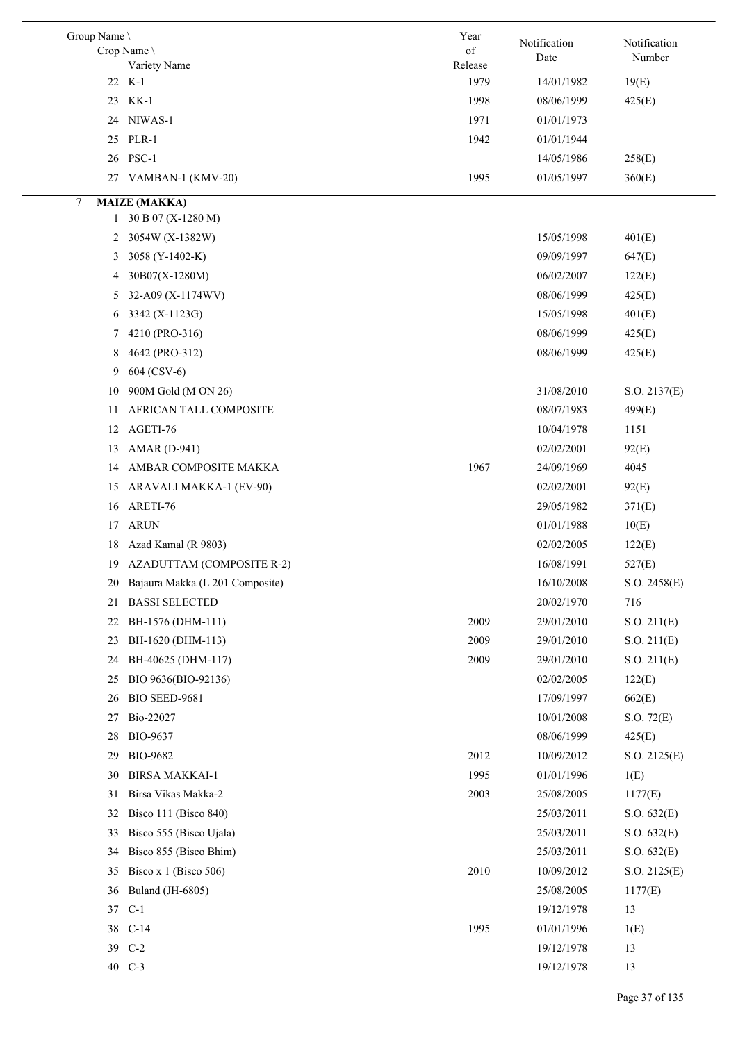| Group Name \ Crop Name \ Variety Name | Year of Release | Notification Date | Notification Number |
|---|---|---|---|
| 22 K-1 | 1979 | 14/01/1982 | 19(E) |
| 23 KK-1 | 1998 | 08/06/1999 | 425(E) |
| 24 NIWAS-1 | 1971 | 01/01/1973 | |
| 25 PLR-1 | 1942 | 01/01/1944 | |
| 26 PSC-1 | | 14/05/1986 | 258(E) |
| 27 VAMBAN-1 (KMV-20) | 1995 | 01/05/1997 | 360(E) |
| 7 **MAIZE (MAKKA)** | | | |
| 1 30 B 07 (X-1280 M) | | | |
| 2 3054W (X-1382W) | | 15/05/1998 | 401(E) |
| 3 3058 (Y-1402-K) | | 09/09/1997 | 647(E) |
| 4 30B07(X-1280M) | | 06/02/2007 | 122(E) |
| 5 32-A09 (X-1174WV) | | 08/06/1999 | 425(E) |
| 6 3342 (X-1123G) | | 15/05/1998 | 401(E) |
| 7 4210 (PRO-316) | | 08/06/1999 | 425(E) |
| 8 4642 (PRO-312) | | 08/06/1999 | 425(E) |
| 9 604 (CSV-6) | | | |
| 10 900M Gold (M ON 26) | | 31/08/2010 | S.O. 2137(E) |
| 11 AFRICAN TALL COMPOSITE | | 08/07/1983 | 499(E) |
| 12 AGETI-76 | | 10/04/1978 | 1151 |
| 13 AMAR (D-941) | | 02/02/2001 | 92(E) |
| 14 AMBAR COMPOSITE MAKKA | 1967 | 24/09/1969 | 4045 |
| 15 ARAVALI MAKKA-1 (EV-90) | | 02/02/2001 | 92(E) |
| 16 ARETI-76 | | 29/05/1982 | 371(E) |
| 17 ARUN | | 01/01/1988 | 10(E) |
| 18 Azad Kamal (R 9803) | | 02/02/2005 | 122(E) |
| 19 AZADUTTAM (COMPOSITE R-2) | | 16/08/1991 | 527(E) |
| 20 Bajaura Makka (L 201 Composite) | | 16/10/2008 | S.O. 2458(E) |
| 21 BASSI SELECTED | | 20/02/1970 | 716 |
| 22 BH-1576 (DHM-111) | 2009 | 29/01/2010 | S.O. 211(E) |
| 23 BH-1620 (DHM-113) | 2009 | 29/01/2010 | S.O. 211(E) |
| 24 BH-40625 (DHM-117) | 2009 | 29/01/2010 | S.O. 211(E) |
| 25 BIO 9636(BIO-92136) | | 02/02/2005 | 122(E) |
| 26 BIO SEED-9681 | | 17/09/1997 | 662(E) |
| 27 Bio-22027 | | 10/01/2008 | S.O. 72(E) |
| 28 BIO-9637 | | 08/06/1999 | 425(E) |
| 29 BIO-9682 | 2012 | 10/09/2012 | S.O. 2125(E) |
| 30 BIRSA MAKKAI-1 | 1995 | 01/01/1996 | 1(E) |
| 31 Birsa Vikas Makka-2 | 2003 | 25/08/2005 | 1177(E) |
| 32 Bisco 111 (Bisco 840) | | 25/03/2011 | S.O. 632(E) |
| 33 Bisco 555 (Bisco Ujala) | | 25/03/2011 | S.O. 632(E) |
| 34 Bisco 855 (Bisco Bhim) | | 25/03/2011 | S.O. 632(E) |
| 35 Bisco x 1 (Bisco 506) | 2010 | 10/09/2012 | S.O. 2125(E) |
| 36 Buland (JH-6805) | | 25/08/2005 | 1177(E) |
| 37 C-1 | | 19/12/1978 | 13 |
| 38 C-14 | 1995 | 01/01/1996 | 1(E) |
| 39 C-2 | | 19/12/1978 | 13 |
| 40 C-3 | | 19/12/1978 | 13 |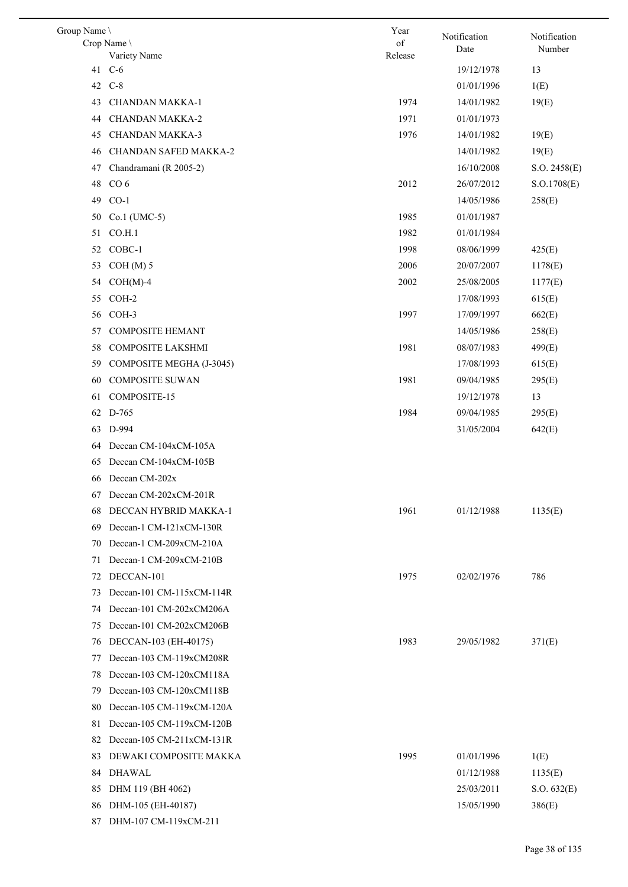| Group Name \ Crop Name \ Variety Name | Year of Release | Notification Date | Notification Number |
|---|---|---|---|
| 41 C-6 | | 19/12/1978 | 13 |
| 42 C-8 | | 01/01/1996 | 1(E) |
| 43 CHANDAN MAKKA-1 | 1974 | 14/01/1982 | 19(E) |
| 44 CHANDAN MAKKA-2 | 1971 | 01/01/1973 | |
| 45 CHANDAN MAKKA-3 | 1976 | 14/01/1982 | 19(E) |
| 46 CHANDAN SAFED MAKKA-2 | | 14/01/1982 | 19(E) |
| 47 Chandramani (R 2005-2) | | 16/10/2008 | S.O. 2458(E) |
| 48 CO 6 | 2012 | 26/07/2012 | S.O.1708(E) |
| 49 CO-1 | | 14/05/1986 | 258(E) |
| 50 Co.1 (UMC-5) | 1985 | 01/01/1987 | |
| 51 CO.H.1 | 1982 | 01/01/1984 | |
| 52 COBC-1 | 1998 | 08/06/1999 | 425(E) |
| 53 COH (M) 5 | 2006 | 20/07/2007 | 1178(E) |
| 54 COH(M)-4 | 2002 | 25/08/2005 | 1177(E) |
| 55 COH-2 | | 17/08/1993 | 615(E) |
| 56 COH-3 | 1997 | 17/09/1997 | 662(E) |
| 57 COMPOSITE HEMANT | | 14/05/1986 | 258(E) |
| 58 COMPOSITE LAKSHMI | 1981 | 08/07/1983 | 499(E) |
| 59 COMPOSITE MEGHA (J-3045) | | 17/08/1993 | 615(E) |
| 60 COMPOSITE SUWAN | 1981 | 09/04/1985 | 295(E) |
| 61 COMPOSITE-15 | | 19/12/1978 | 13 |
| 62 D-765 | 1984 | 09/04/1985 | 295(E) |
| 63 D-994 | | 31/05/2004 | 642(E) |
| 64 Deccan CM-104xCM-105A | | | |
| 65 Deccan CM-104xCM-105B | | | |
| 66 Deccan CM-202x | | | |
| 67 Deccan CM-202xCM-201R | | | |
| 68 DECCAN HYBRID MAKKA-1 | 1961 | 01/12/1988 | 1135(E) |
| 69 Deccan-1 CM-121xCM-130R | | | |
| 70 Deccan-1 CM-209xCM-210A | | | |
| 71 Deccan-1 CM-209xCM-210B | | | |
| 72 DECCAN-101 | 1975 | 02/02/1976 | 786 |
| 73 Deccan-101 CM-115xCM-114R | | | |
| 74 Deccan-101 CM-202xCM206A | | | |
| 75 Deccan-101 CM-202xCM206B | | | |
| 76 DECCAN-103 (EH-40175) | 1983 | 29/05/1982 | 371(E) |
| 77 Deccan-103 CM-119xCM208R | | | |
| 78 Deccan-103 CM-120xCM118A | | | |
| 79 Deccan-103 CM-120xCM118B | | | |
| 80 Deccan-105 CM-119xCM-120A | | | |
| 81 Deccan-105 CM-119xCM-120B | | | |
| 82 Deccan-105 CM-211xCM-131R | | | |
| 83 DEWAKI COMPOSITE MAKKA | 1995 | 01/01/1996 | 1(E) |
| 84 DHAWAL | | 01/12/1988 | 1135(E) |
| 85 DHM 119 (BH 4062) | | 25/03/2011 | S.O. 632(E) |
| 86 DHM-105 (EH-40187) | | 15/05/1990 | 386(E) |
| 87 DHM-107 CM-119xCM-211 | | | |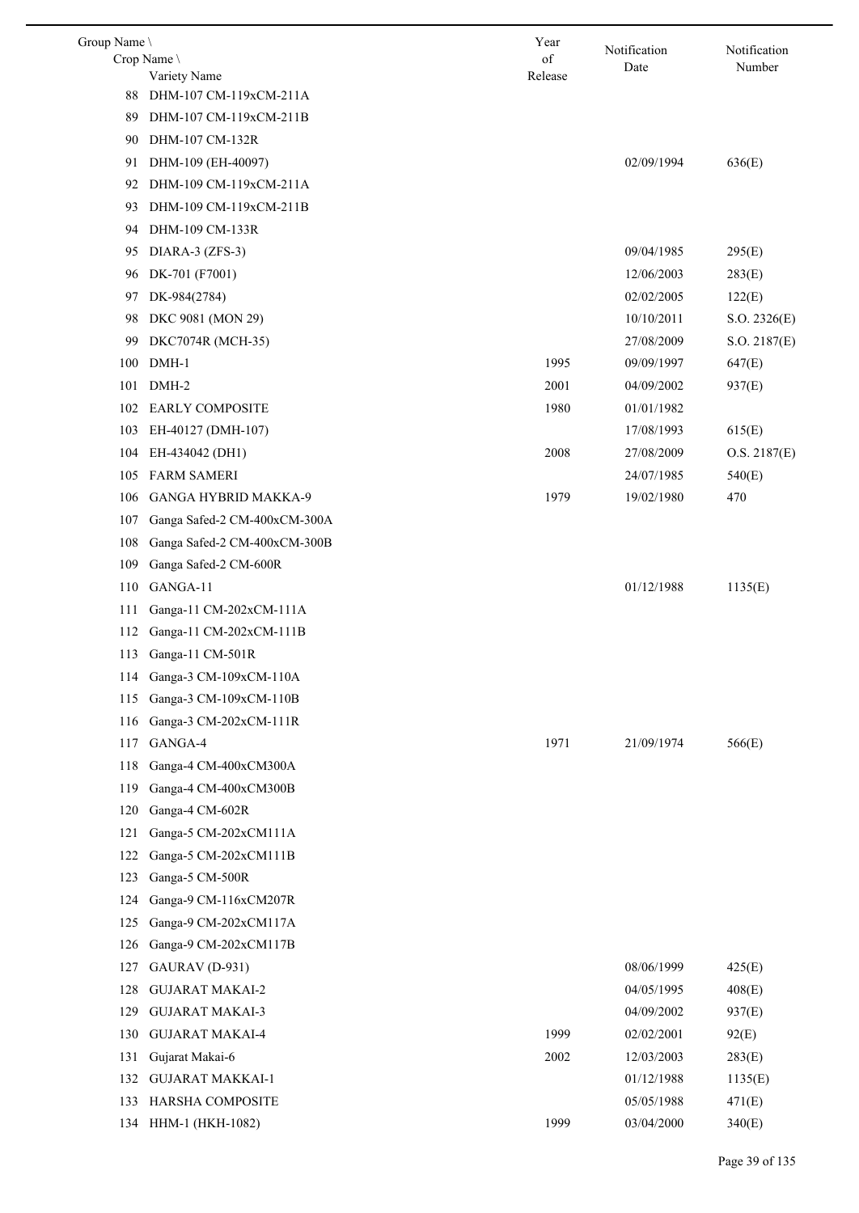| Group Name \ Crop Name \ Variety Name | Year of Release | Notification Date | Notification Number |
|---|---|---|---|
| 88 DHM-107 CM-119xCM-211A | | | |
| 89 DHM-107 CM-119xCM-211B | | | |
| 90 DHM-107 CM-132R | | | |
| 91 DHM-109 (EH-40097) | | 02/09/1994 | 636(E) |
| 92 DHM-109 CM-119xCM-211A | | | |
| 93 DHM-109 CM-119xCM-211B | | | |
| 94 DHM-109 CM-133R | | | |
| 95 DIARA-3 (ZFS-3) | | 09/04/1985 | 295(E) |
| 96 DK-701 (F7001) | | 12/06/2003 | 283(E) |
| 97 DK-984(2784) | | 02/02/2005 | 122(E) |
| 98 DKC 9081 (MON 29) | | 10/10/2011 | S.O. 2326(E) |
| 99 DKC7074R (MCH-35) | | 27/08/2009 | S.O. 2187(E) |
| 100 DMH-1 | 1995 | 09/09/1997 | 647(E) |
| 101 DMH-2 | 2001 | 04/09/2002 | 937(E) |
| 102 EARLY COMPOSITE | 1980 | 01/01/1982 | |
| 103 EH-40127 (DMH-107) | | 17/08/1993 | 615(E) |
| 104 EH-434042 (DH1) | 2008 | 27/08/2009 | O.S. 2187(E) |
| 105 FARM SAMERI | | 24/07/1985 | 540(E) |
| 106 GANGA HYBRID MAKKA-9 | 1979 | 19/02/1980 | 470 |
| 107 Ganga Safed-2 CM-400xCM-300A | | | |
| 108 Ganga Safed-2 CM-400xCM-300B | | | |
| 109 Ganga Safed-2 CM-600R | | | |
| 110 GANGA-11 | | 01/12/1988 | 1135(E) |
| 111 Ganga-11 CM-202xCM-111A | | | |
| 112 Ganga-11 CM-202xCM-111B | | | |
| 113 Ganga-11 CM-501R | | | |
| 114 Ganga-3 CM-109xCM-110A | | | |
| 115 Ganga-3 CM-109xCM-110B | | | |
| 116 Ganga-3 CM-202xCM-111R | | | |
| 117 GANGA-4 | 1971 | 21/09/1974 | 566(E) |
| 118 Ganga-4 CM-400xCM300A | | | |
| 119 Ganga-4 CM-400xCM300B | | | |
| 120 Ganga-4 CM-602R | | | |
| 121 Ganga-5 CM-202xCM111A | | | |
| 122 Ganga-5 CM-202xCM111B | | | |
| 123 Ganga-5 CM-500R | | | |
| 124 Ganga-9 CM-116xCM207R | | | |
| 125 Ganga-9 CM-202xCM117A | | | |
| 126 Ganga-9 CM-202xCM117B | | | |
| 127 GAURAV (D-931) | | 08/06/1999 | 425(E) |
| 128 GUJARAT MAKAI-2 | | 04/05/1995 | 408(E) |
| 129 GUJARAT MAKAI-3 | | 04/09/2002 | 937(E) |
| 130 GUJARAT MAKAI-4 | 1999 | 02/02/2001 | 92(E) |
| 131 Gujarat Makai-6 | 2002 | 12/03/2003 | 283(E) |
| 132 GUJARAT MAKKAI-1 | | 01/12/1988 | 1135(E) |
| 133 HARSHA COMPOSITE | | 05/05/1988 | 471(E) |
| 134 HHM-1 (HKH-1082) | 1999 | 03/04/2000 | 340(E) |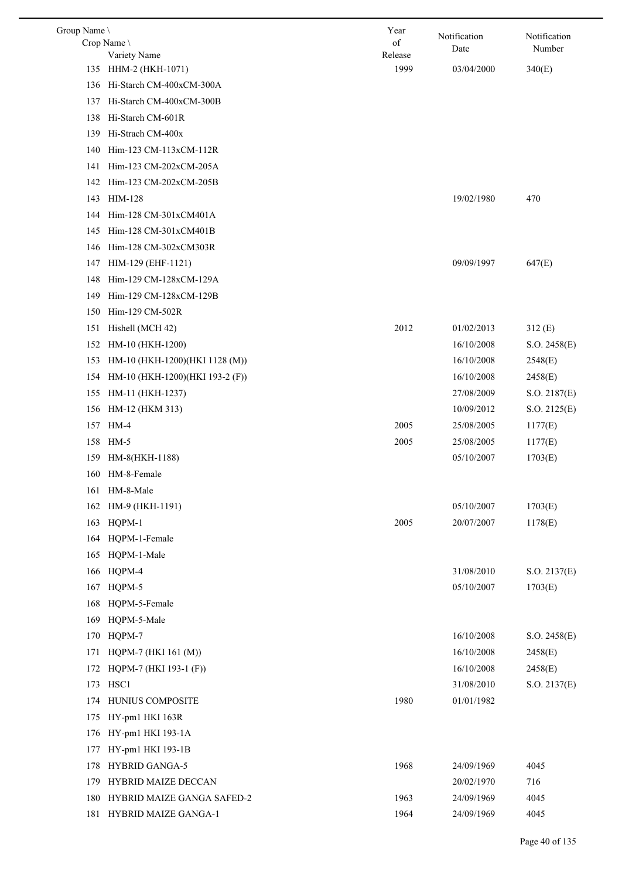| Group Name \ Crop Name \ Variety Name | Year of Release | Notification Date | Notification Number |
|---|---|---|---|
| 135 HHM-2 (HKH-1071) | 1999 | 03/04/2000 | 340(E) |
| 136 Hi-Starch CM-400xCM-300A | | | |
| 137 Hi-Starch CM-400xCM-300B | | | |
| 138 Hi-Starch CM-601R | | | |
| 139 Hi-Strach CM-400x | | | |
| 140 Him-123 CM-113xCM-112R | | | |
| 141 Him-123 CM-202xCM-205A | | | |
| 142 Him-123 CM-202xCM-205B | | | |
| 143 HIM-128 | | 19/02/1980 | 470 |
| 144 Him-128 CM-301xCM401A | | | |
| 145 Him-128 CM-301xCM401B | | | |
| 146 Him-128 CM-302xCM303R | | | |
| 147 HIM-129 (EHF-1121) | | 09/09/1997 | 647(E) |
| 148 Him-129 CM-128xCM-129A | | | |
| 149 Him-129 CM-128xCM-129B | | | |
| 150 Him-129 CM-502R | | | |
| 151 Hishell (MCH 42) | 2012 | 01/02/2013 | 312 (E) |
| 152 HM-10 (HKH-1200) | | 16/10/2008 | S.O. 2458(E) |
| 153 HM-10 (HKH-1200)(HKI 1128 (M)) | | 16/10/2008 | 2548(E) |
| 154 HM-10 (HKH-1200)(HKI 193-2 (F)) | | 16/10/2008 | 2458(E) |
| 155 HM-11 (HKH-1237) | | 27/08/2009 | S.O. 2187(E) |
| 156 HM-12 (HKM 313) | | 10/09/2012 | S.O. 2125(E) |
| 157 HM-4 | 2005 | 25/08/2005 | 1177(E) |
| 158 HM-5 | 2005 | 25/08/2005 | 1177(E) |
| 159 HM-8(HKH-1188) | | 05/10/2007 | 1703(E) |
| 160 HM-8-Female | | | |
| 161 HM-8-Male | | | |
| 162 HM-9 (HKH-1191) | | 05/10/2007 | 1703(E) |
| 163 HQPM-1 | 2005 | 20/07/2007 | 1178(E) |
| 164 HQPM-1-Female | | | |
| 165 HQPM-1-Male | | | |
| 166 HQPM-4 | | 31/08/2010 | S.O. 2137(E) |
| 167 HQPM-5 | | 05/10/2007 | 1703(E) |
| 168 HQPM-5-Female | | | |
| 169 HQPM-5-Male | | | |
| 170 HQPM-7 | | 16/10/2008 | S.O. 2458(E) |
| 171 HQPM-7 (HKI 161 (M)) | | 16/10/2008 | 2458(E) |
| 172 HQPM-7 (HKI 193-1 (F)) | | 16/10/2008 | 2458(E) |
| 173 HSC1 | | 31/08/2010 | S.O. 2137(E) |
| 174 HUNIUS COMPOSITE | 1980 | 01/01/1982 | |
| 175 HY-pm1 HKI 163R | | | |
| 176 HY-pm1 HKI 193-1A | | | |
| 177 HY-pm1 HKI 193-1B | | | |
| 178 HYBRID GANGA-5 | 1968 | 24/09/1969 | 4045 |
| 179 HYBRID MAIZE DECCAN | | 20/02/1970 | 716 |
| 180 HYBRID MAIZE GANGA SAFED-2 | 1963 | 24/09/1969 | 4045 |
| 181 HYBRID MAIZE GANGA-1 | 1964 | 24/09/1969 | 4045 |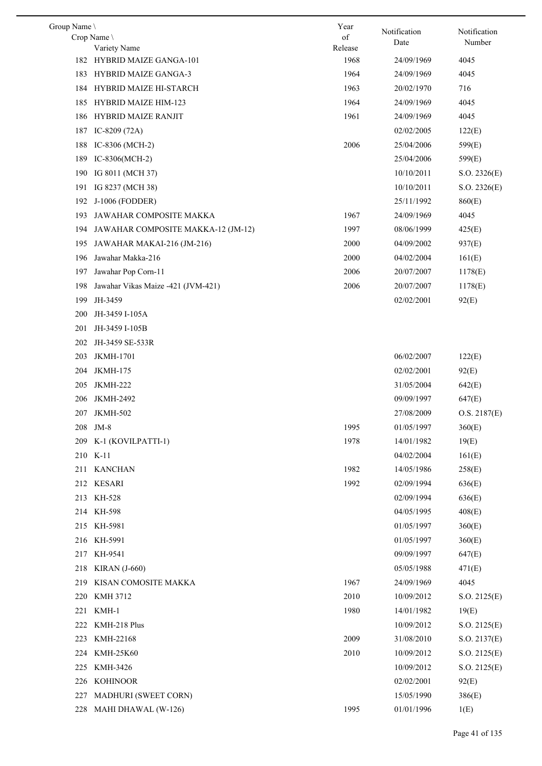| Group Name \ Crop Name \ Variety Name | Year of Release | Notification Date | Notification Number |
|---|---|---|---|
| 182 HYBRID MAIZE GANGA-101 | 1968 | 24/09/1969 | 4045 |
| 183 HYBRID MAIZE GANGA-3 | 1964 | 24/09/1969 | 4045 |
| 184 HYBRID MAIZE HI-STARCH | 1963 | 20/02/1970 | 716 |
| 185 HYBRID MAIZE HIM-123 | 1964 | 24/09/1969 | 4045 |
| 186 HYBRID MAIZE RANJIT | 1961 | 24/09/1969 | 4045 |
| 187 IC-8209 (72A) | | 02/02/2005 | 122(E) |
| 188 IC-8306 (MCH-2) | 2006 | 25/04/2006 | 599(E) |
| 189 IC-8306(MCH-2) | | 25/04/2006 | 599(E) |
| 190 IG 8011 (MCH 37) | | 10/10/2011 | S.O. 2326(E) |
| 191 IG 8237 (MCH 38) | | 10/10/2011 | S.O. 2326(E) |
| 192 J-1006 (FODDER) | | 25/11/1992 | 860(E) |
| 193 JAWAHAR COMPOSITE MAKKA | 1967 | 24/09/1969 | 4045 |
| 194 JAWAHAR COMPOSITE MAKKA-12 (JM-12) | 1997 | 08/06/1999 | 425(E) |
| 195 JAWAHAR MAKAI-216 (JM-216) | 2000 | 04/09/2002 | 937(E) |
| 196 Jawahar Makka-216 | 2000 | 04/02/2004 | 161(E) |
| 197 Jawahar Pop Corn-11 | 2006 | 20/07/2007 | 1178(E) |
| 198 Jawahar Vikas Maize -421 (JVM-421) | 2006 | 20/07/2007 | 1178(E) |
| 199 JH-3459 | | 02/02/2001 | 92(E) |
| 200 JH-3459 I-105A | | | |
| 201 JH-3459 I-105B | | | |
| 202 JH-3459 SE-533R | | | |
| 203 JKMH-1701 | | 06/02/2007 | 122(E) |
| 204 JKMH-175 | | 02/02/2001 | 92(E) |
| 205 JKMH-222 | | 31/05/2004 | 642(E) |
| 206 JKMH-2492 | | 09/09/1997 | 647(E) |
| 207 JKMH-502 | | 27/08/2009 | O.S. 2187(E) |
| 208 JM-8 | 1995 | 01/05/1997 | 360(E) |
| 209 K-1 (KOVILPATTI-1) | 1978 | 14/01/1982 | 19(E) |
| 210 K-11 | | 04/02/2004 | 161(E) |
| 211 KANCHAN | 1982 | 14/05/1986 | 258(E) |
| 212 KESARI | 1992 | 02/09/1994 | 636(E) |
| 213 KH-528 | | 02/09/1994 | 636(E) |
| 214 KH-598 | | 04/05/1995 | 408(E) |
| 215 KH-5981 | | 01/05/1997 | 360(E) |
| 216 KH-5991 | | 01/05/1997 | 360(E) |
| 217 KH-9541 | | 09/09/1997 | 647(E) |
| 218 KIRAN (J-660) | | 05/05/1988 | 471(E) |
| 219 KISAN COMOSITE MAKKA | 1967 | 24/09/1969 | 4045 |
| 220 KMH 3712 | 2010 | 10/09/2012 | S.O. 2125(E) |
| 221 KMH-1 | 1980 | 14/01/1982 | 19(E) |
| 222 KMH-218 Plus | | 10/09/2012 | S.O. 2125(E) |
| 223 KMH-22168 | 2009 | 31/08/2010 | S.O. 2137(E) |
| 224 KMH-25K60 | 2010 | 10/09/2012 | S.O. 2125(E) |
| 225 KMH-3426 | | 10/09/2012 | S.O. 2125(E) |
| 226 KOHINOOR | | 02/02/2001 | 92(E) |
| 227 MADHURI (SWEET CORN) | | 15/05/1990 | 386(E) |
| 228 MAHI DHAWAL (W-126) | 1995 | 01/01/1996 | 1(E) |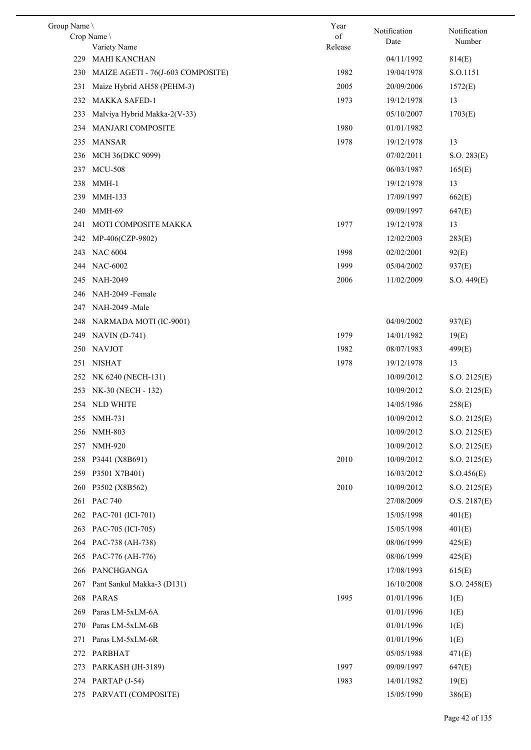| Group Name \ Crop Name \ Variety Name | | Year of Release | Notification Date | Notification Number |
|---|---|---|---|---|
| 229 | MAHI KANCHAN | | 04/11/1992 | 814(E) |
| 230 | MAIZE AGETI - 76(J-603 COMPOSITE) | 1982 | 19/04/1978 | S.O.1151 |
| 231 | Maize Hybrid AH58 (PEHM-3) | 2005 | 20/09/2006 | 1572(E) |
| 232 | MAKKA SAFED-1 | 1973 | 19/12/1978 | 13 |
| 233 | Malviya Hybrid Makka-2(V-33) | | 05/10/2007 | 1703(E) |
| 234 | MANJARI COMPOSITE | 1980 | 01/01/1982 | |
| 235 | MANSAR | 1978 | 19/12/1978 | 13 |
| 236 | MCH 36(DKC 9099) | | 07/02/2011 | S.O. 283(E) |
| 237 | MCU-508 | | 06/03/1987 | 165(E) |
| 238 | MMH-1 | | 19/12/1978 | 13 |
| 239 | MMH-133 | | 17/09/1997 | 662(E) |
| 240 | MMH-69 | | 09/09/1997 | 647(E) |
| 241 | MOTI COMPOSITE MAKKA | 1977 | 19/12/1978 | 13 |
| 242 | MP-406(CZP-9802) | | 12/02/2003 | 283(E) |
| 243 | NAC 6004 | 1998 | 02/02/2001 | 92(E) |
| 244 | NAC-6002 | 1999 | 05/04/2002 | 937(E) |
| 245 | NAH-2049 | 2006 | 11/02/2009 | S.O. 449(E) |
| 246 | NAH-2049 -Female | | | |
| 247 | NAH-2049 -Male | | | |
| 248 | NARMADA MOTI (IC-9001) | | 04/09/2002 | 937(E) |
| 249 | NAVIN (D-741) | 1979 | 14/01/1982 | 19(E) |
| 250 | NAVJOT | 1982 | 08/07/1983 | 499(E) |
| 251 | NISHAT | 1978 | 19/12/1978 | 13 |
| 252 | NK 6240 (NECH-131) | | 10/09/2012 | S.O. 2125(E) |
| 253 | NK-30 (NECH - 132) | | 10/09/2012 | S.O. 2125(E) |
| 254 | NLD WHITE | | 14/05/1986 | 258(E) |
| 255 | NMH-731 | | 10/09/2012 | S.O. 2125(E) |
| 256 | NMH-803 | | 10/09/2012 | S.O. 2125(E) |
| 257 | NMH-920 | | 10/09/2012 | S.O. 2125(E) |
| 258 | P3441 (X8B691) | 2010 | 10/09/2012 | S.O. 2125(E) |
| 259 | P3501 X7B401) | | 16/03/2012 | S.O.456(E) |
| 260 | P3502 (X8B562) | 2010 | 10/09/2012 | S.O. 2125(E) |
| 261 | PAC 740 | | 27/08/2009 | O.S. 2187(E) |
| 262 | PAC-701 (ICI-701) | | 15/05/1998 | 401(E) |
| 263 | PAC-705 (ICI-705) | | 15/05/1998 | 401(E) |
| 264 | PAC-738 (AH-738) | | 08/06/1999 | 425(E) |
| 265 | PAC-776 (AH-776) | | 08/06/1999 | 425(E) |
| 266 | PANCHGANGA | | 17/08/1993 | 615(E) |
| 267 | Pant Sankul Makka-3 (D131) | | 16/10/2008 | S.O. 2458(E) |
| 268 | PARAS | 1995 | 01/01/1996 | 1(E) |
| 269 | Paras LM-5xLM-6A | | 01/01/1996 | 1(E) |
| 270 | Paras LM-5xLM-6B | | 01/01/1996 | 1(E) |
| 271 | Paras LM-5xLM-6R | | 01/01/1996 | 1(E) |
| 272 | PARBHAT | | 05/05/1988 | 471(E) |
| 273 | PARKASH (JH-3189) | 1997 | 09/09/1997 | 647(E) |
| 274 | PARTAP (J-54) | 1983 | 14/01/1982 | 19(E) |
| 275 | PARVATI (COMPOSITE) | | 15/05/1990 | 386(E) |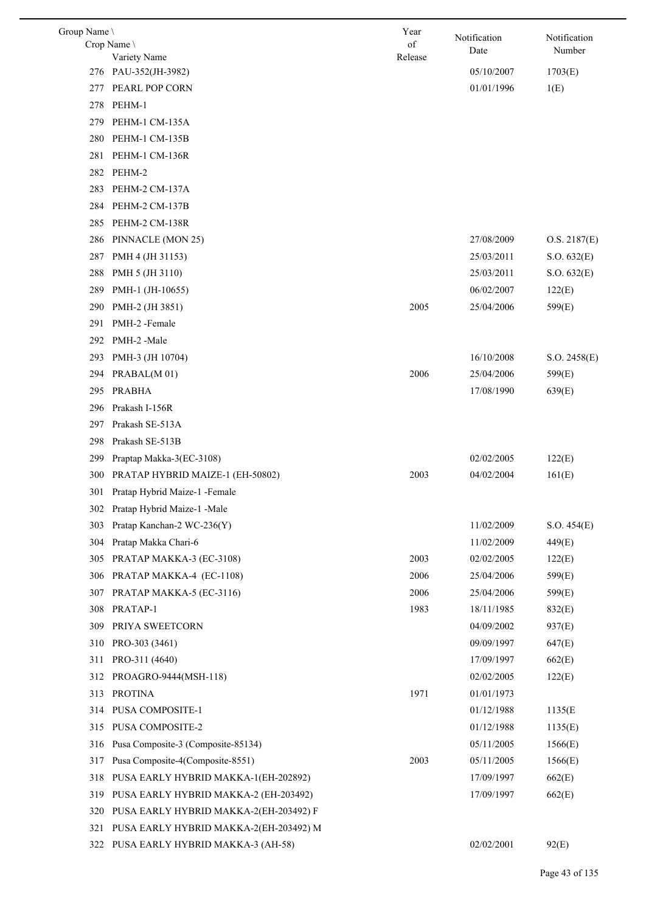| Group Name \ Crop Name \ Variety Name | Year of Release | Notification Date | Notification Number |
|---|---|---|---|
| 276 PAU-352(JH-3982) | | 05/10/2007 | 1703(E) |
| 277 PEARL POP CORN | | 01/01/1996 | 1(E) |
| 278 PEHM-1 | | | |
| 279 PEHM-1 CM-135A | | | |
| 280 PEHM-1 CM-135B | | | |
| 281 PEHM-1 CM-136R | | | |
| 282 PEHM-2 | | | |
| 283 PEHM-2 CM-137A | | | |
| 284 PEHM-2 CM-137B | | | |
| 285 PEHM-2 CM-138R | | | |
| 286 PINNACLE (MON 25) | | 27/08/2009 | O.S. 2187(E) |
| 287 PMH 4 (JH 31153) | | 25/03/2011 | S.O. 632(E) |
| 288 PMH 5 (JH 3110) | | 25/03/2011 | S.O. 632(E) |
| 289 PMH-1 (JH-10655) | | 06/02/2007 | 122(E) |
| 290 PMH-2 (JH 3851) | 2005 | 25/04/2006 | 599(E) |
| 291 PMH-2 -Female | | | |
| 292 PMH-2 -Male | | | |
| 293 PMH-3 (JH 10704) | | 16/10/2008 | S.O. 2458(E) |
| 294 PRABAL(M 01) | 2006 | 25/04/2006 | 599(E) |
| 295 PRABHA | | 17/08/1990 | 639(E) |
| 296 Prakash I-156R | | | |
| 297 Prakash SE-513A | | | |
| 298 Prakash SE-513B | | | |
| 299 Praptap Makka-3(EC-3108) | | 02/02/2005 | 122(E) |
| 300 PRATAP HYBRID MAIZE-1 (EH-50802) | 2003 | 04/02/2004 | 161(E) |
| 301 Pratap Hybrid Maize-1 -Female | | | |
| 302 Pratap Hybrid Maize-1 -Male | | | |
| 303 Pratap Kanchan-2 WC-236(Y) | | 11/02/2009 | S.O. 454(E) |
| 304 Pratap Makka Chari-6 | | 11/02/2009 | 449(E) |
| 305 PRATAP MAKKA-3 (EC-3108) | 2003 | 02/02/2005 | 122(E) |
| 306 PRATAP MAKKA-4 (EC-1108) | 2006 | 25/04/2006 | 599(E) |
| 307 PRATAP MAKKA-5 (EC-3116) | 2006 | 25/04/2006 | 599(E) |
| 308 PRATAP-1 | 1983 | 18/11/1985 | 832(E) |
| 309 PRIYA SWEETCORN | | 04/09/2002 | 937(E) |
| 310 PRO-303 (3461) | | 09/09/1997 | 647(E) |
| 311 PRO-311 (4640) | | 17/09/1997 | 662(E) |
| 312 PROAGRO-9444(MSH-118) | | 02/02/2005 | 122(E) |
| 313 PROTINA | 1971 | 01/01/1973 | |
| 314 PUSA COMPOSITE-1 | | 01/12/1988 | 1135(E |
| 315 PUSA COMPOSITE-2 | | 01/12/1988 | 1135(E) |
| 316 Pusa Composite-3 (Composite-85134) | | 05/11/2005 | 1566(E) |
| 317 Pusa Composite-4(Composite-8551) | 2003 | 05/11/2005 | 1566(E) |
| 318 PUSA EARLY HYBRID MAKKA-1(EH-202892) | | 17/09/1997 | 662(E) |
| 319 PUSA EARLY HYBRID MAKKA-2 (EH-203492) | | 17/09/1997 | 662(E) |
| 320 PUSA EARLY HYBRID MAKKA-2(EH-203492) F | | | |
| 321 PUSA EARLY HYBRID MAKKA-2(EH-203492) M | | | |
| 322 PUSA EARLY HYBRID MAKKA-3 (AH-58) | | 02/02/2001 | 92(E) |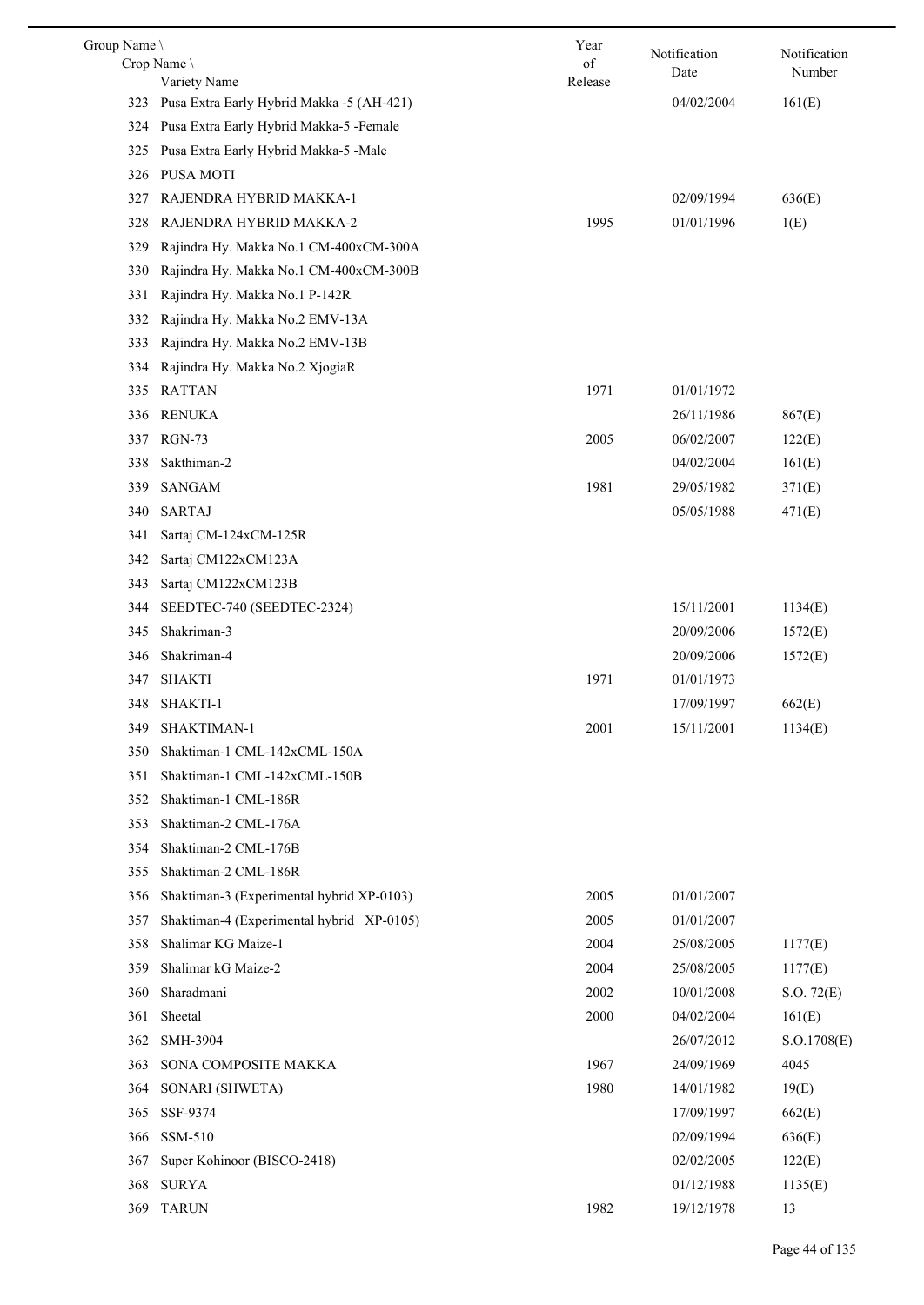| Group Name \ Crop Name \ Variety Name | | Year of Release | Notification Date | Notification Number |
|---|---|---|---|---|
| 323 | Pusa Extra Early Hybrid Makka -5 (AH-421) | | 04/02/2004 | 161(E) |
| 324 | Pusa Extra Early Hybrid Makka-5 -Female | | | |
| 325 | Pusa Extra Early Hybrid Makka-5 -Male | | | |
| 326 | PUSA MOTI | | | |
| 327 | RAJENDRA HYBRID MAKKA-1 | | 02/09/1994 | 636(E) |
| 328 | RAJENDRA HYBRID MAKKA-2 | 1995 | 01/01/1996 | 1(E) |
| 329 | Rajindra Hy. Makka No.1 CM-400xCM-300A | | | |
| 330 | Rajindra Hy. Makka No.1 CM-400xCM-300B | | | |
| 331 | Rajindra Hy. Makka No.1 P-142R | | | |
| 332 | Rajindra Hy. Makka No.2 EMV-13A | | | |
| 333 | Rajindra Hy. Makka No.2 EMV-13B | | | |
| 334 | Rajindra Hy. Makka No.2 XjogiaR | | | |
| 335 | RATTAN | 1971 | 01/01/1972 | |
| 336 | RENUKA | | 26/11/1986 | 867(E) |
| 337 | RGN-73 | 2005 | 06/02/2007 | 122(E) |
| 338 | Sakthiman-2 | | 04/02/2004 | 161(E) |
| 339 | SANGAM | 1981 | 29/05/1982 | 371(E) |
| 340 | SARTAJ | | 05/05/1988 | 471(E) |
| 341 | Sartaj CM-124xCM-125R | | | |
| 342 | Sartaj CM122xCM123A | | | |
| 343 | Sartaj CM122xCM123B | | | |
| 344 | SEEDTEC-740 (SEEDTEC-2324) | | 15/11/2001 | 1134(E) |
| 345 | Shakriman-3 | | 20/09/2006 | 1572(E) |
| 346 | Shakriman-4 | | 20/09/2006 | 1572(E) |
| 347 | SHAKTI | 1971 | 01/01/1973 | |
| 348 | SHAKTI-1 | | 17/09/1997 | 662(E) |
| 349 | SHAKTIMAN-1 | 2001 | 15/11/2001 | 1134(E) |
| 350 | Shaktiman-1 CML-142xCML-150A | | | |
| 351 | Shaktiman-1 CML-142xCML-150B | | | |
| 352 | Shaktiman-1 CML-186R | | | |
| 353 | Shaktiman-2 CML-176A | | | |
| 354 | Shaktiman-2 CML-176B | | | |
| 355 | Shaktiman-2 CML-186R | | | |
| 356 | Shaktiman-3 (Experimental hybrid XP-0103) | 2005 | 01/01/2007 | |
| 357 | Shaktiman-4 (Experimental hybrid XP-0105) | 2005 | 01/01/2007 | |
| 358 | Shalimar KG Maize-1 | 2004 | 25/08/2005 | 1177(E) |
| 359 | Shalimar kG Maize-2 | 2004 | 25/08/2005 | 1177(E) |
| 360 | Sharadmani | 2002 | 10/01/2008 | S.O. 72(E) |
| 361 | Sheetal | 2000 | 04/02/2004 | 161(E) |
| 362 | SMH-3904 | | 26/07/2012 | S.O.1708(E) |
| 363 | SONA COMPOSITE MAKKA | 1967 | 24/09/1969 | 4045 |
| 364 | SONARI (SHWETA) | 1980 | 14/01/1982 | 19(E) |
| 365 | SSF-9374 | | 17/09/1997 | 662(E) |
| 366 | SSM-510 | | 02/09/1994 | 636(E) |
| 367 | Super Kohinoor (BISCO-2418) | | 02/02/2005 | 122(E) |
| 368 | SURYA | | 01/12/1988 | 1135(E) |
| 369 | TARUN | 1982 | 19/12/1978 | 13 |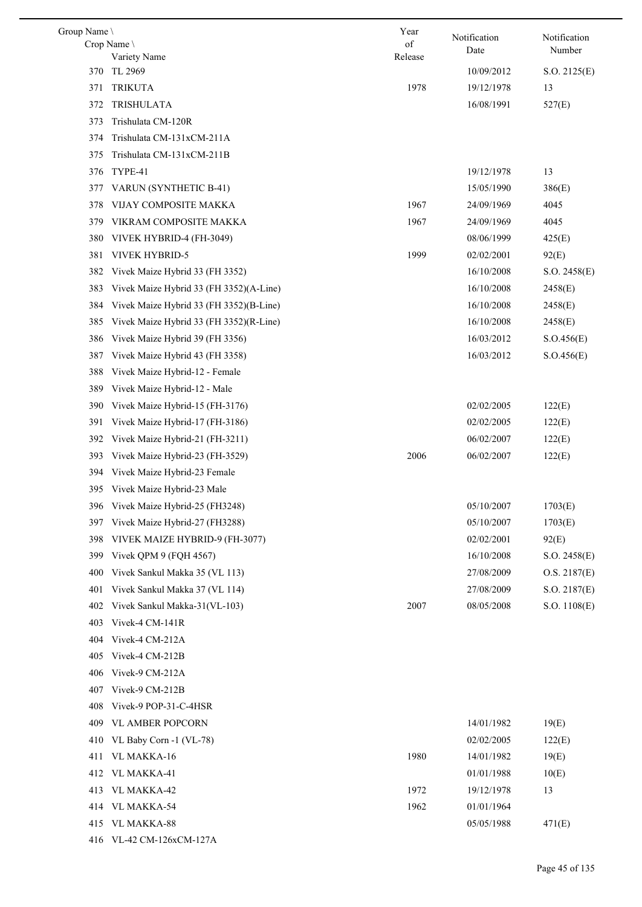| Group Name \ Crop Name \ Variety Name | | Year of Release | Notification Date | Notification Number |
|---|---|---|---|---|
| 370 | TL 2969 | | 10/09/2012 | S.O. 2125(E) |
| 371 | TRIKUTA | 1978 | 19/12/1978 | 13 |
| 372 | TRISHULATA | | 16/08/1991 | 527(E) |
| 373 | Trishulata CM-120R | | | |
| 374 | Trishulata CM-131xCM-211A | | | |
| 375 | Trishulata CM-131xCM-211B | | | |
| 376 | TYPE-41 | | 19/12/1978 | 13 |
| 377 | VARUN (SYNTHETIC B-41) | | 15/05/1990 | 386(E) |
| 378 | VIJAY COMPOSITE MAKKA | 1967 | 24/09/1969 | 4045 |
| 379 | VIKRAM COMPOSITE MAKKA | 1967 | 24/09/1969 | 4045 |
| 380 | VIVEK HYBRID-4 (FH-3049) | | 08/06/1999 | 425(E) |
| 381 | VIVEK HYBRID-5 | 1999 | 02/02/2001 | 92(E) |
| 382 | Vivek Maize Hybrid 33 (FH 3352) | | 16/10/2008 | S.O. 2458(E) |
| 383 | Vivek Maize Hybrid 33 (FH 3352)(A-Line) | | 16/10/2008 | 2458(E) |
| 384 | Vivek Maize Hybrid 33 (FH 3352)(B-Line) | | 16/10/2008 | 2458(E) |
| 385 | Vivek Maize Hybrid 33 (FH 3352)(R-Line) | | 16/10/2008 | 2458(E) |
| 386 | Vivek Maize Hybrid 39 (FH 3356) | | 16/03/2012 | S.O.456(E) |
| 387 | Vivek Maize Hybrid 43 (FH 3358) | | 16/03/2012 | S.O.456(E) |
| 388 | Vivek Maize Hybrid-12 - Female | | | |
| 389 | Vivek Maize Hybrid-12 - Male | | | |
| 390 | Vivek Maize Hybrid-15 (FH-3176) | | 02/02/2005 | 122(E) |
| 391 | Vivek Maize Hybrid-17 (FH-3186) | | 02/02/2005 | 122(E) |
| 392 | Vivek Maize Hybrid-21 (FH-3211) | | 06/02/2007 | 122(E) |
| 393 | Vivek Maize Hybrid-23 (FH-3529) | 2006 | 06/02/2007 | 122(E) |
| 394 | Vivek Maize Hybrid-23 Female | | | |
| 395 | Vivek Maize Hybrid-23 Male | | | |
| 396 | Vivek Maize Hybrid-25 (FH3248) | | 05/10/2007 | 1703(E) |
| 397 | Vivek Maize Hybrid-27 (FH3288) | | 05/10/2007 | 1703(E) |
| 398 | VIVEK MAIZE HYBRID-9 (FH-3077) | | 02/02/2001 | 92(E) |
| 399 | Vivek QPM 9 (FQH 4567) | | 16/10/2008 | S.O. 2458(E) |
| 400 | Vivek Sankul Makka 35 (VL 113) | | 27/08/2009 | O.S. 2187(E) |
| 401 | Vivek Sankul Makka 37 (VL 114) | | 27/08/2009 | S.O. 2187(E) |
| 402 | Vivek Sankul Makka-31(VL-103) | 2007 | 08/05/2008 | S.O. 1108(E) |
| 403 | Vivek-4 CM-141R | | | |
| 404 | Vivek-4 CM-212A | | | |
| 405 | Vivek-4 CM-212B | | | |
| 406 | Vivek-9 CM-212A | | | |
| 407 | Vivek-9 CM-212B | | | |
| 408 | Vivek-9 POP-31-C-4HSR | | | |
| 409 | VL AMBER POPCORN | | 14/01/1982 | 19(E) |
| 410 | VL Baby Corn -1 (VL-78) | | 02/02/2005 | 122(E) |
| 411 | VL MAKKA-16 | 1980 | 14/01/1982 | 19(E) |
| 412 | VL MAKKA-41 | | 01/01/1988 | 10(E) |
| 413 | VL MAKKA-42 | 1972 | 19/12/1978 | 13 |
| 414 | VL MAKKA-54 | 1962 | 01/01/1964 | |
| 415 | VL MAKKA-88 | | 05/05/1988 | 471(E) |
| 416 | VL-42 CM-126xCM-127A | | | |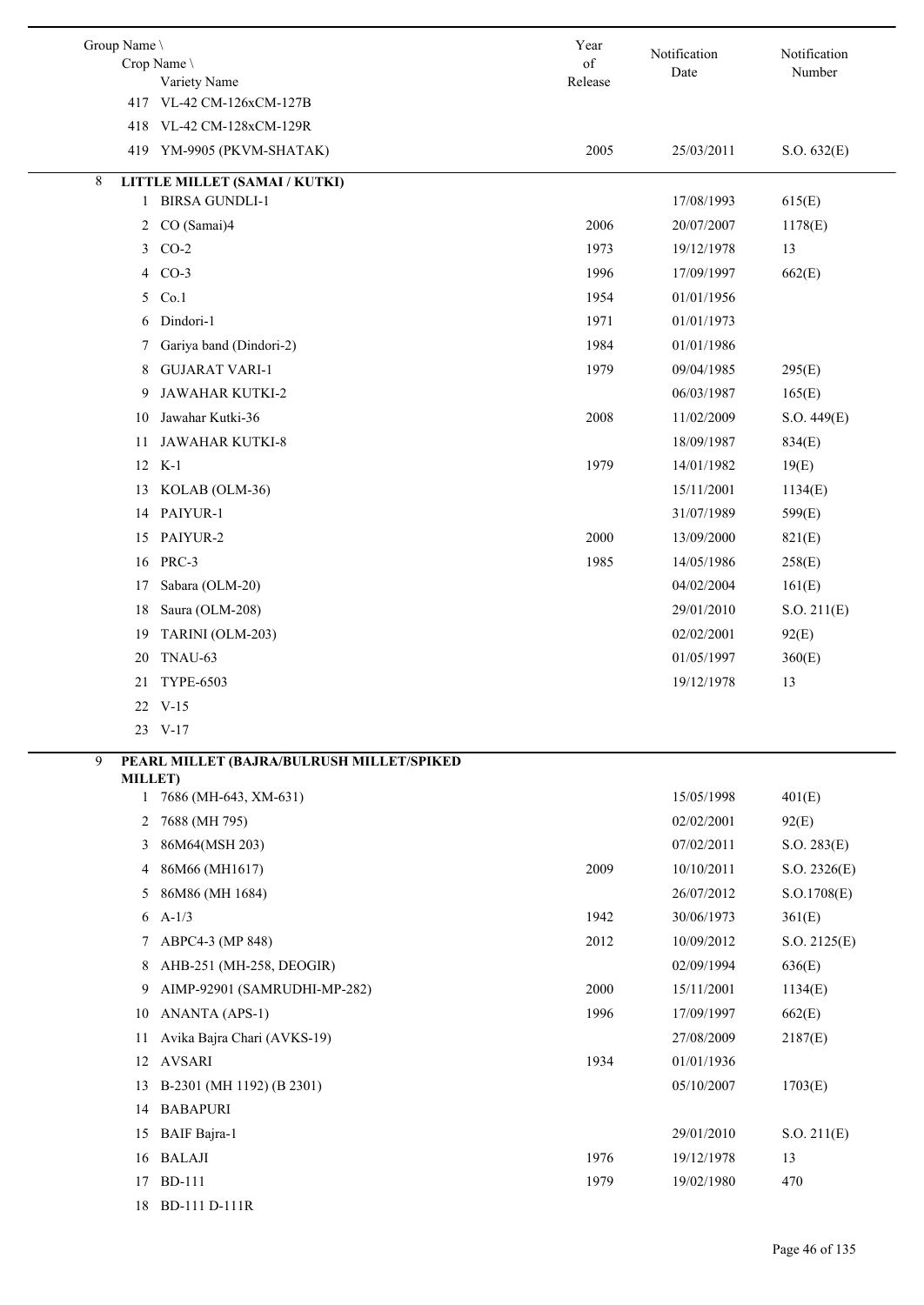| Group Name \ Crop Name \ Variety Name | Year of Release | Notification Date | Notification Number |
|---|---|---|---|
| 417 VL-42 CM-126xCM-127B | | | |
| 418 VL-42 CM-128xCM-129R | | | |
| 419 YM-9905 (PKVM-SHATAK) | 2005 | 25/03/2011 | S.O. 632(E) |
| **8 LITTLE MILLET (SAMAI / KUTKI)** | | | |
| 1 BIRSA GUNDLI-1 | | 17/08/1993 | 615(E) |
| 2 CO (Samai)4 | 2006 | 20/07/2007 | 1178(E) |
| 3 CO-2 | 1973 | 19/12/1978 | 13 |
| 4 CO-3 | 1996 | 17/09/1997 | 662(E) |
| 5 Co.1 | 1954 | 01/01/1956 | |
| 6 Dindori-1 | 1971 | 01/01/1973 | |
| 7 Gariya band (Dindori-2) | 1984 | 01/01/1986 | |
| 8 GUJARAT VARI-1 | 1979 | 09/04/1985 | 295(E) |
| 9 JAWAHAR KUTKI-2 | | 06/03/1987 | 165(E) |
| 10 Jawahar Kutki-36 | 2008 | 11/02/2009 | S.O. 449(E) |
| 11 JAWAHAR KUTKI-8 | | 18/09/1987 | 834(E) |
| 12 K-1 | 1979 | 14/01/1982 | 19(E) |
| 13 KOLAB (OLM-36) | | 15/11/2001 | 1134(E) |
| 14 PAIYUR-1 | | 31/07/1989 | 599(E) |
| 15 PAIYUR-2 | 2000 | 13/09/2000 | 821(E) |
| 16 PRC-3 | 1985 | 14/05/1986 | 258(E) |
| 17 Sabara (OLM-20) | | 04/02/2004 | 161(E) |
| 18 Saura (OLM-208) | | 29/01/2010 | S.O. 211(E) |
| 19 TARINI (OLM-203) | | 02/02/2001 | 92(E) |
| 20 TNAU-63 | | 01/05/1997 | 360(E) |
| 21 TYPE-6503 | | 19/12/1978 | 13 |
| 22 V-15 | | | |
| 23 V-17 | | | |
| **9 PEARL MILLET (BAJRA/BULRUSH MILLET/SPIKED MILLET)** | | | |
| 1 7686 (MH-643, XM-631) | | 15/05/1998 | 401(E) |
| 2 7688 (MH 795) | | 02/02/2001 | 92(E) |
| 3 86M64(MSH 203) | | 07/02/2011 | S.O. 283(E) |
| 4 86M66 (MH1617) | 2009 | 10/10/2011 | S.O. 2326(E) |
| 5 86M86 (MH 1684) | | 26/07/2012 | S.O.1708(E) |
| 6 A-1/3 | 1942 | 30/06/1973 | 361(E) |
| 7 ABPC4-3 (MP 848) | 2012 | 10/09/2012 | S.O. 2125(E) |
| 8 AHB-251 (MH-258, DEOGIR) | | 02/09/1994 | 636(E) |
| 9 AIMP-92901 (SAMRUDHI-MP-282) | 2000 | 15/11/2001 | 1134(E) |
| 10 ANANTA (APS-1) | 1996 | 17/09/1997 | 662(E) |
| 11 Avika Bajra Chari (AVKS-19) | | 27/08/2009 | 2187(E) |
| 12 AVSARI | 1934 | 01/01/1936 | |
| 13 B-2301 (MH 1192) (B 2301) | | 05/10/2007 | 1703(E) |
| 14 BABAPURI | | | |
| 15 BAIF Bajra-1 | | 29/01/2010 | S.O. 211(E) |
| 16 BALAJI | 1976 | 19/12/1978 | 13 |
| 17 BD-111 | 1979 | 19/02/1980 | 470 |
| 18 BD-111 D-111R | | | |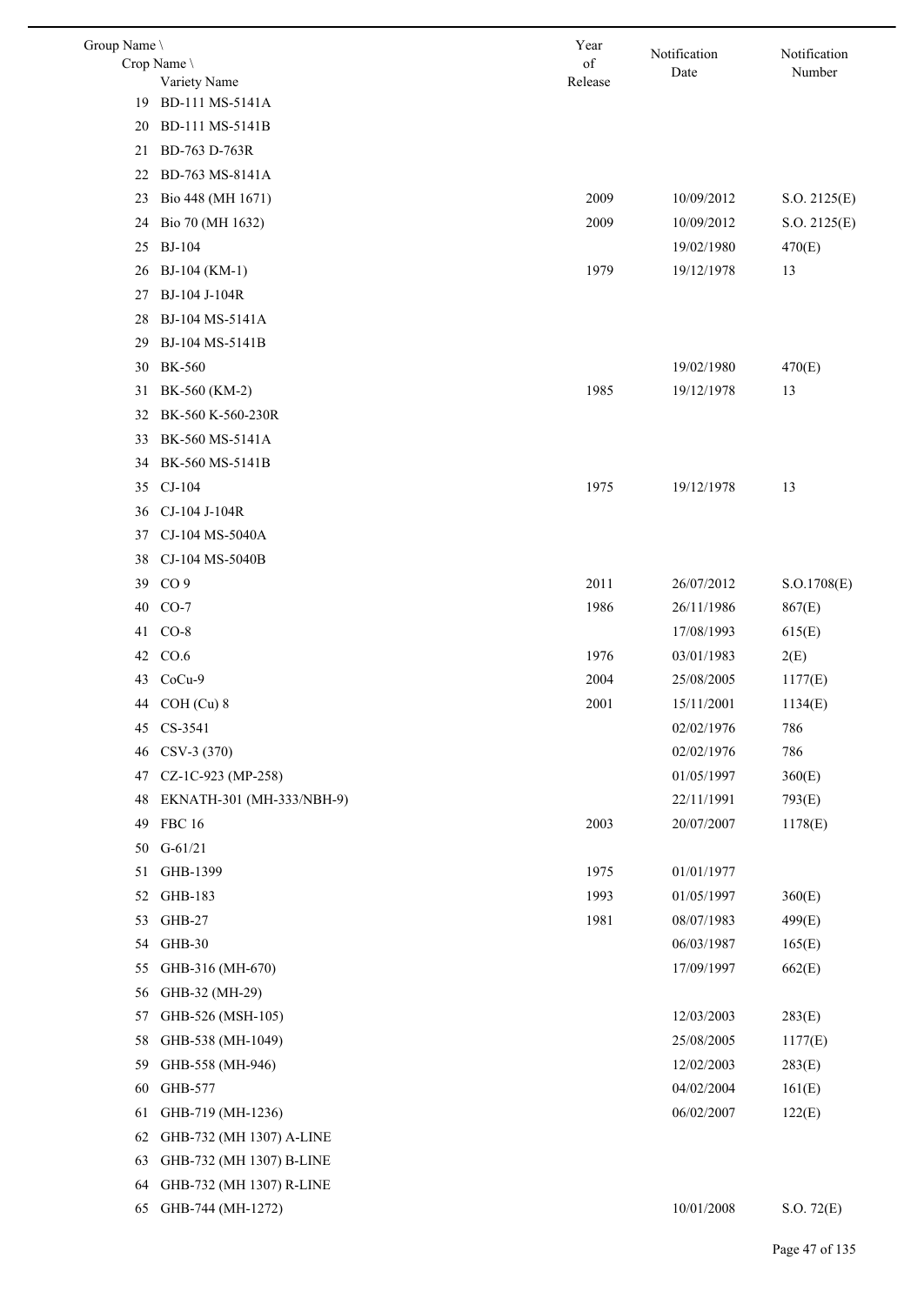| Group Name \ Crop Name \ Variety Name | Year of Release | Notification Date | Notification Number |
|---|---|---|---|
| 19 BD-111 MS-5141A | | | |
| 20 BD-111 MS-5141B | | | |
| 21 BD-763 D-763R | | | |
| 22 BD-763 MS-8141A | | | |
| 23 Bio 448 (MH 1671) | 2009 | 10/09/2012 | S.O. 2125(E) |
| 24 Bio 70 (MH 1632) | 2009 | 10/09/2012 | S.O. 2125(E) |
| 25 BJ-104 | | 19/02/1980 | 470(E) |
| 26 BJ-104 (KM-1) | 1979 | 19/12/1978 | 13 |
| 27 BJ-104 J-104R | | | |
| 28 BJ-104 MS-5141A | | | |
| 29 BJ-104 MS-5141B | | | |
| 30 BK-560 | | 19/02/1980 | 470(E) |
| 31 BK-560 (KM-2) | 1985 | 19/12/1978 | 13 |
| 32 BK-560 K-560-230R | | | |
| 33 BK-560 MS-5141A | | | |
| 34 BK-560 MS-5141B | | | |
| 35 CJ-104 | 1975 | 19/12/1978 | 13 |
| 36 CJ-104 J-104R | | | |
| 37 CJ-104 MS-5040A | | | |
| 38 CJ-104 MS-5040B | | | |
| 39 CO 9 | 2011 | 26/07/2012 | S.O.1708(E) |
| 40 CO-7 | 1986 | 26/11/1986 | 867(E) |
| 41 CO-8 | | 17/08/1993 | 615(E) |
| 42 CO.6 | 1976 | 03/01/1983 | 2(E) |
| 43 CoCu-9 | 2004 | 25/08/2005 | 1177(E) |
| 44 COH (Cu) 8 | 2001 | 15/11/2001 | 1134(E) |
| 45 CS-3541 | | 02/02/1976 | 786 |
| 46 CSV-3 (370) | | 02/02/1976 | 786 |
| 47 CZ-1C-923 (MP-258) | | 01/05/1997 | 360(E) |
| 48 EKNATH-301 (MH-333/NBH-9) | | 22/11/1991 | 793(E) |
| 49 FBC 16 | 2003 | 20/07/2007 | 1178(E) |
| 50 G-61/21 | | | |
| 51 GHB-1399 | 1975 | 01/01/1977 | |
| 52 GHB-183 | 1993 | 01/05/1997 | 360(E) |
| 53 GHB-27 | 1981 | 08/07/1983 | 499(E) |
| 54 GHB-30 | | 06/03/1987 | 165(E) |
| 55 GHB-316 (MH-670) | | 17/09/1997 | 662(E) |
| 56 GHB-32 (MH-29) | | | |
| 57 GHB-526 (MSH-105) | | 12/03/2003 | 283(E) |
| 58 GHB-538 (MH-1049) | | 25/08/2005 | 1177(E) |
| 59 GHB-558 (MH-946) | | 12/02/2003 | 283(E) |
| 60 GHB-577 | | 04/02/2004 | 161(E) |
| 61 GHB-719 (MH-1236) | | 06/02/2007 | 122(E) |
| 62 GHB-732 (MH 1307) A-LINE | | | |
| 63 GHB-732 (MH 1307) B-LINE | | | |
| 64 GHB-732 (MH 1307) R-LINE | | | |
| 65 GHB-744 (MH-1272) | | 10/01/2008 | S.O. 72(E) |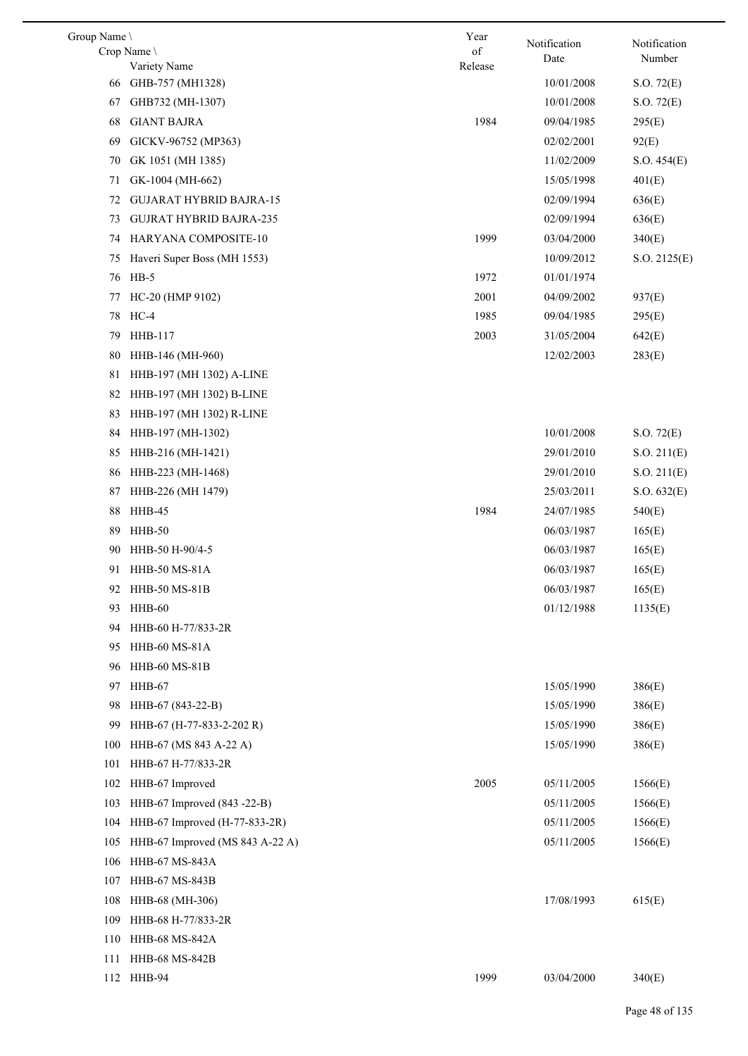| Group Name \ Crop Name \ Variety Name | | Year of Release | Notification Date | Notification Number |
|---|---|---|---|---|
| 66 | GHB-757 (MH1328) | | 10/01/2008 | S.O. 72(E) |
| 67 | GHB732 (MH-1307) | | 10/01/2008 | S.O. 72(E) |
| 68 | GIANT BAJRA | 1984 | 09/04/1985 | 295(E) |
| 69 | GICKV-96752 (MP363) | | 02/02/2001 | 92(E) |
| 70 | GK 1051 (MH 1385) | | 11/02/2009 | S.O. 454(E) |
| 71 | GK-1004 (MH-662) | | 15/05/1998 | 401(E) |
| 72 | GUJARAT HYBRID BAJRA-15 | | 02/09/1994 | 636(E) |
| 73 | GUJRAT HYBRID BAJRA-235 | | 02/09/1994 | 636(E) |
| 74 | HARYANA COMPOSITE-10 | 1999 | 03/04/2000 | 340(E) |
| 75 | Haveri Super Boss (MH 1553) | | 10/09/2012 | S.O. 2125(E) |
| 76 | HB-5 | 1972 | 01/01/1974 | |
| 77 | HC-20 (HMP 9102) | 2001 | 04/09/2002 | 937(E) |
| 78 | HC-4 | 1985 | 09/04/1985 | 295(E) |
| 79 | HHB-117 | 2003 | 31/05/2004 | 642(E) |
| 80 | HHB-146 (MH-960) | | 12/02/2003 | 283(E) |
| 81 | HHB-197 (MH 1302) A-LINE | | | |
| 82 | HHB-197 (MH 1302) B-LINE | | | |
| 83 | HHB-197 (MH 1302) R-LINE | | | |
| 84 | HHB-197 (MH-1302) | | 10/01/2008 | S.O. 72(E) |
| 85 | HHB-216 (MH-1421) | | 29/01/2010 | S.O. 211(E) |
| 86 | HHB-223 (MH-1468) | | 29/01/2010 | S.O. 211(E) |
| 87 | HHB-226 (MH 1479) | | 25/03/2011 | S.O. 632(E) |
| 88 | HHB-45 | 1984 | 24/07/1985 | 540(E) |
| 89 | HHB-50 | | 06/03/1987 | 165(E) |
| 90 | HHB-50 H-90/4-5 | | 06/03/1987 | 165(E) |
| 91 | HHB-50 MS-81A | | 06/03/1987 | 165(E) |
| 92 | HHB-50 MS-81B | | 06/03/1987 | 165(E) |
| 93 | HHB-60 | | 01/12/1988 | 1135(E) |
| 94 | HHB-60 H-77/833-2R | | | |
| 95 | HHB-60 MS-81A | | | |
| 96 | HHB-60 MS-81B | | | |
| 97 | HHB-67 | | 15/05/1990 | 386(E) |
| 98 | HHB-67 (843-22-B) | | 15/05/1990 | 386(E) |
| 99 | HHB-67 (H-77-833-2-202 R) | | 15/05/1990 | 386(E) |
| 100 | HHB-67 (MS 843 A-22 A) | | 15/05/1990 | 386(E) |
| 101 | HHB-67 H-77/833-2R | | | |
| 102 | HHB-67 Improved | 2005 | 05/11/2005 | 1566(E) |
| 103 | HHB-67 Improved (843 -22-B) | | 05/11/2005 | 1566(E) |
| 104 | HHB-67 Improved (H-77-833-2R) | | 05/11/2005 | 1566(E) |
| 105 | HHB-67 Improved (MS 843 A-22 A) | | 05/11/2005 | 1566(E) |
| 106 | HHB-67 MS-843A | | | |
| 107 | HHB-67 MS-843B | | | |
| 108 | HHB-68 (MH-306) | | 17/08/1993 | 615(E) |
| 109 | HHB-68 H-77/833-2R | | | |
| 110 | HHB-68 MS-842A | | | |
| 111 | HHB-68 MS-842B | | | |
| 112 | HHB-94 | 1999 | 03/04/2000 | 340(E) |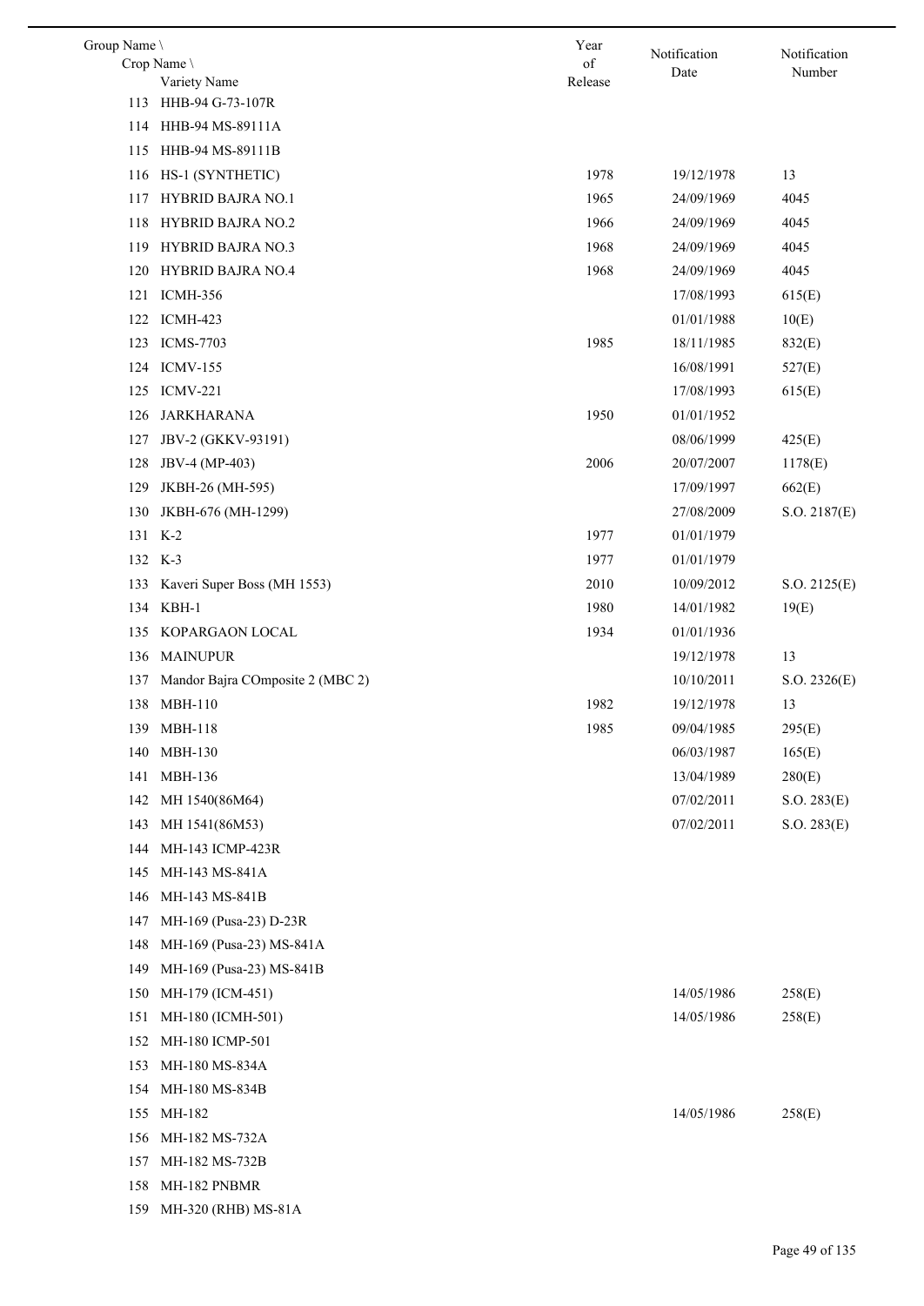| Group Name \ Crop Name \ Variety Name | Year of Release | Notification Date | Notification Number |
|---|---|---|---|
| 113 HHB-94 G-73-107R | | | |
| 114 HHB-94 MS-89111A | | | |
| 115 HHB-94 MS-89111B | | | |
| 116 HS-1 (SYNTHETIC) | 1978 | 19/12/1978 | 13 |
| 117 HYBRID BAJRA NO.1 | 1965 | 24/09/1969 | 4045 |
| 118 HYBRID BAJRA NO.2 | 1966 | 24/09/1969 | 4045 |
| 119 HYBRID BAJRA NO.3 | 1968 | 24/09/1969 | 4045 |
| 120 HYBRID BAJRA NO.4 | 1968 | 24/09/1969 | 4045 |
| 121 ICMH-356 | | 17/08/1993 | 615(E) |
| 122 ICMH-423 | | 01/01/1988 | 10(E) |
| 123 ICMS-7703 | 1985 | 18/11/1985 | 832(E) |
| 124 ICMV-155 | | 16/08/1991 | 527(E) |
| 125 ICMV-221 | | 17/08/1993 | 615(E) |
| 126 JARKHARANA | 1950 | 01/01/1952 | |
| 127 JBV-2 (GKKV-93191) | | 08/06/1999 | 425(E) |
| 128 JBV-4 (MP-403) | 2006 | 20/07/2007 | 1178(E) |
| 129 JKBH-26 (MH-595) | | 17/09/1997 | 662(E) |
| 130 JKBH-676 (MH-1299) | | 27/08/2009 | S.O. 2187(E) |
| 131 K-2 | 1977 | 01/01/1979 | |
| 132 K-3 | 1977 | 01/01/1979 | |
| 133 Kaveri Super Boss (MH 1553) | 2010 | 10/09/2012 | S.O. 2125(E) |
| 134 KBH-1 | 1980 | 14/01/1982 | 19(E) |
| 135 KOPARGAON LOCAL | 1934 | 01/01/1936 | |
| 136 MAINUPUR | | 19/12/1978 | 13 |
| 137 Mandor Bajra COmposite 2 (MBC 2) | | 10/10/2011 | S.O. 2326(E) |
| 138 MBH-110 | 1982 | 19/12/1978 | 13 |
| 139 MBH-118 | 1985 | 09/04/1985 | 295(E) |
| 140 MBH-130 | | 06/03/1987 | 165(E) |
| 141 MBH-136 | | 13/04/1989 | 280(E) |
| 142 MH 1540(86M64) | | 07/02/2011 | S.O. 283(E) |
| 143 MH 1541(86M53) | | 07/02/2011 | S.O. 283(E) |
| 144 MH-143 ICMP-423R | | | |
| 145 MH-143 MS-841A | | | |
| 146 MH-143 MS-841B | | | |
| 147 MH-169 (Pusa-23) D-23R | | | |
| 148 MH-169 (Pusa-23) MS-841A | | | |
| 149 MH-169 (Pusa-23) MS-841B | | | |
| 150 MH-179 (ICM-451) | | 14/05/1986 | 258(E) |
| 151 MH-180 (ICMH-501) | | 14/05/1986 | 258(E) |
| 152 MH-180 ICMP-501 | | | |
| 153 MH-180 MS-834A | | | |
| 154 MH-180 MS-834B | | | |
| 155 MH-182 | | 14/05/1986 | 258(E) |
| 156 MH-182 MS-732A | | | |
| 157 MH-182 MS-732B | | | |
| 158 MH-182 PNBMR | | | |
| 159 MH-320 (RHB) MS-81A | | | |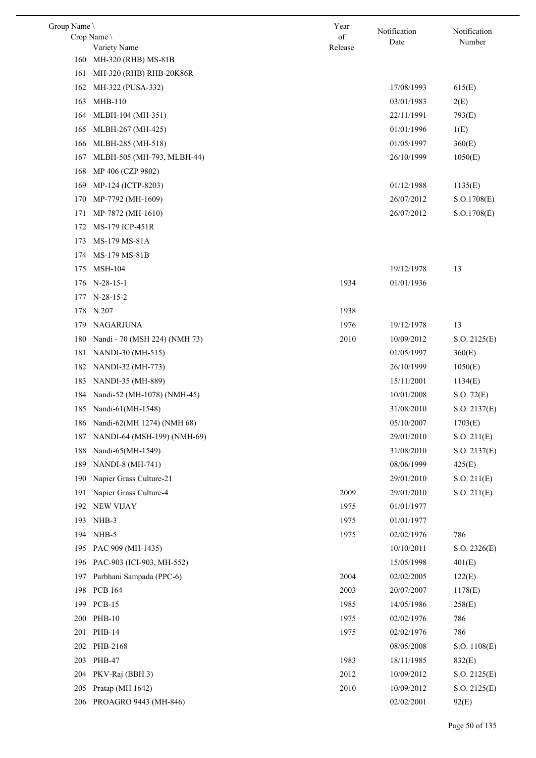| Group Name \ Crop Name \ Variety Name | Year of Release | Notification Date | Notification Number |
|---|---|---|---|
| 160 MH-320 (RHB) MS-81B | | | |
| 161 MH-320 (RHB) RHB-20K86R | | | |
| 162 MH-322 (PUSA-332) | | 17/08/1993 | 615(E) |
| 163 MHB-110 | | 03/01/1983 | 2(E) |
| 164 MLBH-104 (MH-351) | | 22/11/1991 | 793(E) |
| 165 MLBH-267 (MH-425) | | 01/01/1996 | 1(E) |
| 166 MLBH-285 (MH-518) | | 01/05/1997 | 360(E) |
| 167 MLBH-505 (MH-793, MLBH-44) | | 26/10/1999 | 1050(E) |
| 168 MP 406 (CZP 9802) | | | |
| 169 MP-124 (ICTP-8203) | | 01/12/1988 | 1135(E) |
| 170 MP-7792 (MH-1609) | | 26/07/2012 | S.O.1708(E) |
| 171 MP-7872 (MH-1610) | | 26/07/2012 | S.O.1708(E) |
| 172 MS-179 ICP-451R | | | |
| 173 MS-179 MS-81A | | | |
| 174 MS-179 MS-81B | | | |
| 175 MSH-104 | | 19/12/1978 | 13 |
| 176 N-28-15-1 | 1934 | 01/01/1936 | |
| 177 N-28-15-2 | | | |
| 178 N.207 | 1938 | | |
| 179 NAGARJUNA | 1976 | 19/12/1978 | 13 |
| 180 Nandi - 70 (MSH 224) (NMH 73) | 2010 | 10/09/2012 | S.O. 2125(E) |
| 181 NANDI-30 (MH-515) | | 01/05/1997 | 360(E) |
| 182 NANDI-32 (MH-773) | | 26/10/1999 | 1050(E) |
| 183 NANDI-35 (MH-889) | | 15/11/2001 | 1134(E) |
| 184 Nandi-52 (MH-1078) (NMH-45) | | 10/01/2008 | S.O. 72(E) |
| 185 Nandi-61(MH-1548) | | 31/08/2010 | S.O. 2137(E) |
| 186 Nandi-62(MH 1274) (NMH 68) | | 05/10/2007 | 1703(E) |
| 187 NANDI-64 (MSH-199) (NMH-69) | | 29/01/2010 | S.O. 211(E) |
| 188 Nandi-65(MH-1549) | | 31/08/2010 | S.O. 2137(E) |
| 189 NANDI-8 (MH-741) | | 08/06/1999 | 425(E) |
| 190 Napier Grass Culture-21 | | 29/01/2010 | S.O. 211(E) |
| 191 Napier Grass Culture-4 | 2009 | 29/01/2010 | S.O. 211(E) |
| 192 NEW VIJAY | 1975 | 01/01/1977 | |
| 193 NHB-3 | 1975 | 01/01/1977 | |
| 194 NHB-5 | 1975 | 02/02/1976 | 786 |
| 195 PAC 909 (MH-1435) | | 10/10/2011 | S.O. 2326(E) |
| 196 PAC-903 (ICI-903, MH-552) | | 15/05/1998 | 401(E) |
| 197 Parbhani Sampada (PPC-6) | 2004 | 02/02/2005 | 122(E) |
| 198 PCB 164 | 2003 | 20/07/2007 | 1178(E) |
| 199 PCB-15 | 1985 | 14/05/1986 | 258(E) |
| 200 PHB-10 | 1975 | 02/02/1976 | 786 |
| 201 PHB-14 | 1975 | 02/02/1976 | 786 |
| 202 PHB-2168 | | 08/05/2008 | S.O. 1108(E) |
| 203 PHB-47 | 1983 | 18/11/1985 | 832(E) |
| 204 PKV-Raj (BBH 3) | 2012 | 10/09/2012 | S.O. 2125(E) |
| 205 Pratap (MH 1642) | 2010 | 10/09/2012 | S.O. 2125(E) |
| 206 PROAGRO 9443 (MH-846) | | 02/02/2001 | 92(E) |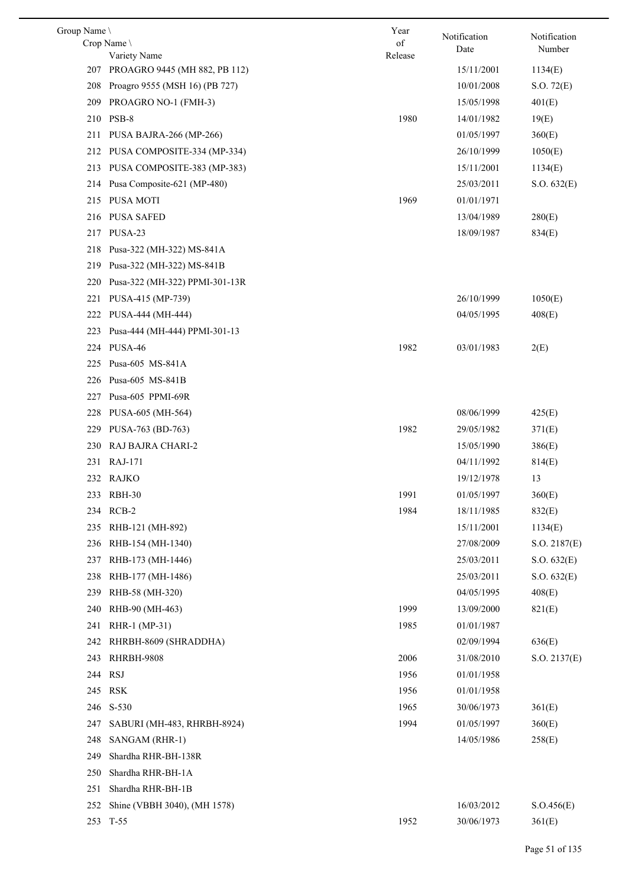| Group Name \ Crop Name \ Variety Name | Year of Release | Notification Date | Notification Number |
|---|---|---|---|
| 207 PROAGRO 9445 (MH 882, PB 112) | | 15/11/2001 | 1134(E) |
| 208 Proagro 9555 (MSH 16) (PB 727) | | 10/01/2008 | S.O. 72(E) |
| 209 PROAGRO NO-1 (FMH-3) | | 15/05/1998 | 401(E) |
| 210 PSB-8 | 1980 | 14/01/1982 | 19(E) |
| 211 PUSA BAJRA-266 (MP-266) | | 01/05/1997 | 360(E) |
| 212 PUSA COMPOSITE-334 (MP-334) | | 26/10/1999 | 1050(E) |
| 213 PUSA COMPOSITE-383 (MP-383) | | 15/11/2001 | 1134(E) |
| 214 Pusa Composite-621 (MP-480) | | 25/03/2011 | S.O. 632(E) |
| 215 PUSA MOTI | 1969 | 01/01/1971 | |
| 216 PUSA SAFED | | 13/04/1989 | 280(E) |
| 217 PUSA-23 | | 18/09/1987 | 834(E) |
| 218 Pusa-322 (MH-322) MS-841A | | | |
| 219 Pusa-322 (MH-322) MS-841B | | | |
| 220 Pusa-322 (MH-322) PPMI-301-13R | | | |
| 221 PUSA-415 (MP-739) | | 26/10/1999 | 1050(E) |
| 222 PUSA-444 (MH-444) | | 04/05/1995 | 408(E) |
| 223 Pusa-444 (MH-444) PPMI-301-13 | | | |
| 224 PUSA-46 | 1982 | 03/01/1983 | 2(E) |
| 225 Pusa-605 MS-841A | | | |
| 226 Pusa-605 MS-841B | | | |
| 227 Pusa-605 PPMI-69R | | | |
| 228 PUSA-605 (MH-564) | | 08/06/1999 | 425(E) |
| 229 PUSA-763 (BD-763) | 1982 | 29/05/1982 | 371(E) |
| 230 RAJ BAJRA CHARI-2 | | 15/05/1990 | 386(E) |
| 231 RAJ-171 | | 04/11/1992 | 814(E) |
| 232 RAJKO | | 19/12/1978 | 13 |
| 233 RBH-30 | 1991 | 01/05/1997 | 360(E) |
| 234 RCB-2 | 1984 | 18/11/1985 | 832(E) |
| 235 RHB-121 (MH-892) | | 15/11/2001 | 1134(E) |
| 236 RHB-154 (MH-1340) | | 27/08/2009 | S.O. 2187(E) |
| 237 RHB-173 (MH-1446) | | 25/03/2011 | S.O. 632(E) |
| 238 RHB-177 (MH-1486) | | 25/03/2011 | S.O. 632(E) |
| 239 RHB-58 (MH-320) | | 04/05/1995 | 408(E) |
| 240 RHB-90 (MH-463) | 1999 | 13/09/2000 | 821(E) |
| 241 RHR-1 (MP-31) | 1985 | 01/01/1987 | |
| 242 RHRBH-8609 (SHRADDHA) | | 02/09/1994 | 636(E) |
| 243 RHRBH-9808 | 2006 | 31/08/2010 | S.O. 2137(E) |
| 244 RSJ | 1956 | 01/01/1958 | |
| 245 RSK | 1956 | 01/01/1958 | |
| 246 S-530 | 1965 | 30/06/1973 | 361(E) |
| 247 SABURI (MH-483, RHRBH-8924) | 1994 | 01/05/1997 | 360(E) |
| 248 SANGAM (RHR-1) | | 14/05/1986 | 258(E) |
| 249 Shardha RHR-BH-138R | | | |
| 250 Shardha RHR-BH-1A | | | |
| 251 Shardha RHR-BH-1B | | | |
| 252 Shine (VBBH 3040), (MH 1578) | | 16/03/2012 | S.O.456(E) |
| 253 T-55 | 1952 | 30/06/1973 | 361(E) |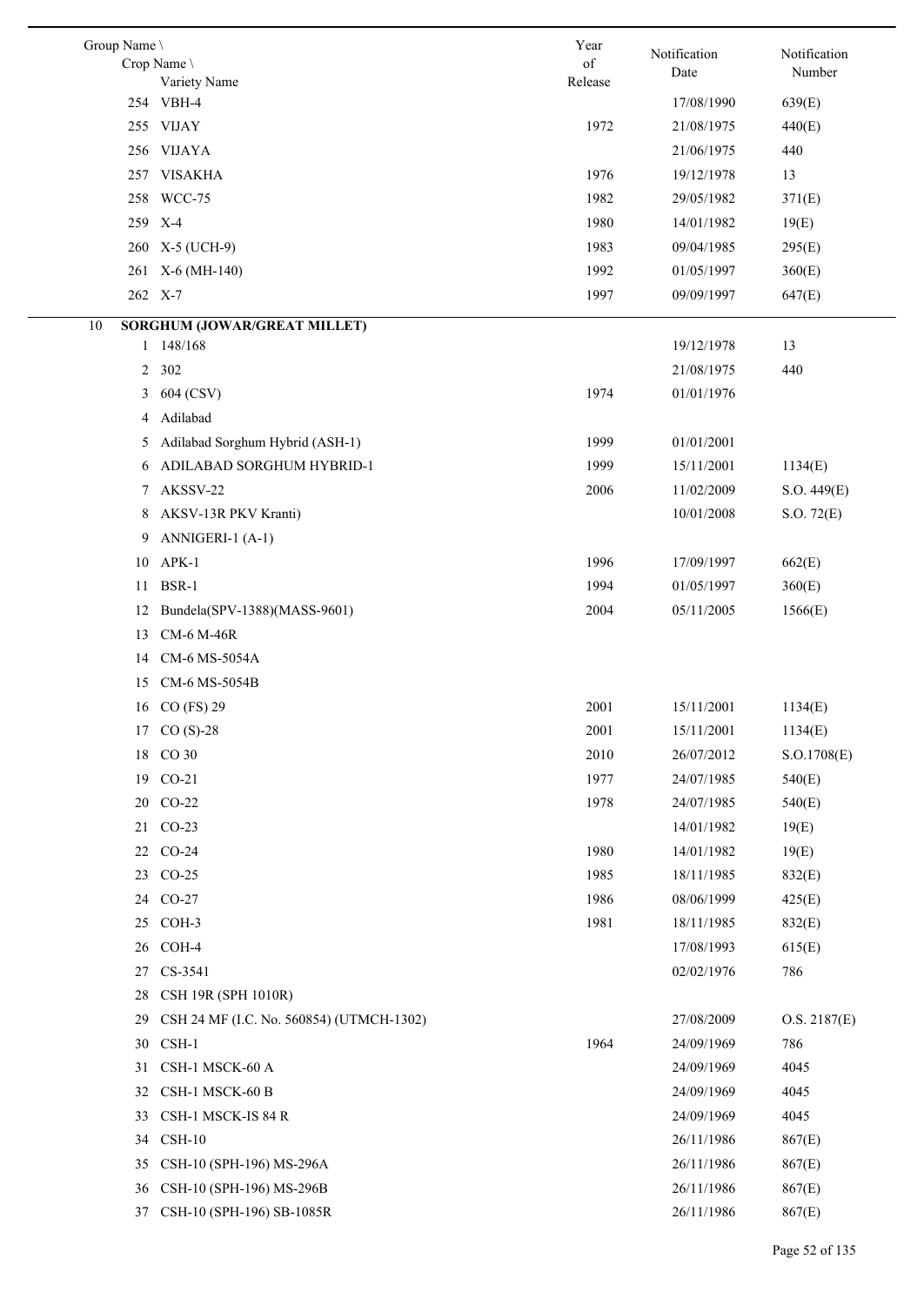| Group Name \ Crop Name \ Variety Name | Year of Release | Notification Date | Notification Number |
|---|---|---|---|
| 254 VBH-4 | | 17/08/1990 | 639(E) |
| 255 VIJAY | 1972 | 21/08/1975 | 440(E) |
| 256 VIJAYA | | 21/06/1975 | 440 |
| 257 VISAKHA | 1976 | 19/12/1978 | 13 |
| 258 WCC-75 | 1982 | 29/05/1982 | 371(E) |
| 259 X-4 | 1980 | 14/01/1982 | 19(E) |
| 260 X-5 (UCH-9) | 1983 | 09/04/1985 | 295(E) |
| 261 X-6 (MH-140) | 1992 | 01/05/1997 | 360(E) |
| 262 X-7 | 1997 | 09/09/1997 | 647(E) |
| **10 SORGHUM (JOWAR/GREAT MILLET)** | | | |
| 1 148/168 | | 19/12/1978 | 13 |
| 2 302 | | 21/08/1975 | 440 |
| 3 604 (CSV) | 1974 | 01/01/1976 | |
| 4 Adilabad | | | |
| 5 Adilabad Sorghum Hybrid (ASH-1) | 1999 | 01/01/2001 | |
| 6 ADILABAD SORGHUM HYBRID-1 | 1999 | 15/11/2001 | 1134(E) |
| 7 AKSSV-22 | 2006 | 11/02/2009 | S.O. 449(E) |
| 8 AKSV-13R PKV Kranti) | | 10/01/2008 | S.O. 72(E) |
| 9 ANNIGERI-1 (A-1) | | | |
| 10 APK-1 | 1996 | 17/09/1997 | 662(E) |
| 11 BSR-1 | 1994 | 01/05/1997 | 360(E) |
| 12 Bundela(SPV-1388)(MASS-9601) | 2004 | 05/11/2005 | 1566(E) |
| 13 CM-6 M-46R | | | |
| 14 CM-6 MS-5054A | | | |
| 15 CM-6 MS-5054B | | | |
| 16 CO (FS) 29 | 2001 | 15/11/2001 | 1134(E) |
| 17 CO (S)-28 | 2001 | 15/11/2001 | 1134(E) |
| 18 CO 30 | 2010 | 26/07/2012 | S.O.1708(E) |
| 19 CO-21 | 1977 | 24/07/1985 | 540(E) |
| 20 CO-22 | 1978 | 24/07/1985 | 540(E) |
| 21 CO-23 | | 14/01/1982 | 19(E) |
| 22 CO-24 | 1980 | 14/01/1982 | 19(E) |
| 23 CO-25 | 1985 | 18/11/1985 | 832(E) |
| 24 CO-27 | 1986 | 08/06/1999 | 425(E) |
| 25 COH-3 | 1981 | 18/11/1985 | 832(E) |
| 26 COH-4 | | 17/08/1993 | 615(E) |
| 27 CS-3541 | | 02/02/1976 | 786 |
| 28 CSH 19R (SPH 1010R) | | | |
| 29 CSH 24 MF (I.C. No. 560854) (UTMCH-1302) | | 27/08/2009 | O.S. 2187(E) |
| 30 CSH-1 | 1964 | 24/09/1969 | 786 |
| 31 CSH-1 MSCK-60 A | | 24/09/1969 | 4045 |
| 32 CSH-1 MSCK-60 B | | 24/09/1969 | 4045 |
| 33 CSH-1 MSCK-IS 84 R | | 24/09/1969 | 4045 |
| 34 CSH-10 | | 26/11/1986 | 867(E) |
| 35 CSH-10 (SPH-196) MS-296A | | 26/11/1986 | 867(E) |
| 36 CSH-10 (SPH-196) MS-296B | | 26/11/1986 | 867(E) |
| 37 CSH-10 (SPH-196) SB-1085R | | 26/11/1986 | 867(E) |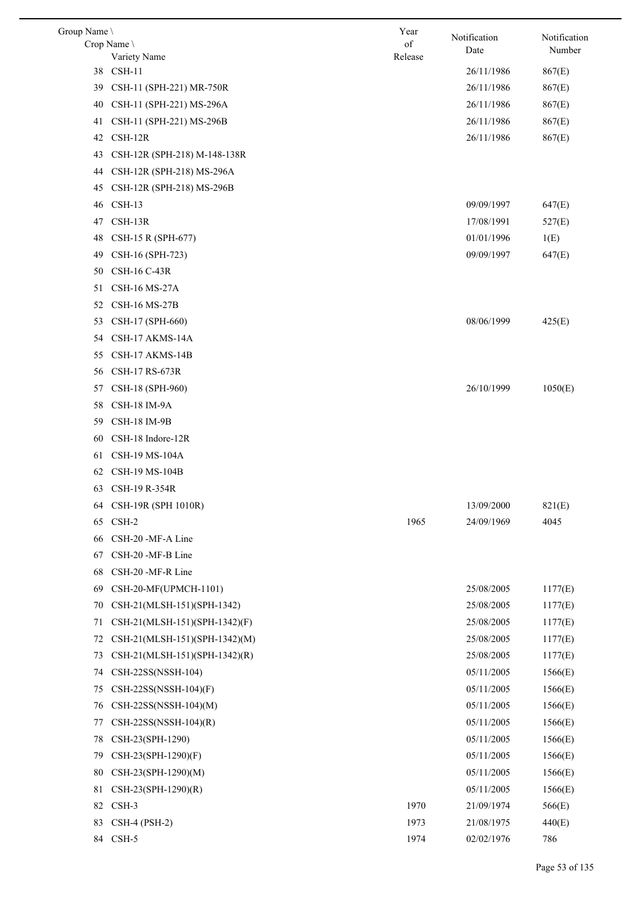| Group Name \ Crop Name \ Variety Name | Year of Release | Notification Date | Notification Number |
|---|---|---|---|
| 38 CSH-11 | | 26/11/1986 | 867(E) |
| 39 CSH-11 (SPH-221) MR-750R | | 26/11/1986 | 867(E) |
| 40 CSH-11 (SPH-221) MS-296A | | 26/11/1986 | 867(E) |
| 41 CSH-11 (SPH-221) MS-296B | | 26/11/1986 | 867(E) |
| 42 CSH-12R | | 26/11/1986 | 867(E) |
| 43 CSH-12R (SPH-218) M-148-138R | | | |
| 44 CSH-12R (SPH-218) MS-296A | | | |
| 45 CSH-12R (SPH-218) MS-296B | | | |
| 46 CSH-13 | | 09/09/1997 | 647(E) |
| 47 CSH-13R | | 17/08/1991 | 527(E) |
| 48 CSH-15 R (SPH-677) | | 01/01/1996 | 1(E) |
| 49 CSH-16 (SPH-723) | | 09/09/1997 | 647(E) |
| 50 CSH-16 C-43R | | | |
| 51 CSH-16 MS-27A | | | |
| 52 CSH-16 MS-27B | | | |
| 53 CSH-17 (SPH-660) | | 08/06/1999 | 425(E) |
| 54 CSH-17 AKMS-14A | | | |
| 55 CSH-17 AKMS-14B | | | |
| 56 CSH-17 RS-673R | | | |
| 57 CSH-18 (SPH-960) | | 26/10/1999 | 1050(E) |
| 58 CSH-18 IM-9A | | | |
| 59 CSH-18 IM-9B | | | |
| 60 CSH-18 Indore-12R | | | |
| 61 CSH-19 MS-104A | | | |
| 62 CSH-19 MS-104B | | | |
| 63 CSH-19 R-354R | | | |
| 64 CSH-19R (SPH 1010R) | | 13/09/2000 | 821(E) |
| 65 CSH-2 | 1965 | 24/09/1969 | 4045 |
| 66 CSH-20 -MF-A Line | | | |
| 67 CSH-20 -MF-B Line | | | |
| 68 CSH-20 -MF-R Line | | | |
| 69 CSH-20-MF(UPMCH-1101) | | 25/08/2005 | 1177(E) |
| 70 CSH-21(MLSH-151)(SPH-1342) | | 25/08/2005 | 1177(E) |
| 71 CSH-21(MLSH-151)(SPH-1342)(F) | | 25/08/2005 | 1177(E) |
| 72 CSH-21(MLSH-151)(SPH-1342)(M) | | 25/08/2005 | 1177(E) |
| 73 CSH-21(MLSH-151)(SPH-1342)(R) | | 25/08/2005 | 1177(E) |
| 74 CSH-22SS(NSSH-104) | | 05/11/2005 | 1566(E) |
| 75 CSH-22SS(NSSH-104)(F) | | 05/11/2005 | 1566(E) |
| 76 CSH-22SS(NSSH-104)(M) | | 05/11/2005 | 1566(E) |
| 77 CSH-22SS(NSSH-104)(R) | | 05/11/2005 | 1566(E) |
| 78 CSH-23(SPH-1290) | | 05/11/2005 | 1566(E) |
| 79 CSH-23(SPH-1290)(F) | | 05/11/2005 | 1566(E) |
| 80 CSH-23(SPH-1290)(M) | | 05/11/2005 | 1566(E) |
| 81 CSH-23(SPH-1290)(R) | | 05/11/2005 | 1566(E) |
| 82 CSH-3 | 1970 | 21/09/1974 | 566(E) |
| 83 CSH-4 (PSH-2) | 1973 | 21/08/1975 | 440(E) |
| 84 CSH-5 | 1974 | 02/02/1976 | 786 |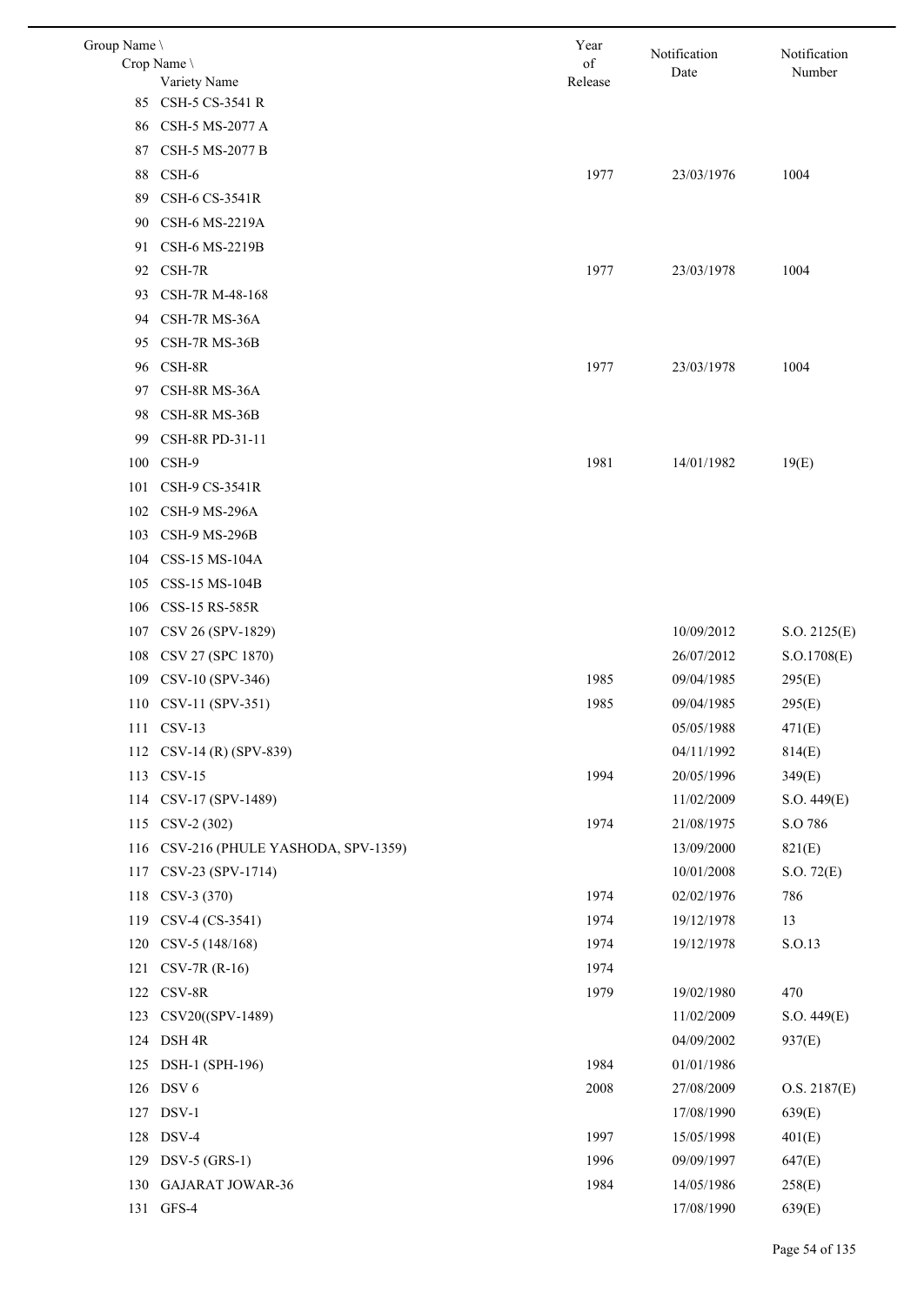| Group Name \ Crop Name \ Variety Name | Year of Release | Notification Date | Notification Number |
|---|---|---|---|
| 85 CSH-5 CS-3541 R | | | |
| 86 CSH-5 MS-2077 A | | | |
| 87 CSH-5 MS-2077 B | | | |
| 88 CSH-6 | 1977 | 23/03/1976 | 1004 |
| 89 CSH-6 CS-3541R | | | |
| 90 CSH-6 MS-2219A | | | |
| 91 CSH-6 MS-2219B | | | |
| 92 CSH-7R | 1977 | 23/03/1978 | 1004 |
| 93 CSH-7R M-48-168 | | | |
| 94 CSH-7R MS-36A | | | |
| 95 CSH-7R MS-36B | | | |
| 96 CSH-8R | 1977 | 23/03/1978 | 1004 |
| 97 CSH-8R MS-36A | | | |
| 98 CSH-8R MS-36B | | | |
| 99 CSH-8R PD-31-11 | | | |
| 100 CSH-9 | 1981 | 14/01/1982 | 19(E) |
| 101 CSH-9 CS-3541R | | | |
| 102 CSH-9 MS-296A | | | |
| 103 CSH-9 MS-296B | | | |
| 104 CSS-15 MS-104A | | | |
| 105 CSS-15 MS-104B | | | |
| 106 CSS-15 RS-585R | | | |
| 107 CSV 26 (SPV-1829) | | 10/09/2012 | S.O. 2125(E) |
| 108 CSV 27 (SPC 1870) | | 26/07/2012 | S.O.1708(E) |
| 109 CSV-10 (SPV-346) | 1985 | 09/04/1985 | 295(E) |
| 110 CSV-11 (SPV-351) | 1985 | 09/04/1985 | 295(E) |
| 111 CSV-13 | | 05/05/1988 | 471(E) |
| 112 CSV-14 (R) (SPV-839) | | 04/11/1992 | 814(E) |
| 113 CSV-15 | 1994 | 20/05/1996 | 349(E) |
| 114 CSV-17 (SPV-1489) | | 11/02/2009 | S.O. 449(E) |
| 115 CSV-2 (302) | 1974 | 21/08/1975 | S.O 786 |
| 116 CSV-216 (PHULE YASHODA, SPV-1359) | | 13/09/2000 | 821(E) |
| 117 CSV-23 (SPV-1714) | | 10/01/2008 | S.O. 72(E) |
| 118 CSV-3 (370) | 1974 | 02/02/1976 | 786 |
| 119 CSV-4 (CS-3541) | 1974 | 19/12/1978 | 13 |
| 120 CSV-5 (148/168) | 1974 | 19/12/1978 | S.O.13 |
| 121 CSV-7R (R-16) | 1974 | | |
| 122 CSV-8R | 1979 | 19/02/1980 | 470 |
| 123 CSV20((SPV-1489) | | 11/02/2009 | S.O. 449(E) |
| 124 DSH 4R | | 04/09/2002 | 937(E) |
| 125 DSH-1 (SPH-196) | 1984 | 01/01/1986 | |
| 126 DSV 6 | 2008 | 27/08/2009 | O.S. 2187(E) |
| 127 DSV-1 | | 17/08/1990 | 639(E) |
| 128 DSV-4 | 1997 | 15/05/1998 | 401(E) |
| 129 DSV-5 (GRS-1) | 1996 | 09/09/1997 | 647(E) |
| 130 GAJARAT JOWAR-36 | 1984 | 14/05/1986 | 258(E) |
| 131 GFS-4 | | 17/08/1990 | 639(E) |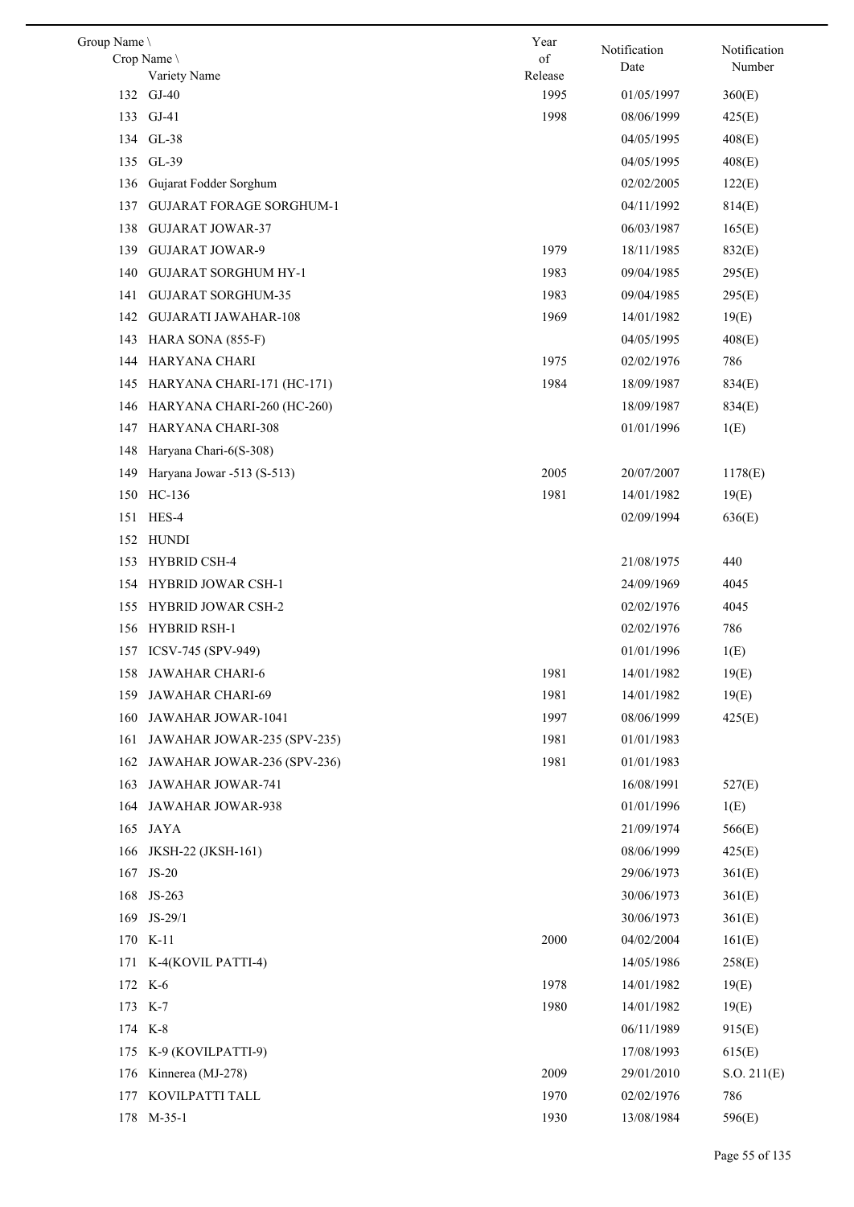| Group Name \ Crop Name \ Variety Name | Year of Release | Notification Date | Notification Number |
|---|---|---|---|
| 132 GJ-40 | 1995 | 01/05/1997 | 360(E) |
| 133 GJ-41 | 1998 | 08/06/1999 | 425(E) |
| 134 GL-38 | | 04/05/1995 | 408(E) |
| 135 GL-39 | | 04/05/1995 | 408(E) |
| 136 Gujarat Fodder Sorghum | | 02/02/2005 | 122(E) |
| 137 GUJARAT FORAGE SORGHUM-1 | | 04/11/1992 | 814(E) |
| 138 GUJARAT JOWAR-37 | | 06/03/1987 | 165(E) |
| 139 GUJARAT JOWAR-9 | 1979 | 18/11/1985 | 832(E) |
| 140 GUJARAT SORGHUM HY-1 | 1983 | 09/04/1985 | 295(E) |
| 141 GUJARAT SORGHUM-35 | 1983 | 09/04/1985 | 295(E) |
| 142 GUJARATI JAWAHAR-108 | 1969 | 14/01/1982 | 19(E) |
| 143 HARA SONA (855-F) | | 04/05/1995 | 408(E) |
| 144 HARYANA CHARI | 1975 | 02/02/1976 | 786 |
| 145 HARYANA CHARI-171 (HC-171) | 1984 | 18/09/1987 | 834(E) |
| 146 HARYANA CHARI-260 (HC-260) | | 18/09/1987 | 834(E) |
| 147 HARYANA CHARI-308 | | 01/01/1996 | 1(E) |
| 148 Haryana Chari-6(S-308) | | | |
| 149 Haryana Jowar -513 (S-513) | 2005 | 20/07/2007 | 1178(E) |
| 150 HC-136 | 1981 | 14/01/1982 | 19(E) |
| 151 HES-4 | | 02/09/1994 | 636(E) |
| 152 HUNDI | | | |
| 153 HYBRID CSH-4 | | 21/08/1975 | 440 |
| 154 HYBRID JOWAR CSH-1 | | 24/09/1969 | 4045 |
| 155 HYBRID JOWAR CSH-2 | | 02/02/1976 | 4045 |
| 156 HYBRID RSH-1 | | 02/02/1976 | 786 |
| 157 ICSV-745 (SPV-949) | | 01/01/1996 | 1(E) |
| 158 JAWAHAR CHARI-6 | 1981 | 14/01/1982 | 19(E) |
| 159 JAWAHAR CHARI-69 | 1981 | 14/01/1982 | 19(E) |
| 160 JAWAHAR JOWAR-1041 | 1997 | 08/06/1999 | 425(E) |
| 161 JAWAHAR JOWAR-235 (SPV-235) | 1981 | 01/01/1983 | |
| 162 JAWAHAR JOWAR-236 (SPV-236) | 1981 | 01/01/1983 | |
| 163 JAWAHAR JOWAR-741 | | 16/08/1991 | 527(E) |
| 164 JAWAHAR JOWAR-938 | | 01/01/1996 | 1(E) |
| 165 JAYA | | 21/09/1974 | 566(E) |
| 166 JKSH-22 (JKSH-161) | | 08/06/1999 | 425(E) |
| 167 JS-20 | | 29/06/1973 | 361(E) |
| 168 JS-263 | | 30/06/1973 | 361(E) |
| 169 JS-29/1 | | 30/06/1973 | 361(E) |
| 170 K-11 | 2000 | 04/02/2004 | 161(E) |
| 171 K-4(KOVIL PATTI-4) | | 14/05/1986 | 258(E) |
| 172 K-6 | 1978 | 14/01/1982 | 19(E) |
| 173 K-7 | 1980 | 14/01/1982 | 19(E) |
| 174 K-8 | | 06/11/1989 | 915(E) |
| 175 K-9 (KOVILPATTI-9) | | 17/08/1993 | 615(E) |
| 176 Kinnerea (MJ-278) | 2009 | 29/01/2010 | S.O. 211(E) |
| 177 KOVILPATTI TALL | 1970 | 02/02/1976 | 786 |
| 178 M-35-1 | 1930 | 13/08/1984 | 596(E) |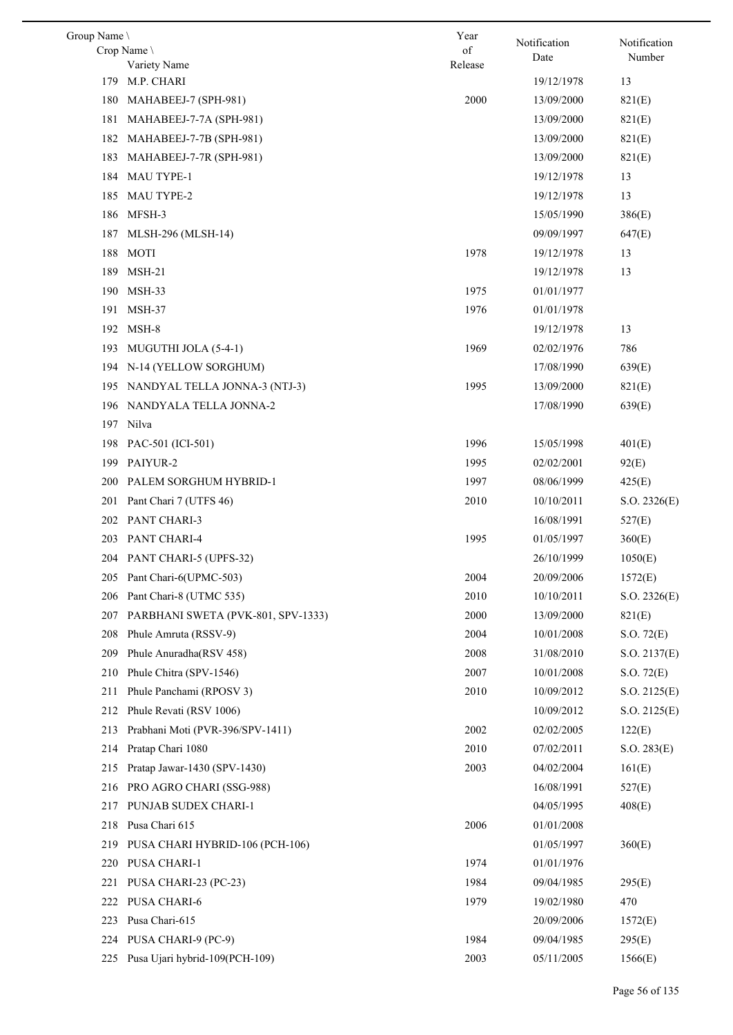| Group Name \ Crop Name \ Variety Name | Year of Release | Notification Date | Notification Number |
|---|---|---|---|
| 179 M.P. CHARI | | 19/12/1978 | 13 |
| 180 MAHABEEJ-7 (SPH-981) | 2000 | 13/09/2000 | 821(E) |
| 181 MAHABEEJ-7-7A (SPH-981) | | 13/09/2000 | 821(E) |
| 182 MAHABEEJ-7-7B (SPH-981) | | 13/09/2000 | 821(E) |
| 183 MAHABEEJ-7-7R (SPH-981) | | 13/09/2000 | 821(E) |
| 184 MAU TYPE-1 | | 19/12/1978 | 13 |
| 185 MAU TYPE-2 | | 19/12/1978 | 13 |
| 186 MFSH-3 | | 15/05/1990 | 386(E) |
| 187 MLSH-296 (MLSH-14) | | 09/09/1997 | 647(E) |
| 188 MOTI | 1978 | 19/12/1978 | 13 |
| 189 MSH-21 | | 19/12/1978 | 13 |
| 190 MSH-33 | 1975 | 01/01/1977 | |
| 191 MSH-37 | 1976 | 01/01/1978 | |
| 192 MSH-8 | | 19/12/1978 | 13 |
| 193 MUGUTHI JOLA (5-4-1) | 1969 | 02/02/1976 | 786 |
| 194 N-14 (YELLOW SORGHUM) | | 17/08/1990 | 639(E) |
| 195 NANDYAL TELLA JONNA-3 (NTJ-3) | 1995 | 13/09/2000 | 821(E) |
| 196 NANDYALA TELLA JONNA-2 | | 17/08/1990 | 639(E) |
| 197 Nilva | | | |
| 198 PAC-501 (ICI-501) | 1996 | 15/05/1998 | 401(E) |
| 199 PAIYUR-2 | 1995 | 02/02/2001 | 92(E) |
| 200 PALEM SORGHUM HYBRID-1 | 1997 | 08/06/1999 | 425(E) |
| 201 Pant Chari 7 (UTFS 46) | 2010 | 10/10/2011 | S.O. 2326(E) |
| 202 PANT CHARI-3 | | 16/08/1991 | 527(E) |
| 203 PANT CHARI-4 | 1995 | 01/05/1997 | 360(E) |
| 204 PANT CHARI-5 (UPFS-32) | | 26/10/1999 | 1050(E) |
| 205 Pant Chari-6(UPMC-503) | 2004 | 20/09/2006 | 1572(E) |
| 206 Pant Chari-8 (UTMC 535) | 2010 | 10/10/2011 | S.O. 2326(E) |
| 207 PARBHANI SWETA (PVK-801, SPV-1333) | 2000 | 13/09/2000 | 821(E) |
| 208 Phule Amruta (RSSV-9) | 2004 | 10/01/2008 | S.O. 72(E) |
| 209 Phule Anuradha(RSV 458) | 2008 | 31/08/2010 | S.O. 2137(E) |
| 210 Phule Chitra (SPV-1546) | 2007 | 10/01/2008 | S.O. 72(E) |
| 211 Phule Panchami (RPOSV 3) | 2010 | 10/09/2012 | S.O. 2125(E) |
| 212 Phule Revati (RSV 1006) | | 10/09/2012 | S.O. 2125(E) |
| 213 Prabhani Moti (PVR-396/SPV-1411) | 2002 | 02/02/2005 | 122(E) |
| 214 Pratap Chari 1080 | 2010 | 07/02/2011 | S.O. 283(E) |
| 215 Pratap Jawar-1430 (SPV-1430) | 2003 | 04/02/2004 | 161(E) |
| 216 PRO AGRO CHARI (SSG-988) | | 16/08/1991 | 527(E) |
| 217 PUNJAB SUDEX CHARI-1 | | 04/05/1995 | 408(E) |
| 218 Pusa Chari 615 | 2006 | 01/01/2008 | |
| 219 PUSA CHARI HYBRID-106 (PCH-106) | | 01/05/1997 | 360(E) |
| 220 PUSA CHARI-1 | 1974 | 01/01/1976 | |
| 221 PUSA CHARI-23 (PC-23) | 1984 | 09/04/1985 | 295(E) |
| 222 PUSA CHARI-6 | 1979 | 19/02/1980 | 470 |
| 223 Pusa Chari-615 | | 20/09/2006 | 1572(E) |
| 224 PUSA CHARI-9 (PC-9) | 1984 | 09/04/1985 | 295(E) |
| 225 Pusa Ujari hybrid-109(PCH-109) | 2003 | 05/11/2005 | 1566(E) |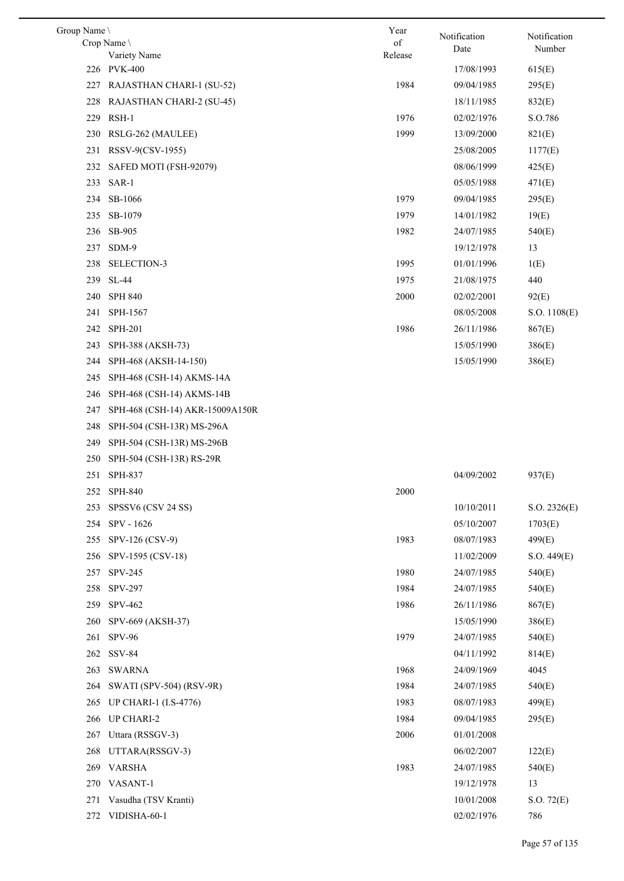| Group Name \ Crop Name \ Variety Name | Year of Release | Notification Date | Notification Number |
|---|---|---|---|
| 226 PVK-400 | | 17/08/1993 | 615(E) |
| 227 RAJASTHAN CHARI-1 (SU-52) | 1984 | 09/04/1985 | 295(E) |
| 228 RAJASTHAN CHARI-2 (SU-45) | | 18/11/1985 | 832(E) |
| 229 RSH-1 | 1976 | 02/02/1976 | S.O.786 |
| 230 RSLG-262 (MAULEE) | 1999 | 13/09/2000 | 821(E) |
| 231 RSSV-9(CSV-1955) | | 25/08/2005 | 1177(E) |
| 232 SAFED MOTI (FSH-92079) | | 08/06/1999 | 425(E) |
| 233 SAR-1 | | 05/05/1988 | 471(E) |
| 234 SB-1066 | 1979 | 09/04/1985 | 295(E) |
| 235 SB-1079 | 1979 | 14/01/1982 | 19(E) |
| 236 SB-905 | 1982 | 24/07/1985 | 540(E) |
| 237 SDM-9 | | 19/12/1978 | 13 |
| 238 SELECTION-3 | 1995 | 01/01/1996 | 1(E) |
| 239 SL-44 | 1975 | 21/08/1975 | 440 |
| 240 SPH 840 | 2000 | 02/02/2001 | 92(E) |
| 241 SPH-1567 | | 08/05/2008 | S.O. 1108(E) |
| 242 SPH-201 | 1986 | 26/11/1986 | 867(E) |
| 243 SPH-388 (AKSH-73) | | 15/05/1990 | 386(E) |
| 244 SPH-468 (AKSH-14-150) | | 15/05/1990 | 386(E) |
| 245 SPH-468 (CSH-14) AKMS-14A | | | |
| 246 SPH-468 (CSH-14) AKMS-14B | | | |
| 247 SPH-468 (CSH-14) AKR-15009A150R | | | |
| 248 SPH-504 (CSH-13R) MS-296A | | | |
| 249 SPH-504 (CSH-13R) MS-296B | | | |
| 250 SPH-504 (CSH-13R) RS-29R | | | |
| 251 SPH-837 | | 04/09/2002 | 937(E) |
| 252 SPH-840 | 2000 | | |
| 253 SPSSV6 (CSV 24 SS) | | 10/10/2011 | S.O. 2326(E) |
| 254 SPV - 1626 | | 05/10/2007 | 1703(E) |
| 255 SPV-126 (CSV-9) | 1983 | 08/07/1983 | 499(E) |
| 256 SPV-1595 (CSV-18) | | 11/02/2009 | S.O. 449(E) |
| 257 SPV-245 | 1980 | 24/07/1985 | 540(E) |
| 258 SPV-297 | 1984 | 24/07/1985 | 540(E) |
| 259 SPV-462 | 1986 | 26/11/1986 | 867(E) |
| 260 SPV-669 (AKSH-37) | | 15/05/1990 | 386(E) |
| 261 SPV-96 | 1979 | 24/07/1985 | 540(E) |
| 262 SSV-84 | | 04/11/1992 | 814(E) |
| 263 SWARNA | 1968 | 24/09/1969 | 4045 |
| 264 SWATI (SPV-504) (RSV-9R) | 1984 | 24/07/1985 | 540(E) |
| 265 UP CHARI-1 (I.S-4776) | 1983 | 08/07/1983 | 499(E) |
| 266 UP CHARI-2 | 1984 | 09/04/1985 | 295(E) |
| 267 Uttara (RSSGV-3) | 2006 | 01/01/2008 | |
| 268 UTTARA(RSSGV-3) | | 06/02/2007 | 122(E) |
| 269 VARSHA | 1983 | 24/07/1985 | 540(E) |
| 270 VASANT-1 | | 19/12/1978 | 13 |
| 271 Vasudha (TSV Kranti) | | 10/01/2008 | S.O. 72(E) |
| 272 VIDISHA-60-1 | | 02/02/1976 | 786 |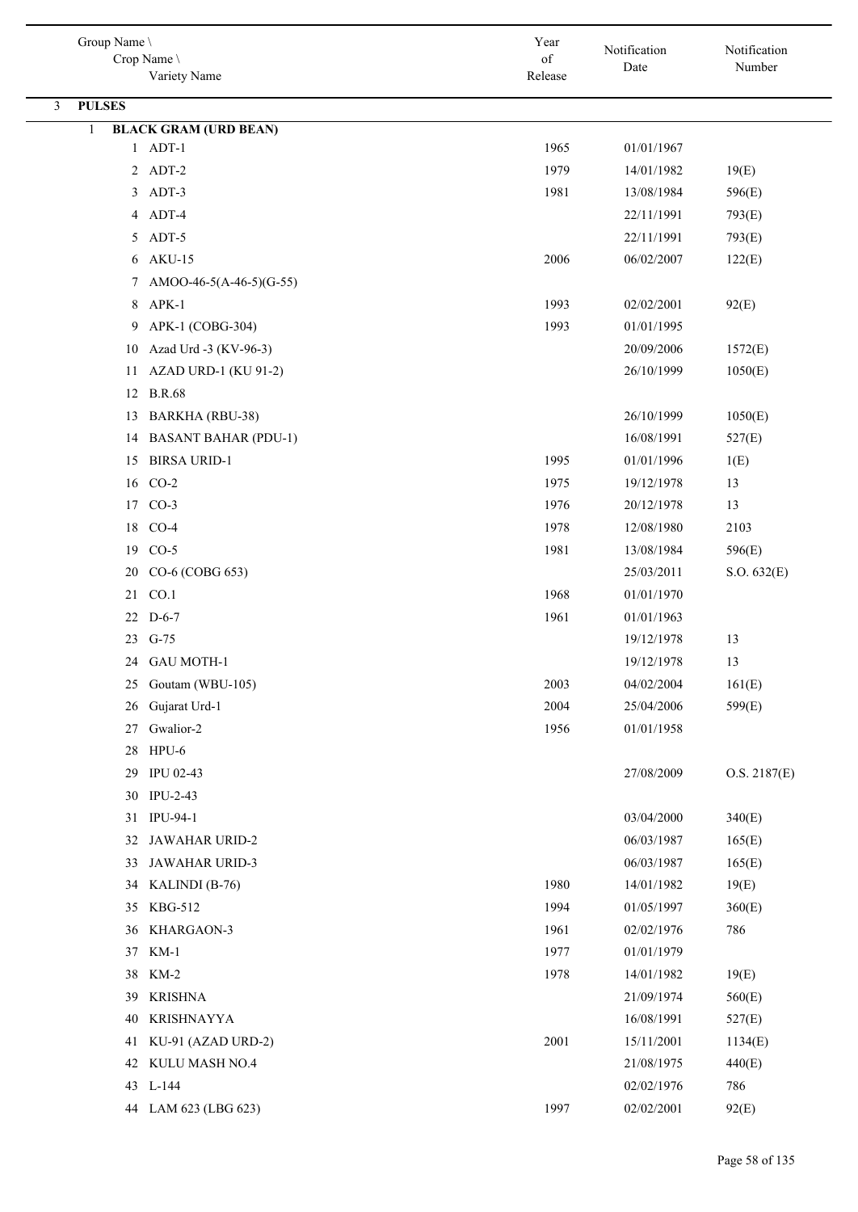| Group Name \ Crop Name \ Variety Name | Year of Release | Notification Date | Notification Number |
|---|---|---|---|
| 3 **PULSES** | | | |
| 1 **BLACK GRAM (URD BEAN)** | | | |
| 1 ADT-1 | 1965 | 01/01/1967 | |
| 2 ADT-2 | 1979 | 14/01/1982 | 19(E) |
| 3 ADT-3 | 1981 | 13/08/1984 | 596(E) |
| 4 ADT-4 | | 22/11/1991 | 793(E) |
| 5 ADT-5 | | 22/11/1991 | 793(E) |
| 6 AKU-15 | 2006 | 06/02/2007 | 122(E) |
| 7 AMOO-46-5(A-46-5)(G-55) | | | |
| 8 APK-1 | 1993 | 02/02/2001 | 92(E) |
| 9 APK-1 (COBG-304) | 1993 | 01/01/1995 | |
| 10 Azad Urd -3 (KV-96-3) | | 20/09/2006 | 1572(E) |
| 11 AZAD URD-1 (KU 91-2) | | 26/10/1999 | 1050(E) |
| 12 B.R.68 | | | |
| 13 BARKHA (RBU-38) | | 26/10/1999 | 1050(E) |
| 14 BASANT BAHAR (PDU-1) | | 16/08/1991 | 527(E) |
| 15 BIRSA URID-1 | 1995 | 01/01/1996 | 1(E) |
| 16 CO-2 | 1975 | 19/12/1978 | 13 |
| 17 CO-3 | 1976 | 20/12/1978 | 13 |
| 18 CO-4 | 1978 | 12/08/1980 | 2103 |
| 19 CO-5 | 1981 | 13/08/1984 | 596(E) |
| 20 CO-6 (COBG 653) | | 25/03/2011 | S.O. 632(E) |
| 21 CO.1 | 1968 | 01/01/1970 | |
| 22 D-6-7 | 1961 | 01/01/1963 | |
| 23 G-75 | | 19/12/1978 | 13 |
| 24 GAU MOTH-1 | | 19/12/1978 | 13 |
| 25 Goutam (WBU-105) | 2003 | 04/02/2004 | 161(E) |
| 26 Gujarat Urd-1 | 2004 | 25/04/2006 | 599(E) |
| 27 Gwalior-2 | 1956 | 01/01/1958 | |
| 28 HPU-6 | | | |
| 29 IPU 02-43 | | 27/08/2009 | O.S. 2187(E) |
| 30 IPU-2-43 | | | |
| 31 IPU-94-1 | | 03/04/2000 | 340(E) |
| 32 JAWAHAR URID-2 | | 06/03/1987 | 165(E) |
| 33 JAWAHAR URID-3 | | 06/03/1987 | 165(E) |
| 34 KALINDI (B-76) | 1980 | 14/01/1982 | 19(E) |
| 35 KBG-512 | 1994 | 01/05/1997 | 360(E) |
| 36 KHARGAON-3 | 1961 | 02/02/1976 | 786 |
| 37 KM-1 | 1977 | 01/01/1979 | |
| 38 KM-2 | 1978 | 14/01/1982 | 19(E) |
| 39 KRISHNA | | 21/09/1974 | 560(E) |
| 40 KRISHNAYYA | | 16/08/1991 | 527(E) |
| 41 KU-91 (AZAD URD-2) | 2001 | 15/11/2001 | 1134(E) |
| 42 KULU MASH NO.4 | | 21/08/1975 | 440(E) |
| 43 L-144 | | 02/02/1976 | 786 |
| 44 LAM 623 (LBG 623) | 1997 | 02/02/2001 | 92(E) |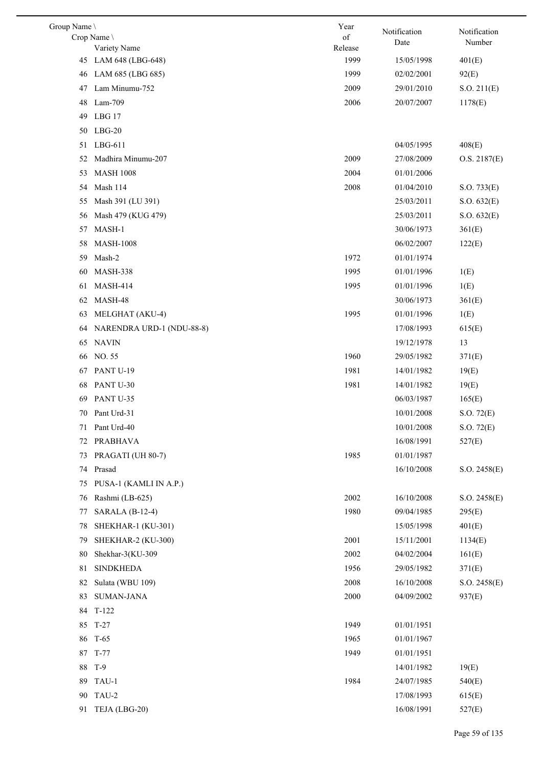| Group Name \ Crop Name \ Variety Name | Year of Release | Notification Date | Notification Number |
|---|---|---|---|
| 45 LAM 648 (LBG-648) | 1999 | 15/05/1998 | 401(E) |
| 46 LAM 685 (LBG 685) | 1999 | 02/02/2001 | 92(E) |
| 47 Lam Minumu-752 | 2009 | 29/01/2010 | S.O. 211(E) |
| 48 Lam-709 | 2006 | 20/07/2007 | 1178(E) |
| 49 LBG 17 | | | |
| 50 LBG-20 | | | |
| 51 LBG-611 | | 04/05/1995 | 408(E) |
| 52 Madhira Minumu-207 | 2009 | 27/08/2009 | O.S. 2187(E) |
| 53 MASH 1008 | 2004 | 01/01/2006 | |
| 54 Mash 114 | 2008 | 01/04/2010 | S.O. 733(E) |
| 55 Mash 391 (LU 391) | | 25/03/2011 | S.O. 632(E) |
| 56 Mash 479 (KUG 479) | | 25/03/2011 | S.O. 632(E) |
| 57 MASH-1 | | 30/06/1973 | 361(E) |
| 58 MASH-1008 | | 06/02/2007 | 122(E) |
| 59 Mash-2 | 1972 | 01/01/1974 | |
| 60 MASH-338 | 1995 | 01/01/1996 | 1(E) |
| 61 MASH-414 | 1995 | 01/01/1996 | 1(E) |
| 62 MASH-48 | | 30/06/1973 | 361(E) |
| 63 MELGHAT (AKU-4) | 1995 | 01/01/1996 | 1(E) |
| 64 NARENDRA URD-1 (NDU-88-8) | | 17/08/1993 | 615(E) |
| 65 NAVIN | | 19/12/1978 | 13 |
| 66 NO. 55 | 1960 | 29/05/1982 | 371(E) |
| 67 PANT U-19 | 1981 | 14/01/1982 | 19(E) |
| 68 PANT U-30 | 1981 | 14/01/1982 | 19(E) |
| 69 PANT U-35 | | 06/03/1987 | 165(E) |
| 70 Pant Urd-31 | | 10/01/2008 | S.O. 72(E) |
| 71 Pant Urd-40 | | 10/01/2008 | S.O. 72(E) |
| 72 PRABHAVA | | 16/08/1991 | 527(E) |
| 73 PRAGATI (UH 80-7) | 1985 | 01/01/1987 | |
| 74 Prasad | | 16/10/2008 | S.O. 2458(E) |
| 75 PUSA-1 (KAMLI IN A.P.) | | | |
| 76 Rashmi (LB-625) | 2002 | 16/10/2008 | S.O. 2458(E) |
| 77 SARALA (B-12-4) | 1980 | 09/04/1985 | 295(E) |
| 78 SHEKHAR-1 (KU-301) | | 15/05/1998 | 401(E) |
| 79 SHEKHAR-2 (KU-300) | 2001 | 15/11/2001 | 1134(E) |
| 80 Shekhar-3(KU-309 | 2002 | 04/02/2004 | 161(E) |
| 81 SINDKHEDA | 1956 | 29/05/1982 | 371(E) |
| 82 Sulata (WBU 109) | 2008 | 16/10/2008 | S.O. 2458(E) |
| 83 SUMAN-JANA | 2000 | 04/09/2002 | 937(E) |
| 84 T-122 | | | |
| 85 T-27 | 1949 | 01/01/1951 | |
| 86 T-65 | 1965 | 01/01/1967 | |
| 87 T-77 | 1949 | 01/01/1951 | |
| 88 T-9 | | 14/01/1982 | 19(E) |
| 89 TAU-1 | 1984 | 24/07/1985 | 540(E) |
| 90 TAU-2 | | 17/08/1993 | 615(E) |
| 91 TEJA (LBG-20) | | 16/08/1991 | 527(E) |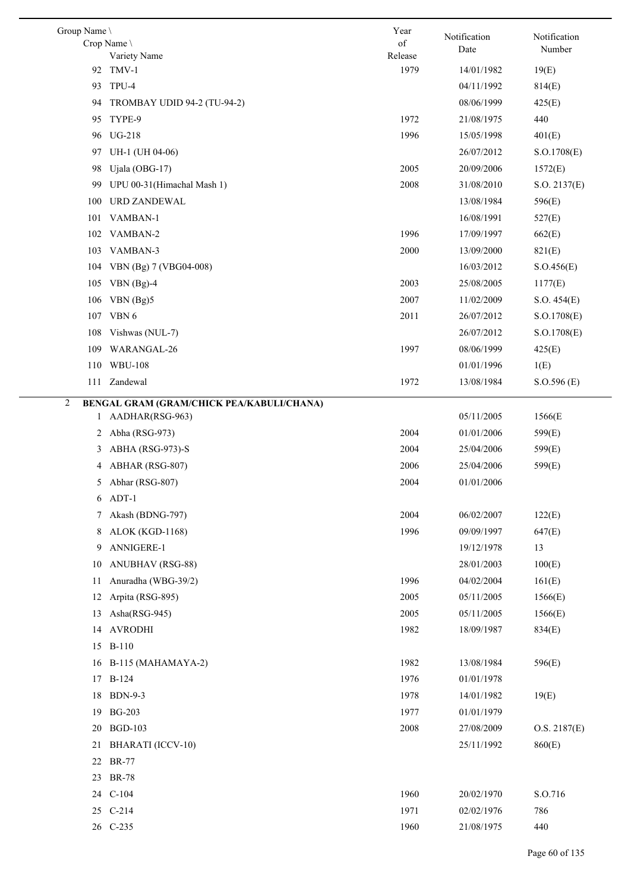| Group Name \ Crop Name \ Variety Name | Year of Release | Notification Date | Notification Number |
|---|---|---|---|
| 92 TMV-1 | 1979 | 14/01/1982 | 19(E) |
| 93 TPU-4 | | 04/11/1992 | 814(E) |
| 94 TROMBAY UDID 94-2 (TU-94-2) | | 08/06/1999 | 425(E) |
| 95 TYPE-9 | 1972 | 21/08/1975 | 440 |
| 96 UG-218 | 1996 | 15/05/1998 | 401(E) |
| 97 UH-1 (UH 04-06) | | 26/07/2012 | S.O.1708(E) |
| 98 Ujala (OBG-17) | 2005 | 20/09/2006 | 1572(E) |
| 99 UPU 00-31(Himachal Mash 1) | 2008 | 31/08/2010 | S.O. 2137(E) |
| 100 URD ZANDEWAL | | 13/08/1984 | 596(E) |
| 101 VAMBAN-1 | | 16/08/1991 | 527(E) |
| 102 VAMBAN-2 | 1996 | 17/09/1997 | 662(E) |
| 103 VAMBAN-3 | 2000 | 13/09/2000 | 821(E) |
| 104 VBN (Bg) 7 (VBG04-008) | | 16/03/2012 | S.O.456(E) |
| 105 VBN (Bg)-4 | 2003 | 25/08/2005 | 1177(E) |
| 106 VBN (Bg)5 | 2007 | 11/02/2009 | S.O. 454(E) |
| 107 VBN 6 | 2011 | 26/07/2012 | S.O.1708(E) |
| 108 Vishwas (NUL-7) | | 26/07/2012 | S.O.1708(E) |
| 109 WARANGAL-26 | 1997 | 08/06/1999 | 425(E) |
| 110 WBU-108 | | 01/01/1996 | 1(E) |
| 111 Zandewal | 1972 | 13/08/1984 | S.O.596 (E) |
| **2 BENGAL GRAM (GRAM/CHICK PEA/KABULI/CHANA)** | | | |
| 1 AADHAR(RSG-963) | | 05/11/2005 | 1566(E |
| 2 Abha (RSG-973) | 2004 | 01/01/2006 | 599(E) |
| 3 ABHA (RSG-973)-S | 2004 | 25/04/2006 | 599(E) |
| 4 ABHAR (RSG-807) | 2006 | 25/04/2006 | 599(E) |
| 5 Abhar (RSG-807) | 2004 | 01/01/2006 | |
| 6 ADT-1 | | | |
| 7 Akash (BDNG-797) | 2004 | 06/02/2007 | 122(E) |
| 8 ALOK (KGD-1168) | 1996 | 09/09/1997 | 647(E) |
| 9 ANNIGERE-1 | | 19/12/1978 | 13 |
| 10 ANUBHAV (RSG-88) | | 28/01/2003 | 100(E) |
| 11 Anuradha (WBG-39/2) | 1996 | 04/02/2004 | 161(E) |
| 12 Arpita (RSG-895) | 2005 | 05/11/2005 | 1566(E) |
| 13 Asha(RSG-945) | 2005 | 05/11/2005 | 1566(E) |
| 14 AVRODHI | 1982 | 18/09/1987 | 834(E) |
| 15 B-110 | | | |
| 16 B-115 (MAHAMAYA-2) | 1982 | 13/08/1984 | 596(E) |
| 17 B-124 | 1976 | 01/01/1978 | |
| 18 BDN-9-3 | 1978 | 14/01/1982 | 19(E) |
| 19 BG-203 | 1977 | 01/01/1979 | |
| 20 BGD-103 | 2008 | 27/08/2009 | O.S. 2187(E) |
| 21 BHARATI (ICCV-10) | | 25/11/1992 | 860(E) |
| 22 BR-77 | | | |
| 23 BR-78 | | | |
| 24 C-104 | 1960 | 20/02/1970 | S.O.716 |
| 25 C-214 | 1971 | 02/02/1976 | 786 |
| 26 C-235 | 1960 | 21/08/1975 | 440 |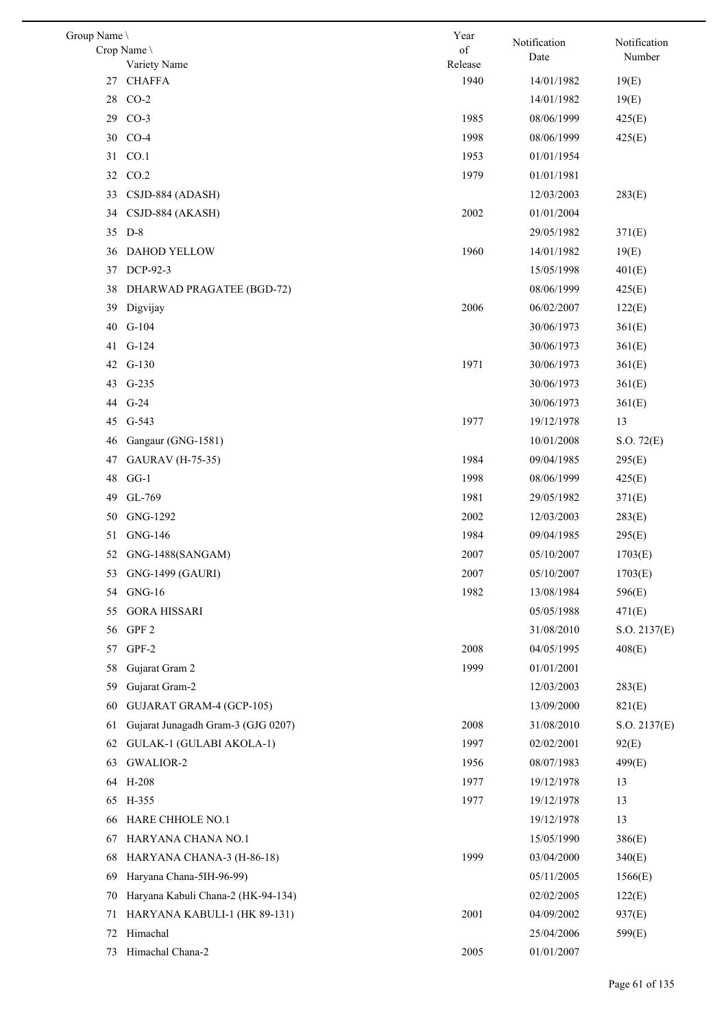| Group Name \ Crop Name \ Variety Name | | Year of Release | Notification Date | Notification Number |
|---|---|---|---|---|
| 27 | CHAFFA | 1940 | 14/01/1982 | 19(E) |
| 28 | CO-2 | | 14/01/1982 | 19(E) |
| 29 | CO-3 | 1985 | 08/06/1999 | 425(E) |
| 30 | CO-4 | 1998 | 08/06/1999 | 425(E) |
| 31 | CO.1 | 1953 | 01/01/1954 | |
| 32 | CO.2 | 1979 | 01/01/1981 | |
| 33 | CSJD-884 (ADASH) | | 12/03/2003 | 283(E) |
| 34 | CSJD-884 (AKASH) | 2002 | 01/01/2004 | |
| 35 | D-8 | | 29/05/1982 | 371(E) |
| 36 | DAHOD YELLOW | 1960 | 14/01/1982 | 19(E) |
| 37 | DCP-92-3 | | 15/05/1998 | 401(E) |
| 38 | DHARWAD PRAGATEE (BGD-72) | | 08/06/1999 | 425(E) |
| 39 | Digvijay | 2006 | 06/02/2007 | 122(E) |
| 40 | G-104 | | 30/06/1973 | 361(E) |
| 41 | G-124 | | 30/06/1973 | 361(E) |
| 42 | G-130 | 1971 | 30/06/1973 | 361(E) |
| 43 | G-235 | | 30/06/1973 | 361(E) |
| 44 | G-24 | | 30/06/1973 | 361(E) |
| 45 | G-543 | 1977 | 19/12/1978 | 13 |
| 46 | Gangaur (GNG-1581) | | 10/01/2008 | S.O. 72(E) |
| 47 | GAURAV (H-75-35) | 1984 | 09/04/1985 | 295(E) |
| 48 | GG-1 | 1998 | 08/06/1999 | 425(E) |
| 49 | GL-769 | 1981 | 29/05/1982 | 371(E) |
| 50 | GNG-1292 | 2002 | 12/03/2003 | 283(E) |
| 51 | GNG-146 | 1984 | 09/04/1985 | 295(E) |
| 52 | GNG-1488(SANGAM) | 2007 | 05/10/2007 | 1703(E) |
| 53 | GNG-1499 (GAURI) | 2007 | 05/10/2007 | 1703(E) |
| 54 | GNG-16 | 1982 | 13/08/1984 | 596(E) |
| 55 | GORA HISSARI | | 05/05/1988 | 471(E) |
| 56 | GPF 2 | | 31/08/2010 | S.O. 2137(E) |
| 57 | GPF-2 | 2008 | 04/05/1995 | 408(E) |
| 58 | Gujarat Gram 2 | 1999 | 01/01/2001 | |
| 59 | Gujarat Gram-2 | | 12/03/2003 | 283(E) |
| 60 | GUJARAT GRAM-4 (GCP-105) | | 13/09/2000 | 821(E) |
| 61 | Gujarat Junagadh Gram-3 (GJG 0207) | 2008 | 31/08/2010 | S.O. 2137(E) |
| 62 | GULAK-1 (GULABI AKOLA-1) | 1997 | 02/02/2001 | 92(E) |
| 63 | GWALIOR-2 | 1956 | 08/07/1983 | 499(E) |
| 64 | H-208 | 1977 | 19/12/1978 | 13 |
| 65 | H-355 | 1977 | 19/12/1978 | 13 |
| 66 | HARE CHHOLE NO.1 | | 19/12/1978 | 13 |
| 67 | HARYANA CHANA NO.1 | | 15/05/1990 | 386(E) |
| 68 | HARYANA CHANA-3 (H-86-18) | 1999 | 03/04/2000 | 340(E) |
| 69 | Haryana Chana-5IH-96-99) | | 05/11/2005 | 1566(E) |
| 70 | Haryana Kabuli Chana-2 (HK-94-134) | | 02/02/2005 | 122(E) |
| 71 | HARYANA KABULI-1 (HK 89-131) | 2001 | 04/09/2002 | 937(E) |
| 72 | Himachal | | 25/04/2006 | 599(E) |
| 73 | Himachal Chana-2 | 2005 | 01/01/2007 | |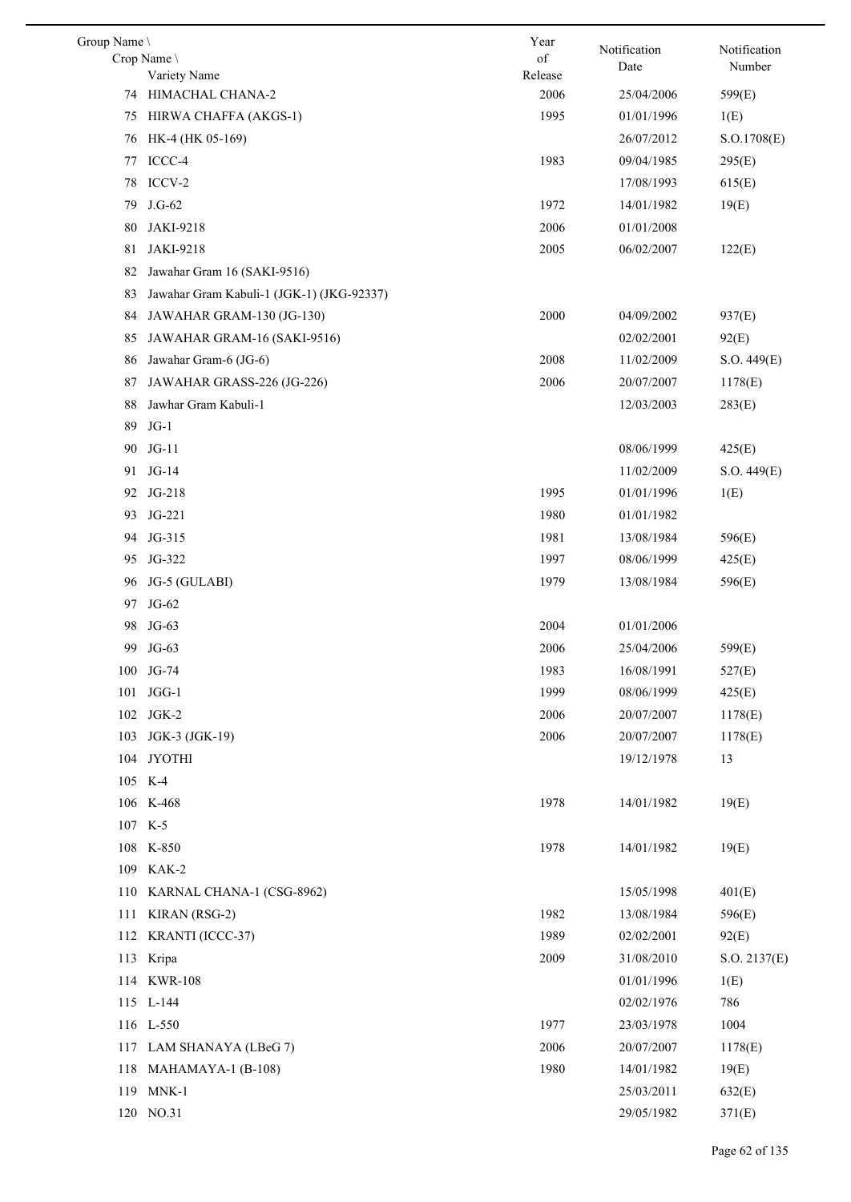| Group Name \ Crop Name \ Variety Name | Year of Release | Notification Date | Notification Number |
|---|---|---|---|
| 74 HIMACHAL CHANA-2 | 2006 | 25/04/2006 | 599(E) |
| 75 HIRWA CHAFFA (AKGS-1) | 1995 | 01/01/1996 | 1(E) |
| 76 HK-4 (HK 05-169) | | 26/07/2012 | S.O.1708(E) |
| 77 ICCC-4 | 1983 | 09/04/1985 | 295(E) |
| 78 ICCV-2 | | 17/08/1993 | 615(E) |
| 79 J.G-62 | 1972 | 14/01/1982 | 19(E) |
| 80 JAKI-9218 | 2006 | 01/01/2008 | |
| 81 JAKI-9218 | 2005 | 06/02/2007 | 122(E) |
| 82 Jawahar Gram 16 (SAKI-9516) | | | |
| 83 Jawahar Gram Kabuli-1 (JGK-1) (JKG-92337) | | | |
| 84 JAWAHAR GRAM-130 (JG-130) | 2000 | 04/09/2002 | 937(E) |
| 85 JAWAHAR GRAM-16 (SAKI-9516) | | 02/02/2001 | 92(E) |
| 86 Jawahar Gram-6 (JG-6) | 2008 | 11/02/2009 | S.O. 449(E) |
| 87 JAWAHAR GRASS-226 (JG-226) | 2006 | 20/07/2007 | 1178(E) |
| 88 Jawhar Gram Kabuli-1 | | 12/03/2003 | 283(E) |
| 89 JG-1 | | | |
| 90 JG-11 | | 08/06/1999 | 425(E) |
| 91 JG-14 | | 11/02/2009 | S.O. 449(E) |
| 92 JG-218 | 1995 | 01/01/1996 | 1(E) |
| 93 JG-221 | 1980 | 01/01/1982 | |
| 94 JG-315 | 1981 | 13/08/1984 | 596(E) |
| 95 JG-322 | 1997 | 08/06/1999 | 425(E) |
| 96 JG-5 (GULABI) | 1979 | 13/08/1984 | 596(E) |
| 97 JG-62 | | | |
| 98 JG-63 | 2004 | 01/01/2006 | |
| 99 JG-63 | 2006 | 25/04/2006 | 599(E) |
| 100 JG-74 | 1983 | 16/08/1991 | 527(E) |
| 101 JGG-1 | 1999 | 08/06/1999 | 425(E) |
| 102 JGK-2 | 2006 | 20/07/2007 | 1178(E) |
| 103 JGK-3 (JGK-19) | 2006 | 20/07/2007 | 1178(E) |
| 104 JYOTHI | | 19/12/1978 | 13 |
| 105 K-4 | | | |
| 106 K-468 | 1978 | 14/01/1982 | 19(E) |
| 107 K-5 | | | |
| 108 K-850 | 1978 | 14/01/1982 | 19(E) |
| 109 KAK-2 | | | |
| 110 KARNAL CHANA-1 (CSG-8962) | | 15/05/1998 | 401(E) |
| 111 KIRAN (RSG-2) | 1982 | 13/08/1984 | 596(E) |
| 112 KRANTI (ICCC-37) | 1989 | 02/02/2001 | 92(E) |
| 113 Kripa | 2009 | 31/08/2010 | S.O. 2137(E) |
| 114 KWR-108 | | 01/01/1996 | 1(E) |
| 115 L-144 | | 02/02/1976 | 786 |
| 116 L-550 | 1977 | 23/03/1978 | 1004 |
| 117 LAM SHANAYA (LBeG 7) | 2006 | 20/07/2007 | 1178(E) |
| 118 MAHAMAYA-1 (B-108) | 1980 | 14/01/1982 | 19(E) |
| 119 MNK-1 | | 25/03/2011 | 632(E) |
| 120 NO.31 | | 29/05/1982 | 371(E) |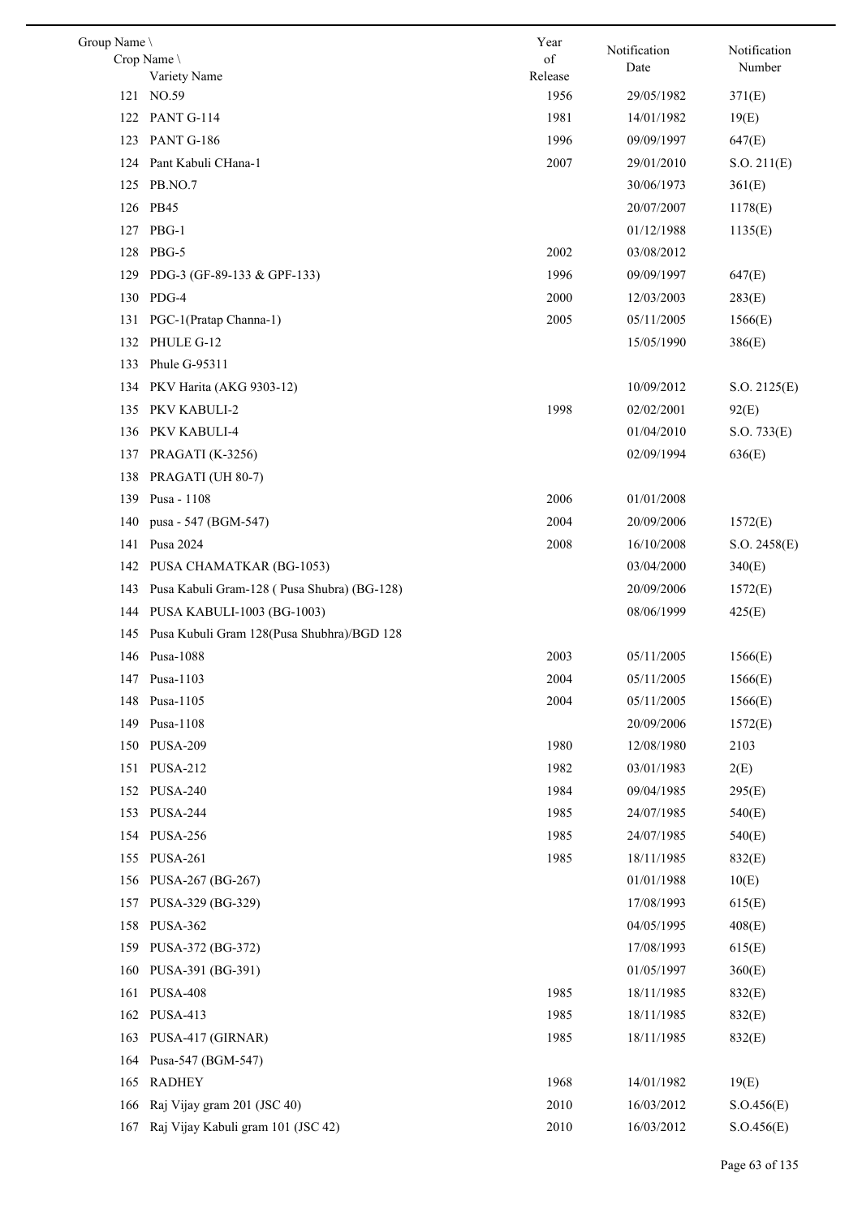| Group Name \ Crop Name \ Variety Name | Year of Release | Notification Date | Notification Number |
|---|---|---|---|
| 121 NO.59 | 1956 | 29/05/1982 | 371(E) |
| 122 PANT G-114 | 1981 | 14/01/1982 | 19(E) |
| 123 PANT G-186 | 1996 | 09/09/1997 | 647(E) |
| 124 Pant Kabuli CHana-1 | 2007 | 29/01/2010 | S.O. 211(E) |
| 125 PB.NO.7 | | 30/06/1973 | 361(E) |
| 126 PB45 | | 20/07/2007 | 1178(E) |
| 127 PBG-1 | | 01/12/1988 | 1135(E) |
| 128 PBG-5 | 2002 | 03/08/2012 | |
| 129 PDG-3 (GF-89-133 & GPF-133) | 1996 | 09/09/1997 | 647(E) |
| 130 PDG-4 | 2000 | 12/03/2003 | 283(E) |
| 131 PGC-1(Pratap Channa-1) | 2005 | 05/11/2005 | 1566(E) |
| 132 PHULE G-12 | | 15/05/1990 | 386(E) |
| 133 Phule G-95311 | | | |
| 134 PKV Harita (AKG 9303-12) | | 10/09/2012 | S.O. 2125(E) |
| 135 PKV KABULI-2 | 1998 | 02/02/2001 | 92(E) |
| 136 PKV KABULI-4 | | 01/04/2010 | S.O. 733(E) |
| 137 PRAGATI (K-3256) | | 02/09/1994 | 636(E) |
| 138 PRAGATI (UH 80-7) | | | |
| 139 Pusa - 1108 | 2006 | 01/01/2008 | |
| 140 pusa - 547 (BGM-547) | 2004 | 20/09/2006 | 1572(E) |
| 141 Pusa 2024 | 2008 | 16/10/2008 | S.O. 2458(E) |
| 142 PUSA CHAMATKAR (BG-1053) | | 03/04/2000 | 340(E) |
| 143 Pusa Kabuli Gram-128 ( Pusa Shubra) (BG-128) | | 20/09/2006 | 1572(E) |
| 144 PUSA KABULI-1003 (BG-1003) | | 08/06/1999 | 425(E) |
| 145 Pusa Kubuli Gram 128(Pusa Shubhra)/BGD 128 | | | |
| 146 Pusa-1088 | 2003 | 05/11/2005 | 1566(E) |
| 147 Pusa-1103 | 2004 | 05/11/2005 | 1566(E) |
| 148 Pusa-1105 | 2004 | 05/11/2005 | 1566(E) |
| 149 Pusa-1108 | | 20/09/2006 | 1572(E) |
| 150 PUSA-209 | 1980 | 12/08/1980 | 2103 |
| 151 PUSA-212 | 1982 | 03/01/1983 | 2(E) |
| 152 PUSA-240 | 1984 | 09/04/1985 | 295(E) |
| 153 PUSA-244 | 1985 | 24/07/1985 | 540(E) |
| 154 PUSA-256 | 1985 | 24/07/1985 | 540(E) |
| 155 PUSA-261 | 1985 | 18/11/1985 | 832(E) |
| 156 PUSA-267 (BG-267) | | 01/01/1988 | 10(E) |
| 157 PUSA-329 (BG-329) | | 17/08/1993 | 615(E) |
| 158 PUSA-362 | | 04/05/1995 | 408(E) |
| 159 PUSA-372 (BG-372) | | 17/08/1993 | 615(E) |
| 160 PUSA-391 (BG-391) | | 01/05/1997 | 360(E) |
| 161 PUSA-408 | 1985 | 18/11/1985 | 832(E) |
| 162 PUSA-413 | 1985 | 18/11/1985 | 832(E) |
| 163 PUSA-417 (GIRNAR) | 1985 | 18/11/1985 | 832(E) |
| 164 Pusa-547 (BGM-547) | | | |
| 165 RADHEY | 1968 | 14/01/1982 | 19(E) |
| 166 Raj Vijay gram 201 (JSC 40) | 2010 | 16/03/2012 | S.O.456(E) |
| 167 Raj Vijay Kabuli gram 101 (JSC 42) | 2010 | 16/03/2012 | S.O.456(E) |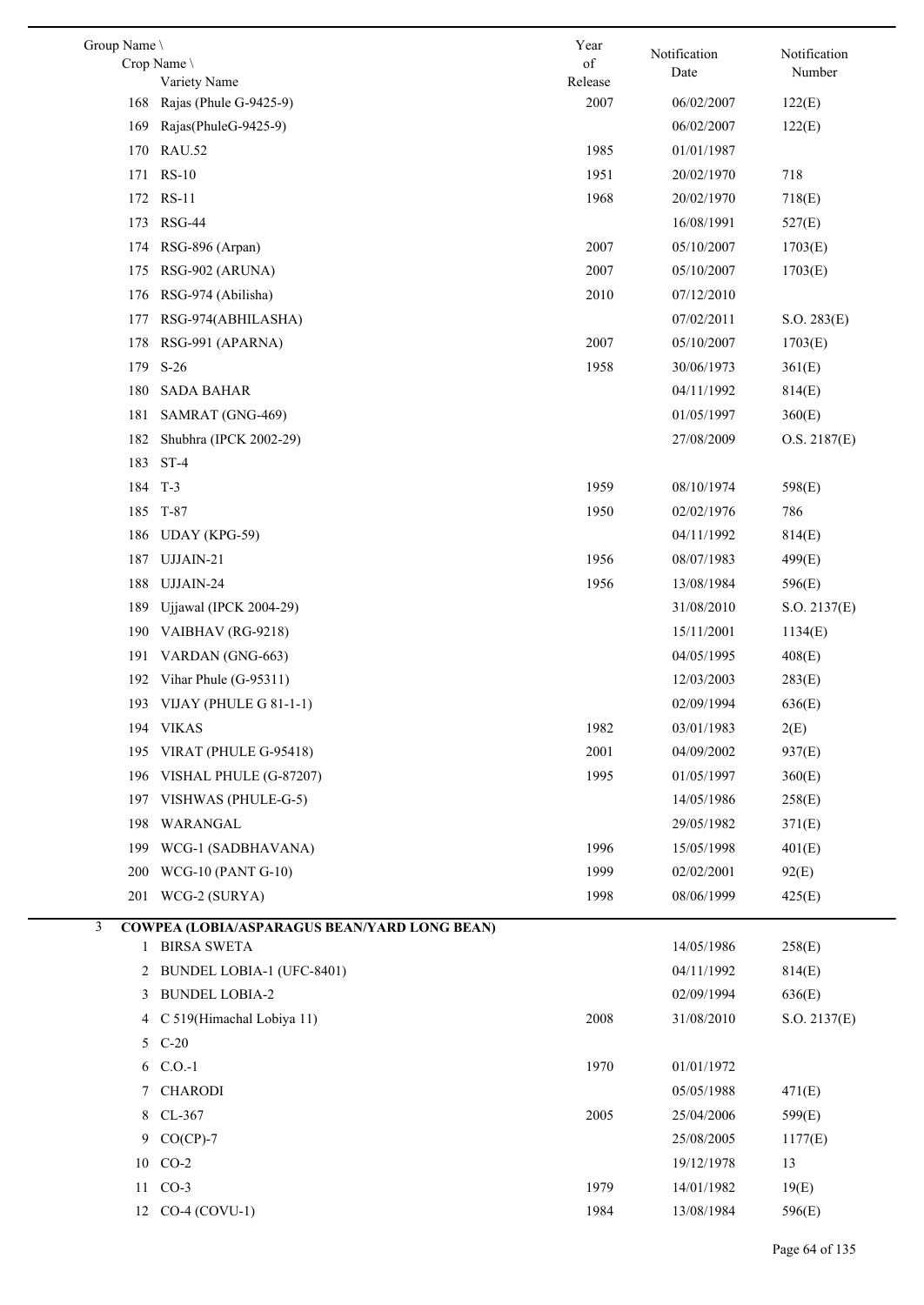| Group Name \ Crop Name \ Variety Name | | Year of Release | Notification Date | Notification Number |
|---|---|---|---|---|
| 168 | Rajas (Phule G-9425-9) | 2007 | 06/02/2007 | 122(E) |
| 169 | Rajas(PhuleG-9425-9) | | 06/02/2007 | 122(E) |
| 170 | RAU.52 | 1985 | 01/01/1987 | |
| 171 | RS-10 | 1951 | 20/02/1970 | 718 |
| 172 | RS-11 | 1968 | 20/02/1970 | 718(E) |
| 173 | RSG-44 | | 16/08/1991 | 527(E) |
| 174 | RSG-896 (Arpan) | 2007 | 05/10/2007 | 1703(E) |
| 175 | RSG-902 (ARUNA) | 2007 | 05/10/2007 | 1703(E) |
| 176 | RSG-974 (Abilisha) | 2010 | 07/12/2010 | |
| 177 | RSG-974(ABHILASHA) | | 07/02/2011 | S.O. 283(E) |
| 178 | RSG-991 (APARNA) | 2007 | 05/10/2007 | 1703(E) |
| 179 | S-26 | 1958 | 30/06/1973 | 361(E) |
| 180 | SADA BAHAR | | 04/11/1992 | 814(E) |
| 181 | SAMRAT (GNG-469) | | 01/05/1997 | 360(E) |
| 182 | Shubhra (IPCK 2002-29) | | 27/08/2009 | O.S. 2187(E) |
| 183 | ST-4 | | | |
| 184 | T-3 | 1959 | 08/10/1974 | 598(E) |
| 185 | T-87 | 1950 | 02/02/1976 | 786 |
| 186 | UDAY (KPG-59) | | 04/11/1992 | 814(E) |
| 187 | UJJAIN-21 | 1956 | 08/07/1983 | 499(E) |
| 188 | UJJAIN-24 | 1956 | 13/08/1984 | 596(E) |
| 189 | Ujjawal (IPCK 2004-29) | | 31/08/2010 | S.O. 2137(E) |
| 190 | VAIBHAV (RG-9218) | | 15/11/2001 | 1134(E) |
| 191 | VARDAN (GNG-663) | | 04/05/1995 | 408(E) |
| 192 | Vihar Phule (G-95311) | | 12/03/2003 | 283(E) |
| 193 | VIJAY (PHULE G 81-1-1) | | 02/09/1994 | 636(E) |
| 194 | VIKAS | 1982 | 03/01/1983 | 2(E) |
| 195 | VIRAT (PHULE G-95418) | 2001 | 04/09/2002 | 937(E) |
| 196 | VISHAL PHULE (G-87207) | 1995 | 01/05/1997 | 360(E) |
| 197 | VISHWAS (PHULE-G-5) | | 14/05/1986 | 258(E) |
| 198 | WARANGAL | | 29/05/1982 | 371(E) |
| 199 | WCG-1 (SADBHAVANA) | 1996 | 15/05/1998 | 401(E) |
| 200 | WCG-10 (PANT G-10) | 1999 | 02/02/2001 | 92(E) |
| 201 | WCG-2 (SURYA) | 1998 | 08/06/1999 | 425(E) |
| 3 | **COWPEA (LOBIA/ASPARAGUS BEAN/YARD LONG BEAN)** | | | |
| 1 | BIRSA SWETA | | 14/05/1986 | 258(E) |
| 2 | BUNDEL LOBIA-1 (UFC-8401) | | 04/11/1992 | 814(E) |
| 3 | BUNDEL LOBIA-2 | | 02/09/1994 | 636(E) |
| 4 | C 519(Himachal Lobiya 11) | 2008 | 31/08/2010 | S.O. 2137(E) |
| 5 | C-20 | | | |
| 6 | C.O.-1 | 1970 | 01/01/1972 | |
| 7 | CHARODI | | 05/05/1988 | 471(E) |
| 8 | CL-367 | 2005 | 25/04/2006 | 599(E) |
| 9 | CO(CP)-7 | | 25/08/2005 | 1177(E) |
| 10 | CO-2 | | 19/12/1978 | 13 |
| 11 | CO-3 | 1979 | 14/01/1982 | 19(E) |
| 12 | CO-4 (COVU-1) | 1984 | 13/08/1984 | 596(E) |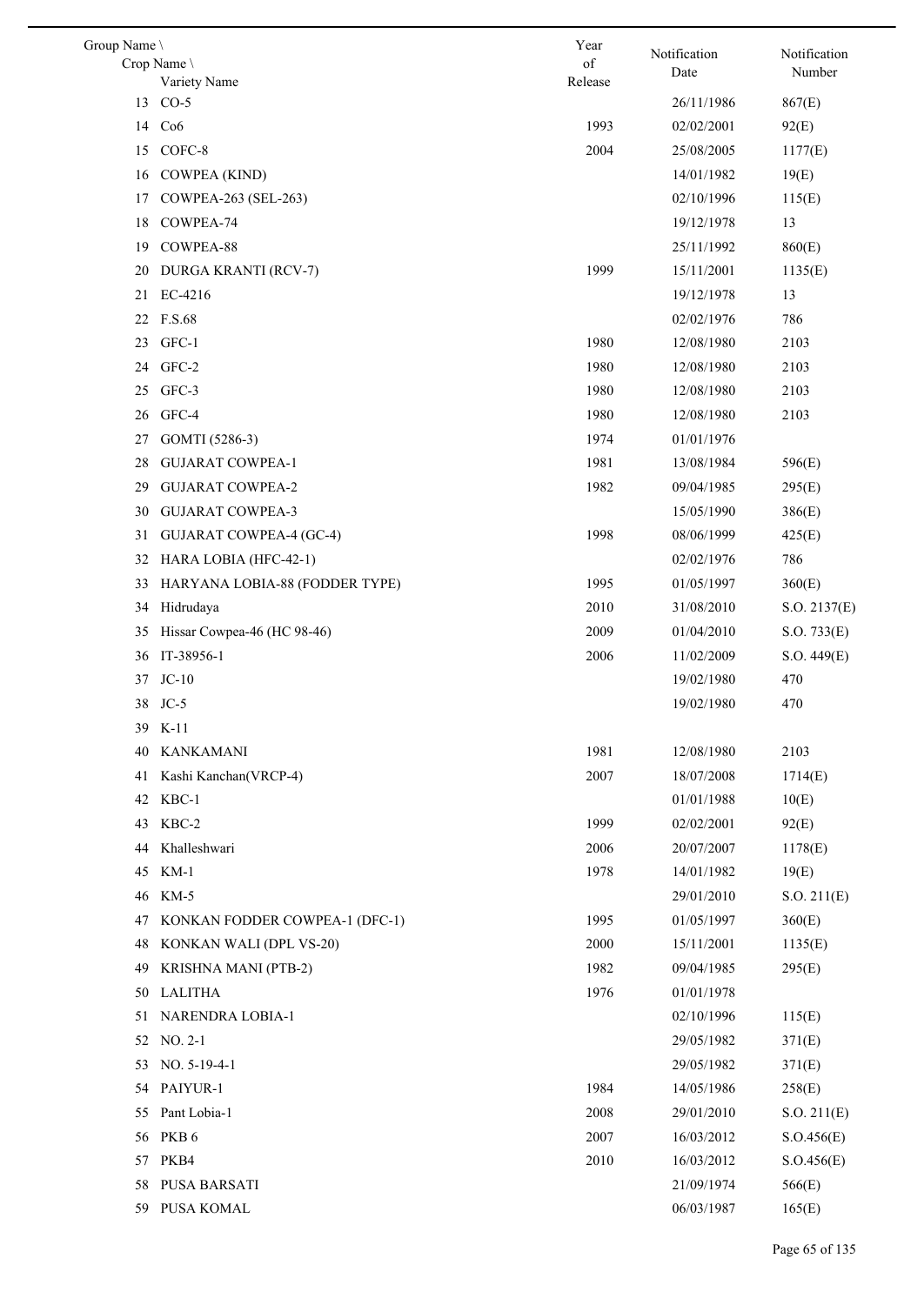| Group Name \ Crop Name \ Variety Name | Year of Release | Notification Date | Notification Number |
|---|---|---|---|
| 13 CO-5 | | 26/11/1986 | 867(E) |
| 14 Co6 | 1993 | 02/02/2001 | 92(E) |
| 15 COFC-8 | 2004 | 25/08/2005 | 1177(E) |
| 16 COWPEA (KIND) | | 14/01/1982 | 19(E) |
| 17 COWPEA-263 (SEL-263) | | 02/10/1996 | 115(E) |
| 18 COWPEA-74 | | 19/12/1978 | 13 |
| 19 COWPEA-88 | | 25/11/1992 | 860(E) |
| 20 DURGA KRANTI (RCV-7) | 1999 | 15/11/2001 | 1135(E) |
| 21 EC-4216 | | 19/12/1978 | 13 |
| 22 F.S.68 | | 02/02/1976 | 786 |
| 23 GFC-1 | 1980 | 12/08/1980 | 2103 |
| 24 GFC-2 | 1980 | 12/08/1980 | 2103 |
| 25 GFC-3 | 1980 | 12/08/1980 | 2103 |
| 26 GFC-4 | 1980 | 12/08/1980 | 2103 |
| 27 GOMTI (5286-3) | 1974 | 01/01/1976 | |
| 28 GUJARAT COWPEA-1 | 1981 | 13/08/1984 | 596(E) |
| 29 GUJARAT COWPEA-2 | 1982 | 09/04/1985 | 295(E) |
| 30 GUJARAT COWPEA-3 | | 15/05/1990 | 386(E) |
| 31 GUJARAT COWPEA-4 (GC-4) | 1998 | 08/06/1999 | 425(E) |
| 32 HARA LOBIA (HFC-42-1) | | 02/02/1976 | 786 |
| 33 HARYANA LOBIA-88 (FODDER TYPE) | 1995 | 01/05/1997 | 360(E) |
| 34 Hidrudaya | 2010 | 31/08/2010 | S.O. 2137(E) |
| 35 Hissar Cowpea-46 (HC 98-46) | 2009 | 01/04/2010 | S.O. 733(E) |
| 36 IT-38956-1 | 2006 | 11/02/2009 | S.O. 449(E) |
| 37 JC-10 | | 19/02/1980 | 470 |
| 38 JC-5 | | 19/02/1980 | 470 |
| 39 K-11 | | | |
| 40 KANKAMANI | 1981 | 12/08/1980 | 2103 |
| 41 Kashi Kanchan(VRCP-4) | 2007 | 18/07/2008 | 1714(E) |
| 42 KBC-1 | | 01/01/1988 | 10(E) |
| 43 KBC-2 | 1999 | 02/02/2001 | 92(E) |
| 44 Khalleshwari | 2006 | 20/07/2007 | 1178(E) |
| 45 KM-1 | 1978 | 14/01/1982 | 19(E) |
| 46 KM-5 | | 29/01/2010 | S.O. 211(E) |
| 47 KONKAN FODDER COWPEA-1 (DFC-1) | 1995 | 01/05/1997 | 360(E) |
| 48 KONKAN WALI (DPL VS-20) | 2000 | 15/11/2001 | 1135(E) |
| 49 KRISHNA MANI (PTB-2) | 1982 | 09/04/1985 | 295(E) |
| 50 LALITHA | 1976 | 01/01/1978 | |
| 51 NARENDRA LOBIA-1 | | 02/10/1996 | 115(E) |
| 52 NO. 2-1 | | 29/05/1982 | 371(E) |
| 53 NO. 5-19-4-1 | | 29/05/1982 | 371(E) |
| 54 PAIYUR-1 | 1984 | 14/05/1986 | 258(E) |
| 55 Pant Lobia-1 | 2008 | 29/01/2010 | S.O. 211(E) |
| 56 PKB 6 | 2007 | 16/03/2012 | S.O.456(E) |
| 57 PKB4 | 2010 | 16/03/2012 | S.O.456(E) |
| 58 PUSA BARSATI | | 21/09/1974 | 566(E) |
| 59 PUSA KOMAL | | 06/03/1987 | 165(E) |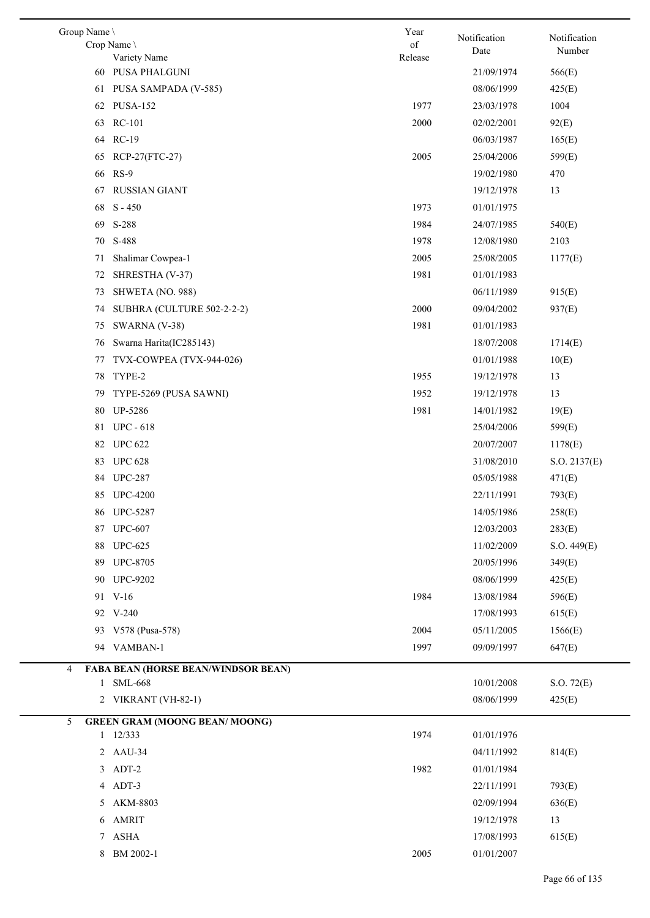| Group Name \ Crop Name \ Variety Name | Year of Release | Notification Date | Notification Number |
|---|---|---|---|
| 60 PUSA PHALGUNI | | 21/09/1974 | 566(E) |
| 61 PUSA SAMPADA (V-585) | | 08/06/1999 | 425(E) |
| 62 PUSA-152 | 1977 | 23/03/1978 | 1004 |
| 63 RC-101 | 2000 | 02/02/2001 | 92(E) |
| 64 RC-19 | | 06/03/1987 | 165(E) |
| 65 RCP-27(FTC-27) | 2005 | 25/04/2006 | 599(E) |
| 66 RS-9 | | 19/02/1980 | 470 |
| 67 RUSSIAN GIANT | | 19/12/1978 | 13 |
| 68 S - 450 | 1973 | 01/01/1975 | |
| 69 S-288 | 1984 | 24/07/1985 | 540(E) |
| 70 S-488 | 1978 | 12/08/1980 | 2103 |
| 71 Shalimar Cowpea-1 | 2005 | 25/08/2005 | 1177(E) |
| 72 SHRESTHA (V-37) | 1981 | 01/01/1983 | |
| 73 SHWETA (NO. 988) | | 06/11/1989 | 915(E) |
| 74 SUBHRA (CULTURE 502-2-2-2) | 2000 | 09/04/2002 | 937(E) |
| 75 SWARNA (V-38) | 1981 | 01/01/1983 | |
| 76 Swarna Harita(IC285143) | | 18/07/2008 | 1714(E) |
| 77 TVX-COWPEA (TVX-944-026) | | 01/01/1988 | 10(E) |
| 78 TYPE-2 | 1955 | 19/12/1978 | 13 |
| 79 TYPE-5269 (PUSA SAWNI) | 1952 | 19/12/1978 | 13 |
| 80 UP-5286 | 1981 | 14/01/1982 | 19(E) |
| 81 UPC - 618 | | 25/04/2006 | 599(E) |
| 82 UPC 622 | | 20/07/2007 | 1178(E) |
| 83 UPC 628 | | 31/08/2010 | S.O. 2137(E) |
| 84 UPC-287 | | 05/05/1988 | 471(E) |
| 85 UPC-4200 | | 22/11/1991 | 793(E) |
| 86 UPC-5287 | | 14/05/1986 | 258(E) |
| 87 UPC-607 | | 12/03/2003 | 283(E) |
| 88 UPC-625 | | 11/02/2009 | S.O. 449(E) |
| 89 UPC-8705 | | 20/05/1996 | 349(E) |
| 90 UPC-9202 | | 08/06/1999 | 425(E) |
| 91 V-16 | 1984 | 13/08/1984 | 596(E) |
| 92 V-240 | | 17/08/1993 | 615(E) |
| 93 V578 (Pusa-578) | 2004 | 05/11/2005 | 1566(E) |
| 94 VAMBAN-1 | 1997 | 09/09/1997 | 647(E) |
| **4 FABA BEAN (HORSE BEAN/WINDSOR BEAN)** | | | |
| 1 SML-668 | | 10/01/2008 | S.O. 72(E) |
| 2 VIKRANT (VH-82-1) | | 08/06/1999 | 425(E) |
| **5 GREEN GRAM (MOONG BEAN/ MOONG)** | | | |
| 1 12/333 | 1974 | 01/01/1976 | |
| 2 AAU-34 | | 04/11/1992 | 814(E) |
| 3 ADT-2 | 1982 | 01/01/1984 | |
| 4 ADT-3 | | 22/11/1991 | 793(E) |
| 5 AKM-8803 | | 02/09/1994 | 636(E) |
| 6 AMRIT | | 19/12/1978 | 13 |
| 7 ASHA | | 17/08/1993 | 615(E) |
| 8 BM 2002-1 | 2005 | 01/01/2007 | |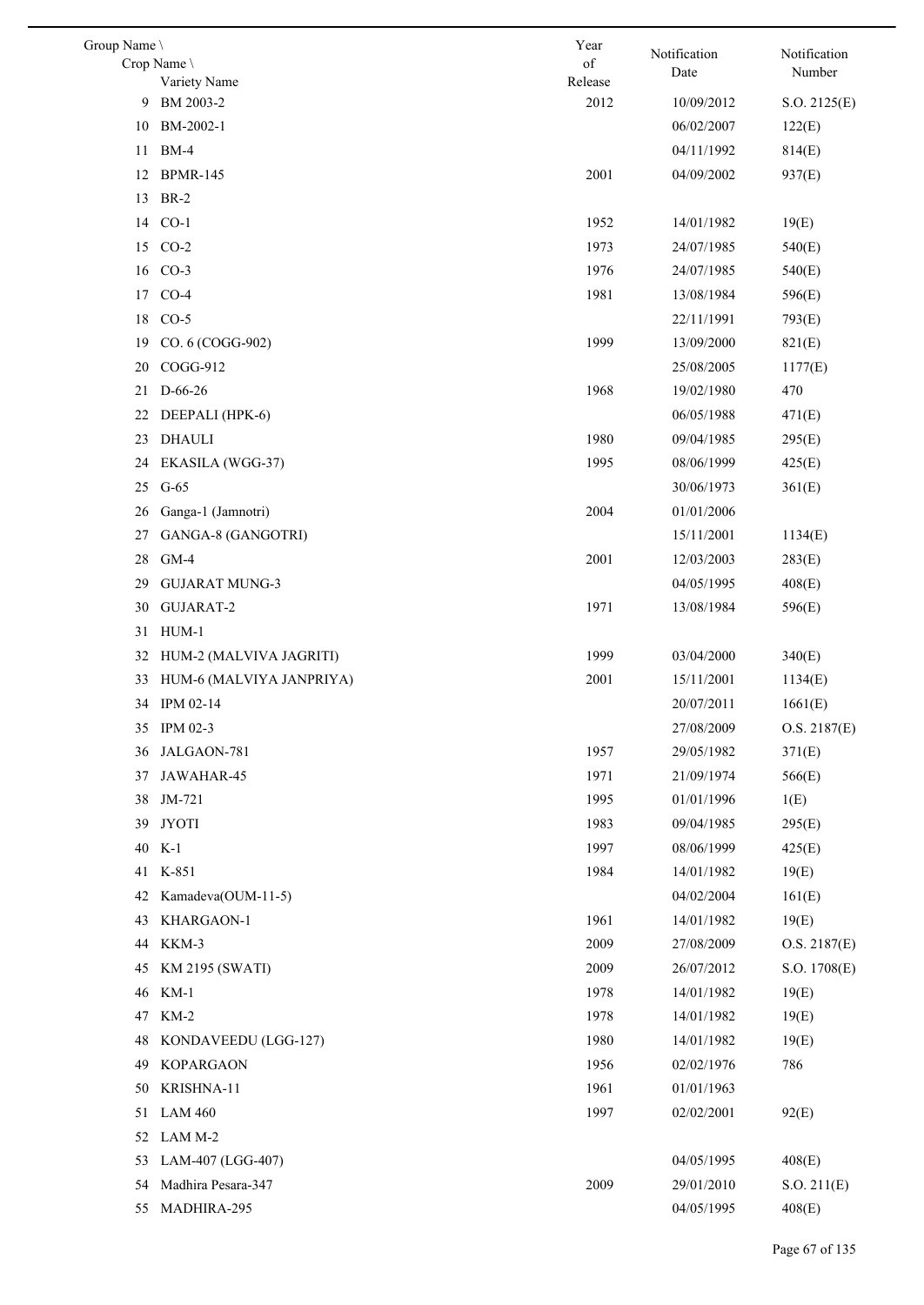| Group Name \ Crop Name \ Variety Name | | Year of Release | Notification Date | Notification Number |
|---|---|---|---|---|
| 9 | BM 2003-2 | 2012 | 10/09/2012 | S.O. 2125(E) |
| 10 | BM-2002-1 | | 06/02/2007 | 122(E) |
| 11 | BM-4 | | 04/11/1992 | 814(E) |
| 12 | BPMR-145 | 2001 | 04/09/2002 | 937(E) |
| 13 | BR-2 | | | |
| 14 | CO-1 | 1952 | 14/01/1982 | 19(E) |
| 15 | CO-2 | 1973 | 24/07/1985 | 540(E) |
| 16 | CO-3 | 1976 | 24/07/1985 | 540(E) |
| 17 | CO-4 | 1981 | 13/08/1984 | 596(E) |
| 18 | CO-5 | | 22/11/1991 | 793(E) |
| 19 | CO. 6 (COGG-902) | 1999 | 13/09/2000 | 821(E) |
| 20 | COGG-912 | | 25/08/2005 | 1177(E) |
| 21 | D-66-26 | 1968 | 19/02/1980 | 470 |
| 22 | DEEPALI (HPK-6) | | 06/05/1988 | 471(E) |
| 23 | DHAULI | 1980 | 09/04/1985 | 295(E) |
| 24 | EKASILA (WGG-37) | 1995 | 08/06/1999 | 425(E) |
| 25 | G-65 | | 30/06/1973 | 361(E) |
| 26 | Ganga-1 (Jamnotri) | 2004 | 01/01/2006 | |
| 27 | GANGA-8 (GANGOTRI) | | 15/11/2001 | 1134(E) |
| 28 | GM-4 | 2001 | 12/03/2003 | 283(E) |
| 29 | GUJARAT MUNG-3 | | 04/05/1995 | 408(E) |
| 30 | GUJARAT-2 | 1971 | 13/08/1984 | 596(E) |
| 31 | HUM-1 | | | |
| 32 | HUM-2 (MALVIVA JAGRITI) | 1999 | 03/04/2000 | 340(E) |
| 33 | HUM-6 (MALVIYA JANPRIYA) | 2001 | 15/11/2001 | 1134(E) |
| 34 | IPM 02-14 | | 20/07/2011 | 1661(E) |
| 35 | IPM 02-3 | | 27/08/2009 | O.S. 2187(E) |
| 36 | JALGAON-781 | 1957 | 29/05/1982 | 371(E) |
| 37 | JAWAHAR-45 | 1971 | 21/09/1974 | 566(E) |
| 38 | JM-721 | 1995 | 01/01/1996 | 1(E) |
| 39 | JYOTI | 1983 | 09/04/1985 | 295(E) |
| 40 | K-1 | 1997 | 08/06/1999 | 425(E) |
| 41 | K-851 | 1984 | 14/01/1982 | 19(E) |
| 42 | Kamadeva(OUM-11-5) | | 04/02/2004 | 161(E) |
| 43 | KHARGAON-1 | 1961 | 14/01/1982 | 19(E) |
| 44 | KKM-3 | 2009 | 27/08/2009 | O.S. 2187(E) |
| 45 | KM 2195 (SWATI) | 2009 | 26/07/2012 | S.O. 1708(E) |
| 46 | KM-1 | 1978 | 14/01/1982 | 19(E) |
| 47 | KM-2 | 1978 | 14/01/1982 | 19(E) |
| 48 | KONDAVEEDU (LGG-127) | 1980 | 14/01/1982 | 19(E) |
| 49 | KOPARGAON | 1956 | 02/02/1976 | 786 |
| 50 | KRISHNA-11 | 1961 | 01/01/1963 | |
| 51 | LAM 460 | 1997 | 02/02/2001 | 92(E) |
| 52 | LAM M-2 | | | |
| 53 | LAM-407 (LGG-407) | | 04/05/1995 | 408(E) |
| 54 | Madhira Pesara-347 | 2009 | 29/01/2010 | S.O. 211(E) |
| 55 | MADHIRA-295 | | 04/05/1995 | 408(E) |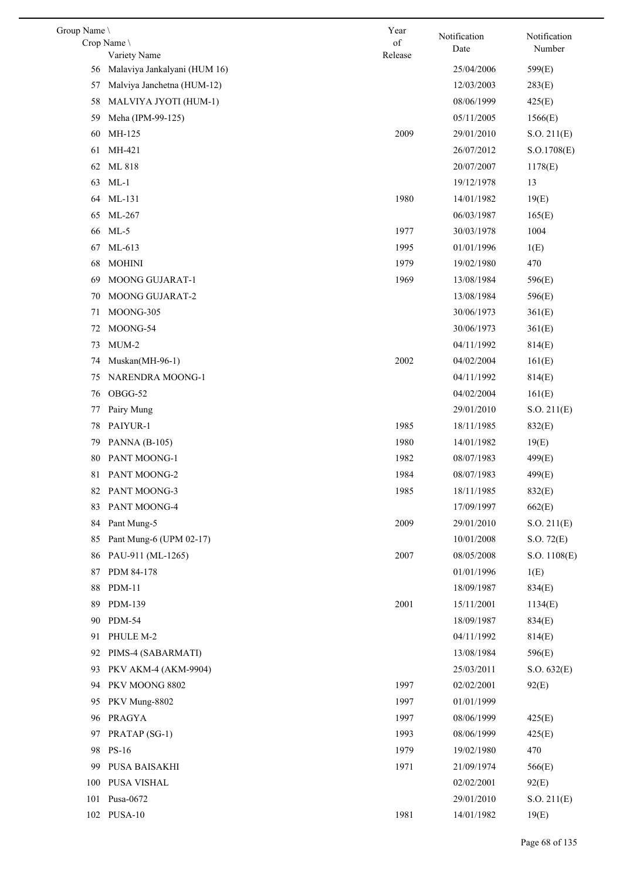| Group Name \ Crop Name \ Variety Name | Year of Release | Notification Date | Notification Number |
|---|---|---|---|
| 56 Malaviya Jankalyani (HUM 16) | | 25/04/2006 | 599(E) |
| 57 Malviya Janchetna (HUM-12) | | 12/03/2003 | 283(E) |
| 58 MALVIYA JYOTI (HUM-1) | | 08/06/1999 | 425(E) |
| 59 Meha (IPM-99-125) | | 05/11/2005 | 1566(E) |
| 60 MH-125 | 2009 | 29/01/2010 | S.O. 211(E) |
| 61 MH-421 | | 26/07/2012 | S.O.1708(E) |
| 62 ML 818 | | 20/07/2007 | 1178(E) |
| 63 ML-1 | | 19/12/1978 | 13 |
| 64 ML-131 | 1980 | 14/01/1982 | 19(E) |
| 65 ML-267 | | 06/03/1987 | 165(E) |
| 66 ML-5 | 1977 | 30/03/1978 | 1004 |
| 67 ML-613 | 1995 | 01/01/1996 | 1(E) |
| 68 MOHINI | 1979 | 19/02/1980 | 470 |
| 69 MOONG GUJARAT-1 | 1969 | 13/08/1984 | 596(E) |
| 70 MOONG GUJARAT-2 | | 13/08/1984 | 596(E) |
| 71 MOONG-305 | | 30/06/1973 | 361(E) |
| 72 MOONG-54 | | 30/06/1973 | 361(E) |
| 73 MUM-2 | | 04/11/1992 | 814(E) |
| 74 Muskan(MH-96-1) | 2002 | 04/02/2004 | 161(E) |
| 75 NARENDRA MOONG-1 | | 04/11/1992 | 814(E) |
| 76 OBGG-52 | | 04/02/2004 | 161(E) |
| 77 Pairy Mung | | 29/01/2010 | S.O. 211(E) |
| 78 PAIYUR-1 | 1985 | 18/11/1985 | 832(E) |
| 79 PANNA (B-105) | 1980 | 14/01/1982 | 19(E) |
| 80 PANT MOONG-1 | 1982 | 08/07/1983 | 499(E) |
| 81 PANT MOONG-2 | 1984 | 08/07/1983 | 499(E) |
| 82 PANT MOONG-3 | 1985 | 18/11/1985 | 832(E) |
| 83 PANT MOONG-4 | | 17/09/1997 | 662(E) |
| 84 Pant Mung-5 | 2009 | 29/01/2010 | S.O. 211(E) |
| 85 Pant Mung-6 (UPM 02-17) | | 10/01/2008 | S.O. 72(E) |
| 86 PAU-911 (ML-1265) | 2007 | 08/05/2008 | S.O. 1108(E) |
| 87 PDM 84-178 | | 01/01/1996 | 1(E) |
| 88 PDM-11 | | 18/09/1987 | 834(E) |
| 89 PDM-139 | 2001 | 15/11/2001 | 1134(E) |
| 90 PDM-54 | | 18/09/1987 | 834(E) |
| 91 PHULE M-2 | | 04/11/1992 | 814(E) |
| 92 PIMS-4 (SABARMATI) | | 13/08/1984 | 596(E) |
| 93 PKV AKM-4 (AKM-9904) | | 25/03/2011 | S.O. 632(E) |
| 94 PKV MOONG 8802 | 1997 | 02/02/2001 | 92(E) |
| 95 PKV Mung-8802 | 1997 | 01/01/1999 | |
| 96 PRAGYA | 1997 | 08/06/1999 | 425(E) |
| 97 PRATAP (SG-1) | 1993 | 08/06/1999 | 425(E) |
| 98 PS-16 | 1979 | 19/02/1980 | 470 |
| 99 PUSA BAISAKHI | 1971 | 21/09/1974 | 566(E) |
| 100 PUSA VISHAL | | 02/02/2001 | 92(E) |
| 101 Pusa-0672 | | 29/01/2010 | S.O. 211(E) |
| 102 PUSA-10 | 1981 | 14/01/1982 | 19(E) |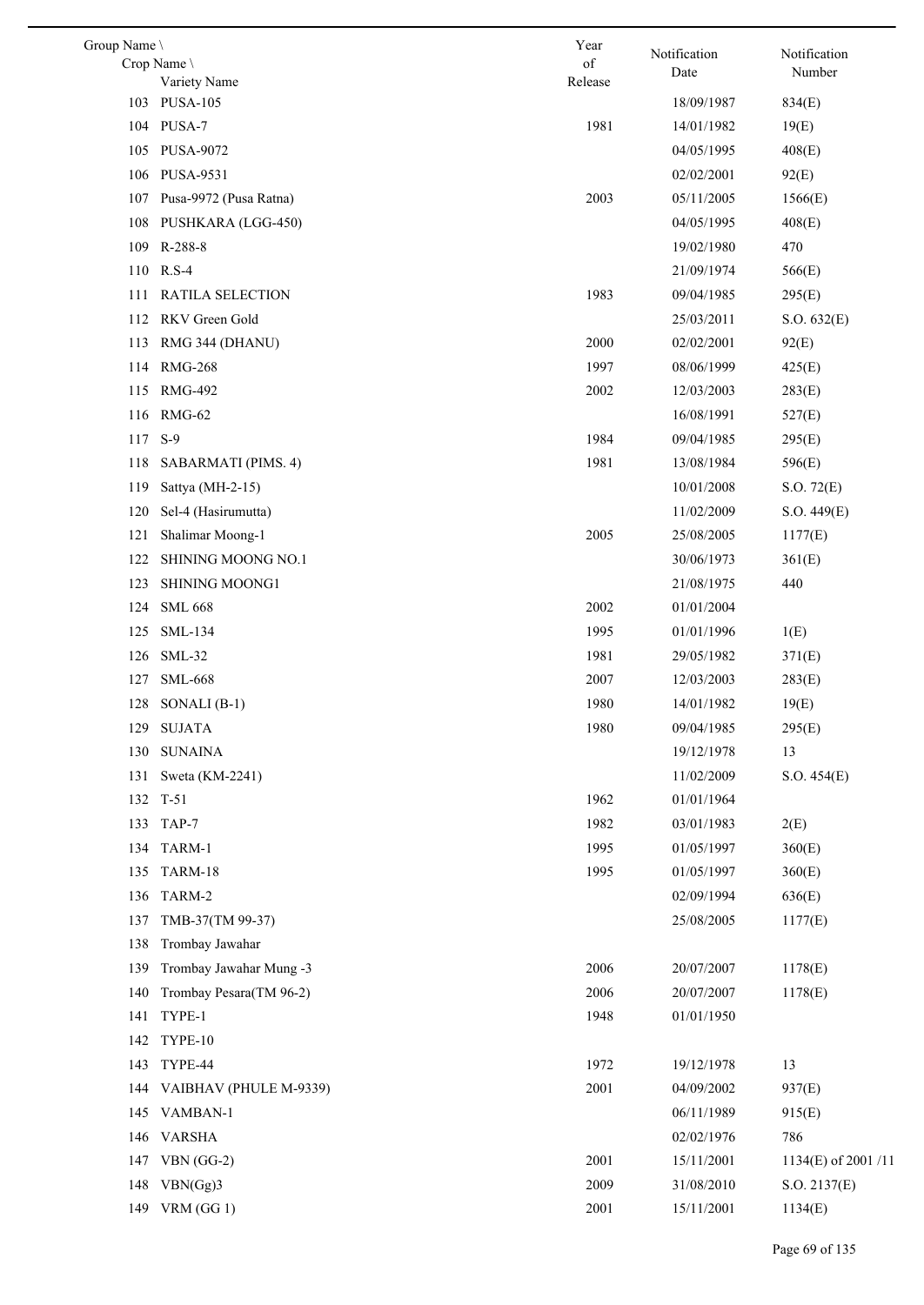| Group Name \ Crop Name \ Variety Name | Year of Release | Notification Date | Notification Number |
|---|---|---|---|
| 103 PUSA-105 | | 18/09/1987 | 834(E) |
| 104 PUSA-7 | 1981 | 14/01/1982 | 19(E) |
| 105 PUSA-9072 | | 04/05/1995 | 408(E) |
| 106 PUSA-9531 | | 02/02/2001 | 92(E) |
| 107 Pusa-9972 (Pusa Ratna) | 2003 | 05/11/2005 | 1566(E) |
| 108 PUSHKARA (LGG-450) | | 04/05/1995 | 408(E) |
| 109 R-288-8 | | 19/02/1980 | 470 |
| 110 R.S-4 | | 21/09/1974 | 566(E) |
| 111 RATILA SELECTION | 1983 | 09/04/1985 | 295(E) |
| 112 RKV Green Gold | | 25/03/2011 | S.O. 632(E) |
| 113 RMG 344 (DHANU) | 2000 | 02/02/2001 | 92(E) |
| 114 RMG-268 | 1997 | 08/06/1999 | 425(E) |
| 115 RMG-492 | 2002 | 12/03/2003 | 283(E) |
| 116 RMG-62 | | 16/08/1991 | 527(E) |
| 117 S-9 | 1984 | 09/04/1985 | 295(E) |
| 118 SABARMATI (PIMS. 4) | 1981 | 13/08/1984 | 596(E) |
| 119 Sattya (MH-2-15) | | 10/01/2008 | S.O. 72(E) |
| 120 Sel-4 (Hasirumutta) | | 11/02/2009 | S.O. 449(E) |
| 121 Shalimar Moong-1 | 2005 | 25/08/2005 | 1177(E) |
| 122 SHINING MOONG NO.1 | | 30/06/1973 | 361(E) |
| 123 SHINING MOONG1 | | 21/08/1975 | 440 |
| 124 SML 668 | 2002 | 01/01/2004 | |
| 125 SML-134 | 1995 | 01/01/1996 | 1(E) |
| 126 SML-32 | 1981 | 29/05/1982 | 371(E) |
| 127 SML-668 | 2007 | 12/03/2003 | 283(E) |
| 128 SONALI (B-1) | 1980 | 14/01/1982 | 19(E) |
| 129 SUJATA | 1980 | 09/04/1985 | 295(E) |
| 130 SUNAINA | | 19/12/1978 | 13 |
| 131 Sweta (KM-2241) | | 11/02/2009 | S.O. 454(E) |
| 132 T-51 | 1962 | 01/01/1964 | |
| 133 TAP-7 | 1982 | 03/01/1983 | 2(E) |
| 134 TARM-1 | 1995 | 01/05/1997 | 360(E) |
| 135 TARM-18 | 1995 | 01/05/1997 | 360(E) |
| 136 TARM-2 | | 02/09/1994 | 636(E) |
| 137 TMB-37(TM 99-37) | | 25/08/2005 | 1177(E) |
| 138 Trombay Jawahar | | | |
| 139 Trombay Jawahar Mung -3 | 2006 | 20/07/2007 | 1178(E) |
| 140 Trombay Pesara(TM 96-2) | 2006 | 20/07/2007 | 1178(E) |
| 141 TYPE-1 | 1948 | 01/01/1950 | |
| 142 TYPE-10 | | | |
| 143 TYPE-44 | 1972 | 19/12/1978 | 13 |
| 144 VAIBHAV (PHULE M-9339) | 2001 | 04/09/2002 | 937(E) |
| 145 VAMBAN-1 | | 06/11/1989 | 915(E) |
| 146 VARSHA | | 02/02/1976 | 786 |
| 147 VBN (GG-2) | 2001 | 15/11/2001 | 1134(E) of 2001 /11 |
| 148 VBN(Gg)3 | 2009 | 31/08/2010 | S.O. 2137(E) |
| 149 VRM (GG 1) | 2001 | 15/11/2001 | 1134(E) |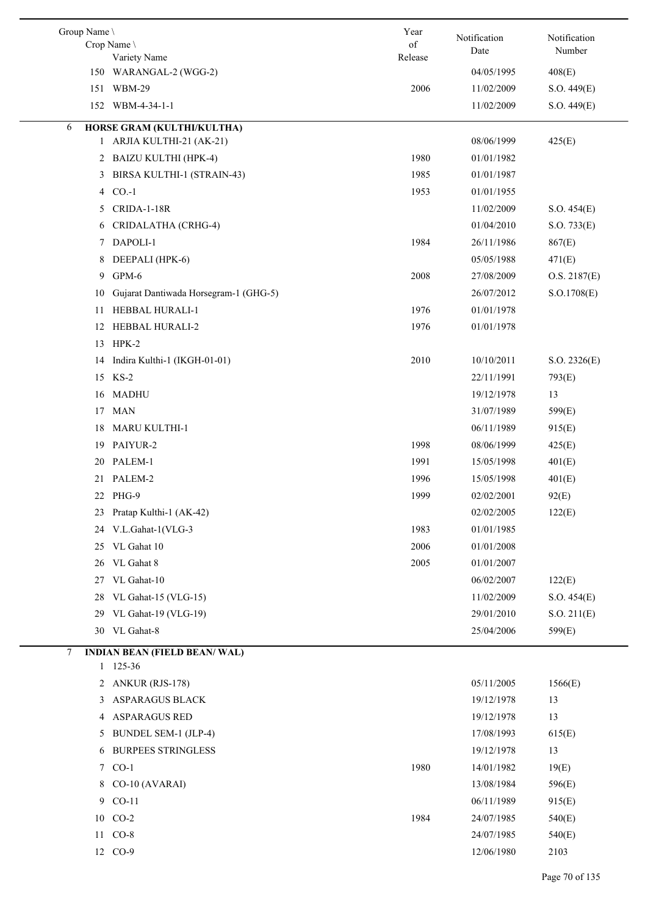| Group Name \ Crop Name \ Variety Name | Year of Release | Notification Date | Notification Number |
|---|---|---|---|
| 150 WARANGAL-2 (WGG-2) | | 04/05/1995 | 408(E) |
| 151 WBM-29 | 2006 | 11/02/2009 | S.O. 449(E) |
| 152 WBM-4-34-1-1 | | 11/02/2009 | S.O. 449(E) |
| **6 HORSE GRAM (KULTHI/KULTHA)** | | | |
| 1 ARJIA KULTHI-21 (AK-21) | | 08/06/1999 | 425(E) |
| 2 BAIZU KULTHI (HPK-4) | 1980 | 01/01/1982 | |
| 3 BIRSA KULTHI-1 (STRAIN-43) | 1985 | 01/01/1987 | |
| 4 CO.-1 | 1953 | 01/01/1955 | |
| 5 CRIDA-1-18R | | 11/02/2009 | S.O. 454(E) |
| 6 CRIDALATHA (CRHG-4) | | 01/04/2010 | S.O. 733(E) |
| 7 DAPOLI-1 | 1984 | 26/11/1986 | 867(E) |
| 8 DEEPALI (HPK-6) | | 05/05/1988 | 471(E) |
| 9 GPM-6 | 2008 | 27/08/2009 | O.S. 2187(E) |
| 10 Gujarat Dantiwada Horsegram-1 (GHG-5) | | 26/07/2012 | S.O.1708(E) |
| 11 HEBBAL HURALI-1 | 1976 | 01/01/1978 | |
| 12 HEBBAL HURALI-2 | 1976 | 01/01/1978 | |
| 13 HPK-2 | | | |
| 14 Indira Kulthi-1 (IKGH-01-01) | 2010 | 10/10/2011 | S.O. 2326(E) |
| 15 KS-2 | | 22/11/1991 | 793(E) |
| 16 MADHU | | 19/12/1978 | 13 |
| 17 MAN | | 31/07/1989 | 599(E) |
| 18 MARU KULTHI-1 | | 06/11/1989 | 915(E) |
| 19 PAIYUR-2 | 1998 | 08/06/1999 | 425(E) |
| 20 PALEM-1 | 1991 | 15/05/1998 | 401(E) |
| 21 PALEM-2 | 1996 | 15/05/1998 | 401(E) |
| 22 PHG-9 | 1999 | 02/02/2001 | 92(E) |
| 23 Pratap Kulthi-1 (AK-42) | | 02/02/2005 | 122(E) |
| 24 V.L.Gahat-1(VLG-3 | 1983 | 01/01/1985 | |
| 25 VL Gahat 10 | 2006 | 01/01/2008 | |
| 26 VL Gahat 8 | 2005 | 01/01/2007 | |
| 27 VL Gahat-10 | | 06/02/2007 | 122(E) |
| 28 VL Gahat-15 (VLG-15) | | 11/02/2009 | S.O. 454(E) |
| 29 VL Gahat-19 (VLG-19) | | 29/01/2010 | S.O. 211(E) |
| 30 VL Gahat-8 | | 25/04/2006 | 599(E) |
| **7 INDIAN BEAN (FIELD BEAN/ WAL)** | | | |
| 1 125-36 | | | |
| 2 ANKUR (RJS-178) | | 05/11/2005 | 1566(E) |
| 3 ASPARAGUS BLACK | | 19/12/1978 | 13 |
| 4 ASPARAGUS RED | | 19/12/1978 | 13 |
| 5 BUNDEL SEM-1 (JLP-4) | | 17/08/1993 | 615(E) |
| 6 BURPEES STRINGLESS | | 19/12/1978 | 13 |
| 7 CO-1 | 1980 | 14/01/1982 | 19(E) |
| 8 CO-10 (AVARAI) | | 13/08/1984 | 596(E) |
| 9 CO-11 | | 06/11/1989 | 915(E) |
| 10 CO-2 | 1984 | 24/07/1985 | 540(E) |
| 11 CO-8 | | 24/07/1985 | 540(E) |
| 12 CO-9 | | 12/06/1980 | 2103 |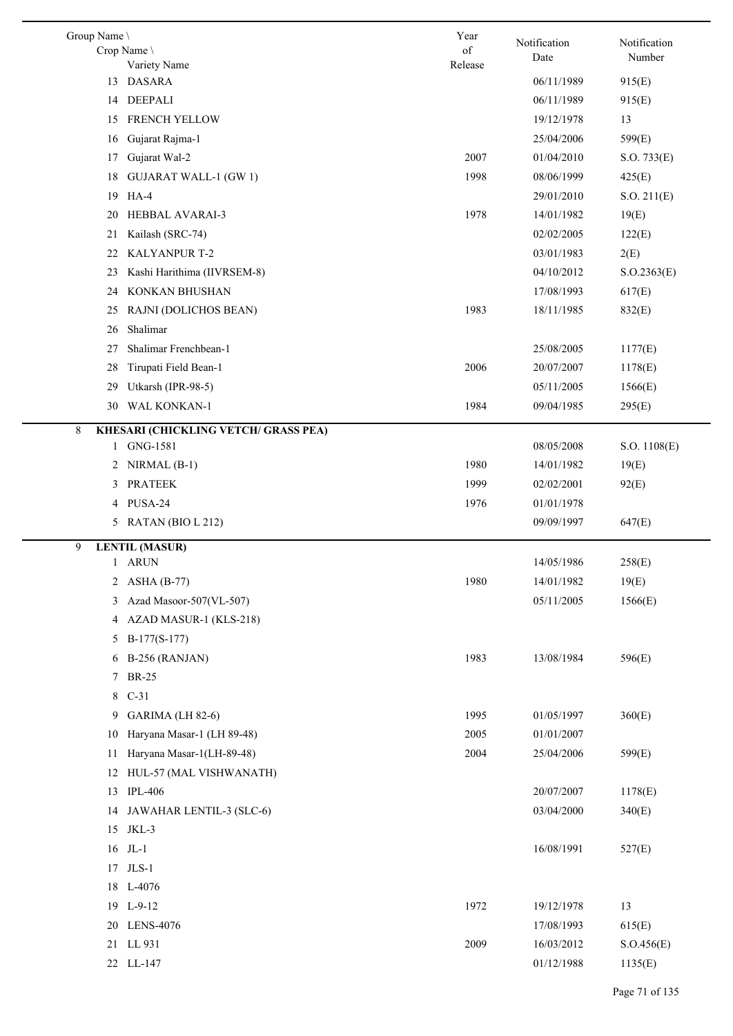| Group Name \ Crop Name \ Variety Name | Year of Release | Notification Date | Notification Number |
|---|---|---|---|
| 13 DASARA | | 06/11/1989 | 915(E) |
| 14 DEEPALI | | 06/11/1989 | 915(E) |
| 15 FRENCH YELLOW | | 19/12/1978 | 13 |
| 16 Gujarat Rajma-1 | | 25/04/2006 | 599(E) |
| 17 Gujarat Wal-2 | 2007 | 01/04/2010 | S.O. 733(E) |
| 18 GUJARAT WALL-1 (GW 1) | 1998 | 08/06/1999 | 425(E) |
| 19 HA-4 | | 29/01/2010 | S.O. 211(E) |
| 20 HEBBAL AVARAI-3 | 1978 | 14/01/1982 | 19(E) |
| 21 Kailash (SRC-74) | | 02/02/2005 | 122(E) |
| 22 KALYANPUR T-2 | | 03/01/1983 | 2(E) |
| 23 Kashi Harithima (IIVRSEM-8) | | 04/10/2012 | S.O.2363(E) |
| 24 KONKAN BHUSHAN | | 17/08/1993 | 617(E) |
| 25 RAJNI (DOLICHOS BEAN) | 1983 | 18/11/1985 | 832(E) |
| 26 Shalimar | | | |
| 27 Shalimar Frenchbean-1 | | 25/08/2005 | 1177(E) |
| 28 Tirupati Field Bean-1 | 2006 | 20/07/2007 | 1178(E) |
| 29 Utkarsh (IPR-98-5) | | 05/11/2005 | 1566(E) |
| 30 WAL KONKAN-1 | 1984 | 09/04/1985 | 295(E) |
| **8 KHESARI (CHICKLING VETCH/ GRASS PEA)** | | | |
| 1 GNG-1581 | | 08/05/2008 | S.O. 1108(E) |
| 2 NIRMAL (B-1) | 1980 | 14/01/1982 | 19(E) |
| 3 PRATEEK | 1999 | 02/02/2001 | 92(E) |
| 4 PUSA-24 | 1976 | 01/01/1978 | |
| 5 RATAN (BIO L 212) | | 09/09/1997 | 647(E) |
| **9 LENTIL (MASUR)** | | | |
| 1 ARUN | | 14/05/1986 | 258(E) |
| 2 ASHA (B-77) | 1980 | 14/01/1982 | 19(E) |
| 3 Azad Masoor-507(VL-507) | | 05/11/2005 | 1566(E) |
| 4 AZAD MASUR-1 (KLS-218) | | | |
| 5 B-177(S-177) | | | |
| 6 B-256 (RANJAN) | 1983 | 13/08/1984 | 596(E) |
| 7 BR-25 | | | |
| 8 C-31 | | | |
| 9 GARIMA (LH 82-6) | 1995 | 01/05/1997 | 360(E) |
| 10 Haryana Masar-1 (LH 89-48) | 2005 | 01/01/2007 | |
| 11 Haryana Masar-1(LH-89-48) | 2004 | 25/04/2006 | 599(E) |
| 12 HUL-57 (MAL VISHWANATH) | | | |
| 13 IPL-406 | | 20/07/2007 | 1178(E) |
| 14 JAWAHAR LENTIL-3 (SLC-6) | | 03/04/2000 | 340(E) |
| 15 JKL-3 | | | |
| 16 JL-1 | | 16/08/1991 | 527(E) |
| 17 JLS-1 | | | |
| 18 L-4076 | | | |
| 19 L-9-12 | 1972 | 19/12/1978 | 13 |
| 20 LENS-4076 | | 17/08/1993 | 615(E) |
| 21 LL 931 | 2009 | 16/03/2012 | S.O.456(E) |
| 22 LL-147 | | 01/12/1988 | 1135(E) |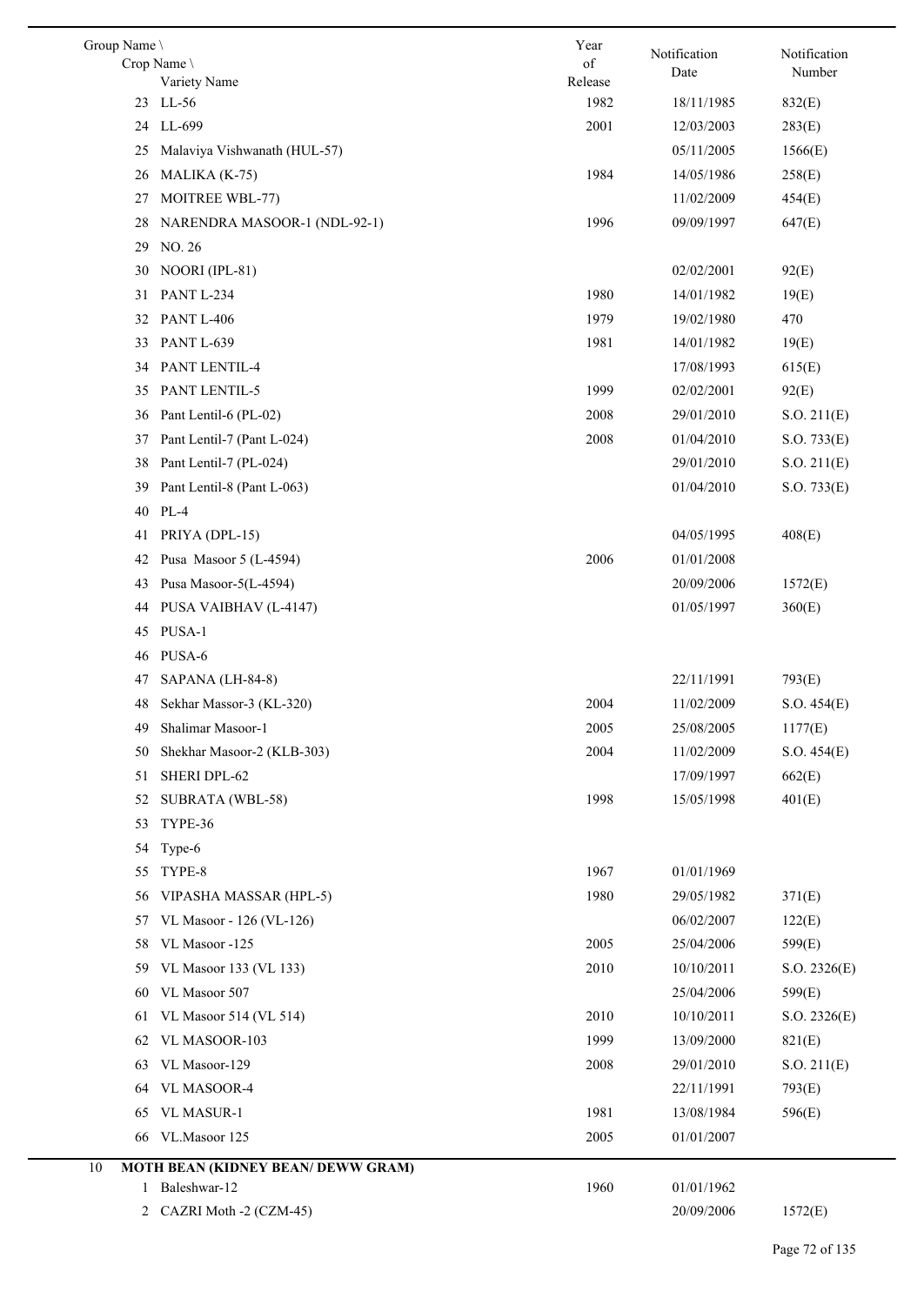| Group Name \ Crop Name \ Variety Name | Year of Release | Notification Date | Notification Number |
|---|---|---|---|
| 23 LL-56 | 1982 | 18/11/1985 | 832(E) |
| 24 LL-699 | 2001 | 12/03/2003 | 283(E) |
| 25 Malaviya Vishwanath (HUL-57) | | 05/11/2005 | 1566(E) |
| 26 MALIKA (K-75) | 1984 | 14/05/1986 | 258(E) |
| 27 MOITREE WBL-77) | | 11/02/2009 | 454(E) |
| 28 NARENDRA MASOOR-1 (NDL-92-1) | 1996 | 09/09/1997 | 647(E) |
| 29 NO. 26 | | | |
| 30 NOORI (IPL-81) | | 02/02/2001 | 92(E) |
| 31 PANT L-234 | 1980 | 14/01/1982 | 19(E) |
| 32 PANT L-406 | 1979 | 19/02/1980 | 470 |
| 33 PANT L-639 | 1981 | 14/01/1982 | 19(E) |
| 34 PANT LENTIL-4 | | 17/08/1993 | 615(E) |
| 35 PANT LENTIL-5 | 1999 | 02/02/2001 | 92(E) |
| 36 Pant Lentil-6 (PL-02) | 2008 | 29/01/2010 | S.O. 211(E) |
| 37 Pant Lentil-7 (Pant L-024) | 2008 | 01/04/2010 | S.O. 733(E) |
| 38 Pant Lentil-7 (PL-024) | | 29/01/2010 | S.O. 211(E) |
| 39 Pant Lentil-8 (Pant L-063) | | 01/04/2010 | S.O. 733(E) |
| 40 PL-4 | | | |
| 41 PRIYA (DPL-15) | | 04/05/1995 | 408(E) |
| 42 Pusa Masoor 5 (L-4594) | 2006 | 01/01/2008 | |
| 43 Pusa Masoor-5(L-4594) | | 20/09/2006 | 1572(E) |
| 44 PUSA VAIBHAV (L-4147) | | 01/05/1997 | 360(E) |
| 45 PUSA-1 | | | |
| 46 PUSA-6 | | | |
| 47 SAPANA (LH-84-8) | | 22/11/1991 | 793(E) |
| 48 Sekhar Massor-3 (KL-320) | 2004 | 11/02/2009 | S.O. 454(E) |
| 49 Shalimar Masoor-1 | 2005 | 25/08/2005 | 1177(E) |
| 50 Shekhar Masoor-2 (KLB-303) | 2004 | 11/02/2009 | S.O. 454(E) |
| 51 SHERI DPL-62 | | 17/09/1997 | 662(E) |
| 52 SUBRATA (WBL-58) | 1998 | 15/05/1998 | 401(E) |
| 53 TYPE-36 | | | |
| 54 Type-6 | | | |
| 55 TYPE-8 | 1967 | 01/01/1969 | |
| 56 VIPASHA MASSAR (HPL-5) | 1980 | 29/05/1982 | 371(E) |
| 57 VL Masoor - 126 (VL-126) | | 06/02/2007 | 122(E) |
| 58 VL Masoor -125 | 2005 | 25/04/2006 | 599(E) |
| 59 VL Masoor 133 (VL 133) | 2010 | 10/10/2011 | S.O. 2326(E) |
| 60 VL Masoor 507 | | 25/04/2006 | 599(E) |
| 61 VL Masoor 514 (VL 514) | 2010 | 10/10/2011 | S.O. 2326(E) |
| 62 VL MASOOR-103 | 1999 | 13/09/2000 | 821(E) |
| 63 VL Masoor-129 | 2008 | 29/01/2010 | S.O. 211(E) |
| 64 VL MASOOR-4 | | 22/11/1991 | 793(E) |
| 65 VL MASUR-1 | 1981 | 13/08/1984 | 596(E) |
| 66 VL.Masoor 125 | 2005 | 01/01/2007 | |
| **10 MOTH BEAN (KIDNEY BEAN/ DEWW GRAM)** | | | |
| 1 Baleshwar-12 | 1960 | 01/01/1962 | |
| 2 CAZRI Moth -2 (CZM-45) | | 20/09/2006 | 1572(E) |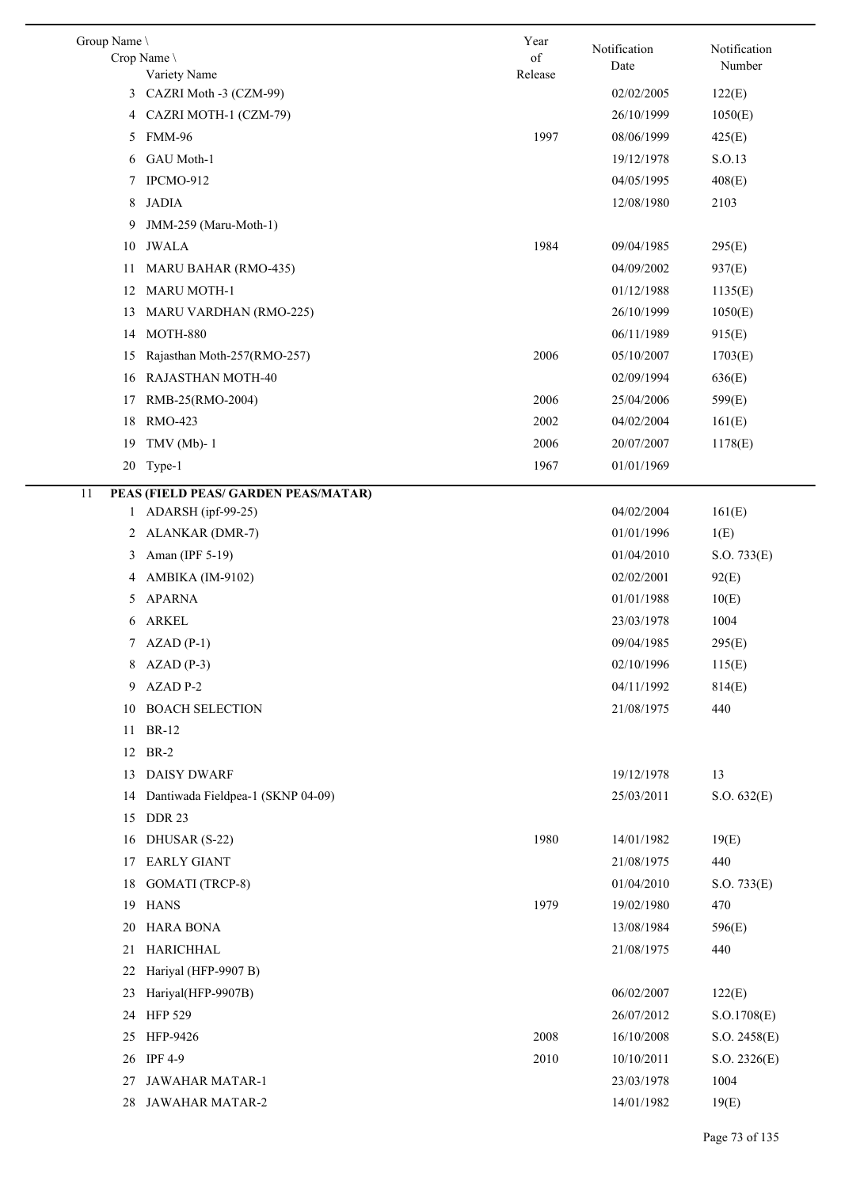| Group Name \ Crop Name \ Variety Name | Year of Release | Notification Date | Notification Number |
|---|---|---|---|
| 3 CAZRI Moth -3 (CZM-99) | | 02/02/2005 | 122(E) |
| 4 CAZRI MOTH-1 (CZM-79) | | 26/10/1999 | 1050(E) |
| 5 FMM-96 | 1997 | 08/06/1999 | 425(E) |
| 6 GAU Moth-1 | | 19/12/1978 | S.O.13 |
| 7 IPCMO-912 | | 04/05/1995 | 408(E) |
| 8 JADIA | | 12/08/1980 | 2103 |
| 9 JMM-259 (Maru-Moth-1) | | | |
| 10 JWALA | 1984 | 09/04/1985 | 295(E) |
| 11 MARU BAHAR (RMO-435) | | 04/09/2002 | 937(E) |
| 12 MARU MOTH-1 | | 01/12/1988 | 1135(E) |
| 13 MARU VARDHAN (RMO-225) | | 26/10/1999 | 1050(E) |
| 14 MOTH-880 | | 06/11/1989 | 915(E) |
| 15 Rajasthan Moth-257(RMO-257) | 2006 | 05/10/2007 | 1703(E) |
| 16 RAJASTHAN MOTH-40 | | 02/09/1994 | 636(E) |
| 17 RMB-25(RMO-2004) | 2006 | 25/04/2006 | 599(E) |
| 18 RMO-423 | 2002 | 04/02/2004 | 161(E) |
| 19 TMV (Mb)- 1 | 2006 | 20/07/2007 | 1178(E) |
| 20 Type-1 | 1967 | 01/01/1969 | |
| **11 PEAS (FIELD PEAS/ GARDEN PEAS/MATAR)** | | | |
| 1 ADARSH (ipf-99-25) | | 04/02/2004 | 161(E) |
| 2 ALANKAR (DMR-7) | | 01/01/1996 | 1(E) |
| 3 Aman (IPF 5-19) | | 01/04/2010 | S.O. 733(E) |
| 4 AMBIKA (IM-9102) | | 02/02/2001 | 92(E) |
| 5 APARNA | | 01/01/1988 | 10(E) |
| 6 ARKEL | | 23/03/1978 | 1004 |
| 7 AZAD (P-1) | | 09/04/1985 | 295(E) |
| 8 AZAD (P-3) | | 02/10/1996 | 115(E) |
| 9 AZAD P-2 | | 04/11/1992 | 814(E) |
| 10 BOACH SELECTION | | 21/08/1975 | 440 |
| 11 BR-12 | | | |
| 12 BR-2 | | | |
| 13 DAISY DWARF | | 19/12/1978 | 13 |
| 14 Dantiwada Fieldpea-1 (SKNP 04-09) | | 25/03/2011 | S.O. 632(E) |
| 15 DDR 23 | | | |
| 16 DHUSAR (S-22) | 1980 | 14/01/1982 | 19(E) |
| 17 EARLY GIANT | | 21/08/1975 | 440 |
| 18 GOMATI (TRCP-8) | | 01/04/2010 | S.O. 733(E) |
| 19 HANS | 1979 | 19/02/1980 | 470 |
| 20 HARA BONA | | 13/08/1984 | 596(E) |
| 21 HARICHHAL | | 21/08/1975 | 440 |
| 22 Hariyal (HFP-9907 B) | | | |
| 23 Hariyal(HFP-9907B) | | 06/02/2007 | 122(E) |
| 24 HFP 529 | | 26/07/2012 | S.O.1708(E) |
| 25 HFP-9426 | 2008 | 16/10/2008 | S.O. 2458(E) |
| 26 IPF 4-9 | 2010 | 10/10/2011 | S.O. 2326(E) |
| 27 JAWAHAR MATAR-1 | | 23/03/1978 | 1004 |
| 28 JAWAHAR MATAR-2 | | 14/01/1982 | 19(E) |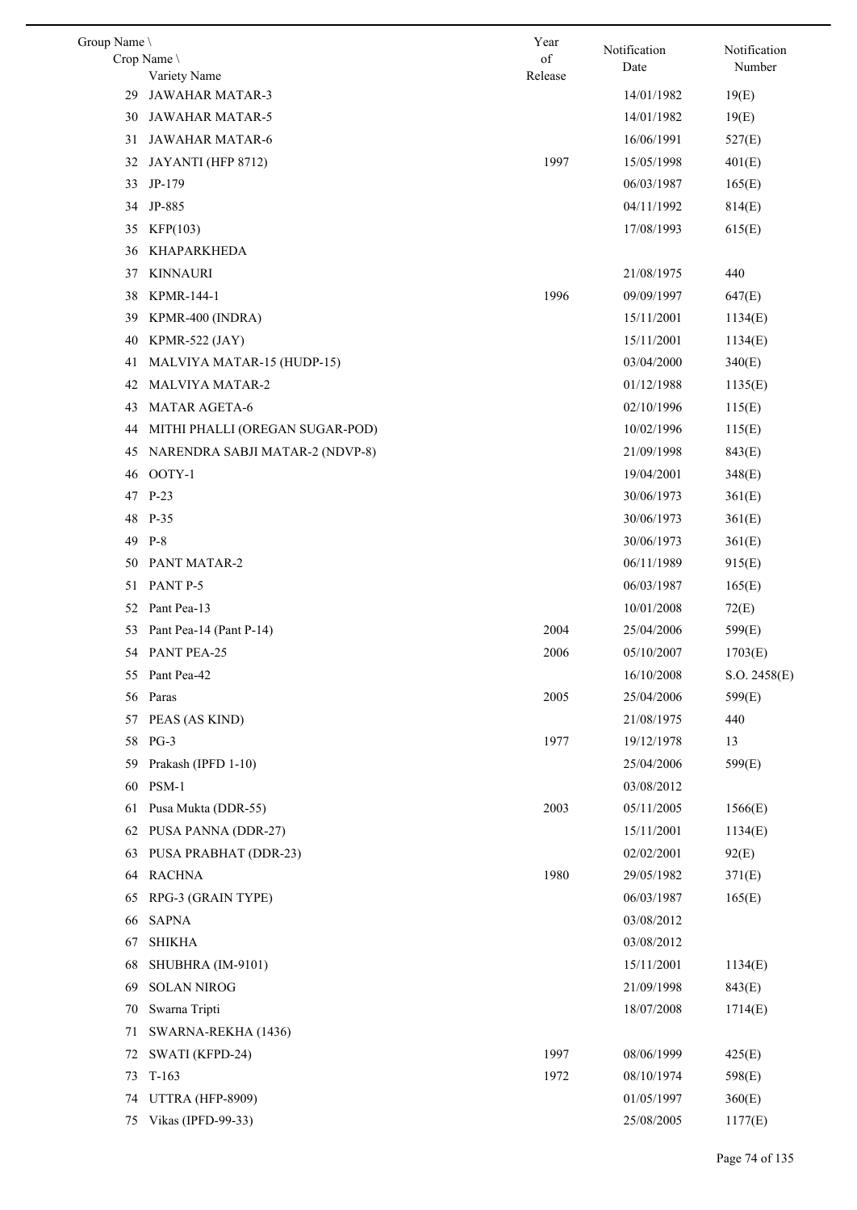| Group Name \ Crop Name \ Variety Name | Year of Release | Notification Date | Notification Number |
|---|---|---|---|
| 29 JAWAHAR MATAR-3 | | 14/01/1982 | 19(E) |
| 30 JAWAHAR MATAR-5 | | 14/01/1982 | 19(E) |
| 31 JAWAHAR MATAR-6 | | 16/06/1991 | 527(E) |
| 32 JAYANTI (HFP 8712) | 1997 | 15/05/1998 | 401(E) |
| 33 JP-179 | | 06/03/1987 | 165(E) |
| 34 JP-885 | | 04/11/1992 | 814(E) |
| 35 KFP(103) | | 17/08/1993 | 615(E) |
| 36 KHAPARKHEDA | | | |
| 37 KINNAURI | | 21/08/1975 | 440 |
| 38 KPMR-144-1 | 1996 | 09/09/1997 | 647(E) |
| 39 KPMR-400 (INDRA) | | 15/11/2001 | 1134(E) |
| 40 KPMR-522 (JAY) | | 15/11/2001 | 1134(E) |
| 41 MALVIYA MATAR-15 (HUDP-15) | | 03/04/2000 | 340(E) |
| 42 MALVIYA MATAR-2 | | 01/12/1988 | 1135(E) |
| 43 MATAR AGETA-6 | | 02/10/1996 | 115(E) |
| 44 MITHI PHALLI (OREGAN SUGAR-POD) | | 10/02/1996 | 115(E) |
| 45 NARENDRA SABJI MATAR-2 (NDVP-8) | | 21/09/1998 | 843(E) |
| 46 OOTY-1 | | 19/04/2001 | 348(E) |
| 47 P-23 | | 30/06/1973 | 361(E) |
| 48 P-35 | | 30/06/1973 | 361(E) |
| 49 P-8 | | 30/06/1973 | 361(E) |
| 50 PANT MATAR-2 | | 06/11/1989 | 915(E) |
| 51 PANT P-5 | | 06/03/1987 | 165(E) |
| 52 Pant Pea-13 | | 10/01/2008 | 72(E) |
| 53 Pant Pea-14 (Pant P-14) | 2004 | 25/04/2006 | 599(E) |
| 54 PANT PEA-25 | 2006 | 05/10/2007 | 1703(E) |
| 55 Pant Pea-42 | | 16/10/2008 | S.O. 2458(E) |
| 56 Paras | 2005 | 25/04/2006 | 599(E) |
| 57 PEAS (AS KIND) | | 21/08/1975 | 440 |
| 58 PG-3 | 1977 | 19/12/1978 | 13 |
| 59 Prakash (IPFD 1-10) | | 25/04/2006 | 599(E) |
| 60 PSM-1 | | 03/08/2012 | |
| 61 Pusa Mukta (DDR-55) | 2003 | 05/11/2005 | 1566(E) |
| 62 PUSA PANNA (DDR-27) | | 15/11/2001 | 1134(E) |
| 63 PUSA PRABHAT (DDR-23) | | 02/02/2001 | 92(E) |
| 64 RACHNA | 1980 | 29/05/1982 | 371(E) |
| 65 RPG-3 (GRAIN TYPE) | | 06/03/1987 | 165(E) |
| 66 SAPNA | | 03/08/2012 | |
| 67 SHIKHA | | 03/08/2012 | |
| 68 SHUBHRA (IM-9101) | | 15/11/2001 | 1134(E) |
| 69 SOLAN NIROG | | 21/09/1998 | 843(E) |
| 70 Swarna Tripti | | 18/07/2008 | 1714(E) |
| 71 SWARNA-REKHA (1436) | | | |
| 72 SWATI (KFPD-24) | 1997 | 08/06/1999 | 425(E) |
| 73 T-163 | 1972 | 08/10/1974 | 598(E) |
| 74 UTTRA (HFP-8909) | | 01/05/1997 | 360(E) |
| 75 Vikas (IPFD-99-33) | | 25/08/2005 | 1177(E) |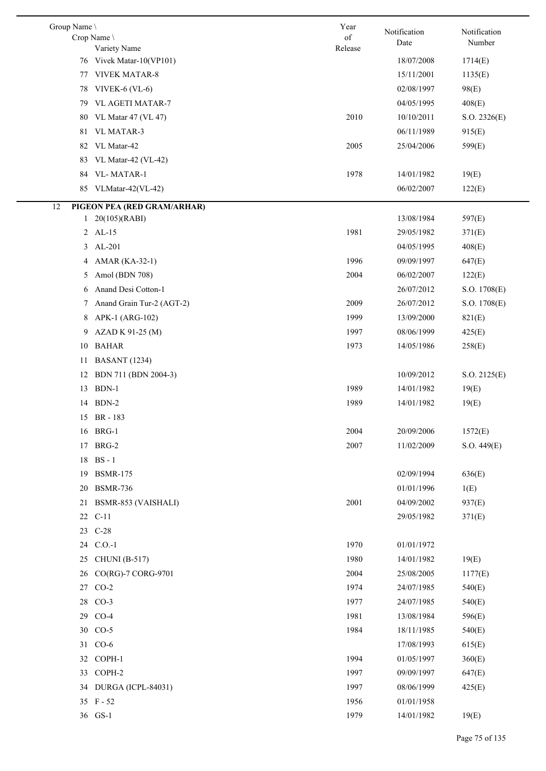| Group Name \ Crop Name \ Variety Name | Year of Release | Notification Date | Notification Number |
|---|---|---|---|
| 76 Vivek Matar-10(VP101) | | 18/07/2008 | 1714(E) |
| 77 VIVEK MATAR-8 | | 15/11/2001 | 1135(E) |
| 78 VIVEK-6 (VL-6) | | 02/08/1997 | 98(E) |
| 79 VL AGETI MATAR-7 | | 04/05/1995 | 408(E) |
| 80 VL Matar 47 (VL 47) | 2010 | 10/10/2011 | S.O. 2326(E) |
| 81 VL MATAR-3 | | 06/11/1989 | 915(E) |
| 82 VL Matar-42 | 2005 | 25/04/2006 | 599(E) |
| 83 VL Matar-42 (VL-42) | | | |
| 84 VL- MATAR-1 | 1978 | 14/01/1982 | 19(E) |
| 85 VLMatar-42(VL-42) | | 06/02/2007 | 122(E) |
| 12 **PIGEON PEA (RED GRAM/ARHAR)** | | | |
| 1 20(105)(RABI) | | 13/08/1984 | 597(E) |
| 2 AL-15 | 1981 | 29/05/1982 | 371(E) |
| 3 AL-201 | | 04/05/1995 | 408(E) |
| 4 AMAR (KA-32-1) | 1996 | 09/09/1997 | 647(E) |
| 5 Amol (BDN 708) | 2004 | 06/02/2007 | 122(E) |
| 6 Anand Desi Cotton-1 | | 26/07/2012 | S.O. 1708(E) |
| 7 Anand Grain Tur-2 (AGT-2) | 2009 | 26/07/2012 | S.O. 1708(E) |
| 8 APK-1 (ARG-102) | 1999 | 13/09/2000 | 821(E) |
| 9 AZAD K 91-25 (M) | 1997 | 08/06/1999 | 425(E) |
| 10 BAHAR | 1973 | 14/05/1986 | 258(E) |
| 11 BASANT (1234) | | | |
| 12 BDN 711 (BDN 2004-3) | | 10/09/2012 | S.O. 2125(E) |
| 13 BDN-1 | 1989 | 14/01/1982 | 19(E) |
| 14 BDN-2 | 1989 | 14/01/1982 | 19(E) |
| 15 BR - 183 | | | |
| 16 BRG-1 | 2004 | 20/09/2006 | 1572(E) |
| 17 BRG-2 | 2007 | 11/02/2009 | S.O. 449(E) |
| 18 BS - 1 | | | |
| 19 BSMR-175 | | 02/09/1994 | 636(E) |
| 20 BSMR-736 | | 01/01/1996 | 1(E) |
| 21 BSMR-853 (VAISHALI) | 2001 | 04/09/2002 | 937(E) |
| 22 C-11 | | 29/05/1982 | 371(E) |
| 23 C-28 | | | |
| 24 C.O.-1 | 1970 | 01/01/1972 | |
| 25 CHUNI (B-517) | 1980 | 14/01/1982 | 19(E) |
| 26 CO(RG)-7 CORG-9701 | 2004 | 25/08/2005 | 1177(E) |
| 27 CO-2 | 1974 | 24/07/1985 | 540(E) |
| 28 CO-3 | 1977 | 24/07/1985 | 540(E) |
| 29 CO-4 | 1981 | 13/08/1984 | 596(E) |
| 30 CO-5 | 1984 | 18/11/1985 | 540(E) |
| 31 CO-6 | | 17/08/1993 | 615(E) |
| 32 COPH-1 | 1994 | 01/05/1997 | 360(E) |
| 33 COPH-2 | 1997 | 09/09/1997 | 647(E) |
| 34 DURGA (ICPL-84031) | 1997 | 08/06/1999 | 425(E) |
| 35 F - 52 | 1956 | 01/01/1958 | |
| 36 GS-1 | 1979 | 14/01/1982 | 19(E) |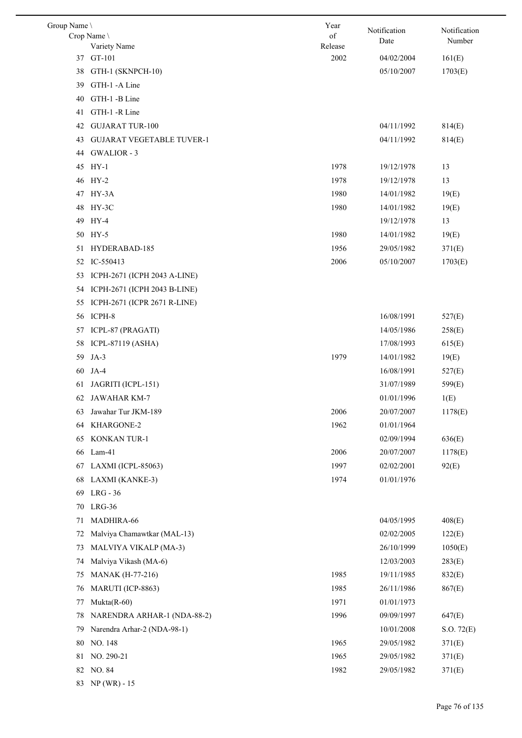| Group Name \ Crop Name \ Variety Name | Year of Release | Notification Date | Notification Number |
|---|---|---|---|
| 37 GT-101 | 2002 | 04/02/2004 | 161(E) |
| 38 GTH-1 (SKNPCH-10) | | 05/10/2007 | 1703(E) |
| 39 GTH-1 -A Line | | | |
| 40 GTH-1 -B Line | | | |
| 41 GTH-1 -R Line | | | |
| 42 GUJARAT TUR-100 | | 04/11/1992 | 814(E) |
| 43 GUJARAT VEGETABLE TUVER-1 | | 04/11/1992 | 814(E) |
| 44 GWALIOR - 3 | | | |
| 45 HY-1 | 1978 | 19/12/1978 | 13 |
| 46 HY-2 | 1978 | 19/12/1978 | 13 |
| 47 HY-3A | 1980 | 14/01/1982 | 19(E) |
| 48 HY-3C | 1980 | 14/01/1982 | 19(E) |
| 49 HY-4 | | 19/12/1978 | 13 |
| 50 HY-5 | 1980 | 14/01/1982 | 19(E) |
| 51 HYDERABAD-185 | 1956 | 29/05/1982 | 371(E) |
| 52 IC-550413 | 2006 | 05/10/2007 | 1703(E) |
| 53 ICPH-2671 (ICPH 2043 A-LINE) | | | |
| 54 ICPH-2671 (ICPH 2043 B-LINE) | | | |
| 55 ICPH-2671 (ICPR 2671 R-LINE) | | | |
| 56 ICPH-8 | | 16/08/1991 | 527(E) |
| 57 ICPL-87 (PRAGATI) | | 14/05/1986 | 258(E) |
| 58 ICPL-87119 (ASHA) | | 17/08/1993 | 615(E) |
| 59 JA-3 | 1979 | 14/01/1982 | 19(E) |
| 60 JA-4 | | 16/08/1991 | 527(E) |
| 61 JAGRITI (ICPL-151) | | 31/07/1989 | 599(E) |
| 62 JAWAHAR KM-7 | | 01/01/1996 | 1(E) |
| 63 Jawahar Tur JKM-189 | 2006 | 20/07/2007 | 1178(E) |
| 64 KHARGONE-2 | 1962 | 01/01/1964 | |
| 65 KONKAN TUR-1 | | 02/09/1994 | 636(E) |
| 66 Lam-41 | 2006 | 20/07/2007 | 1178(E) |
| 67 LAXMI (ICPL-85063) | 1997 | 02/02/2001 | 92(E) |
| 68 LAXMI (KANKE-3) | 1974 | 01/01/1976 | |
| 69 LRG - 36 | | | |
| 70 LRG-36 | | | |
| 71 MADHIRA-66 | | 04/05/1995 | 408(E) |
| 72 Malviya Chamawtkar (MAL-13) | | 02/02/2005 | 122(E) |
| 73 MALVIYA VIKALP (MA-3) | | 26/10/1999 | 1050(E) |
| 74 Malviya Vikash (MA-6) | | 12/03/2003 | 283(E) |
| 75 MANAK (H-77-216) | 1985 | 19/11/1985 | 832(E) |
| 76 MARUTI (ICP-8863) | 1985 | 26/11/1986 | 867(E) |
| 77 Mukta(R-60) | 1971 | 01/01/1973 | |
| 78 NARENDRA ARHAR-1 (NDA-88-2) | 1996 | 09/09/1997 | 647(E) |
| 79 Narendra Arhar-2 (NDA-98-1) | | 10/01/2008 | S.O. 72(E) |
| 80 NO. 148 | 1965 | 29/05/1982 | 371(E) |
| 81 NO. 290-21 | 1965 | 29/05/1982 | 371(E) |
| 82 NO. 84 | 1982 | 29/05/1982 | 371(E) |
| 83 NP (WR) - 15 | | | |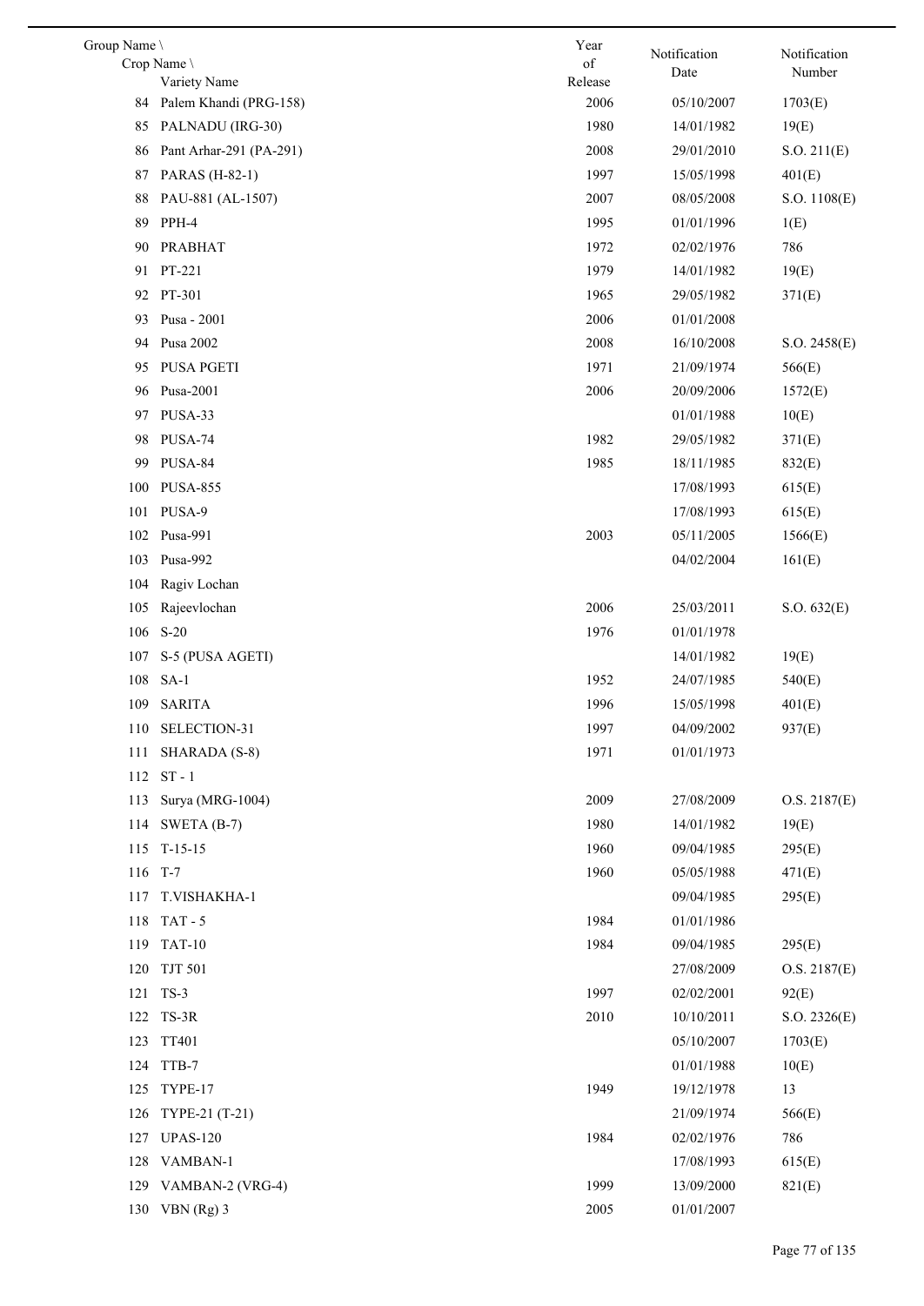| Group Name \ Crop Name \ Variety Name | Year of Release | Notification Date | Notification Number |
|---|---|---|---|
| 84 Palem Khandi (PRG-158) | 2006 | 05/10/2007 | 1703(E) |
| 85 PALNADU (IRG-30) | 1980 | 14/01/1982 | 19(E) |
| 86 Pant Arhar-291 (PA-291) | 2008 | 29/01/2010 | S.O. 211(E) |
| 87 PARAS (H-82-1) | 1997 | 15/05/1998 | 401(E) |
| 88 PAU-881 (AL-1507) | 2007 | 08/05/2008 | S.O. 1108(E) |
| 89 PPH-4 | 1995 | 01/01/1996 | 1(E) |
| 90 PRABHAT | 1972 | 02/02/1976 | 786 |
| 91 PT-221 | 1979 | 14/01/1982 | 19(E) |
| 92 PT-301 | 1965 | 29/05/1982 | 371(E) |
| 93 Pusa - 2001 | 2006 | 01/01/2008 | |
| 94 Pusa 2002 | 2008 | 16/10/2008 | S.O. 2458(E) |
| 95 PUSA PGETI | 1971 | 21/09/1974 | 566(E) |
| 96 Pusa-2001 | 2006 | 20/09/2006 | 1572(E) |
| 97 PUSA-33 | | 01/01/1988 | 10(E) |
| 98 PUSA-74 | 1982 | 29/05/1982 | 371(E) |
| 99 PUSA-84 | 1985 | 18/11/1985 | 832(E) |
| 100 PUSA-855 | | 17/08/1993 | 615(E) |
| 101 PUSA-9 | | 17/08/1993 | 615(E) |
| 102 Pusa-991 | 2003 | 05/11/2005 | 1566(E) |
| 103 Pusa-992 | | 04/02/2004 | 161(E) |
| 104 Ragiv Lochan | | | |
| 105 Rajeevlochan | 2006 | 25/03/2011 | S.O. 632(E) |
| 106 S-20 | 1976 | 01/01/1978 | |
| 107 S-5 (PUSA AGETI) | | 14/01/1982 | 19(E) |
| 108 SA-1 | 1952 | 24/07/1985 | 540(E) |
| 109 SARITA | 1996 | 15/05/1998 | 401(E) |
| 110 SELECTION-31 | 1997 | 04/09/2002 | 937(E) |
| 111 SHARADA (S-8) | 1971 | 01/01/1973 | |
| 112 ST - 1 | | | |
| 113 Surya (MRG-1004) | 2009 | 27/08/2009 | O.S. 2187(E) |
| 114 SWETA (B-7) | 1980 | 14/01/1982 | 19(E) |
| 115 T-15-15 | 1960 | 09/04/1985 | 295(E) |
| 116 T-7 | 1960 | 05/05/1988 | 471(E) |
| 117 T.VISHAKHA-1 | | 09/04/1985 | 295(E) |
| 118 TAT - 5 | 1984 | 01/01/1986 | |
| 119 TAT-10 | 1984 | 09/04/1985 | 295(E) |
| 120 TJT 501 | | 27/08/2009 | O.S. 2187(E) |
| 121 TS-3 | 1997 | 02/02/2001 | 92(E) |
| 122 TS-3R | 2010 | 10/10/2011 | S.O. 2326(E) |
| 123 TT401 | | 05/10/2007 | 1703(E) |
| 124 TTB-7 | | 01/01/1988 | 10(E) |
| 125 TYPE-17 | 1949 | 19/12/1978 | 13 |
| 126 TYPE-21 (T-21) | | 21/09/1974 | 566(E) |
| 127 UPAS-120 | 1984 | 02/02/1976 | 786 |
| 128 VAMBAN-1 | | 17/08/1993 | 615(E) |
| 129 VAMBAN-2 (VRG-4) | 1999 | 13/09/2000 | 821(E) |
| 130 VBN (Rg) 3 | 2005 | 01/01/2007 | |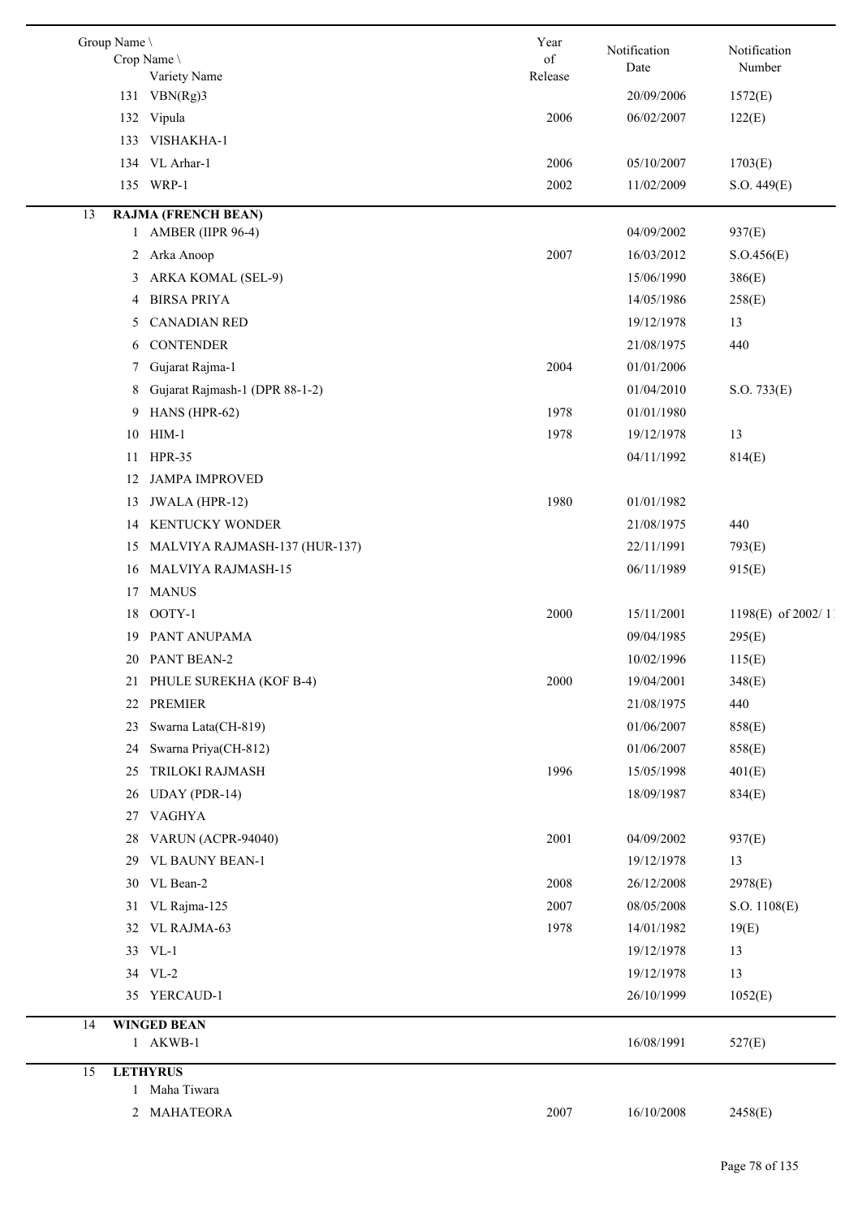| Group Name \ Crop Name \ Variety Name | Year of Release | Notification Date | Notification Number |
|---|---|---|---|
| 131 VBN(Rg)3 | | 20/09/2006 | 1572(E) |
| 132 Vipula | 2006 | 06/02/2007 | 122(E) |
| 133 VISHAKHA-1 | | | |
| 134 VL Arhar-1 | 2006 | 05/10/2007 | 1703(E) |
| 135 WRP-1 | 2002 | 11/02/2009 | S.O. 449(E) |
| **13 RAJMA (FRENCH BEAN)** | | | |
| 1 AMBER (IIPR 96-4) | | 04/09/2002 | 937(E) |
| 2 Arka Anoop | 2007 | 16/03/2012 | S.O.456(E) |
| 3 ARKA KOMAL (SEL-9) | | 15/06/1990 | 386(E) |
| 4 BIRSA PRIYA | | 14/05/1986 | 258(E) |
| 5 CANADIAN RED | | 19/12/1978 | 13 |
| 6 CONTENDER | | 21/08/1975 | 440 |
| 7 Gujarat Rajma-1 | 2004 | 01/01/2006 | |
| 8 Gujarat Rajmash-1 (DPR 88-1-2) | | 01/04/2010 | S.O. 733(E) |
| 9 HANS (HPR-62) | 1978 | 01/01/1980 | |
| 10 HIM-1 | 1978 | 19/12/1978 | 13 |
| 11 HPR-35 | | 04/11/1992 | 814(E) |
| 12 JAMPA IMPROVED | | | |
| 13 JWALA (HPR-12) | 1980 | 01/01/1982 | |
| 14 KENTUCKY WONDER | | 21/08/1975 | 440 |
| 15 MALVIYA RAJMASH-137 (HUR-137) | | 22/11/1991 | 793(E) |
| 16 MALVIYA RAJMASH-15 | | 06/11/1989 | 915(E) |
| 17 MANUS | | | |
| 18 OOTY-1 | 2000 | 15/11/2001 | 1198(E) of 2002/ 1 |
| 19 PANT ANUPAMA | | 09/04/1985 | 295(E) |
| 20 PANT BEAN-2 | | 10/02/1996 | 115(E) |
| 21 PHULE SUREKHA (KOF B-4) | 2000 | 19/04/2001 | 348(E) |
| 22 PREMIER | | 21/08/1975 | 440 |
| 23 Swarna Lata(CH-819) | | 01/06/2007 | 858(E) |
| 24 Swarna Priya(CH-812) | | 01/06/2007 | 858(E) |
| 25 TRILOKI RAJMASH | 1996 | 15/05/1998 | 401(E) |
| 26 UDAY (PDR-14) | | 18/09/1987 | 834(E) |
| 27 VAGHYA | | | |
| 28 VARUN (ACPR-94040) | 2001 | 04/09/2002 | 937(E) |
| 29 VL BAUNY BEAN-1 | | 19/12/1978 | 13 |
| 30 VL Bean-2 | 2008 | 26/12/2008 | 2978(E) |
| 31 VL Rajma-125 | 2007 | 08/05/2008 | S.O. 1108(E) |
| 32 VL RAJMA-63 | 1978 | 14/01/1982 | 19(E) |
| 33 VL-1 | | 19/12/1978 | 13 |
| 34 VL-2 | | 19/12/1978 | 13 |
| 35 YERCAUD-1 | | 26/10/1999 | 1052(E) |
| **14 WINGED BEAN** | | | |
| 1 AKWB-1 | | 16/08/1991 | 527(E) |
| **15 LETHYRUS** | | | |
| 1 Maha Tiwara | | | |
| 2 MAHATEORA | 2007 | 16/10/2008 | 2458(E) |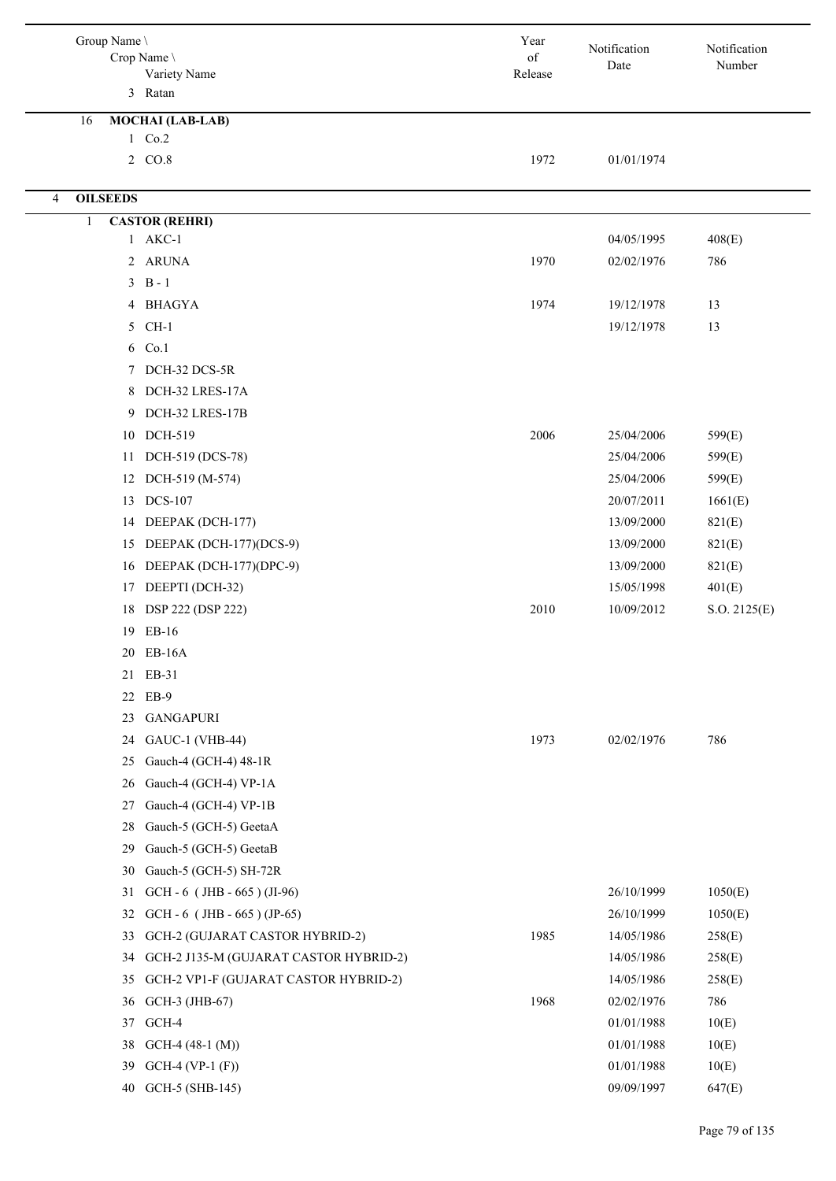| Group Name \ Crop Name \ Variety Name | Year of Release | Notification Date | Notification Number |
|---|---|---|---|
| 3 Ratan | | | |
| 16 **MOCHAI (LAB-LAB)** | | | |
| 1 Co.2 | | | |
| 2 CO.8 | 1972 | 01/01/1974 | |
| 4 **OILSEEDS** | | | |
| 1 **CASTOR (REHRI)** | | | |
| 1 AKC-1 | | 04/05/1995 | 408(E) |
| 2 ARUNA | 1970 | 02/02/1976 | 786 |
| 3 B - 1 | | | |
| 4 BHAGYA | 1974 | 19/12/1978 | 13 |
| 5 CH-1 | | 19/12/1978 | 13 |
| 6 Co.1 | | | |
| 7 DCH-32 DCS-5R | | | |
| 8 DCH-32 LRES-17A | | | |
| 9 DCH-32 LRES-17B | | | |
| 10 DCH-519 | 2006 | 25/04/2006 | 599(E) |
| 11 DCH-519 (DCS-78) | | 25/04/2006 | 599(E) |
| 12 DCH-519 (M-574) | | 25/04/2006 | 599(E) |
| 13 DCS-107 | | 20/07/2011 | 1661(E) |
| 14 DEEPAK (DCH-177) | | 13/09/2000 | 821(E) |
| 15 DEEPAK (DCH-177)(DCS-9) | | 13/09/2000 | 821(E) |
| 16 DEEPAK (DCH-177)(DPC-9) | | 13/09/2000 | 821(E) |
| 17 DEEPTI (DCH-32) | | 15/05/1998 | 401(E) |
| 18 DSP 222 (DSP 222) | 2010 | 10/09/2012 | S.O. 2125(E) |
| 19 EB-16 | | | |
| 20 EB-16A | | | |
| 21 EB-31 | | | |
| 22 EB-9 | | | |
| 23 GANGAPURI | | | |
| 24 GAUC-1 (VHB-44) | 1973 | 02/02/1976 | 786 |
| 25 Gauch-4 (GCH-4) 48-1R | | | |
| 26 Gauch-4 (GCH-4) VP-1A | | | |
| 27 Gauch-4 (GCH-4) VP-1B | | | |
| 28 Gauch-5 (GCH-5) GeetaA | | | |
| 29 Gauch-5 (GCH-5) GeetaB | | | |
| 30 Gauch-5 (GCH-5) SH-72R | | | |
| 31 GCH - 6 ( JHB - 665 ) (JI-96) | | 26/10/1999 | 1050(E) |
| 32 GCH - 6 ( JHB - 665 ) (JP-65) | | 26/10/1999 | 1050(E) |
| 33 GCH-2 (GUJARAT CASTOR HYBRID-2) | 1985 | 14/05/1986 | 258(E) |
| 34 GCH-2 J135-M (GUJARAT CASTOR HYBRID-2) | | 14/05/1986 | 258(E) |
| 35 GCH-2 VP1-F (GUJARAT CASTOR HYBRID-2) | | 14/05/1986 | 258(E) |
| 36 GCH-3 (JHB-67) | 1968 | 02/02/1976 | 786 |
| 37 GCH-4 | | 01/01/1988 | 10(E) |
| 38 GCH-4 (48-1 (M)) | | 01/01/1988 | 10(E) |
| 39 GCH-4 (VP-1 (F)) | | 01/01/1988 | 10(E) |
| 40 GCH-5 (SHB-145) | | 09/09/1997 | 647(E) |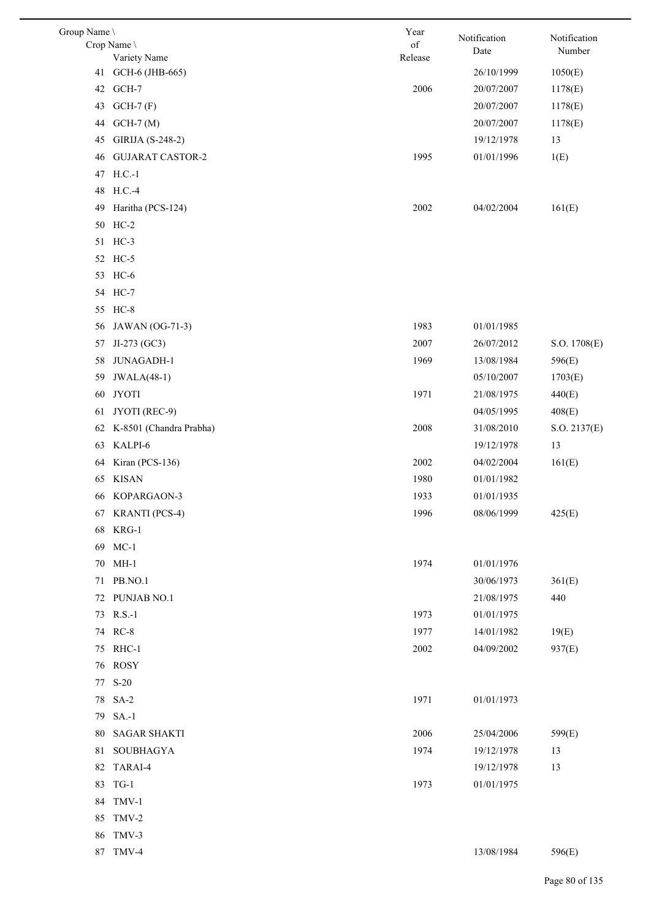| Group Name \ Crop Name \ Variety Name | Year of Release | Notification Date | Notification Number |
|---|---|---|---|
| 41 GCH-6 (JHB-665) | | 26/10/1999 | 1050(E) |
| 42 GCH-7 | 2006 | 20/07/2007 | 1178(E) |
| 43 GCH-7 (F) | | 20/07/2007 | 1178(E) |
| 44 GCH-7 (M) | | 20/07/2007 | 1178(E) |
| 45 GIRIJA (S-248-2) | | 19/12/1978 | 13 |
| 46 GUJARAT CASTOR-2 | 1995 | 01/01/1996 | 1(E) |
| 47 H.C.-1 | | | |
| 48 H.C.-4 | | | |
| 49 Haritha (PCS-124) | 2002 | 04/02/2004 | 161(E) |
| 50 HC-2 | | | |
| 51 HC-3 | | | |
| 52 HC-5 | | | |
| 53 HC-6 | | | |
| 54 HC-7 | | | |
| 55 HC-8 | | | |
| 56 JAWAN (OG-71-3) | 1983 | 01/01/1985 | |
| 57 JI-273 (GC3) | 2007 | 26/07/2012 | S.O. 1708(E) |
| 58 JUNAGADH-1 | 1969 | 13/08/1984 | 596(E) |
| 59 JWALA(48-1) | | 05/10/2007 | 1703(E) |
| 60 JYOTI | 1971 | 21/08/1975 | 440(E) |
| 61 JYOTI (REC-9) | | 04/05/1995 | 408(E) |
| 62 K-8501 (Chandra Prabha) | 2008 | 31/08/2010 | S.O. 2137(E) |
| 63 KALPI-6 | | 19/12/1978 | 13 |
| 64 Kiran (PCS-136) | 2002 | 04/02/2004 | 161(E) |
| 65 KISAN | 1980 | 01/01/1982 | |
| 66 KOPARGAON-3 | 1933 | 01/01/1935 | |
| 67 KRANTI (PCS-4) | 1996 | 08/06/1999 | 425(E) |
| 68 KRG-1 | | | |
| 69 MC-1 | | | |
| 70 MH-1 | 1974 | 01/01/1976 | |
| 71 PB.NO.1 | | 30/06/1973 | 361(E) |
| 72 PUNJAB NO.1 | | 21/08/1975 | 440 |
| 73 R.S.-1 | 1973 | 01/01/1975 | |
| 74 RC-8 | 1977 | 14/01/1982 | 19(E) |
| 75 RHC-1 | 2002 | 04/09/2002 | 937(E) |
| 76 ROSY | | | |
| 77 S-20 | | | |
| 78 SA-2 | 1971 | 01/01/1973 | |
| 79 SA.-1 | | | |
| 80 SAGAR SHAKTI | 2006 | 25/04/2006 | 599(E) |
| 81 SOUBHAGYA | 1974 | 19/12/1978 | 13 |
| 82 TARAI-4 | | 19/12/1978 | 13 |
| 83 TG-1 | 1973 | 01/01/1975 | |
| 84 TMV-1 | | | |
| 85 TMV-2 | | | |
| 86 TMV-3 | | | |
| 87 TMV-4 | | 13/08/1984 | 596(E) |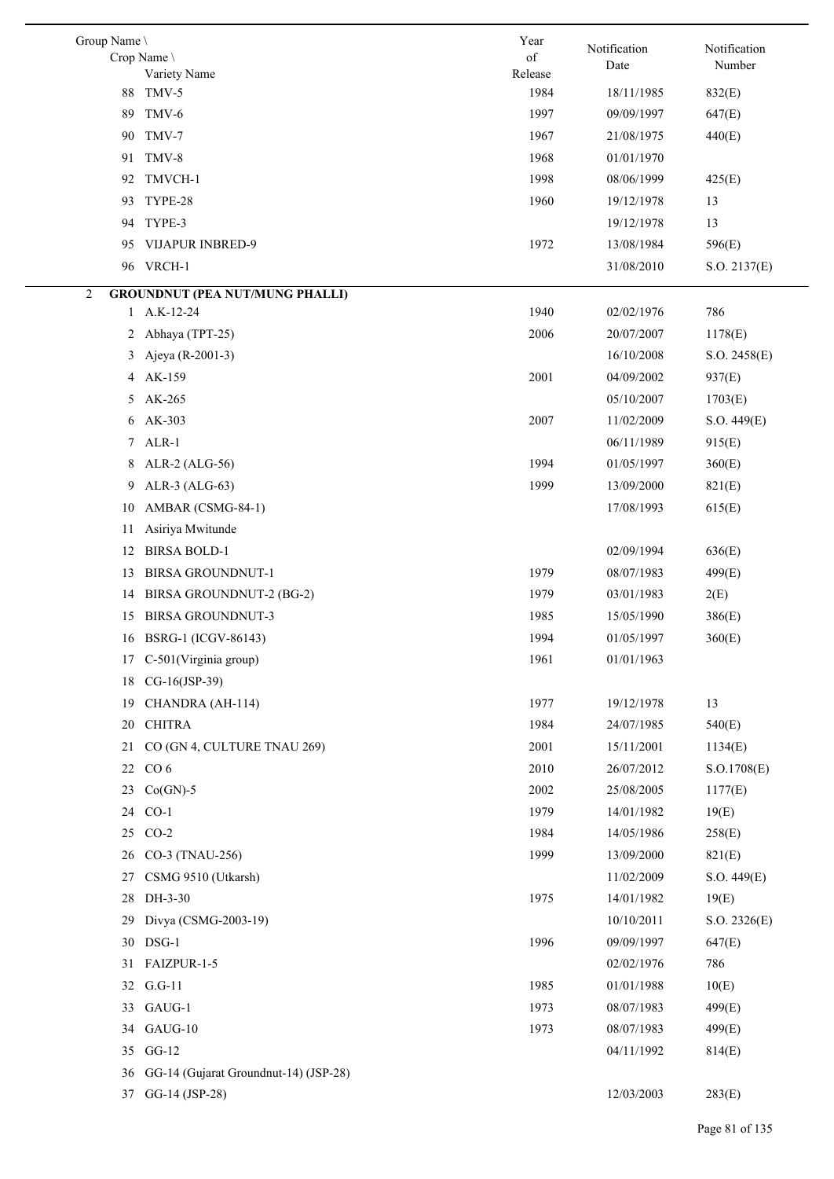| Group Name \ Crop Name \ Variety Name | Year of Release | Notification Date | Notification Number |
|---|---|---|---|
| 88 TMV-5 | 1984 | 18/11/1985 | 832(E) |
| 89 TMV-6 | 1997 | 09/09/1997 | 647(E) |
| 90 TMV-7 | 1967 | 21/08/1975 | 440(E) |
| 91 TMV-8 | 1968 | 01/01/1970 | |
| 92 TMVCH-1 | 1998 | 08/06/1999 | 425(E) |
| 93 TYPE-28 | 1960 | 19/12/1978 | 13 |
| 94 TYPE-3 | | 19/12/1978 | 13 |
| 95 VIJAPUR INBRED-9 | 1972 | 13/08/1984 | 596(E) |
| 96 VRCH-1 | | 31/08/2010 | S.O. 2137(E) |
| **2 GROUNDNUT (PEA NUT/MUNG PHALLI)** | | | |
| 1 A.K-12-24 | 1940 | 02/02/1976 | 786 |
| 2 Abhaya (TPT-25) | 2006 | 20/07/2007 | 1178(E) |
| 3 Ajeya (R-2001-3) | | 16/10/2008 | S.O. 2458(E) |
| 4 AK-159 | 2001 | 04/09/2002 | 937(E) |
| 5 AK-265 | | 05/10/2007 | 1703(E) |
| 6 AK-303 | 2007 | 11/02/2009 | S.O. 449(E) |
| 7 ALR-1 | | 06/11/1989 | 915(E) |
| 8 ALR-2 (ALG-56) | 1994 | 01/05/1997 | 360(E) |
| 9 ALR-3 (ALG-63) | 1999 | 13/09/2000 | 821(E) |
| 10 AMBAR (CSMG-84-1) | | 17/08/1993 | 615(E) |
| 11 Asiriya Mwitunde | | | |
| 12 BIRSA BOLD-1 | | 02/09/1994 | 636(E) |
| 13 BIRSA GROUNDNUT-1 | 1979 | 08/07/1983 | 499(E) |
| 14 BIRSA GROUNDNUT-2 (BG-2) | 1979 | 03/01/1983 | 2(E) |
| 15 BIRSA GROUNDNUT-3 | 1985 | 15/05/1990 | 386(E) |
| 16 BSRG-1 (ICGV-86143) | 1994 | 01/05/1997 | 360(E) |
| 17 C-501(Virginia group) | 1961 | 01/01/1963 | |
| 18 CG-16(JSP-39) | | | |
| 19 CHANDRA (AH-114) | 1977 | 19/12/1978 | 13 |
| 20 CHITRA | 1984 | 24/07/1985 | 540(E) |
| 21 CO (GN 4, CULTURE TNAU 269) | 2001 | 15/11/2001 | 1134(E) |
| 22 CO 6 | 2010 | 26/07/2012 | S.O.1708(E) |
| 23 Co(GN)-5 | 2002 | 25/08/2005 | 1177(E) |
| 24 CO-1 | 1979 | 14/01/1982 | 19(E) |
| 25 CO-2 | 1984 | 14/05/1986 | 258(E) |
| 26 CO-3 (TNAU-256) | 1999 | 13/09/2000 | 821(E) |
| 27 CSMG 9510 (Utkarsh) | | 11/02/2009 | S.O. 449(E) |
| 28 DH-3-30 | 1975 | 14/01/1982 | 19(E) |
| 29 Divya (CSMG-2003-19) | | 10/10/2011 | S.O. 2326(E) |
| 30 DSG-1 | 1996 | 09/09/1997 | 647(E) |
| 31 FAIZPUR-1-5 | | 02/02/1976 | 786 |
| 32 G.G-11 | 1985 | 01/01/1988 | 10(E) |
| 33 GAUG-1 | 1973 | 08/07/1983 | 499(E) |
| 34 GAUG-10 | 1973 | 08/07/1983 | 499(E) |
| 35 GG-12 | | 04/11/1992 | 814(E) |
| 36 GG-14 (Gujarat Groundnut-14) (JSP-28) | | | |
| 37 GG-14 (JSP-28) | | 12/03/2003 | 283(E) |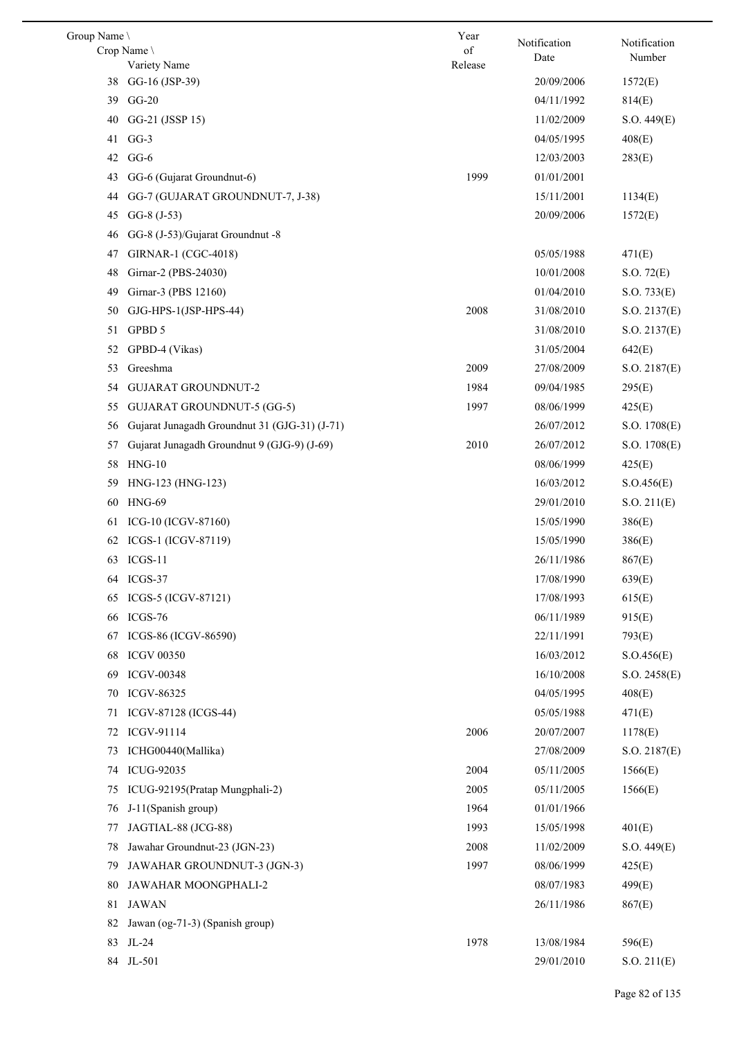| Group Name \ Crop Name \ Variety Name | Year of Release | Notification Date | Notification Number |
|---|---|---|---|
| 38 GG-16 (JSP-39) | | 20/09/2006 | 1572(E) |
| 39 GG-20 | | 04/11/1992 | 814(E) |
| 40 GG-21 (JSSP 15) | | 11/02/2009 | S.O. 449(E) |
| 41 GG-3 | | 04/05/1995 | 408(E) |
| 42 GG-6 | | 12/03/2003 | 283(E) |
| 43 GG-6 (Gujarat Groundnut-6) | 1999 | 01/01/2001 | |
| 44 GG-7 (GUJARAT GROUNDNUT-7, J-38) | | 15/11/2001 | 1134(E) |
| 45 GG-8 (J-53) | | 20/09/2006 | 1572(E) |
| 46 GG-8 (J-53)/Gujarat Groundnut -8 | | | |
| 47 GIRNAR-1 (CGC-4018) | | 05/05/1988 | 471(E) |
| 48 Girnar-2 (PBS-24030) | | 10/01/2008 | S.O. 72(E) |
| 49 Girnar-3 (PBS 12160) | | 01/04/2010 | S.O. 733(E) |
| 50 GJG-HPS-1(JSP-HPS-44) | 2008 | 31/08/2010 | S.O. 2137(E) |
| 51 GPBD 5 | | 31/08/2010 | S.O. 2137(E) |
| 52 GPBD-4 (Vikas) | | 31/05/2004 | 642(E) |
| 53 Greeshma | 2009 | 27/08/2009 | S.O. 2187(E) |
| 54 GUJARAT GROUNDNUT-2 | 1984 | 09/04/1985 | 295(E) |
| 55 GUJARAT GROUNDNUT-5 (GG-5) | 1997 | 08/06/1999 | 425(E) |
| 56 Gujarat Junagadh Groundnut 31 (GJG-31) (J-71) | | 26/07/2012 | S.O. 1708(E) |
| 57 Gujarat Junagadh Groundnut 9 (GJG-9) (J-69) | 2010 | 26/07/2012 | S.O. 1708(E) |
| 58 HNG-10 | | 08/06/1999 | 425(E) |
| 59 HNG-123 (HNG-123) | | 16/03/2012 | S.O.456(E) |
| 60 HNG-69 | | 29/01/2010 | S.O. 211(E) |
| 61 ICG-10 (ICGV-87160) | | 15/05/1990 | 386(E) |
| 62 ICGS-1 (ICGV-87119) | | 15/05/1990 | 386(E) |
| 63 ICGS-11 | | 26/11/1986 | 867(E) |
| 64 ICGS-37 | | 17/08/1990 | 639(E) |
| 65 ICGS-5 (ICGV-87121) | | 17/08/1993 | 615(E) |
| 66 ICGS-76 | | 06/11/1989 | 915(E) |
| 67 ICGS-86 (ICGV-86590) | | 22/11/1991 | 793(E) |
| 68 ICGV 00350 | | 16/03/2012 | S.O.456(E) |
| 69 ICGV-00348 | | 16/10/2008 | S.O. 2458(E) |
| 70 ICGV-86325 | | 04/05/1995 | 408(E) |
| 71 ICGV-87128 (ICGS-44) | | 05/05/1988 | 471(E) |
| 72 ICGV-91114 | 2006 | 20/07/2007 | 1178(E) |
| 73 ICHG00440(Mallika) | | 27/08/2009 | S.O. 2187(E) |
| 74 ICUG-92035 | 2004 | 05/11/2005 | 1566(E) |
| 75 ICUG-92195(Pratap Mungphali-2) | 2005 | 05/11/2005 | 1566(E) |
| 76 J-11(Spanish group) | 1964 | 01/01/1966 | |
| 77 JAGTIAL-88 (JCG-88) | 1993 | 15/05/1998 | 401(E) |
| 78 Jawahar Groundnut-23 (JGN-23) | 2008 | 11/02/2009 | S.O. 449(E) |
| 79 JAWAHAR GROUNDNUT-3 (JGN-3) | 1997 | 08/06/1999 | 425(E) |
| 80 JAWAHAR MOONGPHALI-2 | | 08/07/1983 | 499(E) |
| 81 JAWAN | | 26/11/1986 | 867(E) |
| 82 Jawan (og-71-3) (Spanish group) | | | |
| 83 JL-24 | 1978 | 13/08/1984 | 596(E) |
| 84 JL-501 | | 29/01/2010 | S.O. 211(E) |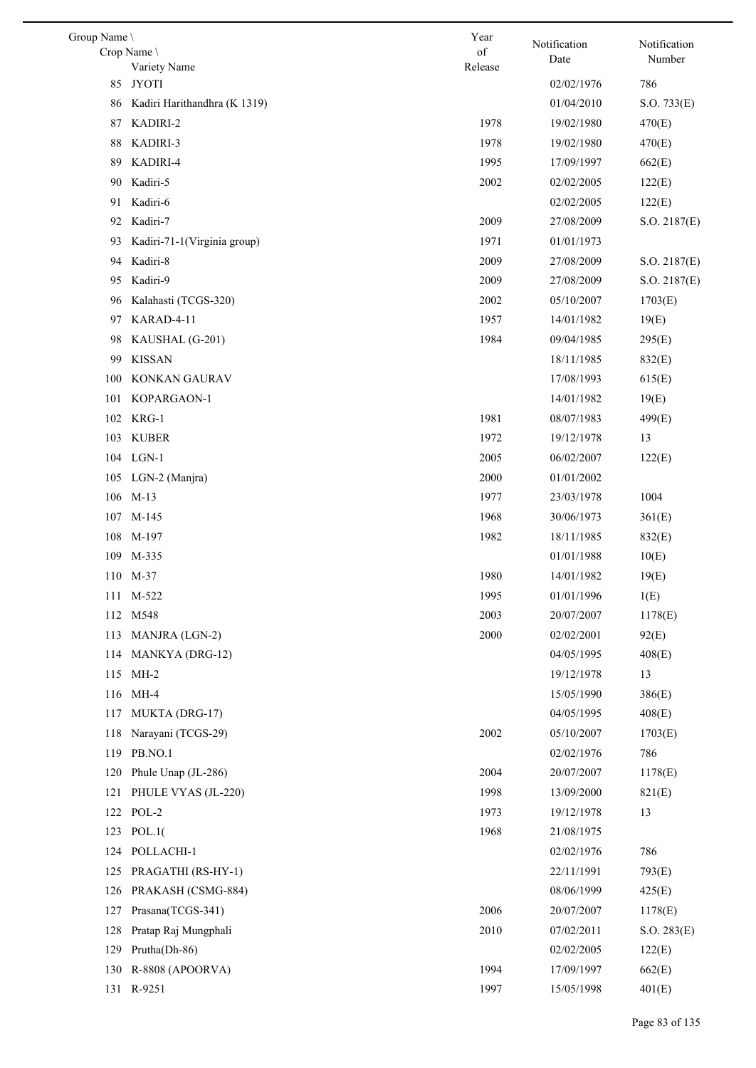| Group Name \ Crop Name \ Variety Name | | Year of Release | Notification Date | Notification Number |
|---|---|---|---|---|
| 85 | JYOTI | | 02/02/1976 | 786 |
| 86 | Kadiri Harithandhra (K 1319) | | 01/04/2010 | S.O. 733(E) |
| 87 | KADIRI-2 | 1978 | 19/02/1980 | 470(E) |
| 88 | KADIRI-3 | 1978 | 19/02/1980 | 470(E) |
| 89 | KADIRI-4 | 1995 | 17/09/1997 | 662(E) |
| 90 | Kadiri-5 | 2002 | 02/02/2005 | 122(E) |
| 91 | Kadiri-6 | | 02/02/2005 | 122(E) |
| 92 | Kadiri-7 | 2009 | 27/08/2009 | S.O. 2187(E) |
| 93 | Kadiri-71-1(Virginia group) | 1971 | 01/01/1973 | |
| 94 | Kadiri-8 | 2009 | 27/08/2009 | S.O. 2187(E) |
| 95 | Kadiri-9 | 2009 | 27/08/2009 | S.O. 2187(E) |
| 96 | Kalahasti (TCGS-320) | 2002 | 05/10/2007 | 1703(E) |
| 97 | KARAD-4-11 | 1957 | 14/01/1982 | 19(E) |
| 98 | KAUSHAL (G-201) | 1984 | 09/04/1985 | 295(E) |
| 99 | KISSAN | | 18/11/1985 | 832(E) |
| 100 | KONKAN GAURAV | | 17/08/1993 | 615(E) |
| 101 | KOPARGAON-1 | | 14/01/1982 | 19(E) |
| 102 | KRG-1 | 1981 | 08/07/1983 | 499(E) |
| 103 | KUBER | 1972 | 19/12/1978 | 13 |
| 104 | LGN-1 | 2005 | 06/02/2007 | 122(E) |
| 105 | LGN-2 (Manjra) | 2000 | 01/01/2002 | |
| 106 | M-13 | 1977 | 23/03/1978 | 1004 |
| 107 | M-145 | 1968 | 30/06/1973 | 361(E) |
| 108 | M-197 | 1982 | 18/11/1985 | 832(E) |
| 109 | M-335 | | 01/01/1988 | 10(E) |
| 110 | M-37 | 1980 | 14/01/1982 | 19(E) |
| 111 | M-522 | 1995 | 01/01/1996 | 1(E) |
| 112 | M548 | 2003 | 20/07/2007 | 1178(E) |
| 113 | MANJRA (LGN-2) | 2000 | 02/02/2001 | 92(E) |
| 114 | MANKYA (DRG-12) | | 04/05/1995 | 408(E) |
| 115 | MH-2 | | 19/12/1978 | 13 |
| 116 | MH-4 | | 15/05/1990 | 386(E) |
| 117 | MUKTA (DRG-17) | | 04/05/1995 | 408(E) |
| 118 | Narayani (TCGS-29) | 2002 | 05/10/2007 | 1703(E) |
| 119 | PB.NO.1 | | 02/02/1976 | 786 |
| 120 | Phule Unap (JL-286) | 2004 | 20/07/2007 | 1178(E) |
| 121 | PHULE VYAS (JL-220) | 1998 | 13/09/2000 | 821(E) |
| 122 | POL-2 | 1973 | 19/12/1978 | 13 |
| 123 | POL.1( | 1968 | 21/08/1975 | |
| 124 | POLLACHI-1 | | 02/02/1976 | 786 |
| 125 | PRAGATHI (RS-HY-1) | | 22/11/1991 | 793(E) |
| 126 | PRAKASH (CSMG-884) | | 08/06/1999 | 425(E) |
| 127 | Prasana(TCGS-341) | 2006 | 20/07/2007 | 1178(E) |
| 128 | Pratap Raj Mungphali | 2010 | 07/02/2011 | S.O. 283(E) |
| 129 | Prutha(Dh-86) | | 02/02/2005 | 122(E) |
| 130 | R-8808 (APOORVA) | 1994 | 17/09/1997 | 662(E) |
| 131 | R-9251 | 1997 | 15/05/1998 | 401(E) |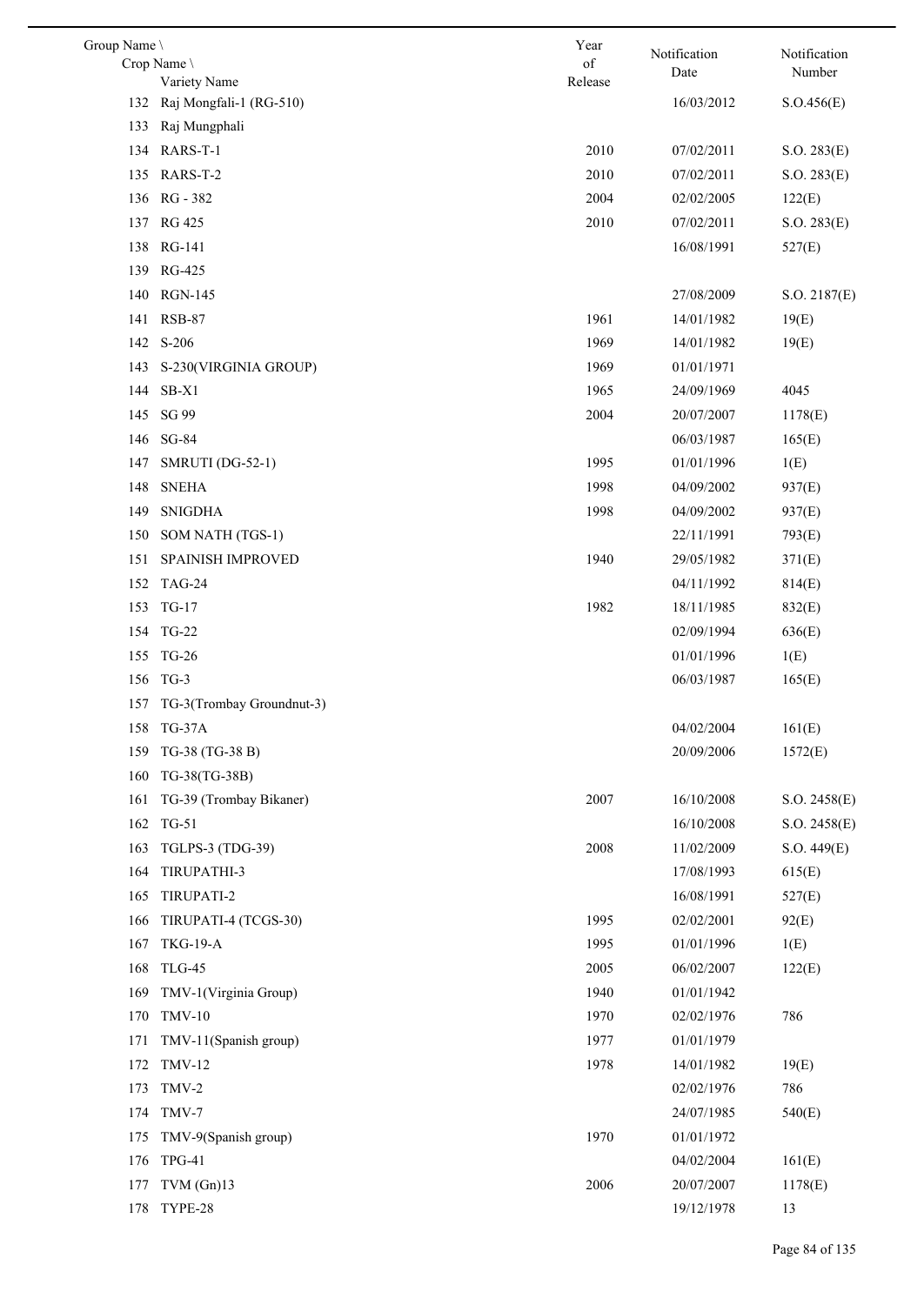| Group Name \ Crop Name \ Variety Name | Year of Release | Notification Date | Notification Number |
|---|---|---|---|
| 132 Raj Mongfali-1 (RG-510) | | 16/03/2012 | S.O.456(E) |
| 133 Raj Mungphali | | | |
| 134 RARS-T-1 | 2010 | 07/02/2011 | S.O. 283(E) |
| 135 RARS-T-2 | 2010 | 07/02/2011 | S.O. 283(E) |
| 136 RG - 382 | 2004 | 02/02/2005 | 122(E) |
| 137 RG 425 | 2010 | 07/02/2011 | S.O. 283(E) |
| 138 RG-141 | | 16/08/1991 | 527(E) |
| 139 RG-425 | | | |
| 140 RGN-145 | | 27/08/2009 | S.O. 2187(E) |
| 141 RSB-87 | 1961 | 14/01/1982 | 19(E) |
| 142 S-206 | 1969 | 14/01/1982 | 19(E) |
| 143 S-230(VIRGINIA GROUP) | 1969 | 01/01/1971 | |
| 144 SB-X1 | 1965 | 24/09/1969 | 4045 |
| 145 SG 99 | 2004 | 20/07/2007 | 1178(E) |
| 146 SG-84 | | 06/03/1987 | 165(E) |
| 147 SMRUTI (DG-52-1) | 1995 | 01/01/1996 | 1(E) |
| 148 SNEHA | 1998 | 04/09/2002 | 937(E) |
| 149 SNIGDHA | 1998 | 04/09/2002 | 937(E) |
| 150 SOM NATH (TGS-1) | | 22/11/1991 | 793(E) |
| 151 SPAINISH IMPROVED | 1940 | 29/05/1982 | 371(E) |
| 152 TAG-24 | | 04/11/1992 | 814(E) |
| 153 TG-17 | 1982 | 18/11/1985 | 832(E) |
| 154 TG-22 | | 02/09/1994 | 636(E) |
| 155 TG-26 | | 01/01/1996 | 1(E) |
| 156 TG-3 | | 06/03/1987 | 165(E) |
| 157 TG-3(Trombay Groundnut-3) | | | |
| 158 TG-37A | | 04/02/2004 | 161(E) |
| 159 TG-38 (TG-38 B) | | 20/09/2006 | 1572(E) |
| 160 TG-38(TG-38B) | | | |
| 161 TG-39 (Trombay Bikaner) | 2007 | 16/10/2008 | S.O. 2458(E) |
| 162 TG-51 | | 16/10/2008 | S.O. 2458(E) |
| 163 TGLPS-3 (TDG-39) | 2008 | 11/02/2009 | S.O. 449(E) |
| 164 TIRUPATHI-3 | | 17/08/1993 | 615(E) |
| 165 TIRUPATI-2 | | 16/08/1991 | 527(E) |
| 166 TIRUPATI-4 (TCGS-30) | 1995 | 02/02/2001 | 92(E) |
| 167 TKG-19-A | 1995 | 01/01/1996 | 1(E) |
| 168 TLG-45 | 2005 | 06/02/2007 | 122(E) |
| 169 TMV-1(Virginia Group) | 1940 | 01/01/1942 | |
| 170 TMV-10 | 1970 | 02/02/1976 | 786 |
| 171 TMV-11(Spanish group) | 1977 | 01/01/1979 | |
| 172 TMV-12 | 1978 | 14/01/1982 | 19(E) |
| 173 TMV-2 | | 02/02/1976 | 786 |
| 174 TMV-7 | | 24/07/1985 | 540(E) |
| 175 TMV-9(Spanish group) | 1970 | 01/01/1972 | |
| 176 TPG-41 | | 04/02/2004 | 161(E) |
| 177 TVM (Gn)13 | 2006 | 20/07/2007 | 1178(E) |
| 178 TYPE-28 | | 19/12/1978 | 13 |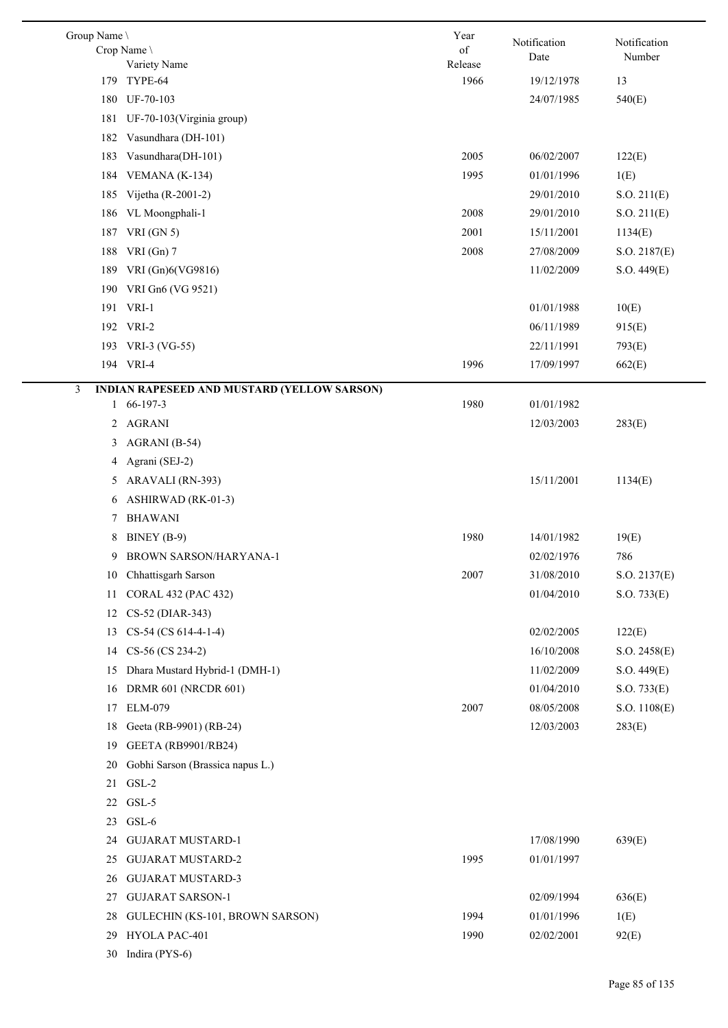| Group Name \ Crop Name \ Variety Name | | Year of Release | Notification Date | Notification Number |
|---|---|---|---|---|
| 179 | TYPE-64 | 1966 | 19/12/1978 | 13 |
| 180 | UF-70-103 | | 24/07/1985 | 540(E) |
| 181 | UF-70-103(Virginia group) | | | |
| 182 | Vasundhara (DH-101) | | | |
| 183 | Vasundhara(DH-101) | 2005 | 06/02/2007 | 122(E) |
| 184 | VEMANA (K-134) | 1995 | 01/01/1996 | 1(E) |
| 185 | Vijetha (R-2001-2) | | 29/01/2010 | S.O. 211(E) |
| 186 | VL Moongphali-1 | 2008 | 29/01/2010 | S.O. 211(E) |
| 187 | VRI (GN 5) | 2001 | 15/11/2001 | 1134(E) |
| 188 | VRI (Gn) 7 | 2008 | 27/08/2009 | S.O. 2187(E) |
| 189 | VRI (Gn)6(VG9816) | | 11/02/2009 | S.O. 449(E) |
| 190 | VRI Gn6 (VG 9521) | | | |
| 191 | VRI-1 | | 01/01/1988 | 10(E) |
| 192 | VRI-2 | | 06/11/1989 | 915(E) |
| 193 | VRI-3 (VG-55) | | 22/11/1991 | 793(E) |
| 194 | VRI-4 | 1996 | 17/09/1997 | 662(E) |
| 3 | **INDIAN RAPESEED AND MUSTARD (YELLOW SARSON)** | | | |
| 1 | 66-197-3 | 1980 | 01/01/1982 | |
| 2 | AGRANI | | 12/03/2003 | 283(E) |
| 3 | AGRANI (B-54) | | | |
| 4 | Agrani (SEJ-2) | | | |
| 5 | ARAVALI (RN-393) | | 15/11/2001 | 1134(E) |
| 6 | ASHIRWAD (RK-01-3) | | | |
| 7 | BHAWANI | | | |
| 8 | BINEY (B-9) | 1980 | 14/01/1982 | 19(E) |
| 9 | BROWN SARSON/HARYANA-1 | | 02/02/1976 | 786 |
| 10 | Chhattisgarh Sarson | 2007 | 31/08/2010 | S.O. 2137(E) |
| 11 | CORAL 432 (PAC 432) | | 01/04/2010 | S.O. 733(E) |
| 12 | CS-52 (DIAR-343) | | | |
| 13 | CS-54 (CS 614-4-1-4) | | 02/02/2005 | 122(E) |
| 14 | CS-56 (CS 234-2) | | 16/10/2008 | S.O. 2458(E) |
| 15 | Dhara Mustard Hybrid-1 (DMH-1) | | 11/02/2009 | S.O. 449(E) |
| 16 | DRMR 601 (NRCDR 601) | | 01/04/2010 | S.O. 733(E) |
| 17 | ELM-079 | 2007 | 08/05/2008 | S.O. 1108(E) |
| 18 | Geeta (RB-9901) (RB-24) | | 12/03/2003 | 283(E) |
| 19 | GEETA (RB9901/RB24) | | | |
| 20 | Gobhi Sarson (Brassica napus L.) | | | |
| 21 | GSL-2 | | | |
| 22 | GSL-5 | | | |
| 23 | GSL-6 | | | |
| 24 | GUJARAT MUSTARD-1 | | 17/08/1990 | 639(E) |
| 25 | GUJARAT MUSTARD-2 | 1995 | 01/01/1997 | |
| 26 | GUJARAT MUSTARD-3 | | | |
| 27 | GUJARAT SARSON-1 | | 02/09/1994 | 636(E) |
| 28 | GULECHIN (KS-101, BROWN SARSON) | 1994 | 01/01/1996 | 1(E) |
| 29 | HYOLA PAC-401 | 1990 | 02/02/2001 | 92(E) |
| 30 | Indira (PYS-6) | | | |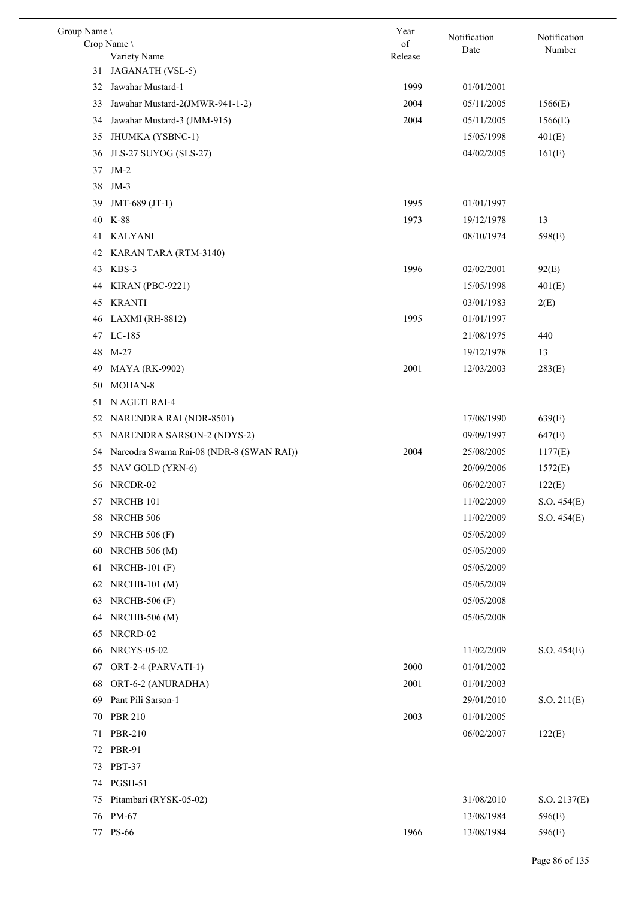| Group Name \ Crop Name \ Variety Name | Year of Release | Notification Date | Notification Number |
|---|---|---|---|
| 31 JAGANATH (VSL-5) | | | |
| 32 Jawahar Mustard-1 | 1999 | 01/01/2001 | |
| 33 Jawahar Mustard-2(JMWR-941-1-2) | 2004 | 05/11/2005 | 1566(E) |
| 34 Jawahar Mustard-3 (JMM-915) | 2004 | 05/11/2005 | 1566(E) |
| 35 JHUMKA (YSBNC-1) | | 15/05/1998 | 401(E) |
| 36 JLS-27 SUYOG (SLS-27) | | 04/02/2005 | 161(E) |
| 37 JM-2 | | | |
| 38 JM-3 | | | |
| 39 JMT-689 (JT-1) | 1995 | 01/01/1997 | |
| 40 K-88 | 1973 | 19/12/1978 | 13 |
| 41 KALYANI | | 08/10/1974 | 598(E) |
| 42 KARAN TARA (RTM-3140) | | | |
| 43 KBS-3 | 1996 | 02/02/2001 | 92(E) |
| 44 KIRAN (PBC-9221) | | 15/05/1998 | 401(E) |
| 45 KRANTI | | 03/01/1983 | 2(E) |
| 46 LAXMI (RH-8812) | 1995 | 01/01/1997 | |
| 47 LC-185 | | 21/08/1975 | 440 |
| 48 M-27 | | 19/12/1978 | 13 |
| 49 MAYA (RK-9902) | 2001 | 12/03/2003 | 283(E) |
| 50 MOHAN-8 | | | |
| 51 N AGETI RAI-4 | | | |
| 52 NARENDRA RAI (NDR-8501) | | 17/08/1990 | 639(E) |
| 53 NARENDRA SARSON-2 (NDYS-2) | | 09/09/1997 | 647(E) |
| 54 Nareodra Swama Rai-08 (NDR-8 (SWAN RAI)) | 2004 | 25/08/2005 | 1177(E) |
| 55 NAV GOLD (YRN-6) | | 20/09/2006 | 1572(E) |
| 56 NRCDR-02 | | 06/02/2007 | 122(E) |
| 57 NRCHB 101 | | 11/02/2009 | S.O. 454(E) |
| 58 NRCHB 506 | | 11/02/2009 | S.O. 454(E) |
| 59 NRCHB 506 (F) | | 05/05/2009 | |
| 60 NRCHB 506 (M) | | 05/05/2009 | |
| 61 NRCHB-101 (F) | | 05/05/2009 | |
| 62 NRCHB-101 (M) | | 05/05/2009 | |
| 63 NRCHB-506 (F) | | 05/05/2008 | |
| 64 NRCHB-506 (M) | | 05/05/2008 | |
| 65 NRCRD-02 | | | |
| 66 NRCYS-05-02 | | 11/02/2009 | S.O. 454(E) |
| 67 ORT-2-4 (PARVATI-1) | 2000 | 01/01/2002 | |
| 68 ORT-6-2 (ANURADHA) | 2001 | 01/01/2003 | |
| 69 Pant Pili Sarson-1 | | 29/01/2010 | S.O. 211(E) |
| 70 PBR 210 | 2003 | 01/01/2005 | |
| 71 PBR-210 | | 06/02/2007 | 122(E) |
| 72 PBR-91 | | | |
| 73 PBT-37 | | | |
| 74 PGSH-51 | | | |
| 75 Pitambari (RYSK-05-02) | | 31/08/2010 | S.O. 2137(E) |
| 76 PM-67 | | 13/08/1984 | 596(E) |
| 77 PS-66 | 1966 | 13/08/1984 | 596(E) |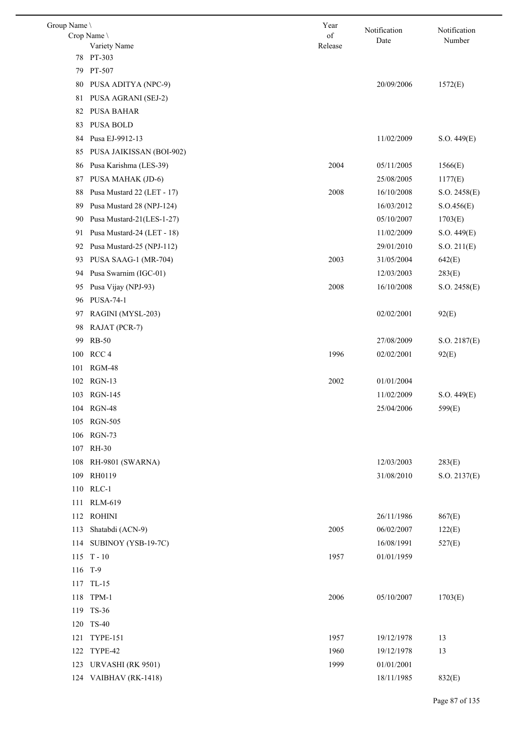| Group Name \ Crop Name \ Variety Name | Year of Release | Notification Date | Notification Number |
|---|---|---|---|
| 78 PT-303 | | | |
| 79 PT-507 | | | |
| 80 PUSA ADITYA (NPC-9) | | 20/09/2006 | 1572(E) |
| 81 PUSA AGRANI (SEJ-2) | | | |
| 82 PUSA BAHAR | | | |
| 83 PUSA BOLD | | | |
| 84 Pusa EJ-9912-13 | | 11/02/2009 | S.O. 449(E) |
| 85 PUSA JAIKISSAN (BOI-902) | | | |
| 86 Pusa Karishma (LES-39) | 2004 | 05/11/2005 | 1566(E) |
| 87 PUSA MAHAK (JD-6) | | 25/08/2005 | 1177(E) |
| 88 Pusa Mustard 22 (LET - 17) | 2008 | 16/10/2008 | S.O. 2458(E) |
| 89 Pusa Mustard 28 (NPJ-124) | | 16/03/2012 | S.O.456(E) |
| 90 Pusa Mustard-21(LES-1-27) | | 05/10/2007 | 1703(E) |
| 91 Pusa Mustard-24 (LET - 18) | | 11/02/2009 | S.O. 449(E) |
| 92 Pusa Mustard-25 (NPJ-112) | | 29/01/2010 | S.O. 211(E) |
| 93 PUSA SAAG-1 (MR-704) | 2003 | 31/05/2004 | 642(E) |
| 94 Pusa Swarnim (IGC-01) | | 12/03/2003 | 283(E) |
| 95 Pusa Vijay (NPJ-93) | 2008 | 16/10/2008 | S.O. 2458(E) |
| 96 PUSA-74-1 | | | |
| 97 RAGINI (MYSL-203) | | 02/02/2001 | 92(E) |
| 98 RAJAT (PCR-7) | | | |
| 99 RB-50 | | 27/08/2009 | S.O. 2187(E) |
| 100 RCC 4 | 1996 | 02/02/2001 | 92(E) |
| 101 RGM-48 | | | |
| 102 RGN-13 | 2002 | 01/01/2004 | |
| 103 RGN-145 | | 11/02/2009 | S.O. 449(E) |
| 104 RGN-48 | | 25/04/2006 | 599(E) |
| 105 RGN-505 | | | |
| 106 RGN-73 | | | |
| 107 RH-30 | | | |
| 108 RH-9801 (SWARNA) | | 12/03/2003 | 283(E) |
| 109 RH0119 | | 31/08/2010 | S.O. 2137(E) |
| 110 RLC-1 | | | |
| 111 RLM-619 | | | |
| 112 ROHINI | | 26/11/1986 | 867(E) |
| 113 Shatabdi (ACN-9) | 2005 | 06/02/2007 | 122(E) |
| 114 SUBINOY (YSB-19-7C) | | 16/08/1991 | 527(E) |
| 115 T - 10 | 1957 | 01/01/1959 | |
| 116 T-9 | | | |
| 117 TL-15 | | | |
| 118 TPM-1 | 2006 | 05/10/2007 | 1703(E) |
| 119 TS-36 | | | |
| 120 TS-40 | | | |
| 121 TYPE-151 | 1957 | 19/12/1978 | 13 |
| 122 TYPE-42 | 1960 | 19/12/1978 | 13 |
| 123 URVASHI (RK 9501) | 1999 | 01/01/2001 | |
| 124 VAIBHAV (RK-1418) | | 18/11/1985 | 832(E) |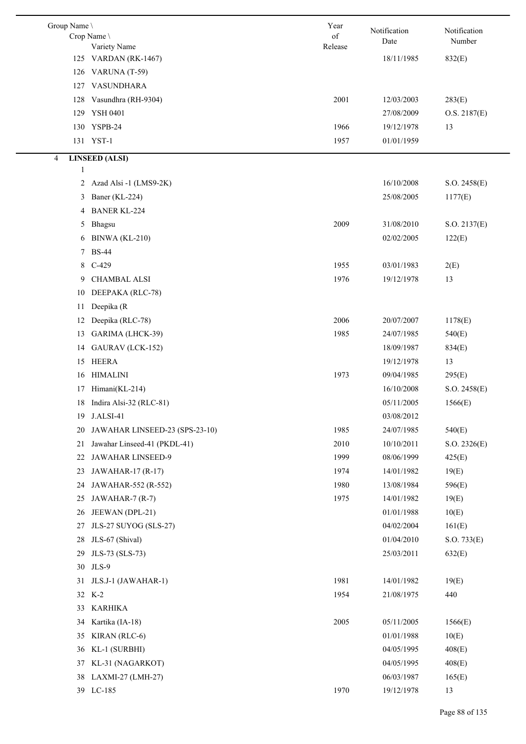| Group Name \ Crop Name \ Variety Name | Year of Release | Notification Date | Notification Number |
|---|---|---|---|
| 125 VARDAN (RK-1467) | | 18/11/1985 | 832(E) |
| 126 VARUNA (T-59) | | | |
| 127 VASUNDHARA | | | |
| 128 Vasundhra (RH-9304) | 2001 | 12/03/2003 | 283(E) |
| 129 YSH 0401 | | 27/08/2009 | O.S. 2187(E) |
| 130 YSPB-24 | 1966 | 19/12/1978 | 13 |
| 131 YST-1 | 1957 | 01/01/1959 | |
| 4 **LINSEED (ALSI)** | | | |
| 1 | | | |
| 2 Azad Alsi -1 (LMS9-2K) | | 16/10/2008 | S.O. 2458(E) |
| 3 Baner (KL-224) | | 25/08/2005 | 1177(E) |
| 4 BANER KL-224 | | | |
| 5 Bhagsu | 2009 | 31/08/2010 | S.O. 2137(E) |
| 6 BINWA (KL-210) | | 02/02/2005 | 122(E) |
| 7 BS-44 | | | |
| 8 C-429 | 1955 | 03/01/1983 | 2(E) |
| 9 CHAMBAL ALSI | 1976 | 19/12/1978 | 13 |
| 10 DEEPAKA (RLC-78) | | | |
| 11 Deepika (R | | | |
| 12 Deepika (RLC-78) | 2006 | 20/07/2007 | 1178(E) |
| 13 GARIMA (LHCK-39) | 1985 | 24/07/1985 | 540(E) |
| 14 GAURAV (LCK-152) | | 18/09/1987 | 834(E) |
| 15 HEERA | | 19/12/1978 | 13 |
| 16 HIMALINI | 1973 | 09/04/1985 | 295(E) |
| 17 Himani(KL-214) | | 16/10/2008 | S.O. 2458(E) |
| 18 Indira Alsi-32 (RLC-81) | | 05/11/2005 | 1566(E) |
| 19 J.ALSI-41 | | 03/08/2012 | |
| 20 JAWAHAR LINSEED-23 (SPS-23-10) | 1985 | 24/07/1985 | 540(E) |
| 21 Jawahar Linseed-41 (PKDL-41) | 2010 | 10/10/2011 | S.O. 2326(E) |
| 22 JAWAHAR LINSEED-9 | 1999 | 08/06/1999 | 425(E) |
| 23 JAWAHAR-17 (R-17) | 1974 | 14/01/1982 | 19(E) |
| 24 JAWAHAR-552 (R-552) | 1980 | 13/08/1984 | 596(E) |
| 25 JAWAHAR-7 (R-7) | 1975 | 14/01/1982 | 19(E) |
| 26 JEEWAN (DPL-21) | | 01/01/1988 | 10(E) |
| 27 JLS-27 SUYOG (SLS-27) | | 04/02/2004 | 161(E) |
| 28 JLS-67 (Shival) | | 01/04/2010 | S.O. 733(E) |
| 29 JLS-73 (SLS-73) | | 25/03/2011 | 632(E) |
| 30 JLS-9 | | | |
| 31 JLS.J-1 (JAWAHAR-1) | 1981 | 14/01/1982 | 19(E) |
| 32 K-2 | 1954 | 21/08/1975 | 440 |
| 33 KARHIKA | | | |
| 34 Kartika (IA-18) | 2005 | 05/11/2005 | 1566(E) |
| 35 KIRAN (RLC-6) | | 01/01/1988 | 10(E) |
| 36 KL-1 (SURBHI) | | 04/05/1995 | 408(E) |
| 37 KL-31 (NAGARKOT) | | 04/05/1995 | 408(E) |
| 38 LAXMI-27 (LMH-27) | | 06/03/1987 | 165(E) |
| 39 LC-185 | 1970 | 19/12/1978 | 13 |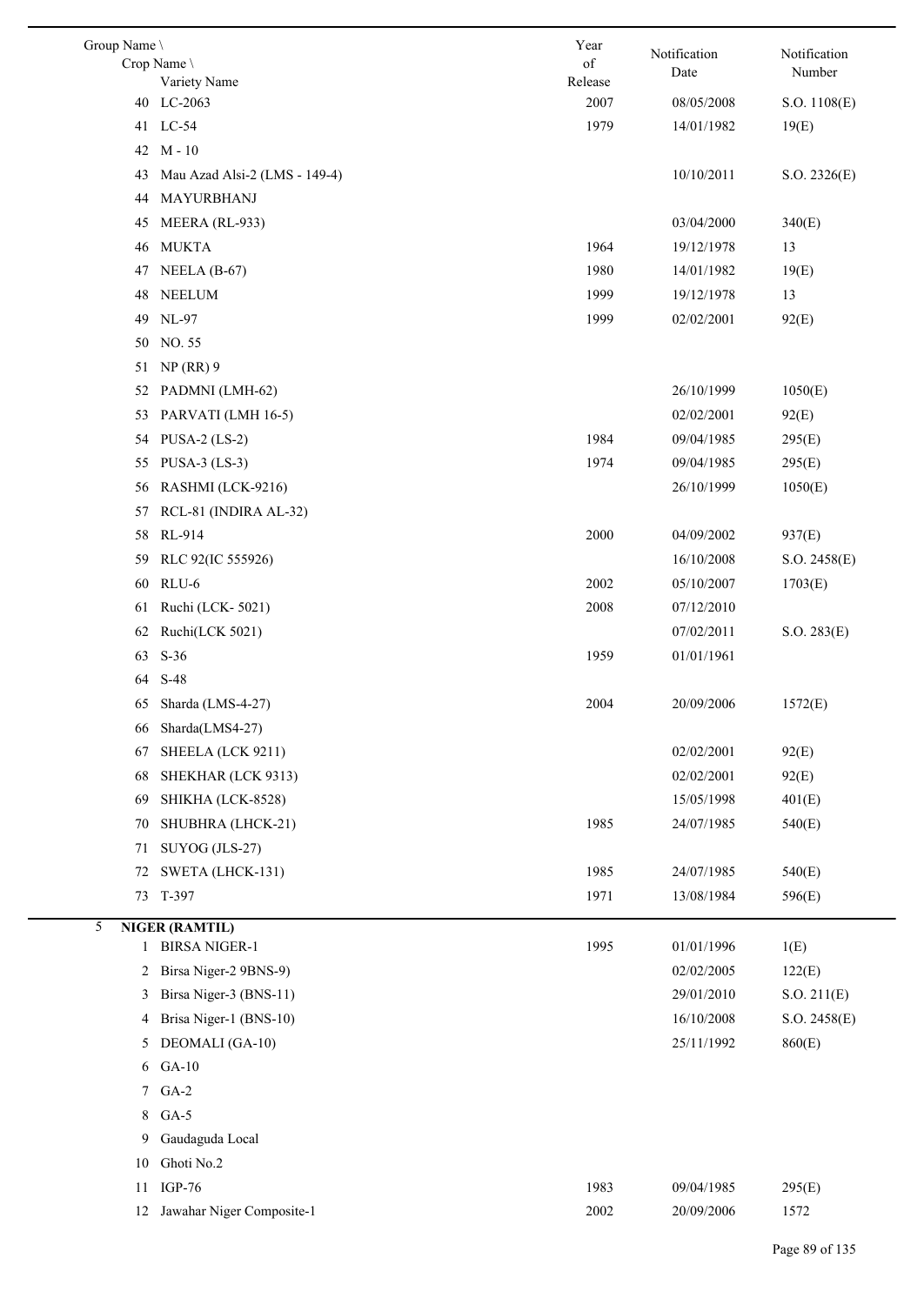| Group Name \ Crop Name \ Variety Name | Year of Release | Notification Date | Notification Number |
|---|---|---|---|
| 40 LC-2063 | 2007 | 08/05/2008 | S.O. 1108(E) |
| 41 LC-54 | 1979 | 14/01/1982 | 19(E) |
| 42 M - 10 | | | |
| 43 Mau Azad Alsi-2 (LMS - 149-4) | | 10/10/2011 | S.O. 2326(E) |
| 44 MAYURBHANJ | | | |
| 45 MEERA (RL-933) | | 03/04/2000 | 340(E) |
| 46 MUKTA | 1964 | 19/12/1978 | 13 |
| 47 NEELA (B-67) | 1980 | 14/01/1982 | 19(E) |
| 48 NEELUM | 1999 | 19/12/1978 | 13 |
| 49 NL-97 | 1999 | 02/02/2001 | 92(E) |
| 50 NO. 55 | | | |
| 51 NP (RR) 9 | | | |
| 52 PADMNI (LMH-62) | | 26/10/1999 | 1050(E) |
| 53 PARVATI (LMH 16-5) | | 02/02/2001 | 92(E) |
| 54 PUSA-2 (LS-2) | 1984 | 09/04/1985 | 295(E) |
| 55 PUSA-3 (LS-3) | 1974 | 09/04/1985 | 295(E) |
| 56 RASHMI (LCK-9216) | | 26/10/1999 | 1050(E) |
| 57 RCL-81 (INDIRA AL-32) | | | |
| 58 RL-914 | 2000 | 04/09/2002 | 937(E) |
| 59 RLC 92(IC 555926) | | 16/10/2008 | S.O. 2458(E) |
| 60 RLU-6 | 2002 | 05/10/2007 | 1703(E) |
| 61 Ruchi (LCK- 5021) | 2008 | 07/12/2010 | |
| 62 Ruchi(LCK 5021) | | 07/02/2011 | S.O. 283(E) |
| 63 S-36 | 1959 | 01/01/1961 | |
| 64 S-48 | | | |
| 65 Sharda (LMS-4-27) | 2004 | 20/09/2006 | 1572(E) |
| 66 Sharda(LMS4-27) | | | |
| 67 SHEELA (LCK 9211) | | 02/02/2001 | 92(E) |
| 68 SHEKHAR (LCK 9313) | | 02/02/2001 | 92(E) |
| 69 SHIKHA (LCK-8528) | | 15/05/1998 | 401(E) |
| 70 SHUBHRA (LHCK-21) | 1985 | 24/07/1985 | 540(E) |
| 71 SUYOG (JLS-27) | | | |
| 72 SWETA (LHCK-131) | 1985 | 24/07/1985 | 540(E) |
| 73 T-397 | 1971 | 13/08/1984 | 596(E) |
| 5 **NIGER (RAMTIL)** | | | |
| 1 BIRSA NIGER-1 | 1995 | 01/01/1996 | 1(E) |
| 2 Birsa Niger-2 9BNS-9) | | 02/02/2005 | 122(E) |
| 3 Birsa Niger-3 (BNS-11) | | 29/01/2010 | S.O. 211(E) |
| 4 Brisa Niger-1 (BNS-10) | | 16/10/2008 | S.O. 2458(E) |
| 5 DEOMALI (GA-10) | | 25/11/1992 | 860(E) |
| 6 GA-10 | | | |
| 7 GA-2 | | | |
| 8 GA-5 | | | |
| 9 Gaudaguda Local | | | |
| 10 Ghoti No.2 | | | |
| 11 IGP-76 | 1983 | 09/04/1985 | 295(E) |
| 12 Jawahar Niger Composite-1 | 2002 | 20/09/2006 | 1572 |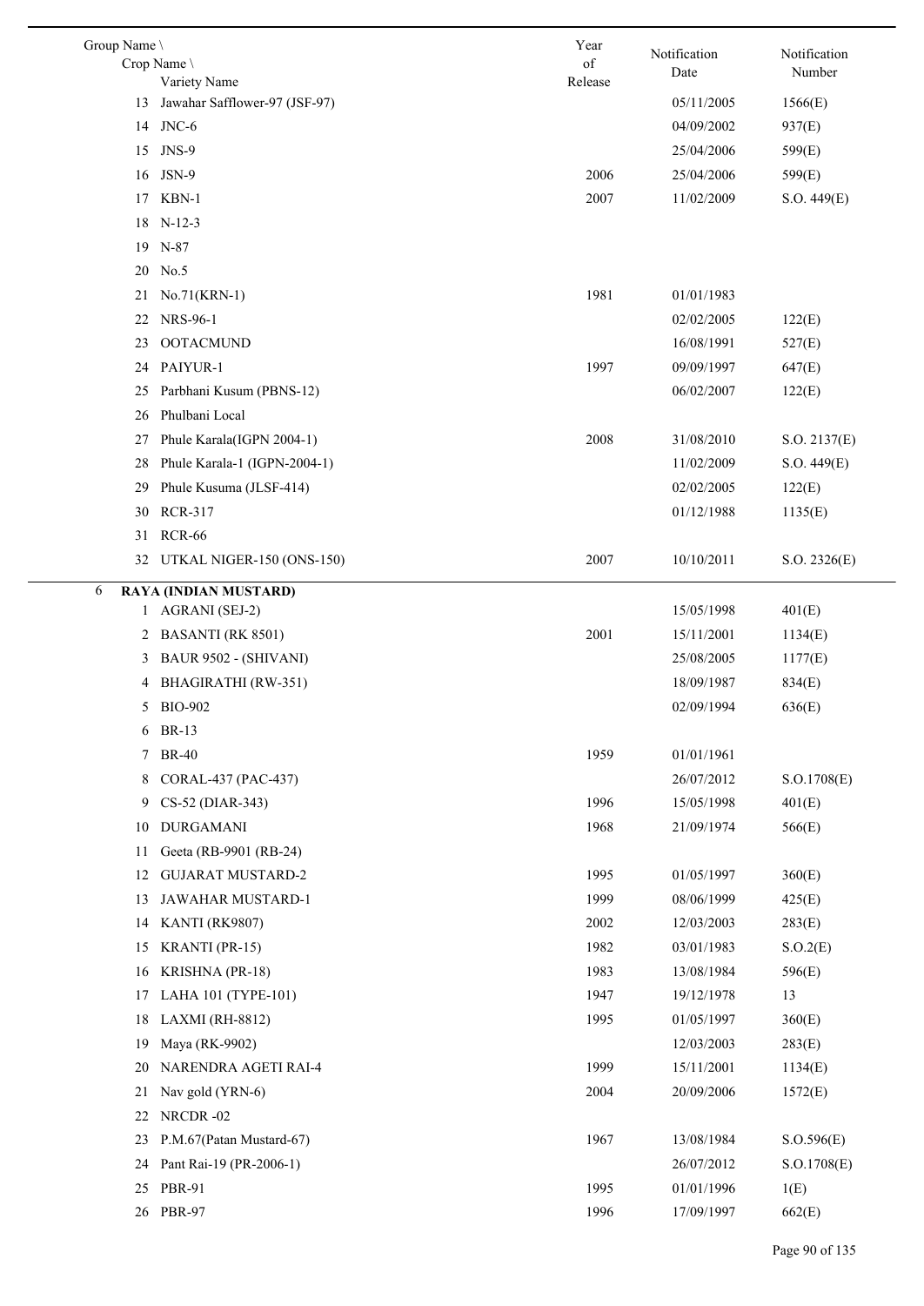| Group Name \ Crop Name \ Variety Name | Year of Release | Notification Date | Notification Number |
|---|---|---|---|
| 13 Jawahar Safflower-97 (JSF-97) | | 05/11/2005 | 1566(E) |
| 14 JNC-6 | | 04/09/2002 | 937(E) |
| 15 JNS-9 | | 25/04/2006 | 599(E) |
| 16 JSN-9 | 2006 | 25/04/2006 | 599(E) |
| 17 KBN-1 | 2007 | 11/02/2009 | S.O. 449(E) |
| 18 N-12-3 | | | |
| 19 N-87 | | | |
| 20 No.5 | | | |
| 21 No.71(KRN-1) | 1981 | 01/01/1983 | |
| 22 NRS-96-1 | | 02/02/2005 | 122(E) |
| 23 OOTACMUND | | 16/08/1991 | 527(E) |
| 24 PAIYUR-1 | 1997 | 09/09/1997 | 647(E) |
| 25 Parbhani Kusum (PBNS-12) | | 06/02/2007 | 122(E) |
| 26 Phulbani Local | | | |
| 27 Phule Karala(IGPN 2004-1) | 2008 | 31/08/2010 | S.O. 2137(E) |
| 28 Phule Karala-1 (IGPN-2004-1) | | 11/02/2009 | S.O. 449(E) |
| 29 Phule Kusuma (JLSF-414) | | 02/02/2005 | 122(E) |
| 30 RCR-317 | | 01/12/1988 | 1135(E) |
| 31 RCR-66 | | | |
| 32 UTKAL NIGER-150 (ONS-150) | 2007 | 10/10/2011 | S.O. 2326(E) |
| 6 **RAYA (INDIAN MUSTARD)** | | | |
| 1 AGRANI (SEJ-2) | | 15/05/1998 | 401(E) |
| 2 BASANTI (RK 8501) | 2001 | 15/11/2001 | 1134(E) |
| 3 BAUR 9502 - (SHIVANI) | | 25/08/2005 | 1177(E) |
| 4 BHAGIRATHI (RW-351) | | 18/09/1987 | 834(E) |
| 5 BIO-902 | | 02/09/1994 | 636(E) |
| 6 BR-13 | | | |
| 7 BR-40 | 1959 | 01/01/1961 | |
| 8 CORAL-437 (PAC-437) | | 26/07/2012 | S.O.1708(E) |
| 9 CS-52 (DIAR-343) | 1996 | 15/05/1998 | 401(E) |
| 10 DURGAMANI | 1968 | 21/09/1974 | 566(E) |
| 11 Geeta (RB-9901 (RB-24) | | | |
| 12 GUJARAT MUSTARD-2 | 1995 | 01/05/1997 | 360(E) |
| 13 JAWAHAR MUSTARD-1 | 1999 | 08/06/1999 | 425(E) |
| 14 KANTI (RK9807) | 2002 | 12/03/2003 | 283(E) |
| 15 KRANTI (PR-15) | 1982 | 03/01/1983 | S.O.2(E) |
| 16 KRISHNA (PR-18) | 1983 | 13/08/1984 | 596(E) |
| 17 LAHA 101 (TYPE-101) | 1947 | 19/12/1978 | 13 |
| 18 LAXMI (RH-8812) | 1995 | 01/05/1997 | 360(E) |
| 19 Maya (RK-9902) | | 12/03/2003 | 283(E) |
| 20 NARENDRA AGETI RAI-4 | 1999 | 15/11/2001 | 1134(E) |
| 21 Nav gold (YRN-6) | 2004 | 20/09/2006 | 1572(E) |
| 22 NRCDR -02 | | | |
| 23 P.M.67(Patan Mustard-67) | 1967 | 13/08/1984 | S.O.596(E) |
| 24 Pant Rai-19 (PR-2006-1) | | 26/07/2012 | S.O.1708(E) |
| 25 PBR-91 | 1995 | 01/01/1996 | 1(E) |
| 26 PBR-97 | 1996 | 17/09/1997 | 662(E) |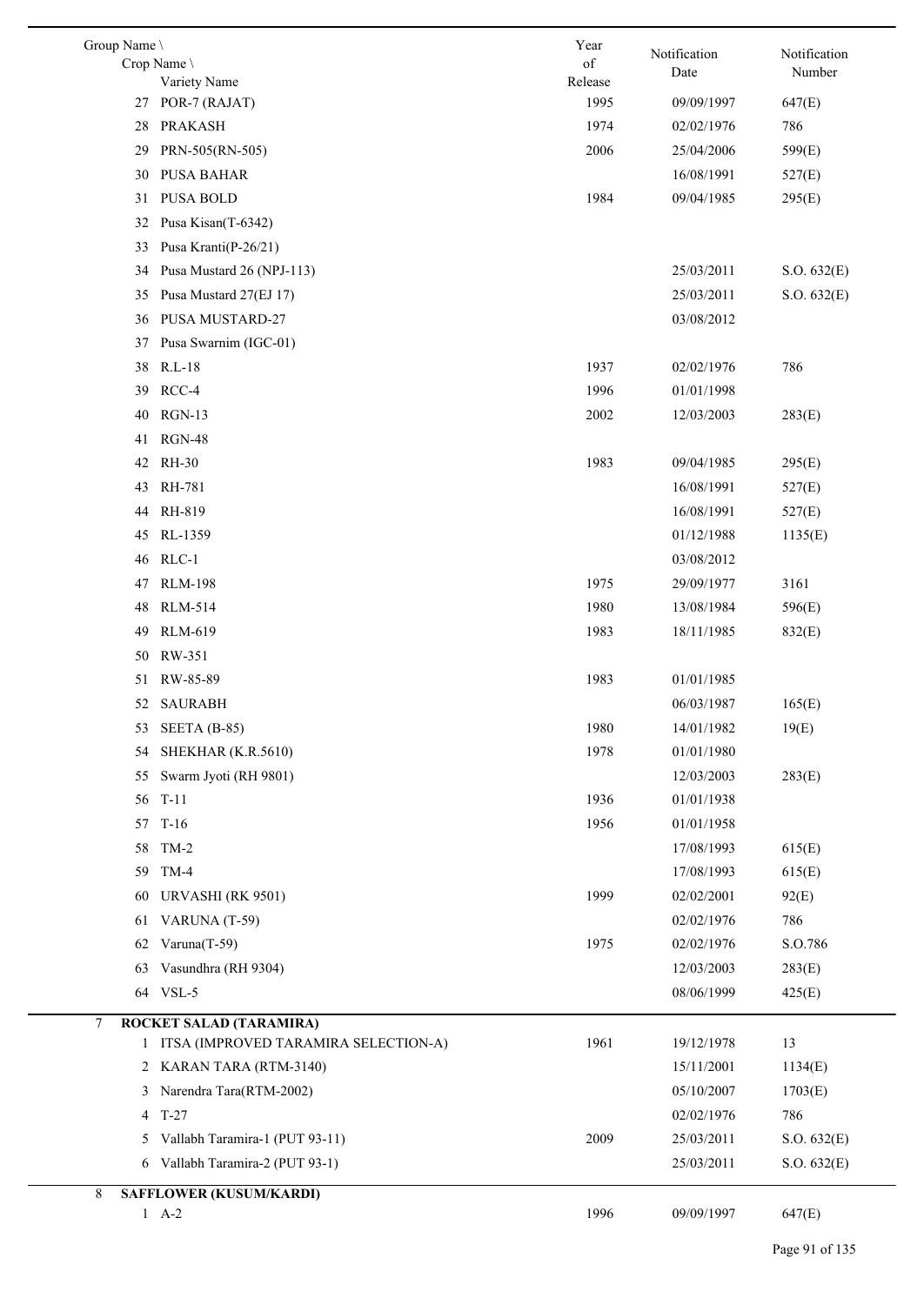| Group Name \ Crop Name \ Variety Name | Year of Release | Notification Date | Notification Number |
|---|---|---|---|
| 27 POR-7 (RAJAT) | 1995 | 09/09/1997 | 647(E) |
| 28 PRAKASH | 1974 | 02/02/1976 | 786 |
| 29 PRN-505(RN-505) | 2006 | 25/04/2006 | 599(E) |
| 30 PUSA BAHAR | | 16/08/1991 | 527(E) |
| 31 PUSA BOLD | 1984 | 09/04/1985 | 295(E) |
| 32 Pusa Kisan(T-6342) | | | |
| 33 Pusa Kranti(P-26/21) | | | |
| 34 Pusa Mustard 26 (NPJ-113) | | 25/03/2011 | S.O. 632(E) |
| 35 Pusa Mustard 27(EJ 17) | | 25/03/2011 | S.O. 632(E) |
| 36 PUSA MUSTARD-27 | | 03/08/2012 | |
| 37 Pusa Swarnim (IGC-01) | | | |
| 38 R.L-18 | 1937 | 02/02/1976 | 786 |
| 39 RCC-4 | 1996 | 01/01/1998 | |
| 40 RGN-13 | 2002 | 12/03/2003 | 283(E) |
| 41 RGN-48 | | | |
| 42 RH-30 | 1983 | 09/04/1985 | 295(E) |
| 43 RH-781 | | 16/08/1991 | 527(E) |
| 44 RH-819 | | 16/08/1991 | 527(E) |
| 45 RL-1359 | | 01/12/1988 | 1135(E) |
| 46 RLC-1 | | 03/08/2012 | |
| 47 RLM-198 | 1975 | 29/09/1977 | 3161 |
| 48 RLM-514 | 1980 | 13/08/1984 | 596(E) |
| 49 RLM-619 | 1983 | 18/11/1985 | 832(E) |
| 50 RW-351 | | | |
| 51 RW-85-89 | 1983 | 01/01/1985 | |
| 52 SAURABH | | 06/03/1987 | 165(E) |
| 53 SEETA (B-85) | 1980 | 14/01/1982 | 19(E) |
| 54 SHEKHAR (K.R.5610) | 1978 | 01/01/1980 | |
| 55 Swarm Jyoti (RH 9801) | | 12/03/2003 | 283(E) |
| 56 T-11 | 1936 | 01/01/1938 | |
| 57 T-16 | 1956 | 01/01/1958 | |
| 58 TM-2 | | 17/08/1993 | 615(E) |
| 59 TM-4 | | 17/08/1993 | 615(E) |
| 60 URVASHI (RK 9501) | 1999 | 02/02/2001 | 92(E) |
| 61 VARUNA (T-59) | | 02/02/1976 | 786 |
| 62 Varuna(T-59) | 1975 | 02/02/1976 | S.O.786 |
| 63 Vasundhra (RH 9304) | | 12/03/2003 | 283(E) |
| 64 VSL-5 | | 08/06/1999 | 425(E) |
| **7 ROCKET SALAD (TARAMIRA)** | | | |
| 1 ITSA (IMPROVED TARAMIRA SELECTION-A) | 1961 | 19/12/1978 | 13 |
| 2 KARAN TARA (RTM-3140) | | 15/11/2001 | 1134(E) |
| 3 Narendra Tara(RTM-2002) | | 05/10/2007 | 1703(E) |
| 4 T-27 | | 02/02/1976 | 786 |
| 5 Vallabh Taramira-1 (PUT 93-11) | 2009 | 25/03/2011 | S.O. 632(E) |
| 6 Vallabh Taramira-2 (PUT 93-1) | | 25/03/2011 | S.O. 632(E) |
| **8 SAFFLOWER (KUSUM/KARDI)** | | | |
| 1 A-2 | 1996 | 09/09/1997 | 647(E) |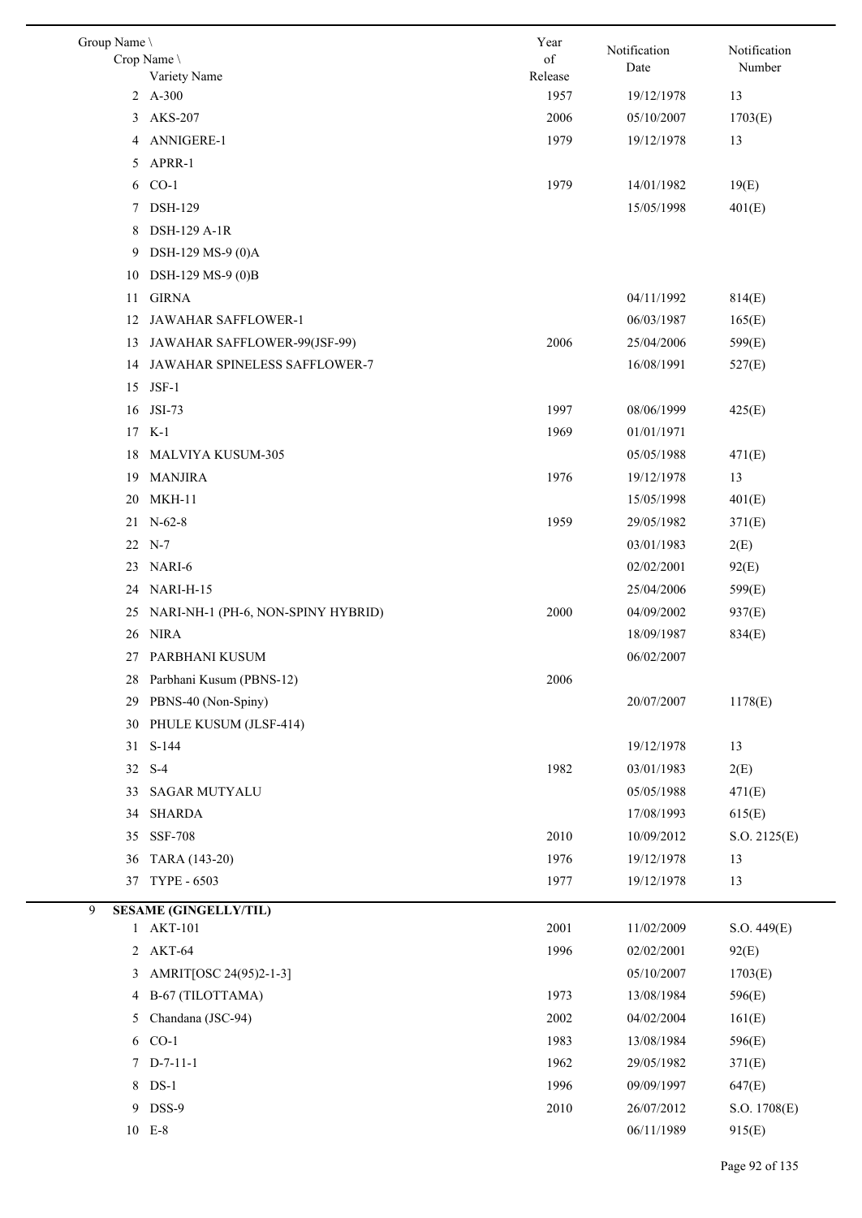| Group Name \ Crop Name \ Variety Name | Year of Release | Notification Date | Notification Number |
|---|---|---|---|
| 2 A-300 | 1957 | 19/12/1978 | 13 |
| 3 AKS-207 | 2006 | 05/10/2007 | 1703(E) |
| 4 ANNIGERE-1 | 1979 | 19/12/1978 | 13 |
| 5 APRR-1 | | | |
| 6 CO-1 | 1979 | 14/01/1982 | 19(E) |
| 7 DSH-129 | | 15/05/1998 | 401(E) |
| 8 DSH-129 A-1R | | | |
| 9 DSH-129 MS-9 (0)A | | | |
| 10 DSH-129 MS-9 (0)B | | | |
| 11 GIRNA | | 04/11/1992 | 814(E) |
| 12 JAWAHAR SAFFLOWER-1 | | 06/03/1987 | 165(E) |
| 13 JAWAHAR SAFFLOWER-99(JSF-99) | 2006 | 25/04/2006 | 599(E) |
| 14 JAWAHAR SPINELESS SAFFLOWER-7 | | 16/08/1991 | 527(E) |
| 15 JSF-1 | | | |
| 16 JSI-73 | 1997 | 08/06/1999 | 425(E) |
| 17 K-1 | 1969 | 01/01/1971 | |
| 18 MALVIYA KUSUM-305 | | 05/05/1988 | 471(E) |
| 19 MANJIRA | 1976 | 19/12/1978 | 13 |
| 20 MKH-11 | | 15/05/1998 | 401(E) |
| 21 N-62-8 | 1959 | 29/05/1982 | 371(E) |
| 22 N-7 | | 03/01/1983 | 2(E) |
| 23 NARI-6 | | 02/02/2001 | 92(E) |
| 24 NARI-H-15 | | 25/04/2006 | 599(E) |
| 25 NARI-NH-1 (PH-6, NON-SPINY HYBRID) | 2000 | 04/09/2002 | 937(E) |
| 26 NIRA | | 18/09/1987 | 834(E) |
| 27 PARBHANI KUSUM | | 06/02/2007 | |
| 28 Parbhani Kusum (PBNS-12) | 2006 | | |
| 29 PBNS-40 (Non-Spiny) | | 20/07/2007 | 1178(E) |
| 30 PHULE KUSUM (JLSF-414) | | | |
| 31 S-144 | | 19/12/1978 | 13 |
| 32 S-4 | 1982 | 03/01/1983 | 2(E) |
| 33 SAGAR MUTYALU | | 05/05/1988 | 471(E) |
| 34 SHARDA | | 17/08/1993 | 615(E) |
| 35 SSF-708 | 2010 | 10/09/2012 | S.O. 2125(E) |
| 36 TARA (143-20) | 1976 | 19/12/1978 | 13 |
| 37 TYPE - 6503 | 1977 | 19/12/1978 | 13 |
| **9 SESAME (GINGELLY/TIL)** | | | |
| 1 AKT-101 | 2001 | 11/02/2009 | S.O. 449(E) |
| 2 AKT-64 | 1996 | 02/02/2001 | 92(E) |
| 3 AMRIT[OSC 24(95)2-1-3] | | 05/10/2007 | 1703(E) |
| 4 B-67 (TILOTTAMA) | 1973 | 13/08/1984 | 596(E) |
| 5 Chandana (JSC-94) | 2002 | 04/02/2004 | 161(E) |
| 6 CO-1 | 1983 | 13/08/1984 | 596(E) |
| 7 D-7-11-1 | 1962 | 29/05/1982 | 371(E) |
| 8 DS-1 | 1996 | 09/09/1997 | 647(E) |
| 9 DSS-9 | 2010 | 26/07/2012 | S.O. 1708(E) |
| 10 E-8 | | 06/11/1989 | 915(E) |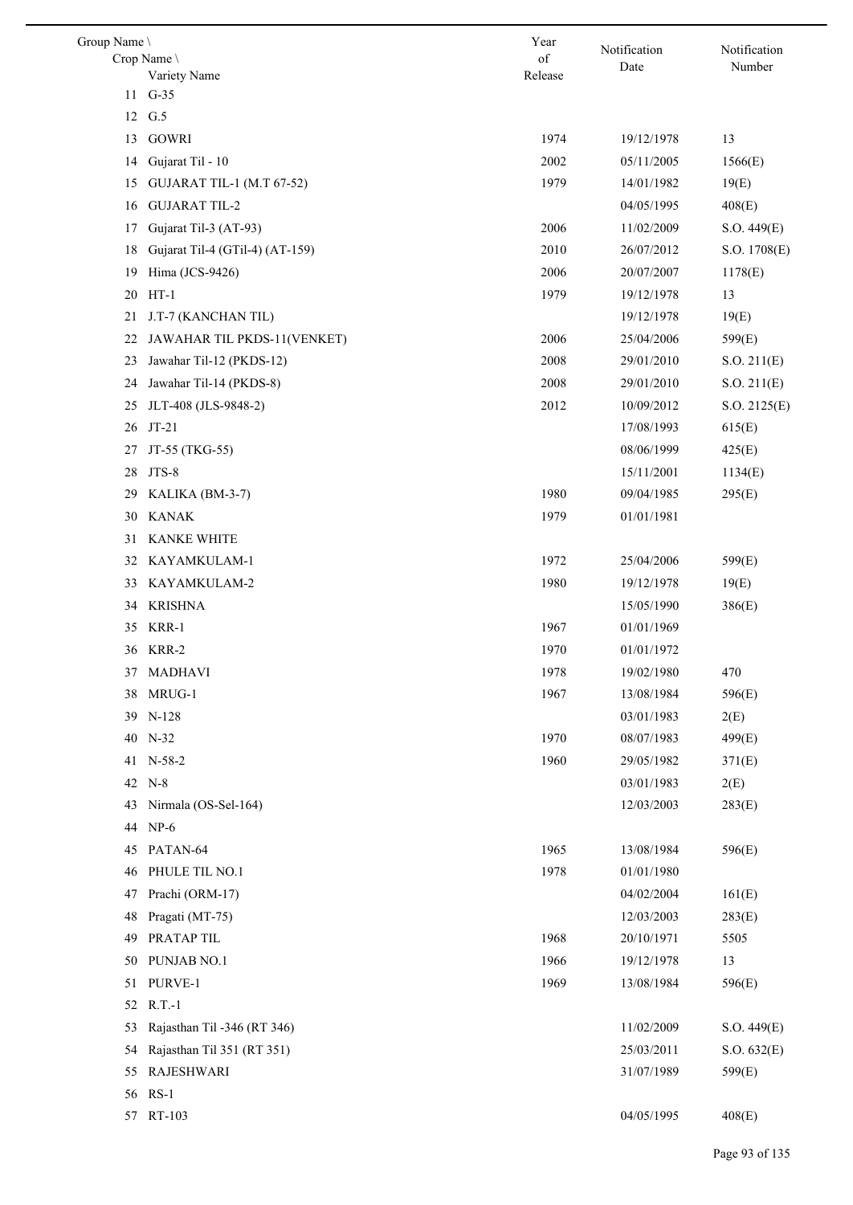| Group Name \ Crop Name \ Variety Name | Year of Release | Notification Date | Notification Number |
|---|---|---|---|
| 11 G-35 | | | |
| 12 G.5 | | | |
| 13 GOWRI | 1974 | 19/12/1978 | 13 |
| 14 Gujarat Til - 10 | 2002 | 05/11/2005 | 1566(E) |
| 15 GUJARAT TIL-1 (M.T 67-52) | 1979 | 14/01/1982 | 19(E) |
| 16 GUJARAT TIL-2 | | 04/05/1995 | 408(E) |
| 17 Gujarat Til-3 (AT-93) | 2006 | 11/02/2009 | S.O. 449(E) |
| 18 Gujarat Til-4 (GTil-4) (AT-159) | 2010 | 26/07/2012 | S.O. 1708(E) |
| 19 Hima (JCS-9426) | 2006 | 20/07/2007 | 1178(E) |
| 20 HT-1 | 1979 | 19/12/1978 | 13 |
| 21 J.T-7 (KANCHAN TIL) | | 19/12/1978 | 19(E) |
| 22 JAWAHAR TIL PKDS-11(VENKET) | 2006 | 25/04/2006 | 599(E) |
| 23 Jawahar Til-12 (PKDS-12) | 2008 | 29/01/2010 | S.O. 211(E) |
| 24 Jawahar Til-14 (PKDS-8) | 2008 | 29/01/2010 | S.O. 211(E) |
| 25 JLT-408 (JLS-9848-2) | 2012 | 10/09/2012 | S.O. 2125(E) |
| 26 JT-21 | | 17/08/1993 | 615(E) |
| 27 JT-55 (TKG-55) | | 08/06/1999 | 425(E) |
| 28 JTS-8 | | 15/11/2001 | 1134(E) |
| 29 KALIKA (BM-3-7) | 1980 | 09/04/1985 | 295(E) |
| 30 KANAK | 1979 | 01/01/1981 | |
| 31 KANKE WHITE | | | |
| 32 KAYAMKULAM-1 | 1972 | 25/04/2006 | 599(E) |
| 33 KAYAMKULAM-2 | 1980 | 19/12/1978 | 19(E) |
| 34 KRISHNA | | 15/05/1990 | 386(E) |
| 35 KRR-1 | 1967 | 01/01/1969 | |
| 36 KRR-2 | 1970 | 01/01/1972 | |
| 37 MADHAVI | 1978 | 19/02/1980 | 470 |
| 38 MRUG-1 | 1967 | 13/08/1984 | 596(E) |
| 39 N-128 | | 03/01/1983 | 2(E) |
| 40 N-32 | 1970 | 08/07/1983 | 499(E) |
| 41 N-58-2 | 1960 | 29/05/1982 | 371(E) |
| 42 N-8 | | 03/01/1983 | 2(E) |
| 43 Nirmala (OS-Sel-164) | | 12/03/2003 | 283(E) |
| 44 NP-6 | | | |
| 45 PATAN-64 | 1965 | 13/08/1984 | 596(E) |
| 46 PHULE TIL NO.1 | 1978 | 01/01/1980 | |
| 47 Prachi (ORM-17) | | 04/02/2004 | 161(E) |
| 48 Pragati (MT-75) | | 12/03/2003 | 283(E) |
| 49 PRATAP TIL | 1968 | 20/10/1971 | 5505 |
| 50 PUNJAB NO.1 | 1966 | 19/12/1978 | 13 |
| 51 PURVE-1 | 1969 | 13/08/1984 | 596(E) |
| 52 R.T.-1 | | | |
| 53 Rajasthan Til -346 (RT 346) | | 11/02/2009 | S.O. 449(E) |
| 54 Rajasthan Til 351 (RT 351) | | 25/03/2011 | S.O. 632(E) |
| 55 RAJESHWARI | | 31/07/1989 | 599(E) |
| 56 RS-1 | | | |
| 57 RT-103 | | 04/05/1995 | 408(E) |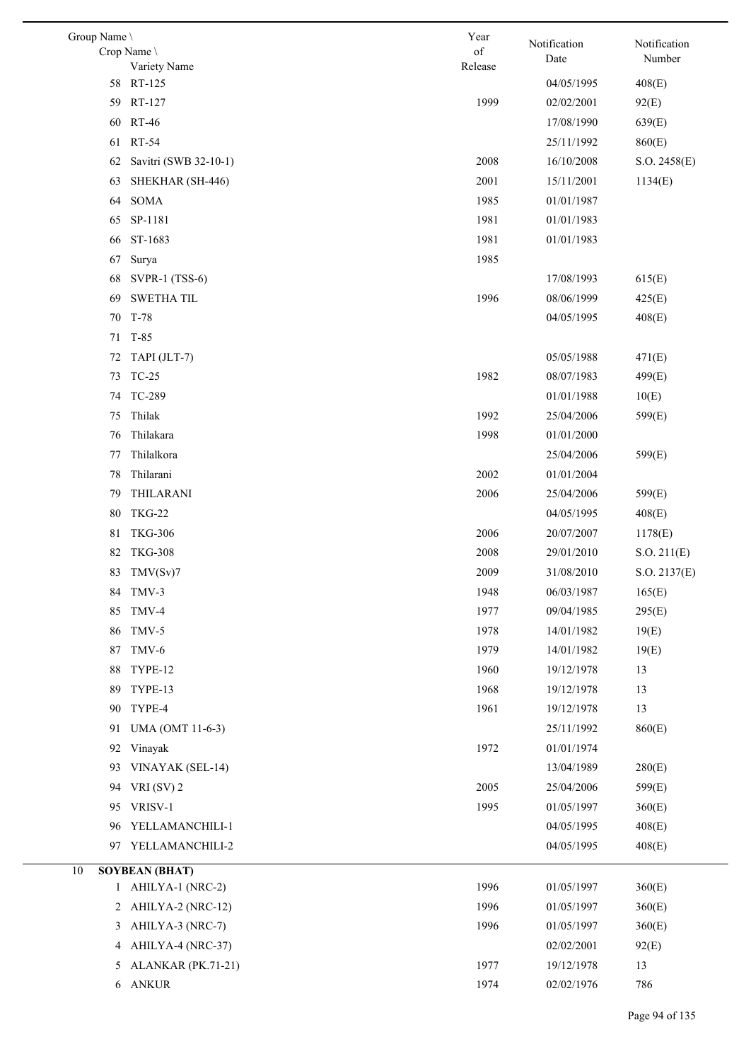| Group Name \ Crop Name \ Variety Name | | Year of Release | Notification Date | Notification Number |
|---|---|---|---|---|
| 58 | RT-125 | | 04/05/1995 | 408(E) |
| 59 | RT-127 | 1999 | 02/02/2001 | 92(E) |
| 60 | RT-46 | | 17/08/1990 | 639(E) |
| 61 | RT-54 | | 25/11/1992 | 860(E) |
| 62 | Savitri (SWB 32-10-1) | 2008 | 16/10/2008 | S.O. 2458(E) |
| 63 | SHEKHAR (SH-446) | 2001 | 15/11/2001 | 1134(E) |
| 64 | SOMA | 1985 | 01/01/1987 | |
| 65 | SP-1181 | 1981 | 01/01/1983 | |
| 66 | ST-1683 | 1981 | 01/01/1983 | |
| 67 | Surya | 1985 | | |
| 68 | SVPR-1 (TSS-6) | | 17/08/1993 | 615(E) |
| 69 | SWETHA TIL | 1996 | 08/06/1999 | 425(E) |
| 70 | T-78 | | 04/05/1995 | 408(E) |
| 71 | T-85 | | | |
| 72 | TAPI (JLT-7) | | 05/05/1988 | 471(E) |
| 73 | TC-25 | 1982 | 08/07/1983 | 499(E) |
| 74 | TC-289 | | 01/01/1988 | 10(E) |
| 75 | Thilak | 1992 | 25/04/2006 | 599(E) |
| 76 | Thilakara | 1998 | 01/01/2000 | |
| 77 | Thilalkora | | 25/04/2006 | 599(E) |
| 78 | Thilarani | 2002 | 01/01/2004 | |
| 79 | THILARANI | 2006 | 25/04/2006 | 599(E) |
| 80 | TKG-22 | | 04/05/1995 | 408(E) |
| 81 | TKG-306 | 2006 | 20/07/2007 | 1178(E) |
| 82 | TKG-308 | 2008 | 29/01/2010 | S.O. 211(E) |
| 83 | TMV(Sv)7 | 2009 | 31/08/2010 | S.O. 2137(E) |
| 84 | TMV-3 | 1948 | 06/03/1987 | 165(E) |
| 85 | TMV-4 | 1977 | 09/04/1985 | 295(E) |
| 86 | TMV-5 | 1978 | 14/01/1982 | 19(E) |
| 87 | TMV-6 | 1979 | 14/01/1982 | 19(E) |
| 88 | TYPE-12 | 1960 | 19/12/1978 | 13 |
| 89 | TYPE-13 | 1968 | 19/12/1978 | 13 |
| 90 | TYPE-4 | 1961 | 19/12/1978 | 13 |
| 91 | UMA (OMT 11-6-3) | | 25/11/1992 | 860(E) |
| 92 | Vinayak | 1972 | 01/01/1974 | |
| 93 | VINAYAK (SEL-14) | | 13/04/1989 | 280(E) |
| 94 | VRI (SV) 2 | 2005 | 25/04/2006 | 599(E) |
| 95 | VRISV-1 | 1995 | 01/05/1997 | 360(E) |
| 96 | YELLAMANCHILI-1 | | 04/05/1995 | 408(E) |
| 97 | YELLAMANCHILI-2 | | 04/05/1995 | 408(E) |
| 10 | **SOYBEAN (BHAT)** | | | |
| 1 | AHILYA-1 (NRC-2) | 1996 | 01/05/1997 | 360(E) |
| 2 | AHILYA-2 (NRC-12) | 1996 | 01/05/1997 | 360(E) |
| 3 | AHILYA-3 (NRC-7) | 1996 | 01/05/1997 | 360(E) |
| 4 | AHILYA-4 (NRC-37) | | 02/02/2001 | 92(E) |
| 5 | ALANKAR (PK.71-21) | 1977 | 19/12/1978 | 13 |
| 6 | ANKUR | 1974 | 02/02/1976 | 786 |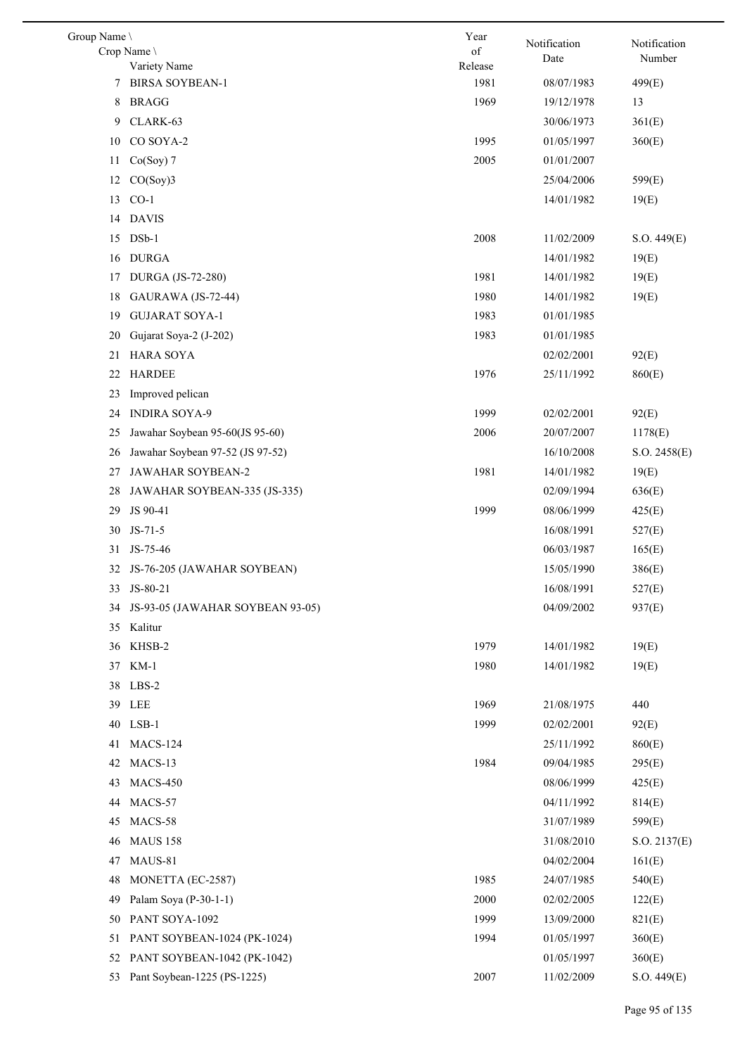| Group Name \ Crop Name \ Variety Name | Year of Release | Notification Date | Notification Number |
|---|---|---|---|
| 7 BIRSA SOYBEAN-1 | 1981 | 08/07/1983 | 499(E) |
| 8 BRAGG | 1969 | 19/12/1978 | 13 |
| 9 CLARK-63 | | 30/06/1973 | 361(E) |
| 10 CO SOYA-2 | 1995 | 01/05/1997 | 360(E) |
| 11 Co(Soy) 7 | 2005 | 01/01/2007 | |
| 12 CO(Soy)3 | | 25/04/2006 | 599(E) |
| 13 CO-1 | | 14/01/1982 | 19(E) |
| 14 DAVIS | | | |
| 15 DSb-1 | 2008 | 11/02/2009 | S.O. 449(E) |
| 16 DURGA | | 14/01/1982 | 19(E) |
| 17 DURGA (JS-72-280) | 1981 | 14/01/1982 | 19(E) |
| 18 GAURAWA (JS-72-44) | 1980 | 14/01/1982 | 19(E) |
| 19 GUJARAT SOYA-1 | 1983 | 01/01/1985 | |
| 20 Gujarat Soya-2 (J-202) | 1983 | 01/01/1985 | |
| 21 HARA SOYA | | 02/02/2001 | 92(E) |
| 22 HARDEE | 1976 | 25/11/1992 | 860(E) |
| 23 Improved pelican | | | |
| 24 INDIRA SOYA-9 | 1999 | 02/02/2001 | 92(E) |
| 25 Jawahar Soybean 95-60(JS 95-60) | 2006 | 20/07/2007 | 1178(E) |
| 26 Jawahar Soybean 97-52 (JS 97-52) | | 16/10/2008 | S.O. 2458(E) |
| 27 JAWAHAR SOYBEAN-2 | 1981 | 14/01/1982 | 19(E) |
| 28 JAWAHAR SOYBEAN-335 (JS-335) | | 02/09/1994 | 636(E) |
| 29 JS 90-41 | 1999 | 08/06/1999 | 425(E) |
| 30 JS-71-5 | | 16/08/1991 | 527(E) |
| 31 JS-75-46 | | 06/03/1987 | 165(E) |
| 32 JS-76-205 (JAWAHAR SOYBEAN) | | 15/05/1990 | 386(E) |
| 33 JS-80-21 | | 16/08/1991 | 527(E) |
| 34 JS-93-05 (JAWAHAR SOYBEAN 93-05) | | 04/09/2002 | 937(E) |
| 35 Kalitur | | | |
| 36 KHSB-2 | 1979 | 14/01/1982 | 19(E) |
| 37 KM-1 | 1980 | 14/01/1982 | 19(E) |
| 38 LBS-2 | | | |
| 39 LEE | 1969 | 21/08/1975 | 440 |
| 40 LSB-1 | 1999 | 02/02/2001 | 92(E) |
| 41 MACS-124 | | 25/11/1992 | 860(E) |
| 42 MACS-13 | 1984 | 09/04/1985 | 295(E) |
| 43 MACS-450 | | 08/06/1999 | 425(E) |
| 44 MACS-57 | | 04/11/1992 | 814(E) |
| 45 MACS-58 | | 31/07/1989 | 599(E) |
| 46 MAUS 158 | | 31/08/2010 | S.O. 2137(E) |
| 47 MAUS-81 | | 04/02/2004 | 161(E) |
| 48 MONETTA (EC-2587) | 1985 | 24/07/1985 | 540(E) |
| 49 Palam Soya (P-30-1-1) | 2000 | 02/02/2005 | 122(E) |
| 50 PANT SOYA-1092 | 1999 | 13/09/2000 | 821(E) |
| 51 PANT SOYBEAN-1024 (PK-1024) | 1994 | 01/05/1997 | 360(E) |
| 52 PANT SOYBEAN-1042 (PK-1042) | | 01/05/1997 | 360(E) |
| 53 Pant Soybean-1225 (PS-1225) | 2007 | 11/02/2009 | S.O. 449(E) |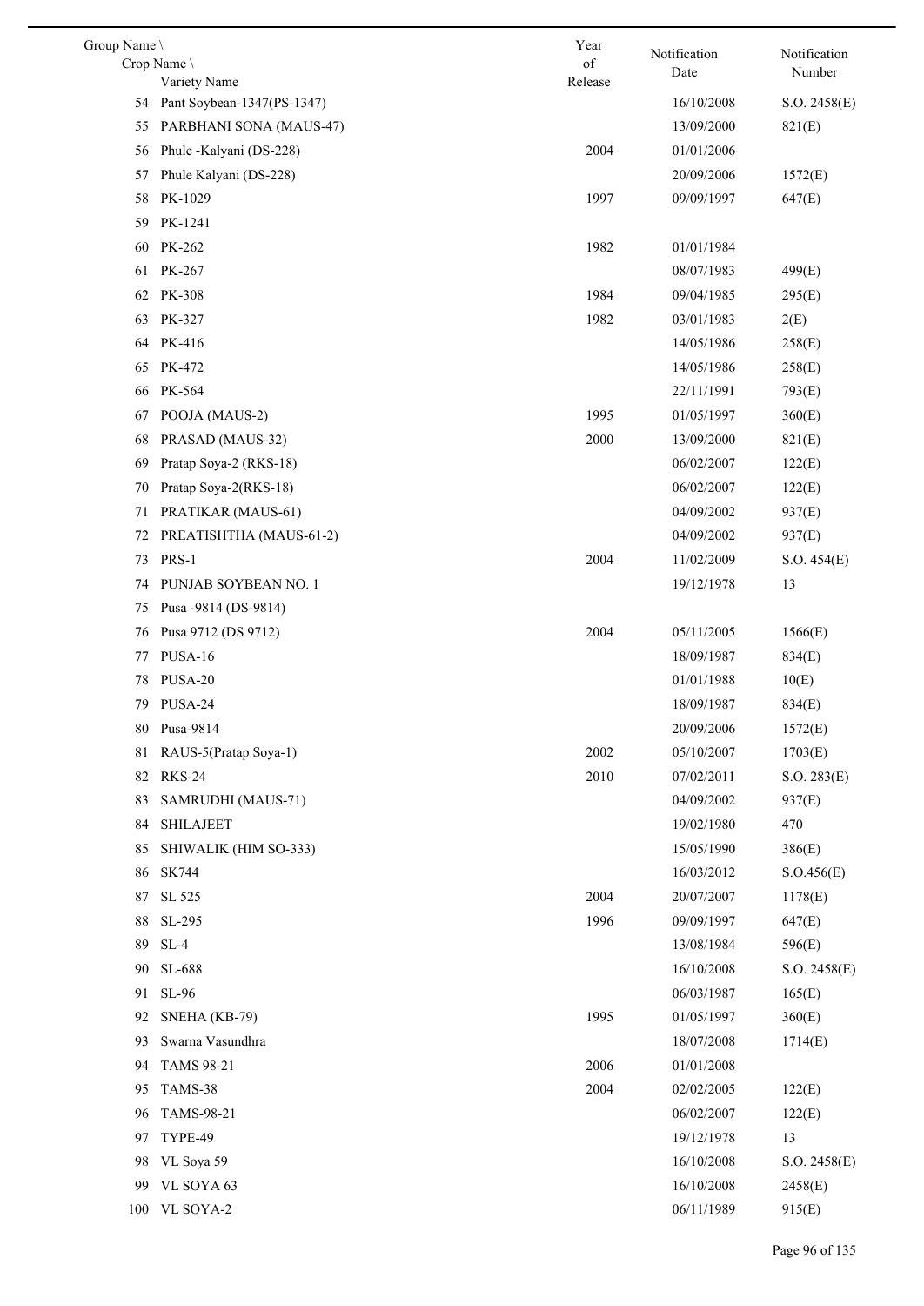| Group Name \ Crop Name \ Variety Name | | Year of Release | Notification Date | Notification Number |
|---|---|---|---|---|
| 54 | Pant Soybean-1347(PS-1347) | | 16/10/2008 | S.O. 2458(E) |
| 55 | PARBHANI SONA (MAUS-47) | | 13/09/2000 | 821(E) |
| 56 | Phule -Kalyani (DS-228) | 2004 | 01/01/2006 | |
| 57 | Phule Kalyani (DS-228) | | 20/09/2006 | 1572(E) |
| 58 | PK-1029 | 1997 | 09/09/1997 | 647(E) |
| 59 | PK-1241 | | | |
| 60 | PK-262 | 1982 | 01/01/1984 | |
| 61 | PK-267 | | 08/07/1983 | 499(E) |
| 62 | PK-308 | 1984 | 09/04/1985 | 295(E) |
| 63 | PK-327 | 1982 | 03/01/1983 | 2(E) |
| 64 | PK-416 | | 14/05/1986 | 258(E) |
| 65 | PK-472 | | 14/05/1986 | 258(E) |
| 66 | PK-564 | | 22/11/1991 | 793(E) |
| 67 | POOJA (MAUS-2) | 1995 | 01/05/1997 | 360(E) |
| 68 | PRASAD (MAUS-32) | 2000 | 13/09/2000 | 821(E) |
| 69 | Pratap Soya-2 (RKS-18) | | 06/02/2007 | 122(E) |
| 70 | Pratap Soya-2(RKS-18) | | 06/02/2007 | 122(E) |
| 71 | PRATIKAR (MAUS-61) | | 04/09/2002 | 937(E) |
| 72 | PREATISHTHA (MAUS-61-2) | | 04/09/2002 | 937(E) |
| 73 | PRS-1 | 2004 | 11/02/2009 | S.O. 454(E) |
| 74 | PUNJAB SOYBEAN NO. 1 | | 19/12/1978 | 13 |
| 75 | Pusa -9814 (DS-9814) | | | |
| 76 | Pusa 9712 (DS 9712) | 2004 | 05/11/2005 | 1566(E) |
| 77 | PUSA-16 | | 18/09/1987 | 834(E) |
| 78 | PUSA-20 | | 01/01/1988 | 10(E) |
| 79 | PUSA-24 | | 18/09/1987 | 834(E) |
| 80 | Pusa-9814 | | 20/09/2006 | 1572(E) |
| 81 | RAUS-5(Pratap Soya-1) | 2002 | 05/10/2007 | 1703(E) |
| 82 | RKS-24 | 2010 | 07/02/2011 | S.O. 283(E) |
| 83 | SAMRUDHI (MAUS-71) | | 04/09/2002 | 937(E) |
| 84 | SHILAJEET | | 19/02/1980 | 470 |
| 85 | SHIWALIK (HIM SO-333) | | 15/05/1990 | 386(E) |
| 86 | SK744 | | 16/03/2012 | S.O.456(E) |
| 87 | SL 525 | 2004 | 20/07/2007 | 1178(E) |
| 88 | SL-295 | 1996 | 09/09/1997 | 647(E) |
| 89 | SL-4 | | 13/08/1984 | 596(E) |
| 90 | SL-688 | | 16/10/2008 | S.O. 2458(E) |
| 91 | SL-96 | | 06/03/1987 | 165(E) |
| 92 | SNEHA (KB-79) | 1995 | 01/05/1997 | 360(E) |
| 93 | Swarna Vasundhra | | 18/07/2008 | 1714(E) |
| 94 | TAMS 98-21 | 2006 | 01/01/2008 | |
| 95 | TAMS-38 | 2004 | 02/02/2005 | 122(E) |
| 96 | TAMS-98-21 | | 06/02/2007 | 122(E) |
| 97 | TYPE-49 | | 19/12/1978 | 13 |
| 98 | VL Soya 59 | | 16/10/2008 | S.O. 2458(E) |
| 99 | VL SOYA 63 | | 16/10/2008 | 2458(E) |
| 100 | VL SOYA-2 | | 06/11/1989 | 915(E) |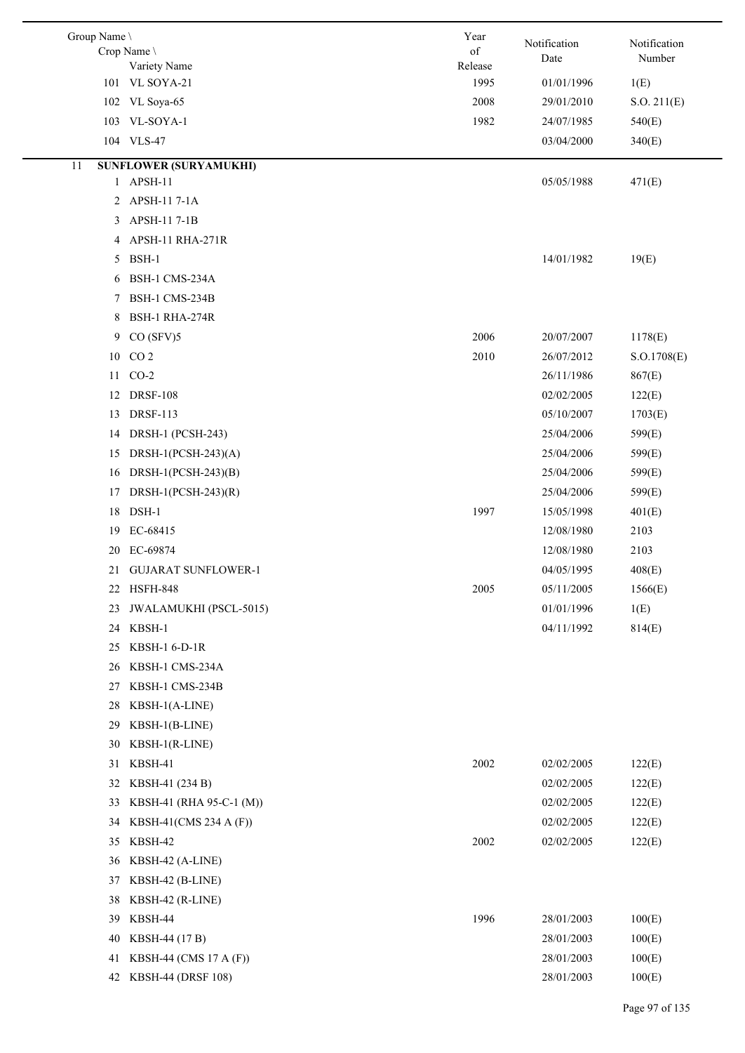| Group Name \ Crop Name \ Variety Name | | Year of Release | Notification Date | Notification Number |
|---|---|---|---|---|
| 101 | VL SOYA-21 | 1995 | 01/01/1996 | 1(E) |
| 102 | VL Soya-65 | 2008 | 29/01/2010 | S.O. 211(E) |
| 103 | VL-SOYA-1 | 1982 | 24/07/1985 | 540(E) |
| 104 | VLS-47 | | 03/04/2000 | 340(E) |
| 11 | **SUNFLOWER (SURYAMUKHI)** | | | |
| 1 | APSH-11 | | 05/05/1988 | 471(E) |
| 2 | APSH-11 7-1A | | | |
| 3 | APSH-11 7-1B | | | |
| 4 | APSH-11 RHA-271R | | | |
| 5 | BSH-1 | | 14/01/1982 | 19(E) |
| 6 | BSH-1 CMS-234A | | | |
| 7 | BSH-1 CMS-234B | | | |
| 8 | BSH-1 RHA-274R | | | |
| 9 | CO (SFV)5 | 2006 | 20/07/2007 | 1178(E) |
| 10 | CO 2 | 2010 | 26/07/2012 | S.O.1708(E) |
| 11 | CO-2 | | 26/11/1986 | 867(E) |
| 12 | DRSF-108 | | 02/02/2005 | 122(E) |
| 13 | DRSF-113 | | 05/10/2007 | 1703(E) |
| 14 | DRSH-1 (PCSH-243) | | 25/04/2006 | 599(E) |
| 15 | DRSH-1(PCSH-243)(A) | | 25/04/2006 | 599(E) |
| 16 | DRSH-1(PCSH-243)(B) | | 25/04/2006 | 599(E) |
| 17 | DRSH-1(PCSH-243)(R) | | 25/04/2006 | 599(E) |
| 18 | DSH-1 | 1997 | 15/05/1998 | 401(E) |
| 19 | EC-68415 | | 12/08/1980 | 2103 |
| 20 | EC-69874 | | 12/08/1980 | 2103 |
| 21 | GUJARAT SUNFLOWER-1 | | 04/05/1995 | 408(E) |
| 22 | HSFH-848 | 2005 | 05/11/2005 | 1566(E) |
| 23 | JWALAMUKHI (PSCL-5015) | | 01/01/1996 | 1(E) |
| 24 | KBSH-1 | | 04/11/1992 | 814(E) |
| 25 | KBSH-1 6-D-1R | | | |
| 26 | KBSH-1 CMS-234A | | | |
| 27 | KBSH-1 CMS-234B | | | |
| 28 | KBSH-1(A-LINE) | | | |
| 29 | KBSH-1(B-LINE) | | | |
| 30 | KBSH-1(R-LINE) | | | |
| 31 | KBSH-41 | 2002 | 02/02/2005 | 122(E) |
| 32 | KBSH-41 (234 B) | | 02/02/2005 | 122(E) |
| 33 | KBSH-41 (RHA 95-C-1 (M)) | | 02/02/2005 | 122(E) |
| 34 | KBSH-41(CMS 234 A (F)) | | 02/02/2005 | 122(E) |
| 35 | KBSH-42 | 2002 | 02/02/2005 | 122(E) |
| 36 | KBSH-42 (A-LINE) | | | |
| 37 | KBSH-42 (B-LINE) | | | |
| 38 | KBSH-42 (R-LINE) | | | |
| 39 | KBSH-44 | 1996 | 28/01/2003 | 100(E) |
| 40 | KBSH-44 (17 B) | | 28/01/2003 | 100(E) |
| 41 | KBSH-44 (CMS 17 A (F)) | | 28/01/2003 | 100(E) |
| 42 | KBSH-44 (DRSF 108) | | 28/01/2003 | 100(E) |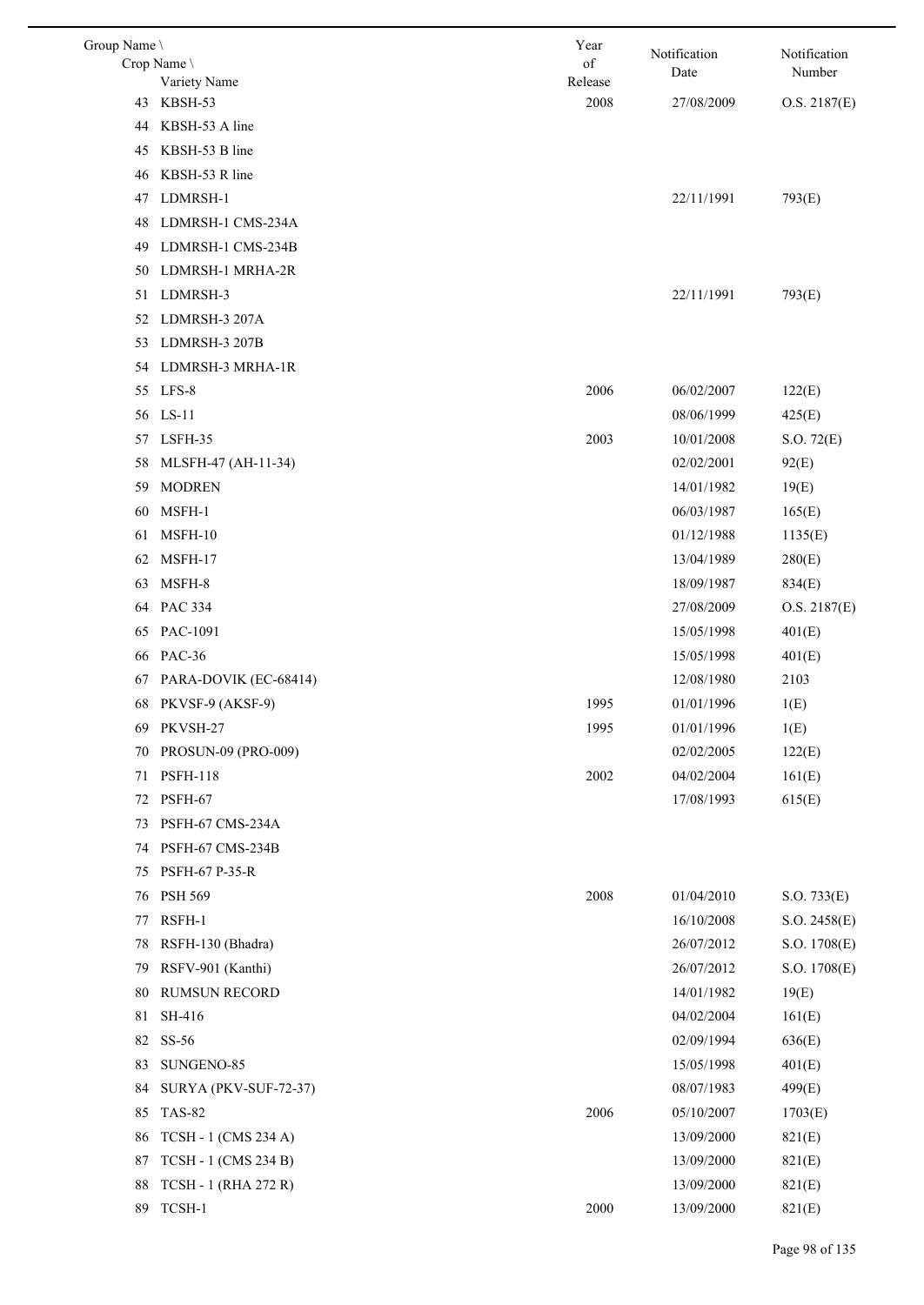| Group Name \ Crop Name \ Variety Name | Year of Release | Notification Date | Notification Number |
|---|---|---|---|
| 43 KBSH-53 | 2008 | 27/08/2009 | O.S. 2187(E) |
| 44 KBSH-53 A line | | | |
| 45 KBSH-53 B line | | | |
| 46 KBSH-53 R line | | | |
| 47 LDMRSH-1 | | 22/11/1991 | 793(E) |
| 48 LDMRSH-1 CMS-234A | | | |
| 49 LDMRSH-1 CMS-234B | | | |
| 50 LDMRSH-1 MRHA-2R | | | |
| 51 LDMRSH-3 | | 22/11/1991 | 793(E) |
| 52 LDMRSH-3 207A | | | |
| 53 LDMRSH-3 207B | | | |
| 54 LDMRSH-3 MRHA-1R | | | |
| 55 LFS-8 | 2006 | 06/02/2007 | 122(E) |
| 56 LS-11 | | 08/06/1999 | 425(E) |
| 57 LSFH-35 | 2003 | 10/01/2008 | S.O. 72(E) |
| 58 MLSFH-47 (AH-11-34) | | 02/02/2001 | 92(E) |
| 59 MODREN | | 14/01/1982 | 19(E) |
| 60 MSFH-1 | | 06/03/1987 | 165(E) |
| 61 MSFH-10 | | 01/12/1988 | 1135(E) |
| 62 MSFH-17 | | 13/04/1989 | 280(E) |
| 63 MSFH-8 | | 18/09/1987 | 834(E) |
| 64 PAC 334 | | 27/08/2009 | O.S. 2187(E) |
| 65 PAC-1091 | | 15/05/1998 | 401(E) |
| 66 PAC-36 | | 15/05/1998 | 401(E) |
| 67 PARA-DOVIK (EC-68414) | | 12/08/1980 | 2103 |
| 68 PKVSF-9 (AKSF-9) | 1995 | 01/01/1996 | 1(E) |
| 69 PKVSH-27 | 1995 | 01/01/1996 | 1(E) |
| 70 PROSUN-09 (PRO-009) | | 02/02/2005 | 122(E) |
| 71 PSFH-118 | 2002 | 04/02/2004 | 161(E) |
| 72 PSFH-67 | | 17/08/1993 | 615(E) |
| 73 PSFH-67 CMS-234A | | | |
| 74 PSFH-67 CMS-234B | | | |
| 75 PSFH-67 P-35-R | | | |
| 76 PSH 569 | 2008 | 01/04/2010 | S.O. 733(E) |
| 77 RSFH-1 | | 16/10/2008 | S.O. 2458(E) |
| 78 RSFH-130 (Bhadra) | | 26/07/2012 | S.O. 1708(E) |
| 79 RSFV-901 (Kanthi) | | 26/07/2012 | S.O. 1708(E) |
| 80 RUMSUN RECORD | | 14/01/1982 | 19(E) |
| 81 SH-416 | | 04/02/2004 | 161(E) |
| 82 SS-56 | | 02/09/1994 | 636(E) |
| 83 SUNGENO-85 | | 15/05/1998 | 401(E) |
| 84 SURYA (PKV-SUF-72-37) | | 08/07/1983 | 499(E) |
| 85 TAS-82 | 2006 | 05/10/2007 | 1703(E) |
| 86 TCSH - 1 (CMS 234 A) | | 13/09/2000 | 821(E) |
| 87 TCSH - 1 (CMS 234 B) | | 13/09/2000 | 821(E) |
| 88 TCSH - 1 (RHA 272 R) | | 13/09/2000 | 821(E) |
| 89 TCSH-1 | 2000 | 13/09/2000 | 821(E) |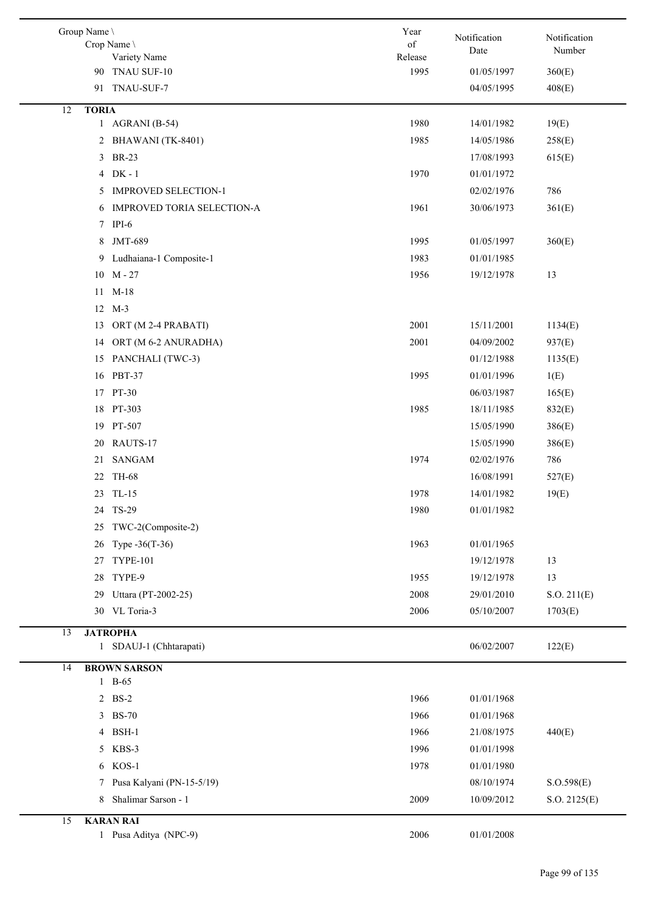| Group Name \ Crop Name \ Variety Name | Year of Release | Notification Date | Notification Number |
|---|---|---|---|
| 90 TNAU SUF-10 | 1995 | 01/05/1997 | 360(E) |
| 91 TNAU-SUF-7 | | 04/05/1995 | 408(E) |
| 12 **TORIA** | | | |
| 1 AGRANI (B-54) | 1980 | 14/01/1982 | 19(E) |
| 2 BHAWANI (TK-8401) | 1985 | 14/05/1986 | 258(E) |
| 3 BR-23 | | 17/08/1993 | 615(E) |
| 4 DK - 1 | 1970 | 01/01/1972 | |
| 5 IMPROVED SELECTION-1 | | 02/02/1976 | 786 |
| 6 IMPROVED TORIA SELECTION-A | 1961 | 30/06/1973 | 361(E) |
| 7 IPI-6 | | | |
| 8 JMT-689 | 1995 | 01/05/1997 | 360(E) |
| 9 Ludhaiana-1 Composite-1 | 1983 | 01/01/1985 | |
| 10 M - 27 | 1956 | 19/12/1978 | 13 |
| 11 M-18 | | | |
| 12 M-3 | | | |
| 13 ORT (M 2-4 PRABATI) | 2001 | 15/11/2001 | 1134(E) |
| 14 ORT (M 6-2 ANURADHA) | 2001 | 04/09/2002 | 937(E) |
| 15 PANCHALI (TWC-3) | | 01/12/1988 | 1135(E) |
| 16 PBT-37 | 1995 | 01/01/1996 | 1(E) |
| 17 PT-30 | | 06/03/1987 | 165(E) |
| 18 PT-303 | 1985 | 18/11/1985 | 832(E) |
| 19 PT-507 | | 15/05/1990 | 386(E) |
| 20 RAUTS-17 | | 15/05/1990 | 386(E) |
| 21 SANGAM | 1974 | 02/02/1976 | 786 |
| 22 TH-68 | | 16/08/1991 | 527(E) |
| 23 TL-15 | 1978 | 14/01/1982 | 19(E) |
| 24 TS-29 | 1980 | 01/01/1982 | |
| 25 TWC-2(Composite-2) | | | |
| 26 Type -36(T-36) | 1963 | 01/01/1965 | |
| 27 TYPE-101 | | 19/12/1978 | 13 |
| 28 TYPE-9 | 1955 | 19/12/1978 | 13 |
| 29 Uttara (PT-2002-25) | 2008 | 29/01/2010 | S.O. 211(E) |
| 30 VL Toria-3 | 2006 | 05/10/2007 | 1703(E) |
| 13 **JATROPHA** | | | |
| 1 SDAUJ-1 (Chhtarapati) | | 06/02/2007 | 122(E) |
| 14 **BROWN SARSON** | | | |
| 1 B-65 | | | |
| 2 BS-2 | 1966 | 01/01/1968 | |
| 3 BS-70 | 1966 | 01/01/1968 | |
| 4 BSH-1 | 1966 | 21/08/1975 | 440(E) |
| 5 KBS-3 | 1996 | 01/01/1998 | |
| 6 KOS-1 | 1978 | 01/01/1980 | |
| 7 Pusa Kalyani (PN-15-5/19) | | 08/10/1974 | S.O.598(E) |
| 8 Shalimar Sarson - 1 | 2009 | 10/09/2012 | S.O. 2125(E) |
| 15 **KARAN RAI** | | | |
| 1 Pusa Aditya (NPC-9) | 2006 | 01/01/2008 | |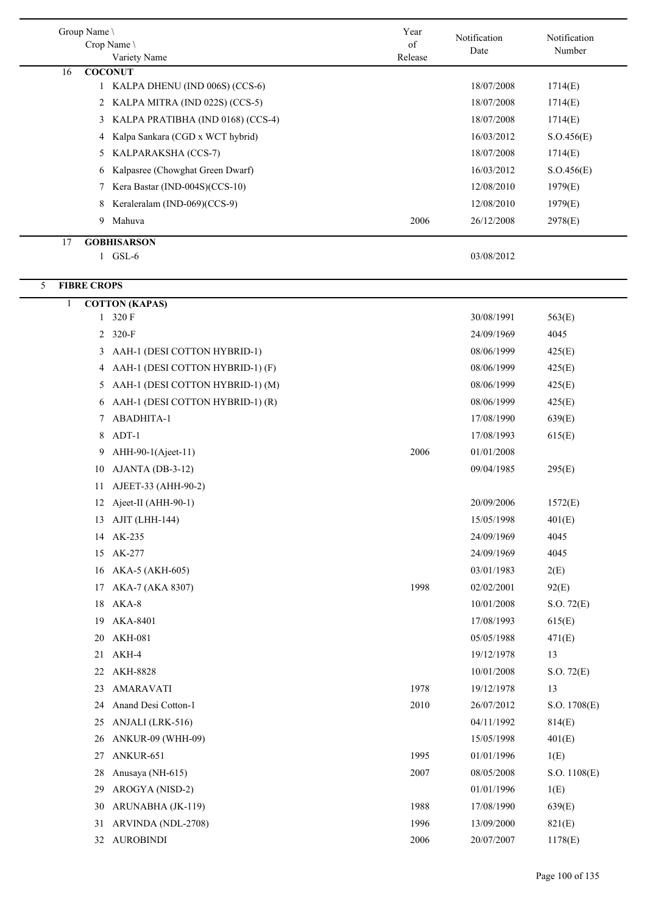| Group Name \ Crop Name \ Variety Name | Year of Release | Notification Date | Notification Number |
|---|---|---|---|
| 16 **COCONUT** | | | |
| 1 KALPA DHENU (IND 006S) (CCS-6) | | 18/07/2008 | 1714(E) |
| 2 KALPA MITRA (IND 022S) (CCS-5) | | 18/07/2008 | 1714(E) |
| 3 KALPA PRATIBHA (IND 0168) (CCS-4) | | 18/07/2008 | 1714(E) |
| 4 Kalpa Sankara (CGD x WCT hybrid) | | 16/03/2012 | S.O.456(E) |
| 5 KALPARAKSHA (CCS-7) | | 18/07/2008 | 1714(E) |
| 6 Kalpasree (Chowghat Green Dwarf) | | 16/03/2012 | S.O.456(E) |
| 7 Kera Bastar (IND-004S)(CCS-10) | | 12/08/2010 | 1979(E) |
| 8 Keraleralam (IND-069)(CCS-9) | | 12/08/2010 | 1979(E) |
| 9 Mahuva | 2006 | 26/12/2008 | 2978(E) |
| 17 **GOBHISARSON** | | | |
| 1 GSL-6 | | 03/08/2012 | |
| 5 **FIBRE CROPS** | | | |
| 1 **COTTON (KAPAS)** | | | |
| 1 320 F | | 30/08/1991 | 563(E) |
| 2 320-F | | 24/09/1969 | 4045 |
| 3 AAH-1 (DESI COTTON HYBRID-1) | | 08/06/1999 | 425(E) |
| 4 AAH-1 (DESI COTTON HYBRID-1) (F) | | 08/06/1999 | 425(E) |
| 5 AAH-1 (DESI COTTON HYBRID-1) (M) | | 08/06/1999 | 425(E) |
| 6 AAH-1 (DESI COTTON HYBRID-1) (R) | | 08/06/1999 | 425(E) |
| 7 ABADHITA-1 | | 17/08/1990 | 639(E) |
| 8 ADT-1 | | 17/08/1993 | 615(E) |
| 9 AHH-90-1(Ajeet-11) | 2006 | 01/01/2008 | |
| 10 AJANTA (DB-3-12) | | 09/04/1985 | 295(E) |
| 11 AJEET-33 (AHH-90-2) | | | |
| 12 Ajeet-II (AHH-90-1) | | 20/09/2006 | 1572(E) |
| 13 AJIT (LHH-144) | | 15/05/1998 | 401(E) |
| 14 AK-235 | | 24/09/1969 | 4045 |
| 15 AK-277 | | 24/09/1969 | 4045 |
| 16 AKA-5 (AKH-605) | | 03/01/1983 | 2(E) |
| 17 AKA-7 (AKA 8307) | 1998 | 02/02/2001 | 92(E) |
| 18 AKA-8 | | 10/01/2008 | S.O. 72(E) |
| 19 AKA-8401 | | 17/08/1993 | 615(E) |
| 20 AKH-081 | | 05/05/1988 | 471(E) |
| 21 AKH-4 | | 19/12/1978 | 13 |
| 22 AKH-8828 | | 10/01/2008 | S.O. 72(E) |
| 23 AMARAVATI | 1978 | 19/12/1978 | 13 |
| 24 Anand Desi Cotton-1 | 2010 | 26/07/2012 | S.O. 1708(E) |
| 25 ANJALI (LRK-516) | | 04/11/1992 | 814(E) |
| 26 ANKUR-09 (WHH-09) | | 15/05/1998 | 401(E) |
| 27 ANKUR-651 | 1995 | 01/01/1996 | 1(E) |
| 28 Anusaya (NH-615) | 2007 | 08/05/2008 | S.O. 1108(E) |
| 29 AROGYA (NISD-2) | | 01/01/1996 | 1(E) |
| 30 ARUNABHA (JK-119) | 1988 | 17/08/1990 | 639(E) |
| 31 ARVINDA (NDL-2708) | 1996 | 13/09/2000 | 821(E) |
| 32 AUROBINDI | 2006 | 20/07/2007 | 1178(E) |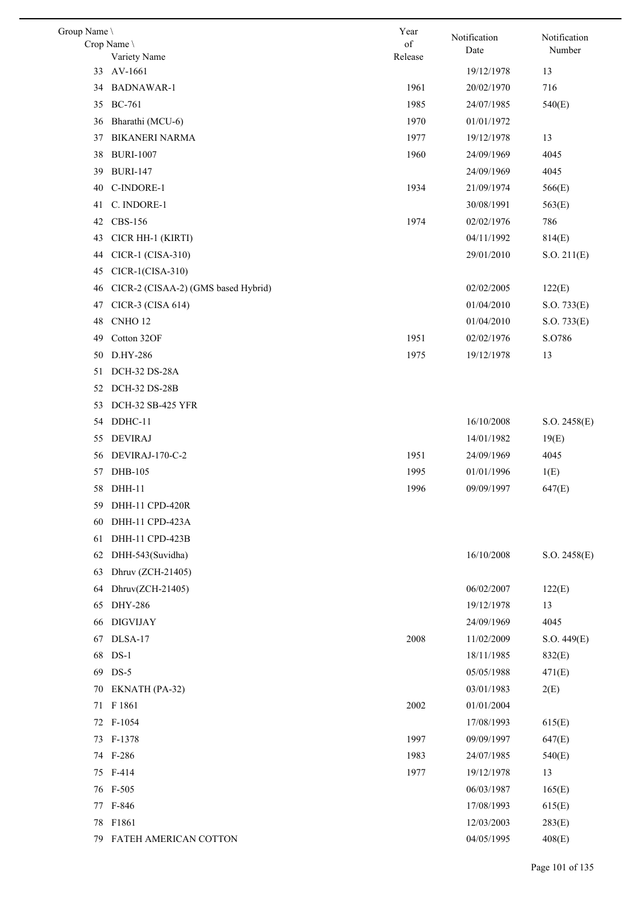| Group Name \ Crop Name \ Variety Name | Year of Release | Notification Date | Notification Number |
|---|---|---|---|
| 33 AV-1661 | | 19/12/1978 | 13 |
| 34 BADNAWAR-1 | 1961 | 20/02/1970 | 716 |
| 35 BC-761 | 1985 | 24/07/1985 | 540(E) |
| 36 Bharathi (MCU-6) | 1970 | 01/01/1972 | |
| 37 BIKANERI NARMA | 1977 | 19/12/1978 | 13 |
| 38 BURI-1007 | 1960 | 24/09/1969 | 4045 |
| 39 BURI-147 | | 24/09/1969 | 4045 |
| 40 C-INDORE-1 | 1934 | 21/09/1974 | 566(E) |
| 41 C. INDORE-1 | | 30/08/1991 | 563(E) |
| 42 CBS-156 | 1974 | 02/02/1976 | 786 |
| 43 CICR HH-1 (KIRTI) | | 04/11/1992 | 814(E) |
| 44 CICR-1 (CISA-310) | | 29/01/2010 | S.O. 211(E) |
| 45 CICR-1(CISA-310) | | | |
| 46 CICR-2 (CISAA-2) (GMS based Hybrid) | | 02/02/2005 | 122(E) |
| 47 CICR-3 (CISA 614) | | 01/04/2010 | S.O. 733(E) |
| 48 CNHO 12 | | 01/04/2010 | S.O. 733(E) |
| 49 Cotton 32OF | 1951 | 02/02/1976 | S.O786 |
| 50 D.HY-286 | 1975 | 19/12/1978 | 13 |
| 51 DCH-32 DS-28A | | | |
| 52 DCH-32 DS-28B | | | |
| 53 DCH-32 SB-425 YFR | | | |
| 54 DDHC-11 | | 16/10/2008 | S.O. 2458(E) |
| 55 DEVIRAJ | | 14/01/1982 | 19(E) |
| 56 DEVIRAJ-170-C-2 | 1951 | 24/09/1969 | 4045 |
| 57 DHB-105 | 1995 | 01/01/1996 | 1(E) |
| 58 DHH-11 | 1996 | 09/09/1997 | 647(E) |
| 59 DHH-11 CPD-420R | | | |
| 60 DHH-11 CPD-423A | | | |
| 61 DHH-11 CPD-423B | | | |
| 62 DHH-543(Suvidha) | | 16/10/2008 | S.O. 2458(E) |
| 63 Dhruv (ZCH-21405) | | | |
| 64 Dhruv(ZCH-21405) | | 06/02/2007 | 122(E) |
| 65 DHY-286 | | 19/12/1978 | 13 |
| 66 DIGVIJAY | | 24/09/1969 | 4045 |
| 67 DLSA-17 | 2008 | 11/02/2009 | S.O. 449(E) |
| 68 DS-1 | | 18/11/1985 | 832(E) |
| 69 DS-5 | | 05/05/1988 | 471(E) |
| 70 EKNATH (PA-32) | | 03/01/1983 | 2(E) |
| 71 F 1861 | 2002 | 01/01/2004 | |
| 72 F-1054 | | 17/08/1993 | 615(E) |
| 73 F-1378 | 1997 | 09/09/1997 | 647(E) |
| 74 F-286 | 1983 | 24/07/1985 | 540(E) |
| 75 F-414 | 1977 | 19/12/1978 | 13 |
| 76 F-505 | | 06/03/1987 | 165(E) |
| 77 F-846 | | 17/08/1993 | 615(E) |
| 78 F1861 | | 12/03/2003 | 283(E) |
| 79 FATEH AMERICAN COTTON | | 04/05/1995 | 408(E) |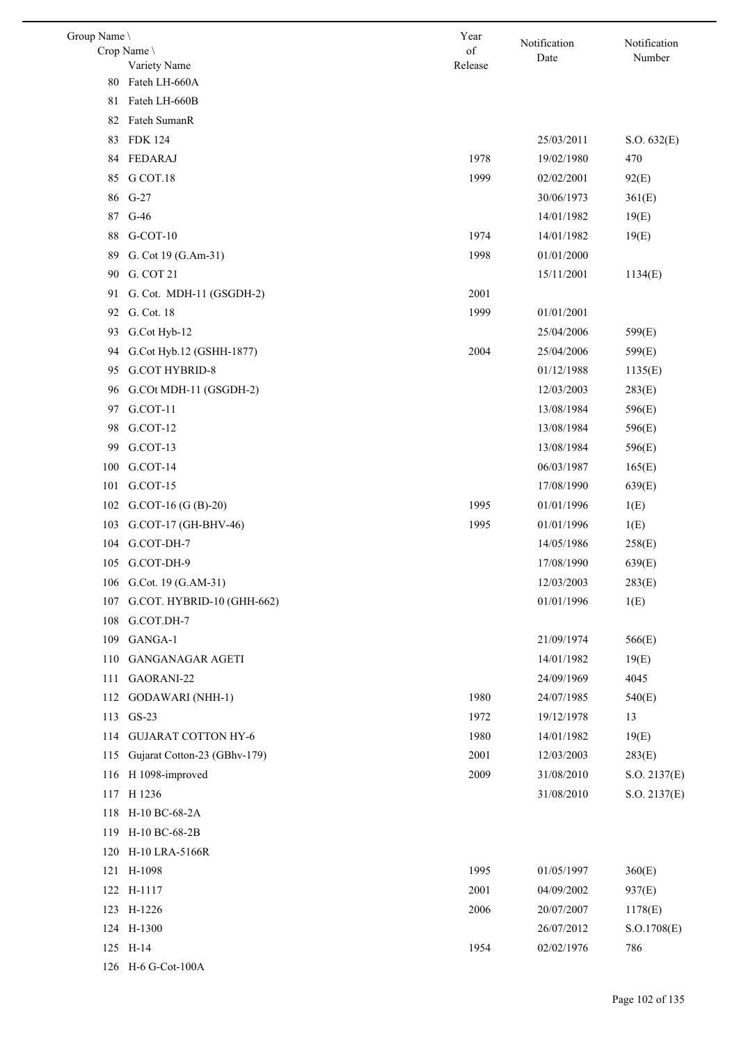| Group Name \ Crop Name \ Variety Name | | Year of Release | Notification Date | Notification Number |
|---|---|---|---|---|
| 80 | Fateh LH-660A | | | |
| 81 | Fateh LH-660B | | | |
| 82 | Fateh SumanR | | | |
| 83 | FDK 124 | | 25/03/2011 | S.O. 632(E) |
| 84 | FEDARAJ | 1978 | 19/02/1980 | 470 |
| 85 | G COT.18 | 1999 | 02/02/2001 | 92(E) |
| 86 | G-27 | | 30/06/1973 | 361(E) |
| 87 | G-46 | | 14/01/1982 | 19(E) |
| 88 | G-COT-10 | 1974 | 14/01/1982 | 19(E) |
| 89 | G. Cot 19 (G.Am-31) | 1998 | 01/01/2000 | |
| 90 | G. COT 21 | | 15/11/2001 | 1134(E) |
| 91 | G. Cot. MDH-11 (GSGDH-2) | 2001 | | |
| 92 | G. Cot. 18 | 1999 | 01/01/2001 | |
| 93 | G.Cot Hyb-12 | | 25/04/2006 | 599(E) |
| 94 | G.Cot Hyb.12 (GSHH-1877) | 2004 | 25/04/2006 | 599(E) |
| 95 | G.COT HYBRID-8 | | 01/12/1988 | 1135(E) |
| 96 | G.COt MDH-11 (GSGDH-2) | | 12/03/2003 | 283(E) |
| 97 | G.COT-11 | | 13/08/1984 | 596(E) |
| 98 | G.COT-12 | | 13/08/1984 | 596(E) |
| 99 | G.COT-13 | | 13/08/1984 | 596(E) |
| 100 | G.COT-14 | | 06/03/1987 | 165(E) |
| 101 | G.COT-15 | | 17/08/1990 | 639(E) |
| 102 | G.COT-16 (G (B)-20) | 1995 | 01/01/1996 | 1(E) |
| 103 | G.COT-17 (GH-BHV-46) | 1995 | 01/01/1996 | 1(E) |
| 104 | G.COT-DH-7 | | 14/05/1986 | 258(E) |
| 105 | G.COT-DH-9 | | 17/08/1990 | 639(E) |
| 106 | G.Cot. 19 (G.AM-31) | | 12/03/2003 | 283(E) |
| 107 | G.COT. HYBRID-10 (GHH-662) | | 01/01/1996 | 1(E) |
| 108 | G.COT.DH-7 | | | |
| 109 | GANGA-1 | | 21/09/1974 | 566(E) |
| 110 | GANGANAGAR AGETI | | 14/01/1982 | 19(E) |
| 111 | GAORANI-22 | | 24/09/1969 | 4045 |
| 112 | GODAWARI (NHH-1) | 1980 | 24/07/1985 | 540(E) |
| 113 | GS-23 | 1972 | 19/12/1978 | 13 |
| 114 | GUJARAT COTTON HY-6 | 1980 | 14/01/1982 | 19(E) |
| 115 | Gujarat Cotton-23 (GBhv-179) | 2001 | 12/03/2003 | 283(E) |
| 116 | H 1098-improved | 2009 | 31/08/2010 | S.O. 2137(E) |
| 117 | H 1236 | | 31/08/2010 | S.O. 2137(E) |
| 118 | H-10 BC-68-2A | | | |
| 119 | H-10 BC-68-2B | | | |
| 120 | H-10 LRA-5166R | | | |
| 121 | H-1098 | 1995 | 01/05/1997 | 360(E) |
| 122 | H-1117 | 2001 | 04/09/2002 | 937(E) |
| 123 | H-1226 | 2006 | 20/07/2007 | 1178(E) |
| 124 | H-1300 | | 26/07/2012 | S.O.1708(E) |
| 125 | H-14 | 1954 | 02/02/1976 | 786 |
| 126 | H-6 G-Cot-100A | | | |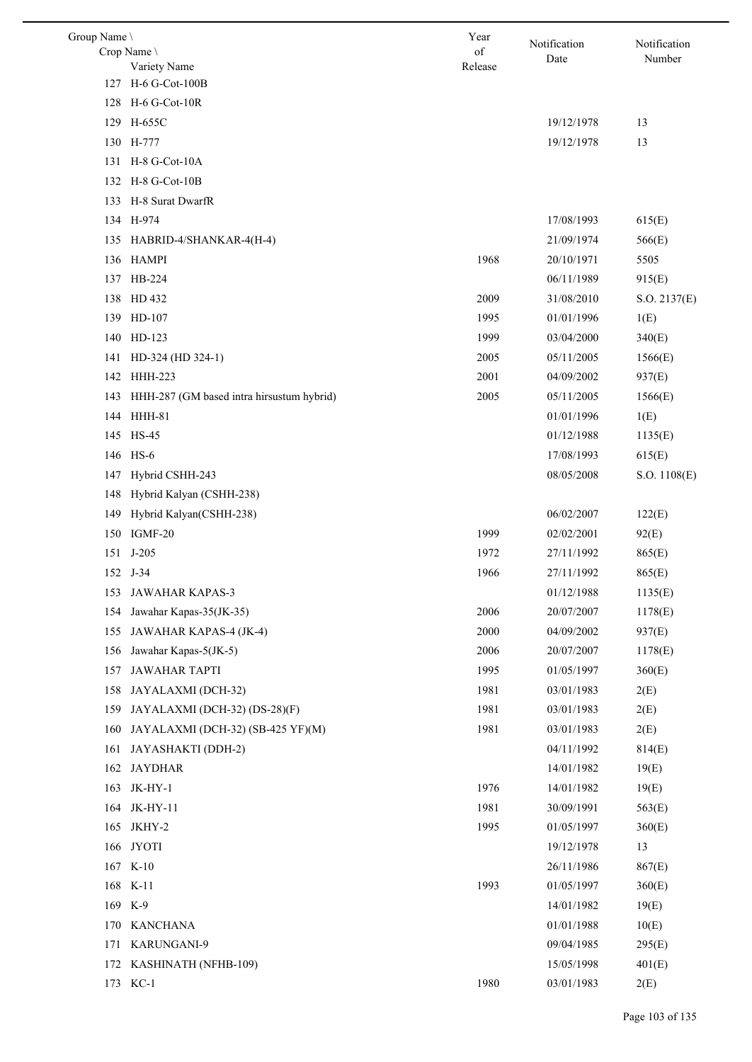| Group Name \ Crop Name \ Variety Name | Year of Release | Notification Date | Notification Number |
|---|---|---|---|
| 127 H-6 G-Cot-100B | | | |
| 128 H-6 G-Cot-10R | | | |
| 129 H-655C | | 19/12/1978 | 13 |
| 130 H-777 | | 19/12/1978 | 13 |
| 131 H-8 G-Cot-10A | | | |
| 132 H-8 G-Cot-10B | | | |
| 133 H-8 Surat DwarfR | | | |
| 134 H-974 | | 17/08/1993 | 615(E) |
| 135 HABRID-4/SHANKAR-4(H-4) | | 21/09/1974 | 566(E) |
| 136 HAMPI | 1968 | 20/10/1971 | 5505 |
| 137 HB-224 | | 06/11/1989 | 915(E) |
| 138 HD 432 | 2009 | 31/08/2010 | S.O. 2137(E) |
| 139 HD-107 | 1995 | 01/01/1996 | 1(E) |
| 140 HD-123 | 1999 | 03/04/2000 | 340(E) |
| 141 HD-324 (HD 324-1) | 2005 | 05/11/2005 | 1566(E) |
| 142 HHH-223 | 2001 | 04/09/2002 | 937(E) |
| 143 HHH-287 (GM based intra hirsustum hybrid) | 2005 | 05/11/2005 | 1566(E) |
| 144 HHH-81 | | 01/01/1996 | 1(E) |
| 145 HS-45 | | 01/12/1988 | 1135(E) |
| 146 HS-6 | | 17/08/1993 | 615(E) |
| 147 Hybrid CSHH-243 | | 08/05/2008 | S.O. 1108(E) |
| 148 Hybrid Kalyan (CSHH-238) | | | |
| 149 Hybrid Kalyan(CSHH-238) | | 06/02/2007 | 122(E) |
| 150 IGMF-20 | 1999 | 02/02/2001 | 92(E) |
| 151 J-205 | 1972 | 27/11/1992 | 865(E) |
| 152 J-34 | 1966 | 27/11/1992 | 865(E) |
| 153 JAWAHAR KAPAS-3 | | 01/12/1988 | 1135(E) |
| 154 Jawahar Kapas-35(JK-35) | 2006 | 20/07/2007 | 1178(E) |
| 155 JAWAHAR KAPAS-4 (JK-4) | 2000 | 04/09/2002 | 937(E) |
| 156 Jawahar Kapas-5(JK-5) | 2006 | 20/07/2007 | 1178(E) |
| 157 JAWAHAR TAPTI | 1995 | 01/05/1997 | 360(E) |
| 158 JAYALAXMI (DCH-32) | 1981 | 03/01/1983 | 2(E) |
| 159 JAYALAXMI (DCH-32) (DS-28)(F) | 1981 | 03/01/1983 | 2(E) |
| 160 JAYALAXMI (DCH-32) (SB-425 YF)(M) | 1981 | 03/01/1983 | 2(E) |
| 161 JAYASHAKTI (DDH-2) | | 04/11/1992 | 814(E) |
| 162 JAYDHAR | | 14/01/1982 | 19(E) |
| 163 JK-HY-1 | 1976 | 14/01/1982 | 19(E) |
| 164 JK-HY-11 | 1981 | 30/09/1991 | 563(E) |
| 165 JKHY-2 | 1995 | 01/05/1997 | 360(E) |
| 166 JYOTI | | 19/12/1978 | 13 |
| 167 K-10 | | 26/11/1986 | 867(E) |
| 168 K-11 | 1993 | 01/05/1997 | 360(E) |
| 169 K-9 | | 14/01/1982 | 19(E) |
| 170 KANCHANA | | 01/01/1988 | 10(E) |
| 171 KARUNGANI-9 | | 09/04/1985 | 295(E) |
| 172 KASHINATH (NFHB-109) | | 15/05/1998 | 401(E) |
| 173 KC-1 | 1980 | 03/01/1983 | 2(E) |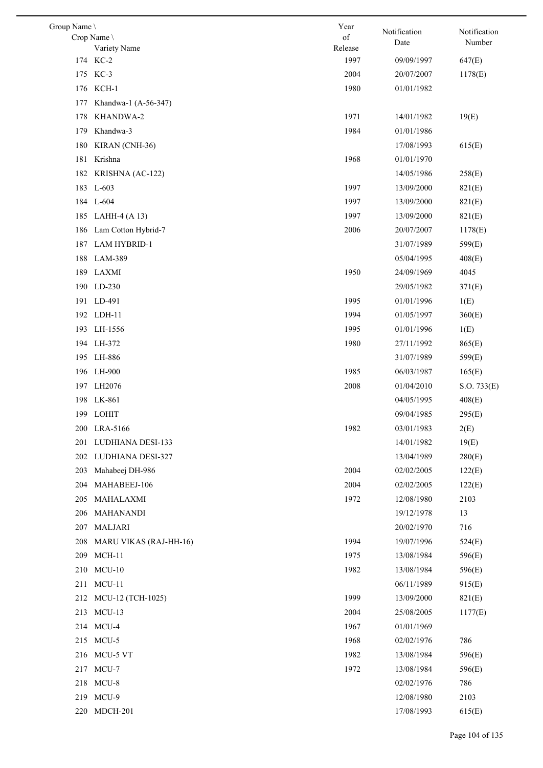| Group Name \ Crop Name \ Variety Name | Year of Release | Notification Date | Notification Number |
|---|---|---|---|
| 174 KC-2 | 1997 | 09/09/1997 | 647(E) |
| 175 KC-3 | 2004 | 20/07/2007 | 1178(E) |
| 176 KCH-1 | 1980 | 01/01/1982 | |
| 177 Khandwa-1 (A-56-347) | | | |
| 178 KHANDWA-2 | 1971 | 14/01/1982 | 19(E) |
| 179 Khandwa-3 | 1984 | 01/01/1986 | |
| 180 KIRAN (CNH-36) | | 17/08/1993 | 615(E) |
| 181 Krishna | 1968 | 01/01/1970 | |
| 182 KRISHNA (AC-122) | | 14/05/1986 | 258(E) |
| 183 L-603 | 1997 | 13/09/2000 | 821(E) |
| 184 L-604 | 1997 | 13/09/2000 | 821(E) |
| 185 LAHH-4 (A 13) | 1997 | 13/09/2000 | 821(E) |
| 186 Lam Cotton Hybrid-7 | 2006 | 20/07/2007 | 1178(E) |
| 187 LAM HYBRID-1 | | 31/07/1989 | 599(E) |
| 188 LAM-389 | | 05/04/1995 | 408(E) |
| 189 LAXMI | 1950 | 24/09/1969 | 4045 |
| 190 LD-230 | | 29/05/1982 | 371(E) |
| 191 LD-491 | 1995 | 01/01/1996 | 1(E) |
| 192 LDH-11 | 1994 | 01/05/1997 | 360(E) |
| 193 LH-1556 | 1995 | 01/01/1996 | 1(E) |
| 194 LH-372 | 1980 | 27/11/1992 | 865(E) |
| 195 LH-886 | | 31/07/1989 | 599(E) |
| 196 LH-900 | 1985 | 06/03/1987 | 165(E) |
| 197 LH2076 | 2008 | 01/04/2010 | S.O. 733(E) |
| 198 LK-861 | | 04/05/1995 | 408(E) |
| 199 LOHIT | | 09/04/1985 | 295(E) |
| 200 LRA-5166 | 1982 | 03/01/1983 | 2(E) |
| 201 LUDHIANA DESI-133 | | 14/01/1982 | 19(E) |
| 202 LUDHIANA DESI-327 | | 13/04/1989 | 280(E) |
| 203 Mahabeej DH-986 | 2004 | 02/02/2005 | 122(E) |
| 204 MAHABEEJ-106 | 2004 | 02/02/2005 | 122(E) |
| 205 MAHALAXMI | 1972 | 12/08/1980 | 2103 |
| 206 MAHANANDI | | 19/12/1978 | 13 |
| 207 MALJARI | | 20/02/1970 | 716 |
| 208 MARU VIKAS (RAJ-HH-16) | 1994 | 19/07/1996 | 524(E) |
| 209 MCH-11 | 1975 | 13/08/1984 | 596(E) |
| 210 MCU-10 | 1982 | 13/08/1984 | 596(E) |
| 211 MCU-11 | | 06/11/1989 | 915(E) |
| 212 MCU-12 (TCH-1025) | 1999 | 13/09/2000 | 821(E) |
| 213 MCU-13 | 2004 | 25/08/2005 | 1177(E) |
| 214 MCU-4 | 1967 | 01/01/1969 | |
| 215 MCU-5 | 1968 | 02/02/1976 | 786 |
| 216 MCU-5 VT | 1982 | 13/08/1984 | 596(E) |
| 217 MCU-7 | 1972 | 13/08/1984 | 596(E) |
| 218 MCU-8 | | 02/02/1976 | 786 |
| 219 MCU-9 | | 12/08/1980 | 2103 |
| 220 MDCH-201 | | 17/08/1993 | 615(E) |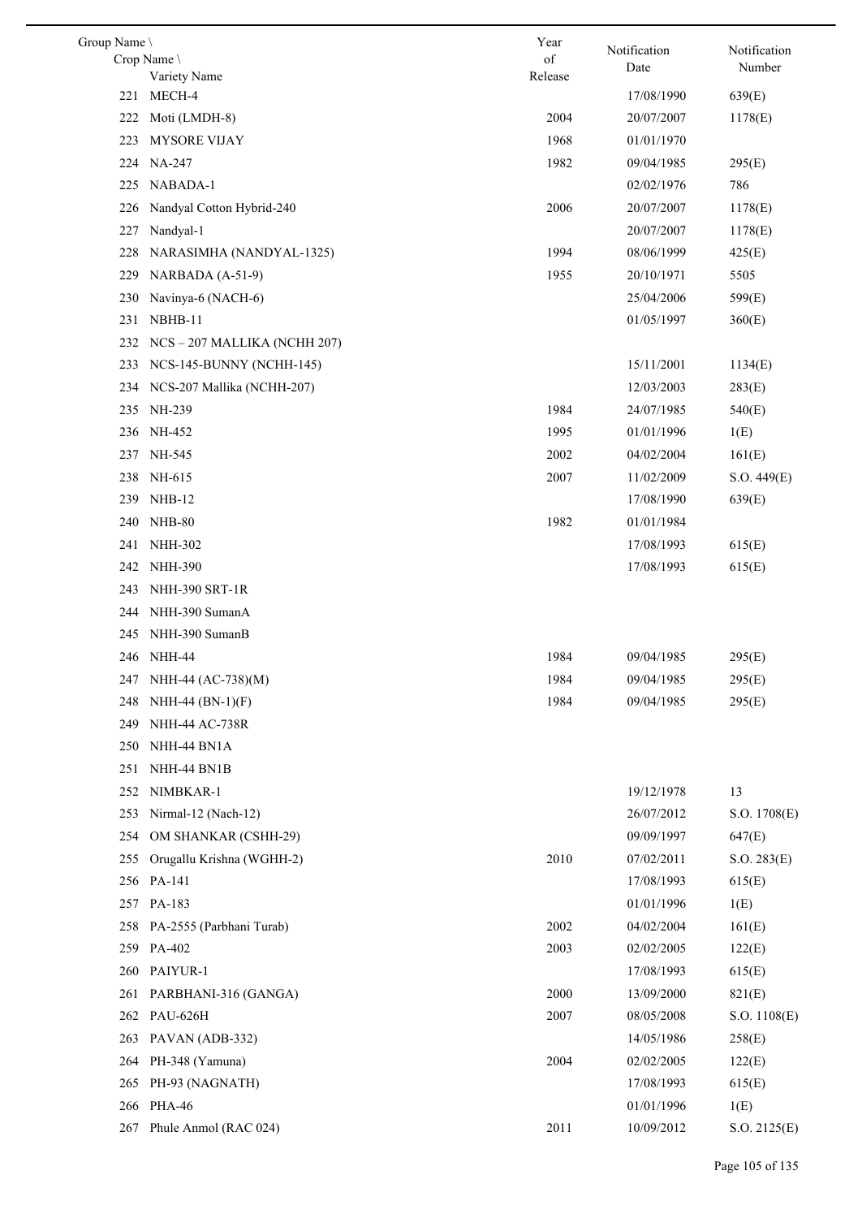| Group Name \ Crop Name \ Variety Name | Year of Release | Notification Date | Notification Number |
|---|---|---|---|
| 221 MECH-4 | | 17/08/1990 | 639(E) |
| 222 Moti (LMDH-8) | 2004 | 20/07/2007 | 1178(E) |
| 223 MYSORE VIJAY | 1968 | 01/01/1970 | |
| 224 NA-247 | 1982 | 09/04/1985 | 295(E) |
| 225 NABADA-1 | | 02/02/1976 | 786 |
| 226 Nandyal Cotton Hybrid-240 | 2006 | 20/07/2007 | 1178(E) |
| 227 Nandyal-1 | | 20/07/2007 | 1178(E) |
| 228 NARASIMHA (NANDYAL-1325) | 1994 | 08/06/1999 | 425(E) |
| 229 NARBADA (A-51-9) | 1955 | 20/10/1971 | 5505 |
| 230 Navinya-6 (NACH-6) | | 25/04/2006 | 599(E) |
| 231 NBHB-11 | | 01/05/1997 | 360(E) |
| 232 NCS – 207 MALLIKA (NCHH 207) | | | |
| 233 NCS-145-BUNNY (NCHH-145) | | 15/11/2001 | 1134(E) |
| 234 NCS-207 Mallika (NCHH-207) | | 12/03/2003 | 283(E) |
| 235 NH-239 | 1984 | 24/07/1985 | 540(E) |
| 236 NH-452 | 1995 | 01/01/1996 | 1(E) |
| 237 NH-545 | 2002 | 04/02/2004 | 161(E) |
| 238 NH-615 | 2007 | 11/02/2009 | S.O. 449(E) |
| 239 NHB-12 | | 17/08/1990 | 639(E) |
| 240 NHB-80 | 1982 | 01/01/1984 | |
| 241 NHH-302 | | 17/08/1993 | 615(E) |
| 242 NHH-390 | | 17/08/1993 | 615(E) |
| 243 NHH-390 SRT-1R | | | |
| 244 NHH-390 SumanA | | | |
| 245 NHH-390 SumanB | | | |
| 246 NHH-44 | 1984 | 09/04/1985 | 295(E) |
| 247 NHH-44 (AC-738)(M) | 1984 | 09/04/1985 | 295(E) |
| 248 NHH-44 (BN-1)(F) | 1984 | 09/04/1985 | 295(E) |
| 249 NHH-44 AC-738R | | | |
| 250 NHH-44 BN1A | | | |
| 251 NHH-44 BN1B | | | |
| 252 NIMBKAR-1 | | 19/12/1978 | 13 |
| 253 Nirmal-12 (Nach-12) | | 26/07/2012 | S.O. 1708(E) |
| 254 OM SHANKAR (CSHH-29) | | 09/09/1997 | 647(E) |
| 255 Orugallu Krishna (WGHH-2) | 2010 | 07/02/2011 | S.O. 283(E) |
| 256 PA-141 | | 17/08/1993 | 615(E) |
| 257 PA-183 | | 01/01/1996 | 1(E) |
| 258 PA-2555 (Parbhani Turab) | 2002 | 04/02/2004 | 161(E) |
| 259 PA-402 | 2003 | 02/02/2005 | 122(E) |
| 260 PAIYUR-1 | | 17/08/1993 | 615(E) |
| 261 PARBHANI-316 (GANGA) | 2000 | 13/09/2000 | 821(E) |
| 262 PAU-626H | 2007 | 08/05/2008 | S.O. 1108(E) |
| 263 PAVAN (ADB-332) | | 14/05/1986 | 258(E) |
| 264 PH-348 (Yamuna) | 2004 | 02/02/2005 | 122(E) |
| 265 PH-93 (NAGNATH) | | 17/08/1993 | 615(E) |
| 266 PHA-46 | | 01/01/1996 | 1(E) |
| 267 Phule Anmol (RAC 024) | 2011 | 10/09/2012 | S.O. 2125(E) |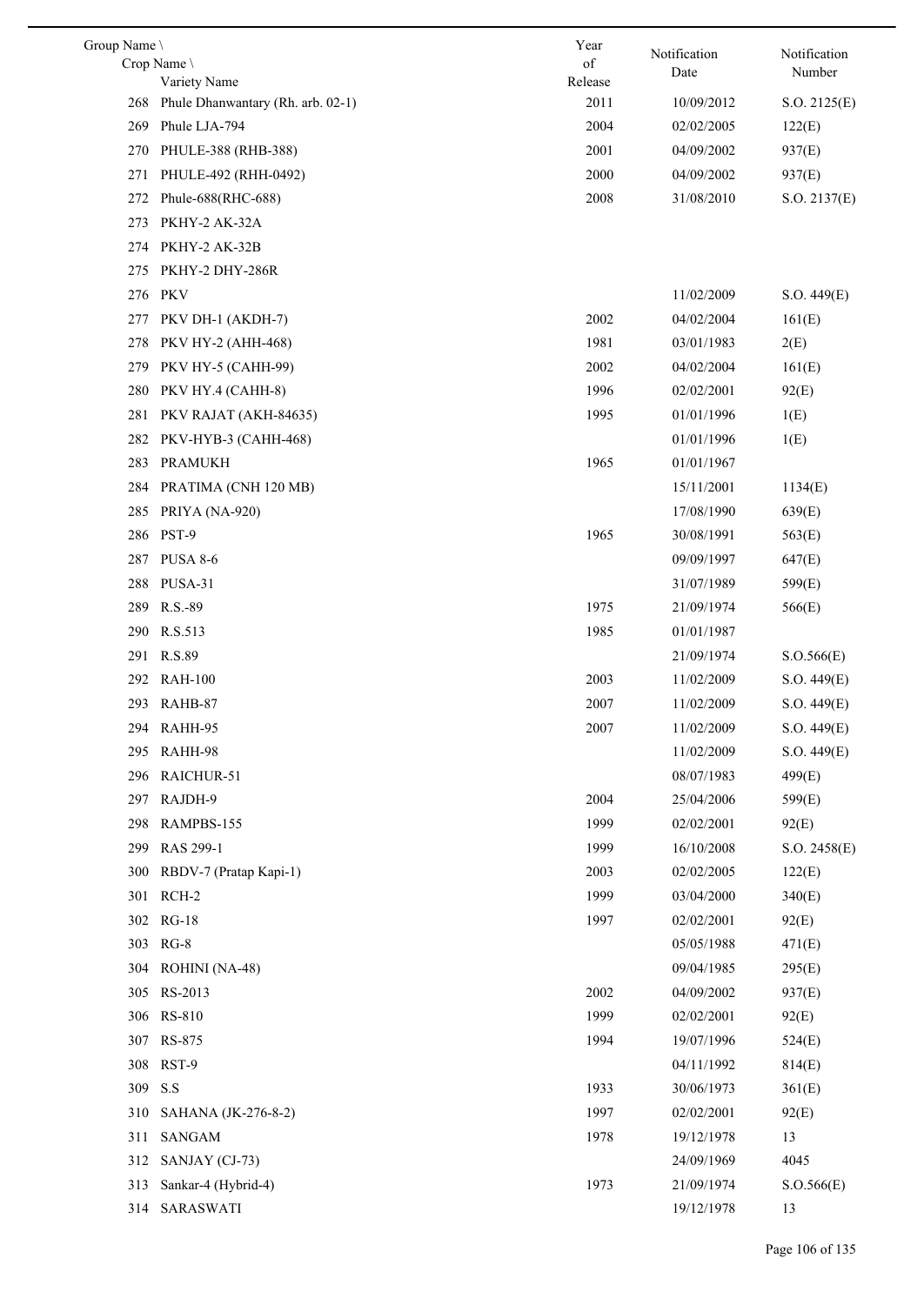| Group Name \ Crop Name \ Variety Name | Year of Release | Notification Date | Notification Number |
|---|---|---|---|
| 268 Phule Dhanwantary (Rh. arb. 02-1) | 2011 | 10/09/2012 | S.O. 2125(E) |
| 269 Phule LJA-794 | 2004 | 02/02/2005 | 122(E) |
| 270 PHULE-388 (RHB-388) | 2001 | 04/09/2002 | 937(E) |
| 271 PHULE-492 (RHH-0492) | 2000 | 04/09/2002 | 937(E) |
| 272 Phule-688(RHC-688) | 2008 | 31/08/2010 | S.O. 2137(E) |
| 273 PKHY-2 AK-32A | | | |
| 274 PKHY-2 AK-32B | | | |
| 275 PKHY-2 DHY-286R | | | |
| 276 PKV | | 11/02/2009 | S.O. 449(E) |
| 277 PKV DH-1 (AKDH-7) | 2002 | 04/02/2004 | 161(E) |
| 278 PKV HY-2 (AHH-468) | 1981 | 03/01/1983 | 2(E) |
| 279 PKV HY-5 (CAHH-99) | 2002 | 04/02/2004 | 161(E) |
| 280 PKV HY.4 (CAHH-8) | 1996 | 02/02/2001 | 92(E) |
| 281 PKV RAJAT (AKH-84635) | 1995 | 01/01/1996 | 1(E) |
| 282 PKV-HYB-3 (CAHH-468) | | 01/01/1996 | 1(E) |
| 283 PRAMUKH | 1965 | 01/01/1967 | |
| 284 PRATIMA (CNH 120 MB) | | 15/11/2001 | 1134(E) |
| 285 PRIYA (NA-920) | | 17/08/1990 | 639(E) |
| 286 PST-9 | 1965 | 30/08/1991 | 563(E) |
| 287 PUSA 8-6 | | 09/09/1997 | 647(E) |
| 288 PUSA-31 | | 31/07/1989 | 599(E) |
| 289 R.S.-89 | 1975 | 21/09/1974 | 566(E) |
| 290 R.S.513 | 1985 | 01/01/1987 | |
| 291 R.S.89 | | 21/09/1974 | S.O.566(E) |
| 292 RAH-100 | 2003 | 11/02/2009 | S.O. 449(E) |
| 293 RAHB-87 | 2007 | 11/02/2009 | S.O. 449(E) |
| 294 RAHH-95 | 2007 | 11/02/2009 | S.O. 449(E) |
| 295 RAHH-98 | | 11/02/2009 | S.O. 449(E) |
| 296 RAICHUR-51 | | 08/07/1983 | 499(E) |
| 297 RAJDH-9 | 2004 | 25/04/2006 | 599(E) |
| 298 RAMPBS-155 | 1999 | 02/02/2001 | 92(E) |
| 299 RAS 299-1 | 1999 | 16/10/2008 | S.O. 2458(E) |
| 300 RBDV-7 (Pratap Kapi-1) | 2003 | 02/02/2005 | 122(E) |
| 301 RCH-2 | 1999 | 03/04/2000 | 340(E) |
| 302 RG-18 | 1997 | 02/02/2001 | 92(E) |
| 303 RG-8 | | 05/05/1988 | 471(E) |
| 304 ROHINI (NA-48) | | 09/04/1985 | 295(E) |
| 305 RS-2013 | 2002 | 04/09/2002 | 937(E) |
| 306 RS-810 | 1999 | 02/02/2001 | 92(E) |
| 307 RS-875 | 1994 | 19/07/1996 | 524(E) |
| 308 RST-9 | | 04/11/1992 | 814(E) |
| 309 S.S | 1933 | 30/06/1973 | 361(E) |
| 310 SAHANA (JK-276-8-2) | 1997 | 02/02/2001 | 92(E) |
| 311 SANGAM | 1978 | 19/12/1978 | 13 |
| 312 SANJAY (CJ-73) | | 24/09/1969 | 4045 |
| 313 Sankar-4 (Hybrid-4) | 1973 | 21/09/1974 | S.O.566(E) |
| 314 SARASWATI | | 19/12/1978 | 13 |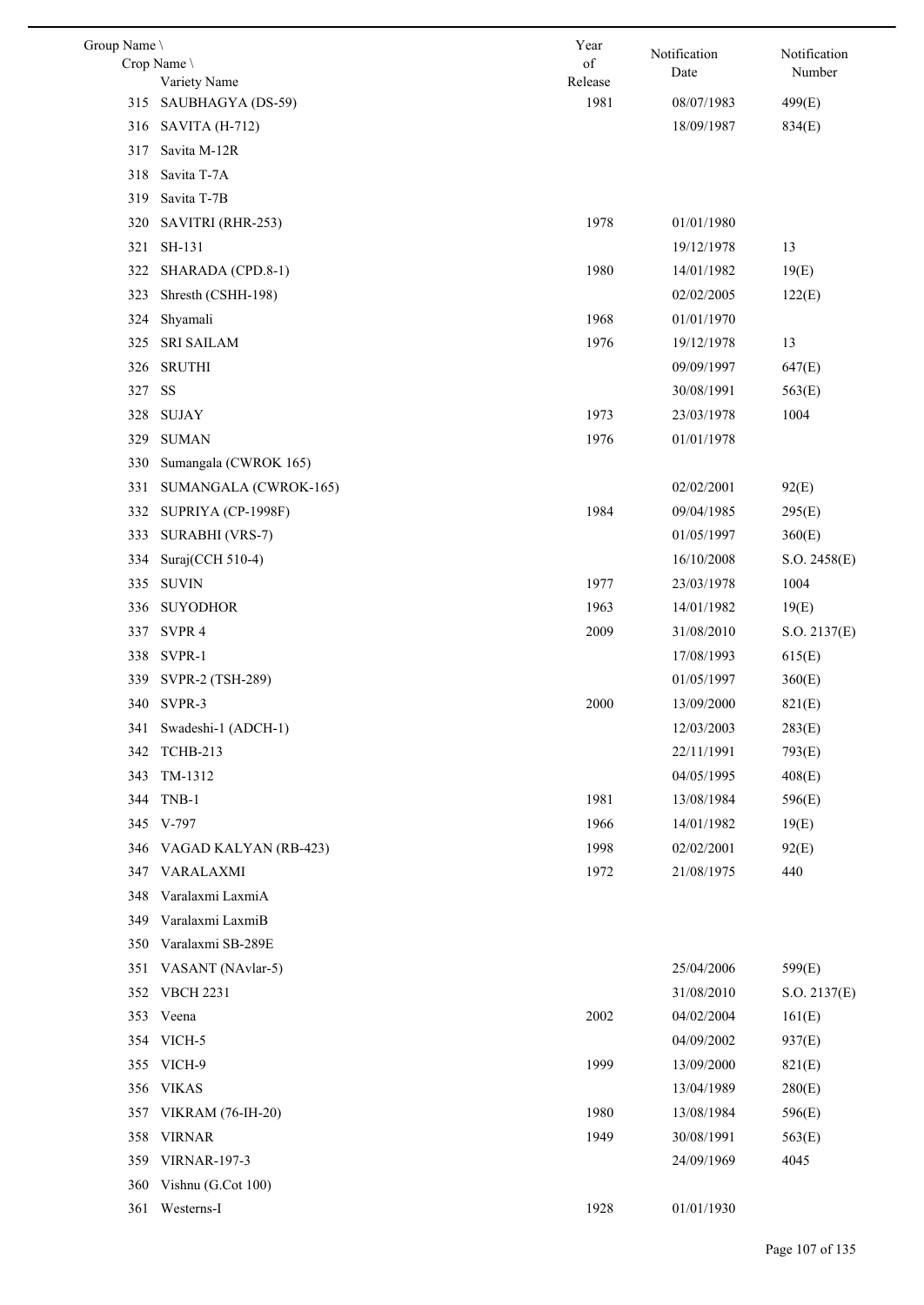| Group Name \ Crop Name \ Variety Name | | Year of Release | Notification Date | Notification Number |
|---|---|---|---|---|
| 315 | SAUBHAGYA (DS-59) | 1981 | 08/07/1983 | 499(E) |
| 316 | SAVITA (H-712) | | 18/09/1987 | 834(E) |
| 317 | Savita M-12R | | | |
| 318 | Savita T-7A | | | |
| 319 | Savita T-7B | | | |
| 320 | SAVITRI (RHR-253) | 1978 | 01/01/1980 | |
| 321 | SH-131 | | 19/12/1978 | 13 |
| 322 | SHARADA (CPD.8-1) | 1980 | 14/01/1982 | 19(E) |
| 323 | Shresth (CSHH-198) | | 02/02/2005 | 122(E) |
| 324 | Shyamali | 1968 | 01/01/1970 | |
| 325 | SRI SAILAM | 1976 | 19/12/1978 | 13 |
| 326 | SRUTHI | | 09/09/1997 | 647(E) |
| 327 | SS | | 30/08/1991 | 563(E) |
| 328 | SUJAY | 1973 | 23/03/1978 | 1004 |
| 329 | SUMAN | 1976 | 01/01/1978 | |
| 330 | Sumangala (CWROK 165) | | | |
| 331 | SUMANGALA (CWROK-165) | | 02/02/2001 | 92(E) |
| 332 | SUPRIYA (CP-1998F) | 1984 | 09/04/1985 | 295(E) |
| 333 | SURABHI (VRS-7) | | 01/05/1997 | 360(E) |
| 334 | Suraj(CCH 510-4) | | 16/10/2008 | S.O. 2458(E) |
| 335 | SUVIN | 1977 | 23/03/1978 | 1004 |
| 336 | SUYODHOR | 1963 | 14/01/1982 | 19(E) |
| 337 | SVPR 4 | 2009 | 31/08/2010 | S.O. 2137(E) |
| 338 | SVPR-1 | | 17/08/1993 | 615(E) |
| 339 | SVPR-2 (TSH-289) | | 01/05/1997 | 360(E) |
| 340 | SVPR-3 | 2000 | 13/09/2000 | 821(E) |
| 341 | Swadeshi-1 (ADCH-1) | | 12/03/2003 | 283(E) |
| 342 | TCHB-213 | | 22/11/1991 | 793(E) |
| 343 | TM-1312 | | 04/05/1995 | 408(E) |
| 344 | TNB-1 | 1981 | 13/08/1984 | 596(E) |
| 345 | V-797 | 1966 | 14/01/1982 | 19(E) |
| 346 | VAGAD KALYAN (RB-423) | 1998 | 02/02/2001 | 92(E) |
| 347 | VARALAXMI | 1972 | 21/08/1975 | 440 |
| 348 | Varalaxmi LaxmiA | | | |
| 349 | Varalaxmi LaxmiB | | | |
| 350 | Varalaxmi SB-289E | | | |
| 351 | VASANT (NAvlar-5) | | 25/04/2006 | 599(E) |
| 352 | VBCH 2231 | | 31/08/2010 | S.O. 2137(E) |
| 353 | Veena | 2002 | 04/02/2004 | 161(E) |
| 354 | VICH-5 | | 04/09/2002 | 937(E) |
| 355 | VICH-9 | 1999 | 13/09/2000 | 821(E) |
| 356 | VIKAS | | 13/04/1989 | 280(E) |
| 357 | VIKRAM (76-IH-20) | 1980 | 13/08/1984 | 596(E) |
| 358 | VIRNAR | 1949 | 30/08/1991 | 563(E) |
| 359 | VIRNAR-197-3 | | 24/09/1969 | 4045 |
| 360 | Vishnu (G.Cot 100) | | | |
| 361 | Westerns-I | 1928 | 01/01/1930 | |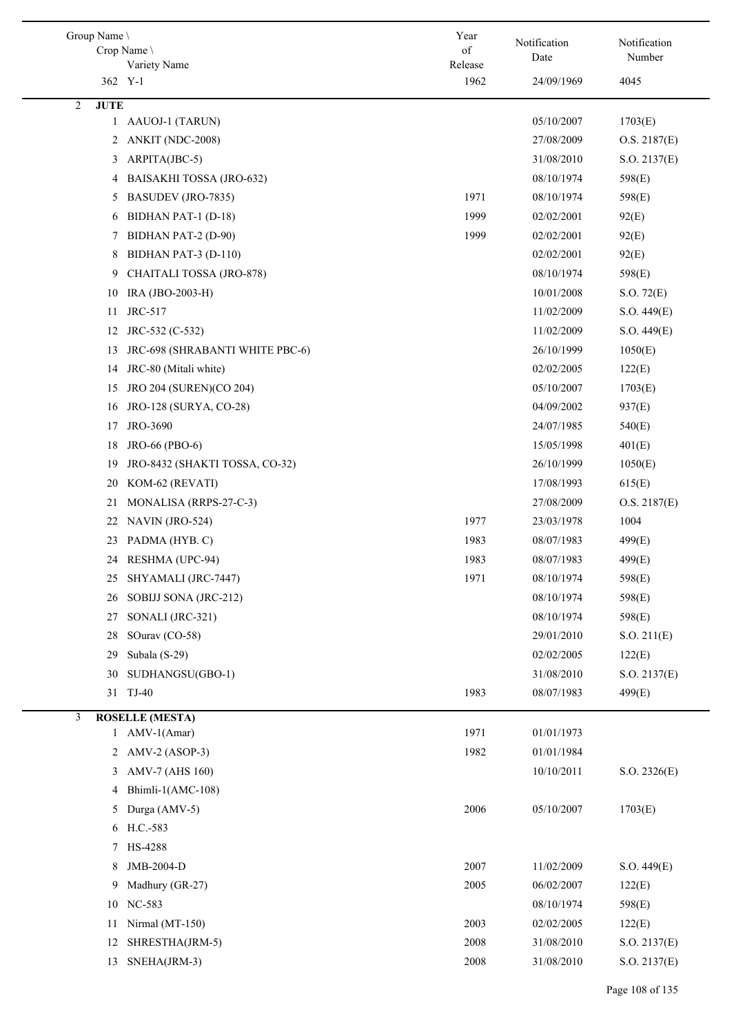| Group Name \ Crop Name \ Variety Name | Year of Release | Notification Date | Notification Number |
|---|---|---|---|
| 362 Y-1 | 1962 | 24/09/1969 | 4045 |
| **2 JUTE** | | | |
| 1 AAUOJ-1 (TARUN) | | 05/10/2007 | 1703(E) |
| 2 ANKIT (NDC-2008) | | 27/08/2009 | O.S. 2187(E) |
| 3 ARPITA(JBC-5) | | 31/08/2010 | S.O. 2137(E) |
| 4 BAISAKHI TOSSA (JRO-632) | | 08/10/1974 | 598(E) |
| 5 BASUDEV (JRO-7835) | 1971 | 08/10/1974 | 598(E) |
| 6 BIDHAN PAT-1 (D-18) | 1999 | 02/02/2001 | 92(E) |
| 7 BIDHAN PAT-2 (D-90) | 1999 | 02/02/2001 | 92(E) |
| 8 BIDHAN PAT-3 (D-110) | | 02/02/2001 | 92(E) |
| 9 CHAITALI TOSSA (JRO-878) | | 08/10/1974 | 598(E) |
| 10 IRA (JBO-2003-H) | | 10/01/2008 | S.O. 72(E) |
| 11 JRC-517 | | 11/02/2009 | S.O. 449(E) |
| 12 JRC-532 (C-532) | | 11/02/2009 | S.O. 449(E) |
| 13 JRC-698 (SHRABANTI WHITE PBC-6) | | 26/10/1999 | 1050(E) |
| 14 JRC-80 (Mitali white) | | 02/02/2005 | 122(E) |
| 15 JRO 204 (SUREN)(CO 204) | | 05/10/2007 | 1703(E) |
| 16 JRO-128 (SURYA, CO-28) | | 04/09/2002 | 937(E) |
| 17 JRO-3690 | | 24/07/1985 | 540(E) |
| 18 JRO-66 (PBO-6) | | 15/05/1998 | 401(E) |
| 19 JRO-8432 (SHAKTI TOSSA, CO-32) | | 26/10/1999 | 1050(E) |
| 20 KOM-62 (REVATI) | | 17/08/1993 | 615(E) |
| 21 MONALISA (RRPS-27-C-3) | | 27/08/2009 | O.S. 2187(E) |
| 22 NAVIN (JRO-524) | 1977 | 23/03/1978 | 1004 |
| 23 PADMA (HYB. C) | 1983 | 08/07/1983 | 499(E) |
| 24 RESHMA (UPC-94) | 1983 | 08/07/1983 | 499(E) |
| 25 SHYAMALI (JRC-7447) | 1971 | 08/10/1974 | 598(E) |
| 26 SOBIJJ SONA (JRC-212) | | 08/10/1974 | 598(E) |
| 27 SONALI (JRC-321) | | 08/10/1974 | 598(E) |
| 28 SOurav (CO-58) | | 29/01/2010 | S.O. 211(E) |
| 29 Subala (S-29) | | 02/02/2005 | 122(E) |
| 30 SUDHANGSU(GBO-1) | | 31/08/2010 | S.O. 2137(E) |
| 31 TJ-40 | 1983 | 08/07/1983 | 499(E) |
| **3 ROSELLE (MESTA)** | | | |
| 1 AMV-1(Amar) | 1971 | 01/01/1973 | |
| 2 AMV-2 (ASOP-3) | 1982 | 01/01/1984 | |
| 3 AMV-7 (AHS 160) | | 10/10/2011 | S.O. 2326(E) |
| 4 Bhimli-1(AMC-108) | | | |
| 5 Durga (AMV-5) | 2006 | 05/10/2007 | 1703(E) |
| 6 H.C.-583 | | | |
| 7 HS-4288 | | | |
| 8 JMB-2004-D | 2007 | 11/02/2009 | S.O. 449(E) |
| 9 Madhury (GR-27) | 2005 | 06/02/2007 | 122(E) |
| 10 NC-583 | | 08/10/1974 | 598(E) |
| 11 Nirmal (MT-150) | 2003 | 02/02/2005 | 122(E) |
| 12 SHRESTHA(JRM-5) | 2008 | 31/08/2010 | S.O. 2137(E) |
| 13 SNEHA(JRM-3) | 2008 | 31/08/2010 | S.O. 2137(E) |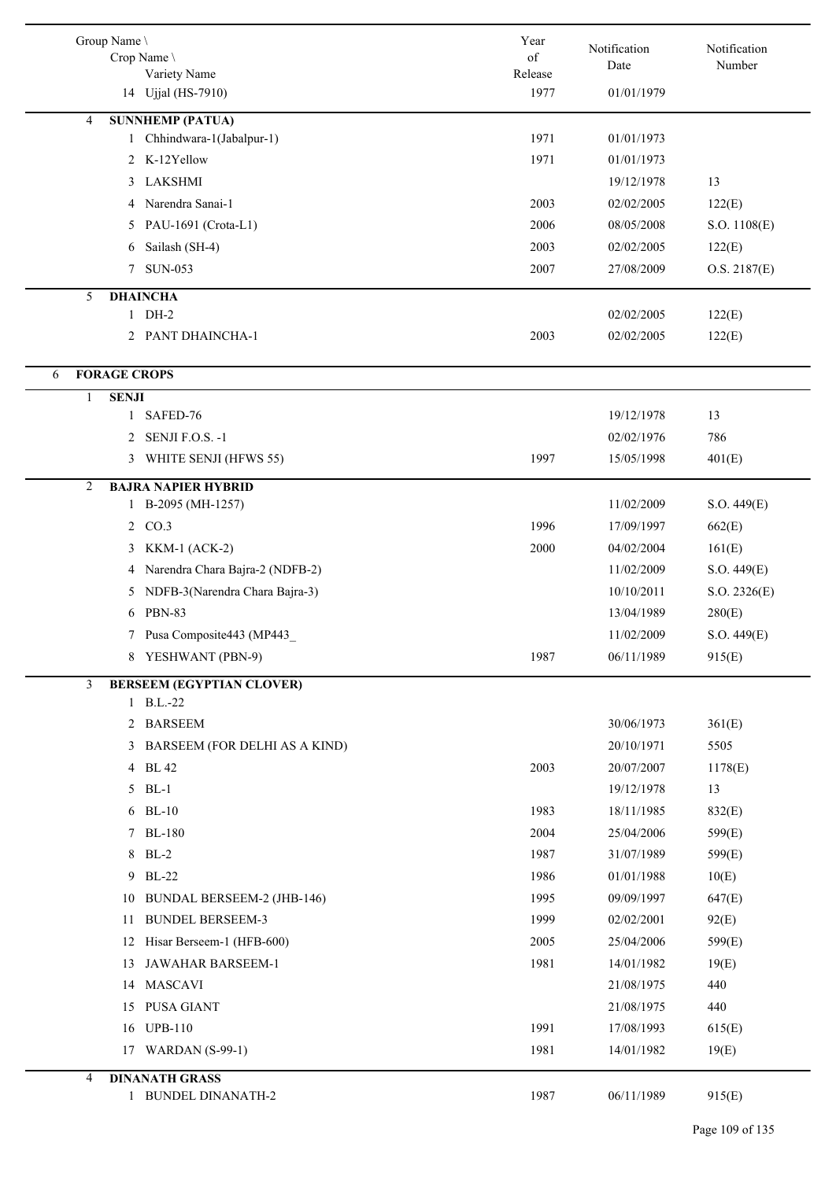| Group Name \ Crop Name \ Variety Name | Year of Release | Notification Date | Notification Number |
|---|---|---|---|
| 14 Ujjal (HS-7910) | 1977 | 01/01/1979 | |
| **4 SUNNHEMP (PATUA)** | | | |
| 1 Chhindwara-1(Jabalpur-1) | 1971 | 01/01/1973 | |
| 2 K-12Yellow | 1971 | 01/01/1973 | |
| 3 LAKSHMI | | 19/12/1978 | 13 |
| 4 Narendra Sanai-1 | 2003 | 02/02/2005 | 122(E) |
| 5 PAU-1691 (Crota-L1) | 2006 | 08/05/2008 | S.O. 1108(E) |
| 6 Sailash (SH-4) | 2003 | 02/02/2005 | 122(E) |
| 7 SUN-053 | 2007 | 27/08/2009 | O.S. 2187(E) |
| **5 DHAINCHA** | | | |
| 1 DH-2 | | 02/02/2005 | 122(E) |
| 2 PANT DHAINCHA-1 | 2003 | 02/02/2005 | 122(E) |
| **6 FORAGE CROPS** | | | |
| **1 SENJI** | | | |
| 1 SAFED-76 | | 19/12/1978 | 13 |
| 2 SENJI F.O.S. -1 | | 02/02/1976 | 786 |
| 3 WHITE SENJI (HFWS 55) | 1997 | 15/05/1998 | 401(E) |
| **2 BAJRA NAPIER HYBRID** | | | |
| 1 B-2095 (MH-1257) | | 11/02/2009 | S.O. 449(E) |
| 2 CO.3 | 1996 | 17/09/1997 | 662(E) |
| 3 KKM-1 (ACK-2) | 2000 | 04/02/2004 | 161(E) |
| 4 Narendra Chara Bajra-2 (NDFB-2) | | 11/02/2009 | S.O. 449(E) |
| 5 NDFB-3(Narendra Chara Bajra-3) | | 10/10/2011 | S.O. 2326(E) |
| 6 PBN-83 | | 13/04/1989 | 280(E) |
| 7 Pusa Composite443 (MP443_ | | 11/02/2009 | S.O. 449(E) |
| 8 YESHWANT (PBN-9) | 1987 | 06/11/1989 | 915(E) |
| **3 BERSEEM (EGYPTIAN CLOVER)** | | | |
| 1 B.L.-22 | | | |
| 2 BARSEEM | | 30/06/1973 | 361(E) |
| 3 BARSEEM (FOR DELHI AS A KIND) | | 20/10/1971 | 5505 |
| 4 BL 42 | 2003 | 20/07/2007 | 1178(E) |
| 5 BL-1 | | 19/12/1978 | 13 |
| 6 BL-10 | 1983 | 18/11/1985 | 832(E) |
| 7 BL-180 | 2004 | 25/04/2006 | 599(E) |
| 8 BL-2 | 1987 | 31/07/1989 | 599(E) |
| 9 BL-22 | 1986 | 01/01/1988 | 10(E) |
| 10 BUNDAL BERSEEM-2 (JHB-146) | 1995 | 09/09/1997 | 647(E) |
| 11 BUNDEL BERSEEM-3 | 1999 | 02/02/2001 | 92(E) |
| 12 Hisar Berseem-1 (HFB-600) | 2005 | 25/04/2006 | 599(E) |
| 13 JAWAHAR BARSEEM-1 | 1981 | 14/01/1982 | 19(E) |
| 14 MASCAVI | | 21/08/1975 | 440 |
| 15 PUSA GIANT | | 21/08/1975 | 440 |
| 16 UPB-110 | 1991 | 17/08/1993 | 615(E) |
| 17 WARDAN (S-99-1) | 1981 | 14/01/1982 | 19(E) |
| **4 DINANATH GRASS** | | | |
| 1 BUNDEL DINANATH-2 | 1987 | 06/11/1989 | 915(E) |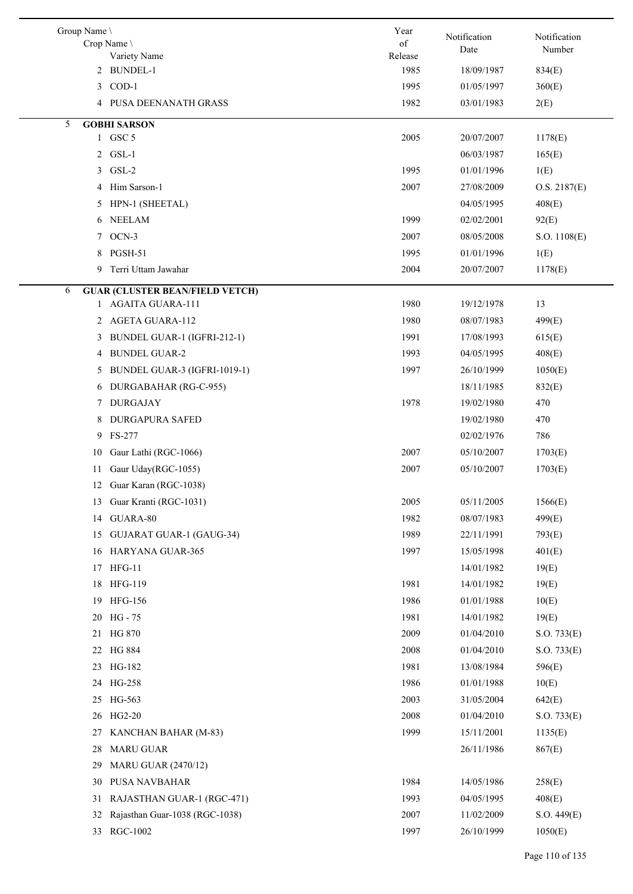| Group Name \ Crop Name \ Variety Name | Year of Release | Notification Date | Notification Number |
|---|---|---|---|
| 2 BUNDEL-1 | 1985 | 18/09/1987 | 834(E) |
| 3 COD-1 | 1995 | 01/05/1997 | 360(E) |
| 4 PUSA DEENANATH GRASS | 1982 | 03/01/1983 | 2(E) |
| **5 GOBHI SARSON** | | | |
| 1 GSC 5 | 2005 | 20/07/2007 | 1178(E) |
| 2 GSL-1 | | 06/03/1987 | 165(E) |
| 3 GSL-2 | 1995 | 01/01/1996 | 1(E) |
| 4 Him Sarson-1 | 2007 | 27/08/2009 | O.S. 2187(E) |
| 5 HPN-1 (SHEETAL) | | 04/05/1995 | 408(E) |
| 6 NEELAM | 1999 | 02/02/2001 | 92(E) |
| 7 OCN-3 | 2007 | 08/05/2008 | S.O. 1108(E) |
| 8 PGSH-51 | 1995 | 01/01/1996 | 1(E) |
| 9 Terri Uttam Jawahar | 2004 | 20/07/2007 | 1178(E) |
| **6 GUAR (CLUSTER BEAN/FIELD VETCH)** | | | |
| 1 AGAITA GUARA-111 | 1980 | 19/12/1978 | 13 |
| 2 AGETA GUARA-112 | 1980 | 08/07/1983 | 499(E) |
| 3 BUNDEL GUAR-1 (IGFRI-212-1) | 1991 | 17/08/1993 | 615(E) |
| 4 BUNDEL GUAR-2 | 1993 | 04/05/1995 | 408(E) |
| 5 BUNDEL GUAR-3 (IGFRI-1019-1) | 1997 | 26/10/1999 | 1050(E) |
| 6 DURGABAHAR (RG-C-955) | | 18/11/1985 | 832(E) |
| 7 DURGAJAY | 1978 | 19/02/1980 | 470 |
| 8 DURGAPURA SAFED | | 19/02/1980 | 470 |
| 9 FS-277 | | 02/02/1976 | 786 |
| 10 Gaur Lathi (RGC-1066) | 2007 | 05/10/2007 | 1703(E) |
| 11 Gaur Uday(RGC-1055) | 2007 | 05/10/2007 | 1703(E) |
| 12 Guar Karan (RGC-1038) | | | |
| 13 Guar Kranti (RGC-1031) | 2005 | 05/11/2005 | 1566(E) |
| 14 GUARA-80 | 1982 | 08/07/1983 | 499(E) |
| 15 GUJARAT GUAR-1 (GAUG-34) | 1989 | 22/11/1991 | 793(E) |
| 16 HARYANA GUAR-365 | 1997 | 15/05/1998 | 401(E) |
| 17 HFG-11 | | 14/01/1982 | 19(E) |
| 18 HFG-119 | 1981 | 14/01/1982 | 19(E) |
| 19 HFG-156 | 1986 | 01/01/1988 | 10(E) |
| 20 HG - 75 | 1981 | 14/01/1982 | 19(E) |
| 21 HG 870 | 2009 | 01/04/2010 | S.O. 733(E) |
| 22 HG 884 | 2008 | 01/04/2010 | S.O. 733(E) |
| 23 HG-182 | 1981 | 13/08/1984 | 596(E) |
| 24 HG-258 | 1986 | 01/01/1988 | 10(E) |
| 25 HG-563 | 2003 | 31/05/2004 | 642(E) |
| 26 HG2-20 | 2008 | 01/04/2010 | S.O. 733(E) |
| 27 KANCHAN BAHAR (M-83) | 1999 | 15/11/2001 | 1135(E) |
| 28 MARU GUAR | | 26/11/1986 | 867(E) |
| 29 MARU GUAR (2470/12) | | | |
| 30 PUSA NAVBAHAR | 1984 | 14/05/1986 | 258(E) |
| 31 RAJASTHAN GUAR-1 (RGC-471) | 1993 | 04/05/1995 | 408(E) |
| 32 Rajasthan Guar-1038 (RGC-1038) | 2007 | 11/02/2009 | S.O. 449(E) |
| 33 RGC-1002 | 1997 | 26/10/1999 | 1050(E) |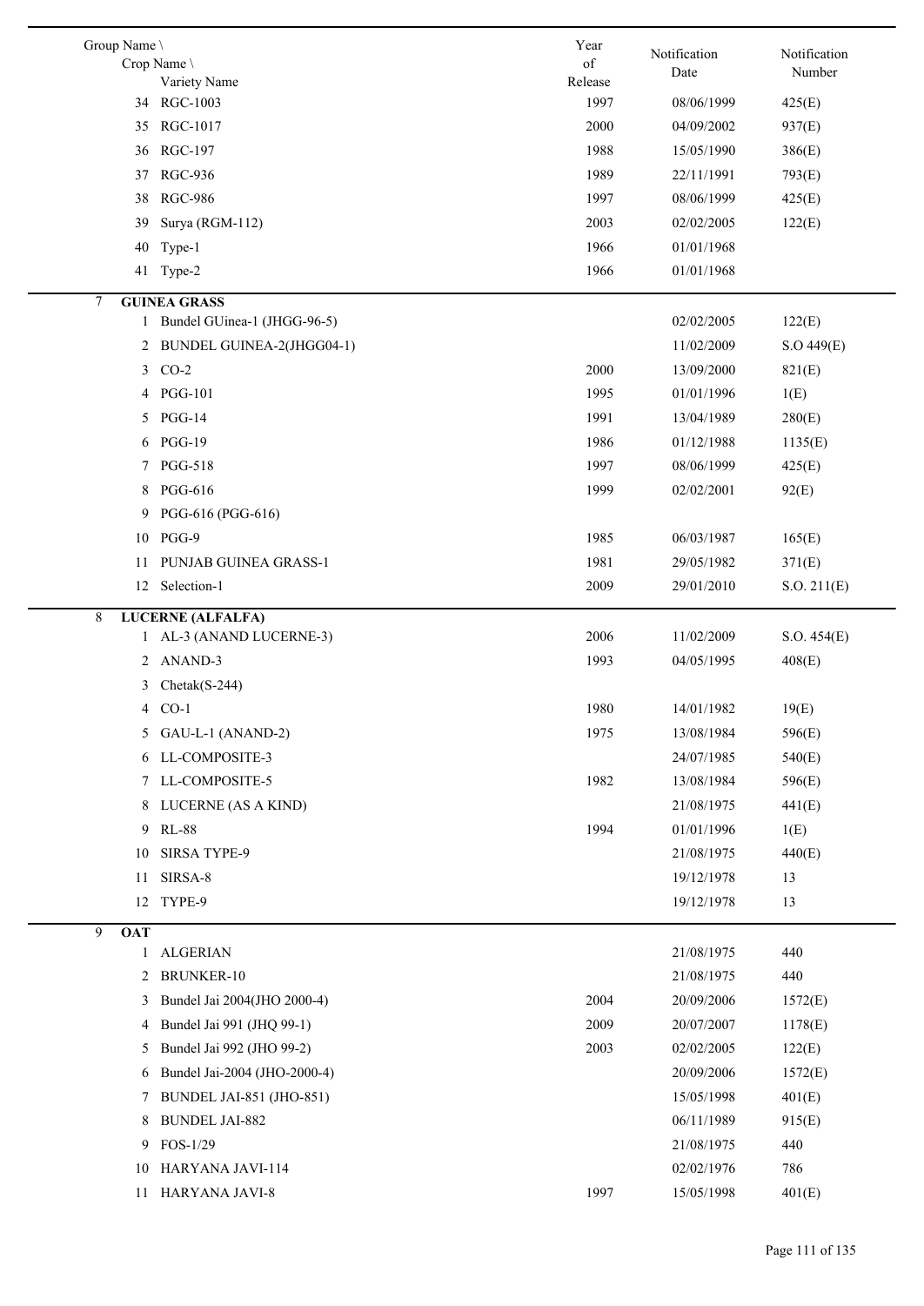| Group Name \ Crop Name \ Variety Name | Year of Release | Notification Date | Notification Number |
|---|---|---|---|
| 34 RGC-1003 | 1997 | 08/06/1999 | 425(E) |
| 35 RGC-1017 | 2000 | 04/09/2002 | 937(E) |
| 36 RGC-197 | 1988 | 15/05/1990 | 386(E) |
| 37 RGC-936 | 1989 | 22/11/1991 | 793(E) |
| 38 RGC-986 | 1997 | 08/06/1999 | 425(E) |
| 39 Surya (RGM-112) | 2003 | 02/02/2005 | 122(E) |
| 40 Type-1 | 1966 | 01/01/1968 | |
| 41 Type-2 | 1966 | 01/01/1968 | |
| **7 GUINEA GRASS** | | | |
| 1 Bundel GUinea-1 (JHGG-96-5) | | 02/02/2005 | 122(E) |
| 2 BUNDEL GUINEA-2(JHGG04-1) | | 11/02/2009 | S.O 449(E) |
| 3 CO-2 | 2000 | 13/09/2000 | 821(E) |
| 4 PGG-101 | 1995 | 01/01/1996 | 1(E) |
| 5 PGG-14 | 1991 | 13/04/1989 | 280(E) |
| 6 PGG-19 | 1986 | 01/12/1988 | 1135(E) |
| 7 PGG-518 | 1997 | 08/06/1999 | 425(E) |
| 8 PGG-616 | 1999 | 02/02/2001 | 92(E) |
| 9 PGG-616 (PGG-616) | | | |
| 10 PGG-9 | 1985 | 06/03/1987 | 165(E) |
| 11 PUNJAB GUINEA GRASS-1 | 1981 | 29/05/1982 | 371(E) |
| 12 Selection-1 | 2009 | 29/01/2010 | S.O. 211(E) |
| **8 LUCERNE (ALFALFA)** | | | |
| 1 AL-3 (ANAND LUCERNE-3) | 2006 | 11/02/2009 | S.O. 454(E) |
| 2 ANAND-3 | 1993 | 04/05/1995 | 408(E) |
| 3 Chetak(S-244) | | | |
| 4 CO-1 | 1980 | 14/01/1982 | 19(E) |
| 5 GAU-L-1 (ANAND-2) | 1975 | 13/08/1984 | 596(E) |
| 6 LL-COMPOSITE-3 | | 24/07/1985 | 540(E) |
| 7 LL-COMPOSITE-5 | 1982 | 13/08/1984 | 596(E) |
| 8 LUCERNE (AS A KIND) | | 21/08/1975 | 441(E) |
| 9 RL-88 | 1994 | 01/01/1996 | 1(E) |
| 10 SIRSA TYPE-9 | | 21/08/1975 | 440(E) |
| 11 SIRSA-8 | | 19/12/1978 | 13 |
| 12 TYPE-9 | | 19/12/1978 | 13 |
| **9 OAT** | | | |
| 1 ALGERIAN | | 21/08/1975 | 440 |
| 2 BRUNKER-10 | | 21/08/1975 | 440 |
| 3 Bundel Jai 2004(JHO 2000-4) | 2004 | 20/09/2006 | 1572(E) |
| 4 Bundel Jai 991 (JHQ 99-1) | 2009 | 20/07/2007 | 1178(E) |
| 5 Bundel Jai 992 (JHO 99-2) | 2003 | 02/02/2005 | 122(E) |
| 6 Bundel Jai-2004 (JHO-2000-4) | | 20/09/2006 | 1572(E) |
| 7 BUNDEL JAI-851 (JHO-851) | | 15/05/1998 | 401(E) |
| 8 BUNDEL JAI-882 | | 06/11/1989 | 915(E) |
| 9 FOS-1/29 | | 21/08/1975 | 440 |
| 10 HARYANA JAVI-114 | | 02/02/1976 | 786 |
| 11 HARYANA JAVI-8 | 1997 | 15/05/1998 | 401(E) |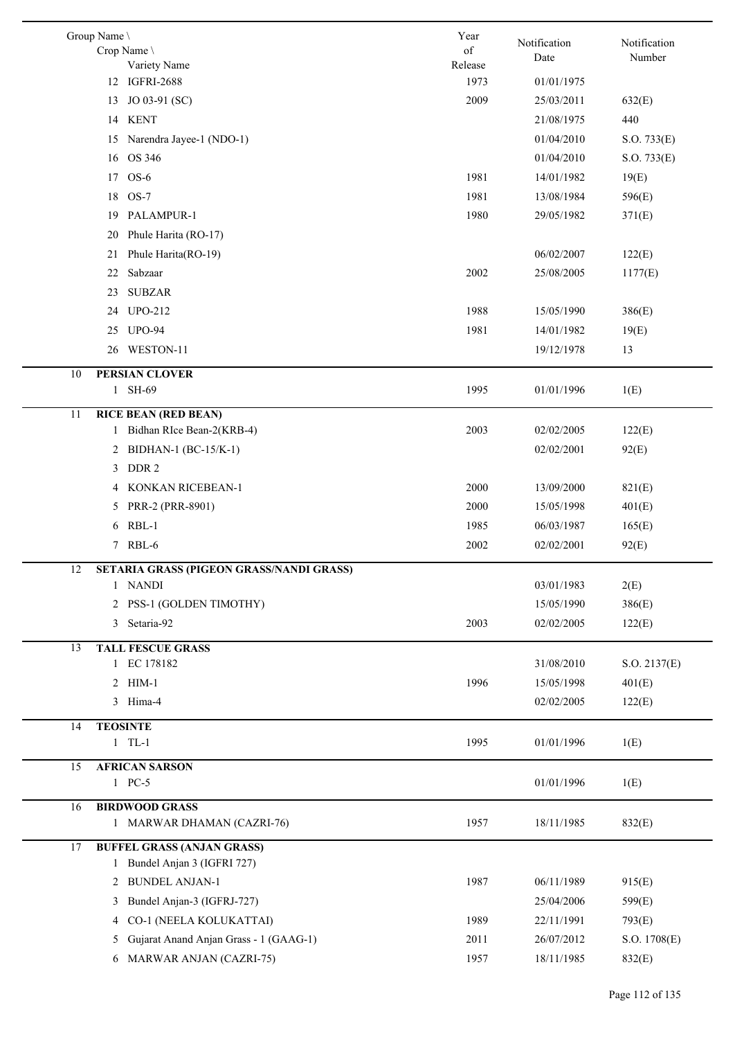| Group Name \ Crop Name \ Variety Name | Year of Release | Notification Date | Notification Number |
|---|---|---|---|
| 12 IGFRI-2688 | 1973 | 01/01/1975 | |
| 13 JO 03-91 (SC) | 2009 | 25/03/2011 | 632(E) |
| 14 KENT | | 21/08/1975 | 440 |
| 15 Narendra Jayee-1 (NDO-1) | | 01/04/2010 | S.O. 733(E) |
| 16 OS 346 | | 01/04/2010 | S.O. 733(E) |
| 17 OS-6 | 1981 | 14/01/1982 | 19(E) |
| 18 OS-7 | 1981 | 13/08/1984 | 596(E) |
| 19 PALAMPUR-1 | 1980 | 29/05/1982 | 371(E) |
| 20 Phule Harita (RO-17) | | | |
| 21 Phule Harita(RO-19) | | 06/02/2007 | 122(E) |
| 22 Sabzaar | 2002 | 25/08/2005 | 1177(E) |
| 23 SUBZAR | | | |
| 24 UPO-212 | 1988 | 15/05/1990 | 386(E) |
| 25 UPO-94 | 1981 | 14/01/1982 | 19(E) |
| 26 WESTON-11 | | 19/12/1978 | 13 |
| **10 PERSIAN CLOVER** | | | |
| 1 SH-69 | 1995 | 01/01/1996 | 1(E) |
| **11 RICE BEAN (RED BEAN)** | | | |
| 1 Bidhan RIce Bean-2(KRB-4) | 2003 | 02/02/2005 | 122(E) |
| 2 BIDHAN-1 (BC-15/K-1) | | 02/02/2001 | 92(E) |
| 3 DDR 2 | | | |
| 4 KONKAN RICEBEAN-1 | 2000 | 13/09/2000 | 821(E) |
| 5 PRR-2 (PRR-8901) | 2000 | 15/05/1998 | 401(E) |
| 6 RBL-1 | 1985 | 06/03/1987 | 165(E) |
| 7 RBL-6 | 2002 | 02/02/2001 | 92(E) |
| **12 SETARIA GRASS (PIGEON GRASS/NANDI GRASS)** | | | |
| 1 NANDI | | 03/01/1983 | 2(E) |
| 2 PSS-1 (GOLDEN TIMOTHY) | | 15/05/1990 | 386(E) |
| 3 Setaria-92 | 2003 | 02/02/2005 | 122(E) |
| **13 TALL FESCUE GRASS** | | | |
| 1 EC 178182 | | 31/08/2010 | S.O. 2137(E) |
| 2 HIM-1 | 1996 | 15/05/1998 | 401(E) |
| 3 Hima-4 | | 02/02/2005 | 122(E) |
| **14 TEOSINTE** | | | |
| 1 TL-1 | 1995 | 01/01/1996 | 1(E) |
| **15 AFRICAN SARSON** | | | |
| 1 PC-5 | | 01/01/1996 | 1(E) |
| **16 BIRDWOOD GRASS** | | | |
| 1 MARWAR DHAMAN (CAZRI-76) | 1957 | 18/11/1985 | 832(E) |
| **17 BUFFEL GRASS (ANJAN GRASS)** | | | |
| 1 Bundel Anjan 3 (IGFRI 727) | | | |
| 2 BUNDEL ANJAN-1 | 1987 | 06/11/1989 | 915(E) |
| 3 Bundel Anjan-3 (IGFRJ-727) | | 25/04/2006 | 599(E) |
| 4 CO-1 (NEELA KOLUKATTAI) | 1989 | 22/11/1991 | 793(E) |
| 5 Gujarat Anand Anjan Grass - 1 (GAAG-1) | 2011 | 26/07/2012 | S.O. 1708(E) |
| 6 MARWAR ANJAN (CAZRI-75) | 1957 | 18/11/1985 | 832(E) |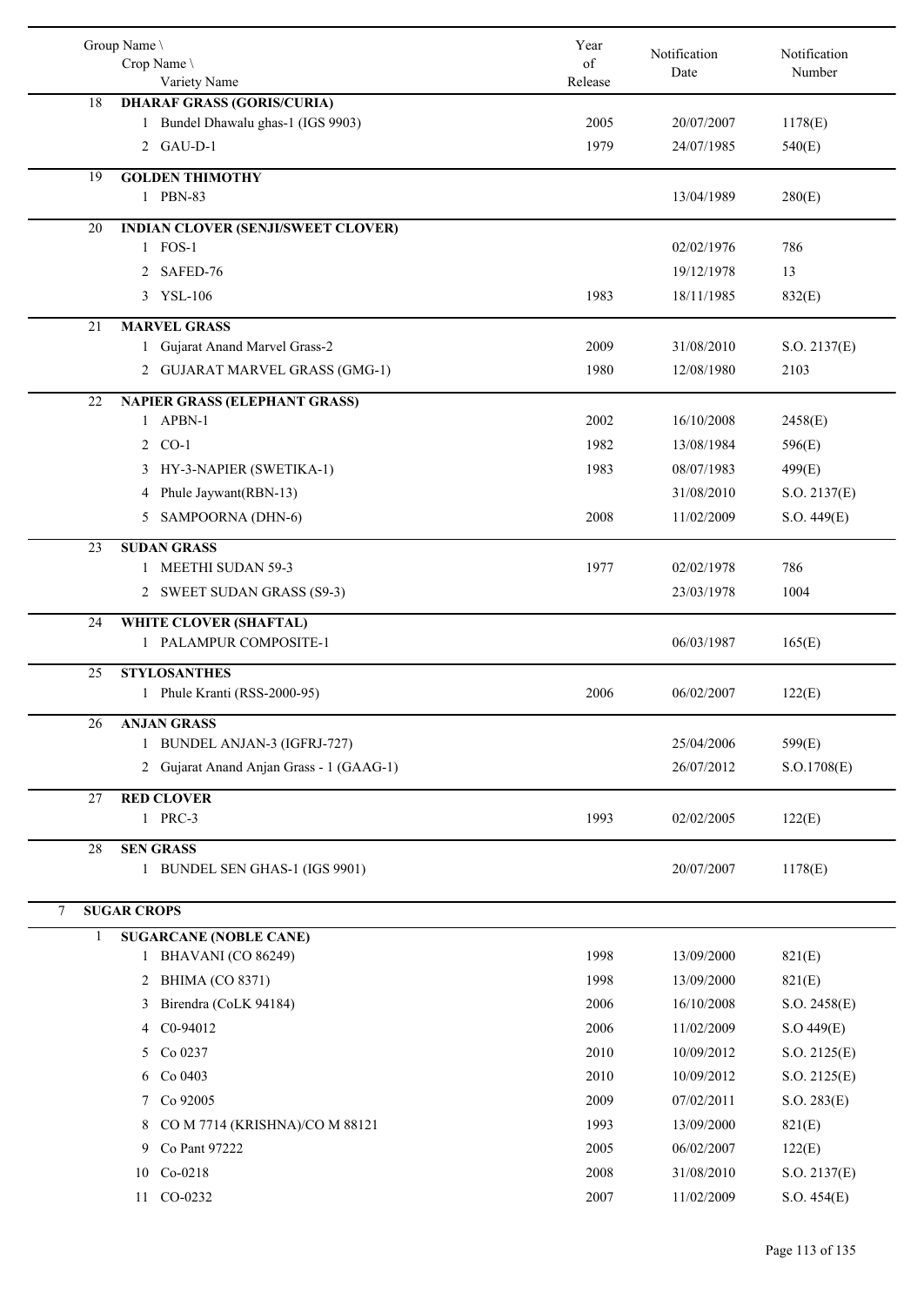| Group Name \ Crop Name \ Variety Name | Year of Release | Notification Date | Notification Number |
|---|---|---|---|
| 18 **DHARAF GRASS (GORIS/CURIA)** | | | |
| 1 Bundel Dhawalu ghas-1 (IGS 9903) | 2005 | 20/07/2007 | 1178(E) |
| 2 GAU-D-1 | 1979 | 24/07/1985 | 540(E) |
| 19 **GOLDEN THIMOTHY** | | | |
| 1 PBN-83 | | 13/04/1989 | 280(E) |
| 20 **INDIAN CLOVER (SENJI/SWEET CLOVER)** | | | |
| 1 FOS-1 | | 02/02/1976 | 786 |
| 2 SAFED-76 | | 19/12/1978 | 13 |
| 3 YSL-106 | 1983 | 18/11/1985 | 832(E) |
| 21 **MARVEL GRASS** | | | |
| 1 Gujarat Anand Marvel Grass-2 | 2009 | 31/08/2010 | S.O. 2137(E) |
| 2 GUJARAT MARVEL GRASS (GMG-1) | 1980 | 12/08/1980 | 2103 |
| 22 **NAPIER GRASS (ELEPHANT GRASS)** | | | |
| 1 APBN-1 | 2002 | 16/10/2008 | 2458(E) |
| 2 CO-1 | 1982 | 13/08/1984 | 596(E) |
| 3 HY-3-NAPIER (SWETIKA-1) | 1983 | 08/07/1983 | 499(E) |
| 4 Phule Jaywant(RBN-13) | | 31/08/2010 | S.O. 2137(E) |
| 5 SAMPOORNA (DHN-6) | 2008 | 11/02/2009 | S.O. 449(E) |
| 23 **SUDAN GRASS** | | | |
| 1 MEETHI SUDAN 59-3 | 1977 | 02/02/1978 | 786 |
| 2 SWEET SUDAN GRASS (S9-3) | | 23/03/1978 | 1004 |
| 24 **WHITE CLOVER (SHAFTAL)** | | | |
| 1 PALAMPUR COMPOSITE-1 | | 06/03/1987 | 165(E) |
| 25 **STYLOSANTHES** | | | |
| 1 Phule Kranti (RSS-2000-95) | 2006 | 06/02/2007 | 122(E) |
| 26 **ANJAN GRASS** | | | |
| 1 BUNDEL ANJAN-3 (IGFRJ-727) | | 25/04/2006 | 599(E) |
| 2 Gujarat Anand Anjan Grass - 1 (GAAG-1) | | 26/07/2012 | S.O.1708(E) |
| 27 **RED CLOVER** | | | |
| 1 PRC-3 | 1993 | 02/02/2005 | 122(E) |
| 28 **SEN GRASS** | | | |
| 1 BUNDEL SEN GHAS-1 (IGS 9901) | | 20/07/2007 | 1178(E) |
| 7 **SUGAR CROPS** | | | |
| 1 **SUGARCANE (NOBLE CANE)** | | | |
| 1 BHAVANI (CO 86249) | 1998 | 13/09/2000 | 821(E) |
| 2 BHIMA (CO 8371) | 1998 | 13/09/2000 | 821(E) |
| 3 Birendra (CoLK 94184) | 2006 | 16/10/2008 | S.O. 2458(E) |
| 4 C0-94012 | 2006 | 11/02/2009 | S.O 449(E) |
| 5 Co 0237 | 2010 | 10/09/2012 | S.O. 2125(E) |
| 6 Co 0403 | 2010 | 10/09/2012 | S.O. 2125(E) |
| 7 Co 92005 | 2009 | 07/02/2011 | S.O. 283(E) |
| 8 CO M 7714 (KRISHNA)/CO M 88121 | 1993 | 13/09/2000 | 821(E) |
| 9 Co Pant 97222 | 2005 | 06/02/2007 | 122(E) |
| 10 Co-0218 | 2008 | 31/08/2010 | S.O. 2137(E) |
| 11 CO-0232 | 2007 | 11/02/2009 | S.O. 454(E) |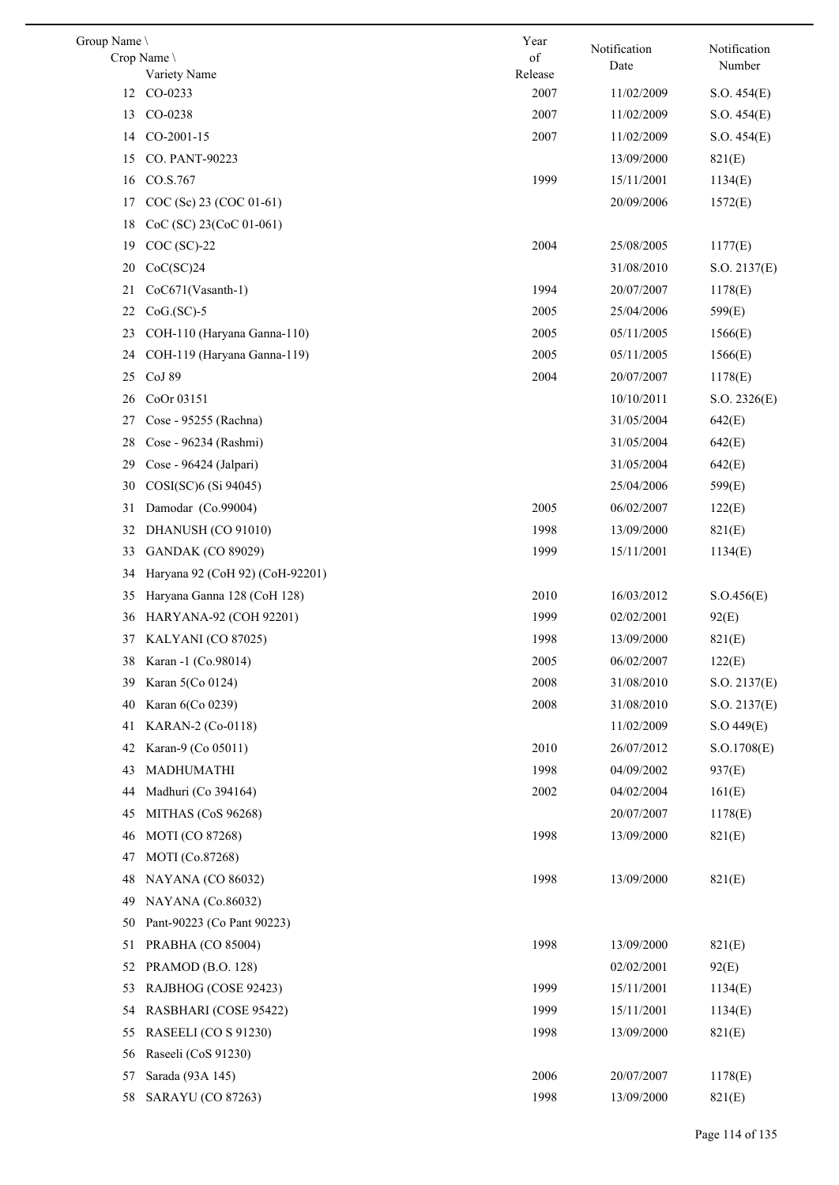| Group Name \ Crop Name \ Variety Name | | Year of Release | Notification Date | Notification Number |
|---|---|---|---|---|
| 12 | CO-0233 | 2007 | 11/02/2009 | S.O. 454(E) |
| 13 | CO-0238 | 2007 | 11/02/2009 | S.O. 454(E) |
| 14 | CO-2001-15 | 2007 | 11/02/2009 | S.O. 454(E) |
| 15 | CO. PANT-90223 | | 13/09/2000 | 821(E) |
| 16 | CO.S.767 | 1999 | 15/11/2001 | 1134(E) |
| 17 | COC (Sc) 23 (COC 01-61) | | 20/09/2006 | 1572(E) |
| 18 | CoC (SC) 23(CoC 01-061) | | | |
| 19 | COC (SC)-22 | 2004 | 25/08/2005 | 1177(E) |
| 20 | CoC(SC)24 | | 31/08/2010 | S.O. 2137(E) |
| 21 | CoC671(Vasanth-1) | 1994 | 20/07/2007 | 1178(E) |
| 22 | CoG.(SC)-5 | 2005 | 25/04/2006 | 599(E) |
| 23 | COH-110 (Haryana Ganna-110) | 2005 | 05/11/2005 | 1566(E) |
| 24 | COH-119 (Haryana Ganna-119) | 2005 | 05/11/2005 | 1566(E) |
| 25 | CoJ 89 | 2004 | 20/07/2007 | 1178(E) |
| 26 | CoOr 03151 | | 10/10/2011 | S.O. 2326(E) |
| 27 | Cose - 95255 (Rachna) | | 31/05/2004 | 642(E) |
| 28 | Cose - 96234 (Rashmi) | | 31/05/2004 | 642(E) |
| 29 | Cose - 96424 (Jalpari) | | 31/05/2004 | 642(E) |
| 30 | COSI(SC)6 (Si 94045) | | 25/04/2006 | 599(E) |
| 31 | Damodar (Co.99004) | 2005 | 06/02/2007 | 122(E) |
| 32 | DHANUSH (CO 91010) | 1998 | 13/09/2000 | 821(E) |
| 33 | GANDAK (CO 89029) | 1999 | 15/11/2001 | 1134(E) |
| 34 | Haryana 92 (CoH 92) (CoH-92201) | | | |
| 35 | Haryana Ganna 128 (CoH 128) | 2010 | 16/03/2012 | S.O.456(E) |
| 36 | HARYANA-92 (COH 92201) | 1999 | 02/02/2001 | 92(E) |
| 37 | KALYANI (CO 87025) | 1998 | 13/09/2000 | 821(E) |
| 38 | Karan -1 (Co.98014) | 2005 | 06/02/2007 | 122(E) |
| 39 | Karan 5(Co 0124) | 2008 | 31/08/2010 | S.O. 2137(E) |
| 40 | Karan 6(Co 0239) | 2008 | 31/08/2010 | S.O. 2137(E) |
| 41 | KARAN-2 (Co-0118) | | 11/02/2009 | S.O 449(E) |
| 42 | Karan-9 (Co 05011) | 2010 | 26/07/2012 | S.O.1708(E) |
| 43 | MADHUMATHI | 1998 | 04/09/2002 | 937(E) |
| 44 | Madhuri (Co 394164) | 2002 | 04/02/2004 | 161(E) |
| 45 | MITHAS (CoS 96268) | | 20/07/2007 | 1178(E) |
| 46 | MOTI (CO 87268) | 1998 | 13/09/2000 | 821(E) |
| 47 | MOTI (Co.87268) | | | |
| 48 | NAYANA (CO 86032) | 1998 | 13/09/2000 | 821(E) |
| 49 | NAYANA (Co.86032) | | | |
| 50 | Pant-90223 (Co Pant 90223) | | | |
| 51 | PRABHA (CO 85004) | 1998 | 13/09/2000 | 821(E) |
| 52 | PRAMOD (B.O. 128) | | 02/02/2001 | 92(E) |
| 53 | RAJBHOG (COSE 92423) | 1999 | 15/11/2001 | 1134(E) |
| 54 | RASBHARI (COSE 95422) | 1999 | 15/11/2001 | 1134(E) |
| 55 | RASEELI (CO S 91230) | 1998 | 13/09/2000 | 821(E) |
| 56 | Raseeli (CoS 91230) | | | |
| 57 | Sarada (93A 145) | 2006 | 20/07/2007 | 1178(E) |
| 58 | SARAYU (CO 87263) | 1998 | 13/09/2000 | 821(E) |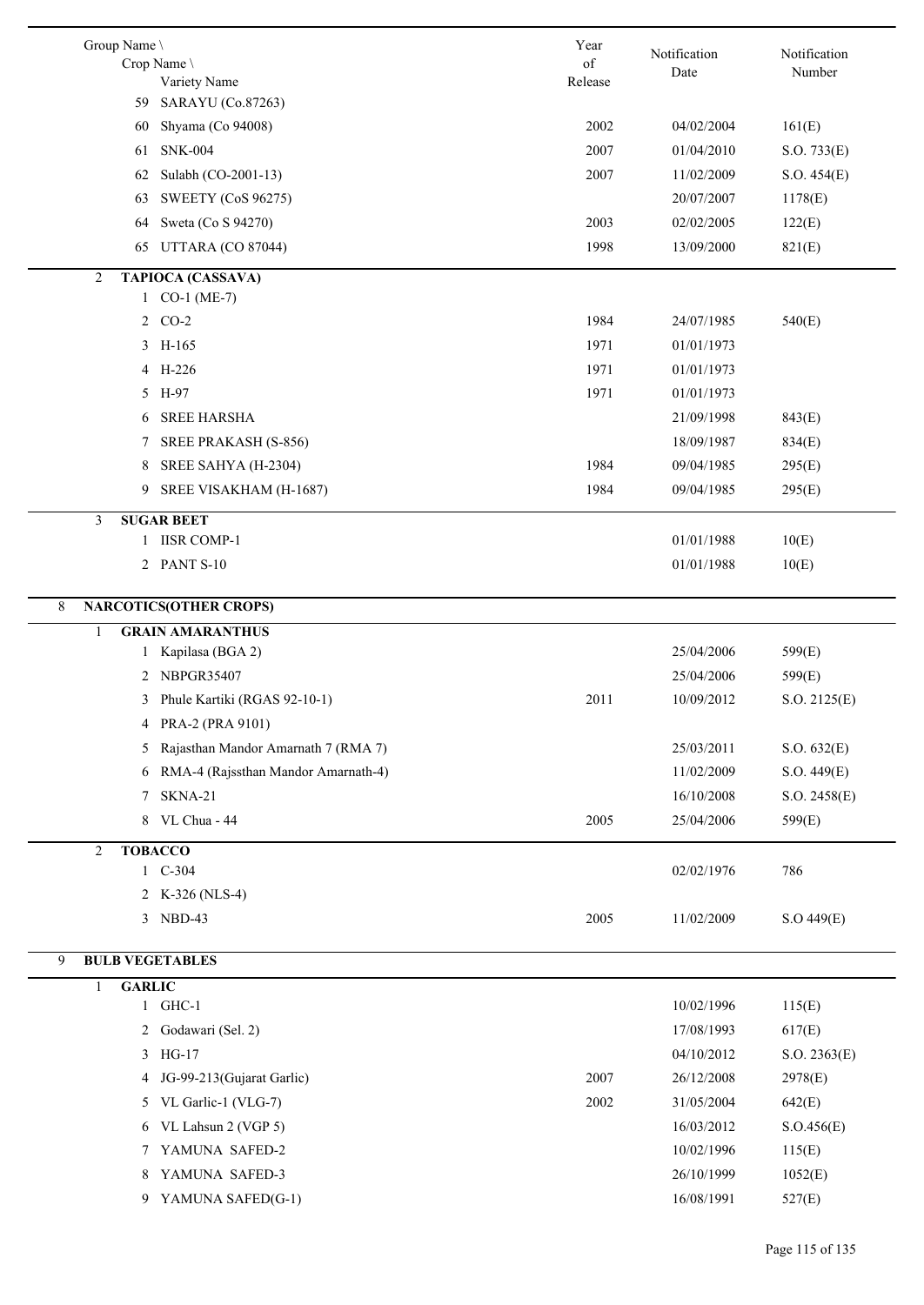| Group Name \ Crop Name \ Variety Name | Year of Release | Notification Date | Notification Number |
|---|---|---|---|
| 59 SARAYU (Co.87263) | | | |
| 60 Shyama (Co 94008) | 2002 | 04/02/2004 | 161(E) |
| 61 SNK-004 | 2007 | 01/04/2010 | S.O. 733(E) |
| 62 Sulabh (CO-2001-13) | 2007 | 11/02/2009 | S.O. 454(E) |
| 63 SWEETY (CoS 96275) | | 20/07/2007 | 1178(E) |
| 64 Sweta (Co S 94270) | 2003 | 02/02/2005 | 122(E) |
| 65 UTTARA (CO 87044) | 1998 | 13/09/2000 | 821(E) |
| **2 TAPIOCA (CASSAVA)** | | | |
| 1 CO-1 (ME-7) | | | |
| 2 CO-2 | 1984 | 24/07/1985 | 540(E) |
| 3 H-165 | 1971 | 01/01/1973 | |
| 4 H-226 | 1971 | 01/01/1973 | |
| 5 H-97 | 1971 | 01/01/1973 | |
| 6 SREE HARSHA | | 21/09/1998 | 843(E) |
| 7 SREE PRAKASH (S-856) | | 18/09/1987 | 834(E) |
| 8 SREE SAHYA (H-2304) | 1984 | 09/04/1985 | 295(E) |
| 9 SREE VISAKHAM (H-1687) | 1984 | 09/04/1985 | 295(E) |
| **3 SUGAR BEET** | | | |
| 1 IISR COMP-1 | | 01/01/1988 | 10(E) |
| 2 PANT S-10 | | 01/01/1988 | 10(E) |
| **8 NARCOTICS(OTHER CROPS)** | | | |
| **1 GRAIN AMARANTHUS** | | | |
| 1 Kapilasa (BGA 2) | | 25/04/2006 | 599(E) |
| 2 NBPGR35407 | | 25/04/2006 | 599(E) |
| 3 Phule Kartiki (RGAS 92-10-1) | 2011 | 10/09/2012 | S.O. 2125(E) |
| 4 PRA-2 (PRA 9101) | | | |
| 5 Rajasthan Mandor Amarnath 7 (RMA 7) | | 25/03/2011 | S.O. 632(E) |
| 6 RMA-4 (Rajssthan Mandor Amarnath-4) | | 11/02/2009 | S.O. 449(E) |
| 7 SKNA-21 | | 16/10/2008 | S.O. 2458(E) |
| 8 VL Chua - 44 | 2005 | 25/04/2006 | 599(E) |
| **2 TOBACCO** | | | |
| 1 C-304 | | 02/02/1976 | 786 |
| 2 K-326 (NLS-4) | | | |
| 3 NBD-43 | 2005 | 11/02/2009 | S.O 449(E) |
| **9 BULB VEGETABLES** | | | |
| **1 GARLIC** | | | |
| 1 GHC-1 | | 10/02/1996 | 115(E) |
| 2 Godawari (Sel. 2) | | 17/08/1993 | 617(E) |
| 3 HG-17 | | 04/10/2012 | S.O. 2363(E) |
| 4 JG-99-213(Gujarat Garlic) | 2007 | 26/12/2008 | 2978(E) |
| 5 VL Garlic-1 (VLG-7) | 2002 | 31/05/2004 | 642(E) |
| 6 VL Lahsun 2 (VGP 5) | | 16/03/2012 | S.O.456(E) |
| 7 YAMUNA SAFED-2 | | 10/02/1996 | 115(E) |
| 8 YAMUNA SAFED-3 | | 26/10/1999 | 1052(E) |
| 9 YAMUNA SAFED(G-1) | | 16/08/1991 | 527(E) |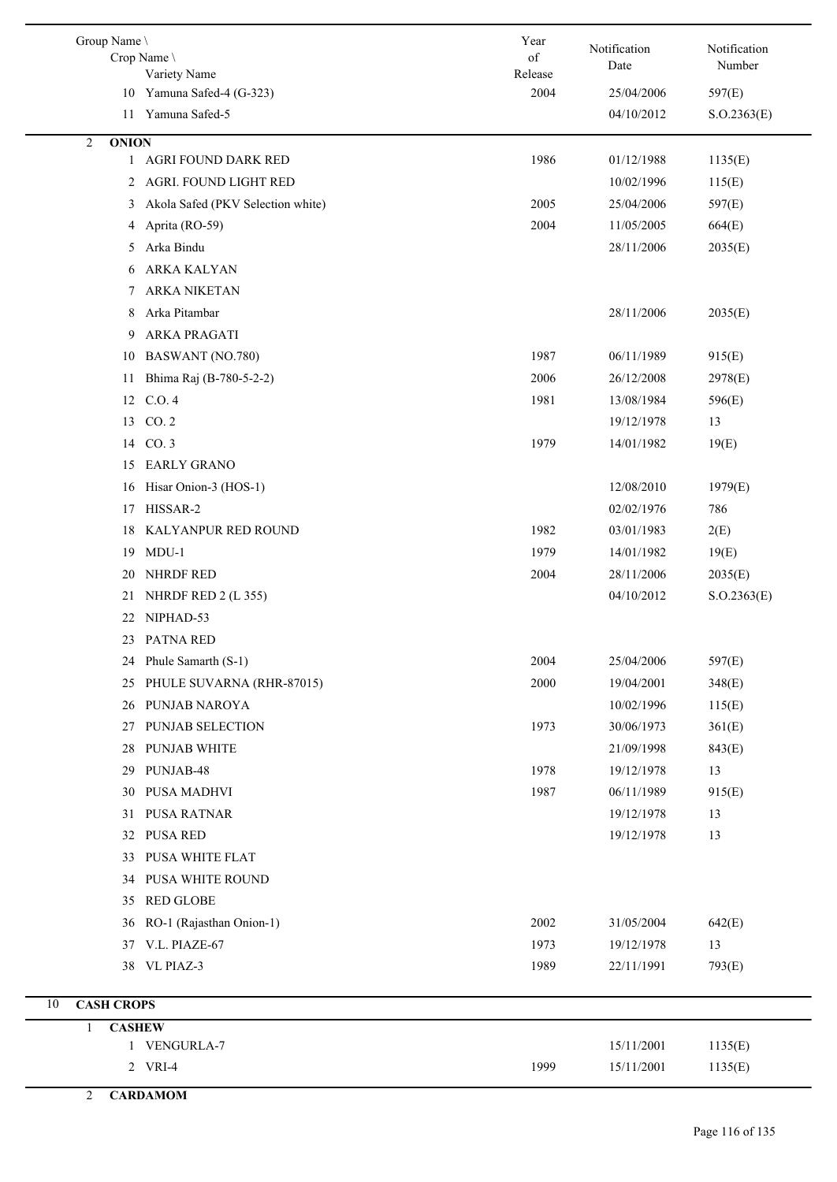| Group Name \ Crop Name \ Variety Name | Year of Release | Notification Date | Notification Number |
|---|---|---|---|
| 10 Yamuna Safed-4 (G-323) | 2004 | 25/04/2006 | 597(E) |
| 11 Yamuna Safed-5 | | 04/10/2012 | S.O.2363(E) |
| **2 ONION** | | | |
| 1 AGRI FOUND DARK RED | 1986 | 01/12/1988 | 1135(E) |
| 2 AGRI. FOUND LIGHT RED | | 10/02/1996 | 115(E) |
| 3 Akola Safed (PKV Selection white) | 2005 | 25/04/2006 | 597(E) |
| 4 Aprita (RO-59) | 2004 | 11/05/2005 | 664(E) |
| 5 Arka Bindu | | 28/11/2006 | 2035(E) |
| 6 ARKA KALYAN | | | |
| 7 ARKA NIKETAN | | | |
| 8 Arka Pitambar | | 28/11/2006 | 2035(E) |
| 9 ARKA PRAGATI | | | |
| 10 BASWANT (NO.780) | 1987 | 06/11/1989 | 915(E) |
| 11 Bhima Raj (B-780-5-2-2) | 2006 | 26/12/2008 | 2978(E) |
| 12 C.O. 4 | 1981 | 13/08/1984 | 596(E) |
| 13 CO. 2 | | 19/12/1978 | 13 |
| 14 CO. 3 | 1979 | 14/01/1982 | 19(E) |
| 15 EARLY GRANO | | | |
| 16 Hisar Onion-3 (HOS-1) | | 12/08/2010 | 1979(E) |
| 17 HISSAR-2 | | 02/02/1976 | 786 |
| 18 KALYANPUR RED ROUND | 1982 | 03/01/1983 | 2(E) |
| 19 MDU-1 | 1979 | 14/01/1982 | 19(E) |
| 20 NHRDF RED | 2004 | 28/11/2006 | 2035(E) |
| 21 NHRDF RED 2 (L 355) | | 04/10/2012 | S.O.2363(E) |
| 22 NIPHAD-53 | | | |
| 23 PATNA RED | | | |
| 24 Phule Samarth (S-1) | 2004 | 25/04/2006 | 597(E) |
| 25 PHULE SUVARNA (RHR-87015) | 2000 | 19/04/2001 | 348(E) |
| 26 PUNJAB NAROYA | | 10/02/1996 | 115(E) |
| 27 PUNJAB SELECTION | 1973 | 30/06/1973 | 361(E) |
| 28 PUNJAB WHITE | | 21/09/1998 | 843(E) |
| 29 PUNJAB-48 | 1978 | 19/12/1978 | 13 |
| 30 PUSA MADHVI | 1987 | 06/11/1989 | 915(E) |
| 31 PUSA RATNAR | | 19/12/1978 | 13 |
| 32 PUSA RED | | 19/12/1978 | 13 |
| 33 PUSA WHITE FLAT | | | |
| 34 PUSA WHITE ROUND | | | |
| 35 RED GLOBE | | | |
| 36 RO-1 (Rajasthan Onion-1) | 2002 | 31/05/2004 | 642(E) |
| 37 V.L. PIAZE-67 | 1973 | 19/12/1978 | 13 |
| 38 VL PIAZ-3 | 1989 | 22/11/1991 | 793(E) |
| **10 CASH CROPS** | | | |
| **1 CASHEW** | | | |
| 1 VENGURLA-7 | | 15/11/2001 | 1135(E) |
| 2 VRI-4 | 1999 | 15/11/2001 | 1135(E) |
| **2 CARDAMOM** | | | |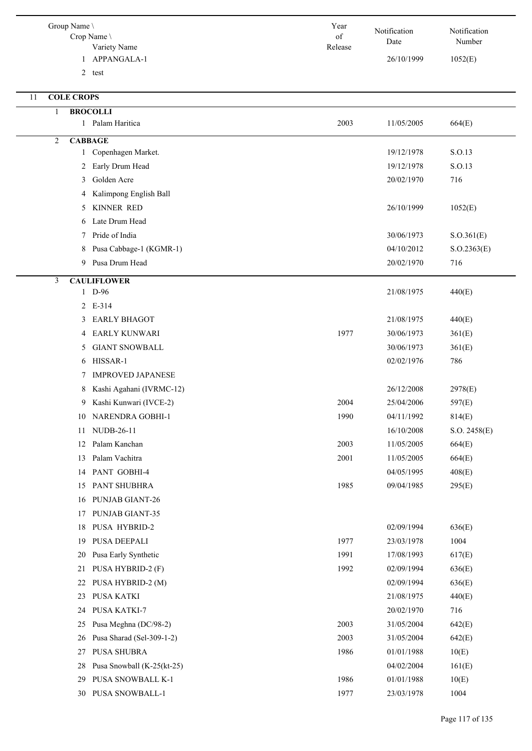| Group Name \ Crop Name \ Variety Name | Year of Release | Notification Date | Notification Number |
|---|---|---|---|
| 1 APPANGALA-1 | | 26/10/1999 | 1052(E) |
| 2 test | | | |
| **11 COLE CROPS** | | | |
| **1 BROCOLLI** | | | |
| 1 Palam Haritica | 2003 | 11/05/2005 | 664(E) |
| **2 CABBAGE** | | | |
| 1 Copenhagen Market. | | 19/12/1978 | S.O.13 |
| 2 Early Drum Head | | 19/12/1978 | S.O.13 |
| 3 Golden Acre | | 20/02/1970 | 716 |
| 4 Kalimpong English Ball | | | |
| 5 KINNER RED | | 26/10/1999 | 1052(E) |
| 6 Late Drum Head | | | |
| 7 Pride of India | | 30/06/1973 | S.O.361(E) |
| 8 Pusa Cabbage-1 (KGMR-1) | | 04/10/2012 | S.O.2363(E) |
| 9 Pusa Drum Head | | 20/02/1970 | 716 |
| **3 CAULIFLOWER** | | | |
| 1 D-96 | | 21/08/1975 | 440(E) |
| 2 E-314 | | | |
| 3 EARLY BHAGOT | | 21/08/1975 | 440(E) |
| 4 EARLY KUNWARI | 1977 | 30/06/1973 | 361(E) |
| 5 GIANT SNOWBALL | | 30/06/1973 | 361(E) |
| 6 HISSAR-1 | | 02/02/1976 | 786 |
| 7 IMPROVED JAPANESE | | | |
| 8 Kashi Agahani (IVRMC-12) | | 26/12/2008 | 2978(E) |
| 9 Kashi Kunwari (IVCE-2) | 2004 | 25/04/2006 | 597(E) |
| 10 NARENDRA GOBHI-1 | 1990 | 04/11/1992 | 814(E) |
| 11 NUDB-26-11 | | 16/10/2008 | S.O. 2458(E) |
| 12 Palam Kanchan | 2003 | 11/05/2005 | 664(E) |
| 13 Palam Vachitra | 2001 | 11/05/2005 | 664(E) |
| 14 PANT GOBHI-4 | | 04/05/1995 | 408(E) |
| 15 PANT SHUBHRA | 1985 | 09/04/1985 | 295(E) |
| 16 PUNJAB GIANT-26 | | | |
| 17 PUNJAB GIANT-35 | | | |
| 18 PUSA HYBRID-2 | | 02/09/1994 | 636(E) |
| 19 PUSA DEEPALI | 1977 | 23/03/1978 | 1004 |
| 20 Pusa Early Synthetic | 1991 | 17/08/1993 | 617(E) |
| 21 PUSA HYBRID-2 (F) | 1992 | 02/09/1994 | 636(E) |
| 22 PUSA HYBRID-2 (M) | | 02/09/1994 | 636(E) |
| 23 PUSA KATKI | | 21/08/1975 | 440(E) |
| 24 PUSA KATKI-7 | | 20/02/1970 | 716 |
| 25 Pusa Meghna (DC/98-2) | 2003 | 31/05/2004 | 642(E) |
| 26 Pusa Sharad (Sel-309-1-2) | 2003 | 31/05/2004 | 642(E) |
| 27 PUSA SHUBRA | 1986 | 01/01/1988 | 10(E) |
| 28 Pusa Snowball (K-25(kt-25) | | 04/02/2004 | 161(E) |
| 29 PUSA SNOWBALL K-1 | 1986 | 01/01/1988 | 10(E) |
| 30 PUSA SNOWBALL-1 | 1977 | 23/03/1978 | 1004 |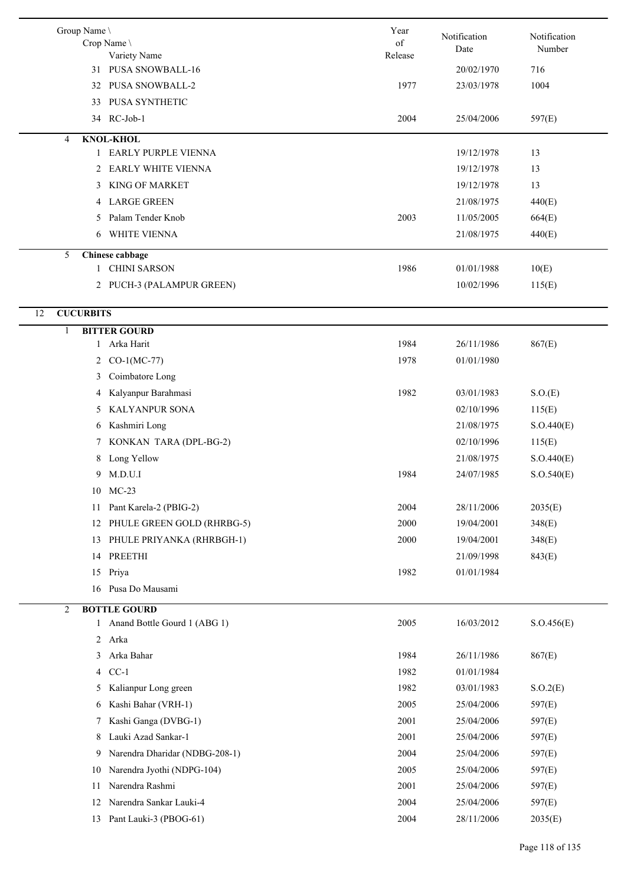| Group Name \ Crop Name \ Variety Name | Year of Release | Notification Date | Notification Number |
|---|---|---|---|
| 31 PUSA SNOWBALL-16 | | 20/02/1970 | 716 |
| 32 PUSA SNOWBALL-2 | 1977 | 23/03/1978 | 1004 |
| 33 PUSA SYNTHETIC | | | |
| 34 RC-Job-1 | 2004 | 25/04/2006 | 597(E) |
| **4 KNOL-KHOL** | | | |
| 1 EARLY PURPLE VIENNA | | 19/12/1978 | 13 |
| 2 EARLY WHITE VIENNA | | 19/12/1978 | 13 |
| 3 KING OF MARKET | | 19/12/1978 | 13 |
| 4 LARGE GREEN | | 21/08/1975 | 440(E) |
| 5 Palam Tender Knob | 2003 | 11/05/2005 | 664(E) |
| 6 WHITE VIENNA | | 21/08/1975 | 440(E) |
| **5 Chinese cabbage** | | | |
| 1 CHINI SARSON | 1986 | 01/01/1988 | 10(E) |
| 2 PUCH-3 (PALAMPUR GREEN) | | 10/02/1996 | 115(E) |
| **12 CUCURBITS** | | | |
| **1 BITTER GOURD** | | | |
| 1 Arka Harit | 1984 | 26/11/1986 | 867(E) |
| 2 CO-1(MC-77) | 1978 | 01/01/1980 | |
| 3 Coimbatore Long | | | |
| 4 Kalyanpur Barahmasi | 1982 | 03/01/1983 | S.O.(E) |
| 5 KALYANPUR SONA | | 02/10/1996 | 115(E) |
| 6 Kashmiri Long | | 21/08/1975 | S.O.440(E) |
| 7 KONKAN TARA (DPL-BG-2) | | 02/10/1996 | 115(E) |
| 8 Long Yellow | | 21/08/1975 | S.O.440(E) |
| 9 M.D.U.I | 1984 | 24/07/1985 | S.O.540(E) |
| 10 MC-23 | | | |
| 11 Pant Karela-2 (PBIG-2) | 2004 | 28/11/2006 | 2035(E) |
| 12 PHULE GREEN GOLD (RHRBG-5) | 2000 | 19/04/2001 | 348(E) |
| 13 PHULE PRIYANKA (RHRBGH-1) | 2000 | 19/04/2001 | 348(E) |
| 14 PREETHI | | 21/09/1998 | 843(E) |
| 15 Priya | 1982 | 01/01/1984 | |
| 16 Pusa Do Mausami | | | |
| **2 BOTTLE GOURD** | | | |
| 1 Anand Bottle Gourd 1 (ABG 1) | 2005 | 16/03/2012 | S.O.456(E) |
| 2 Arka | | | |
| 3 Arka Bahar | 1984 | 26/11/1986 | 867(E) |
| 4 CC-1 | 1982 | 01/01/1984 | |
| 5 Kalianpur Long green | 1982 | 03/01/1983 | S.O.2(E) |
| 6 Kashi Bahar (VRH-1) | 2005 | 25/04/2006 | 597(E) |
| 7 Kashi Ganga (DVBG-1) | 2001 | 25/04/2006 | 597(E) |
| 8 Lauki Azad Sankar-1 | 2001 | 25/04/2006 | 597(E) |
| 9 Narendra Dharidar (NDBG-208-1) | 2004 | 25/04/2006 | 597(E) |
| 10 Narendra Jyothi (NDPG-104) | 2005 | 25/04/2006 | 597(E) |
| 11 Narendra Rashmi | 2001 | 25/04/2006 | 597(E) |
| 12 Narendra Sankar Lauki-4 | 2004 | 25/04/2006 | 597(E) |
| 13 Pant Lauki-3 (PBOG-61) | 2004 | 28/11/2006 | 2035(E) |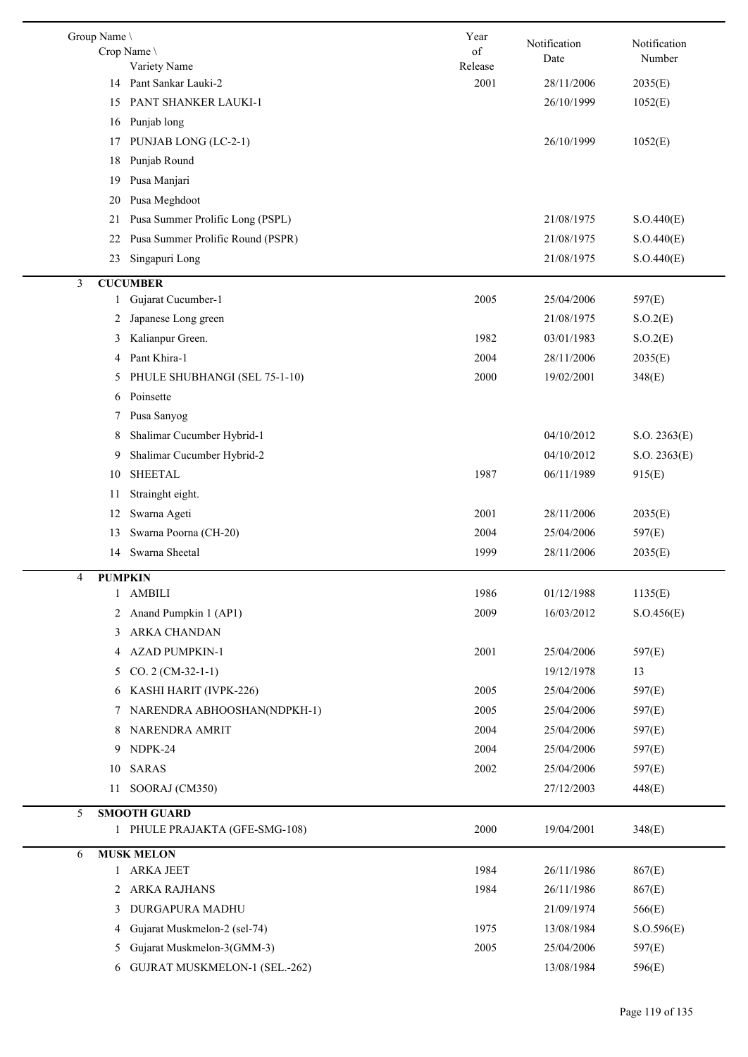| Group Name \ Crop Name \ Variety Name | | Year of Release | Notification Date | Notification Number |
|---|---|---|---|---|
| 14 | Pant Sankar Lauki-2 | 2001 | 28/11/2006 | 2035(E) |
| 15 | PANT SHANKER LAUKI-1 | | 26/10/1999 | 1052(E) |
| 16 | Punjab long | | | |
| 17 | PUNJAB LONG (LC-2-1) | | 26/10/1999 | 1052(E) |
| 18 | Punjab Round | | | |
| 19 | Pusa Manjari | | | |
| 20 | Pusa Meghdoot | | | |
| 21 | Pusa Summer Prolific Long (PSPL) | | 21/08/1975 | S.O.440(E) |
| 22 | Pusa Summer Prolific Round (PSPR) | | 21/08/1975 | S.O.440(E) |
| 23 | Singapuri Long | | 21/08/1975 | S.O.440(E) |
| 3 | **CUCUMBER** | | | |
| 1 | Gujarat Cucumber-1 | 2005 | 25/04/2006 | 597(E) |
| 2 | Japanese Long green | | 21/08/1975 | S.O.2(E) |
| 3 | Kalianpur Green. | 1982 | 03/01/1983 | S.O.2(E) |
| 4 | Pant Khira-1 | 2004 | 28/11/2006 | 2035(E) |
| 5 | PHULE SHUBHANGI (SEL 75-1-10) | 2000 | 19/02/2001 | 348(E) |
| 6 | Poinsette | | | |
| 7 | Pusa Sanyog | | | |
| 8 | Shalimar Cucumber Hybrid-1 | | 04/10/2012 | S.O. 2363(E) |
| 9 | Shalimar Cucumber Hybrid-2 | | 04/10/2012 | S.O. 2363(E) |
| 10 | SHEETAL | 1987 | 06/11/1989 | 915(E) |
| 11 | Strainght eight. | | | |
| 12 | Swarna Ageti | 2001 | 28/11/2006 | 2035(E) |
| 13 | Swarna Poorna (CH-20) | 2004 | 25/04/2006 | 597(E) |
| 14 | Swarna Sheetal | 1999 | 28/11/2006 | 2035(E) |
| 4 | **PUMPKIN** | | | |
| 1 | AMBILI | 1986 | 01/12/1988 | 1135(E) |
| 2 | Anand Pumpkin 1 (AP1) | 2009 | 16/03/2012 | S.O.456(E) |
| 3 | ARKA CHANDAN | | | |
| 4 | AZAD PUMPKIN-1 | 2001 | 25/04/2006 | 597(E) |
| 5 | CO. 2 (CM-32-1-1) | | 19/12/1978 | 13 |
| 6 | KASHI HARIT (IVPK-226) | 2005 | 25/04/2006 | 597(E) |
| 7 | NARENDRA ABHOOSHAN(NDPKH-1) | 2005 | 25/04/2006 | 597(E) |
| 8 | NARENDRA AMRIT | 2004 | 25/04/2006 | 597(E) |
| 9 | NDPK-24 | 2004 | 25/04/2006 | 597(E) |
| 10 | SARAS | 2002 | 25/04/2006 | 597(E) |
| 11 | SOORAJ (CM350) | | 27/12/2003 | 448(E) |
| 5 | **SMOOTH GUARD** | | | |
| 1 | PHULE PRAJAKTA (GFE-SMG-108) | 2000 | 19/04/2001 | 348(E) |
| 6 | **MUSK MELON** | | | |
| 1 | ARKA JEET | 1984 | 26/11/1986 | 867(E) |
| 2 | ARKA RAJHANS | 1984 | 26/11/1986 | 867(E) |
| 3 | DURGAPURA MADHU | | 21/09/1974 | 566(E) |
| 4 | Gujarat Muskmelon-2 (sel-74) | 1975 | 13/08/1984 | S.O.596(E) |
| 5 | Gujarat Muskmelon-3(GMM-3) | 2005 | 25/04/2006 | 597(E) |
| 6 | GUJRAT MUSKMELON-1 (SEL.-262) | | 13/08/1984 | 596(E) |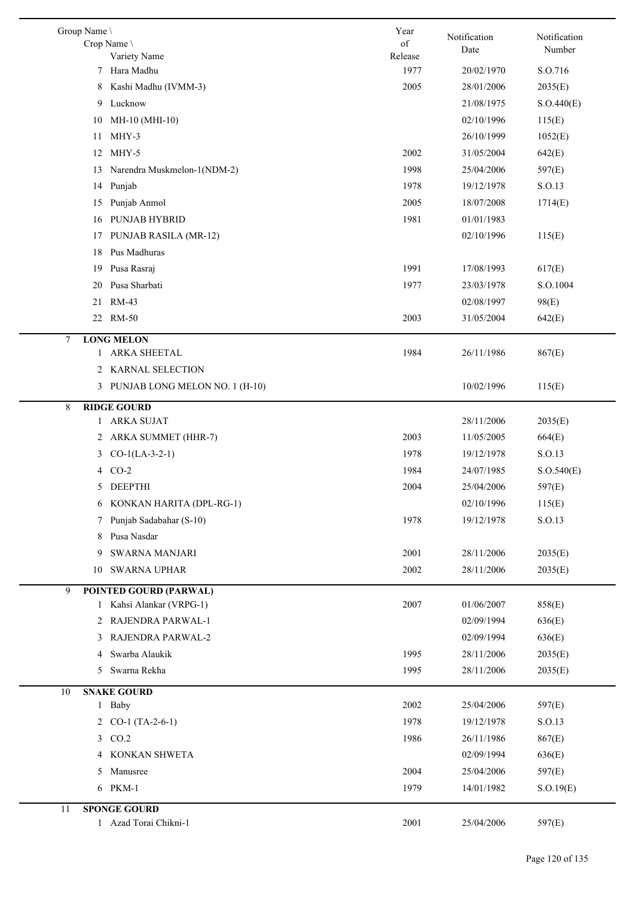| Group Name \ Crop Name \ Variety Name | Year of Release | Notification Date | Notification Number |
|---|---|---|---|
| 7 Hara Madhu | 1977 | 20/02/1970 | S.O.716 |
| 8 Kashi Madhu (IVMM-3) | 2005 | 28/01/2006 | 2035(E) |
| 9 Lucknow | | 21/08/1975 | S.O.440(E) |
| 10 MH-10 (MHI-10) | | 02/10/1996 | 115(E) |
| 11 MHY-3 | | 26/10/1999 | 1052(E) |
| 12 MHY-5 | 2002 | 31/05/2004 | 642(E) |
| 13 Narendra Muskmelon-1(NDM-2) | 1998 | 25/04/2006 | 597(E) |
| 14 Punjab | 1978 | 19/12/1978 | S.O.13 |
| 15 Punjab Anmol | 2005 | 18/07/2008 | 1714(E) |
| 16 PUNJAB HYBRID | 1981 | 01/01/1983 | |
| 17 PUNJAB RASILA (MR-12) | | 02/10/1996 | 115(E) |
| 18 Pus Madhuras | | | |
| 19 Pusa Rasraj | 1991 | 17/08/1993 | 617(E) |
| 20 Pusa Sharbati | 1977 | 23/03/1978 | S.O.1004 |
| 21 RM-43 | | 02/08/1997 | 98(E) |
| 22 RM-50 | 2003 | 31/05/2004 | 642(E) |
| **7 LONG MELON** | | | |
| 1 ARKA SHEETAL | 1984 | 26/11/1986 | 867(E) |
| 2 KARNAL SELECTION | | | |
| 3 PUNJAB LONG MELON NO. 1 (H-10) | | 10/02/1996 | 115(E) |
| **8 RIDGE GOURD** | | | |
| 1 ARKA SUJAT | | 28/11/2006 | 2035(E) |
| 2 ARKA SUMMET (HHR-7) | 2003 | 11/05/2005 | 664(E) |
| 3 CO-1(LA-3-2-1) | 1978 | 19/12/1978 | S.O.13 |
| 4 CO-2 | 1984 | 24/07/1985 | S.O.540(E) |
| 5 DEEPTHI | 2004 | 25/04/2006 | 597(E) |
| 6 KONKAN HARITA (DPL-RG-1) | | 02/10/1996 | 115(E) |
| 7 Punjab Sadabahar (S-10) | 1978 | 19/12/1978 | S.O.13 |
| 8 Pusa Nasdar | | | |
| 9 SWARNA MANJARI | 2001 | 28/11/2006 | 2035(E) |
| 10 SWARNA UPHAR | 2002 | 28/11/2006 | 2035(E) |
| **9 POINTED GOURD (PARWAL)** | | | |
| 1 Kahsi Alankar (VRPG-1) | 2007 | 01/06/2007 | 858(E) |
| 2 RAJENDRA PARWAL-1 | | 02/09/1994 | 636(E) |
| 3 RAJENDRA PARWAL-2 | | 02/09/1994 | 636(E) |
| 4 Swarba Alaukik | 1995 | 28/11/2006 | 2035(E) |
| 5 Swarna Rekha | 1995 | 28/11/2006 | 2035(E) |
| **10 SNAKE GOURD** | | | |
| 1 Baby | 2002 | 25/04/2006 | 597(E) |
| 2 CO-1 (TA-2-6-1) | 1978 | 19/12/1978 | S.O.13 |
| 3 CO.2 | 1986 | 26/11/1986 | 867(E) |
| 4 KONKAN SHWETA | | 02/09/1994 | 636(E) |
| 5 Manusree | 2004 | 25/04/2006 | 597(E) |
| 6 PKM-1 | 1979 | 14/01/1982 | S.O.19(E) |
| **11 SPONGE GOURD** | | | |
| 1 Azad Torai Chikni-1 | 2001 | 25/04/2006 | 597(E) |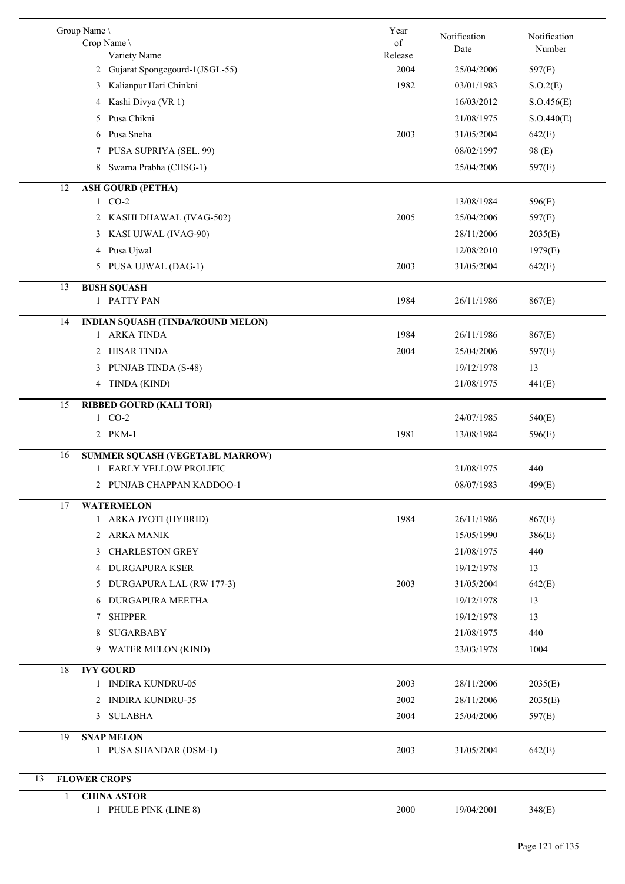| Group Name \ Crop Name \ Variety Name | Year of Release | Notification Date | Notification Number |
|---|---|---|---|
| 2 Gujarat Spongegourd-1(JSGL-55) | 2004 | 25/04/2006 | 597(E) |
| 3 Kalianpur Hari Chinkni | 1982 | 03/01/1983 | S.O.2(E) |
| 4 Kashi Divya (VR 1) | | 16/03/2012 | S.O.456(E) |
| 5 Pusa Chikni | | 21/08/1975 | S.O.440(E) |
| 6 Pusa Sneha | 2003 | 31/05/2004 | 642(E) |
| 7 PUSA SUPRIYA (SEL. 99) | | 08/02/1997 | 98 (E) |
| 8 Swarna Prabha (CHSG-1) | | 25/04/2006 | 597(E) |
| **12 ASH GOURD (PETHA)** | | | |
| 1 CO-2 | | 13/08/1984 | 596(E) |
| 2 KASHI DHAWAL (IVAG-502) | 2005 | 25/04/2006 | 597(E) |
| 3 KASI UJWAL (IVAG-90) | | 28/11/2006 | 2035(E) |
| 4 Pusa Ujwal | | 12/08/2010 | 1979(E) |
| 5 PUSA UJWAL (DAG-1) | 2003 | 31/05/2004 | 642(E) |
| **13 BUSH SQUASH** | | | |
| 1 PATTY PAN | 1984 | 26/11/1986 | 867(E) |
| **14 INDIAN SQUASH (TINDA/ROUND MELON)** | | | |
| 1 ARKA TINDA | 1984 | 26/11/1986 | 867(E) |
| 2 HISAR TINDA | 2004 | 25/04/2006 | 597(E) |
| 3 PUNJAB TINDA (S-48) | | 19/12/1978 | 13 |
| 4 TINDA (KIND) | | 21/08/1975 | 441(E) |
| **15 RIBBED GOURD (KALI TORI)** | | | |
| 1 CO-2 | | 24/07/1985 | 540(E) |
| 2 PKM-1 | 1981 | 13/08/1984 | 596(E) |
| **16 SUMMER SQUASH (VEGETABL MARROW)** | | | |
| 1 EARLY YELLOW PROLIFIC | | 21/08/1975 | 440 |
| 2 PUNJAB CHAPPAN KADDOO-1 | | 08/07/1983 | 499(E) |
| **17 WATERMELON** | | | |
| 1 ARKA JYOTI (HYBRID) | 1984 | 26/11/1986 | 867(E) |
| 2 ARKA MANIK | | 15/05/1990 | 386(E) |
| 3 CHARLESTON GREY | | 21/08/1975 | 440 |
| 4 DURGAPURA KSER | | 19/12/1978 | 13 |
| 5 DURGAPURA LAL (RW 177-3) | 2003 | 31/05/2004 | 642(E) |
| 6 DURGAPURA MEETHA | | 19/12/1978 | 13 |
| 7 SHIPPER | | 19/12/1978 | 13 |
| 8 SUGARBABY | | 21/08/1975 | 440 |
| 9 WATER MELON (KIND) | | 23/03/1978 | 1004 |
| **18 IVY GOURD** | | | |
| 1 INDIRA KUNDRU-05 | 2003 | 28/11/2006 | 2035(E) |
| 2 INDIRA KUNDRU-35 | 2002 | 28/11/2006 | 2035(E) |
| 3 SULABHA | 2004 | 25/04/2006 | 597(E) |
| **19 SNAP MELON** | | | |
| 1 PUSA SHANDAR (DSM-1) | 2003 | 31/05/2004 | 642(E) |
| **13 FLOWER CROPS** | | | |
| **1 CHINA ASTOR** | | | |
| 1 PHULE PINK (LINE 8) | 2000 | 19/04/2001 | 348(E) |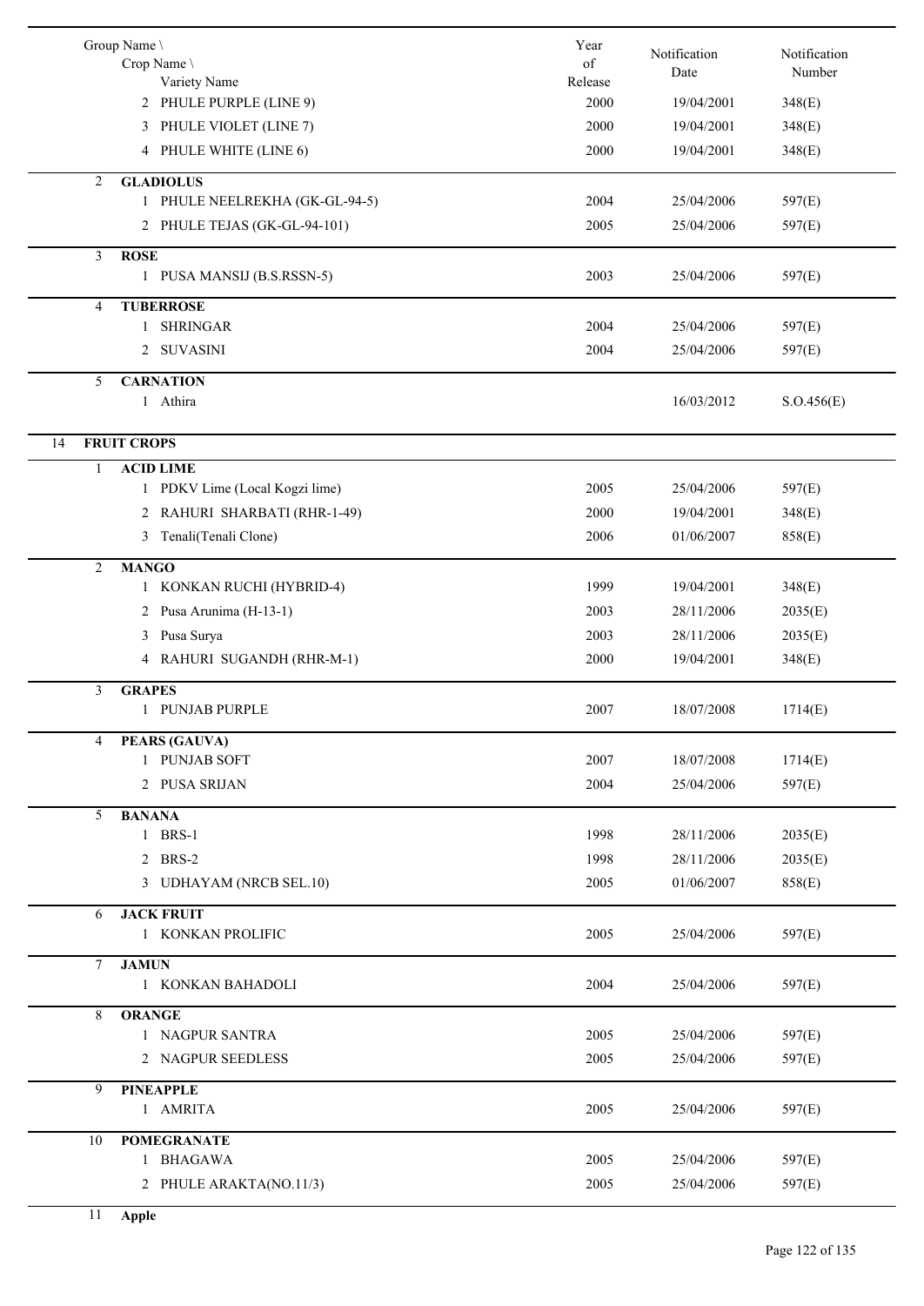| Group Name \ Crop Name \ Variety Name | Year of Release | Notification Date | Notification Number |
|---|---|---|---|
| 2 PHULE PURPLE (LINE 9) | 2000 | 19/04/2001 | 348(E) |
| 3 PHULE VIOLET (LINE 7) | 2000 | 19/04/2001 | 348(E) |
| 4 PHULE WHITE (LINE 6) | 2000 | 19/04/2001 | 348(E) |
| 2 **GLADIOLUS** | | | |
| 1 PHULE NEELREKHA (GK-GL-94-5) | 2004 | 25/04/2006 | 597(E) |
| 2 PHULE TEJAS (GK-GL-94-101) | 2005 | 25/04/2006 | 597(E) |
| 3 **ROSE** | | | |
| 1 PUSA MANSIJ (B.S.RSSN-5) | 2003 | 25/04/2006 | 597(E) |
| 4 **TUBERROSE** | | | |
| 1 SHRINGAR | 2004 | 25/04/2006 | 597(E) |
| 2 SUVASINI | 2004 | 25/04/2006 | 597(E) |
| 5 **CARNATION** | | | |
| 1 Athira | | 16/03/2012 | S.O.456(E) |
| 14 **FRUIT CROPS** | | | |
| 1 **ACID LIME** | | | |
| 1 PDKV Lime (Local Kogzi lime) | 2005 | 25/04/2006 | 597(E) |
| 2 RAHURI SHARBATI (RHR-1-49) | 2000 | 19/04/2001 | 348(E) |
| 3 Tenali(Tenali Clone) | 2006 | 01/06/2007 | 858(E) |
| 2 **MANGO** | | | |
| 1 KONKAN RUCHI (HYBRID-4) | 1999 | 19/04/2001 | 348(E) |
| 2 Pusa Arunima (H-13-1) | 2003 | 28/11/2006 | 2035(E) |
| 3 Pusa Surya | 2003 | 28/11/2006 | 2035(E) |
| 4 RAHURI SUGANDH (RHR-M-1) | 2000 | 19/04/2001 | 348(E) |
| 3 **GRAPES** | | | |
| 1 PUNJAB PURPLE | 2007 | 18/07/2008 | 1714(E) |
| 4 **PEARS (GAUVA)** | | | |
| 1 PUNJAB SOFT | 2007 | 18/07/2008 | 1714(E) |
| 2 PUSA SRIJAN | 2004 | 25/04/2006 | 597(E) |
| 5 **BANANA** | | | |
| 1 BRS-1 | 1998 | 28/11/2006 | 2035(E) |
| 2 BRS-2 | 1998 | 28/11/2006 | 2035(E) |
| 3 UDHAYAM (NRCB SEL.10) | 2005 | 01/06/2007 | 858(E) |
| 6 **JACK FRUIT** | | | |
| 1 KONKAN PROLIFIC | 2005 | 25/04/2006 | 597(E) |
| 7 **JAMUN** | | | |
| 1 KONKAN BAHADOLI | 2004 | 25/04/2006 | 597(E) |
| 8 **ORANGE** | | | |
| 1 NAGPUR SANTRA | 2005 | 25/04/2006 | 597(E) |
| 2 NAGPUR SEEDLESS | 2005 | 25/04/2006 | 597(E) |
| 9 **PINEAPPLE** | | | |
| 1 AMRITA | 2005 | 25/04/2006 | 597(E) |
| 10 **POMEGRANATE** | | | |
| 1 BHAGAWA | 2005 | 25/04/2006 | 597(E) |
| 2 PHULE ARAKTA(NO.11/3) | 2005 | 25/04/2006 | 597(E) |
| 11 **Apple** | | | |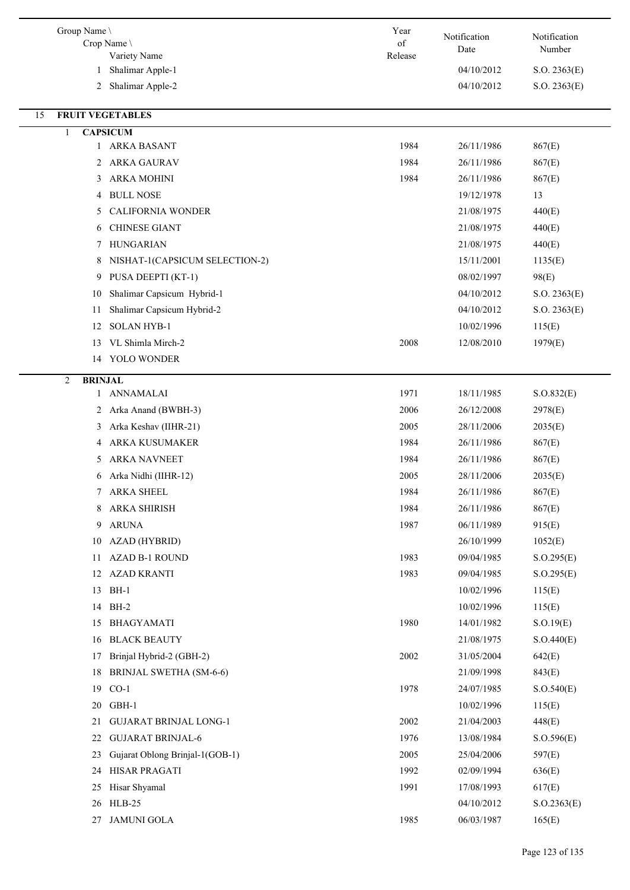| Group Name \ Crop Name \ Variety Name | Year of Release | Notification Date | Notification Number |
|---|---|---|---|
| 1 Shalimar Apple-1 | | 04/10/2012 | S.O. 2363(E) |
| 2 Shalimar Apple-2 | | 04/10/2012 | S.O. 2363(E) |
| **15 FRUIT VEGETABLES** | | | |
| **1 CAPSICUM** | | | |
| 1 ARKA BASANT | 1984 | 26/11/1986 | 867(E) |
| 2 ARKA GAURAV | 1984 | 26/11/1986 | 867(E) |
| 3 ARKA MOHINI | 1984 | 26/11/1986 | 867(E) |
| 4 BULL NOSE | | 19/12/1978 | 13 |
| 5 CALIFORNIA WONDER | | 21/08/1975 | 440(E) |
| 6 CHINESE GIANT | | 21/08/1975 | 440(E) |
| 7 HUNGARIAN | | 21/08/1975 | 440(E) |
| 8 NISHAT-1(CAPSICUM SELECTION-2) | | 15/11/2001 | 1135(E) |
| 9 PUSA DEEPTI (KT-1) | | 08/02/1997 | 98(E) |
| 10 Shalimar Capsicum Hybrid-1 | | 04/10/2012 | S.O. 2363(E) |
| 11 Shalimar Capsicum Hybrid-2 | | 04/10/2012 | S.O. 2363(E) |
| 12 SOLAN HYB-1 | | 10/02/1996 | 115(E) |
| 13 VL Shimla Mirch-2 | 2008 | 12/08/2010 | 1979(E) |
| 14 YOLO WONDER | | | |
| **2 BRINJAL** | | | |
| 1 ANNAMALAI | 1971 | 18/11/1985 | S.O.832(E) |
| 2 Arka Anand (BWBH-3) | 2006 | 26/12/2008 | 2978(E) |
| 3 Arka Keshav (IIHR-21) | 2005 | 28/11/2006 | 2035(E) |
| 4 ARKA KUSUMAKER | 1984 | 26/11/1986 | 867(E) |
| 5 ARKA NAVNEET | 1984 | 26/11/1986 | 867(E) |
| 6 Arka Nidhi (IIHR-12) | 2005 | 28/11/2006 | 2035(E) |
| 7 ARKA SHEEL | 1984 | 26/11/1986 | 867(E) |
| 8 ARKA SHIRISH | 1984 | 26/11/1986 | 867(E) |
| 9 ARUNA | 1987 | 06/11/1989 | 915(E) |
| 10 AZAD (HYBRID) | | 26/10/1999 | 1052(E) |
| 11 AZAD B-1 ROUND | 1983 | 09/04/1985 | S.O.295(E) |
| 12 AZAD KRANTI | 1983 | 09/04/1985 | S.O.295(E) |
| 13 BH-1 | | 10/02/1996 | 115(E) |
| 14 BH-2 | | 10/02/1996 | 115(E) |
| 15 BHAGYAMATI | 1980 | 14/01/1982 | S.O.19(E) |
| 16 BLACK BEAUTY | | 21/08/1975 | S.O.440(E) |
| 17 Brinjal Hybrid-2 (GBH-2) | 2002 | 31/05/2004 | 642(E) |
| 18 BRINJAL SWETHA (SM-6-6) | | 21/09/1998 | 843(E) |
| 19 CO-1 | 1978 | 24/07/1985 | S.O.540(E) |
| 20 GBH-1 | | 10/02/1996 | 115(E) |
| 21 GUJARAT BRINJAL LONG-1 | 2002 | 21/04/2003 | 448(E) |
| 22 GUJARAT BRINJAL-6 | 1976 | 13/08/1984 | S.O.596(E) |
| 23 Gujarat Oblong Brinjal-1(GOB-1) | 2005 | 25/04/2006 | 597(E) |
| 24 HISAR PRAGATI | 1992 | 02/09/1994 | 636(E) |
| 25 Hisar Shyamal | 1991 | 17/08/1993 | 617(E) |
| 26 HLB-25 | | 04/10/2012 | S.O.2363(E) |
| 27 JAMUNI GOLA | 1985 | 06/03/1987 | 165(E) |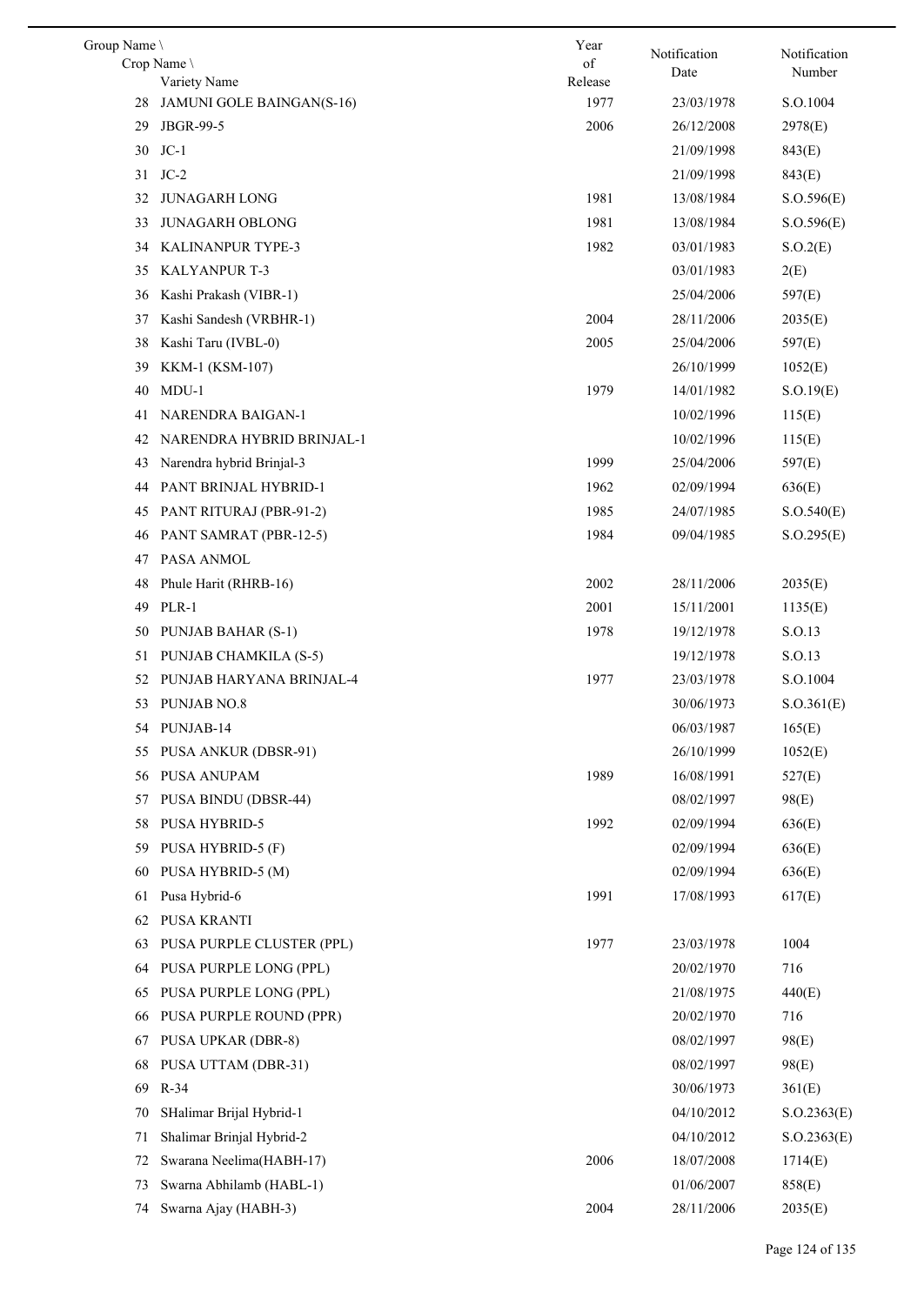| Group Name \ Crop Name \ Variety Name | Year of Release | Notification Date | Notification Number |
|---|---|---|---|
| 28 JAMUNI GOLE BAINGAN(S-16) | 1977 | 23/03/1978 | S.O.1004 |
| 29 JBGR-99-5 | 2006 | 26/12/2008 | 2978(E) |
| 30 JC-1 | | 21/09/1998 | 843(E) |
| 31 JC-2 | | 21/09/1998 | 843(E) |
| 32 JUNAGARH LONG | 1981 | 13/08/1984 | S.O.596(E) |
| 33 JUNAGARH OBLONG | 1981 | 13/08/1984 | S.O.596(E) |
| 34 KALINANPUR TYPE-3 | 1982 | 03/01/1983 | S.O.2(E) |
| 35 KALYANPUR T-3 | | 03/01/1983 | 2(E) |
| 36 Kashi Prakash (VIBR-1) | | 25/04/2006 | 597(E) |
| 37 Kashi Sandesh (VRBHR-1) | 2004 | 28/11/2006 | 2035(E) |
| 38 Kashi Taru (IVBL-0) | 2005 | 25/04/2006 | 597(E) |
| 39 KKM-1 (KSM-107) | | 26/10/1999 | 1052(E) |
| 40 MDU-1 | 1979 | 14/01/1982 | S.O.19(E) |
| 41 NARENDRA BAIGAN-1 | | 10/02/1996 | 115(E) |
| 42 NARENDRA HYBRID BRINJAL-1 | | 10/02/1996 | 115(E) |
| 43 Narendra hybrid Brinjal-3 | 1999 | 25/04/2006 | 597(E) |
| 44 PANT BRINJAL HYBRID-1 | 1962 | 02/09/1994 | 636(E) |
| 45 PANT RITURAJ (PBR-91-2) | 1985 | 24/07/1985 | S.O.540(E) |
| 46 PANT SAMRAT (PBR-12-5) | 1984 | 09/04/1985 | S.O.295(E) |
| 47 PASA ANMOL | | | |
| 48 Phule Harit (RHRB-16) | 2002 | 28/11/2006 | 2035(E) |
| 49 PLR-1 | 2001 | 15/11/2001 | 1135(E) |
| 50 PUNJAB BAHAR (S-1) | 1978 | 19/12/1978 | S.O.13 |
| 51 PUNJAB CHAMKILA (S-5) | | 19/12/1978 | S.O.13 |
| 52 PUNJAB HARYANA BRINJAL-4 | 1977 | 23/03/1978 | S.O.1004 |
| 53 PUNJAB NO.8 | | 30/06/1973 | S.O.361(E) |
| 54 PUNJAB-14 | | 06/03/1987 | 165(E) |
| 55 PUSA ANKUR (DBSR-91) | | 26/10/1999 | 1052(E) |
| 56 PUSA ANUPAM | 1989 | 16/08/1991 | 527(E) |
| 57 PUSA BINDU (DBSR-44) | | 08/02/1997 | 98(E) |
| 58 PUSA HYBRID-5 | 1992 | 02/09/1994 | 636(E) |
| 59 PUSA HYBRID-5 (F) | | 02/09/1994 | 636(E) |
| 60 PUSA HYBRID-5 (M) | | 02/09/1994 | 636(E) |
| 61 Pusa Hybrid-6 | 1991 | 17/08/1993 | 617(E) |
| 62 PUSA KRANTI | | | |
| 63 PUSA PURPLE CLUSTER (PPL) | 1977 | 23/03/1978 | 1004 |
| 64 PUSA PURPLE LONG (PPL) | | 20/02/1970 | 716 |
| 65 PUSA PURPLE LONG (PPL) | | 21/08/1975 | 440(E) |
| 66 PUSA PURPLE ROUND (PPR) | | 20/02/1970 | 716 |
| 67 PUSA UPKAR (DBR-8) | | 08/02/1997 | 98(E) |
| 68 PUSA UTTAM (DBR-31) | | 08/02/1997 | 98(E) |
| 69 R-34 | | 30/06/1973 | 361(E) |
| 70 SHalimar Brijal Hybrid-1 | | 04/10/2012 | S.O.2363(E) |
| 71 Shalimar Brinjal Hybrid-2 | | 04/10/2012 | S.O.2363(E) |
| 72 Swarana Neelima(HABH-17) | 2006 | 18/07/2008 | 1714(E) |
| 73 Swarna Abhilamb (HABL-1) | | 01/06/2007 | 858(E) |
| 74 Swarna Ajay (HABH-3) | 2004 | 28/11/2006 | 2035(E) |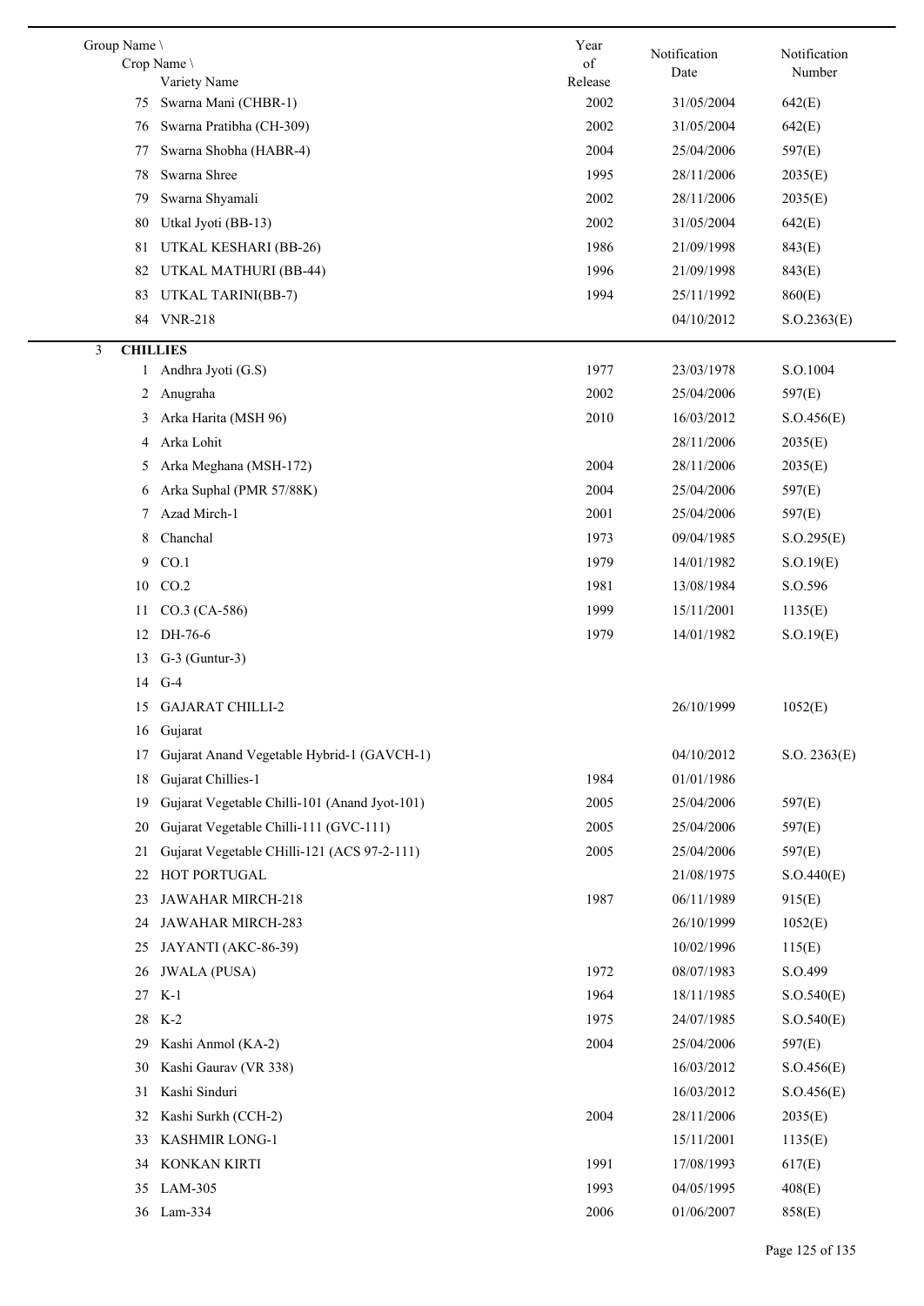| Group Name \ Crop Name \ Variety Name | Year of Release | Notification Date | Notification Number |
|---|---|---|---|
| 75 Swarna Mani (CHBR-1) | 2002 | 31/05/2004 | 642(E) |
| 76 Swarna Pratibha (CH-309) | 2002 | 31/05/2004 | 642(E) |
| 77 Swarna Shobha (HABR-4) | 2004 | 25/04/2006 | 597(E) |
| 78 Swarna Shree | 1995 | 28/11/2006 | 2035(E) |
| 79 Swarna Shyamali | 2002 | 28/11/2006 | 2035(E) |
| 80 Utkal Jyoti (BB-13) | 2002 | 31/05/2004 | 642(E) |
| 81 UTKAL KESHARI (BB-26) | 1986 | 21/09/1998 | 843(E) |
| 82 UTKAL MATHURI (BB-44) | 1996 | 21/09/1998 | 843(E) |
| 83 UTKAL TARINI(BB-7) | 1994 | 25/11/1992 | 860(E) |
| 84 VNR-218 | | 04/10/2012 | S.O.2363(E) |
| 3 **CHILLIES** | | | |
| 1 Andhra Jyoti (G.S) | 1977 | 23/03/1978 | S.O.1004 |
| 2 Anugraha | 2002 | 25/04/2006 | 597(E) |
| 3 Arka Harita (MSH 96) | 2010 | 16/03/2012 | S.O.456(E) |
| 4 Arka Lohit | | 28/11/2006 | 2035(E) |
| 5 Arka Meghana (MSH-172) | 2004 | 28/11/2006 | 2035(E) |
| 6 Arka Suphal (PMR 57/88K) | 2004 | 25/04/2006 | 597(E) |
| 7 Azad Mirch-1 | 2001 | 25/04/2006 | 597(E) |
| 8 Chanchal | 1973 | 09/04/1985 | S.O.295(E) |
| 9 CO.1 | 1979 | 14/01/1982 | S.O.19(E) |
| 10 CO.2 | 1981 | 13/08/1984 | S.O.596 |
| 11 CO.3 (CA-586) | 1999 | 15/11/2001 | 1135(E) |
| 12 DH-76-6 | 1979 | 14/01/1982 | S.O.19(E) |
| 13 G-3 (Guntur-3) | | | |
| 14 G-4 | | | |
| 15 GAJARAT CHILLI-2 | | 26/10/1999 | 1052(E) |
| 16 Gujarat | | | |
| 17 Gujarat Anand Vegetable Hybrid-1 (GAVCH-1) | | 04/10/2012 | S.O. 2363(E) |
| 18 Gujarat Chillies-1 | 1984 | 01/01/1986 | |
| 19 Gujarat Vegetable Chilli-101 (Anand Jyot-101) | 2005 | 25/04/2006 | 597(E) |
| 20 Gujarat Vegetable Chilli-111 (GVC-111) | 2005 | 25/04/2006 | 597(E) |
| 21 Gujarat Vegetable CHilli-121 (ACS 97-2-111) | 2005 | 25/04/2006 | 597(E) |
| 22 HOT PORTUGAL | | 21/08/1975 | S.O.440(E) |
| 23 JAWAHAR MIRCH-218 | 1987 | 06/11/1989 | 915(E) |
| 24 JAWAHAR MIRCH-283 | | 26/10/1999 | 1052(E) |
| 25 JAYANTI (AKC-86-39) | | 10/02/1996 | 115(E) |
| 26 JWALA (PUSA) | 1972 | 08/07/1983 | S.O.499 |
| 27 K-1 | 1964 | 18/11/1985 | S.O.540(E) |
| 28 K-2 | 1975 | 24/07/1985 | S.O.540(E) |
| 29 Kashi Anmol (KA-2) | 2004 | 25/04/2006 | 597(E) |
| 30 Kashi Gaurav (VR 338) | | 16/03/2012 | S.O.456(E) |
| 31 Kashi Sinduri | | 16/03/2012 | S.O.456(E) |
| 32 Kashi Surkh (CCH-2) | 2004 | 28/11/2006 | 2035(E) |
| 33 KASHMIR LONG-1 | | 15/11/2001 | 1135(E) |
| 34 KONKAN KIRTI | 1991 | 17/08/1993 | 617(E) |
| 35 LAM-305 | 1993 | 04/05/1995 | 408(E) |
| 36 Lam-334 | 2006 | 01/06/2007 | 858(E) |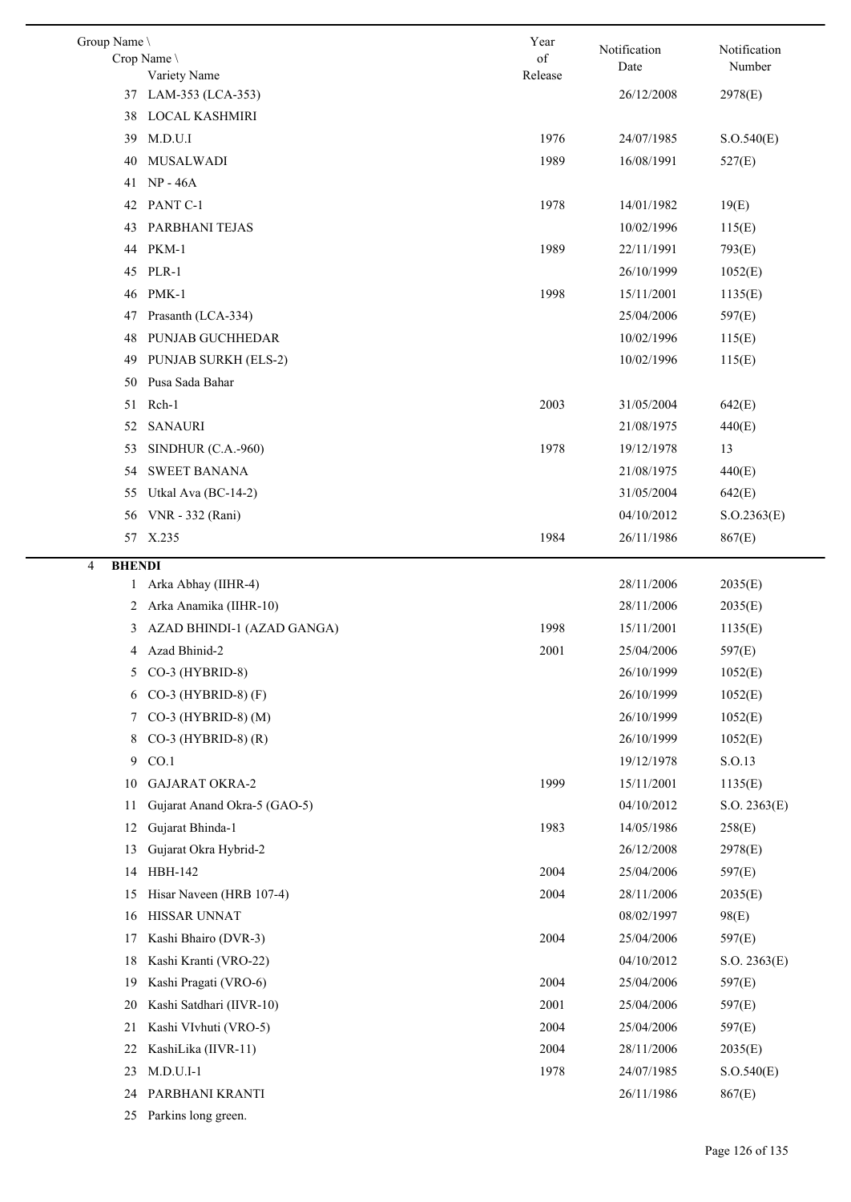| Group Name \ Crop Name \ Variety Name | Year of Release | Notification Date | Notification Number |
|---|---|---|---|
| 37 LAM-353 (LCA-353) | | 26/12/2008 | 2978(E) |
| 38 LOCAL KASHMIRI | | | |
| 39 M.D.U.I | 1976 | 24/07/1985 | S.O.540(E) |
| 40 MUSALWADI | 1989 | 16/08/1991 | 527(E) |
| 41 NP - 46A | | | |
| 42 PANT C-1 | 1978 | 14/01/1982 | 19(E) |
| 43 PARBHANI TEJAS | | 10/02/1996 | 115(E) |
| 44 PKM-1 | 1989 | 22/11/1991 | 793(E) |
| 45 PLR-1 | | 26/10/1999 | 1052(E) |
| 46 PMK-1 | 1998 | 15/11/2001 | 1135(E) |
| 47 Prasanth (LCA-334) | | 25/04/2006 | 597(E) |
| 48 PUNJAB GUCHHEDAR | | 10/02/1996 | 115(E) |
| 49 PUNJAB SURKH (ELS-2) | | 10/02/1996 | 115(E) |
| 50 Pusa Sada Bahar | | | |
| 51 Rch-1 | 2003 | 31/05/2004 | 642(E) |
| 52 SANAURI | | 21/08/1975 | 440(E) |
| 53 SINDHUR (C.A.-960) | 1978 | 19/12/1978 | 13 |
| 54 SWEET BANANA | | 21/08/1975 | 440(E) |
| 55 Utkal Ava (BC-14-2) | | 31/05/2004 | 642(E) |
| 56 VNR - 332 (Rani) | | 04/10/2012 | S.O.2363(E) |
| 57 X.235 | 1984 | 26/11/1986 | 867(E) |
| **4 BHENDI** | | | |
| 1 Arka Abhay (IIHR-4) | | 28/11/2006 | 2035(E) |
| 2 Arka Anamika (IIHR-10) | | 28/11/2006 | 2035(E) |
| 3 AZAD BHINDI-1 (AZAD GANGA) | 1998 | 15/11/2001 | 1135(E) |
| 4 Azad Bhinid-2 | 2001 | 25/04/2006 | 597(E) |
| 5 CO-3 (HYBRID-8) | | 26/10/1999 | 1052(E) |
| 6 CO-3 (HYBRID-8) (F) | | 26/10/1999 | 1052(E) |
| 7 CO-3 (HYBRID-8) (M) | | 26/10/1999 | 1052(E) |
| 8 CO-3 (HYBRID-8) (R) | | 26/10/1999 | 1052(E) |
| 9 CO.1 | | 19/12/1978 | S.O.13 |
| 10 GAJARAT OKRA-2 | 1999 | 15/11/2001 | 1135(E) |
| 11 Gujarat Anand Okra-5 (GAO-5) | | 04/10/2012 | S.O. 2363(E) |
| 12 Gujarat Bhinda-1 | 1983 | 14/05/1986 | 258(E) |
| 13 Gujarat Okra Hybrid-2 | | 26/12/2008 | 2978(E) |
| 14 HBH-142 | 2004 | 25/04/2006 | 597(E) |
| 15 Hisar Naveen (HRB 107-4) | 2004 | 28/11/2006 | 2035(E) |
| 16 HISSAR UNNAT | | 08/02/1997 | 98(E) |
| 17 Kashi Bhairo (DVR-3) | 2004 | 25/04/2006 | 597(E) |
| 18 Kashi Kranti (VRO-22) | | 04/10/2012 | S.O. 2363(E) |
| 19 Kashi Pragati (VRO-6) | 2004 | 25/04/2006 | 597(E) |
| 20 Kashi Satdhari (IIVR-10) | 2001 | 25/04/2006 | 597(E) |
| 21 Kashi VIvhuti (VRO-5) | 2004 | 25/04/2006 | 597(E) |
| 22 KashiLika (IIVR-11) | 2004 | 28/11/2006 | 2035(E) |
| 23 M.D.U.I-1 | 1978 | 24/07/1985 | S.O.540(E) |
| 24 PARBHANI KRANTI | | 26/11/1986 | 867(E) |
| 25 Parkins long green. | | | |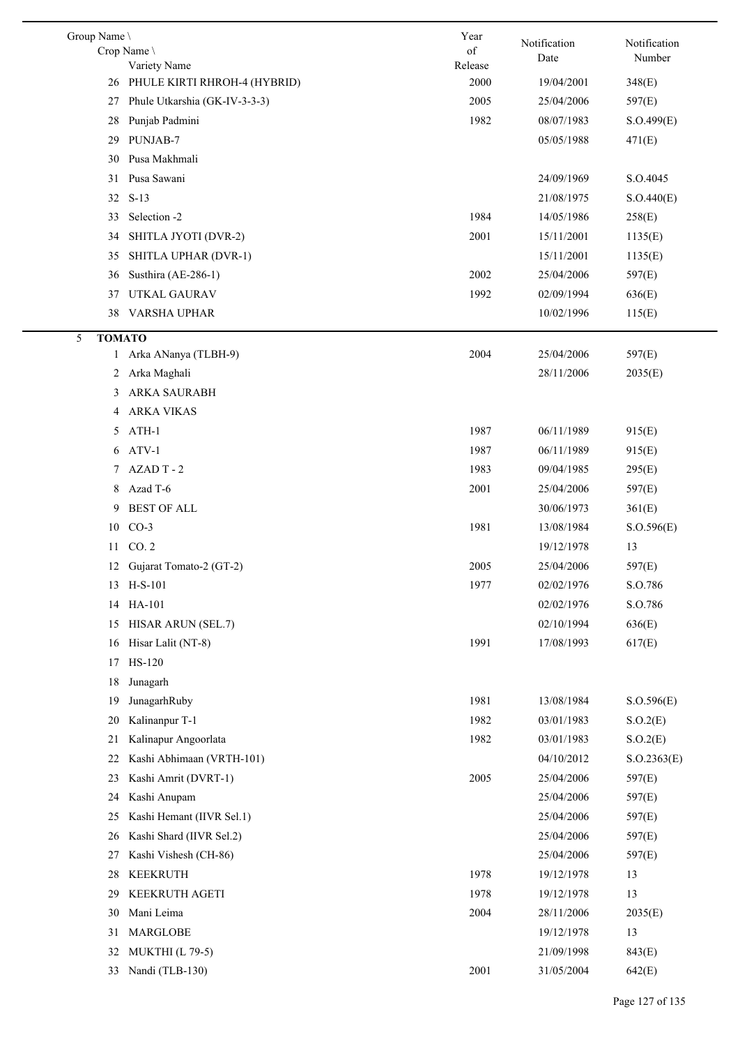| Group Name \ Crop Name \ Variety Name | Year of Release | Notification Date | Notification Number |
|---|---|---|---|
| 26 PHULE KIRTI RHROH-4 (HYBRID) | 2000 | 19/04/2001 | 348(E) |
| 27 Phule Utkarshia (GK-IV-3-3-3) | 2005 | 25/04/2006 | 597(E) |
| 28 Punjab Padmini | 1982 | 08/07/1983 | S.O.499(E) |
| 29 PUNJAB-7 | | 05/05/1988 | 471(E) |
| 30 Pusa Makhmali | | | |
| 31 Pusa Sawani | | 24/09/1969 | S.O.4045 |
| 32 S-13 | | 21/08/1975 | S.O.440(E) |
| 33 Selection -2 | 1984 | 14/05/1986 | 258(E) |
| 34 SHITLA JYOTI (DVR-2) | 2001 | 15/11/2001 | 1135(E) |
| 35 SHITLA UPHAR (DVR-1) | | 15/11/2001 | 1135(E) |
| 36 Susthira (AE-286-1) | 2002 | 25/04/2006 | 597(E) |
| 37 UTKAL GAURAV | 1992 | 02/09/1994 | 636(E) |
| 38 VARSHA UPHAR | | 10/02/1996 | 115(E) |
| **5 TOMATO** | | | |
| 1 Arka ANanya (TLBH-9) | 2004 | 25/04/2006 | 597(E) |
| 2 Arka Maghali | | 28/11/2006 | 2035(E) |
| 3 ARKA SAURABH | | | |
| 4 ARKA VIKAS | | | |
| 5 ATH-1 | 1987 | 06/11/1989 | 915(E) |
| 6 ATV-1 | 1987 | 06/11/1989 | 915(E) |
| 7 AZAD T - 2 | 1983 | 09/04/1985 | 295(E) |
| 8 Azad T-6 | 2001 | 25/04/2006 | 597(E) |
| 9 BEST OF ALL | | 30/06/1973 | 361(E) |
| 10 CO-3 | 1981 | 13/08/1984 | S.O.596(E) |
| 11 CO. 2 | | 19/12/1978 | 13 |
| 12 Gujarat Tomato-2 (GT-2) | 2005 | 25/04/2006 | 597(E) |
| 13 H-S-101 | 1977 | 02/02/1976 | S.O.786 |
| 14 HA-101 | | 02/02/1976 | S.O.786 |
| 15 HISAR ARUN (SEL.7) | | 02/10/1994 | 636(E) |
| 16 Hisar Lalit (NT-8) | 1991 | 17/08/1993 | 617(E) |
| 17 HS-120 | | | |
| 18 Junagarh | | | |
| 19 JunagarhRuby | 1981 | 13/08/1984 | S.O.596(E) |
| 20 Kalinanpur T-1 | 1982 | 03/01/1983 | S.O.2(E) |
| 21 Kalinapur Angoorlata | 1982 | 03/01/1983 | S.O.2(E) |
| 22 Kashi Abhimaan (VRTH-101) | | 04/10/2012 | S.O.2363(E) |
| 23 Kashi Amrit (DVRT-1) | 2005 | 25/04/2006 | 597(E) |
| 24 Kashi Anupam | | 25/04/2006 | 597(E) |
| 25 Kashi Hemant (IIVR Sel.1) | | 25/04/2006 | 597(E) |
| 26 Kashi Shard (IIVR Sel.2) | | 25/04/2006 | 597(E) |
| 27 Kashi Vishesh (CH-86) | | 25/04/2006 | 597(E) |
| 28 KEEKRUTH | 1978 | 19/12/1978 | 13 |
| 29 KEEKRUTH AGETI | 1978 | 19/12/1978 | 13 |
| 30 Mani Leima | 2004 | 28/11/2006 | 2035(E) |
| 31 MARGLOBE | | 19/12/1978 | 13 |
| 32 MUKTHI (L 79-5) | | 21/09/1998 | 843(E) |
| 33 Nandi (TLB-130) | 2001 | 31/05/2004 | 642(E) |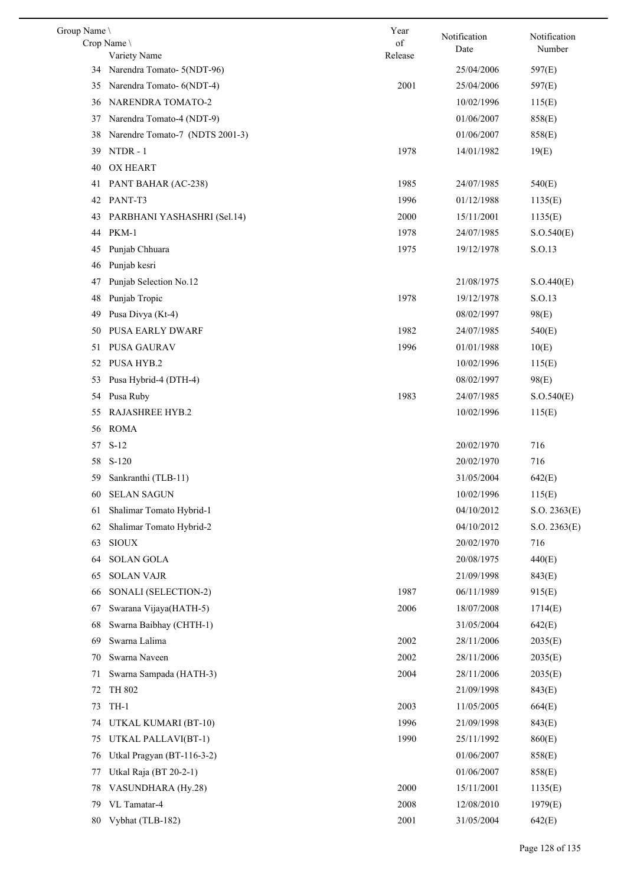| Group Name \ Crop Name \ Variety Name | | Year of Release | Notification Date | Notification Number |
|---|---|---|---|---|
| 34 | Narendra Tomato- 5(NDT-96) | | 25/04/2006 | 597(E) |
| 35 | Narendra Tomato- 6(NDT-4) | 2001 | 25/04/2006 | 597(E) |
| 36 | NARENDRA TOMATO-2 | | 10/02/1996 | 115(E) |
| 37 | Narendra Tomato-4 (NDT-9) | | 01/06/2007 | 858(E) |
| 38 | Narendre Tomato-7 (NDTS 2001-3) | | 01/06/2007 | 858(E) |
| 39 | NTDR - 1 | 1978 | 14/01/1982 | 19(E) |
| 40 | OX HEART | | | |
| 41 | PANT BAHAR (AC-238) | 1985 | 24/07/1985 | 540(E) |
| 42 | PANT-T3 | 1996 | 01/12/1988 | 1135(E) |
| 43 | PARBHANI YASHASHRI (Sel.14) | 2000 | 15/11/2001 | 1135(E) |
| 44 | PKM-1 | 1978 | 24/07/1985 | S.O.540(E) |
| 45 | Punjab Chhuara | 1975 | 19/12/1978 | S.O.13 |
| 46 | Punjab kesri | | | |
| 47 | Punjab Selection No.12 | | 21/08/1975 | S.O.440(E) |
| 48 | Punjab Tropic | 1978 | 19/12/1978 | S.O.13 |
| 49 | Pusa Divya (Kt-4) | | 08/02/1997 | 98(E) |
| 50 | PUSA EARLY DWARF | 1982 | 24/07/1985 | 540(E) |
| 51 | PUSA GAURAV | 1996 | 01/01/1988 | 10(E) |
| 52 | PUSA HYB.2 | | 10/02/1996 | 115(E) |
| 53 | Pusa Hybrid-4 (DTH-4) | | 08/02/1997 | 98(E) |
| 54 | Pusa Ruby | 1983 | 24/07/1985 | S.O.540(E) |
| 55 | RAJASHREE HYB.2 | | 10/02/1996 | 115(E) |
| 56 | ROMA | | | |
| 57 | S-12 | | 20/02/1970 | 716 |
| 58 | S-120 | | 20/02/1970 | 716 |
| 59 | Sankranthi (TLB-11) | | 31/05/2004 | 642(E) |
| 60 | SELAN SAGUN | | 10/02/1996 | 115(E) |
| 61 | Shalimar Tomato Hybrid-1 | | 04/10/2012 | S.O. 2363(E) |
| 62 | Shalimar Tomato Hybrid-2 | | 04/10/2012 | S.O. 2363(E) |
| 63 | SIOUX | | 20/02/1970 | 716 |
| 64 | SOLAN GOLA | | 20/08/1975 | 440(E) |
| 65 | SOLAN VAJR | | 21/09/1998 | 843(E) |
| 66 | SONALI (SELECTION-2) | 1987 | 06/11/1989 | 915(E) |
| 67 | Swarana Vijaya(HATH-5) | 2006 | 18/07/2008 | 1714(E) |
| 68 | Swarna Baibhay (CHTH-1) | | 31/05/2004 | 642(E) |
| 69 | Swarna Lalima | 2002 | 28/11/2006 | 2035(E) |
| 70 | Swarna Naveen | 2002 | 28/11/2006 | 2035(E) |
| 71 | Swarna Sampada (HATH-3) | 2004 | 28/11/2006 | 2035(E) |
| 72 | TH 802 | | 21/09/1998 | 843(E) |
| 73 | TH-1 | 2003 | 11/05/2005 | 664(E) |
| 74 | UTKAL KUMARI (BT-10) | 1996 | 21/09/1998 | 843(E) |
| 75 | UTKAL PALLAVI(BT-1) | 1990 | 25/11/1992 | 860(E) |
| 76 | Utkal Pragyan (BT-116-3-2) | | 01/06/2007 | 858(E) |
| 77 | Utkal Raja (BT 20-2-1) | | 01/06/2007 | 858(E) |
| 78 | VASUNDHARA (Hy.28) | 2000 | 15/11/2001 | 1135(E) |
| 79 | VL Tamatar-4 | 2008 | 12/08/2010 | 1979(E) |
| 80 | Vybhat (TLB-182) | 2001 | 31/05/2004 | 642(E) |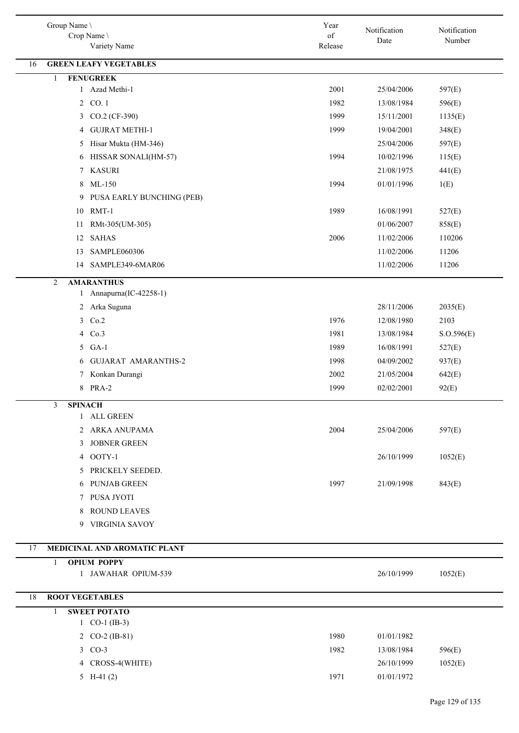| Group Name \ Crop Name \ Variety Name | Year of Release | Notification Date | Notification Number |
|---|---|---|---|
| **16 GREEN LEAFY VEGETABLES** | | | |
| **1 FENUGREEK** | | | |
| 1 Azad Methi-1 | 2001 | 25/04/2006 | 597(E) |
| 2 CO. 1 | 1982 | 13/08/1984 | 596(E) |
| 3 CO.2 (CF-390) | 1999 | 15/11/2001 | 1135(E) |
| 4 GUJRAT METHI-1 | 1999 | 19/04/2001 | 348(E) |
| 5 Hisar Mukta (HM-346) | | 25/04/2006 | 597(E) |
| 6 HISSAR SONALI(HM-57) | 1994 | 10/02/1996 | 115(E) |
| 7 KASURI | | 21/08/1975 | 441(E) |
| 8 ML-150 | 1994 | 01/01/1996 | 1(E) |
| 9 PUSA EARLY BUNCHING (PEB) | | | |
| 10 RMT-1 | 1989 | 16/08/1991 | 527(E) |
| 11 RMt-305(UM-305) | | 01/06/2007 | 858(E) |
| 12 SAHAS | 2006 | 11/02/2006 | 110206 |
| 13 SAMPLE060306 | | 11/02/2006 | 11206 |
| 14 SAMPLE349-6MAR06 | | 11/02/2006 | 11206 |
| **2 AMARANTHUS** | | | |
| 1 Annapurna(IC-42258-1) | | | |
| 2 Arka Suguna | | 28/11/2006 | 2035(E) |
| 3 Co.2 | 1976 | 12/08/1980 | 2103 |
| 4 Co.3 | 1981 | 13/08/1984 | S.O.596(E) |
| 5 GA-1 | 1989 | 16/08/1991 | 527(E) |
| 6 GUJARAT AMARANTHS-2 | 1998 | 04/09/2002 | 937(E) |
| 7 Konkan Durangi | 2002 | 21/05/2004 | 642(E) |
| 8 PRA-2 | 1999 | 02/02/2001 | 92(E) |
| **3 SPINACH** | | | |
| 1 ALL GREEN | | | |
| 2 ARKA ANUPAMA | 2004 | 25/04/2006 | 597(E) |
| 3 JOBNER GREEN | | | |
| 4 OOTY-1 | | 26/10/1999 | 1052(E) |
| 5 PRICKELY SEEDED. | | | |
| 6 PUNJAB GREEN | 1997 | 21/09/1998 | 843(E) |
| 7 PUSA JYOTI | | | |
| 8 ROUND LEAVES | | | |
| 9 VIRGINIA SAVOY | | | |
| **17 MEDICINAL AND AROMATIC PLANT** | | | |
| **1 OPIUM POPPY** | | | |
| 1 JAWAHAR OPIUM-539 | | 26/10/1999 | 1052(E) |
| **18 ROOT VEGETABLES** | | | |
| **1 SWEET POTATO** | | | |
| 1 CO-1 (IB-3) | | | |
| 2 CO-2 (IB-81) | 1980 | 01/01/1982 | |
| 3 CO-3 | 1982 | 13/08/1984 | 596(E) |
| 4 CROSS-4(WHITE) | | 26/10/1999 | 1052(E) |
| 5 H-41 (2) | 1971 | 01/01/1972 | |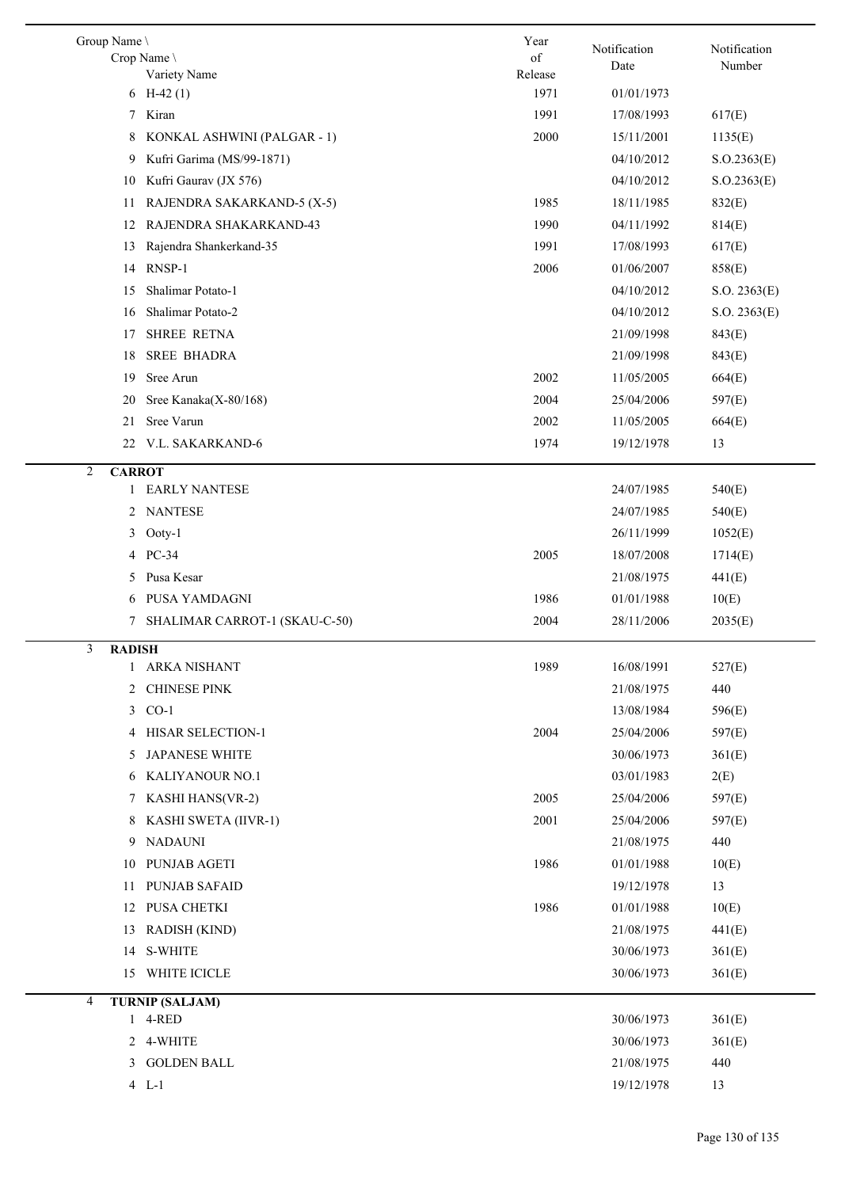| Group Name \ Crop Name \ Variety Name | Year of Release | Notification Date | Notification Number |
|---|---|---|---|
| 6 H-42 (1) | 1971 | 01/01/1973 | |
| 7 Kiran | 1991 | 17/08/1993 | 617(E) |
| 8 KONKAL ASHWINI (PALGAR - 1) | 2000 | 15/11/2001 | 1135(E) |
| 9 Kufri Garima (MS/99-1871) | | 04/10/2012 | S.O.2363(E) |
| 10 Kufri Gaurav (JX 576) | | 04/10/2012 | S.O.2363(E) |
| 11 RAJENDRA SAKARKAND-5 (X-5) | 1985 | 18/11/1985 | 832(E) |
| 12 RAJENDRA SHAKARKAND-43 | 1990 | 04/11/1992 | 814(E) |
| 13 Rajendra Shankerkand-35 | 1991 | 17/08/1993 | 617(E) |
| 14 RNSP-1 | 2006 | 01/06/2007 | 858(E) |
| 15 Shalimar Potato-1 | | 04/10/2012 | S.O. 2363(E) |
| 16 Shalimar Potato-2 | | 04/10/2012 | S.O. 2363(E) |
| 17 SHREE RETNA | | 21/09/1998 | 843(E) |
| 18 SREE BHADRA | | 21/09/1998 | 843(E) |
| 19 Sree Arun | 2002 | 11/05/2005 | 664(E) |
| 20 Sree Kanaka(X-80/168) | 2004 | 25/04/2006 | 597(E) |
| 21 Sree Varun | 2002 | 11/05/2005 | 664(E) |
| 22 V.L. SAKARKAND-6 | 1974 | 19/12/1978 | 13 |
| **2 CARROT** | | | |
| 1 EARLY NANTESE | | 24/07/1985 | 540(E) |
| 2 NANTESE | | 24/07/1985 | 540(E) |
| 3 Ooty-1 | | 26/11/1999 | 1052(E) |
| 4 PC-34 | 2005 | 18/07/2008 | 1714(E) |
| 5 Pusa Kesar | | 21/08/1975 | 441(E) |
| 6 PUSA YAMDAGNI | 1986 | 01/01/1988 | 10(E) |
| 7 SHALIMAR CARROT-1 (SKAU-C-50) | 2004 | 28/11/2006 | 2035(E) |
| **3 RADISH** | | | |
| 1 ARKA NISHANT | 1989 | 16/08/1991 | 527(E) |
| 2 CHINESE PINK | | 21/08/1975 | 440 |
| 3 CO-1 | | 13/08/1984 | 596(E) |
| 4 HISAR SELECTION-1 | 2004 | 25/04/2006 | 597(E) |
| 5 JAPANESE WHITE | | 30/06/1973 | 361(E) |
| 6 KALIYANOUR NO.1 | | 03/01/1983 | 2(E) |
| 7 KASHI HANS(VR-2) | 2005 | 25/04/2006 | 597(E) |
| 8 KASHI SWETA (IIVR-1) | 2001 | 25/04/2006 | 597(E) |
| 9 NADAUNI | | 21/08/1975 | 440 |
| 10 PUNJAB AGETI | 1986 | 01/01/1988 | 10(E) |
| 11 PUNJAB SAFAID | | 19/12/1978 | 13 |
| 12 PUSA CHETKI | 1986 | 01/01/1988 | 10(E) |
| 13 RADISH (KIND) | | 21/08/1975 | 441(E) |
| 14 S-WHITE | | 30/06/1973 | 361(E) |
| 15 WHITE ICICLE | | 30/06/1973 | 361(E) |
| **4 TURNIP (SALJAM)** | | | |
| 1 4-RED | | 30/06/1973 | 361(E) |
| 2 4-WHITE | | 30/06/1973 | 361(E) |
| 3 GOLDEN BALL | | 21/08/1975 | 440 |
| 4 L-1 | | 19/12/1978 | 13 |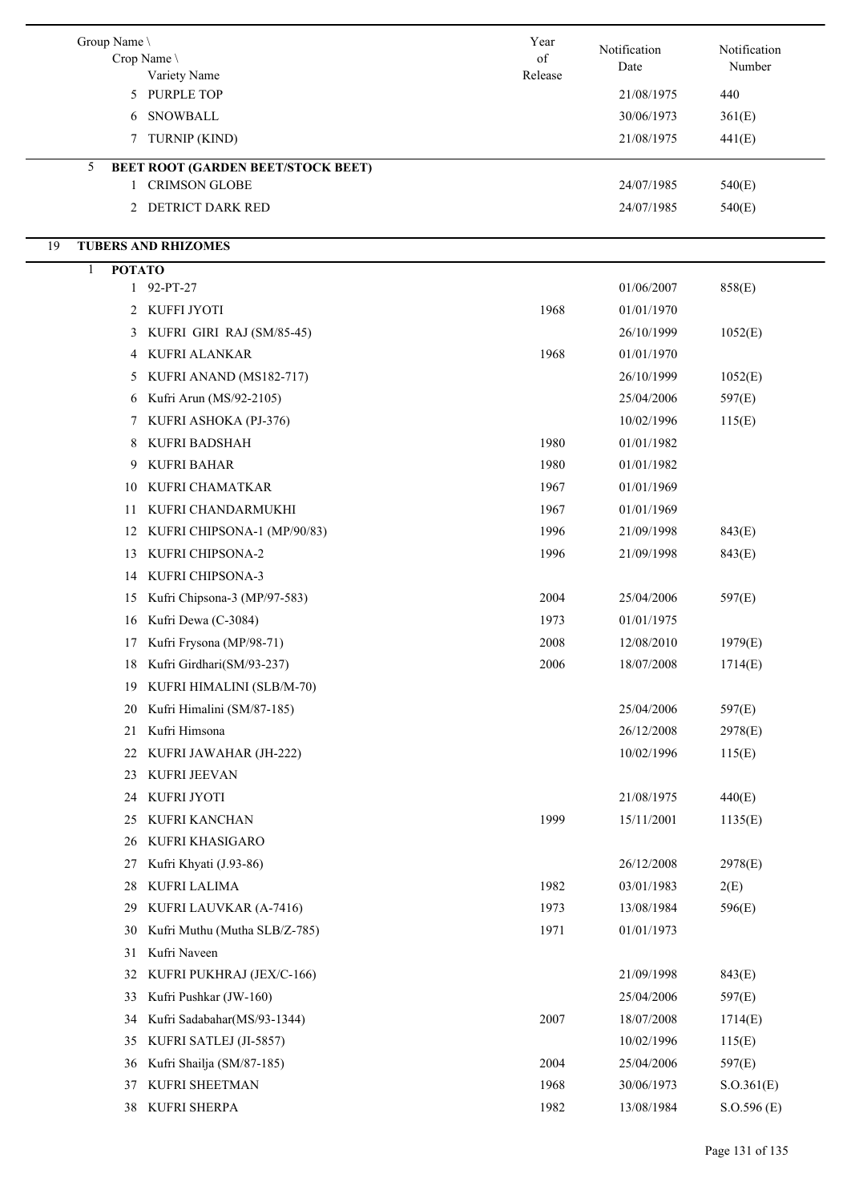| Group Name \ Crop Name \ Variety Name | Year of Release | Notification Date | Notification Number |
|---|---|---|---|
| 5 PURPLE TOP | | 21/08/1975 | 440 |
| 6 SNOWBALL | | 30/06/1973 | 361(E) |
| 7 TURNIP (KIND) | | 21/08/1975 | 441(E) |
| **5 BEET ROOT (GARDEN BEET/STOCK BEET)** | | | |
| 1 CRIMSON GLOBE | | 24/07/1985 | 540(E) |
| 2 DETRICT DARK RED | | 24/07/1985 | 540(E) |
| **19 TUBERS AND RHIZOMES** | | | |
| **1 POTATO** | | | |
| 1 92-PT-27 | | 01/06/2007 | 858(E) |
| 2 KUFFI JYOTI | 1968 | 01/01/1970 | |
| 3 KUFRI GIRI RAJ (SM/85-45) | | 26/10/1999 | 1052(E) |
| 4 KUFRI ALANKAR | 1968 | 01/01/1970 | |
| 5 KUFRI ANAND (MS182-717) | | 26/10/1999 | 1052(E) |
| 6 Kufri Arun (MS/92-2105) | | 25/04/2006 | 597(E) |
| 7 KUFRI ASHOKA (PJ-376) | | 10/02/1996 | 115(E) |
| 8 KUFRI BADSHAH | 1980 | 01/01/1982 | |
| 9 KUFRI BAHAR | 1980 | 01/01/1982 | |
| 10 KUFRI CHAMATKAR | 1967 | 01/01/1969 | |
| 11 KUFRI CHANDARMUKHI | 1967 | 01/01/1969 | |
| 12 KUFRI CHIPSONA-1 (MP/90/83) | 1996 | 21/09/1998 | 843(E) |
| 13 KUFRI CHIPSONA-2 | 1996 | 21/09/1998 | 843(E) |
| 14 KUFRI CHIPSONA-3 | | | |
| 15 Kufri Chipsona-3 (MP/97-583) | 2004 | 25/04/2006 | 597(E) |
| 16 Kufri Dewa (C-3084) | 1973 | 01/01/1975 | |
| 17 Kufri Frysona (MP/98-71) | 2008 | 12/08/2010 | 1979(E) |
| 18 Kufri Girdhari(SM/93-237) | 2006 | 18/07/2008 | 1714(E) |
| 19 KUFRI HIMALINI (SLB/M-70) | | | |
| 20 Kufri Himalini (SM/87-185) | | 25/04/2006 | 597(E) |
| 21 Kufri Himsona | | 26/12/2008 | 2978(E) |
| 22 KUFRI JAWAHAR (JH-222) | | 10/02/1996 | 115(E) |
| 23 KUFRI JEEVAN | | | |
| 24 KUFRI JYOTI | | 21/08/1975 | 440(E) |
| 25 KUFRI KANCHAN | 1999 | 15/11/2001 | 1135(E) |
| 26 KUFRI KHASIGARO | | | |
| 27 Kufri Khyati (J.93-86) | | 26/12/2008 | 2978(E) |
| 28 KUFRI LALIMA | 1982 | 03/01/1983 | 2(E) |
| 29 KUFRI LAUVKAR (A-7416) | 1973 | 13/08/1984 | 596(E) |
| 30 Kufri Muthu (Mutha SLB/Z-785) | 1971 | 01/01/1973 | |
| 31 Kufri Naveen | | | |
| 32 KUFRI PUKHRAJ (JEX/C-166) | | 21/09/1998 | 843(E) |
| 33 Kufri Pushkar (JW-160) | | 25/04/2006 | 597(E) |
| 34 Kufri Sadabahar(MS/93-1344) | 2007 | 18/07/2008 | 1714(E) |
| 35 KUFRI SATLEJ (JI-5857) | | 10/02/1996 | 115(E) |
| 36 Kufri Shailja (SM/87-185) | 2004 | 25/04/2006 | 597(E) |
| 37 KUFRI SHEETMAN | 1968 | 30/06/1973 | S.O.361(E) |
| 38 KUFRI SHERPA | 1982 | 13/08/1984 | S.O.596 (E) |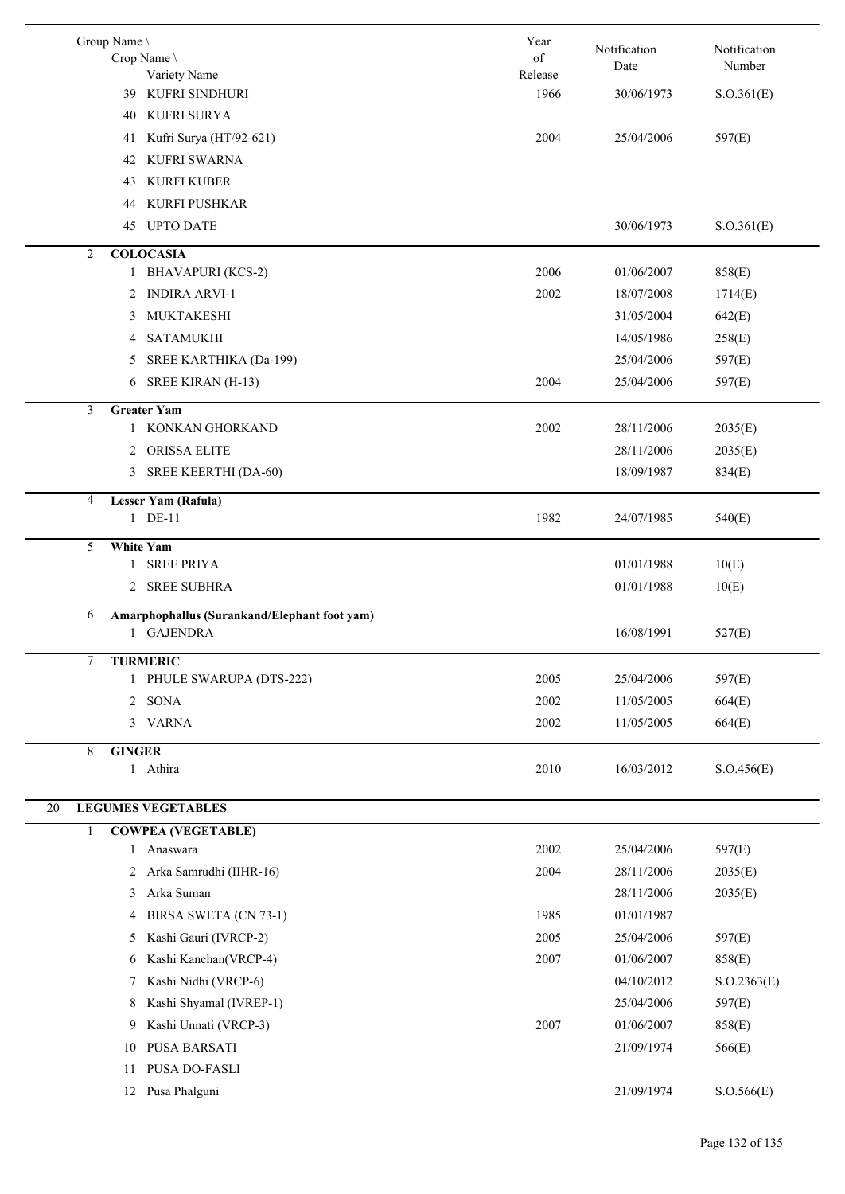| Group Name \ Crop Name \ Variety Name | Year of Release | Notification Date | Notification Number |
|---|---|---|---|
| 39 KUFRI SINDHURI | 1966 | 30/06/1973 | S.O.361(E) |
| 40 KUFRI SURYA | | | |
| 41 Kufri Surya (HT/92-621) | 2004 | 25/04/2006 | 597(E) |
| 42 KUFRI SWARNA | | | |
| 43 KURFI KUBER | | | |
| 44 KURFI PUSHKAR | | | |
| 45 UPTO DATE | | 30/06/1973 | S.O.361(E) |
| **2 COLOCASIA** | | | |
| 1 BHAVAPURI (KCS-2) | 2006 | 01/06/2007 | 858(E) |
| 2 INDIRA ARVI-1 | 2002 | 18/07/2008 | 1714(E) |
| 3 MUKTAKESHI | | 31/05/2004 | 642(E) |
| 4 SATAMUKHI | | 14/05/1986 | 258(E) |
| 5 SREE KARTHIKA (Da-199) | | 25/04/2006 | 597(E) |
| 6 SREE KIRAN (H-13) | 2004 | 25/04/2006 | 597(E) |
| **3 Greater Yam** | | | |
| 1 KONKAN GHORKAND | 2002 | 28/11/2006 | 2035(E) |
| 2 ORISSA ELITE | | 28/11/2006 | 2035(E) |
| 3 SREE KEERTHI (DA-60) | | 18/09/1987 | 834(E) |
| **4 Lesser Yam (Rafula)** | | | |
| 1 DE-11 | 1982 | 24/07/1985 | 540(E) |
| **5 White Yam** | | | |
| 1 SREE PRIYA | | 01/01/1988 | 10(E) |
| 2 SREE SUBHRA | | 01/01/1988 | 10(E) |
| **6 Amarphophallus (Surankand/Elephant foot yam)** | | | |
| 1 GAJENDRA | | 16/08/1991 | 527(E) |
| **7 TURMERIC** | | | |
| 1 PHULE SWARUPA (DTS-222) | 2005 | 25/04/2006 | 597(E) |
| 2 SONA | 2002 | 11/05/2005 | 664(E) |
| 3 VARNA | 2002 | 11/05/2005 | 664(E) |
| **8 GINGER** | | | |
| 1 Athira | 2010 | 16/03/2012 | S.O.456(E) |
| **20 LEGUMES VEGETABLES** | | | |
| **1 COWPEA (VEGETABLE)** | | | |
| 1 Anaswara | 2002 | 25/04/2006 | 597(E) |
| 2 Arka Samrudhi (IIHR-16) | 2004 | 28/11/2006 | 2035(E) |
| 3 Arka Suman | | 28/11/2006 | 2035(E) |
| 4 BIRSA SWETA (CN 73-1) | 1985 | 01/01/1987 | |
| 5 Kashi Gauri (IVRCP-2) | 2005 | 25/04/2006 | 597(E) |
| 6 Kashi Kanchan(VRCP-4) | 2007 | 01/06/2007 | 858(E) |
| 7 Kashi Nidhi (VRCP-6) | | 04/10/2012 | S.O.2363(E) |
| 8 Kashi Shyamal (IVREP-1) | | 25/04/2006 | 597(E) |
| 9 Kashi Unnati (VRCP-3) | 2007 | 01/06/2007 | 858(E) |
| 10 PUSA BARSATI | | 21/09/1974 | 566(E) |
| 11 PUSA DO-FASLI | | | |
| 12 Pusa Phalguni | | 21/09/1974 | S.O.566(E) |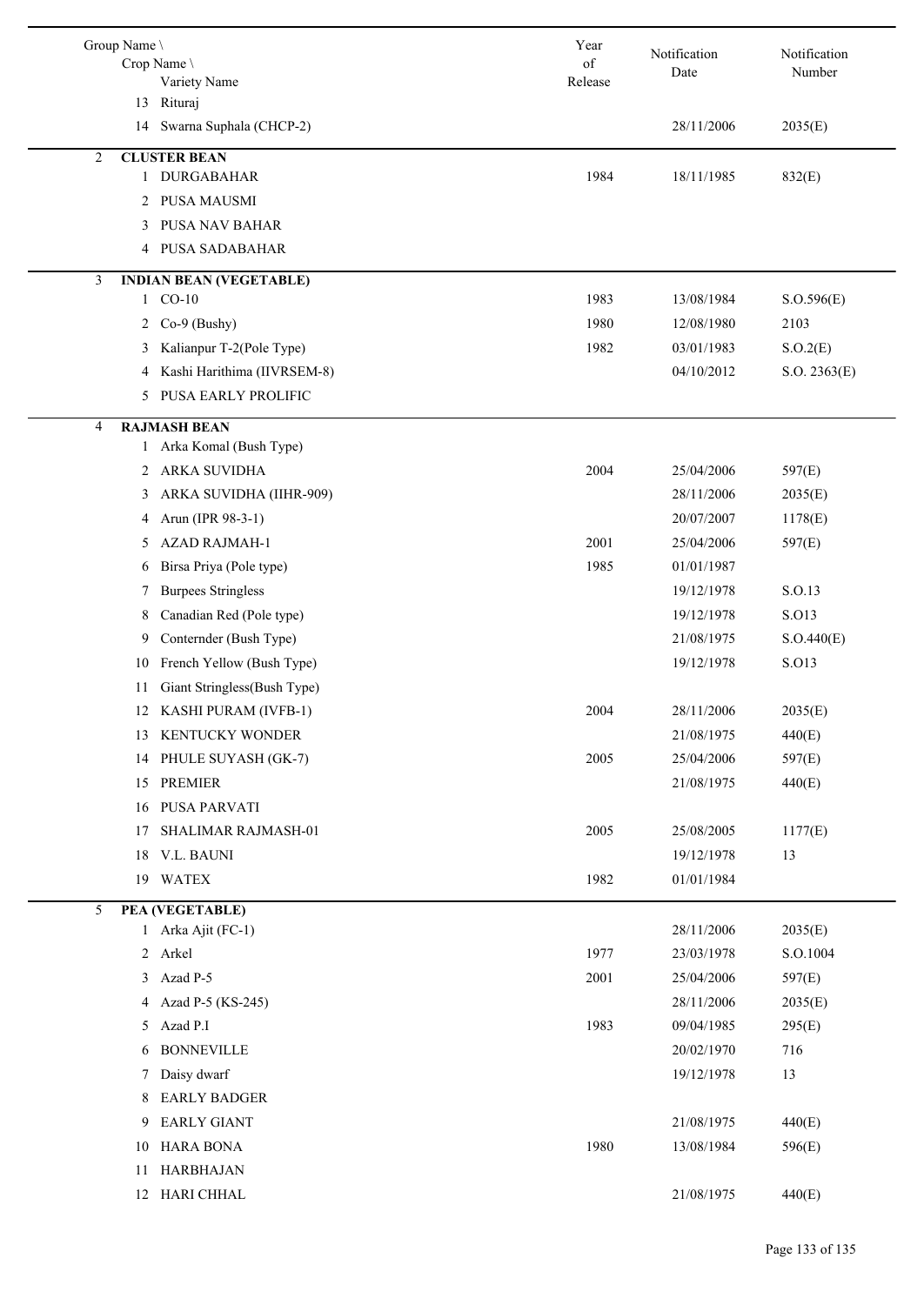| Group Name \ Crop Name \ Variety Name | Year of Release | Notification Date | Notification Number |
|---|---|---|---|
| 13 Rituraj | | | |
| 14 Swarna Suphala (CHCP-2) | | 28/11/2006 | 2035(E) |
| **2 CLUSTER BEAN** | | | |
| 1 DURGABAHAR | 1984 | 18/11/1985 | 832(E) |
| 2 PUSA MAUSMI | | | |
| 3 PUSA NAV BAHAR | | | |
| 4 PUSA SADABAHAR | | | |
| **3 INDIAN BEAN (VEGETABLE)** | | | |
| 1 CO-10 | 1983 | 13/08/1984 | S.O.596(E) |
| 2 Co-9 (Bushy) | 1980 | 12/08/1980 | 2103 |
| 3 Kalianpur T-2(Pole Type) | 1982 | 03/01/1983 | S.O.2(E) |
| 4 Kashi Harithima (IIVRSEM-8) | | 04/10/2012 | S.O. 2363(E) |
| 5 PUSA EARLY PROLIFIC | | | |
| **4 RAJMASH BEAN** | | | |
| 1 Arka Komal (Bush Type) | | | |
| 2 ARKA SUVIDHA | 2004 | 25/04/2006 | 597(E) |
| 3 ARKA SUVIDHA (IIHR-909) | | 28/11/2006 | 2035(E) |
| 4 Arun (IPR 98-3-1) | | 20/07/2007 | 1178(E) |
| 5 AZAD RAJMAH-1 | 2001 | 25/04/2006 | 597(E) |
| 6 Birsa Priya (Pole type) | 1985 | 01/01/1987 | |
| 7 Burpees Stringless | | 19/12/1978 | S.O.13 |
| 8 Canadian Red (Pole type) | | 19/12/1978 | S.O13 |
| 9 Conternder (Bush Type) | | 21/08/1975 | S.O.440(E) |
| 10 French Yellow (Bush Type) | | 19/12/1978 | S.O13 |
| 11 Giant Stringless(Bush Type) | | | |
| 12 KASHI PURAM (IVFB-1) | 2004 | 28/11/2006 | 2035(E) |
| 13 KENTUCKY WONDER | | 21/08/1975 | 440(E) |
| 14 PHULE SUYASH (GK-7) | 2005 | 25/04/2006 | 597(E) |
| 15 PREMIER | | 21/08/1975 | 440(E) |
| 16 PUSA PARVATI | | | |
| 17 SHALIMAR RAJMASH-01 | 2005 | 25/08/2005 | 1177(E) |
| 18 V.L. BAUNI | | 19/12/1978 | 13 |
| 19 WATEX | 1982 | 01/01/1984 | |
| **5 PEA (VEGETABLE)** | | | |
| 1 Arka Ajit (FC-1) | | 28/11/2006 | 2035(E) |
| 2 Arkel | 1977 | 23/03/1978 | S.O.1004 |
| 3 Azad P-5 | 2001 | 25/04/2006 | 597(E) |
| 4 Azad P-5 (KS-245) | | 28/11/2006 | 2035(E) |
| 5 Azad P.I | 1983 | 09/04/1985 | 295(E) |
| 6 BONNEVILLE | | 20/02/1970 | 716 |
| 7 Daisy dwarf | | 19/12/1978 | 13 |
| 8 EARLY BADGER | | | |
| 9 EARLY GIANT | | 21/08/1975 | 440(E) |
| 10 HARA BONA | 1980 | 13/08/1984 | 596(E) |
| 11 HARBHAJAN | | | |
| 12 HARI CHHAL | | 21/08/1975 | 440(E) |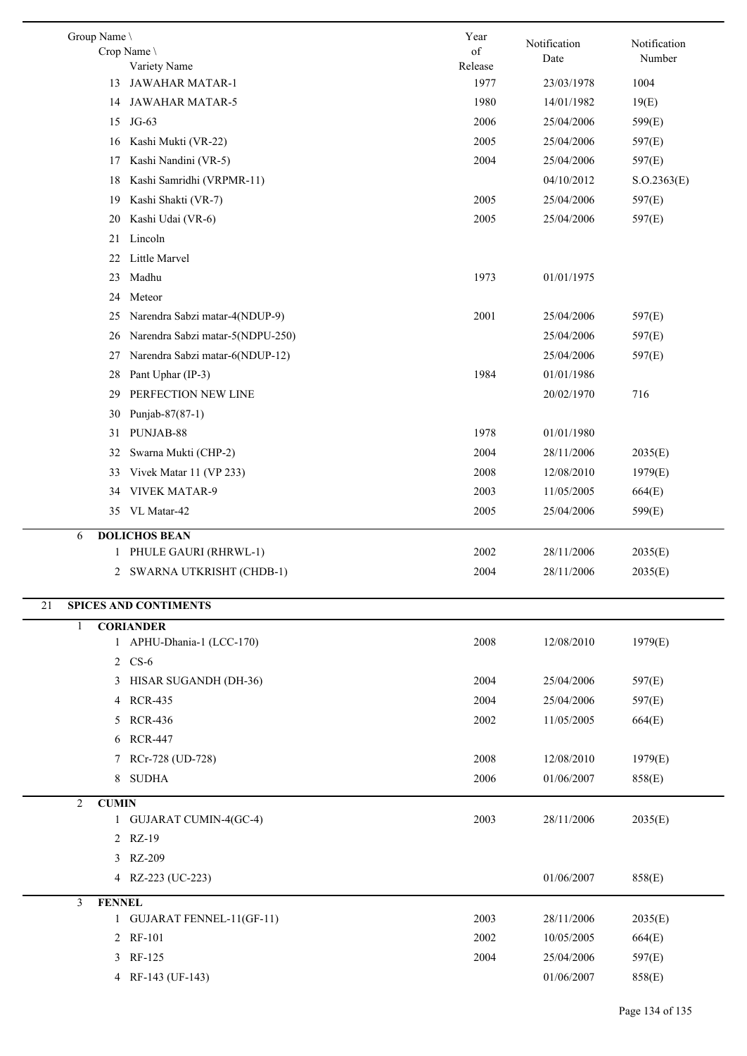| Group Name \ Crop Name \ Variety Name | Year of Release | Notification Date | Notification Number |
|---|---|---|---|
| 13 JAWAHAR MATAR-1 | 1977 | 23/03/1978 | 1004 |
| 14 JAWAHAR MATAR-5 | 1980 | 14/01/1982 | 19(E) |
| 15 JG-63 | 2006 | 25/04/2006 | 599(E) |
| 16 Kashi Mukti (VR-22) | 2005 | 25/04/2006 | 597(E) |
| 17 Kashi Nandini (VR-5) | 2004 | 25/04/2006 | 597(E) |
| 18 Kashi Samridhi (VRPMR-11) | | 04/10/2012 | S.O.2363(E) |
| 19 Kashi Shakti (VR-7) | 2005 | 25/04/2006 | 597(E) |
| 20 Kashi Udai (VR-6) | 2005 | 25/04/2006 | 597(E) |
| 21 Lincoln | | | |
| 22 Little Marvel | | | |
| 23 Madhu | 1973 | 01/01/1975 | |
| 24 Meteor | | | |
| 25 Narendra Sabzi matar-4(NDUP-9) | 2001 | 25/04/2006 | 597(E) |
| 26 Narendra Sabzi matar-5(NDPU-250) | | 25/04/2006 | 597(E) |
| 27 Narendra Sabzi matar-6(NDUP-12) | | 25/04/2006 | 597(E) |
| 28 Pant Uphar (IP-3) | 1984 | 01/01/1986 | |
| 29 PERFECTION NEW LINE | | 20/02/1970 | 716 |
| 30 Punjab-87(87-1) | | | |
| 31 PUNJAB-88 | 1978 | 01/01/1980 | |
| 32 Swarna Mukti (CHP-2) | 2004 | 28/11/2006 | 2035(E) |
| 33 Vivek Matar 11 (VP 233) | 2008 | 12/08/2010 | 1979(E) |
| 34 VIVEK MATAR-9 | 2003 | 11/05/2005 | 664(E) |
| 35 VL Matar-42 | 2005 | 25/04/2006 | 599(E) |
| **6 DOLICHOS BEAN** | | | |
| 1 PHULE GAURI (RHRWL-1) | 2002 | 28/11/2006 | 2035(E) |
| 2 SWARNA UTKRISHT (CHDB-1) | 2004 | 28/11/2006 | 2035(E) |
| **21 SPICES AND CONTIMENTS** | | | |
| **1 CORIANDER** | | | |
| 1 APHU-Dhania-1 (LCC-170) | 2008 | 12/08/2010 | 1979(E) |
| 2 CS-6 | | | |
| 3 HISAR SUGANDH (DH-36) | 2004 | 25/04/2006 | 597(E) |
| 4 RCR-435 | 2004 | 25/04/2006 | 597(E) |
| 5 RCR-436 | 2002 | 11/05/2005 | 664(E) |
| 6 RCR-447 | | | |
| 7 RCr-728 (UD-728) | 2008 | 12/08/2010 | 1979(E) |
| 8 SUDHA | 2006 | 01/06/2007 | 858(E) |
| **2 CUMIN** | | | |
| 1 GUJARAT CUMIN-4(GC-4) | 2003 | 28/11/2006 | 2035(E) |
| 2 RZ-19 | | | |
| 3 RZ-209 | | | |
| 4 RZ-223 (UC-223) | | 01/06/2007 | 858(E) |
| **3 FENNEL** | | | |
| 1 GUJARAT FENNEL-11(GF-11) | 2003 | 28/11/2006 | 2035(E) |
| 2 RF-101 | 2002 | 10/05/2005 | 664(E) |
| 3 RF-125 | 2004 | 25/04/2006 | 597(E) |
| 4 RF-143 (UF-143) | | 01/06/2007 | 858(E) |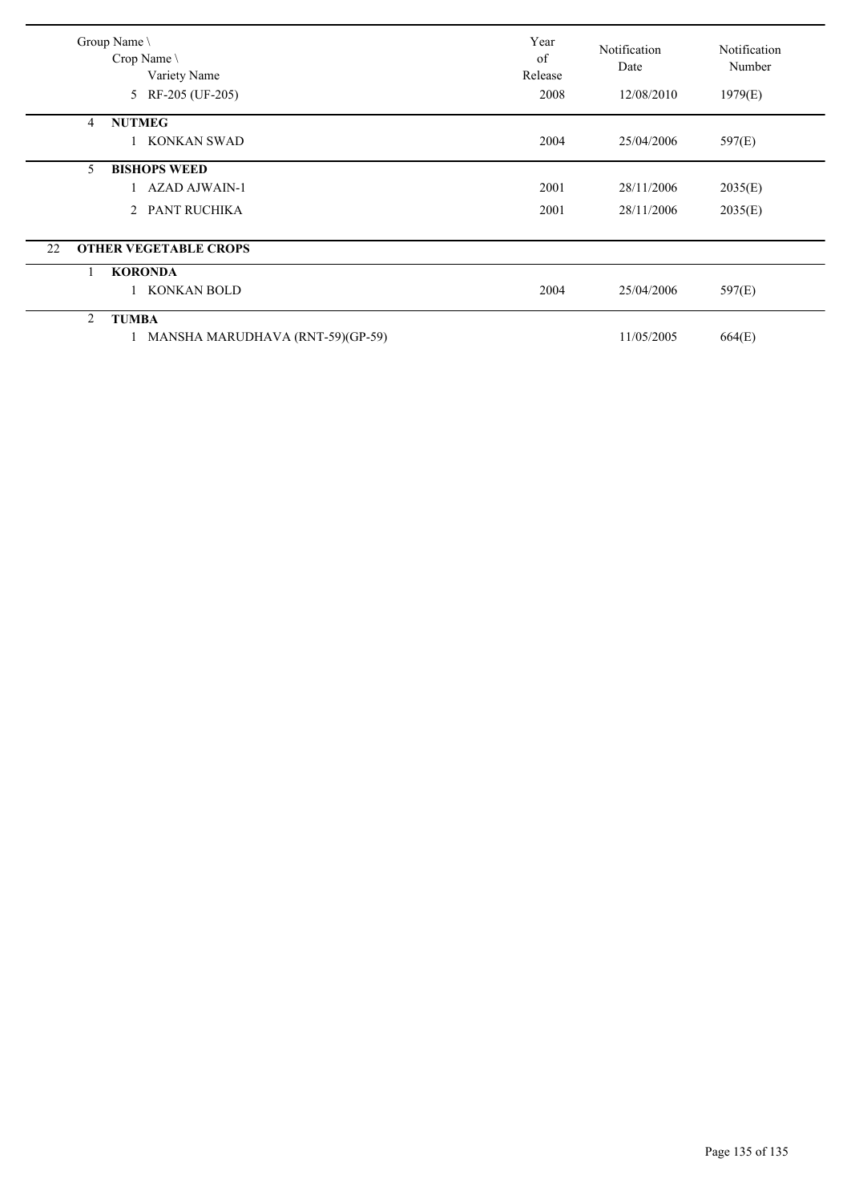| Group Name \ Crop Name \ Variety Name | Year of Release | Notification Date | Notification Number |
|---|---|---|---|
| 5 RF-205 (UF-205) | 2008 | 12/08/2010 | 1979(E) |
| **4 NUTMEG** | | | |
| 1 KONKAN SWAD | 2004 | 25/04/2006 | 597(E) |
| **5 BISHOPS WEED** | | | |
| 1 AZAD AJWAIN-1 | 2001 | 28/11/2006 | 2035(E) |
| 2 PANT RUCHIKA | 2001 | 28/11/2006 | 2035(E) |
| **22 OTHER VEGETABLE CROPS** | | | |
| **1 KORONDA** | | | |
| 1 KONKAN BOLD | 2004 | 25/04/2006 | 597(E) |
| **2 TUMBA** | | | |
| 1 MANSHA MARUDHAVA (RNT-59)(GP-59) | | 11/05/2005 | 664(E) |